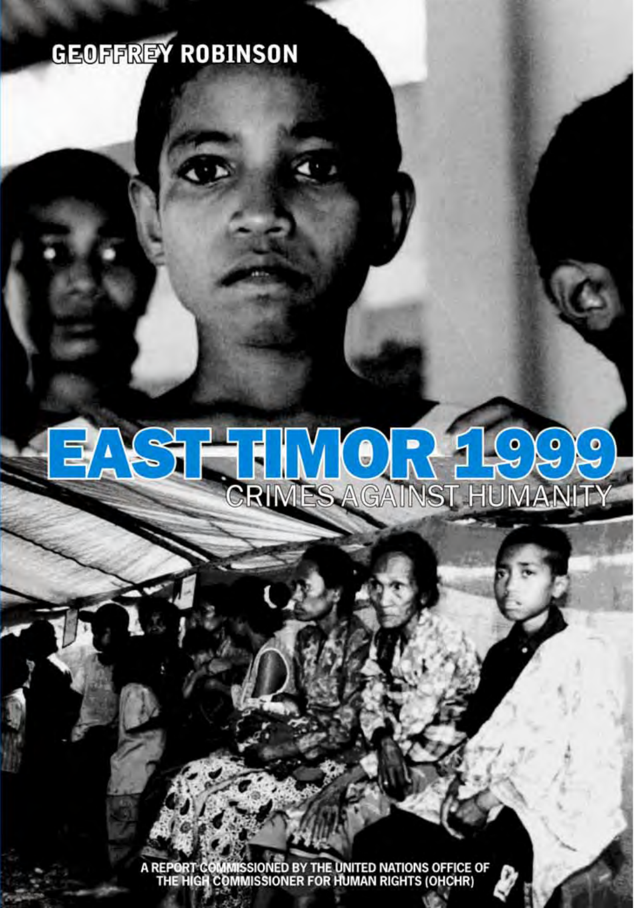GEOFFREY ROBINSON

# EAST TIMOR 1999

## CRIMES AGAINST HUMANITY

A REPORT COMMISSIONED BY THE UNITED NATIONS OFFICE OF THE HIGH COMMISSIONER FOR HUMAN RIGHTS (OHCHR)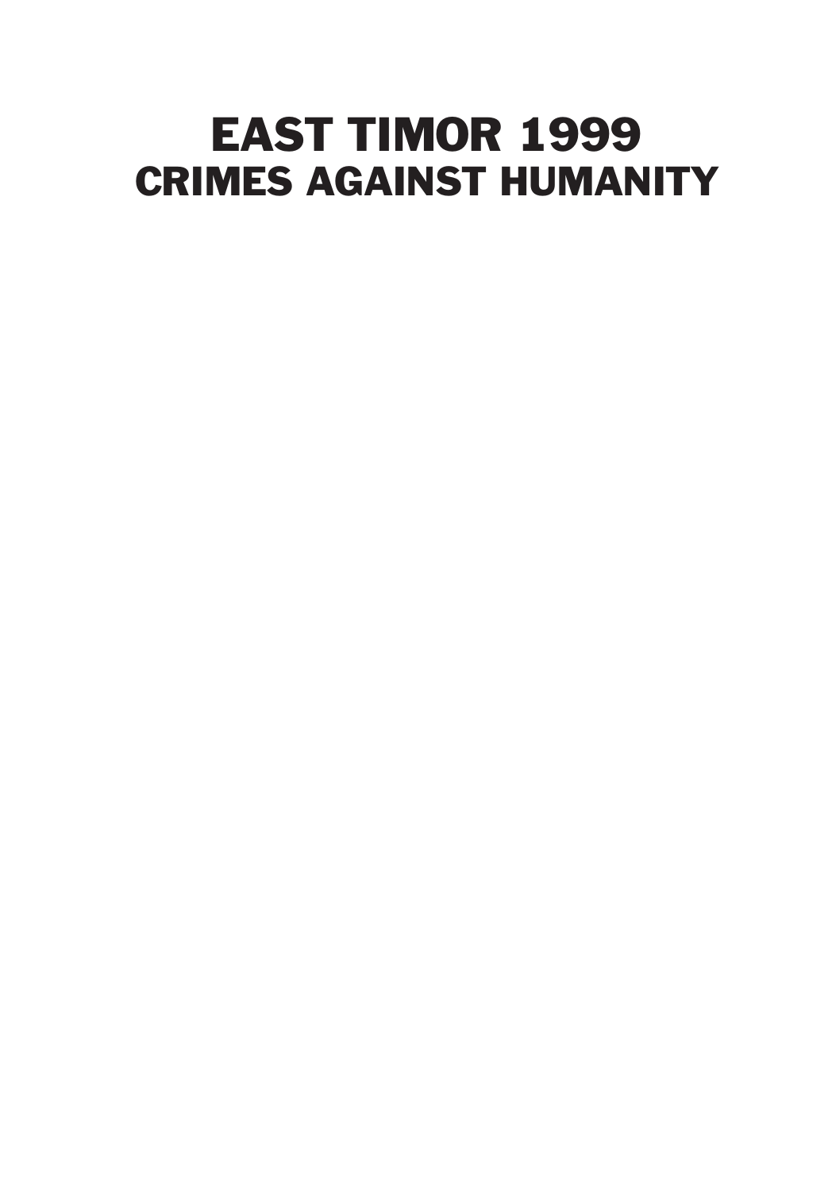# EAST TIMOR 1999
## CRIMES AGAINST HUMANITY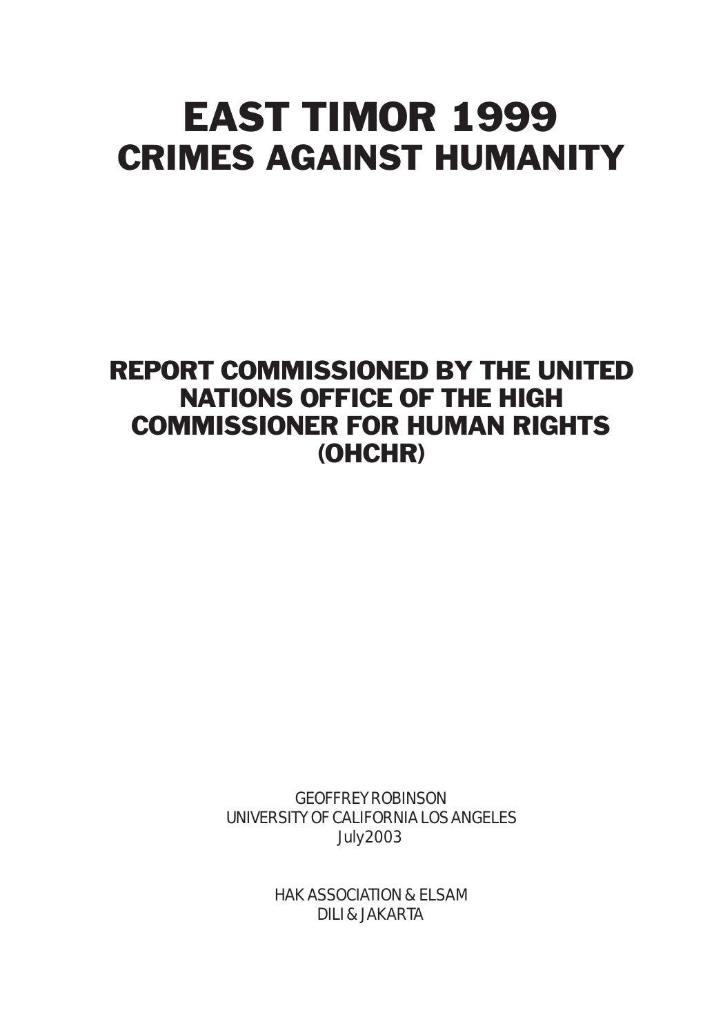# EAST TIMOR 1999
# CRIMES AGAINST HUMANITY

## REPORT COMMISSIONED BY THE UNITED NATIONS OFFICE OF THE HIGH COMMISSIONER FOR HUMAN RIGHTS (OHCHR)

GEOFFREY ROBINSON
UNIVERSITY OF CALIFORNIA LOS ANGELES
July 2003

HAK ASSOCIATION & ELSAM
DILI & JAKARTA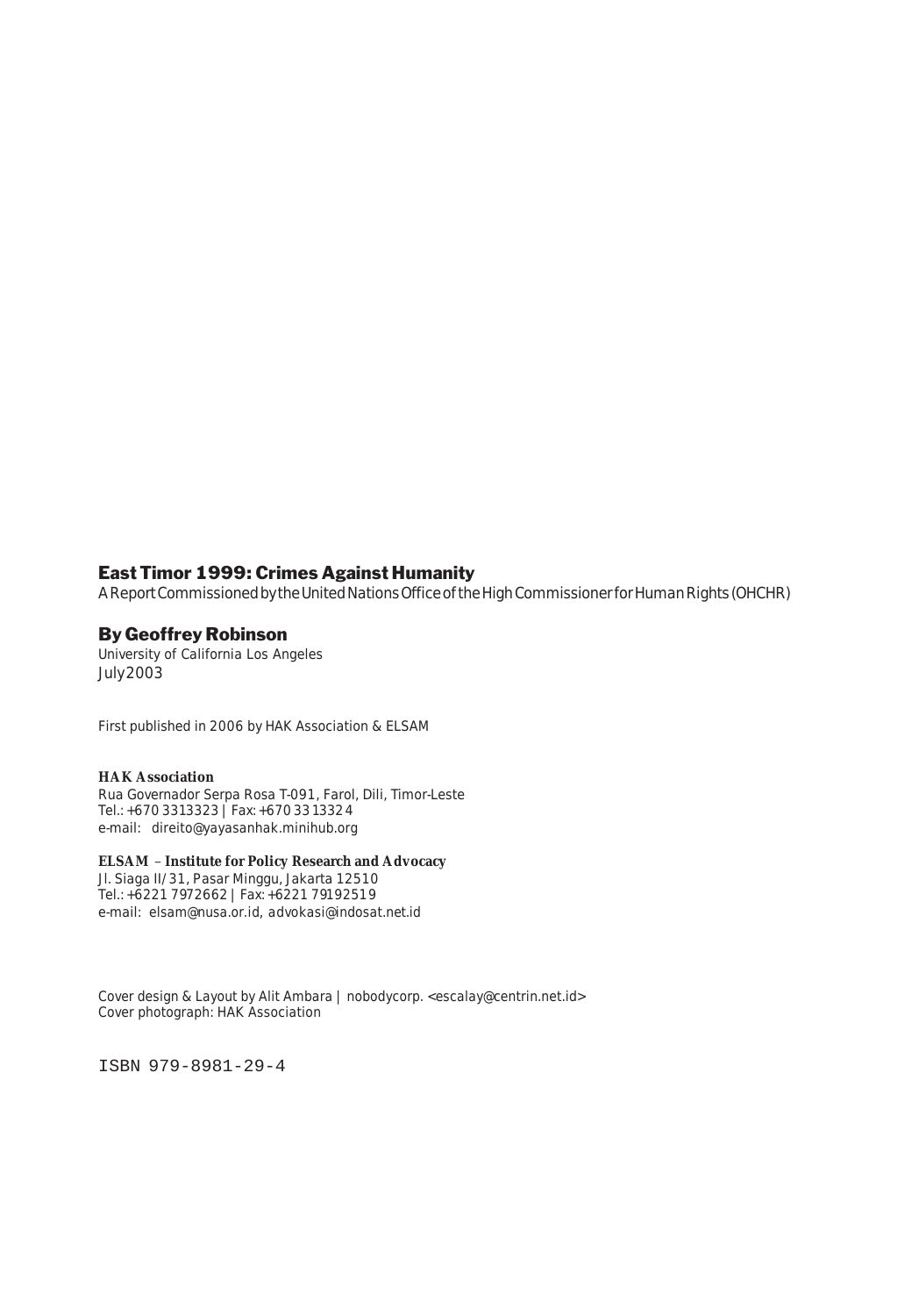**East Timor 1999: Crimes Against Humanity**

A Report Commissioned by the United Nations Office of the High Commissioner for Human Rights (OHCHR)

**By Geoffrey Robinson**

University of California Los Angeles
July 2003

First published in 2006 by HAK Association & ELSAM

**HAK Association**
Rua Governador Serpa Rosa T-091, Farol, Dili, Timor-Leste
Tel.: +670 3313323 | Fax: +670 3313324
e-mail: direito@yayasanhak.minihub.org

**ELSAM – Institute for Policy Research and Advocacy**
Jl. Siaga II/31, Pasar Minggu, Jakarta 12510
Tel.: +6221 7972662 | Fax: +6221 79192519
e-mail: elsam@nusa.or.id, advokasi@indosat.net.id

Cover design & Layout by Alit Ambara | nobodycorp. <escalay@centrin.net.id>
Cover photograph: HAK Association

ISBN 979-8981-29-4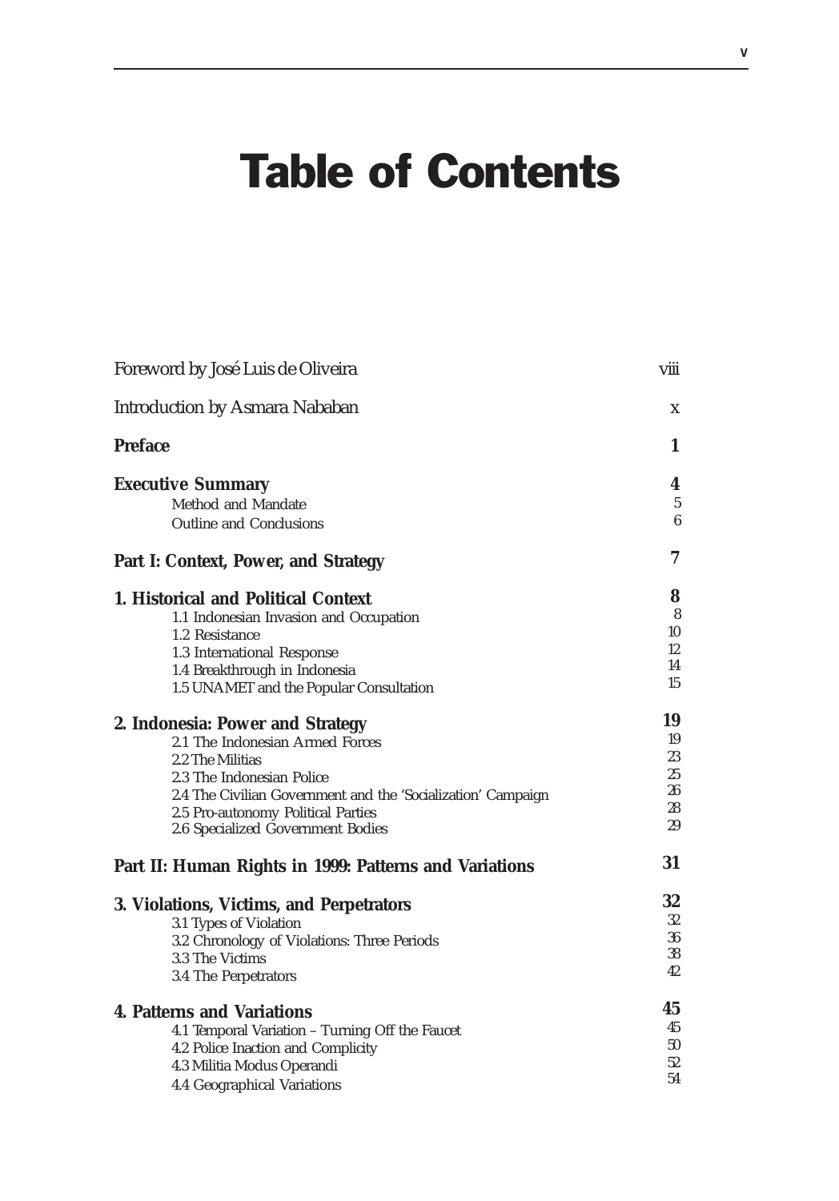# Table of Contents

| | |
|---|---|
| Foreword by José Luis de Oliveira | viii |
| Introduction by Asmara Nababan | x |
| **Preface** | **1** |
| **Executive Summary** | **4** |
| Method and Mandate | 5 |
| Outline and Conclusions | 6 |
| **Part I: Context, Power, and Strategy** | **7** |
| **1. Historical and Political Context** | **8** |
| 1.1 Indonesian Invasion and Occupation | 8 |
| 1.2 Resistance | 10 |
| 1.3 International Response | 12 |
| 1.4 Breakthrough in Indonesia | 14 |
| 1.5 UNAMET and the Popular Consultation | 15 |
| **2. Indonesia: Power and Strategy** | **19** |
| 2.1 The Indonesian Armed Forces | 19 |
| 2.2 The Militias | 23 |
| 2.3 The Indonesian Police | 25 |
| 2.4 The Civilian Government and the 'Socialization' Campaign | 26 |
| 2.5 Pro-autonomy Political Parties | 28 |
| 2.6 Specialized Government Bodies | 29 |
| **Part II: Human Rights in 1999: Patterns and Variations** | **31** |
| **3. Violations, Victims, and Perpetrators** | **32** |
| 3.1 Types of Violation | 32 |
| 3.2 Chronology of Violations: Three Periods | 36 |
| 3.3 The Victims | 38 |
| 3.4 The Perpetrators | 42 |
| **4. Patterns and Variations** | **45** |
| 4.1 Temporal Variation – Turning Off the Faucet | 45 |
| 4.2 Police Inaction and Complicity | 50 |
| 4.3 Militia Modus Operandi | 52 |
| 4.4 Geographical Variations | 54 |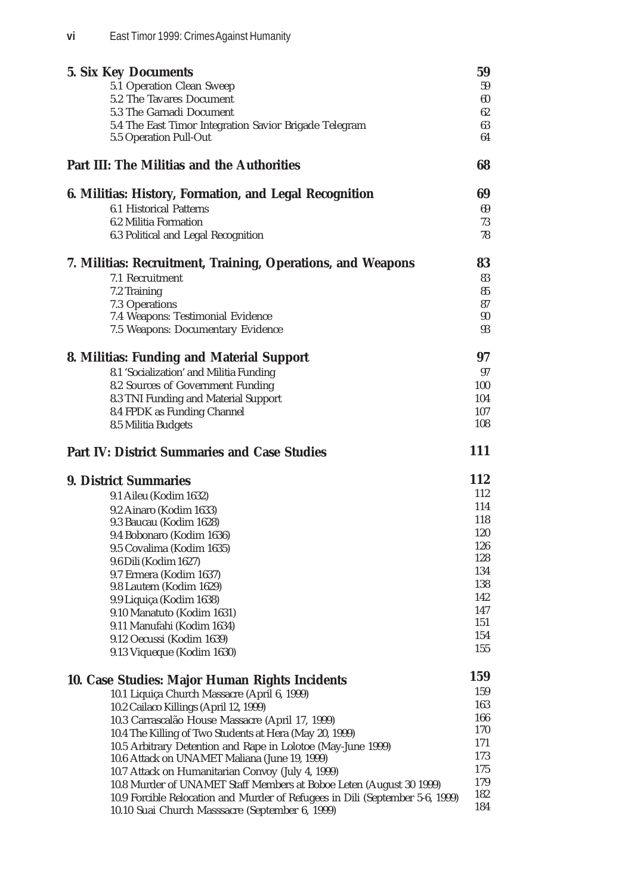**5. Six Key Documents** 59

- 5.1 Operation Clean Sweep 59
- 5.2 The Tavares Document 60
- 5.3 The Garnadi Document 62
- 5.4 The East Timor Integration Savior Brigade Telegram 63
- 5.5 Operation Pull-Out 64

**Part III: The Militias and the Authorities** 68

**6. Militias: History, Formation, and Legal Recognition** 69

- 6.1 Historical Patterns 69
- 6.2 Militia Formation 73
- 6.3 Political and Legal Recognition 78

**7. Militias: Recruitment, Training, Operations, and Weapons** 83

- 7.1 Recruitment 83
- 7.2 Training 85
- 7.3 Operations 87
- 7.4 Weapons: Testimonial Evidence 90
- 7.5 Weapons: Documentary Evidence 93

**8. Militias: Funding and Material Support** 97

- 8.1 'Socialization' and Militia Funding 97
- 8.2 Sources of Government Funding 100
- 8.3 TNI Funding and Material Support 104
- 8.4 FPDK as Funding Channel 107
- 8.5 Militia Budgets 108

**Part IV: District Summaries and Case Studies** 111

**9. District Summaries** 112

- 9.1 Aileu (Kodim 1632) 112
- 9.2 Ainaro (Kodim 1633) 114
- 9.3 Baucau (Kodim 1628) 118
- 9.4 Bobonaro (Kodim 1636) 120
- 9.5 Covalima (Kodim 1635) 126
- 9.6 Dili (Kodim 1627) 128
- 9.7 Ermera (Kodim 1637) 134
- 9.8 Lautem (Kodim 1629) 138
- 9.9 Liquiça (Kodim 1638) 142
- 9.10 Manatuto (Kodim 1631) 147
- 9.11 Manufahi (Kodim 1634) 151
- 9.12 Oecussi (Kodim 1639) 154
- 9.13 Viqueque (Kodim 1630) 155

**10. Case Studies: Major Human Rights Incidents** 159

- 10.1 Liquiça Church Massacre (April 6, 1999) 159
- 10.2 Cailaco Killings (April 12, 1999) 163
- 10.3 Carrascalão House Massacre (April 17, 1999) 166
- 10.4 The Killing of Two Students at Hera (May 20, 1999) 170
- 10.5 Arbitrary Detention and Rape in Lolotoe (May-June 1999) 171
- 10.6 Attack on UNAMET Maliana (June 19, 1999) 173
- 10.7 Attack on Humanitarian Convoy (July 4, 1999) 175
- 10.8 Murder of UNAMET Staff Members at Boboe Leten (August 30 1999) 179
- 10.9 Forcible Relocation and Murder of Refugees in Dili (September 5-6, 1999) 182
- 10.10 Suai Church Masssacre (September 6, 1999) 184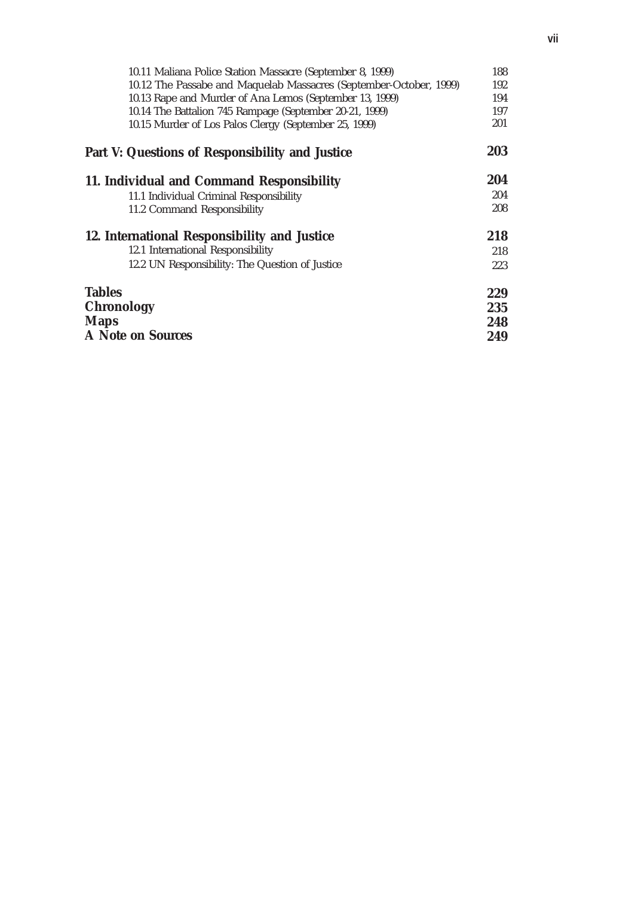10.11 Maliana Police Station Massacre (September 8, 1999) 188
10.12 The Passabe and Maquelab Massacres (September-October, 1999) 192
10.13 Rape and Murder of Ana Lemos (September 13, 1999) 194
10.14 The Battalion 745 Rampage (September 20-21, 1999) 197
10.15 Murder of Los Palos Clergy (September 25, 1999) 201

**Part V: Questions of Responsibility and Justice** **203**

**11. Individual and Command Responsibility** **204**

11.1 Individual Criminal Responsibility 204
11.2 Command Responsibility 208

**12. International Responsibility and Justice** **218**

12.1 International Responsibility 218
12.2 UN Responsibility: The Question of Justice 223

**Tables** **229**
**Chronology** **235**
**Maps** **248**
**A Note on Sources** **249**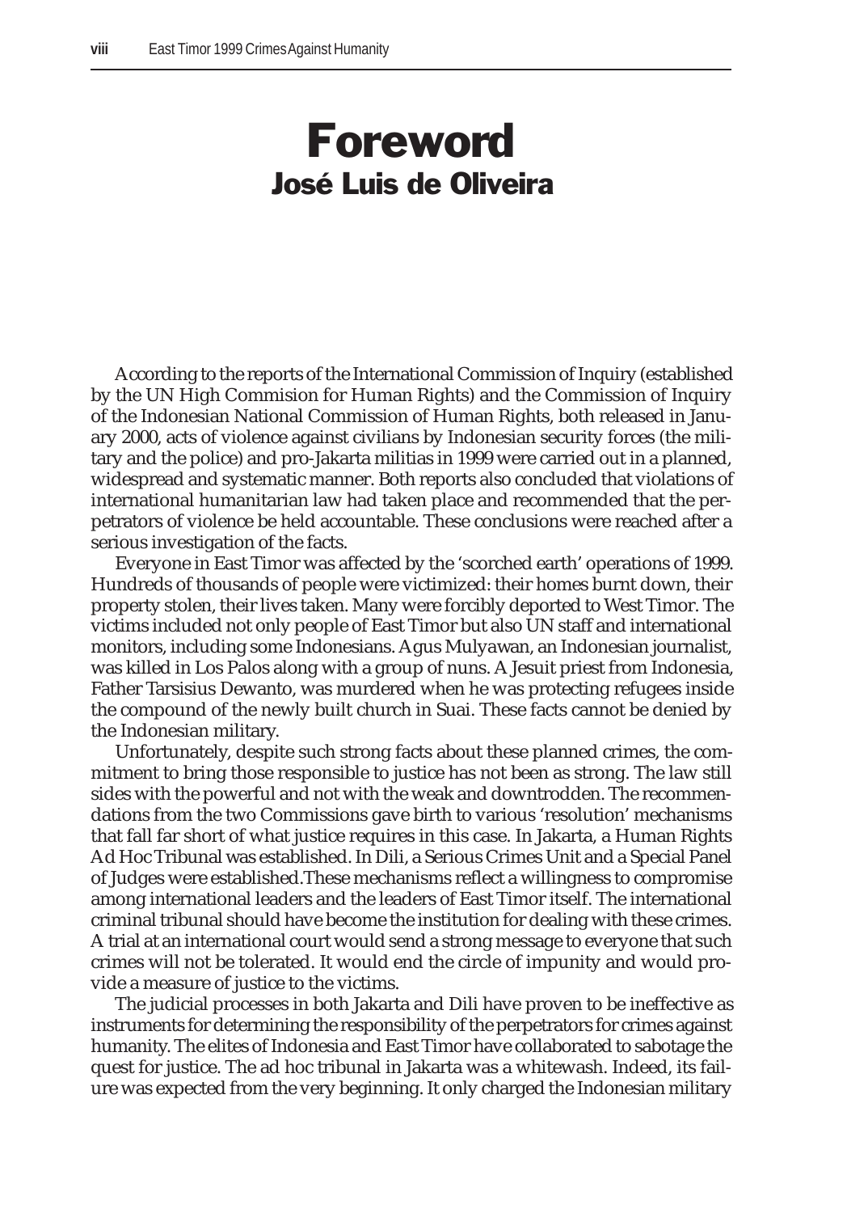# Foreword

## José Luis de Oliveira

According to the reports of the International Commission of Inquiry (established by the UN High Commision for Human Rights) and the Commission of Inquiry of the Indonesian National Commission of Human Rights, both released in January 2000, acts of violence against civilians by Indonesian security forces (the military and the police) and pro-Jakarta militias in 1999 were carried out in a planned, widespread and systematic manner. Both reports also concluded that violations of international humanitarian law had taken place and recommended that the perpetrators of violence be held accountable. These conclusions were reached after a serious investigation of the facts.

Everyone in East Timor was affected by the 'scorched earth' operations of 1999. Hundreds of thousands of people were victimized: their homes burnt down, their property stolen, their lives taken. Many were forcibly deported to West Timor. The victims included not only people of East Timor but also UN staff and international monitors, including some Indonesians. Agus Mulyawan, an Indonesian journalist, was killed in Los Palos along with a group of nuns. A Jesuit priest from Indonesia, Father Tarsisius Dewanto, was murdered when he was protecting refugees inside the compound of the newly built church in Suai. These facts cannot be denied by the Indonesian military.

Unfortunately, despite such strong facts about these planned crimes, the commitment to bring those responsible to justice has not been as strong. The law still sides with the powerful and not with the weak and downtrodden. The recommendations from the two Commissions gave birth to various 'resolution' mechanisms that fall far short of what justice requires in this case. In Jakarta, a Human Rights Ad Hoc Tribunal was established. In Dili, a Serious Crimes Unit and a Special Panel of Judges were established.These mechanisms reflect a willingness to compromise among international leaders and the leaders of East Timor itself. The international criminal tribunal should have become the institution for dealing with these crimes. A trial at an international court would send a strong message to everyone that such crimes will not be tolerated. It would end the circle of impunity and would provide a measure of justice to the victims.

The judicial processes in both Jakarta and Dili have proven to be ineffective as instruments for determining the responsibility of the perpetrators for crimes against humanity. The elites of Indonesia and East Timor have collaborated to sabotage the quest for justice. The ad hoc tribunal in Jakarta was a whitewash. Indeed, its failure was expected from the very beginning. It only charged the Indonesian military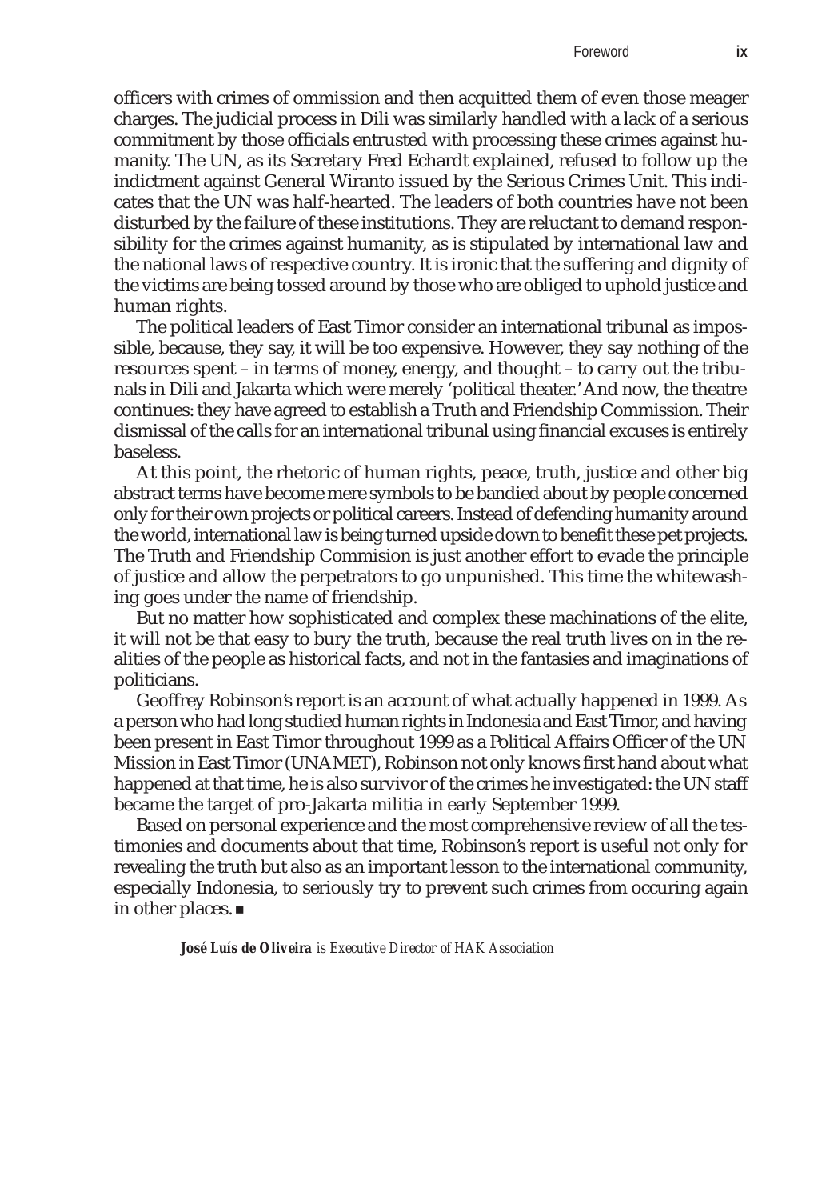officers with crimes of ommission and then acquitted them of even those meager charges. The judicial process in Dili was similarly handled with a lack of a serious commitment by those officials entrusted with processing these crimes against humanity. The UN, as its Secretary Fred Echardt explained, refused to follow up the indictment against General Wiranto issued by the Serious Crimes Unit. This indicates that the UN was half-hearted. The leaders of both countries have not been disturbed by the failure of these institutions. They are reluctant to demand responsibility for the crimes against humanity, as is stipulated by international law and the national laws of respective country. It is ironic that the suffering and dignity of the victims are being tossed around by those who are obliged to uphold justice and human rights.

The political leaders of East Timor consider an international tribunal as impossible, because, they say, it will be too expensive. However, they say nothing of the resources spent – in terms of money, energy, and thought – to carry out the tribunals in Dili and Jakarta which were merely 'political theater.' And now, the theatre continues: they have agreed to establish a Truth and Friendship Commission. Their dismissal of the calls for an international tribunal using financial excuses is entirely baseless.

At this point, the rhetoric of human rights, peace, truth, justice and other big abstract terms have become mere symbols to be bandied about by people concerned only for their own projects or political careers. Instead of defending humanity around the world, international law is being turned upside down to benefit these pet projects. The Truth and Friendship Commision is just another effort to evade the principle of justice and allow the perpetrators to go unpunished. This time the whitewashing goes under the name of friendship.

But no matter how sophisticated and complex these machinations of the elite, it will not be that easy to bury the truth, because the real truth lives on in the realities of the people as historical facts, and not in the fantasies and imaginations of politicians.

Geoffrey Robinson's report is an account of what actually happened in 1999. As a person who had long studied human rights in Indonesia and East Timor, and having been present in East Timor throughout 1999 as a Political Affairs Officer of the UN Mission in East Timor (UNAMET), Robinson not only knows first hand about what happened at that time, he is also survivor of the crimes he investigated: the UN staff became the target of pro-Jakarta militia in early September 1999.

Based on personal experience and the most comprehensive review of all the testimonies and documents about that time, Robinson's report is useful not only for revealing the truth but also as an important lesson to the international community, especially Indonesia, to seriously try to prevent such crimes from occuring again in other places. ■

***José Luís de Oliveira*** *is Executive Director of HAK Association*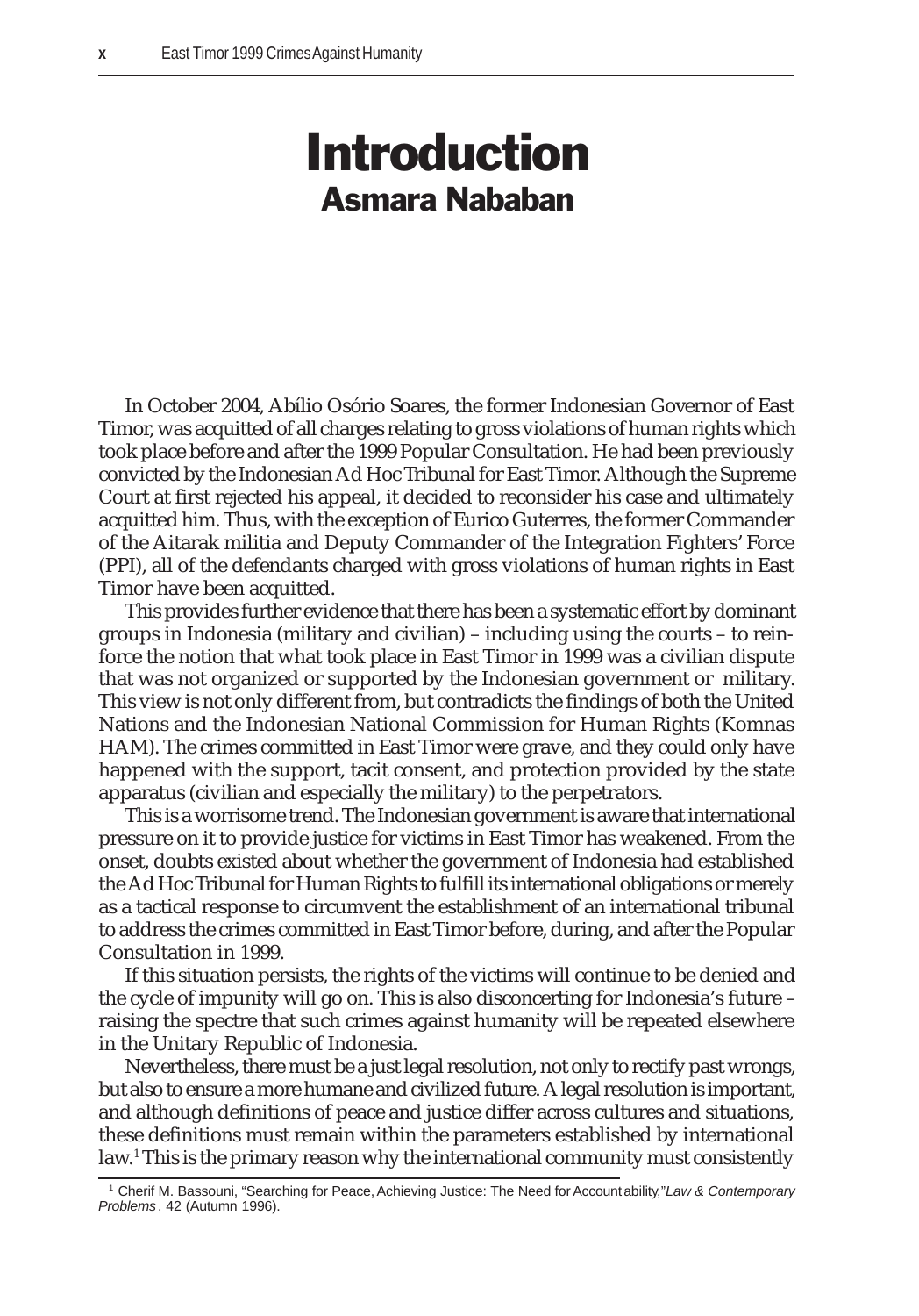# Introduction

## Asmara Nababan

In October 2004, Abílio Osório Soares, the former Indonesian Governor of East Timor, was acquitted of all charges relating to gross violations of human rights which took place before and after the 1999 Popular Consultation. He had been previously convicted by the Indonesian Ad Hoc Tribunal for East Timor. Although the Supreme Court at first rejected his appeal, it decided to reconsider his case and ultimately acquitted him. Thus, with the exception of Eurico Guterres, the former Commander of the Aitarak militia and Deputy Commander of the Integration Fighters' Force (PPI), all of the defendants charged with gross violations of human rights in East Timor have been acquitted.

This provides further evidence that there has been a systematic effort by dominant groups in Indonesia (military and civilian) – including using the courts – to reinforce the notion that what took place in East Timor in 1999 was a civilian dispute that was not organized or supported by the Indonesian government or military. This view is not only different from, but contradicts the findings of both the United Nations and the Indonesian National Commission for Human Rights (Komnas HAM). The crimes committed in East Timor were grave, and they could only have happened with the support, tacit consent, and protection provided by the state apparatus (civilian and especially the military) to the perpetrators.

This is a worrisome trend. The Indonesian government is aware that international pressure on it to provide justice for victims in East Timor has weakened. From the onset, doubts existed about whether the government of Indonesia had established the Ad Hoc Tribunal for Human Rights to fulfill its international obligations or merely as a tactical response to circumvent the establishment of an international tribunal to address the crimes committed in East Timor before, during, and after the Popular Consultation in 1999.

If this situation persists, the rights of the victims will continue to be denied and the cycle of impunity will go on. This is also disconcerting for Indonesia's future – raising the spectre that such crimes against humanity will be repeated elsewhere in the Unitary Republic of Indonesia.

Nevertheless, there must be a just legal resolution, not only to rectify past wrongs, but also to ensure a more humane and civilized future. A legal resolution is important, and although definitions of peace and justice differ across cultures and situations, these definitions must remain within the parameters established by international law.[1] This is the primary reason why the international community must consistently

---

[1] Cherif M. Bassouni, "Searching for Peace, Achieving Justice: The Need for Accountability," *Law & Contemporary Problems*, 42 (Autumn 1996).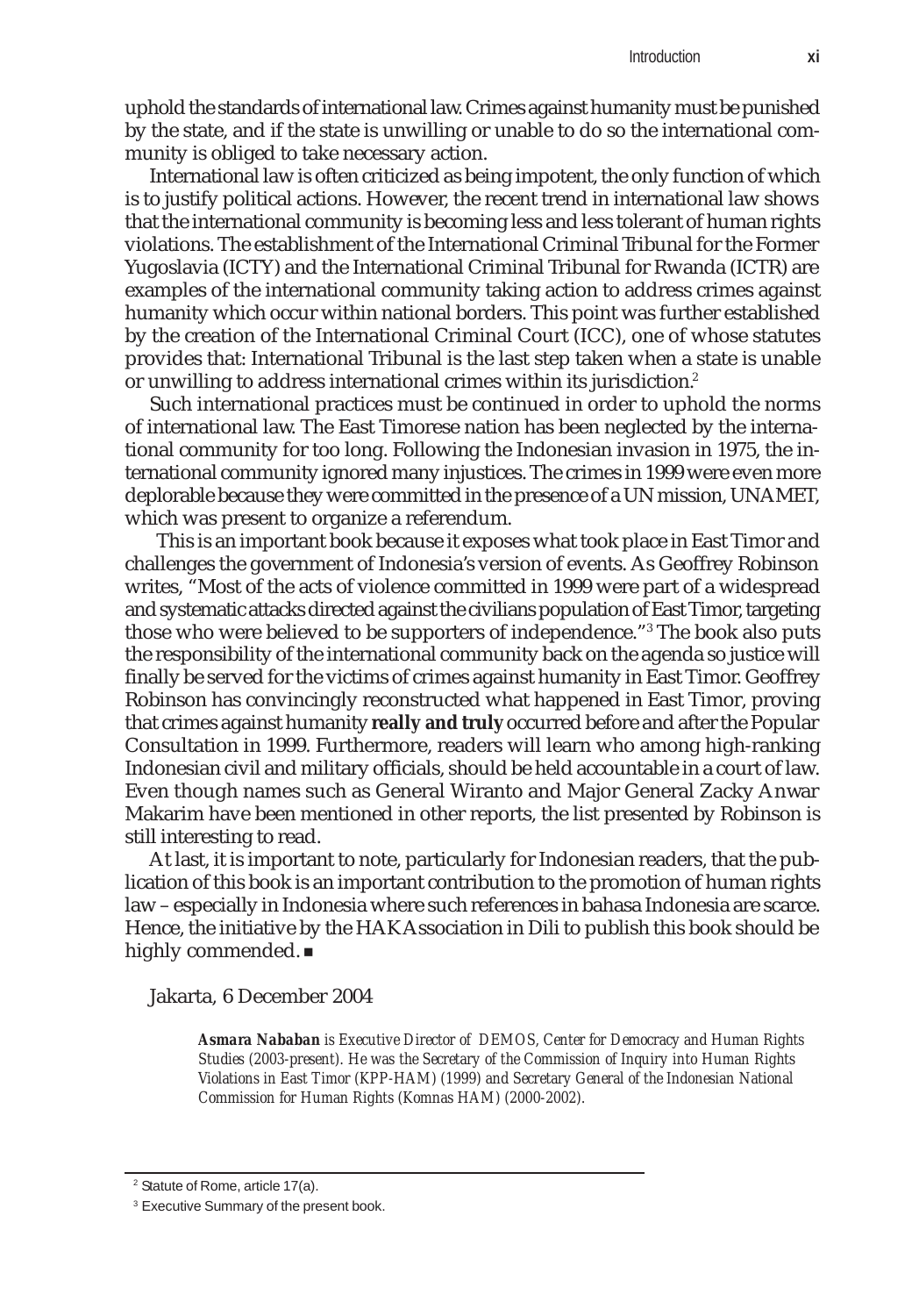uphold the standards of international law. Crimes against humanity must be punished by the state, and if the state is unwilling or unable to do so the international community is obliged to take necessary action.

International law is often criticized as being impotent, the only function of which is to justify political actions. However, the recent trend in international law shows that the international community is becoming less and less tolerant of human rights violations. The establishment of the International Criminal Tribunal for the Former Yugoslavia (ICTY) and the International Criminal Tribunal for Rwanda (ICTR) are examples of the international community taking action to address crimes against humanity which occur within national borders. This point was further established by the creation of the International Criminal Court (ICC), one of whose statutes provides that: International Tribunal is the last step taken when a state is unable or unwilling to address international crimes within its jurisdiction.[2]

Such international practices must be continued in order to uphold the norms of international law. The East Timorese nation has been neglected by the international community for too long. Following the Indonesian invasion in 1975, the international community ignored many injustices. The crimes in 1999 were even more deplorable because they were committed in the presence of a UN mission, UNAMET, which was present to organize a referendum.

This is an important book because it exposes what took place in East Timor and challenges the government of Indonesia's version of events. As Geoffrey Robinson writes, "Most of the acts of violence committed in 1999 were part of a widespread and systematic attacks directed against the civilians population of East Timor, targeting those who were believed to be supporters of independence."[3] The book also puts the responsibility of the international community back on the agenda so justice will finally be served for the victims of crimes against humanity in East Timor. Geoffrey Robinson has convincingly reconstructed what happened in East Timor, proving that crimes against humanity **really and truly** occurred before and after the Popular Consultation in 1999. Furthermore, readers will learn who among high-ranking Indonesian civil and military officials, should be held accountable in a court of law. Even though names such as General Wiranto and Major General Zacky Anwar Makarim have been mentioned in other reports, the list presented by Robinson is still interesting to read.

At last, it is important to note, particularly for Indonesian readers, that the publication of this book is an important contribution to the promotion of human rights law – especially in Indonesia where such references in bahasa Indonesia are scarce. Hence, the initiative by the HAK Association in Dili to publish this book should be highly commended. ■

Jakarta, 6 December 2004

***Asmara Nababan*** *is Executive Director of DEMOS, Center for Democracy and Human Rights Studies (2003-present). He was the Secretary of the Commission of Inquiry into Human Rights Violations in East Timor (KPP-HAM) (1999) and Secretary General of the Indonesian National Commission for Human Rights (Komnas HAM) (2000-2002).*

---

[2] Statute of Rome, article 17(a).

[3] Executive Summary of the present book.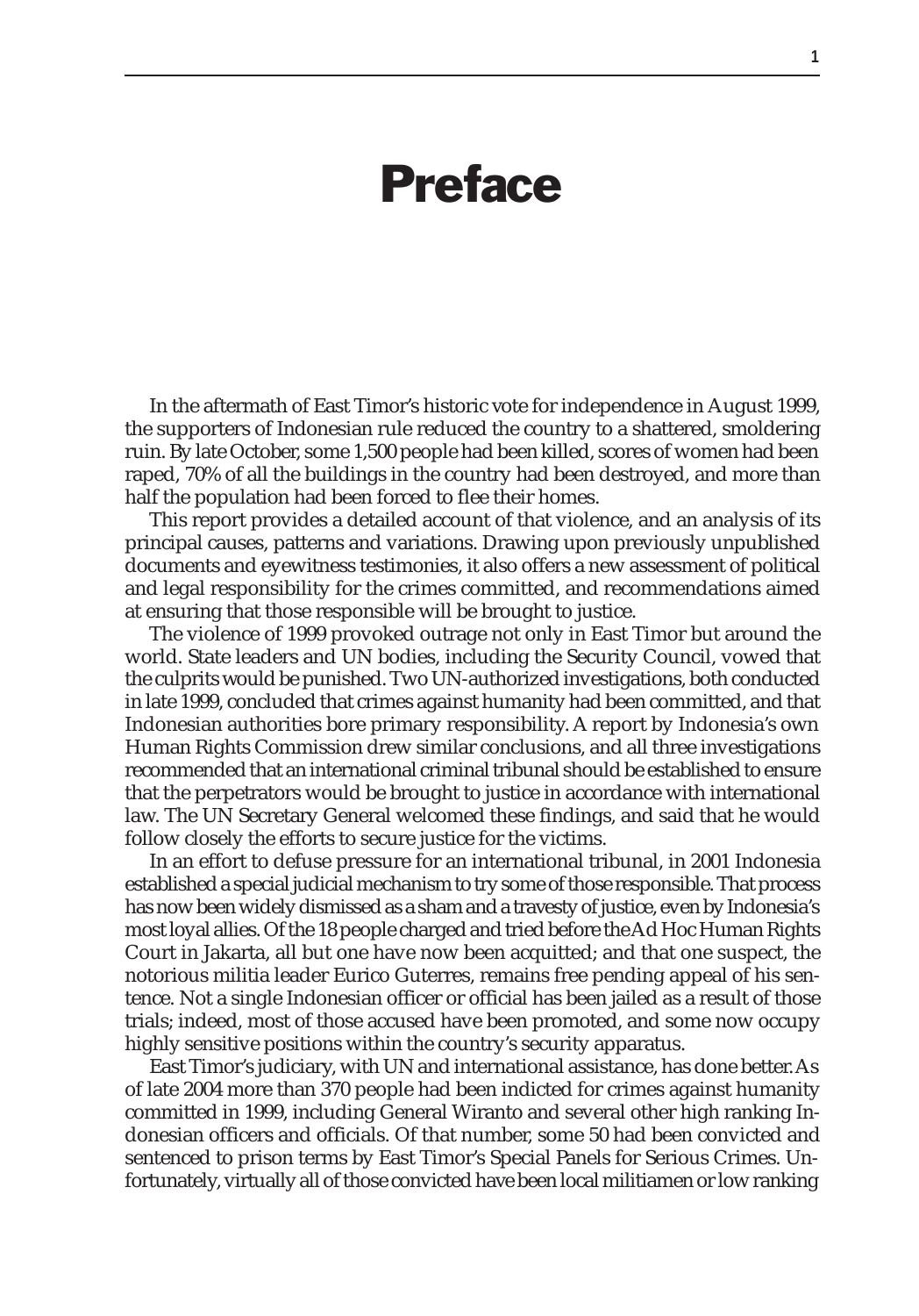# Preface

In the aftermath of East Timor's historic vote for independence in August 1999, the supporters of Indonesian rule reduced the country to a shattered, smoldering ruin. By late October, some 1,500 people had been killed, scores of women had been raped, 70% of all the buildings in the country had been destroyed, and more than half the population had been forced to flee their homes.

This report provides a detailed account of that violence, and an analysis of its principal causes, patterns and variations. Drawing upon previously unpublished documents and eyewitness testimonies, it also offers a new assessment of political and legal responsibility for the crimes committed, and recommendations aimed at ensuring that those responsible will be brought to justice.

The violence of 1999 provoked outrage not only in East Timor but around the world. State leaders and UN bodies, including the Security Council, vowed that the culprits would be punished. Two UN-authorized investigations, both conducted in late 1999, concluded that crimes against humanity had been committed, and that Indonesian authorities bore primary responsibility. A report by Indonesia's own Human Rights Commission drew similar conclusions, and all three investigations recommended that an international criminal tribunal should be established to ensure that the perpetrators would be brought to justice in accordance with international law. The UN Secretary General welcomed these findings, and said that he would follow closely the efforts to secure justice for the victims.

In an effort to defuse pressure for an international tribunal, in 2001 Indonesia established a special judicial mechanism to try some of those responsible. That process has now been widely dismissed as a sham and a travesty of justice, even by Indonesia's most loyal allies. Of the 18 people charged and tried before the Ad Hoc Human Rights Court in Jakarta, all but one have now been acquitted; and that one suspect, the notorious militia leader Eurico Guterres, remains free pending appeal of his sentence. Not a single Indonesian officer or official has been jailed as a result of those trials; indeed, most of those accused have been promoted, and some now occupy highly sensitive positions within the country's security apparatus.

East Timor's judiciary, with UN and international assistance, has done better. As of late 2004 more than 370 people had been indicted for crimes against humanity committed in 1999, including General Wiranto and several other high ranking Indonesian officers and officials. Of that number, some 50 had been convicted and sentenced to prison terms by East Timor's Special Panels for Serious Crimes. Unfortunately, virtually all of those convicted have been local militiamen or low ranking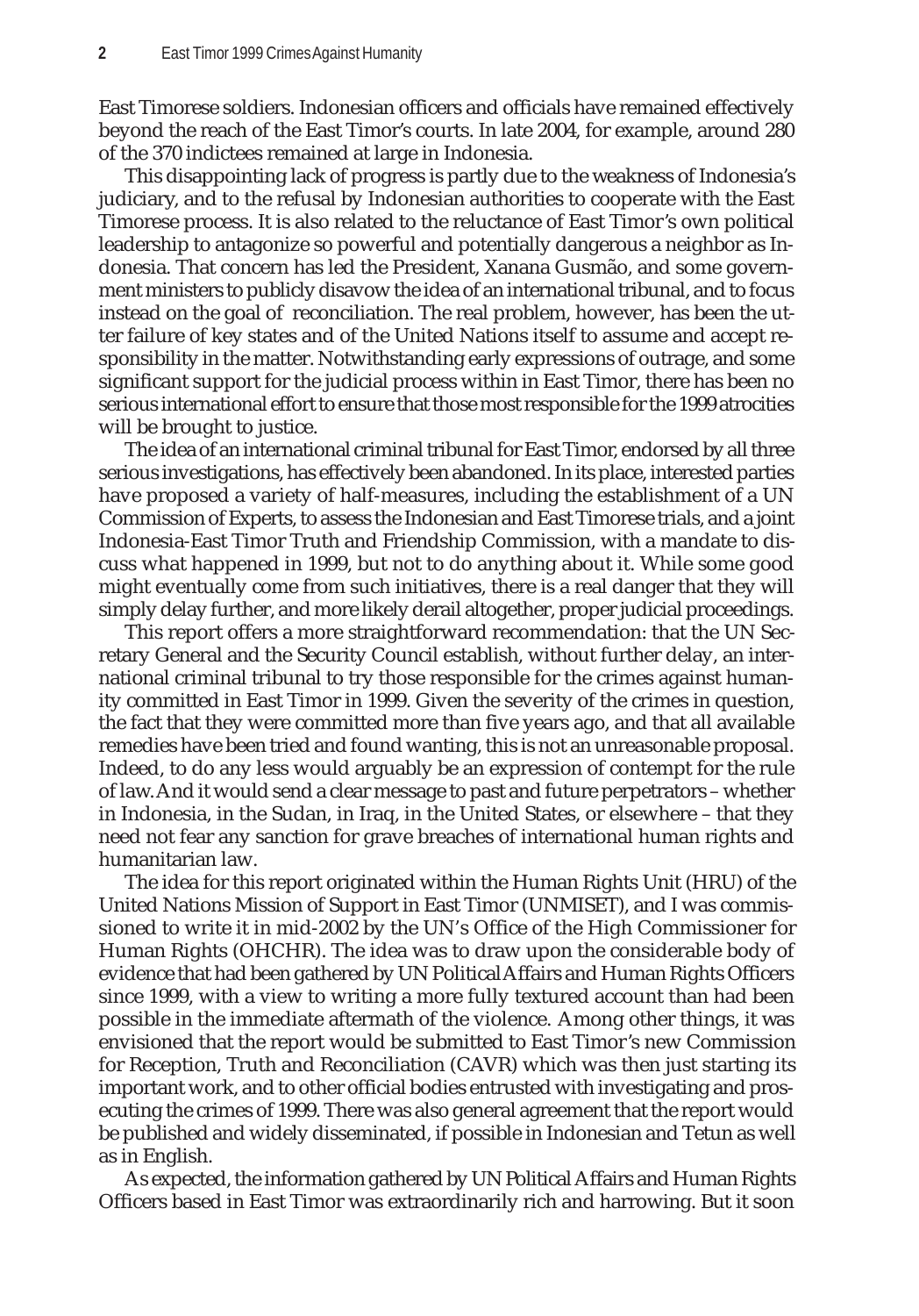East Timorese soldiers. Indonesian officers and officials have remained effectively beyond the reach of the East Timor's courts. In late 2004, for example, around 280 of the 370 indictees remained at large in Indonesia.

This disappointing lack of progress is partly due to the weakness of Indonesia's judiciary, and to the refusal by Indonesian authorities to cooperate with the East Timorese process. It is also related to the reluctance of East Timor's own political leadership to antagonize so powerful and potentially dangerous a neighbor as Indonesia. That concern has led the President, Xanana Gusmão, and some government ministers to publicly disavow the idea of an international tribunal, and to focus instead on the goal of reconciliation. The real problem, however, has been the utter failure of key states and of the United Nations itself to assume and accept responsibility in the matter. Notwithstanding early expressions of outrage, and some significant support for the judicial process within in East Timor, there has been no serious international effort to ensure that those most responsible for the 1999 atrocities will be brought to justice.

The idea of an international criminal tribunal for East Timor, endorsed by all three serious investigations, has effectively been abandoned. In its place, interested parties have proposed a variety of half-measures, including the establishment of a UN Commission of Experts, to assess the Indonesian and East Timorese trials, and a joint Indonesia-East Timor Truth and Friendship Commission, with a mandate to discuss what happened in 1999, but not to do anything about it. While some good might eventually come from such initiatives, there is a real danger that they will simply delay further, and more likely derail altogether, proper judicial proceedings.

This report offers a more straightforward recommendation: that the UN Secretary General and the Security Council establish, without further delay, an international criminal tribunal to try those responsible for the crimes against humanity committed in East Timor in 1999. Given the severity of the crimes in question, the fact that they were committed more than five years ago, and that all available remedies have been tried and found wanting, this is not an unreasonable proposal. Indeed, to do any less would arguably be an expression of contempt for the rule of law. And it would send a clear message to past and future perpetrators – whether in Indonesia, in the Sudan, in Iraq, in the United States, or elsewhere – that they need not fear any sanction for grave breaches of international human rights and humanitarian law.

The idea for this report originated within the Human Rights Unit (HRU) of the United Nations Mission of Support in East Timor (UNMISET), and I was commissioned to write it in mid-2002 by the UN's Office of the High Commissioner for Human Rights (OHCHR). The idea was to draw upon the considerable body of evidence that had been gathered by UN Political Affairs and Human Rights Officers since 1999, with a view to writing a more fully textured account than had been possible in the immediate aftermath of the violence. Among other things, it was envisioned that the report would be submitted to East Timor's new Commission for Reception, Truth and Reconciliation (CAVR) which was then just starting its important work, and to other official bodies entrusted with investigating and prosecuting the crimes of 1999. There was also general agreement that the report would be published and widely disseminated, if possible in Indonesian and Tetun as well as in English.

As expected, the information gathered by UN Political Affairs and Human Rights Officers based in East Timor was extraordinarily rich and harrowing. But it soon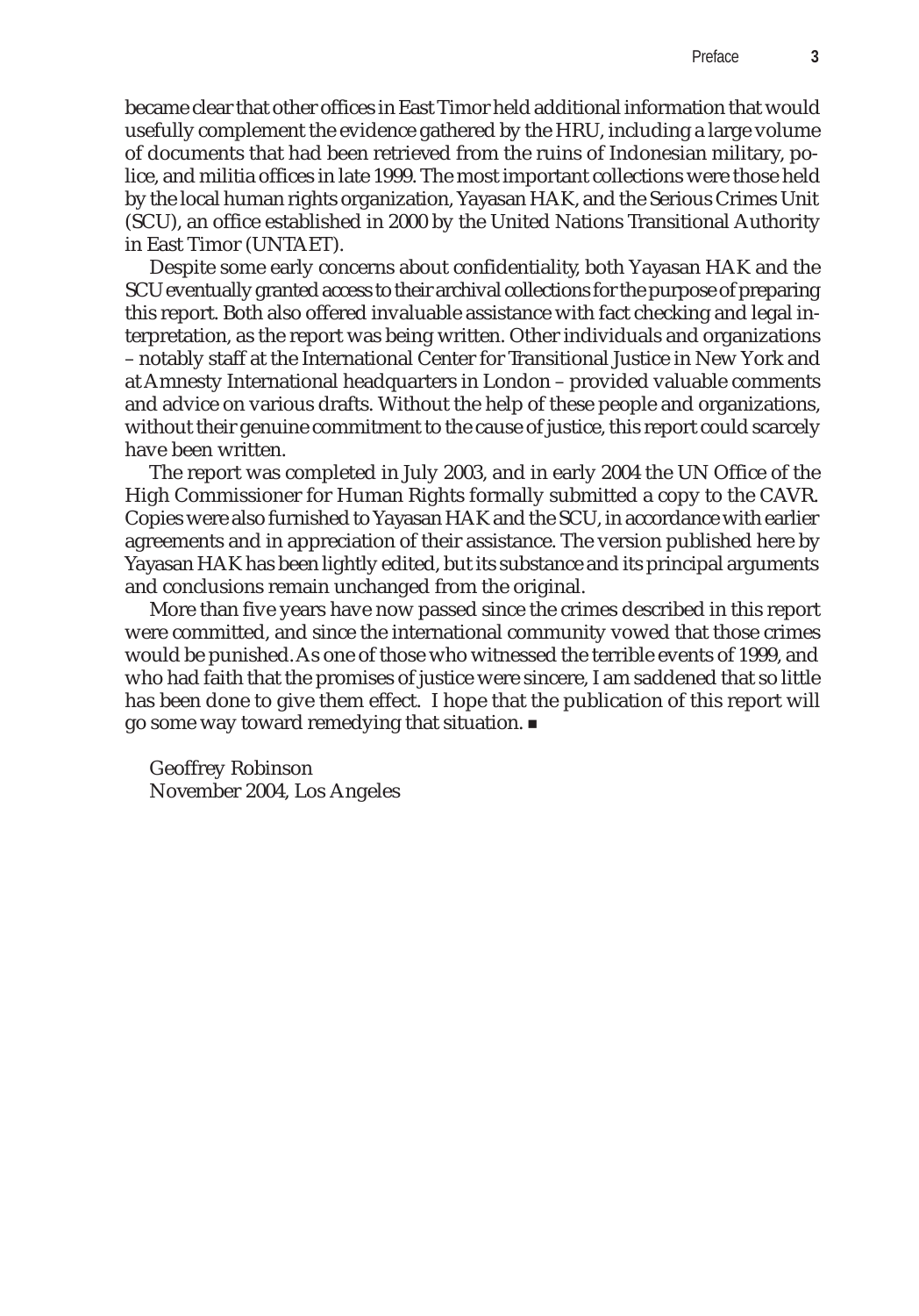became clear that other offices in East Timor held additional information that would usefully complement the evidence gathered by the HRU, including a large volume of documents that had been retrieved from the ruins of Indonesian military, police, and militia offices in late 1999. The most important collections were those held by the local human rights organization, Yayasan HAK, and the Serious Crimes Unit (SCU), an office established in 2000 by the United Nations Transitional Authority in East Timor (UNTAET).

Despite some early concerns about confidentiality, both Yayasan HAK and the SCU eventually granted access to their archival collections for the purpose of preparing this report. Both also offered invaluable assistance with fact checking and legal interpretation, as the report was being written. Other individuals and organizations – notably staff at the International Center for Transitional Justice in New York and at Amnesty International headquarters in London – provided valuable comments and advice on various drafts. Without the help of these people and organizations, without their genuine commitment to the cause of justice, this report could scarcely have been written.

The report was completed in July 2003, and in early 2004 the UN Office of the High Commissioner for Human Rights formally submitted a copy to the CAVR. Copies were also furnished to Yayasan HAK and the SCU, in accordance with earlier agreements and in appreciation of their assistance. The version published here by Yayasan HAK has been lightly edited, but its substance and its principal arguments and conclusions remain unchanged from the original.

More than five years have now passed since the crimes described in this report were committed, and since the international community vowed that those crimes would be punished. As one of those who witnessed the terrible events of 1999, and who had faith that the promises of justice were sincere, I am saddened that so little has been done to give them effect. I hope that the publication of this report will go some way toward remedying that situation. ■

Geoffrey Robinson
November 2004, Los Angeles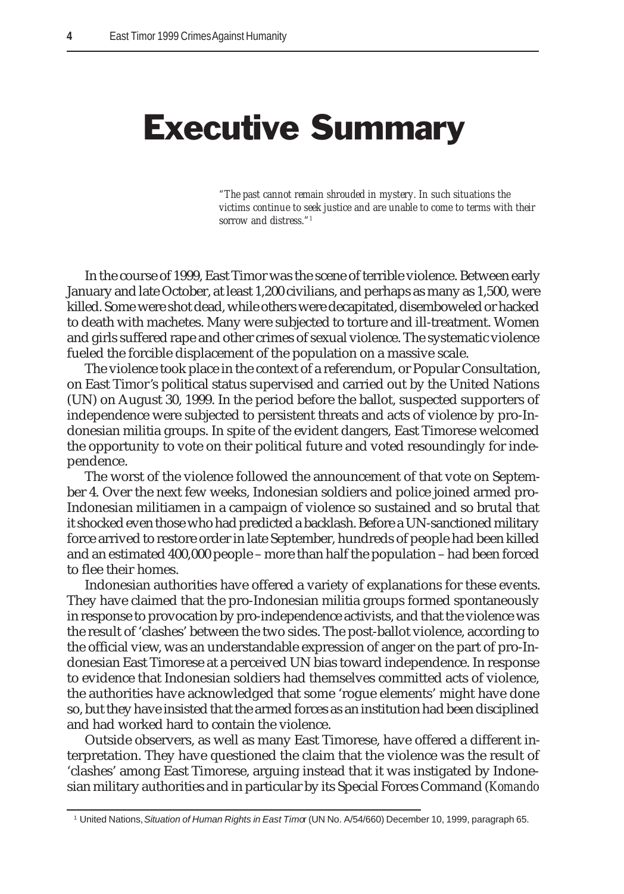# Executive Summary

*"The past cannot remain shrouded in mystery. In such situations the victims continue to seek justice and are unable to come to terms with their sorrow and distress."*[1]

In the course of 1999, East Timor was the scene of terrible violence. Between early January and late October, at least 1,200 civilians, and perhaps as many as 1,500, were killed. Some were shot dead, while others were decapitated, disemboweled or hacked to death with machetes. Many were subjected to torture and ill-treatment. Women and girls suffered rape and other crimes of sexual violence. The systematic violence fueled the forcible displacement of the population on a massive scale.

The violence took place in the context of a referendum, or Popular Consultation, on East Timor's political status supervised and carried out by the United Nations (UN) on August 30, 1999. In the period before the ballot, suspected supporters of independence were subjected to persistent threats and acts of violence by pro-Indonesian militia groups. In spite of the evident dangers, East Timorese welcomed the opportunity to vote on their political future and voted resoundingly for independence.

The worst of the violence followed the announcement of that vote on September 4. Over the next few weeks, Indonesian soldiers and police joined armed pro-Indonesian militiamen in a campaign of violence so sustained and so brutal that it shocked even those who had predicted a backlash. Before a UN-sanctioned military force arrived to restore order in late September, hundreds of people had been killed and an estimated 400,000 people – more than half the population – had been forced to flee their homes.

Indonesian authorities have offered a variety of explanations for these events. They have claimed that the pro-Indonesian militia groups formed spontaneously in response to provocation by pro-independence activists, and that the violence was the result of 'clashes' between the two sides. The post-ballot violence, according to the official view, was an understandable expression of anger on the part of pro-Indonesian East Timorese at a perceived UN bias toward independence. In response to evidence that Indonesian soldiers had themselves committed acts of violence, the authorities have acknowledged that some 'rogue elements' might have done so, but they have insisted that the armed forces as an institution had been disciplined and had worked hard to contain the violence.

Outside observers, as well as many East Timorese, have offered a different interpretation. They have questioned the claim that the violence was the result of 'clashes' among East Timorese, arguing instead that it was instigated by Indonesian military authorities and in particular by its Special Forces Command (*Komando*

---

[1] United Nations, *Situation of Human Rights in East Timor* (UN No. A/54/660) December 10, 1999, paragraph 65.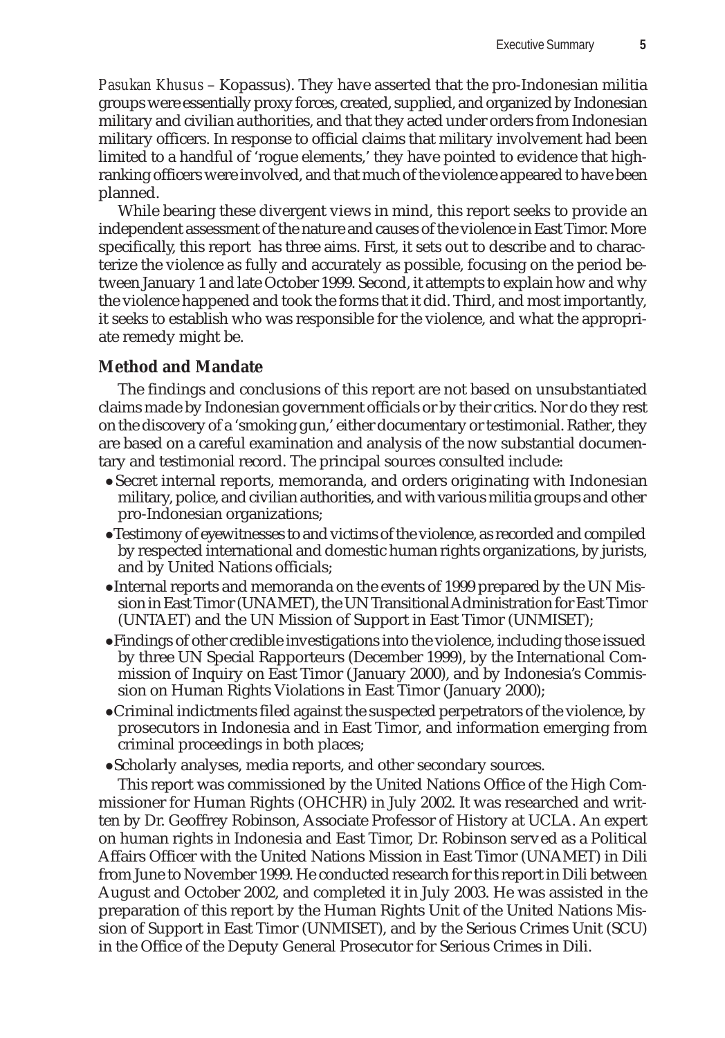*Pasukan Khusus* – Kopassus). They have asserted that the pro-Indonesian militia groups were essentially proxy forces, created, supplied, and organized by Indonesian military and civilian authorities, and that they acted under orders from Indonesian military officers. In response to official claims that military involvement had been limited to a handful of 'rogue elements,' they have pointed to evidence that high-ranking officers were involved, and that much of the violence appeared to have been planned.

While bearing these divergent views in mind, this report seeks to provide an independent assessment of the nature and causes of the violence in East Timor. More specifically, this report has three aims. First, it sets out to describe and to characterize the violence as fully and accurately as possible, focusing on the period between January 1 and late October 1999. Second, it attempts to explain how and why the violence happened and took the forms that it did. Third, and most importantly, it seeks to establish who was responsible for the violence, and what the appropriate remedy might be.

### Method and Mandate

The findings and conclusions of this report are not based on unsubstantiated claims made by Indonesian government officials or by their critics. Nor do they rest on the discovery of a 'smoking gun,' either documentary or testimonial. Rather, they are based on a careful examination and analysis of the now substantial documentary and testimonial record. The principal sources consulted include:

- Secret internal reports, memoranda, and orders originating with Indonesian military, police, and civilian authorities, and with various militia groups and other pro-Indonesian organizations;
- Testimony of eyewitnesses to and victims of the violence, as recorded and compiled by respected international and domestic human rights organizations, by jurists, and by United Nations officials;
- Internal reports and memoranda on the events of 1999 prepared by the UN Mission in East Timor (UNAMET), the UN Transitional Administration for East Timor (UNTAET) and the UN Mission of Support in East Timor (UNMISET);
- Findings of other credible investigations into the violence, including those issued by three UN Special Rapporteurs (December 1999), by the International Commission of Inquiry on East Timor (January 2000), and by Indonesia's Commission on Human Rights Violations in East Timor (January 2000);
- Criminal indictments filed against the suspected perpetrators of the violence, by prosecutors in Indonesia and in East Timor, and information emerging from criminal proceedings in both places;
- Scholarly analyses, media reports, and other secondary sources.

This report was commissioned by the United Nations Office of the High Commissioner for Human Rights (OHCHR) in July 2002. It was researched and written by Dr. Geoffrey Robinson, Associate Professor of History at UCLA. An expert on human rights in Indonesia and East Timor, Dr. Robinson served as a Political Affairs Officer with the United Nations Mission in East Timor (UNAMET) in Dili from June to November 1999. He conducted research for this report in Dili between August and October 2002, and completed it in July 2003. He was assisted in the preparation of this report by the Human Rights Unit of the United Nations Mission of Support in East Timor (UNMISET), and by the Serious Crimes Unit (SCU) in the Office of the Deputy General Prosecutor for Serious Crimes in Dili.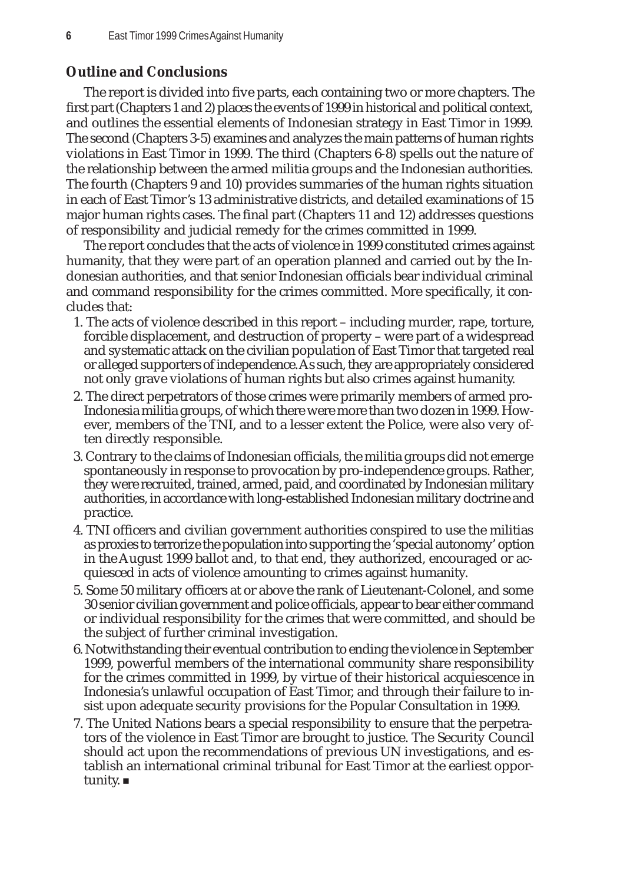## Outline and Conclusions

The report is divided into five parts, each containing two or more chapters. The first part (Chapters 1 and 2) places the events of 1999 in historical and political context, and outlines the essential elements of Indonesian strategy in East Timor in 1999. The second (Chapters 3-5) examines and analyzes the main patterns of human rights violations in East Timor in 1999. The third (Chapters 6-8) spells out the nature of the relationship between the armed militia groups and the Indonesian authorities. The fourth (Chapters 9 and 10) provides summaries of the human rights situation in each of East Timor's 13 administrative districts, and detailed examinations of 15 major human rights cases. The final part (Chapters 11 and 12) addresses questions of responsibility and judicial remedy for the crimes committed in 1999.

The report concludes that the acts of violence in 1999 constituted crimes against humanity, that they were part of an operation planned and carried out by the Indonesian authorities, and that senior Indonesian officials bear individual criminal and command responsibility for the crimes committed. More specifically, it concludes that:

1. The acts of violence described in this report – including murder, rape, torture, forcible displacement, and destruction of property – were part of a widespread and systematic attack on the civilian population of East Timor that targeted real or alleged supporters of independence. As such, they are appropriately considered not only grave violations of human rights but also crimes against humanity.
2. The direct perpetrators of those crimes were primarily members of armed pro-Indonesia militia groups, of which there were more than two dozen in 1999. However, members of the TNI, and to a lesser extent the Police, were also very often directly responsible.
3. Contrary to the claims of Indonesian officials, the militia groups did not emerge spontaneously in response to provocation by pro-independence groups. Rather, they were recruited, trained, armed, paid, and coordinated by Indonesian military authorities, in accordance with long-established Indonesian military doctrine and practice.
4. TNI officers and civilian government authorities conspired to use the militias as proxies to terrorize the population into supporting the 'special autonomy' option in the August 1999 ballot and, to that end, they authorized, encouraged or acquiesced in acts of violence amounting to crimes against humanity.
5. Some 50 military officers at or above the rank of Lieutenant-Colonel, and some 30 senior civilian government and police officials, appear to bear either command or individual responsibility for the crimes that were committed, and should be the subject of further criminal investigation.
6. Notwithstanding their eventual contribution to ending the violence in September 1999, powerful members of the international community share responsibility for the crimes committed in 1999, by virtue of their historical acquiescence in Indonesia's unlawful occupation of East Timor, and through their failure to insist upon adequate security provisions for the Popular Consultation in 1999.
7. The United Nations bears a special responsibility to ensure that the perpetrators of the violence in East Timor are brought to justice. The Security Council should act upon the recommendations of previous UN investigations, and establish an international criminal tribunal for East Timor at the earliest opportunity. ■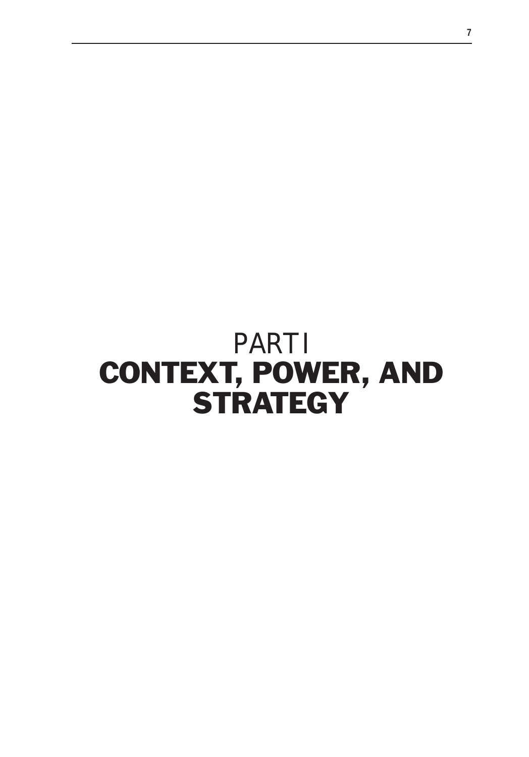# PART I
# CONTEXT, POWER, AND STRATEGY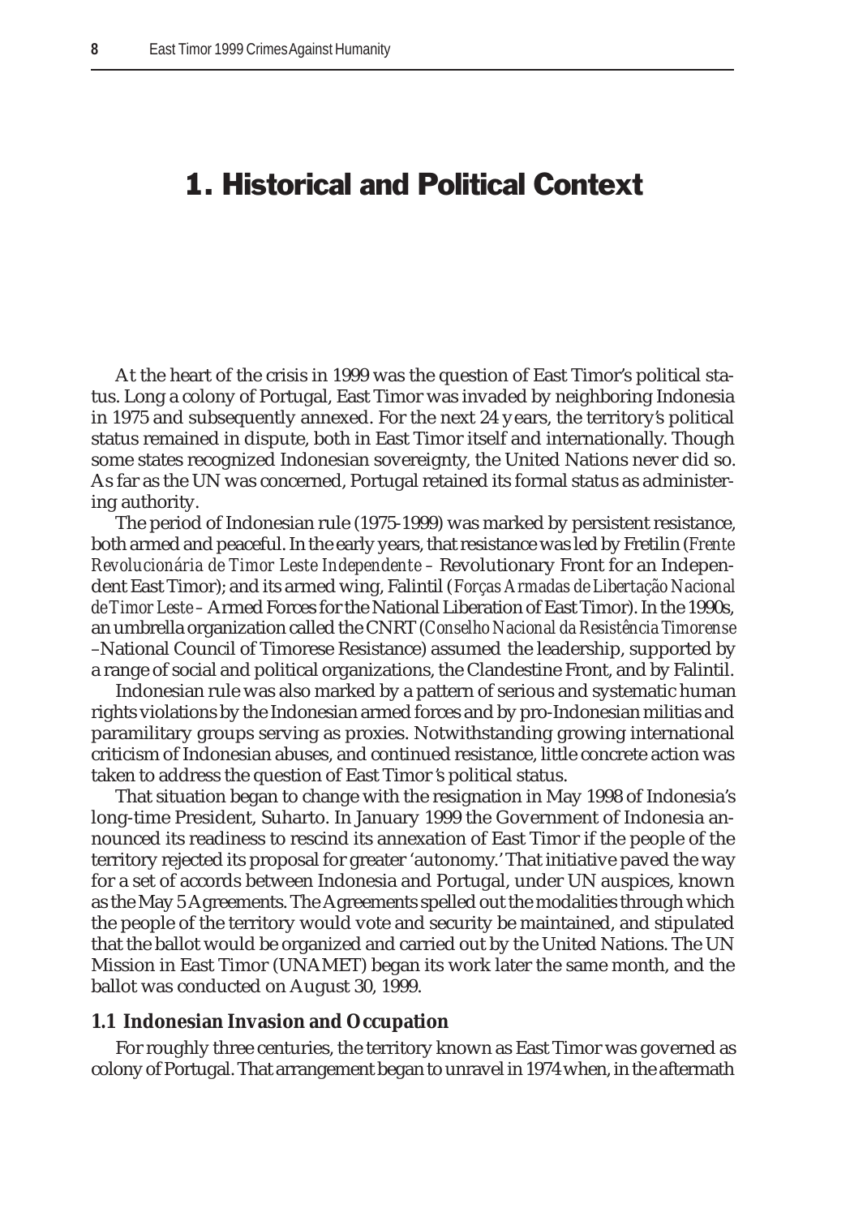# 1. Historical and Political Context

At the heart of the crisis in 1999 was the question of East Timor's political status. Long a colony of Portugal, East Timor was invaded by neighboring Indonesia in 1975 and subsequently annexed. For the next 24 years, the territory's political status remained in dispute, both in East Timor itself and internationally. Though some states recognized Indonesian sovereignty, the United Nations never did so. As far as the UN was concerned, Portugal retained its formal status as administering authority.

The period of Indonesian rule (1975-1999) was marked by persistent resistance, both armed and peaceful. In the early years, that resistance was led by Fretilin (*Frente Revolucionária de Timor Leste Independente* – Revolutionary Front for an Independent East Timor); and its armed wing, Falintil (*Forças Armadas de Libertação Nacional de Timor Leste* – Armed Forces for the National Liberation of East Timor). In the 1990s, an umbrella organization called the CNRT (*Conselho Nacional da Resistência Timorense* –National Council of Timorese Resistance) assumed the leadership, supported by a range of social and political organizations, the Clandestine Front, and by Falintil.

Indonesian rule was also marked by a pattern of serious and systematic human rights violations by the Indonesian armed forces and by pro-Indonesian militias and paramilitary groups serving as proxies. Notwithstanding growing international criticism of Indonesian abuses, and continued resistance, little concrete action was taken to address the question of East Timor's political status.

That situation began to change with the resignation in May 1998 of Indonesia's long-time President, Suharto. In January 1999 the Government of Indonesia announced its readiness to rescind its annexation of East Timor if the people of the territory rejected its proposal for greater 'autonomy.' That initiative paved the way for a set of accords between Indonesia and Portugal, under UN auspices, known as the May 5 Agreements. The Agreements spelled out the modalities through which the people of the territory would vote and security be maintained, and stipulated that the ballot would be organized and carried out by the United Nations. The UN Mission in East Timor (UNAMET) began its work later the same month, and the ballot was conducted on August 30, 1999.

## 1.1 Indonesian Invasion and Occupation

For roughly three centuries, the territory known as East Timor was governed as colony of Portugal. That arrangement began to unravel in 1974 when, in the aftermath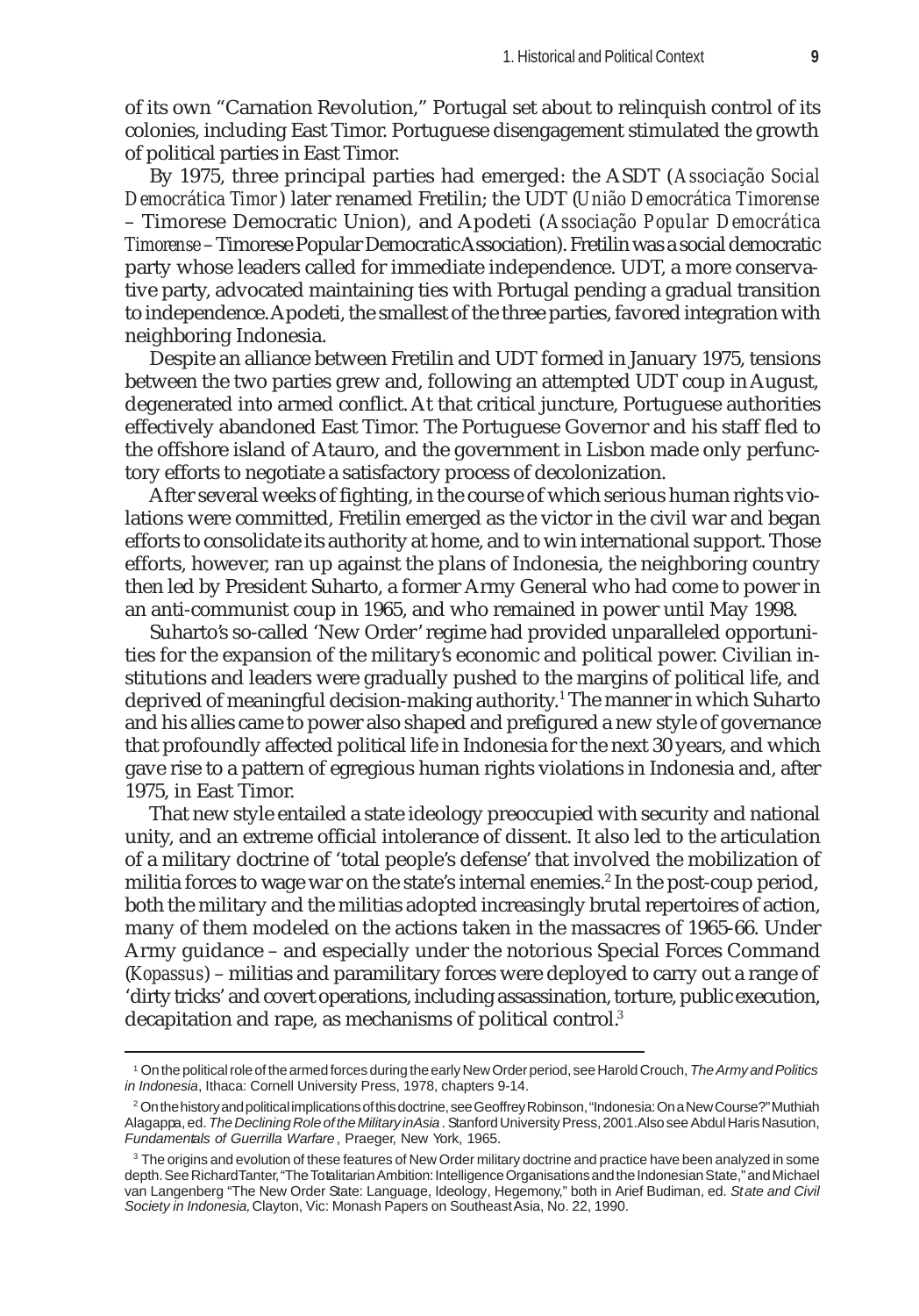of its own "Carnation Revolution," Portugal set about to relinquish control of its colonies, including East Timor. Portuguese disengagement stimulated the growth of political parties in East Timor.

By 1975, three principal parties had emerged: the ASDT (*Associação Social Democrática Timor*) later renamed Fretilin; the UDT (*União Democrática Timorense* – Timorese Democratic Union), and Apodeti (*Associação Popular Democrática Timorense* – Timorese Popular Democratic Association). Fretilin was a social democratic party whose leaders called for immediate independence. UDT, a more conservative party, advocated maintaining ties with Portugal pending a gradual transition to independence. Apodeti, the smallest of the three parties, favored integration with neighboring Indonesia.

Despite an alliance between Fretilin and UDT formed in January 1975, tensions between the two parties grew and, following an attempted UDT coup in August, degenerated into armed conflict. At that critical juncture, Portuguese authorities effectively abandoned East Timor. The Portuguese Governor and his staff fled to the offshore island of Atauro, and the government in Lisbon made only perfunctory efforts to negotiate a satisfactory process of decolonization.

After several weeks of fighting, in the course of which serious human rights violations were committed, Fretilin emerged as the victor in the civil war and began efforts to consolidate its authority at home, and to win international support. Those efforts, however, ran up against the plans of Indonesia, the neighboring country then led by President Suharto, a former Army General who had come to power in an anti-communist coup in 1965, and who remained in power until May 1998.

Suharto's so-called 'New Order' regime had provided unparalleled opportunities for the expansion of the military's economic and political power. Civilian institutions and leaders were gradually pushed to the margins of political life, and deprived of meaningful decision-making authority.[1] The manner in which Suharto and his allies came to power also shaped and prefigured a new style of governance that profoundly affected political life in Indonesia for the next 30 years, and which gave rise to a pattern of egregious human rights violations in Indonesia and, after 1975, in East Timor.

That new style entailed a state ideology preoccupied with security and national unity, and an extreme official intolerance of dissent. It also led to the articulation of a military doctrine of 'total people's defense' that involved the mobilization of militia forces to wage war on the state's internal enemies.[2] In the post-coup period, both the military and the militias adopted increasingly brutal repertoires of action, many of them modeled on the actions taken in the massacres of 1965-66. Under Army guidance – and especially under the notorious Special Forces Command (*Kopassus*) – militias and paramilitary forces were deployed to carry out a range of 'dirty tricks' and covert operations, including assassination, torture, public execution, decapitation and rape, as mechanisms of political control.[3]

---

[1] On the political role of the armed forces during the early New Order period, see Harold Crouch, *The Army and Politics in Indonesia*, Ithaca: Cornell University Press, 1978, chapters 9-14.

[2] On the history and political implications of this doctrine, see Geoffrey Robinson, "Indonesia: On a New Course?" Muthiah Alagappa, ed. *The Declining Role of the Military in Asia*. Stanford University Press, 2001. Also see Abdul Haris Nasution, *Fundamentals of Guerrilla Warfare*, Praeger, New York, 1965.

[3] The origins and evolution of these features of New Order military doctrine and practice have been analyzed in some depth. See Richard Tanter, "The Totalitarian Ambition: Intelligence Organisations and the Indonesian State," and Michael van Langenberg "The New Order State: Language, Ideology, Hegemony," both in Arief Budiman, ed. *State and Civil Society in Indonesia*, Clayton, Vic: Monash Papers on Southeast Asia, No. 22, 1990.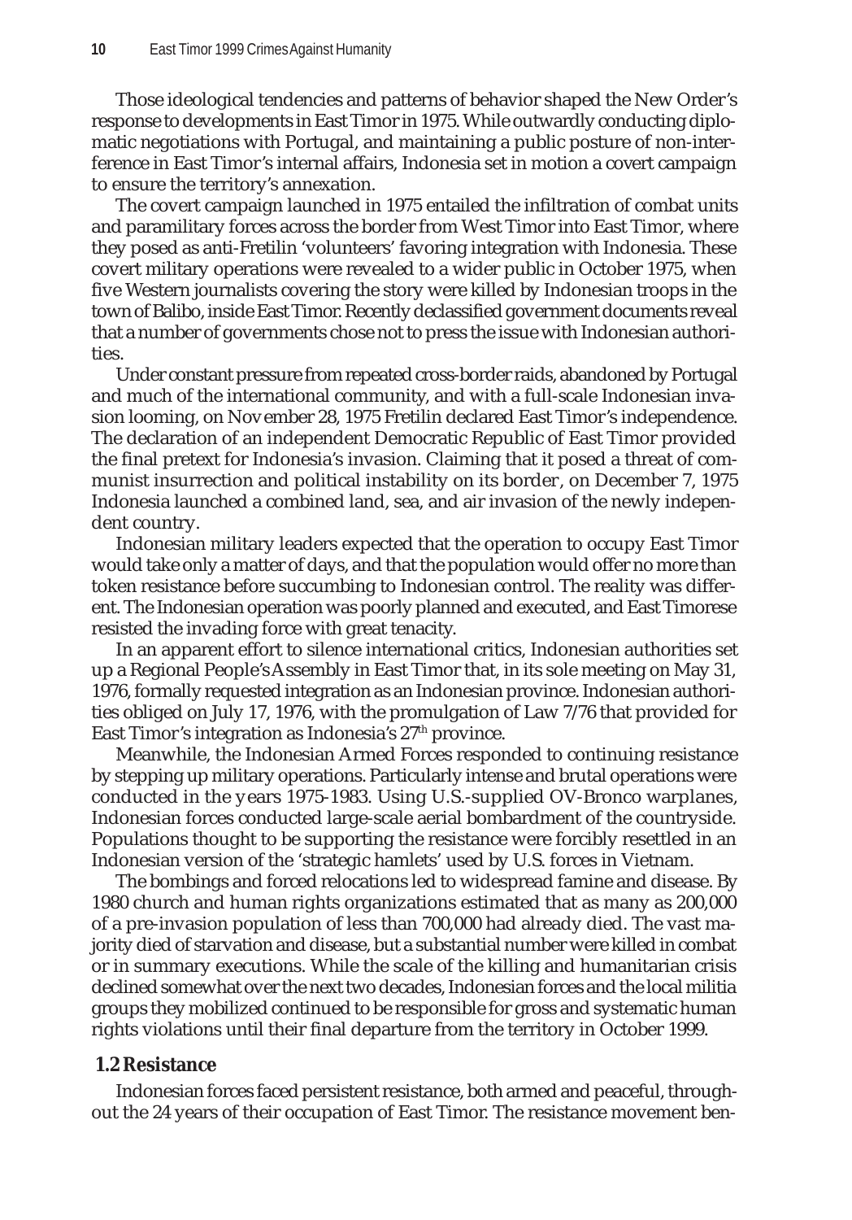Those ideological tendencies and patterns of behavior shaped the New Order's response to developments in East Timor in 1975. While outwardly conducting diplomatic negotiations with Portugal, and maintaining a public posture of non-interference in East Timor's internal affairs, Indonesia set in motion a covert campaign to ensure the territory's annexation.

The covert campaign launched in 1975 entailed the infiltration of combat units and paramilitary forces across the border from West Timor into East Timor, where they posed as anti-Fretilin 'volunteers' favoring integration with Indonesia. These covert military operations were revealed to a wider public in October 1975, when five Western journalists covering the story were killed by Indonesian troops in the town of Balibo, inside East Timor. Recently declassified government documents reveal that a number of governments chose not to press the issue with Indonesian authorities.

Under constant pressure from repeated cross-border raids, abandoned by Portugal and much of the international community, and with a full-scale Indonesian invasion looming, on November 28, 1975 Fretilin declared East Timor's independence. The declaration of an independent Democratic Republic of East Timor provided the final pretext for Indonesia's invasion. Claiming that it posed a threat of communist insurrection and political instability on its border, on December 7, 1975 Indonesia launched a combined land, sea, and air invasion of the newly independent country.

Indonesian military leaders expected that the operation to occupy East Timor would take only a matter of days, and that the population would offer no more than token resistance before succumbing to Indonesian control. The reality was different. The Indonesian operation was poorly planned and executed, and East Timorese resisted the invading force with great tenacity.

In an apparent effort to silence international critics, Indonesian authorities set up a Regional People's Assembly in East Timor that, in its sole meeting on May 31, 1976, formally requested integration as an Indonesian province. Indonesian authorities obliged on July 17, 1976, with the promulgation of Law 7/76 that provided for East Timor's integration as Indonesia's 27th province.

Meanwhile, the Indonesian Armed Forces responded to continuing resistance by stepping up military operations. Particularly intense and brutal operations were conducted in the years 1975-1983. Using U.S.-supplied OV-Bronco warplanes, Indonesian forces conducted large-scale aerial bombardment of the countryside. Populations thought to be supporting the resistance were forcibly resettled in an Indonesian version of the 'strategic hamlets' used by U.S. forces in Vietnam.

The bombings and forced relocations led to widespread famine and disease. By 1980 church and human rights organizations estimated that as many as 200,000 of a pre-invasion population of less than 700,000 had already died. The vast majority died of starvation and disease, but a substantial number were killed in combat or in summary executions. While the scale of the killing and humanitarian crisis declined somewhat over the next two decades, Indonesian forces and the local militia groups they mobilized continued to be responsible for gross and systematic human rights violations until their final departure from the territory in October 1999.

### 1.2 Resistance

Indonesian forces faced persistent resistance, both armed and peaceful, throughout the 24 years of their occupation of East Timor. The resistance movement ben-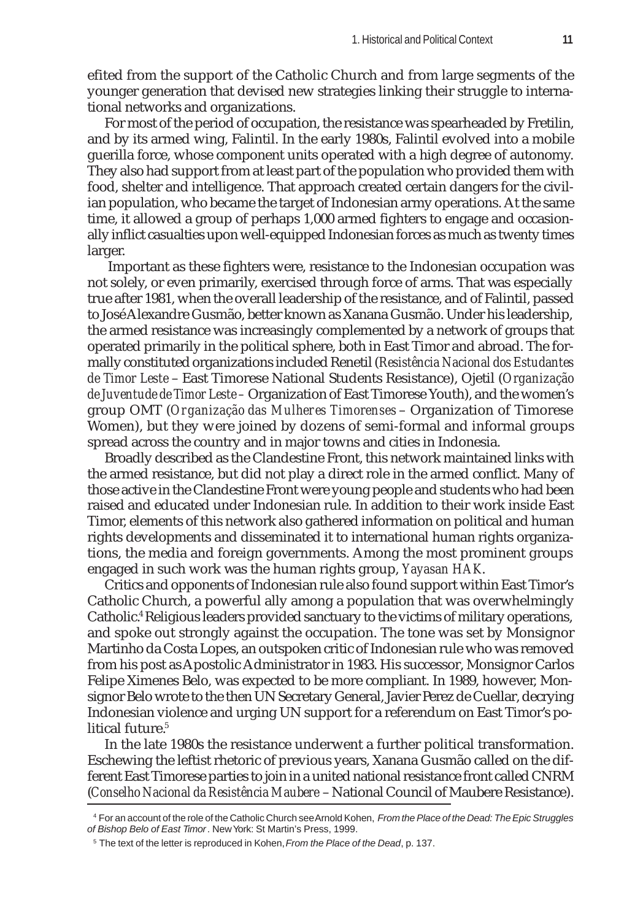efited from the support of the Catholic Church and from large segments of the younger generation that devised new strategies linking their struggle to international networks and organizations.

For most of the period of occupation, the resistance was spearheaded by Fretilin, and by its armed wing, Falintil. In the early 1980s, Falintil evolved into a mobile guerilla force, whose component units operated with a high degree of autonomy. They also had support from at least part of the population who provided them with food, shelter and intelligence. That approach created certain dangers for the civilian population, who became the target of Indonesian army operations. At the same time, it allowed a group of perhaps 1,000 armed fighters to engage and occasionally inflict casualties upon well-equipped Indonesian forces as much as twenty times larger.

Important as these fighters were, resistance to the Indonesian occupation was not solely, or even primarily, exercised through force of arms. That was especially true after 1981, when the overall leadership of the resistance, and of Falintil, passed to José Alexandre Gusmão, better known as Xanana Gusmão. Under his leadership, the armed resistance was increasingly complemented by a network of groups that operated primarily in the political sphere, both in East Timor and abroad. The formally constituted organizations included Renetil (*Resistência Nacional dos Estudantes de Timor Leste* – East Timorese National Students Resistance), Ojetil (*Organização de Juventude de Timor Leste* – Organization of East Timorese Youth), and the women's group OMT (*Organização das Mulheres Timorenses* – Organization of Timorese Women), but they were joined by dozens of semi-formal and informal groups spread across the country and in major towns and cities in Indonesia.

Broadly described as the Clandestine Front, this network maintained links with the armed resistance, but did not play a direct role in the armed conflict. Many of those active in the Clandestine Front were young people and students who had been raised and educated under Indonesian rule. In addition to their work inside East Timor, elements of this network also gathered information on political and human rights developments and disseminated it to international human rights organizations, the media and foreign governments. Among the most prominent groups engaged in such work was the human rights group, *Yayasan HAK*.

Critics and opponents of Indonesian rule also found support within East Timor's Catholic Church, a powerful ally among a population that was overwhelmingly Catholic.[4] Religious leaders provided sanctuary to the victims of military operations, and spoke out strongly against the occupation. The tone was set by Monsignor Martinho da Costa Lopes, an outspoken critic of Indonesian rule who was removed from his post as Apostolic Administrator in 1983. His successor, Monsignor Carlos Felipe Ximenes Belo, was expected to be more compliant. In 1989, however, Monsignor Belo wrote to the then UN Secretary General, Javier Perez de Cuellar, decrying Indonesian violence and urging UN support for a referendum on East Timor's political future.[5]

In the late 1980s the resistance underwent a further political transformation. Eschewing the leftist rhetoric of previous years, Xanana Gusmão called on the different East Timorese parties to join in a united national resistance front called CNRM (*Conselho Nacional da Resistência Maubere* – National Council of Maubere Resistance).

---

[4] For an account of the role of the Catholic Church see Arnold Kohen, *From the Place of the Dead: The Epic Struggles of Bishop Belo of East Timor*. New York: St Martin's Press, 1999.

[5] The text of the letter is reproduced in Kohen, *From the Place of the Dead*, p. 137.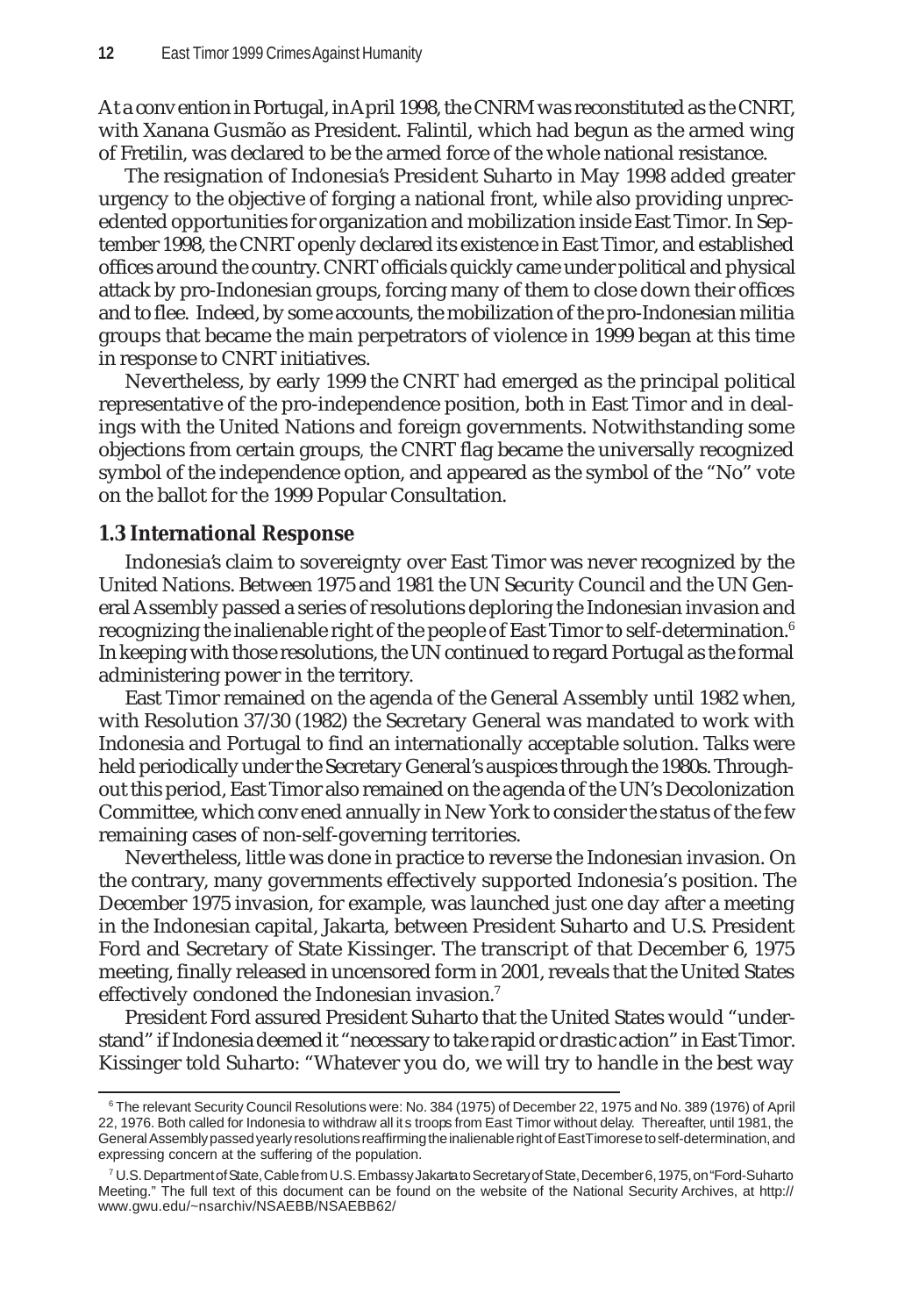At a convention in Portugal, in April 1998, the CNRM was reconstituted as the CNRT, with Xanana Gusmão as President. Falintil, which had begun as the armed wing of Fretilin, was declared to be the armed force of the whole national resistance.

The resignation of Indonesia's President Suharto in May 1998 added greater urgency to the objective of forging a national front, while also providing unprecedented opportunities for organization and mobilization inside East Timor. In September 1998, the CNRT openly declared its existence in East Timor, and established offices around the country. CNRT officials quickly came under political and physical attack by pro-Indonesian groups, forcing many of them to close down their offices and to flee. Indeed, by some accounts, the mobilization of the pro-Indonesian militia groups that became the main perpetrators of violence in 1999 began at this time in response to CNRT initiatives.

Nevertheless, by early 1999 the CNRT had emerged as the principal political representative of the pro-independence position, both in East Timor and in dealings with the United Nations and foreign governments. Notwithstanding some objections from certain groups, the CNRT flag became the universally recognized symbol of the independence option, and appeared as the symbol of the "No" vote on the ballot for the 1999 Popular Consultation.

### 1.3 International Response

Indonesia's claim to sovereignty over East Timor was never recognized by the United Nations. Between 1975 and 1981 the UN Security Council and the UN General Assembly passed a series of resolutions deploring the Indonesian invasion and recognizing the inalienable right of the people of East Timor to self-determination.[6] In keeping with those resolutions, the UN continued to regard Portugal as the formal administering power in the territory.

East Timor remained on the agenda of the General Assembly until 1982 when, with Resolution 37/30 (1982) the Secretary General was mandated to work with Indonesia and Portugal to find an internationally acceptable solution. Talks were held periodically under the Secretary General's auspices through the 1980s. Throughout this period, East Timor also remained on the agenda of the UN's Decolonization Committee, which convened annually in New York to consider the status of the few remaining cases of non-self-governing territories.

Nevertheless, little was done in practice to reverse the Indonesian invasion. On the contrary, many governments effectively supported Indonesia's position. The December 1975 invasion, for example, was launched just one day after a meeting in the Indonesian capital, Jakarta, between President Suharto and U.S. President Ford and Secretary of State Kissinger. The transcript of that December 6, 1975 meeting, finally released in uncensored form in 2001, reveals that the United States effectively condoned the Indonesian invasion.[7]

President Ford assured President Suharto that the United States would "understand" if Indonesia deemed it "necessary to take rapid or drastic action" in East Timor. Kissinger told Suharto: "Whatever you do, we will try to handle in the best way

---

[6] The relevant Security Council Resolutions were: No. 384 (1975) of December 22, 1975 and No. 389 (1976) of April 22, 1976. Both called for Indonesia to withdraw all its troops from East Timor without delay. Thereafter, until 1981, the General Assembly passed yearly resolutions reaffirming the inalienable right of East Timorese to self-determination, and expressing concern at the suffering of the population.

[7] U.S. Department of State, Cable from U.S. Embassy Jakarta to Secretary of State, December 6, 1975, on "Ford-Suharto Meeting." The full text of this document can be found on the website of the National Security Archives, at http://www.gwu.edu/~nsarchiv/NSAEBB/NSAEBB62/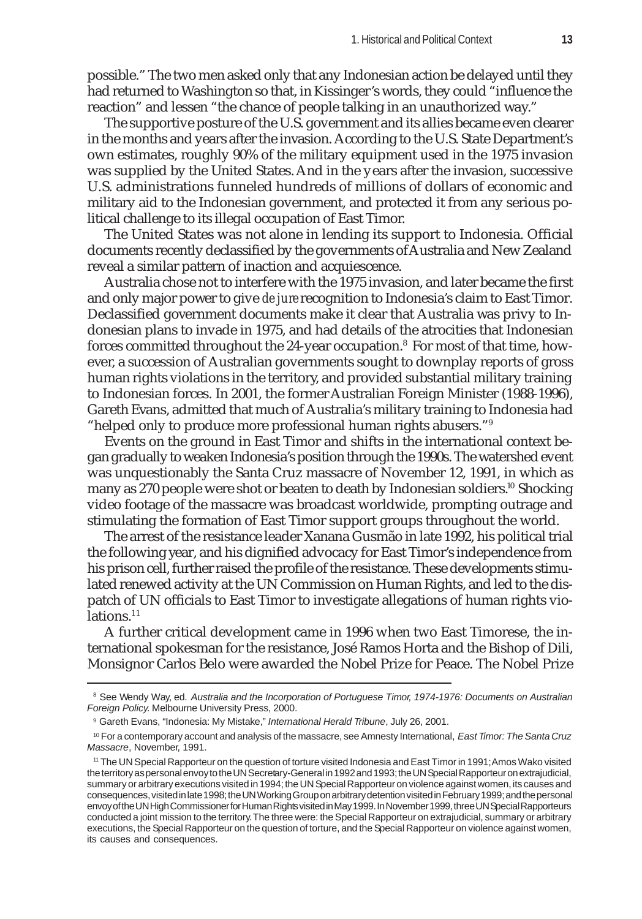possible." The two men asked only that any Indonesian action be delayed until they had returned to Washington so that, in Kissinger's words, they could "influence the reaction" and lessen "the chance of people talking in an unauthorized way."

The supportive posture of the U.S. government and its allies became even clearer in the months and years after the invasion. According to the U.S. State Department's own estimates, roughly 90% of the military equipment used in the 1975 invasion was supplied by the United States. And in the years after the invasion, successive U.S. administrations funneled hundreds of millions of dollars of economic and military aid to the Indonesian government, and protected it from any serious political challenge to its illegal occupation of East Timor.

The United States was not alone in lending its support to Indonesia. Official documents recently declassified by the governments of Australia and New Zealand reveal a similar pattern of inaction and acquiescence.

Australia chose not to interfere with the 1975 invasion, and later became the first and only major power to give *de jure* recognition to Indonesia's claim to East Timor. Declassified government documents make it clear that Australia was privy to Indonesian plans to invade in 1975, and had details of the atrocities that Indonesian forces committed throughout the 24-year occupation.[8] For most of that time, however, a succession of Australian governments sought to downplay reports of gross human rights violations in the territory, and provided substantial military training to Indonesian forces. In 2001, the former Australian Foreign Minister (1988-1996), Gareth Evans, admitted that much of Australia's military training to Indonesia had "helped only to produce more professional human rights abusers."[9]

Events on the ground in East Timor and shifts in the international context began gradually to weaken Indonesia's position through the 1990s. The watershed event was unquestionably the Santa Cruz massacre of November 12, 1991, in which as many as 270 people were shot or beaten to death by Indonesian soldiers.[10] Shocking video footage of the massacre was broadcast worldwide, prompting outrage and stimulating the formation of East Timor support groups throughout the world.

The arrest of the resistance leader Xanana Gusmão in late 1992, his political trial the following year, and his dignified advocacy for East Timor's independence from his prison cell, further raised the profile of the resistance. These developments stimulated renewed activity at the UN Commission on Human Rights, and led to the dispatch of UN officials to East Timor to investigate allegations of human rights violations.[11]

A further critical development came in 1996 when two East Timorese, the international spokesman for the resistance, José Ramos Horta and the Bishop of Dili, Monsignor Carlos Belo were awarded the Nobel Prize for Peace. The Nobel Prize

---

[8] See Wendy Way, ed. *Australia and the Incorporation of Portuguese Timor, 1974-1976: Documents on Australian Foreign Policy.* Melbourne University Press, 2000.

[9] Gareth Evans, "Indonesia: My Mistake," *International Herald Tribune*, July 26, 2001.

[10] For a contemporary account and analysis of the massacre, see Amnesty International, *East Timor: The Santa Cruz Massacre*, November, 1991.

[11] The UN Special Rapporteur on the question of torture visited Indonesia and East Timor in 1991; Amos Wako visited the territory as personal envoy to the UN Secretary-General in 1992 and 1993; the UN Special Rapporteur on extrajudicial, summary or arbitrary executions visited in 1994; the UN Special Rapporteur on violence against women, its causes and consequences, visited in late 1998; the UN Working Group on arbitrary detention visited in February 1999; and the personal envoy of the UN High Commissioner for Human Rights visited in May 1999. In November 1999, three UN Special Rapporteurs conducted a joint mission to the territory. The three were: the Special Rapporteur on extrajudicial, summary or arbitrary executions, the Special Rapporteur on the question of torture, and the Special Rapporteur on violence against women, its causes and consequences.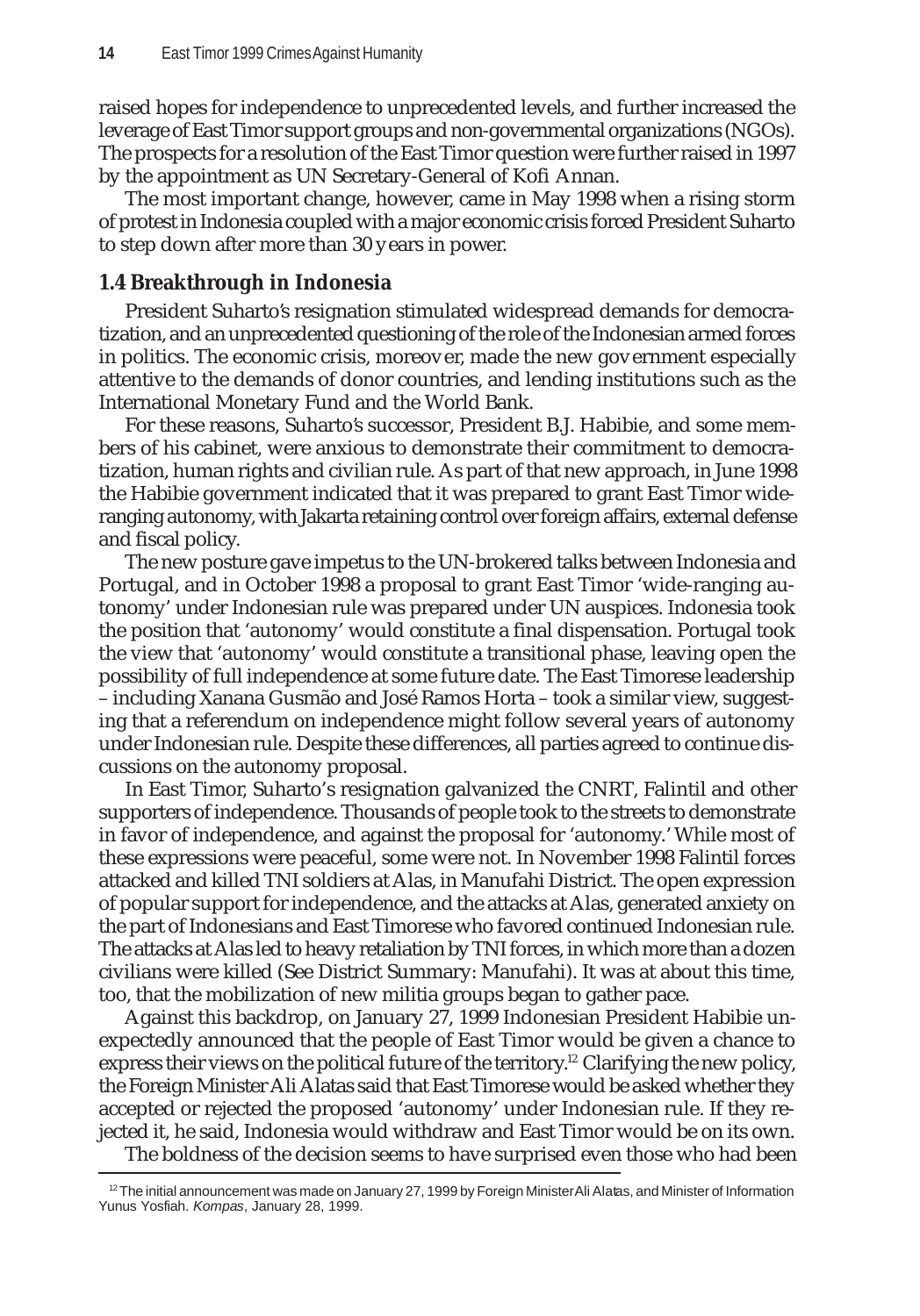raised hopes for independence to unprecedented levels, and further increased the leverage of East Timor support groups and non-governmental organizations (NGOs). The prospects for a resolution of the East Timor question were further raised in 1997 by the appointment as UN Secretary-General of Kofi Annan.

The most important change, however, came in May 1998 when a rising storm of protest in Indonesia coupled with a major economic crisis forced President Suharto to step down after more than 30 years in power.

### 1.4 Breakthrough in Indonesia

President Suharto's resignation stimulated widespread demands for democratization, and an unprecedented questioning of the role of the Indonesian armed forces in politics. The economic crisis, moreover, made the new government especially attentive to the demands of donor countries, and lending institutions such as the International Monetary Fund and the World Bank.

For these reasons, Suharto's successor, President B.J. Habibie, and some members of his cabinet, were anxious to demonstrate their commitment to democratization, human rights and civilian rule. As part of that new approach, in June 1998 the Habibie government indicated that it was prepared to grant East Timor wide-ranging autonomy, with Jakarta retaining control over foreign affairs, external defense and fiscal policy.

The new posture gave impetus to the UN-brokered talks between Indonesia and Portugal, and in October 1998 a proposal to grant East Timor 'wide-ranging autonomy' under Indonesian rule was prepared under UN auspices. Indonesia took the position that 'autonomy' would constitute a final dispensation. Portugal took the view that 'autonomy' would constitute a transitional phase, leaving open the possibility of full independence at some future date. The East Timorese leadership – including Xanana Gusmão and José Ramos Horta – took a similar view, suggesting that a referendum on independence might follow several years of autonomy under Indonesian rule. Despite these differences, all parties agreed to continue discussions on the autonomy proposal.

In East Timor, Suharto's resignation galvanized the CNRT, Falintil and other supporters of independence. Thousands of people took to the streets to demonstrate in favor of independence, and against the proposal for 'autonomy.' While most of these expressions were peaceful, some were not. In November 1998 Falintil forces attacked and killed TNI soldiers at Alas, in Manufahi District. The open expression of popular support for independence, and the attacks at Alas, generated anxiety on the part of Indonesians and East Timorese who favored continued Indonesian rule. The attacks at Alas led to heavy retaliation by TNI forces, in which more than a dozen civilians were killed (See District Summary: Manufahi). It was at about this time, too, that the mobilization of new militia groups began to gather pace.

Against this backdrop, on January 27, 1999 Indonesian President Habibie unexpectedly announced that the people of East Timor would be given a chance to express their views on the political future of the territory.[12] Clarifying the new policy, the Foreign Minister Ali Alatas said that East Timorese would be asked whether they accepted or rejected the proposed 'autonomy' under Indonesian rule. If they rejected it, he said, Indonesia would withdraw and East Timor would be on its own.

The boldness of the decision seems to have surprised even those who had been

[12] The initial announcement was made on January 27, 1999 by Foreign Minister Ali Alatas, and Minister of Information Yunus Yosfiah. *Kompas*, January 28, 1999.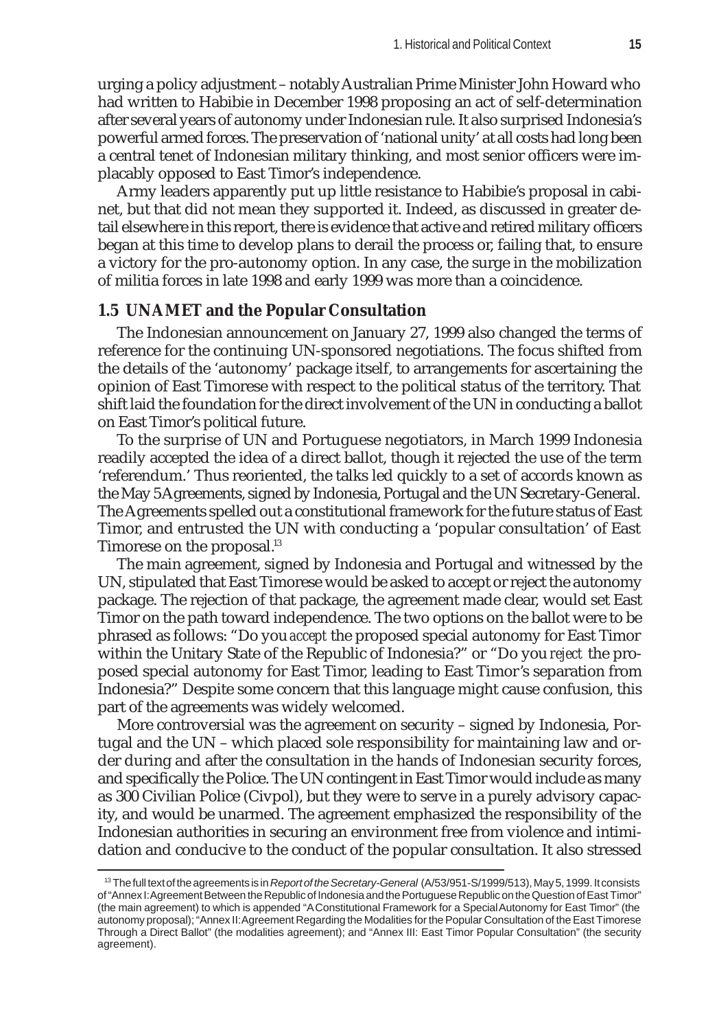urging a policy adjustment – notably Australian Prime Minister John Howard who had written to Habibie in December 1998 proposing an act of self-determination after several years of autonomy under Indonesian rule. It also surprised Indonesia's powerful armed forces. The preservation of 'national unity' at all costs had long been a central tenet of Indonesian military thinking, and most senior officers were implacably opposed to East Timor's independence.

Army leaders apparently put up little resistance to Habibie's proposal in cabinet, but that did not mean they supported it. Indeed, as discussed in greater detail elsewhere in this report, there is evidence that active and retired military officers began at this time to develop plans to derail the process or, failing that, to ensure a victory for the pro-autonomy option. In any case, the surge in the mobilization of militia forces in late 1998 and early 1999 was more than a coincidence.

### 1.5 UNAMET and the Popular Consultation

The Indonesian announcement on January 27, 1999 also changed the terms of reference for the continuing UN-sponsored negotiations. The focus shifted from the details of the 'autonomy' package itself, to arrangements for ascertaining the opinion of East Timorese with respect to the political status of the territory. That shift laid the foundation for the direct involvement of the UN in conducting a ballot on East Timor's political future.

To the surprise of UN and Portuguese negotiators, in March 1999 Indonesia readily accepted the idea of a direct ballot, though it rejected the use of the term 'referendum.' Thus reoriented, the talks led quickly to a set of accords known as the May 5 Agreements, signed by Indonesia, Portugal and the UN Secretary-General. The Agreements spelled out a constitutional framework for the future status of East Timor, and entrusted the UN with conducting a 'popular consultation' of East Timorese on the proposal.[13]

The main agreement, signed by Indonesia and Portugal and witnessed by the UN, stipulated that East Timorese would be asked to accept or reject the autonomy package. The rejection of that package, the agreement made clear, would set East Timor on the path toward independence. The two options on the ballot were to be phrased as follows: "Do you *accept* the proposed special autonomy for East Timor within the Unitary State of the Republic of Indonesia?" or "Do you *reject* the proposed special autonomy for East Timor, leading to East Timor's separation from Indonesia?" Despite some concern that this language might cause confusion, this part of the agreements was widely welcomed.

More controversial was the agreement on security – signed by Indonesia, Portugal and the UN – which placed sole responsibility for maintaining law and order during and after the consultation in the hands of Indonesian security forces, and specifically the Police. The UN contingent in East Timor would include as many as 300 Civilian Police (Civpol), but they were to serve in a purely advisory capacity, and would be unarmed. The agreement emphasized the responsibility of the Indonesian authorities in securing an environment free from violence and intimidation and conducive to the conduct of the popular consultation. It also stressed

---

[13] The full text of the agreements is in *Report of the Secretary-General* (A/53/951-S/1999/513), May 5, 1999. It consists of "Annex I: Agreement Between the Republic of Indonesia and the Portuguese Republic on the Question of East Timor" (the main agreement) to which is appended "A Constitutional Framework for a Special Autonomy for East Timor" (the autonomy proposal); "Annex II: Agreement Regarding the Modalities for the Popular Consultation of the East Timorese Through a Direct Ballot" (the modalities agreement); and "Annex III: East Timor Popular Consultation" (the security agreement).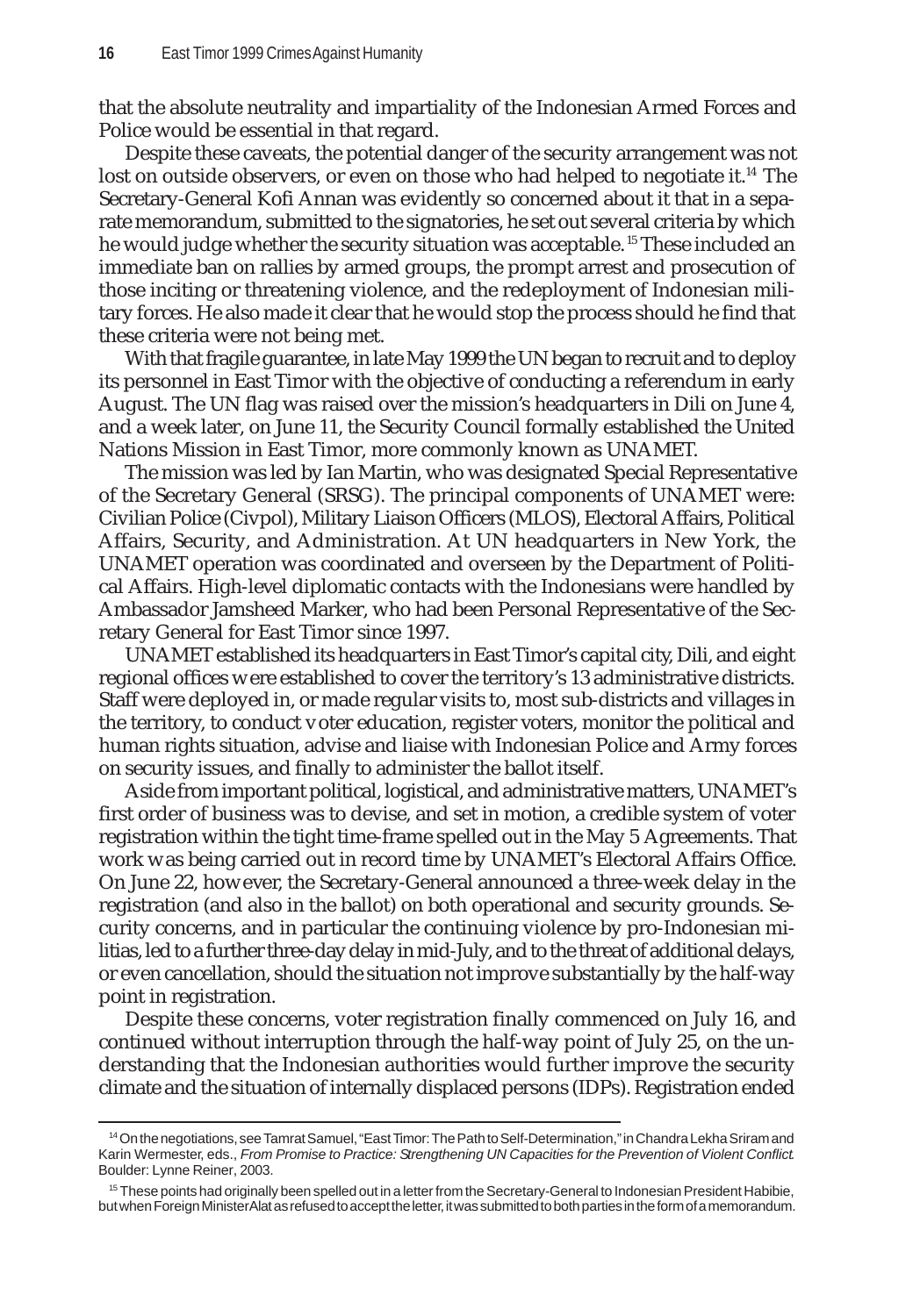that the absolute neutrality and impartiality of the Indonesian Armed Forces and Police would be essential in that regard.

Despite these caveats, the potential danger of the security arrangement was not lost on outside observers, or even on those who had helped to negotiate it.[14] The Secretary-General Kofi Annan was evidently so concerned about it that in a separate memorandum, submitted to the signatories, he set out several criteria by which he would judge whether the security situation was acceptable.[15] These included an immediate ban on rallies by armed groups, the prompt arrest and prosecution of those inciting or threatening violence, and the redeployment of Indonesian military forces. He also made it clear that he would stop the process should he find that these criteria were not being met.

With that fragile guarantee, in late May 1999 the UN began to recruit and to deploy its personnel in East Timor with the objective of conducting a referendum in early August. The UN flag was raised over the mission's headquarters in Dili on June 4, and a week later, on June 11, the Security Council formally established the United Nations Mission in East Timor, more commonly known as UNAMET.

The mission was led by Ian Martin, who was designated Special Representative of the Secretary General (SRSG). The principal components of UNAMET were: Civilian Police (Civpol), Military Liaison Officers (MLOS), Electoral Affairs, Political Affairs, Security, and Administration. At UN headquarters in New York, the UNAMET operation was coordinated and overseen by the Department of Political Affairs. High-level diplomatic contacts with the Indonesians were handled by Ambassador Jamsheed Marker, who had been Personal Representative of the Secretary General for East Timor since 1997.

UNAMET established its headquarters in East Timor's capital city, Dili, and eight regional offices were established to cover the territory's 13 administrative districts. Staff were deployed in, or made regular visits to, most sub-districts and villages in the territory, to conduct voter education, register voters, monitor the political and human rights situation, advise and liaise with Indonesian Police and Army forces on security issues, and finally to administer the ballot itself.

Aside from important political, logistical, and administrative matters, UNAMET's first order of business was to devise, and set in motion, a credible system of voter registration within the tight time-frame spelled out in the May 5 Agreements. That work was being carried out in record time by UNAMET's Electoral Affairs Office. On June 22, however, the Secretary-General announced a three-week delay in the registration (and also in the ballot) on both operational and security grounds. Security concerns, and in particular the continuing violence by pro-Indonesian militias, led to a further three-day delay in mid-July, and to the threat of additional delays, or even cancellation, should the situation not improve substantially by the half-way point in registration.

Despite these concerns, voter registration finally commenced on July 16, and continued without interruption through the half-way point of July 25, on the understanding that the Indonesian authorities would further improve the security climate and the situation of internally displaced persons (IDPs). Registration ended

---

[14] On the negotiations, see Tamrat Samuel, "East Timor: The Path to Self-Determination," in Chandra Lekha Sriram and Karin Wermester, eds., *From Promise to Practice: Strengthening UN Capacities for the Prevention of Violent Conflict*. Boulder: Lynne Reiner, 2003.

[15] These points had originally been spelled out in a letter from the Secretary-General to Indonesian President Habibie, but when Foreign Minister Alatas refused to accept the letter, it was submitted to both parties in the form of a memorandum.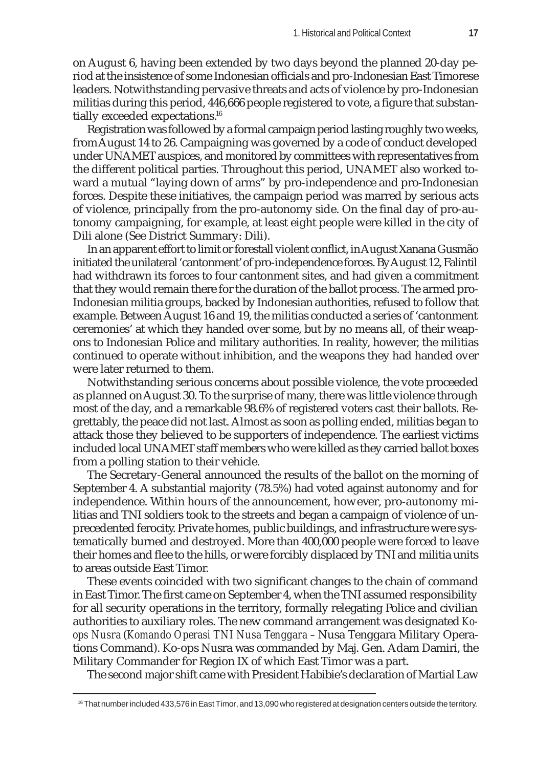on August 6, having been extended by two days beyond the planned 20-day period at the insistence of some Indonesian officials and pro-Indonesian East Timorese leaders. Notwithstanding pervasive threats and acts of violence by pro-Indonesian militias during this period, 446,666 people registered to vote, a figure that substantially exceeded expectations.[16]

Registration was followed by a formal campaign period lasting roughly two weeks, from August 14 to 26. Campaigning was governed by a code of conduct developed under UNAMET auspices, and monitored by committees with representatives from the different political parties. Throughout this period, UNAMET also worked toward a mutual "laying down of arms" by pro-independence and pro-Indonesian forces. Despite these initiatives, the campaign period was marred by serious acts of violence, principally from the pro-autonomy side. On the final day of pro-autonomy campaigning, for example, at least eight people were killed in the city of Dili alone (See District Summary: Dili).

In an apparent effort to limit or forestall violent conflict, in August Xanana Gusmão initiated the unilateral 'cantonment' of pro-independence forces. By August 12, Falintil had withdrawn its forces to four cantonment sites, and had given a commitment that they would remain there for the duration of the ballot process. The armed pro-Indonesian militia groups, backed by Indonesian authorities, refused to follow that example. Between August 16 and 19, the militias conducted a series of 'cantonment ceremonies' at which they handed over some, but by no means all, of their weapons to Indonesian Police and military authorities. In reality, however, the militias continued to operate without inhibition, and the weapons they had handed over were later returned to them.

Notwithstanding serious concerns about possible violence, the vote proceeded as planned on August 30. To the surprise of many, there was little violence through most of the day, and a remarkable 98.6% of registered voters cast their ballots. Regrettably, the peace did not last. Almost as soon as polling ended, militias began to attack those they believed to be supporters of independence. The earliest victims included local UNAMET staff members who were killed as they carried ballot boxes from a polling station to their vehicle.

The Secretary-General announced the results of the ballot on the morning of September 4. A substantial majority (78.5%) had voted against autonomy and for independence. Within hours of the announcement, however, pro-autonomy militias and TNI soldiers took to the streets and began a campaign of violence of unprecedented ferocity. Private homes, public buildings, and infrastructure were systematically burned and destroyed. More than 400,000 people were forced to leave their homes and flee to the hills, or were forcibly displaced by TNI and militia units to areas outside East Timor.

These events coincided with two significant changes to the chain of command in East Timor. The first came on September 4, when the TNI assumed responsibility for all security operations in the territory, formally relegating Police and civilian authorities to auxiliary roles. The new command arrangement was designated *Ko-ops Nusra* (*Komando Operasi TNI Nusa Tenggara* – Nusa Tenggara Military Operations Command). Ko-ops Nusra was commanded by Maj. Gen. Adam Damiri, the Military Commander for Region IX of which East Timor was a part.

The second major shift came with President Habibie's declaration of Martial Law

---

[16] That number included 433,576 in East Timor, and 13,090 who registered at designation centers outside the territory.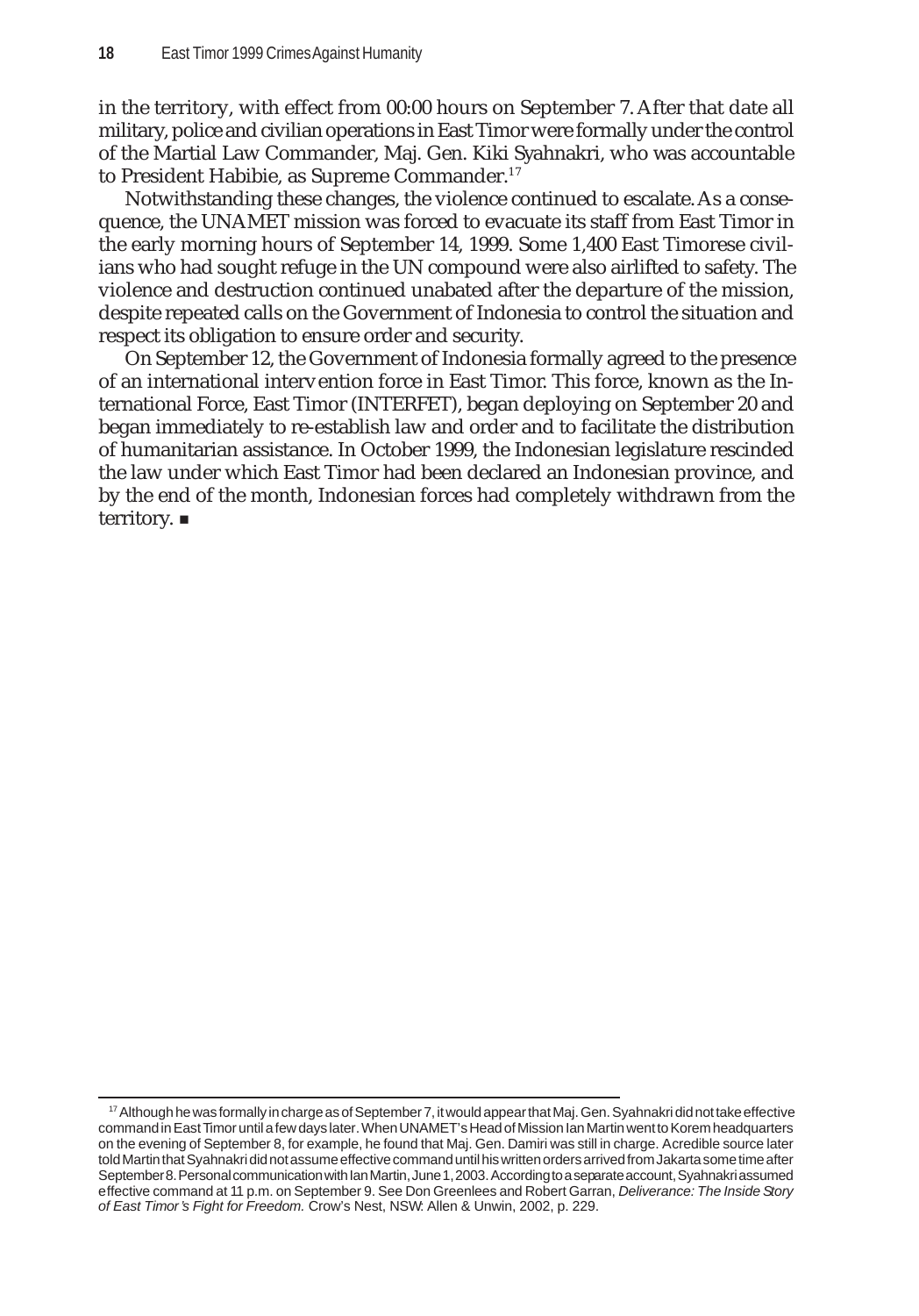in the territory, with effect from 00:00 hours on September 7. After that date all military, police and civilian operations in East Timor were formally under the control of the Martial Law Commander, Maj. Gen. Kiki Syahnakri, who was accountable to President Habibie, as Supreme Commander.[17]

Notwithstanding these changes, the violence continued to escalate. As a consequence, the UNAMET mission was forced to evacuate its staff from East Timor in the early morning hours of September 14, 1999. Some 1,400 East Timorese civilians who had sought refuge in the UN compound were also airlifted to safety. The violence and destruction continued unabated after the departure of the mission, despite repeated calls on the Government of Indonesia to control the situation and respect its obligation to ensure order and security.

On September 12, the Government of Indonesia formally agreed to the presence of an international interv ention force in East Timor. This force, known as the International Force, East Timor (INTERFET), began deploying on September 20 and began immediately to re-establish law and order and to facilitate the distribution of humanitarian assistance. In October 1999, the Indonesian legislature rescinded the law under which East Timor had been declared an Indonesian province, and by the end of the month, Indonesian forces had completely withdrawn from the territory. ■

---

[17] Although he was formally in charge as of September 7, it would appear that Maj. Gen. Syahnakri did not take effective command in East Timor until a few days later. When UNAMET's Head of Mission Ian Martin went to Korem headquarters on the evening of September 8, for example, he found that Maj. Gen. Damiri was still in charge. A credible source later told Martin that Syahnakri did not assume effective command until his written orders arrived from Jakarta some time after September 8. Personal communication with Ian Martin, June 1, 2003. According to a separate account, Syahnakri assumed effective command at 11 p.m. on September 9. See Don Greenlees and Robert Garran, *Deliverance: The Inside Story of East Timor's Fight for Freedom.* Crow's Nest, NSW: Allen & Unwin, 2002, p. 229.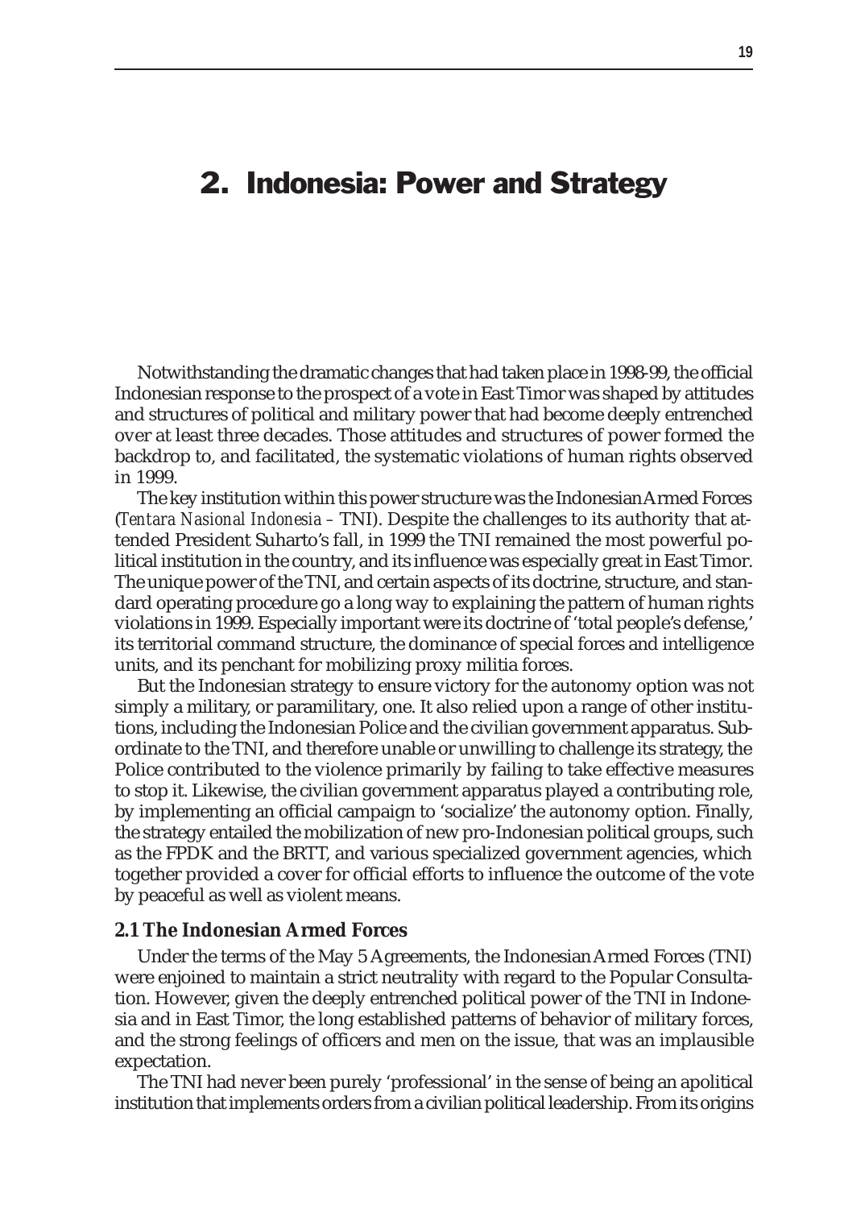# 2. Indonesia: Power and Strategy

Notwithstanding the dramatic changes that had taken place in 1998-99, the official Indonesian response to the prospect of a vote in East Timor was shaped by attitudes and structures of political and military power that had become deeply entrenched over at least three decades. Those attitudes and structures of power formed the backdrop to, and facilitated, the systematic violations of human rights observed in 1999.

The key institution within this power structure was the Indonesian Armed Forces (*Tentara Nasional Indonesia* – TNI). Despite the challenges to its authority that attended President Suharto's fall, in 1999 the TNI remained the most powerful political institution in the country, and its influence was especially great in East Timor. The unique power of the TNI, and certain aspects of its doctrine, structure, and standard operating procedure go a long way to explaining the pattern of human rights violations in 1999. Especially important were its doctrine of 'total people's defense,' its territorial command structure, the dominance of special forces and intelligence units, and its penchant for mobilizing proxy militia forces.

But the Indonesian strategy to ensure victory for the autonomy option was not simply a military, or paramilitary, one. It also relied upon a range of other institutions, including the Indonesian Police and the civilian government apparatus. Subordinate to the TNI, and therefore unable or unwilling to challenge its strategy, the Police contributed to the violence primarily by failing to take effective measures to stop it. Likewise, the civilian government apparatus played a contributing role, by implementing an official campaign to 'socialize' the autonomy option. Finally, the strategy entailed the mobilization of new pro-Indonesian political groups, such as the FPDK and the BRTT, and various specialized government agencies, which together provided a cover for official efforts to influence the outcome of the vote by peaceful as well as violent means.

### 2.1 The Indonesian Armed Forces

Under the terms of the May 5 Agreements, the Indonesian Armed Forces (TNI) were enjoined to maintain a strict neutrality with regard to the Popular Consultation. However, given the deeply entrenched political power of the TNI in Indonesia and in East Timor, the long established patterns of behavior of military forces, and the strong feelings of officers and men on the issue, that was an implausible expectation.

The TNI had never been purely 'professional' in the sense of being an apolitical institution that implements orders from a civilian political leadership. From its origins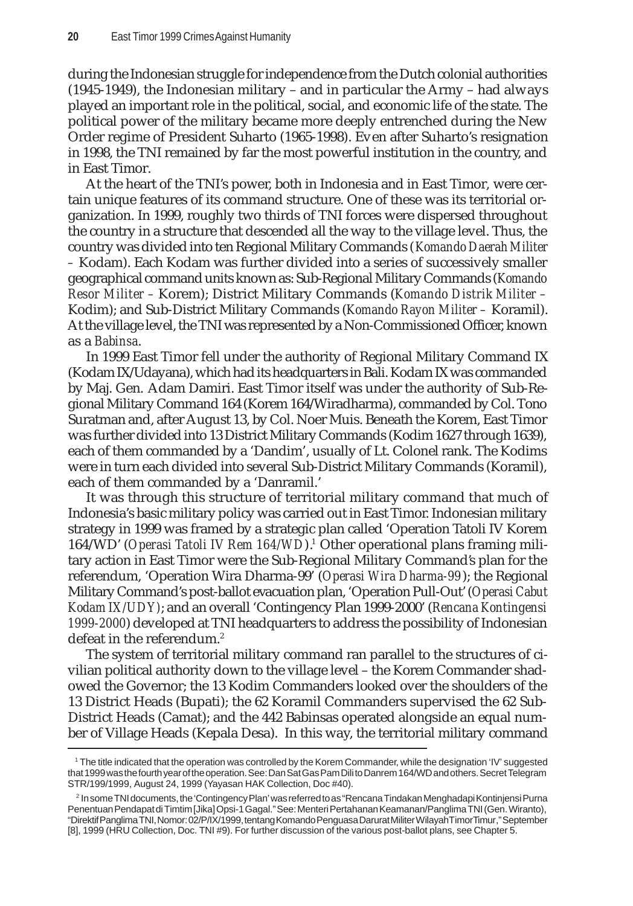during the Indonesian struggle for independence from the Dutch colonial authorities (1945-1949), the Indonesian military – and in particular the Army – had always played an important role in the political, social, and economic life of the state. The political power of the military became more deeply entrenched during the New Order regime of President Suharto (1965-1998). Even after Suharto's resignation in 1998, the TNI remained by far the most powerful institution in the country, and in East Timor.

At the heart of the TNI's power, both in Indonesia and in East Timor, were certain unique features of its command structure. One of these was its territorial organization. In 1999, roughly two thirds of TNI forces were dispersed throughout the country in a structure that descended all the way to the village level. Thus, the country was divided into ten Regional Military Commands (*Komando Daerah Militer* – Kodam). Each Kodam was further divided into a series of successively smaller geographical command units known as: Sub-Regional Military Commands (*Komando Resor Militer* – Korem); District Military Commands (*Komando Distrik Militer* – Kodim); and Sub-District Military Commands (*Komando Rayon Militer* – Koramil). At the village level, the TNI was represented by a Non-Commissioned Officer, known as a *Babinsa*.

In 1999 East Timor fell under the authority of Regional Military Command IX (Kodam IX/Udayana), which had its headquarters in Bali. Kodam IX was commanded by Maj. Gen. Adam Damiri. East Timor itself was under the authority of Sub-Regional Military Command 164 (Korem 164/Wiradharma), commanded by Col. Tono Suratman and, after August 13, by Col. Noer Muis. Beneath the Korem, East Timor was further divided into 13 District Military Commands (Kodim 1627 through 1639), each of them commanded by a 'Dandim', usually of Lt. Colonel rank. The Kodims were in turn each divided into several Sub-District Military Commands (Koramil), each of them commanded by a 'Danramil.'

It was through this structure of territorial military command that much of Indonesia's basic military policy was carried out in East Timor. Indonesian military strategy in 1999 was framed by a strategic plan called 'Operation Tatoli IV Korem 164/WD' (*Operasi Tatoli IV Rem 164/WD*).[1] Other operational plans framing military action in East Timor were the Sub-Regional Military Command's plan for the referendum, 'Operation Wira Dharma-99' (*Operasi Wira Dharma-99*); the Regional Military Command's post-ballot evacuation plan, 'Operation Pull-Out' (*Operasi Cabut Kodam IX/UDY*); and an overall 'Contingency Plan 1999-2000' (*Rencana Kontingensi 1999-2000*) developed at TNI headquarters to address the possibility of Indonesian defeat in the referendum.[2]

The system of territorial military command ran parallel to the structures of civilian political authority down to the village level – the Korem Commander shadowed the Governor; the 13 Kodim Commanders looked over the shoulders of the 13 District Heads (Bupati); the 62 Koramil Commanders supervised the 62 Sub-District Heads (Camat); and the 442 Babinsas operated alongside an equal number of Village Heads (Kepala Desa). In this way, the territorial military command

---

[1] The title indicated that the operation was controlled by the Korem Commander, while the designation 'IV' suggested that 1999 was the fourth year of the operation. See: Dan Sat Gas Pam Dili to Danrem 164/WD and others. Secret Telegram STR/199/1999, August 24, 1999 (Yayasan HAK Collection, Doc #40).

[2] In some TNI documents, the 'Contingency Plan' was referred to as "Rencana Tindakan Menghadapi Kontinjensi Purna Penentuan Pendapat di Timtim [Jika] Opsi-1 Gagal." See: Menteri Pertahanan Keamanan/Panglima TNI (Gen. Wiranto), "Direktif Panglima TNI, Nomor: 02/P/IX/1999, tentang Komando Penguasa Darurat Militer Wilayah Timor Timur," September [8], 1999 (HRU Collection, Doc. TNI #9). For further discussion of the various post-ballot plans, see Chapter 5.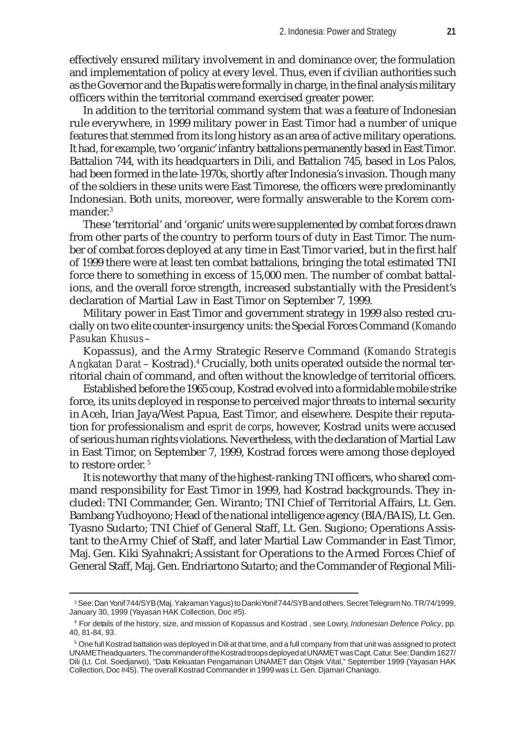effectively ensured military involvement in and dominance over, the formulation and implementation of policy at every level. Thus, even if civilian authorities such as the Governor and the Bupatis were formally in charge, in the final analysis military officers within the territorial command exercised greater power.

In addition to the territorial command system that was a feature of Indonesian rule everywhere, in 1999 military power in East Timor had a number of unique features that stemmed from its long history as an area of active military operations. It had, for example, two 'organic' infantry battalions permanently based in East Timor. Battalion 744, with its headquarters in Dili, and Battalion 745, based in Los Palos, had been formed in the late-1970s, shortly after Indonesia's invasion. Though many of the soldiers in these units were East Timorese, the officers were predominantly Indonesian. Both units, moreover, were formally answerable to the Korem commander.[3]

These 'territorial' and 'organic' units were supplemented by combat forces drawn from other parts of the country to perform tours of duty in East Timor. The number of combat forces deployed at any time in East Timor varied, but in the first half of 1999 there were at least ten combat battalions, bringing the total estimated TNI force there to something in excess of 15,000 men. The number of combat battalions, and the overall force strength, increased substantially with the President's declaration of Martial Law in East Timor on September 7, 1999.

Military power in East Timor and government strategy in 1999 also rested crucially on two elite counter-insurgency units: the Special Forces Command (*Komando Pasukan Khusus* – Kopassus), and the Army Strategic Reserve Command (*Komando Strategis Angkatan Darat* – Kostrad).[4] Crucially, both units operated outside the normal territorial chain of command, and often without the knowledge of territorial officers.

Established before the 1965 coup, Kostrad evolved into a formidable mobile strike force, its units deployed in response to perceived major threats to internal security in Aceh, Irian Jaya/West Papua, East Timor, and elsewhere. Despite their reputation for professionalism and *esprit de corps*, however, Kostrad units were accused of serious human rights violations. Nevertheless, with the declaration of Martial Law in East Timor, on September 7, 1999, Kostrad forces were among those deployed to restore order.[5]

It is noteworthy that many of the highest-ranking TNI officers, who shared command responsibility for East Timor in 1999, had Kostrad backgrounds. They included: TNI Commander, Gen. Wiranto; TNI Chief of Territorial Affairs, Lt. Gen. Bambang Yudhoyono; Head of the national intelligence agency (BIA/BAIS), Lt. Gen. Tyasno Sudarto; TNI Chief of General Staff, Lt. Gen. Sugiono; Operations Assistant to the Army Chief of Staff, and later Martial Law Commander in East Timor, Maj. Gen. Kiki Syahnakri; Assistant for Operations to the Armed Forces Chief of General Staff, Maj. Gen. Endriartono Sutarto; and the Commander of Regional Mili-

---

[3] See: Dan Yonif 744/SYB (Maj. Yakraman Yagus) to Danki Yonif 744/SYB and others. Secret Telegram No. TR/74/1999, January 30, 1999 (Yayasan HAK Collection, Doc #5).

[4] For details of the history, size, and mission of Kopassus and Kostrad , see Lowry, *Indonesian Defence Policy*, pp. 40, 81-84, 93.

[5] One full Kostrad battalion was deployed in Dili at that time, and a full company from that unit was assigned to protect UNAMET headquarters. The commander of the Kostrad troops deployed at UNAMET was Capt. Catur. See: Dandim 1627/ Dili (Lt. Col. Soedjarwo), "Data Kekuatan Pengamanan UNAMET dan Objek Vital," September 1999 (Yayasan HAK Collection, Doc #45). The overall Kostrad Commander in 1999 was Lt. Gen. Djamari Chaniago.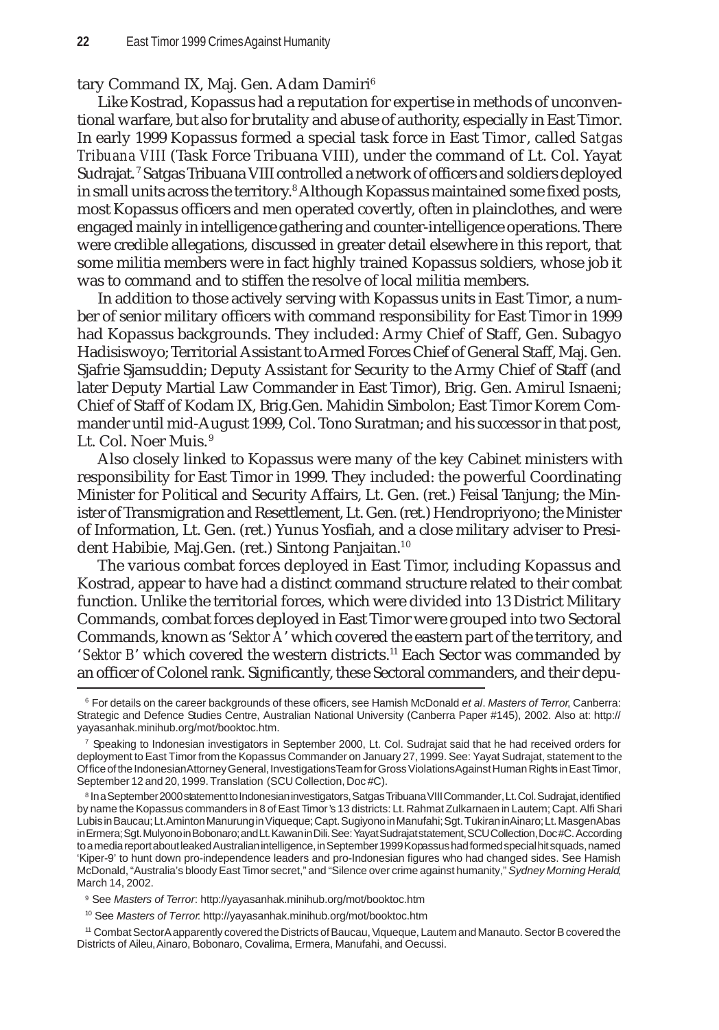tary Command IX, Maj. Gen. Adam Damiri[6]

Like Kostrad, Kopassus had a reputation for expertise in methods of unconventional warfare, but also for brutality and abuse of authority, especially in East Timor. In early 1999 Kopassus formed a special task force in East Timor, called *Satgas Tribuana VIII* (Task Force Tribuana VIII), under the command of Lt. Col. Yayat Sudrajat.[7] Satgas Tribuana VIII controlled a network of officers and soldiers deployed in small units across the territory.[8] Although Kopassus maintained some fixed posts, most Kopassus officers and men operated covertly, often in plainclothes, and were engaged mainly in intelligence gathering and counter-intelligence operations. There were credible allegations, discussed in greater detail elsewhere in this report, that some militia members were in fact highly trained Kopassus soldiers, whose job it was to command and to stiffen the resolve of local militia members.

In addition to those actively serving with Kopassus units in East Timor, a number of senior military officers with command responsibility for East Timor in 1999 had Kopassus backgrounds. They included: Army Chief of Staff, Gen. Subagyo Hadisiswoyo; Territorial Assistant to Armed Forces Chief of General Staff, Maj. Gen. Sjafrie Sjamsuddin; Deputy Assistant for Security to the Army Chief of Staff (and later Deputy Martial Law Commander in East Timor), Brig. Gen. Amirul Isnaeni; Chief of Staff of Kodam IX, Brig.Gen. Mahidin Simbolon; East Timor Korem Commander until mid-August 1999, Col. Tono Suratman; and his successor in that post, Lt. Col. Noer Muis.[9]

Also closely linked to Kopassus were many of the key Cabinet ministers with responsibility for East Timor in 1999. They included: the powerful Coordinating Minister for Political and Security Affairs, Lt. Gen. (ret.) Feisal Tanjung; the Minister of Transmigration and Resettlement, Lt. Gen. (ret.) Hendropriyono; the Minister of Information, Lt. Gen. (ret.) Yunus Yosfiah, and a close military adviser to President Habibie, Maj.Gen. (ret.) Sintong Panjaitan.[10]

The various combat forces deployed in East Timor, including Kopassus and Kostrad, appear to have had a distinct command structure related to their combat function. Unlike the territorial forces, which were divided into 13 District Military Commands, combat forces deployed in East Timor were grouped into two Sectoral Commands, known as '*Sektor A*' which covered the eastern part of the territory, and '*Sektor B*' which covered the western districts.[11] Each Sector was commanded by an officer of Colonel rank. Significantly, these Sectoral commanders, and their depu-

---

[6] For details on the career backgrounds of these officers, see Hamish McDonald *et al*. *Masters of Terror*, Canberra: Strategic and Defence Studies Centre, Australian National University (Canberra Paper #145), 2002. Also at: http://yayasanhak.minihub.org/mot/booktoc.htm.

[7] Speaking to Indonesian investigators in September 2000, Lt. Col. Sudrajat said that he had received orders for deployment to East Timor from the Kopassus Commander on January 27, 1999. See: Yayat Sudrajat, statement to the Office of the Indonesian Attorney General, Investigations Team for Gross Violations Against Human Rights in East Timor, September 12 and 20, 1999. Translation (SCU Collection, Doc #C).

[8] In a September 2000 statement to Indonesian investigators, Satgas Tribuana VIII Commander, Lt. Col. Sudrajat, identified by name the Kopassus commanders in 8 of East Timor's 13 districts: Lt. Rahmat Zulkarnaen in Lautem; Capt. Alfi Shari Lubis in Baucau; Lt. Aminton Manurung in Viqueque; Capt. Sugiyono in Manufahi; Sgt. Tukiran in Ainaro; Lt. Masgen Abas in Ermera; Sgt. Mulyono in Bobonaro; and Lt. Kawan in Dili. See: Yayat Sudrajat statement, SCU Collection, Doc #C. According to a media report about leaked Australian intelligence, in September 1999 Kopassus had formed special hit squads, named 'Kiper-9' to hunt down pro-independence leaders and pro-Indonesian figures who had changed sides. See Hamish McDonald, "Australia's bloody East Timor secret," and "Silence over crime against humanity," *Sydney Morning Herald*, March 14, 2002.

[9] See *Masters of Terror*: http://yayasanhak.minihub.org/mot/booktoc.htm

[10] See *Masters of Terror*: http://yayasanhak.minihub.org/mot/booktoc.htm

[11] Combat Sector A apparently covered the Districts of Baucau, Viqueque, Lautem and Manauto. Sector B covered the Districts of Aileu, Ainaro, Bobonaro, Covalima, Ermera, Manufahi, and Oecussi.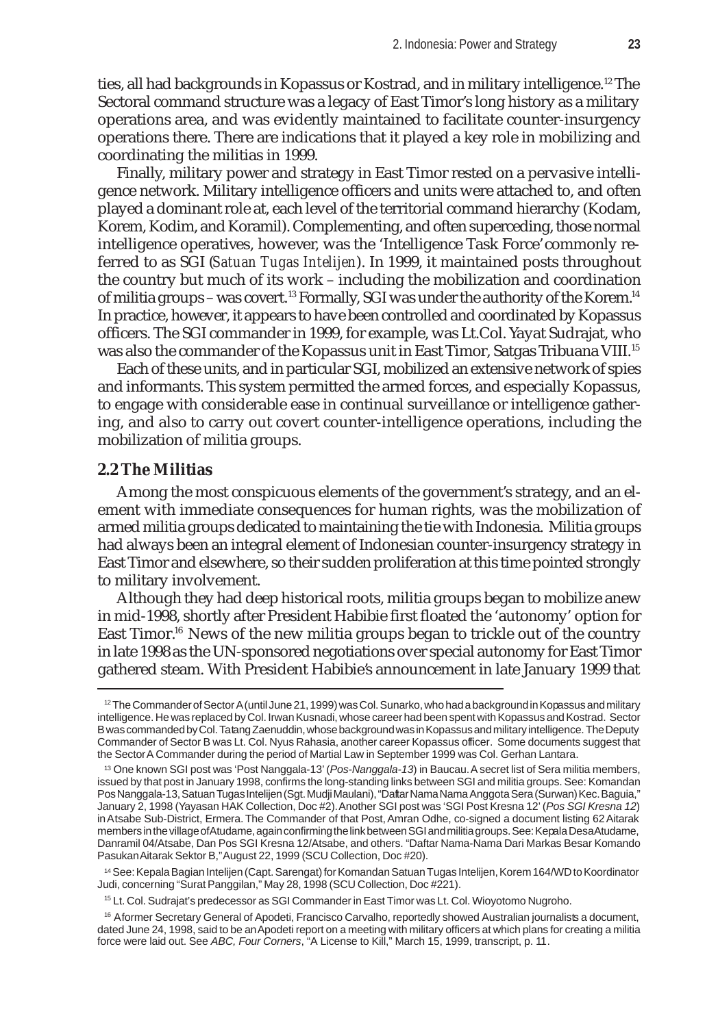ties, all had backgrounds in Kopassus or Kostrad, and in military intelligence.[12] The Sectoral command structure was a legacy of East Timor's long history as a military operations area, and was evidently maintained to facilitate counter-insurgency operations there. There are indications that it played a key role in mobilizing and coordinating the militias in 1999.

Finally, military power and strategy in East Timor rested on a pervasive intelligence network. Military intelligence officers and units were attached to, and often played a dominant role at, each level of the territorial command hierarchy (Kodam, Korem, Kodim, and Koramil). Complementing, and often superceding, those normal intelligence operatives, however, was the 'Intelligence Task Force' commonly referred to as SGI (*Satuan Tugas Intelijen*). In 1999, it maintained posts throughout the country but much of its work – including the mobilization and coordination of militia groups – was covert.[13] Formally, SGI was under the authority of the Korem.[14] In practice, however, it appears to have been controlled and coordinated by Kopassus officers. The SGI commander in 1999, for example, was Lt.Col. Yayat Sudrajat, who was also the commander of the Kopassus unit in East Timor, Satgas Tribuana VIII.[15]

Each of these units, and in particular SGI, mobilized an extensive network of spies and informants. This system permitted the armed forces, and especially Kopassus, to engage with considerable ease in continual surveillance or intelligence gathering, and also to carry out covert counter-intelligence operations, including the mobilization of militia groups.

## 2.2 The Militias

Among the most conspicuous elements of the government's strategy, and an element with immediate consequences for human rights, was the mobilization of armed militia groups dedicated to maintaining the tie with Indonesia. Militia groups had always been an integral element of Indonesian counter-insurgency strategy in East Timor and elsewhere, so their sudden proliferation at this time pointed strongly to military involvement.

Although they had deep historical roots, militia groups began to mobilize anew in mid-1998, shortly after President Habibie first floated the 'autonomy' option for East Timor.[16] News of the new militia groups began to trickle out of the country in late 1998 as the UN-sponsored negotiations over special autonomy for East Timor gathered steam. With President Habibie's announcement in late January 1999 that

---

[12] The Commander of Sector A (until June 21, 1999) was Col. Sunarko, who had a background in Kopassus and military intelligence. He was replaced by Col. Irwan Kusnadi, whose career had been spent with Kopassus and Kostrad. Sector B was commanded by Col. Tatang Zaenuddin, whose background was in Kopassus and military intelligence. The Deputy Commander of Sector B was Lt. Col. Nyus Rahasia, another career Kopassus officer. Some documents suggest that the Sector A Commander during the period of Martial Law in September 1999 was Col. Gerhan Lantara.

[13] One known SGI post was 'Post Nanggala-13' (*Pos-Nanggala-13*) in Baucau. A secret list of Sera militia members, issued by that post in January 1998, confirms the long-standing links between SGI and militia groups. See: Komandan Pos Nanggala-13, Satuan Tugas Intelijen (Sgt. Mudji Maulani), "Daftar Nama Nama Anggota Sera (Surwan) Kec. Baguia," January 2, 1998 (Yayasan HAK Collection, Doc #2). Another SGI post was 'SGI Post Kresna 12' (*Pos SGI Kresna 12*) in Atsabe Sub-District, Ermera. The Commander of that Post, Amran Odhe, co-signed a document listing 62 Aitarak members in the village of Atudame, again confirming the link between SGI and militia groups. See: Kepala Desa Atudame, Danramil 04/Atsabe, Dan Pos SGI Kresna 12/Atsabe, and others. "Daftar Nama-Nama Dari Markas Besar Komando Pasukan Aitarak Sektor B," August 22, 1999 (SCU Collection, Doc #20).

[14] See: Kepala Bagian Intelijen (Capt. Sarengat) for Komandan Satuan Tugas Intelijen, Korem 164/WD to Koordinator Judi, concerning "Surat Panggilan," May 28, 1998 (SCU Collection, Doc #221).

[15] Lt. Col. Sudrajat's predecessor as SGI Commander in East Timor was Lt. Col. Wioyotomo Nugroho.

[16] A former Secretary General of Apodeti, Francisco Carvalho, reportedly showed Australian journalists a document, dated June 24, 1998, said to be an Apodeti report on a meeting with military officers at which plans for creating a militia force were laid out. See *ABC, Four Corners*, "A License to Kill," March 15, 1999, transcript, p. 11.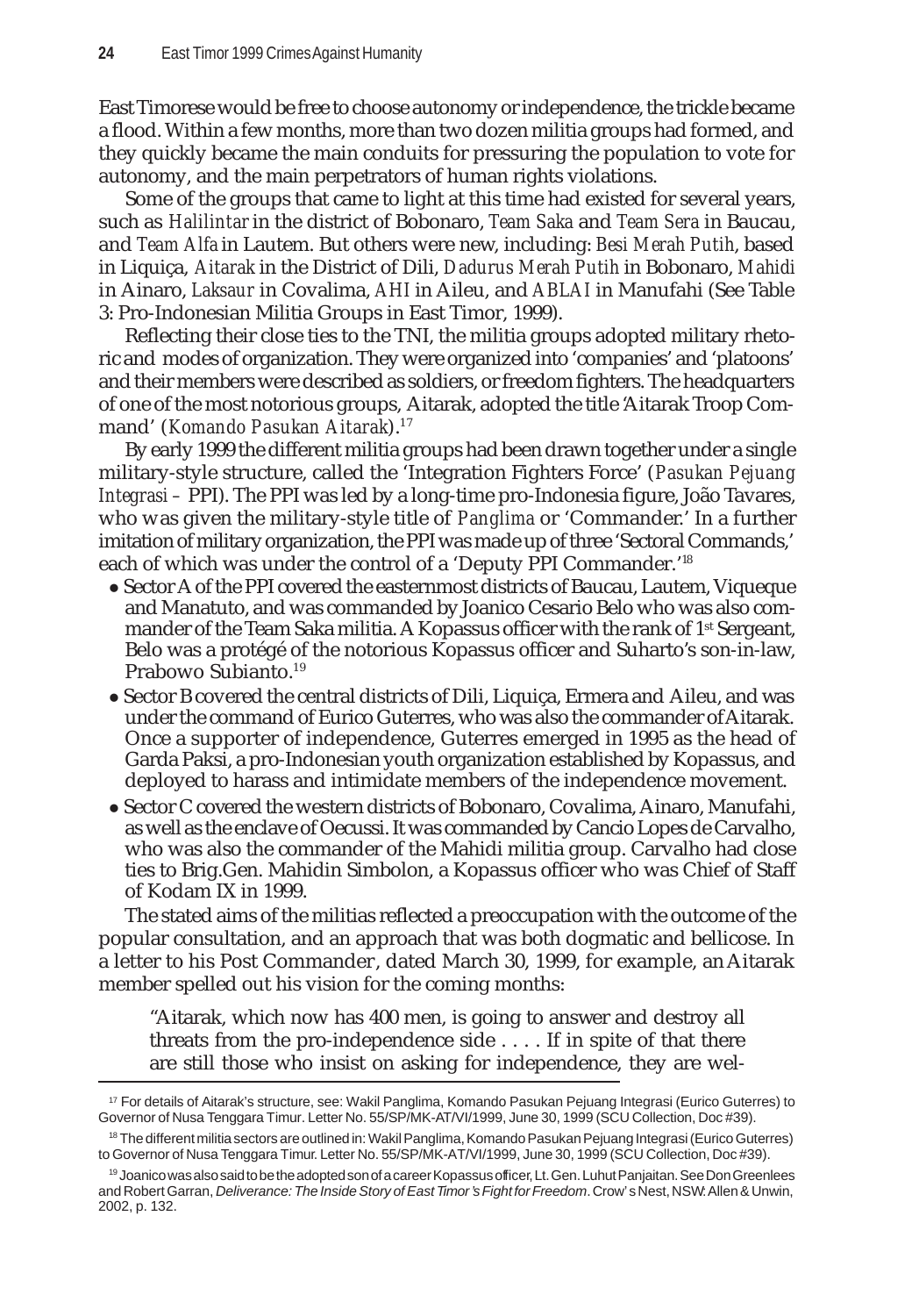East Timorese would be free to choose autonomy or independence, the trickle became a flood. Within a few months, more than two dozen militia groups had formed, and they quickly became the main conduits for pressuring the population to vote for autonomy, and the main perpetrators of human rights violations.

Some of the groups that came to light at this time had existed for several years, such as *Halilintar* in the district of Bobonaro, *Team Saka* and *Team Sera* in Baucau, and *Team Alfa* in Lautem. But others were new, including: *Besi Merah Putih*, based in Liquiça, *Aitarak* in the District of Dili, *Dadurus Merah Putih* in Bobonaro, *Mahidi* in Ainaro, *Laksaur* in Covalima, *AHI* in Aileu, and *ABLAI* in Manufahi (See Table 3: Pro-Indonesian Militia Groups in East Timor, 1999).

Reflecting their close ties to the TNI, the militia groups adopted military rhetoric and modes of organization. They were organized into 'companies' and 'platoons' and their members were described as soldiers, or freedom fighters. The headquarters of one of the most notorious groups, Aitarak, adopted the title 'Aitarak Troop Command' (*Komando Pasukan Aitarak*).[17]

By early 1999 the different militia groups had been drawn together under a single military-style structure, called the 'Integration Fighters Force' (*Pasukan Pejuang Integrasi* – PPI). The PPI was led by a long-time pro-Indonesia figure, João Tavares, who was given the military-style title of *Panglima* or 'Commander.' In a further imitation of military organization, the PPI was made up of three 'Sectoral Commands,' each of which was under the control of a 'Deputy PPI Commander.'[18]

- Sector A of the PPI covered the easternmost districts of Baucau, Lautem, Viqueque and Manatuto, and was commanded by Joanico Cesario Belo who was also commander of the Team Saka militia. A Kopassus officer with the rank of 1st Sergeant, Belo was a protégé of the notorious Kopassus officer and Suharto's son-in-law, Prabowo Subianto.[19]
- Sector B covered the central districts of Dili, Liquiça, Ermera and Aileu, and was under the command of Eurico Guterres, who was also the commander of Aitarak. Once a supporter of independence, Guterres emerged in 1995 as the head of Garda Paksi, a pro-Indonesian youth organization established by Kopassus, and deployed to harass and intimidate members of the independence movement.
- Sector C covered the western districts of Bobonaro, Covalima, Ainaro, Manufahi, as well as the enclave of Oecussi. It was commanded by Cancio Lopes de Carvalho, who was also the commander of the Mahidi militia group. Carvalho had close ties to Brig.Gen. Mahidin Simbolon, a Kopassus officer who was Chief of Staff of Kodam IX in 1999.

The stated aims of the militias reflected a preoccupation with the outcome of the popular consultation, and an approach that was both dogmatic and bellicose. In a letter to his Post Commander, dated March 30, 1999, for example, an Aitarak member spelled out his vision for the coming months:

> "Aitarak, which now has 400 men, is going to answer and destroy all threats from the pro-independence side . . . . If in spite of that there are still those who insist on asking for independence, they are wel-

[17] For details of Aitarak's structure, see: Wakil Panglima, Komando Pasukan Pejuang Integrasi (Eurico Guterres) to Governor of Nusa Tenggara Timur. Letter No. 55/SP/MK-AT/VI/1999, June 30, 1999 (SCU Collection, Doc #39).

[18] The different militia sectors are outlined in: Wakil Panglima, Komando Pasukan Pejuang Integrasi (Eurico Guterres) to Governor of Nusa Tenggara Timur. Letter No. 55/SP/MK-AT/VI/1999, June 30, 1999 (SCU Collection, Doc #39).

[19] Joanico was also said to be the adopted son of a career Kopassus officer, Lt. Gen. Luhut Panjaitan. See Don Greenlees and Robert Garran, *Deliverance: The Inside Story of East Timor's Fight for Freedom*. Crow's Nest, NSW: Allen & Unwin, 2002, p. 132.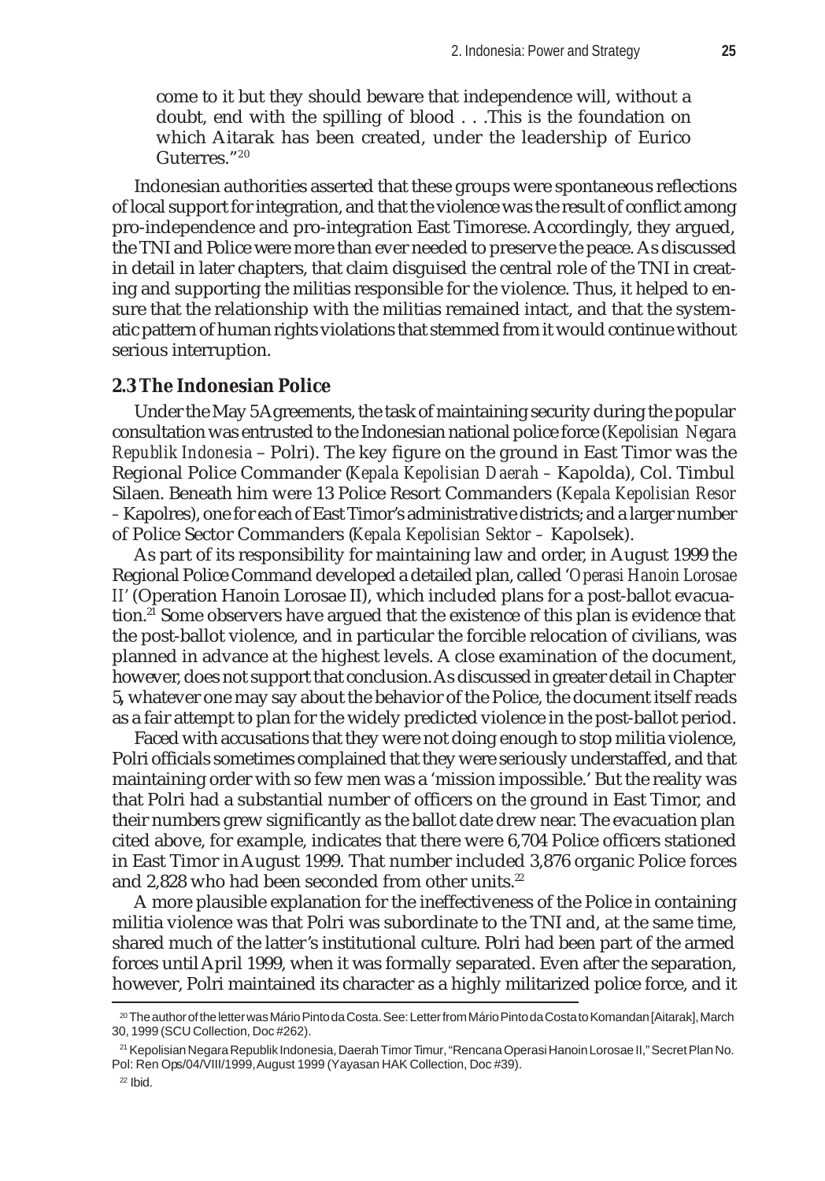come to it but they should beware that independence will, without a doubt, end with the spilling of blood . . .This is the foundation on which Aitarak has been created, under the leadership of Eurico Guterres."[20]

Indonesian authorities asserted that these groups were spontaneous reflections of local support for integration, and that the violence was the result of conflict among pro-independence and pro-integration East Timorese. Accordingly, they argued, the TNI and Police were more than ever needed to preserve the peace. As discussed in detail in later chapters, that claim disguised the central role of the TNI in creating and supporting the militias responsible for the violence. Thus, it helped to ensure that the relationship with the militias remained intact, and that the systematic pattern of human rights violations that stemmed from it would continue without serious interruption.

## 2.3 The Indonesian Police

Under the May 5 Agreements, the task of maintaining security during the popular consultation was entrusted to the Indonesian national police force (*Kepolisian Negara Republik Indonesia* – Polri). The key figure on the ground in East Timor was the Regional Police Commander (*Kepala Kepolisian Daerah* – Kapolda), Col. Timbul Silaen. Beneath him were 13 Police Resort Commanders (*Kepala Kepolisian Resor* – Kapolres), one for each of East Timor's administrative districts; and a larger number of Police Sector Commanders (*Kepala Kepolisian Sektor* – Kapolsek).

As part of its responsibility for maintaining law and order, in August 1999 the Regional Police Command developed a detailed plan, called '*Operasi Hanoin Lorosae II*' (Operation Hanoin Lorosae II), which included plans for a post-ballot evacuation.[21] Some observers have argued that the existence of this plan is evidence that the post-ballot violence, and in particular the forcible relocation of civilians, was planned in advance at the highest levels. A close examination of the document, however, does not support that conclusion. As discussed in greater detail in Chapter 5, whatever one may say about the behavior of the Police, the document itself reads as a fair attempt to plan for the widely predicted violence in the post-ballot period.

Faced with accusations that they were not doing enough to stop militia violence, Polri officials sometimes complained that they were seriously understaffed, and that maintaining order with so few men was a 'mission impossible.' But the reality was that Polri had a substantial number of officers on the ground in East Timor, and their numbers grew significantly as the ballot date drew near. The evacuation plan cited above, for example, indicates that there were 6,704 Police officers stationed in East Timor in August 1999. That number included 3,876 organic Police forces and 2,828 who had been seconded from other units.[22]

A more plausible explanation for the ineffectiveness of the Police in containing militia violence was that Polri was subordinate to the TNI and, at the same time, shared much of the latter's institutional culture. Polri had been part of the armed forces until April 1999, when it was formally separated. Even after the separation, however, Polri maintained its character as a highly militarized police force, and it

---

[20] The author of the letter was Mário Pinto da Costa. See: Letter from Mário Pinto da Costa to Komandan [Aitarak], March 30, 1999 (SCU Collection, Doc #262).

[21] Kepolisian Negara Republik Indonesia, Daerah Timor Timur, "Rencana Operasi Hanoin Lorosae II," Secret Plan No. Pol: Ren Ops/04/VIII/1999, August 1999 (Yayasan HAK Collection, Doc #39).

[22] Ibid.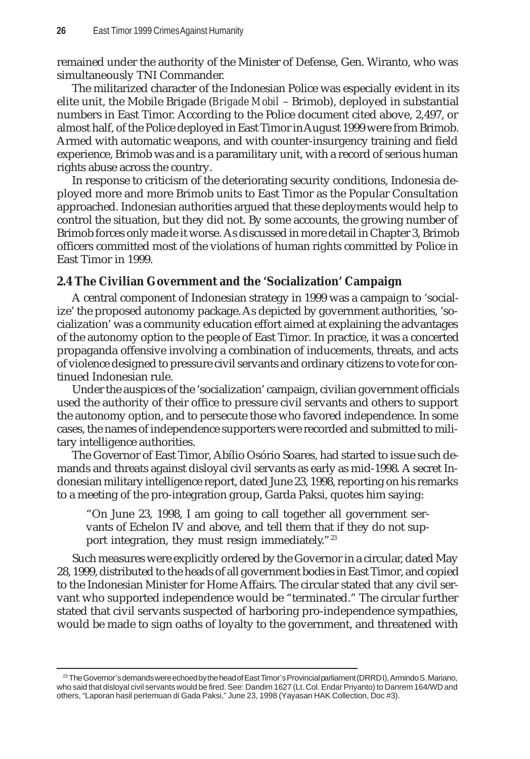remained under the authority of the Minister of Defense, Gen. Wiranto, who was simultaneously TNI Commander.

The militarized character of the Indonesian Police was especially evident in its elite unit, the Mobile Brigade (*Brigade Mobil* – Brimob), deployed in substantial numbers in East Timor. According to the Police document cited above, 2,497, or almost half, of the Police deployed in East Timor in August 1999 were from Brimob. Armed with automatic weapons, and with counter-insurgency training and field experience, Brimob was and is a paramilitary unit, with a record of serious human rights abuse across the country.

In response to criticism of the deteriorating security conditions, Indonesia deployed more and more Brimob units to East Timor as the Popular Consultation approached. Indonesian authorities argued that these deployments would help to control the situation, but they did not. By some accounts, the growing number of Brimob forces only made it worse. As discussed in more detail in Chapter 3, Brimob officers committed most of the violations of human rights committed by Police in East Timor in 1999.

## 2.4 The Civilian Government and the 'Socialization' Campaign

A central component of Indonesian strategy in 1999 was a campaign to 'socialize' the proposed autonomy package. As depicted by government authorities, 'socialization' was a community education effort aimed at explaining the advantages of the autonomy option to the people of East Timor. In practice, it was a concerted propaganda offensive involving a combination of inducements, threats, and acts of violence designed to pressure civil servants and ordinary citizens to vote for continued Indonesian rule.

Under the auspices of the 'socialization' campaign, civilian government officials used the authority of their office to pressure civil servants and others to support the autonomy option, and to persecute those who favored independence. In some cases, the names of independence supporters were recorded and submitted to military intelligence authorities.

The Governor of East Timor, Abílio Osório Soares, had started to issue such demands and threats against disloyal civil servants as early as mid-1998. A secret Indonesian military intelligence report, dated June 23, 1998, reporting on his remarks to a meeting of the pro-integration group, Garda Paksi, quotes him saying:

> "On June 23, 1998, I am going to call together all government servants of Echelon IV and above, and tell them that if they do not support integration, they must resign immediately."[23]

Such measures were explicitly ordered by the Governor in a circular, dated May 28, 1999, distributed to the heads of all government bodies in East Timor, and copied to the Indonesian Minister for Home Affairs. The circular stated that any civil servant who supported independence would be "terminated." The circular further stated that civil servants suspected of harboring pro-independence sympathies, would be made to sign oaths of loyalty to the government, and threatened with

---

[23] The Governor's demands were echoed by the head of East Timor's Provincial parliament (DRRD I), Armindo S. Mariano, who said that disloyal civil servants would be fired. See: Dandim 1627 (Lt. Col. Endar Priyanto) to Danrem 164/WD and others, "Laporan hasil pertemuan di Gada Paksi," June 23, 1998 (Yayasan HAK Collection, Doc #3).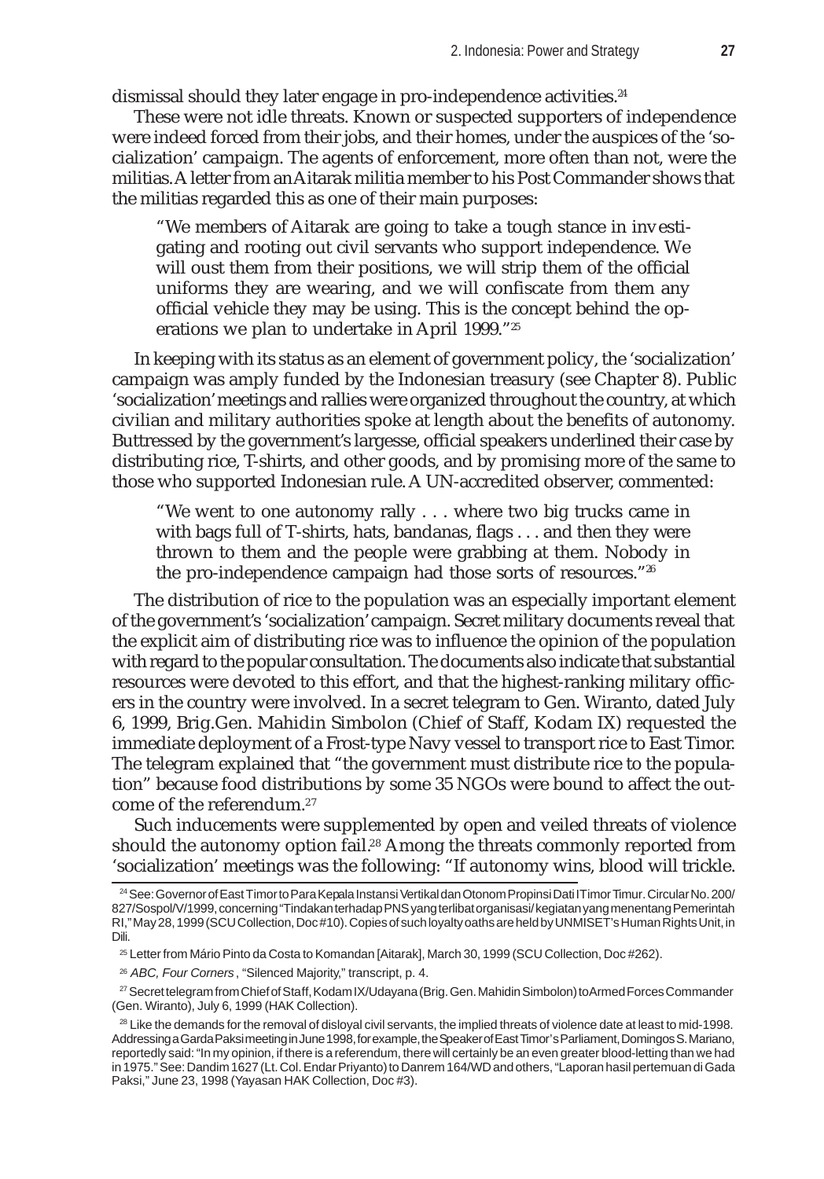dismissal should they later engage in pro-independence activities.[24]

These were not idle threats. Known or suspected supporters of independence were indeed forced from their jobs, and their homes, under the auspices of the 'socialization' campaign. The agents of enforcement, more often than not, were the militias. A letter from an Aitarak militia member to his Post Commander shows that the militias regarded this as one of their main purposes:

> "We members of Aitarak are going to take a tough stance in investigating and rooting out civil servants who support independence. We will oust them from their positions, we will strip them of the official uniforms they are wearing, and we will confiscate from them any official vehicle they may be using. This is the concept behind the operations we plan to undertake in April 1999."[25]

In keeping with its status as an element of government policy, the 'socialization' campaign was amply funded by the Indonesian treasury (see Chapter 8). Public 'socialization' meetings and rallies were organized throughout the country, at which civilian and military authorities spoke at length about the benefits of autonomy. Buttressed by the government's largesse, official speakers underlined their case by distributing rice, T-shirts, and other goods, and by promising more of the same to those who supported Indonesian rule. A UN-accredited observer, commented:

> "We went to one autonomy rally . . . where two big trucks came in with bags full of T-shirts, hats, bandanas, flags . . . and then they were thrown to them and the people were grabbing at them. Nobody in the pro-independence campaign had those sorts of resources."[26]

The distribution of rice to the population was an especially important element of the government's 'socialization' campaign. Secret military documents reveal that the explicit aim of distributing rice was to influence the opinion of the population with regard to the popular consultation. The documents also indicate that substantial resources were devoted to this effort, and that the highest-ranking military officers in the country were involved. In a secret telegram to Gen. Wiranto, dated July 6, 1999, Brig.Gen. Mahidin Simbolon (Chief of Staff, Kodam IX) requested the immediate deployment of a Frost-type Navy vessel to transport rice to East Timor. The telegram explained that "the government must distribute rice to the population" because food distributions by some 35 NGOs were bound to affect the outcome of the referendum.[27]

Such inducements were supplemented by open and veiled threats of violence should the autonomy option fail.[28] Among the threats commonly reported from 'socialization' meetings was the following: "If autonomy wins, blood will trickle.

---

[24] See: Governor of East Timor to Para Kepala Instansi Vertikal dan Otonom Propinsi Dati I Timor Timur. Circular No. 200/827/Sospol/V/1999, concerning "Tindakan terhadap PNS yang terlibat organisasi/ kegiatan yang menentang Pemerintah RI," May 28, 1999 (SCU Collection, Doc #10). Copies of such loyalty oaths are held by UNMISET's Human Rights Unit, in Dili.

[25] Letter from Mário Pinto da Costa to Komandan [Aitarak], March 30, 1999 (SCU Collection, Doc #262).

[26] *ABC, Four Corners*, "Silenced Majority," transcript, p. 4.

[27] Secret telegram from Chief of Staff, Kodam IX/Udayana (Brig. Gen. Mahidin Simbolon) to Armed Forces Commander (Gen. Wiranto), July 6, 1999 (HAK Collection).

[28] Like the demands for the removal of disloyal civil servants, the implied threats of violence date at least to mid-1998. Addressing a Garda Paksi meeting in June 1998, for example, the Speaker of East Timor's Parliament, Domingos S. Mariano, reportedly said: "In my opinion, if there is a referendum, there will certainly be an even greater blood-letting than we had in 1975." See: Dandim 1627 (Lt. Col. Endar Priyanto) to Danrem 164/WD and others, "Laporan hasil pertemuan di Gada Paksi," June 23, 1998 (Yayasan HAK Collection, Doc #3).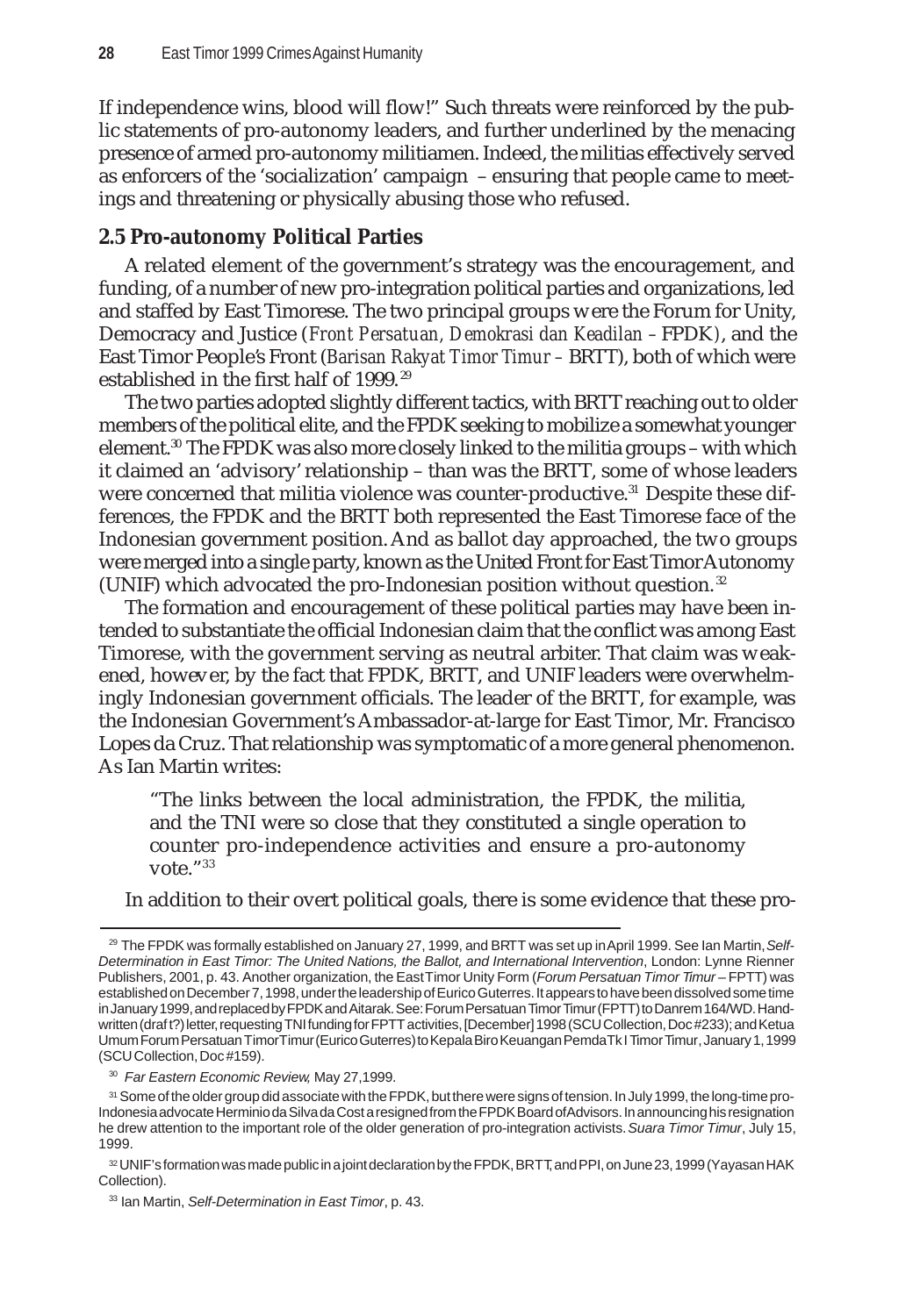If independence wins, blood will flow!" Such threats were reinforced by the public statements of pro-autonomy leaders, and further underlined by the menacing presence of armed pro-autonomy militiamen. Indeed, the militias effectively served as enforcers of the 'socialization' campaign – ensuring that people came to meetings and threatening or physically abusing those who refused.

## 2.5 Pro-autonomy Political Parties

A related element of the government's strategy was the encouragement, and funding, of a number of new pro-integration political parties and organizations, led and staffed by East Timorese. The two principal groups were the Forum for Unity, Democracy and Justice (*Front Persatuan, Demokrasi dan Keadilan* – FPDK), and the East Timor People's Front (*Barisan Rakyat Timor Timur* – BRTT), both of which were established in the first half of 1999.[29]

The two parties adopted slightly different tactics, with BRTT reaching out to older members of the political elite, and the FPDK seeking to mobilize a somewhat younger element.[30] The FPDK was also more closely linked to the militia groups – with which it claimed an 'advisory' relationship – than was the BRTT, some of whose leaders were concerned that militia violence was counter-productive.[31] Despite these differences, the FPDK and the BRTT both represented the East Timorese face of the Indonesian government position. And as ballot day approached, the two groups were merged into a single party, known as the United Front for East Timor Autonomy (UNIF) which advocated the pro-Indonesian position without question.[32]

The formation and encouragement of these political parties may have been intended to substantiate the official Indonesian claim that the conflict was among East Timorese, with the government serving as neutral arbiter. That claim was weakened, however, by the fact that FPDK, BRTT, and UNIF leaders were overwhelmingly Indonesian government officials. The leader of the BRTT, for example, was the Indonesian Government's Ambassador-at-large for East Timor, Mr. Francisco Lopes da Cruz. That relationship was symptomatic of a more general phenomenon. As Ian Martin writes:

> "The links between the local administration, the FPDK, the militia, and the TNI were so close that they constituted a single operation to counter pro-independence activities and ensure a pro-autonomy vote."[33]

In addition to their overt political goals, there is some evidence that these pro-

---

[29] The FPDK was formally established on January 27, 1999, and BRTT was set up in April 1999. See Ian Martin, *Self-Determination in East Timor: The United Nations, the Ballot, and International Intervention*, London: Lynne Rienner Publishers, 2001, p. 43. Another organization, the East Timor Unity Form (*Forum Persatuan Timor Timur* – FPTT) was established on December 7, 1998, under the leadership of Eurico Guterres. It appears to have been dissolved some time in January 1999, and replaced by FPDK and Aitarak. See: Forum Persatuan Timor Timur (FPTT) to Danrem 164/WD. Handwritten (draft?) letter, requesting TNI funding for FPTT activities, [December] 1998 (SCU Collection, Doc #233); and Ketua Umum Forum Persatuan Timor Timur (Eurico Guterres) to Kepala Biro Keuangan Pemda Tk I Timor Timur, January 1, 1999 (SCU Collection, Doc #159).

[30] *Far Eastern Economic Review,* May 27,1999.

[31] Some of the older group did associate with the FPDK, but there were signs of tension. In July 1999, the long-time pro-Indonesia advocate Herminio da Silva da Costa resigned from the FPDK Board of Advisors. In announcing his resignation he drew attention to the important role of the older generation of pro-integration activists. *Suara Timor Timur*, July 15, 1999.

[32] UNIF's formation was made public in a joint declaration by the FPDK, BRTT, and PPI, on June 23, 1999 (Yayasan HAK Collection).

[33] Ian Martin, *Self-Determination in East Timor*, p. 43.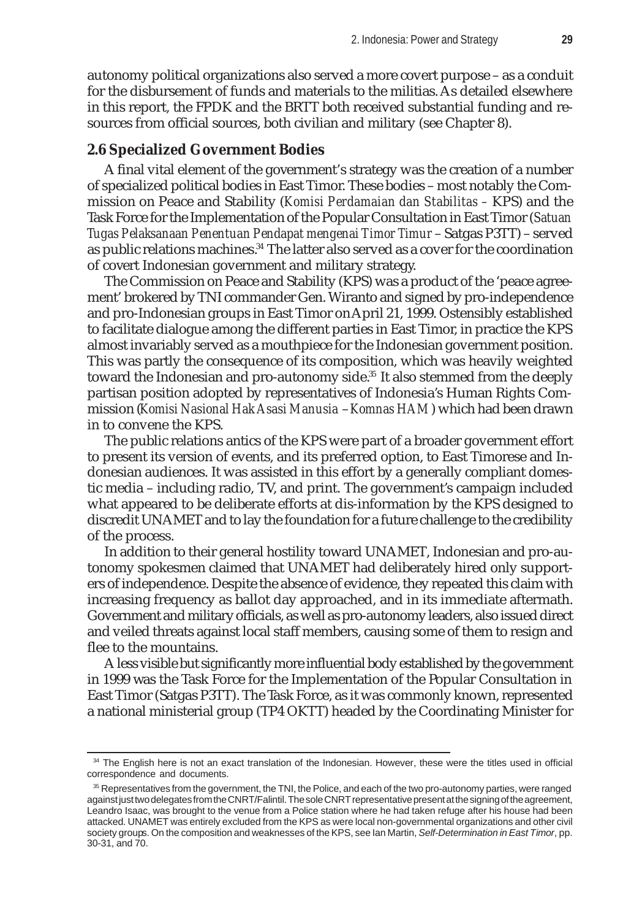autonomy political organizations also served a more covert purpose – as a conduit for the disbursement of funds and materials to the militias. As detailed elsewhere in this report, the FPDK and the BRTT both received substantial funding and resources from official sources, both civilian and military (see Chapter 8).

## 2.6 Specialized Government Bodies

A final vital element of the government's strategy was the creation of a number of specialized political bodies in East Timor. These bodies – most notably the Commission on Peace and Stability (*Komisi Perdamaian dan Stabilitas* – KPS) and the Task Force for the Implementation of the Popular Consultation in East Timor (*Satuan Tugas Pelaksanaan Penentuan Pendapat mengenai Timor Timur* – Satgas P3TT) – served as public relations machines.[34] The latter also served as a cover for the coordination of covert Indonesian government and military strategy.

The Commission on Peace and Stability (KPS) was a product of the 'peace agreement' brokered by TNI commander Gen. Wiranto and signed by pro-independence and pro-Indonesian groups in East Timor on April 21, 1999. Ostensibly established to facilitate dialogue among the different parties in East Timor, in practice the KPS almost invariably served as a mouthpiece for the Indonesian government position. This was partly the consequence of its composition, which was heavily weighted toward the Indonesian and pro-autonomy side.[35] It also stemmed from the deeply partisan position adopted by representatives of Indonesia's Human Rights Commission (*Komisi Nasional Hak Asasi Manusia – Komnas HAM*) which had been drawn in to convene the KPS.

The public relations antics of the KPS were part of a broader government effort to present its version of events, and its preferred option, to East Timorese and Indonesian audiences. It was assisted in this effort by a generally compliant domestic media – including radio, TV, and print. The government's campaign included what appeared to be deliberate efforts at dis-information by the KPS designed to discredit UNAMET and to lay the foundation for a future challenge to the credibility of the process.

In addition to their general hostility toward UNAMET, Indonesian and pro-autonomy spokesmen claimed that UNAMET had deliberately hired only supporters of independence. Despite the absence of evidence, they repeated this claim with increasing frequency as ballot day approached, and in its immediate aftermath. Government and military officials, as well as pro-autonomy leaders, also issued direct and veiled threats against local staff members, causing some of them to resign and flee to the mountains.

A less visible but significantly more influential body established by the government in 1999 was the Task Force for the Implementation of the Popular Consultation in East Timor (Satgas P3TT). The Task Force, as it was commonly known, represented a national ministerial group (TP4 OKTT) headed by the Coordinating Minister for

---

[34] The English here is not an exact translation of the Indonesian. However, these were the titles used in official correspondence and documents.

[35] Representatives from the government, the TNI, the Police, and each of the two pro-autonomy parties, were ranged against just two delegates from the CNRT/Falintil. The sole CNRT representative present at the signing of the agreement, Leandro Isaac, was brought to the venue from a Police station where he had taken refuge after his house had been attacked. UNAMET was entirely excluded from the KPS as were local non-governmental organizations and other civil society groups. On the composition and weaknesses of the KPS, see Ian Martin, *Self-Determination in East Timor*, pp. 30-31, and 70.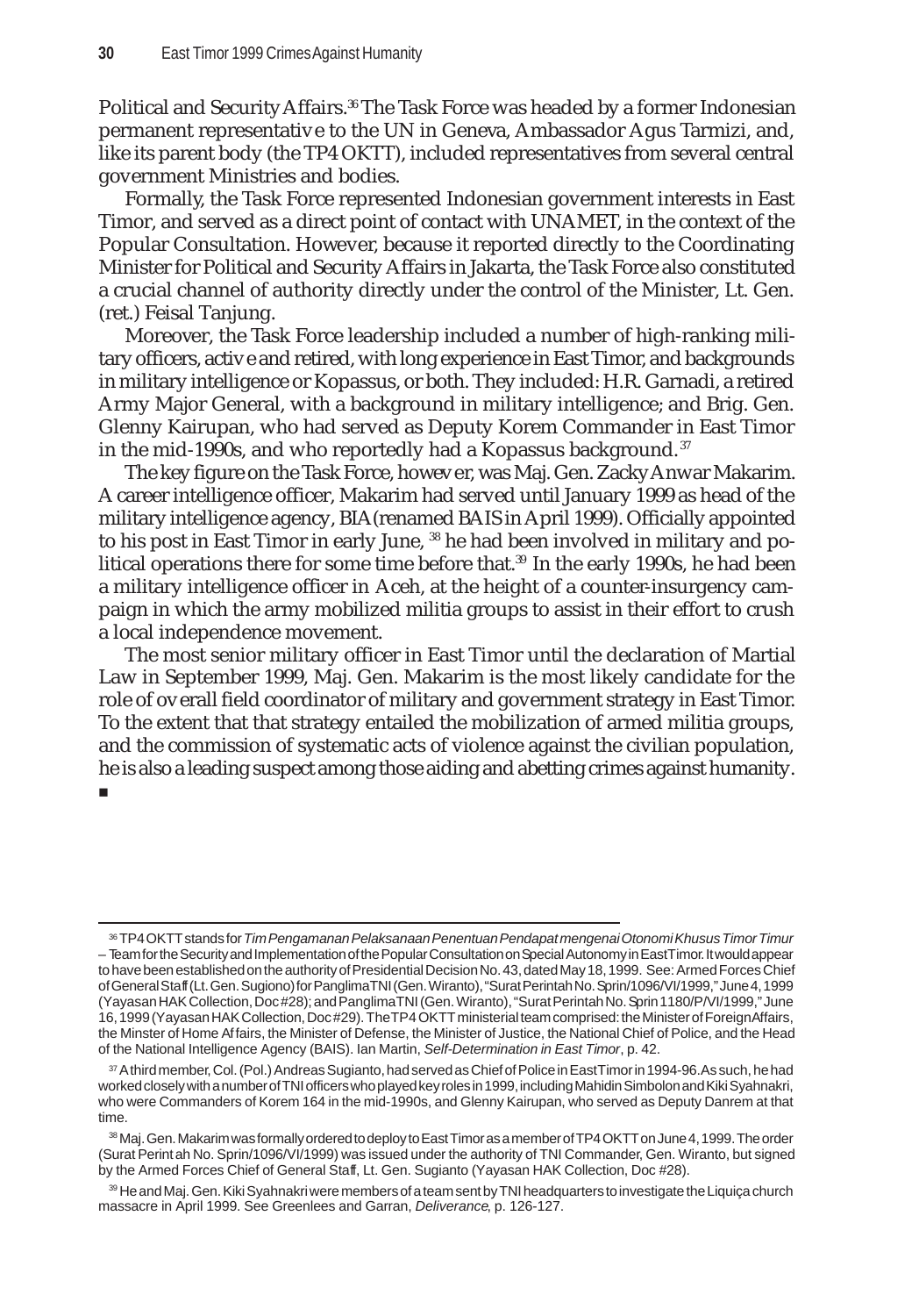Political and Security Affairs.[36] The Task Force was headed by a former Indonesian permanent representative to the UN in Geneva, Ambassador Agus Tarmizi, and, like its parent body (the TP4 OKTT), included representatives from several central government Ministries and bodies.

Formally, the Task Force represented Indonesian government interests in East Timor, and served as a direct point of contact with UNAMET, in the context of the Popular Consultation. However, because it reported directly to the Coordinating Minister for Political and Security Affairs in Jakarta, the Task Force also constituted a crucial channel of authority directly under the control of the Minister, Lt. Gen. (ret.) Feisal Tanjung.

Moreover, the Task Force leadership included a number of high-ranking military officers, active and retired, with long experience in East Timor, and backgrounds in military intelligence or Kopassus, or both. They included: H.R. Garnadi, a retired Army Major General, with a background in military intelligence; and Brig. Gen. Glenny Kairupan, who had served as Deputy Korem Commander in East Timor in the mid-1990s, and who reportedly had a Kopassus background.[37]

The key figure on the Task Force, however, was Maj. Gen. Zacky Anwar Makarim. A career intelligence officer, Makarim had served until January 1999 as head of the military intelligence agency, BIA (renamed BAIS in April 1999). Officially appointed to his post in East Timor in early June,[38] he had been involved in military and political operations there for some time before that.[39] In the early 1990s, he had been a military intelligence officer in Aceh, at the height of a counter-insurgency campaign in which the army mobilized militia groups to assist in their effort to crush a local independence movement.

The most senior military officer in East Timor until the declaration of Martial Law in September 1999, Maj. Gen. Makarim is the most likely candidate for the role of overall field coordinator of military and government strategy in East Timor. To the extent that that strategy entailed the mobilization of armed militia groups, and the commission of systematic acts of violence against the civilian population, he is also a leading suspect among those aiding and abetting crimes against humanity. ■

---

[36] TP4 OKTT stands for *Tim Pengamanan Pelaksanaan Penentuan Pendapat mengenai Otonomi Khusus Timor Timur* – Team for the Security and Implementation of the Popular Consultation on Special Autonomy in East Timor. It would appear to have been established on the authority of Presidential Decision No. 43, dated May 18, 1999. See: Armed Forces Chief of General Staff (Lt. Gen. Sugiono) for Panglima TNI (Gen. Wiranto), "Surat Perintah No. Sprin/1096/VI/1999," June 4, 1999 (Yayasan HAK Collection, Doc #28); and Panglima TNI (Gen. Wiranto), "Surat Perintah No. Sprin 1180/P/VI/1999," June 16, 1999 (Yayasan HAK Collection, Doc #29). The TP4 OKTT ministerial team comprised: the Minister of Foreign Affairs, the Minster of Home Affairs, the Minister of Defense, the Minister of Justice, the National Chief of Police, and the Head of the National Intelligence Agency (BAIS). Ian Martin, *Self-Determination in East Timor*, p. 42.

[37] A third member, Col. (Pol.) Andreas Sugianto, had served as Chief of Police in East Timor in 1994-96. As such, he had worked closely with a number of TNI officers who played key roles in 1999, including Mahidin Simbolon and Kiki Syahnakri, who were Commanders of Korem 164 in the mid-1990s, and Glenny Kairupan, who served as Deputy Danrem at that time.

[38] Maj. Gen. Makarim was formally ordered to deploy to East Timor as a member of TP4 OKTT on June 4, 1999. The order (Surat Perintah No. Sprin/1096/VI/1999) was issued under the authority of TNI Commander, Gen. Wiranto, but signed by the Armed Forces Chief of General Staff, Lt. Gen. Sugianto (Yayasan HAK Collection, Doc #28).

[39] He and Maj. Gen. Kiki Syahnakri were members of a team sent by TNI headquarters to investigate the Liquiça church massacre in April 1999. See Greenlees and Garran, *Deliverance*, p. 126-127.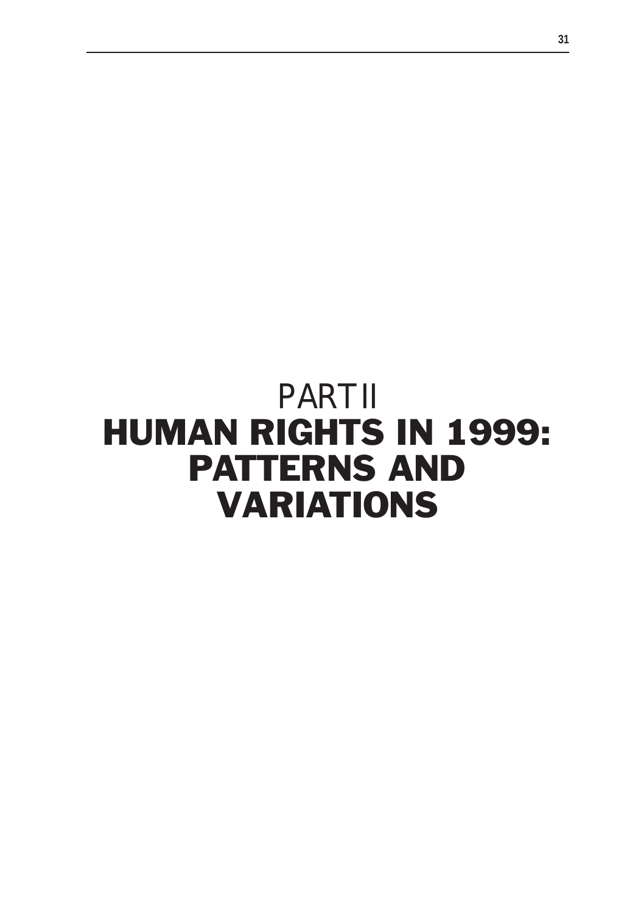# PART II
# HUMAN RIGHTS IN 1999: PATTERNS AND VARIATIONS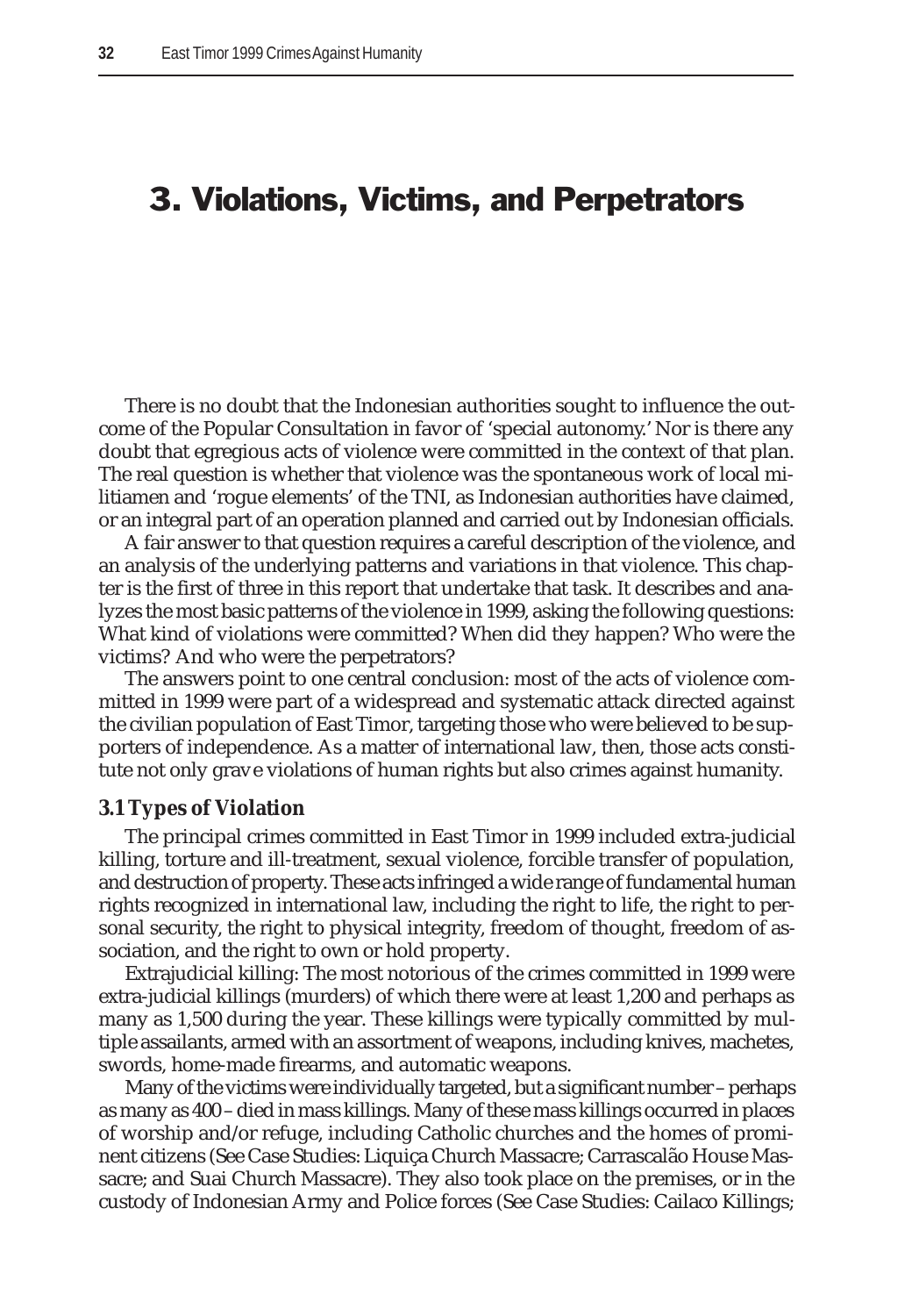# 3. Violations, Victims, and Perpetrators

There is no doubt that the Indonesian authorities sought to influence the outcome of the Popular Consultation in favor of 'special autonomy.' Nor is there any doubt that egregious acts of violence were committed in the context of that plan. The real question is whether that violence was the spontaneous work of local militiamen and 'rogue elements' of the TNI, as Indonesian authorities have claimed, or an integral part of an operation planned and carried out by Indonesian officials.

A fair answer to that question requires a careful description of the violence, and an analysis of the underlying patterns and variations in that violence. This chapter is the first of three in this report that undertake that task. It describes and analyzes the most basic patterns of the violence in 1999, asking the following questions: What kind of violations were committed? When did they happen? Who were the victims? And who were the perpetrators?

The answers point to one central conclusion: most of the acts of violence committed in 1999 were part of a widespread and systematic attack directed against the civilian population of East Timor, targeting those who were believed to be supporters of independence. As a matter of international law, then, those acts constitute not only grave violations of human rights but also crimes against humanity.

### 3.1 Types of Violation

The principal crimes committed in East Timor in 1999 included extra-judicial killing, torture and ill-treatment, sexual violence, forcible transfer of population, and destruction of property. These acts infringed a wide range of fundamental human rights recognized in international law, including the right to life, the right to personal security, the right to physical integrity, freedom of thought, freedom of association, and the right to own or hold property.

Extrajudicial killing: The most notorious of the crimes committed in 1999 were extra-judicial killings (murders) of which there were at least 1,200 and perhaps as many as 1,500 during the year. These killings were typically committed by multiple assailants, armed with an assortment of weapons, including knives, machetes, swords, home-made firearms, and automatic weapons.

Many of the victims were individually targeted, but a significant number – perhaps as many as 400 – died in mass killings. Many of these mass killings occurred in places of worship and/or refuge, including Catholic churches and the homes of prominent citizens (See Case Studies: Liquiça Church Massacre; Carrascalão House Massacre; and Suai Church Massacre). They also took place on the premises, or in the custody of Indonesian Army and Police forces (See Case Studies: Cailaco Killings;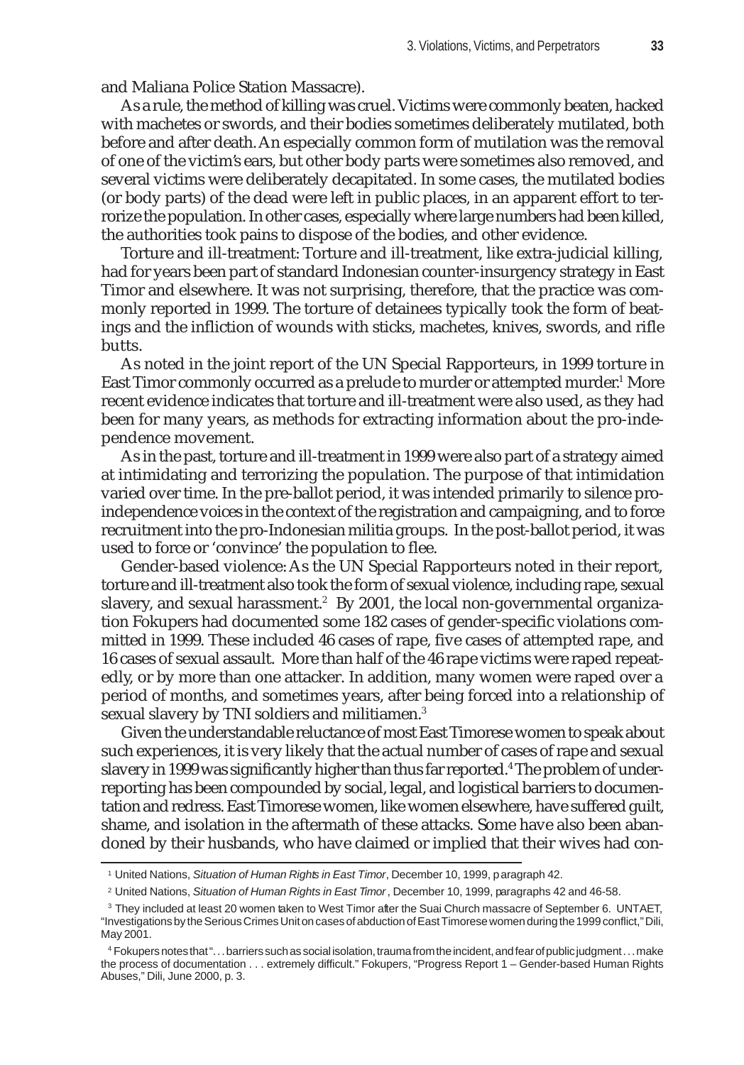and Maliana Police Station Massacre).

As a rule, the method of killing was cruel. Victims were commonly beaten, hacked with machetes or swords, and their bodies sometimes deliberately mutilated, both before and after death. An especially common form of mutilation was the removal of one of the victim's ears, but other body parts were sometimes also removed, and several victims were deliberately decapitated. In some cases, the mutilated bodies (or body parts) of the dead were left in public places, in an apparent effort to terrorize the population. In other cases, especially where large numbers had been killed, the authorities took pains to dispose of the bodies, and other evidence.

Torture and ill-treatment: Torture and ill-treatment, like extra-judicial killing, had for years been part of standard Indonesian counter-insurgency strategy in East Timor and elsewhere. It was not surprising, therefore, that the practice was commonly reported in 1999. The torture of detainees typically took the form of beatings and the infliction of wounds with sticks, machetes, knives, swords, and rifle butts.

As noted in the joint report of the UN Special Rapporteurs, in 1999 torture in East Timor commonly occurred as a prelude to murder or attempted murder.[1] More recent evidence indicates that torture and ill-treatment were also used, as they had been for many years, as methods for extracting information about the pro-independence movement.

As in the past, torture and ill-treatment in 1999 were also part of a strategy aimed at intimidating and terrorizing the population. The purpose of that intimidation varied over time. In the pre-ballot period, it was intended primarily to silence pro-independence voices in the context of the registration and campaigning, and to force recruitment into the pro-Indonesian militia groups. In the post-ballot period, it was used to force or 'convince' the population to flee.

Gender-based violence: As the UN Special Rapporteurs noted in their report, torture and ill-treatment also took the form of sexual violence, including rape, sexual slavery, and sexual harassment.[2] By 2001, the local non-governmental organization Fokupers had documented some 182 cases of gender-specific violations committed in 1999. These included 46 cases of rape, five cases of attempted rape, and 16 cases of sexual assault. More than half of the 46 rape victims were raped repeatedly, or by more than one attacker. In addition, many women were raped over a period of months, and sometimes years, after being forced into a relationship of sexual slavery by TNI soldiers and militiamen.[3]

Given the understandable reluctance of most East Timorese women to speak about such experiences, it is very likely that the actual number of cases of rape and sexual slavery in 1999 was significantly higher than thus far reported.[4] The problem of under-reporting has been compounded by social, legal, and logistical barriers to documentation and redress. East Timorese women, like women elsewhere, have suffered guilt, shame, and isolation in the aftermath of these attacks. Some have also been abandoned by their husbands, who have claimed or implied that their wives had con-

---

[1] United Nations, *Situation of Human Rights in East Timor*, December 10, 1999, paragraph 42.

[2] United Nations, *Situation of Human Rights in East Timor*, December 10, 1999, paragraphs 42 and 46-58.

[3] They included at least 20 women taken to West Timor after the Suai Church massacre of September 6. UNTAET, "Investigations by the Serious Crimes Unit on cases of abduction of East Timorese women during the 1999 conflict," Dili, May 2001.

[4] Fokupers notes that ". . . barriers such as social isolation, trauma from the incident, and fear of public judgment . . . make the process of documentation . . . extremely difficult." Fokupers, "Progress Report 1 – Gender-based Human Rights Abuses," Dili, June 2000, p. 3.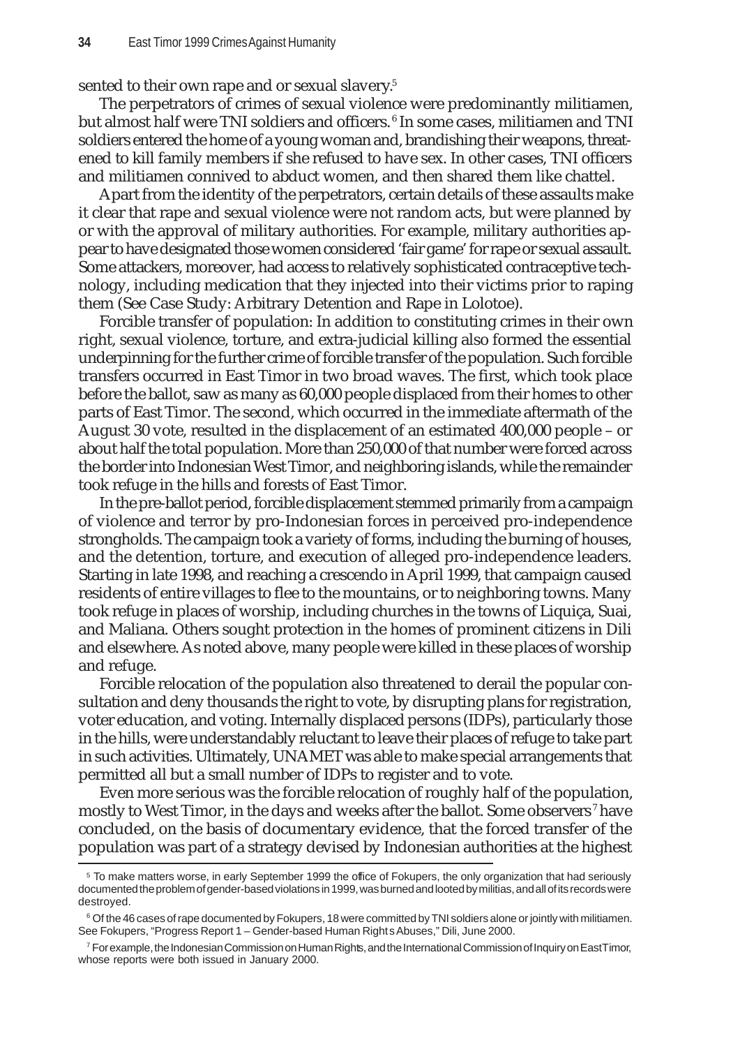sented to their own rape and or sexual slavery.[5]

The perpetrators of crimes of sexual violence were predominantly militiamen, but almost half were TNI soldiers and officers.[6] In some cases, militiamen and TNI soldiers entered the home of a young woman and, brandishing their weapons, threatened to kill family members if she refused to have sex. In other cases, TNI officers and militiamen connived to abduct women, and then shared them like chattel.

Apart from the identity of the perpetrators, certain details of these assaults make it clear that rape and sexual violence were not random acts, but were planned by or with the approval of military authorities. For example, military authorities appear to have designated those women considered 'fair game' for rape or sexual assault. Some attackers, moreover, had access to relatively sophisticated contraceptive technology, including medication that they injected into their victims prior to raping them (See Case Study: Arbitrary Detention and Rape in Lolotoe).

Forcible transfer of population: In addition to constituting crimes in their own right, sexual violence, torture, and extra-judicial killing also formed the essential underpinning for the further crime of forcible transfer of the population. Such forcible transfers occurred in East Timor in two broad waves. The first, which took place before the ballot, saw as many as 60,000 people displaced from their homes to other parts of East Timor. The second, which occurred in the immediate aftermath of the August 30 vote, resulted in the displacement of an estimated 400,000 people – or about half the total population. More than 250,000 of that number were forced across the border into Indonesian West Timor, and neighboring islands, while the remainder took refuge in the hills and forests of East Timor.

In the pre-ballot period, forcible displacement stemmed primarily from a campaign of violence and terror by pro-Indonesian forces in perceived pro-independence strongholds. The campaign took a variety of forms, including the burning of houses, and the detention, torture, and execution of alleged pro-independence leaders. Starting in late 1998, and reaching a crescendo in April 1999, that campaign caused residents of entire villages to flee to the mountains, or to neighboring towns. Many took refuge in places of worship, including churches in the towns of Liquiça, Suai, and Maliana. Others sought protection in the homes of prominent citizens in Dili and elsewhere. As noted above, many people were killed in these places of worship and refuge.

Forcible relocation of the population also threatened to derail the popular consultation and deny thousands the right to vote, by disrupting plans for registration, voter education, and voting. Internally displaced persons (IDPs), particularly those in the hills, were understandably reluctant to leave their places of refuge to take part in such activities. Ultimately, UNAMET was able to make special arrangements that permitted all but a small number of IDPs to register and to vote.

Even more serious was the forcible relocation of roughly half of the population, mostly to West Timor, in the days and weeks after the ballot. Some observers[7] have concluded, on the basis of documentary evidence, that the forced transfer of the population was part of a strategy devised by Indonesian authorities at the highest

---

[5] To make matters worse, in early September 1999 the office of Fokupers, the only organization that had seriously documented the problem of gender-based violations in 1999, was burned and looted by militias, and all of its records were destroyed.

[6] Of the 46 cases of rape documented by Fokupers, 18 were committed by TNI soldiers alone or jointly with militiamen. See Fokupers, "Progress Report 1 – Gender-based Human Rights Abuses," Dili, June 2000.

[7] For example, the Indonesian Commission on Human Rights, and the International Commission of Inquiry on East Timor, whose reports were both issued in January 2000.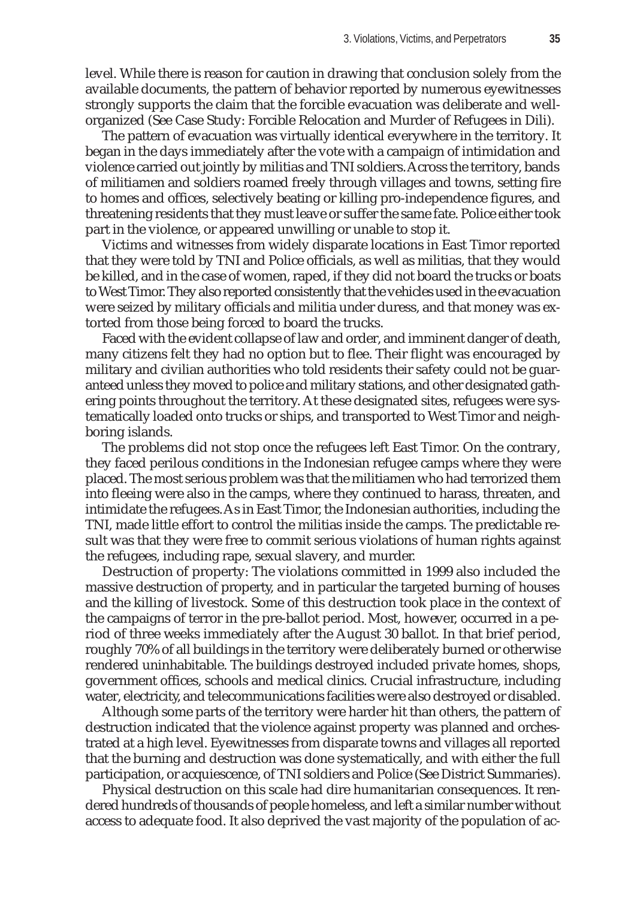level. While there is reason for caution in drawing that conclusion solely from the available documents, the pattern of behavior reported by numerous eyewitnesses strongly supports the claim that the forcible evacuation was deliberate and well-organized (See Case Study: Forcible Relocation and Murder of Refugees in Dili).

The pattern of evacuation was virtually identical everywhere in the territory. It began in the days immediately after the vote with a campaign of intimidation and violence carried out jointly by militias and TNI soldiers. Across the territory, bands of militiamen and soldiers roamed freely through villages and towns, setting fire to homes and offices, selectively beating or killing pro-independence figures, and threatening residents that they must leave or suffer the same fate. Police either took part in the violence, or appeared unwilling or unable to stop it.

Victims and witnesses from widely disparate locations in East Timor reported that they were told by TNI and Police officials, as well as militias, that they would be killed, and in the case of women, raped, if they did not board the trucks or boats to West Timor. They also reported consistently that the vehicles used in the evacuation were seized by military officials and militia under duress, and that money was extorted from those being forced to board the trucks.

Faced with the evident collapse of law and order, and imminent danger of death, many citizens felt they had no option but to flee. Their flight was encouraged by military and civilian authorities who told residents their safety could not be guaranteed unless they moved to police and military stations, and other designated gathering points throughout the territory. At these designated sites, refugees were systematically loaded onto trucks or ships, and transported to West Timor and neighboring islands.

The problems did not stop once the refugees left East Timor. On the contrary, they faced perilous conditions in the Indonesian refugee camps where they were placed. The most serious problem was that the militiamen who had terrorized them into fleeing were also in the camps, where they continued to harass, threaten, and intimidate the refugees. As in East Timor, the Indonesian authorities, including the TNI, made little effort to control the militias inside the camps. The predictable result was that they were free to commit serious violations of human rights against the refugees, including rape, sexual slavery, and murder.

Destruction of property: The violations committed in 1999 also included the massive destruction of property, and in particular the targeted burning of houses and the killing of livestock. Some of this destruction took place in the context of the campaigns of terror in the pre-ballot period. Most, however, occurred in a period of three weeks immediately after the August 30 ballot. In that brief period, roughly 70% of all buildings in the territory were deliberately burned or otherwise rendered uninhabitable. The buildings destroyed included private homes, shops, government offices, schools and medical clinics. Crucial infrastructure, including water, electricity, and telecommunications facilities were also destroyed or disabled.

Although some parts of the territory were harder hit than others, the pattern of destruction indicated that the violence against property was planned and orchestrated at a high level. Eyewitnesses from disparate towns and villages all reported that the burning and destruction was done systematically, and with either the full participation, or acquiescence, of TNI soldiers and Police (See District Summaries).

Physical destruction on this scale had dire humanitarian consequences. It rendered hundreds of thousands of people homeless, and left a similar number without access to adequate food. It also deprived the vast majority of the population of ac-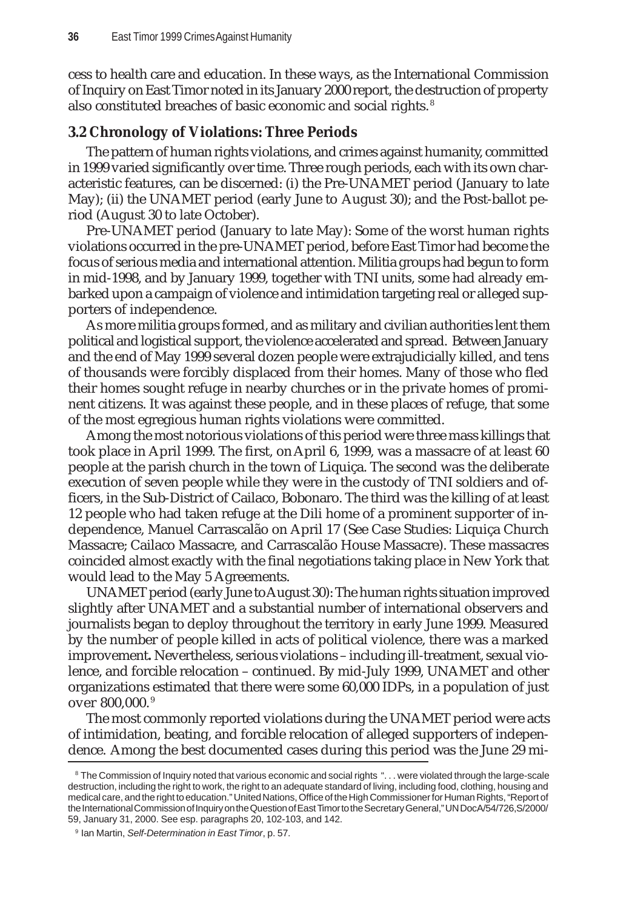cess to health care and education. In these ways, as the International Commission of Inquiry on East Timor noted in its January 2000 report, the destruction of property also constituted breaches of basic economic and social rights.[8]

### 3.2 Chronology of Violations: Three Periods

The pattern of human rights violations, and crimes against humanity, committed in 1999 varied significantly over time. Three rough periods, each with its own characteristic features, can be discerned: (i) the Pre-UNAMET period (January to late May); (ii) the UNAMET period (early June to August 30); and the Post-ballot period (August 30 to late October).

Pre-UNAMET period (January to late May): Some of the worst human rights violations occurred in the pre-UNAMET period, before East Timor had become the focus of serious media and international attention. Militia groups had begun to form in mid-1998, and by January 1999, together with TNI units, some had already embarked upon a campaign of violence and intimidation targeting real or alleged supporters of independence.

As more militia groups formed, and as military and civilian authorities lent them political and logistical support, the violence accelerated and spread. Between January and the end of May 1999 several dozen people were extrajudicially killed, and tens of thousands were forcibly displaced from their homes. Many of those who fled their homes sought refuge in nearby churches or in the private homes of prominent citizens. It was against these people, and in these places of refuge, that some of the most egregious human rights violations were committed.

Among the most notorious violations of this period were three mass killings that took place in April 1999. The first, on April 6, 1999, was a massacre of at least 60 people at the parish church in the town of Liquiça. The second was the deliberate execution of seven people while they were in the custody of TNI soldiers and officers, in the Sub-District of Cailaco, Bobonaro. The third was the killing of at least 12 people who had taken refuge at the Dili home of a prominent supporter of independence, Manuel Carrascalão on April 17 (See Case Studies: Liquiça Church Massacre; Cailaco Massacre, and Carrascalão House Massacre). These massacres coincided almost exactly with the final negotiations taking place in New York that would lead to the May 5 Agreements.

UNAMET period (early June to August 30): The human rights situation improved slightly after UNAMET and a substantial number of international observers and journalists began to deploy throughout the territory in early June 1999. Measured by the number of people killed in acts of political violence, there was a marked improvement. Nevertheless, serious violations – including ill-treatment, sexual violence, and forcible relocation – continued. By mid-July 1999, UNAMET and other organizations estimated that there were some 60,000 IDPs, in a population of just over 800,000.[9]

The most commonly reported violations during the UNAMET period were acts of intimidation, beating, and forcible relocation of alleged supporters of independence. Among the best documented cases during this period was the June 29 mi-

---

[8] The Commission of Inquiry noted that various economic and social rights ". . . were violated through the large-scale destruction, including the right to work, the right to an adequate standard of living, including food, clothing, housing and medical care, and the right to education." United Nations, Office of the High Commissioner for Human Rights, "Report of the International Commission of Inquiry on the Question of East Timor to the Secretary General," UN DocA/54/726,S/2000/59, January 31, 2000. See esp. paragraphs 20, 102-103, and 142.

[9] Ian Martin, *Self-Determination in East Timor*, p. 57.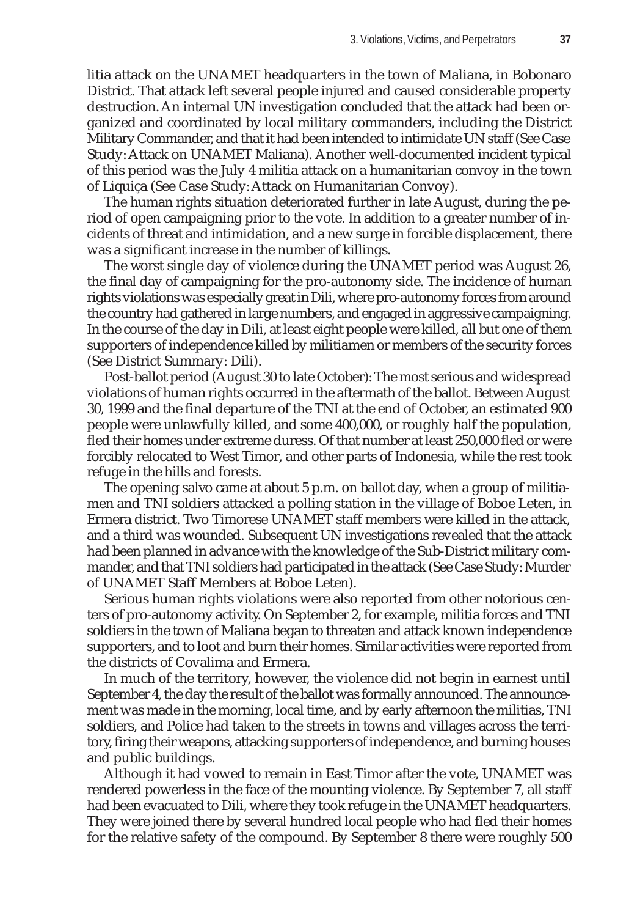litia attack on the UNAMET headquarters in the town of Maliana, in Bobonaro District. That attack left several people injured and caused considerable property destruction. An internal UN investigation concluded that the attack had been organized and coordinated by local military commanders, including the District Military Commander, and that it had been intended to intimidate UN staff (See Case Study: Attack on UNAMET Maliana). Another well-documented incident typical of this period was the July 4 militia attack on a humanitarian convoy in the town of Liquiça (See Case Study: Attack on Humanitarian Convoy).

The human rights situation deteriorated further in late August, during the period of open campaigning prior to the vote. In addition to a greater number of incidents of threat and intimidation, and a new surge in forcible displacement, there was a significant increase in the number of killings.

The worst single day of violence during the UNAMET period was August 26, the final day of campaigning for the pro-autonomy side. The incidence of human rights violations was especially great in Dili, where pro-autonomy forces from around the country had gathered in large numbers, and engaged in aggressive campaigning. In the course of the day in Dili, at least eight people were killed, all but one of them supporters of independence killed by militiamen or members of the security forces (See District Summary: Dili).

Post-ballot period (August 30 to late October): The most serious and widespread violations of human rights occurred in the aftermath of the ballot. Between August 30, 1999 and the final departure of the TNI at the end of October, an estimated 900 people were unlawfully killed, and some 400,000, or roughly half the population, fled their homes under extreme duress. Of that number at least 250,000 fled or were forcibly relocated to West Timor, and other parts of Indonesia, while the rest took refuge in the hills and forests.

The opening salvo came at about 5 p.m. on ballot day, when a group of militiamen and TNI soldiers attacked a polling station in the village of Boboe Leten, in Ermera district. Two Timorese UNAMET staff members were killed in the attack, and a third was wounded. Subsequent UN investigations revealed that the attack had been planned in advance with the knowledge of the Sub-District military commander, and that TNI soldiers had participated in the attack (See Case Study: Murder of UNAMET Staff Members at Boboe Leten).

Serious human rights violations were also reported from other notorious centers of pro-autonomy activity. On September 2, for example, militia forces and TNI soldiers in the town of Maliana began to threaten and attack known independence supporters, and to loot and burn their homes. Similar activities were reported from the districts of Covalima and Ermera.

In much of the territory, however, the violence did not begin in earnest until September 4, the day the result of the ballot was formally announced. The announcement was made in the morning, local time, and by early afternoon the militias, TNI soldiers, and Police had taken to the streets in towns and villages across the territory, firing their weapons, attacking supporters of independence, and burning houses and public buildings.

Although it had vowed to remain in East Timor after the vote, UNAMET was rendered powerless in the face of the mounting violence. By September 7, all staff had been evacuated to Dili, where they took refuge in the UNAMET headquarters. They were joined there by several hundred local people who had fled their homes for the relative safety of the compound. By September 8 there were roughly 500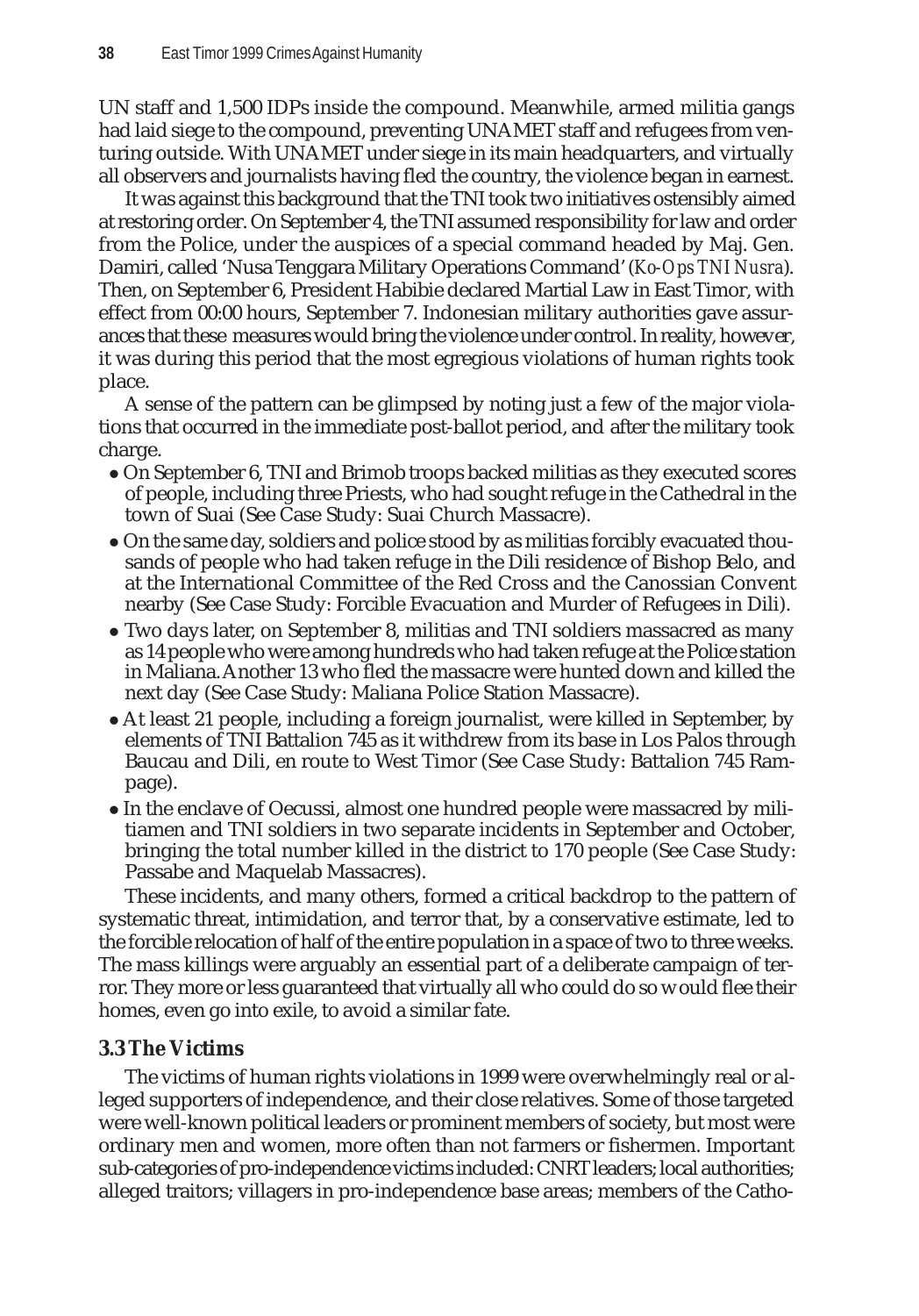UN staff and 1,500 IDPs inside the compound. Meanwhile, armed militia gangs had laid siege to the compound, preventing UNAMET staff and refugees from venturing outside. With UNAMET under siege in its main headquarters, and virtually all observers and journalists having fled the country, the violence began in earnest.

It was against this background that the TNI took two initiatives ostensibly aimed at restoring order. On September 4, the TNI assumed responsibility for law and order from the Police, under the auspices of a special command headed by Maj. Gen. Damiri, called 'Nusa Tenggara Military Operations Command' (*Ko-Ops TNI Nusra*). Then, on September 6, President Habibie declared Martial Law in East Timor, with effect from 00:00 hours, September 7. Indonesian military authorities gave assurances that these measures would bring the violence under control. In reality, however, it was during this period that the most egregious violations of human rights took place.

A sense of the pattern can be glimpsed by noting just a few of the major violations that occurred in the immediate post-ballot period, and after the military took charge.

- On September 6, TNI and Brimob troops backed militias as they executed scores of people, including three Priests, who had sought refuge in the Cathedral in the town of Suai (See Case Study: Suai Church Massacre).
- On the same day, soldiers and police stood by as militias forcibly evacuated thousands of people who had taken refuge in the Dili residence of Bishop Belo, and at the International Committee of the Red Cross and the Canossian Convent nearby (See Case Study: Forcible Evacuation and Murder of Refugees in Dili).
- Two days later, on September 8, militias and TNI soldiers massacred as many as 14 people who were among hundreds who had taken refuge at the Police station in Maliana. Another 13 who fled the massacre were hunted down and killed the next day (See Case Study: Maliana Police Station Massacre).
- At least 21 people, including a foreign journalist, were killed in September, by elements of TNI Battalion 745 as it withdrew from its base in Los Palos through Baucau and Dili, en route to West Timor (See Case Study: Battalion 745 Rampage).
- In the enclave of Oecussi, almost one hundred people were massacred by militiamen and TNI soldiers in two separate incidents in September and October, bringing the total number killed in the district to 170 people (See Case Study: Passabe and Maquelab Massacres).

These incidents, and many others, formed a critical backdrop to the pattern of systematic threat, intimidation, and terror that, by a conservative estimate, led to the forcible relocation of half of the entire population in a space of two to three weeks. The mass killings were arguably an essential part of a deliberate campaign of terror. They more or less guaranteed that virtually all who could do so would flee their homes, even go into exile, to avoid a similar fate.

### 3.3 The Victims

The victims of human rights violations in 1999 were overwhelmingly real or alleged supporters of independence, and their close relatives. Some of those targeted were well-known political leaders or prominent members of society, but most were ordinary men and women, more often than not farmers or fishermen. Important sub-categories of pro-independence victims included: CNRT leaders; local authorities; alleged traitors; villagers in pro-independence base areas; members of the Catho-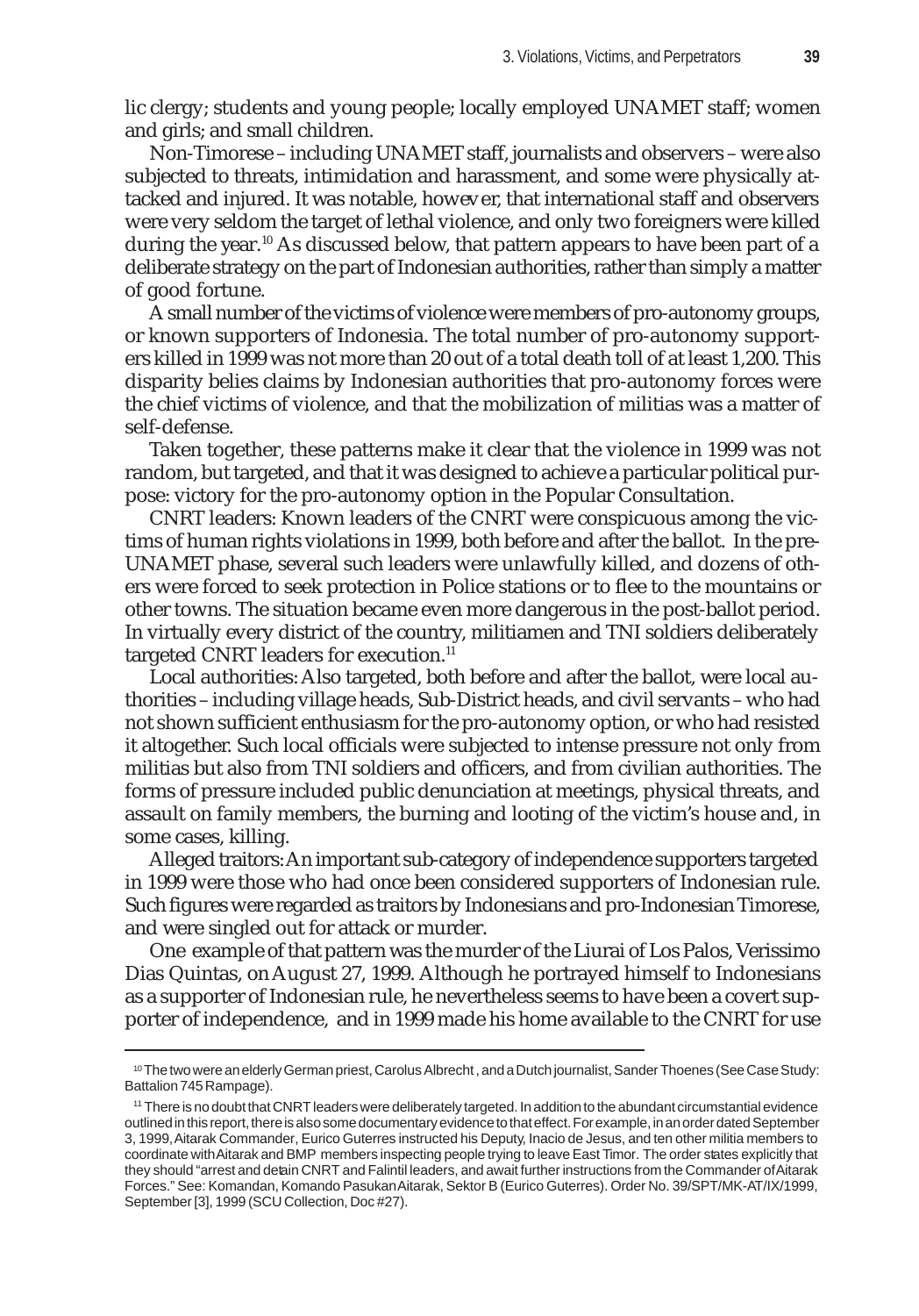lic clergy; students and young people; locally employed UNAMET staff; women and girls; and small children.

Non-Timorese – including UNAMET staff, journalists and observers – were also subjected to threats, intimidation and harassment, and some were physically attacked and injured. It was notable, however, that international staff and observers were very seldom the target of lethal violence, and only two foreigners were killed during the year.[10] As discussed below, that pattern appears to have been part of a deliberate strategy on the part of Indonesian authorities, rather than simply a matter of good fortune.

A small number of the victims of violence were members of pro-autonomy groups, or known supporters of Indonesia. The total number of pro-autonomy supporters killed in 1999 was not more than 20 out of a total death toll of at least 1,200. This disparity belies claims by Indonesian authorities that pro-autonomy forces were the chief victims of violence, and that the mobilization of militias was a matter of self-defense.

Taken together, these patterns make it clear that the violence in 1999 was not random, but targeted, and that it was designed to achieve a particular political purpose: victory for the pro-autonomy option in the Popular Consultation.

CNRT leaders: Known leaders of the CNRT were conspicuous among the victims of human rights violations in 1999, both before and after the ballot. In the pre-UNAMET phase, several such leaders were unlawfully killed, and dozens of others were forced to seek protection in Police stations or to flee to the mountains or other towns. The situation became even more dangerous in the post-ballot period. In virtually every district of the country, militiamen and TNI soldiers deliberately targeted CNRT leaders for execution.[11]

Local authorities: Also targeted, both before and after the ballot, were local authorities – including village heads, Sub-District heads, and civil servants – who had not shown sufficient enthusiasm for the pro-autonomy option, or who had resisted it altogether. Such local officials were subjected to intense pressure not only from militias but also from TNI soldiers and officers, and from civilian authorities. The forms of pressure included public denunciation at meetings, physical threats, and assault on family members, the burning and looting of the victim's house and, in some cases, killing.

Alleged traitors: An important sub-category of independence supporters targeted in 1999 were those who had once been considered supporters of Indonesian rule. Such figures were regarded as traitors by Indonesians and pro-Indonesian Timorese, and were singled out for attack or murder.

One example of that pattern was the murder of the Liurai of Los Palos, Verissimo Dias Quintas, on August 27, 1999. Although he portrayed himself to Indonesians as a supporter of Indonesian rule, he nevertheless seems to have been a covert supporter of independence, and in 1999 made his home available to the CNRT for use

---

[10] The two were an elderly German priest, Carolus Albrecht , and a Dutch journalist, Sander Thoenes (See Case Study: Battalion 745 Rampage).

[11] There is no doubt that CNRT leaders were deliberately targeted. In addition to the abundant circumstantial evidence outlined in this report, there is also some documentary evidence to that effect. For example, in an order dated September 3, 1999, Aitarak Commander, Eurico Guterres instructed his Deputy, Inacio de Jesus, and ten other militia members to coordinate with Aitarak and BMP members inspecting people trying to leave East Timor. The order states explicitly that they should "arrest and detain CNRT and Falintil leaders, and await further instructions from the Commander of Aitarak Forces." See: Komandan, Komando Pasukan Aitarak, Sektor B (Eurico Guterres). Order No. 39/SPT/MK-AT/IX/1999, September [3], 1999 (SCU Collection, Doc #27).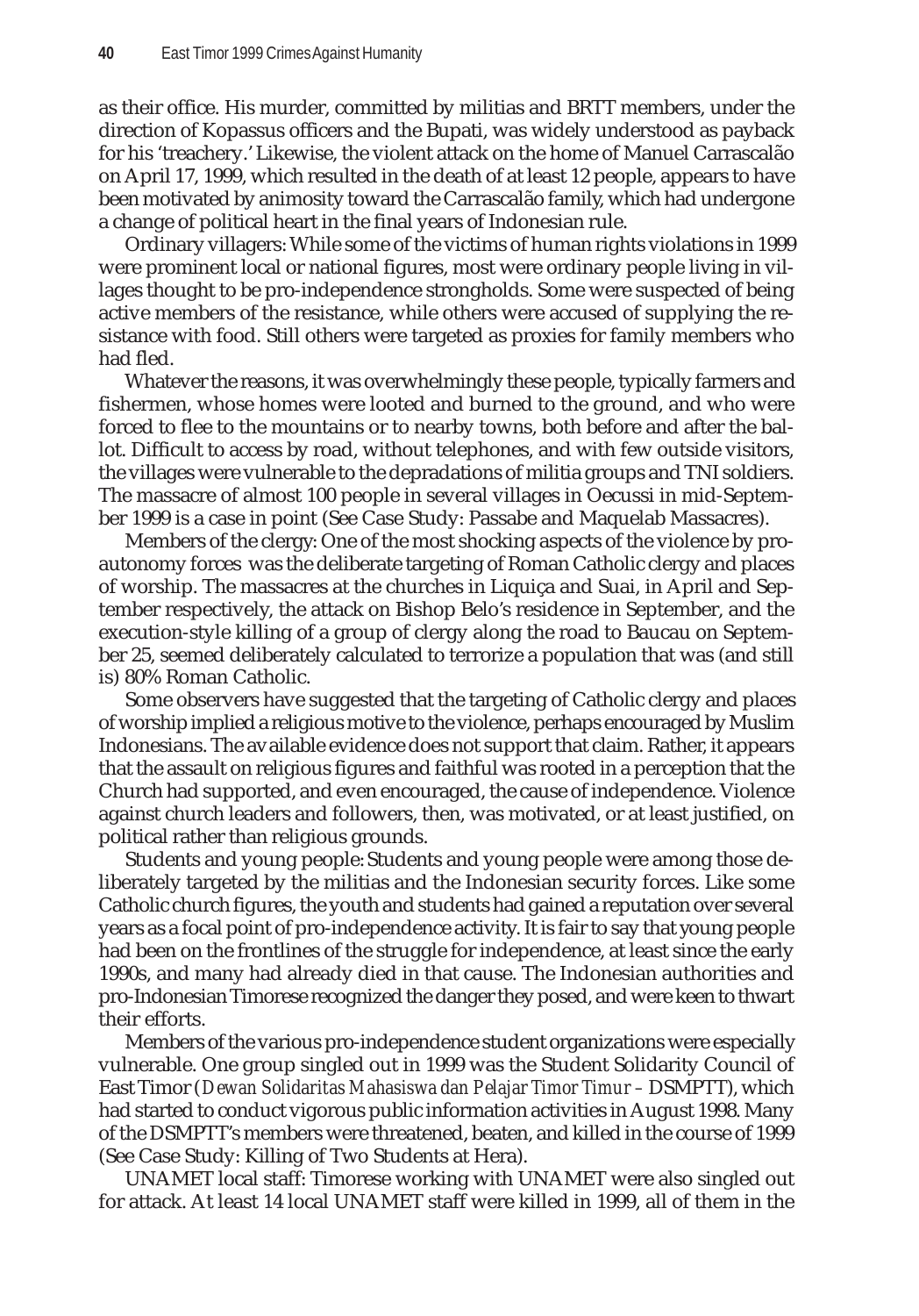as their office. His murder, committed by militias and BRTT members, under the direction of Kopassus officers and the Bupati, was widely understood as payback for his 'treachery.' Likewise, the violent attack on the home of Manuel Carrascalão on April 17, 1999, which resulted in the death of at least 12 people, appears to have been motivated by animosity toward the Carrascalão family, which had undergone a change of political heart in the final years of Indonesian rule.

Ordinary villagers: While some of the victims of human rights violations in 1999 were prominent local or national figures, most were ordinary people living in villages thought to be pro-independence strongholds. Some were suspected of being active members of the resistance, while others were accused of supplying the resistance with food. Still others were targeted as proxies for family members who had fled.

Whatever the reasons, it was overwhelmingly these people, typically farmers and fishermen, whose homes were looted and burned to the ground, and who were forced to flee to the mountains or to nearby towns, both before and after the ballot. Difficult to access by road, without telephones, and with few outside visitors, the villages were vulnerable to the depradations of militia groups and TNI soldiers. The massacre of almost 100 people in several villages in Oecussi in mid-September 1999 is a case in point (See Case Study: Passabe and Maquelab Massacres).

Members of the clergy: One of the most shocking aspects of the violence by pro-autonomy forces was the deliberate targeting of Roman Catholic clergy and places of worship. The massacres at the churches in Liquiça and Suai, in April and September respectively, the attack on Bishop Belo's residence in September, and the execution-style killing of a group of clergy along the road to Baucau on September 25, seemed deliberately calculated to terrorize a population that was (and still is) 80% Roman Catholic.

Some observers have suggested that the targeting of Catholic clergy and places of worship implied a religious motive to the violence, perhaps encouraged by Muslim Indonesians. The available evidence does not support that claim. Rather, it appears that the assault on religious figures and faithful was rooted in a perception that the Church had supported, and even encouraged, the cause of independence. Violence against church leaders and followers, then, was motivated, or at least justified, on political rather than religious grounds.

Students and young people: Students and young people were among those deliberately targeted by the militias and the Indonesian security forces. Like some Catholic church figures, the youth and students had gained a reputation over several years as a focal point of pro-independence activity. It is fair to say that young people had been on the frontlines of the struggle for independence, at least since the early 1990s, and many had already died in that cause. The Indonesian authorities and pro-Indonesian Timorese recognized the danger they posed, and were keen to thwart their efforts.

Members of the various pro-independence student organizations were especially vulnerable. One group singled out in 1999 was the Student Solidarity Council of East Timor (*Dewan Solidaritas Mahasiswa dan Pelajar Timor Timur* – DSMPTT), which had started to conduct vigorous public information activities in August 1998. Many of the DSMPTT's members were threatened, beaten, and killed in the course of 1999 (See Case Study: Killing of Two Students at Hera).

UNAMET local staff: Timorese working with UNAMET were also singled out for attack. At least 14 local UNAMET staff were killed in 1999, all of them in the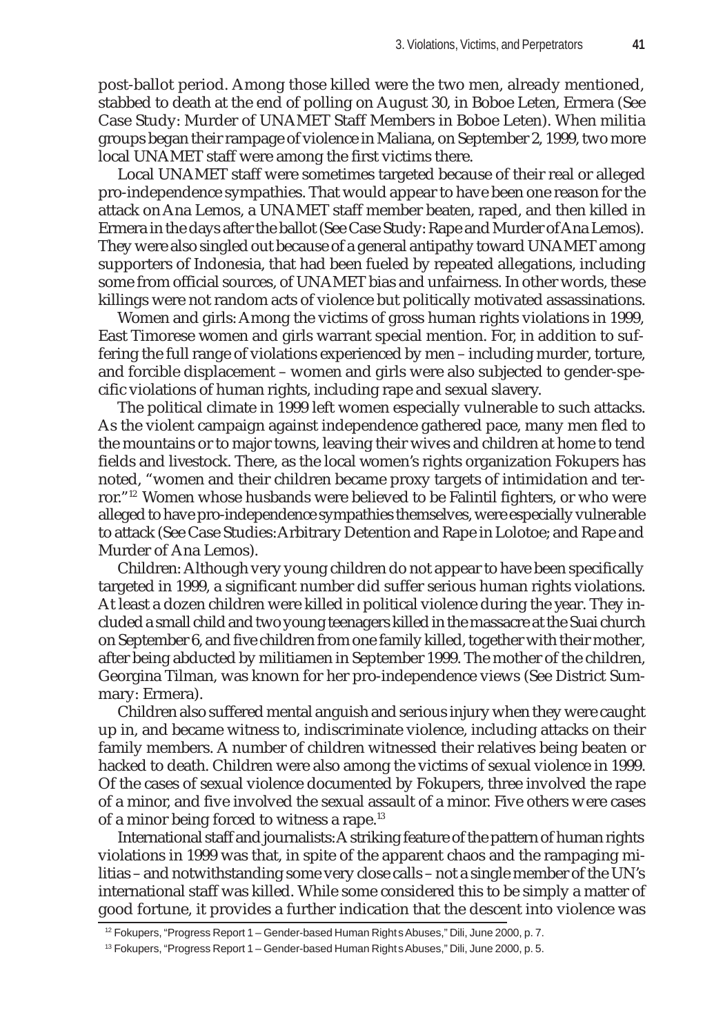post-ballot period. Among those killed were the two men, already mentioned, stabbed to death at the end of polling on August 30, in Boboe Leten, Ermera (See Case Study: Murder of UNAMET Staff Members in Boboe Leten). When militia groups began their rampage of violence in Maliana, on September 2, 1999, two more local UNAMET staff were among the first victims there.

Local UNAMET staff were sometimes targeted because of their real or alleged pro-independence sympathies. That would appear to have been one reason for the attack on Ana Lemos, a UNAMET staff member beaten, raped, and then killed in Ermera in the days after the ballot (See Case Study: Rape and Murder of Ana Lemos). They were also singled out because of a general antipathy toward UNAMET among supporters of Indonesia, that had been fueled by repeated allegations, including some from official sources, of UNAMET bias and unfairness. In other words, these killings were not random acts of violence but politically motivated assassinations.

Women and girls: Among the victims of gross human rights violations in 1999, East Timorese women and girls warrant special mention. For, in addition to suffering the full range of violations experienced by men – including murder, torture, and forcible displacement – women and girls were also subjected to gender-specific violations of human rights, including rape and sexual slavery.

The political climate in 1999 left women especially vulnerable to such attacks. As the violent campaign against independence gathered pace, many men fled to the mountains or to major towns, leaving their wives and children at home to tend fields and livestock. There, as the local women's rights organization Fokupers has noted, "women and their children became proxy targets of intimidation and terror."[12] Women whose husbands were believed to be Falintil fighters, or who were alleged to have pro-independence sympathies themselves, were especially vulnerable to attack (See Case Studies: Arbitrary Detention and Rape in Lolotoe; and Rape and Murder of Ana Lemos).

Children: Although very young children do not appear to have been specifically targeted in 1999, a significant number did suffer serious human rights violations. At least a dozen children were killed in political violence during the year. They included a small child and two young teenagers killed in the massacre at the Suai church on September 6, and five children from one family killed, together with their mother, after being abducted by militiamen in September 1999. The mother of the children, Georgina Tilman, was known for her pro-independence views (See District Summary: Ermera).

Children also suffered mental anguish and serious injury when they were caught up in, and became witness to, indiscriminate violence, including attacks on their family members. A number of children witnessed their relatives being beaten or hacked to death. Children were also among the victims of sexual violence in 1999. Of the cases of sexual violence documented by Fokupers, three involved the rape of a minor, and five involved the sexual assault of a minor. Five others were cases of a minor being forced to witness a rape.[13]

International staff and journalists: A striking feature of the pattern of human rights violations in 1999 was that, in spite of the apparent chaos and the rampaging militias – and notwithstanding some very close calls – not a single member of the UN's international staff was killed. While some considered this to be simply a matter of good fortune, it provides a further indication that the descent into violence was

[12] Fokupers, "Progress Report 1 – Gender-based Human Rights Abuses," Dili, June 2000, p. 7.

[13] Fokupers, "Progress Report 1 – Gender-based Human Rights Abuses," Dili, June 2000, p. 5.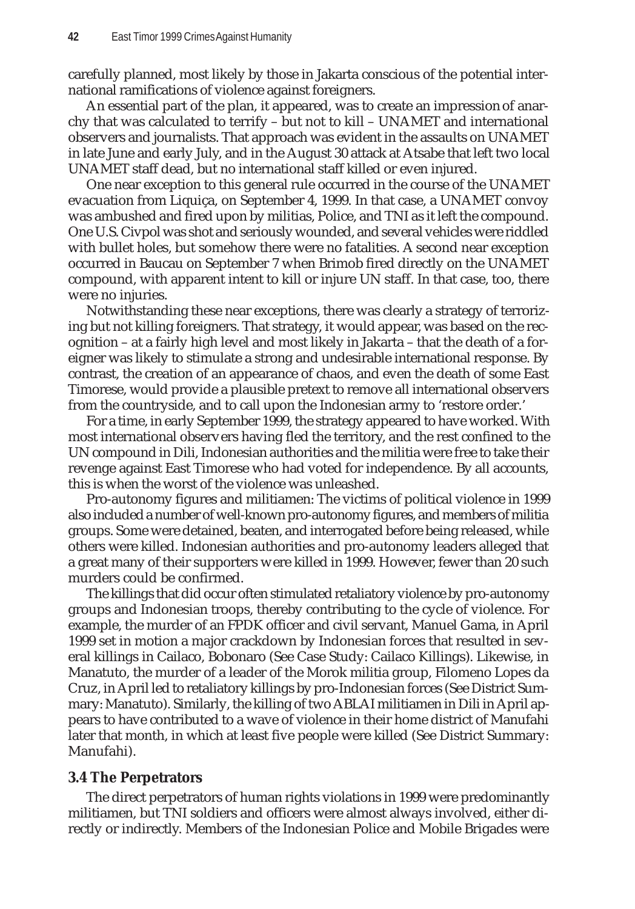carefully planned, most likely by those in Jakarta conscious of the potential international ramifications of violence against foreigners.

An essential part of the plan, it appeared, was to create an impression of anarchy that was calculated to terrify – but not to kill – UNAMET and international observers and journalists. That approach was evident in the assaults on UNAMET in late June and early July, and in the August 30 attack at Atsabe that left two local UNAMET staff dead, but no international staff killed or even injured.

One near exception to this general rule occurred in the course of the UNAMET evacuation from Liquiça, on September 4, 1999. In that case, a UNAMET convoy was ambushed and fired upon by militias, Police, and TNI as it left the compound. One U.S. Civpol was shot and seriously wounded, and several vehicles were riddled with bullet holes, but somehow there were no fatalities. A second near exception occurred in Baucau on September 7 when Brimob fired directly on the UNAMET compound, with apparent intent to kill or injure UN staff. In that case, too, there were no injuries.

Notwithstanding these near exceptions, there was clearly a strategy of terrorizing but not killing foreigners. That strategy, it would appear, was based on the recognition – at a fairly high level and most likely in Jakarta – that the death of a foreigner was likely to stimulate a strong and undesirable international response. By contrast, the creation of an appearance of chaos, and even the death of some East Timorese, would provide a plausible pretext to remove all international observers from the countryside, and to call upon the Indonesian army to 'restore order.'

For a time, in early September 1999, the strategy appeared to have worked. With most international observers having fled the territory, and the rest confined to the UN compound in Dili, Indonesian authorities and the militia were free to take their revenge against East Timorese who had voted for independence. By all accounts, this is when the worst of the violence was unleashed.

Pro-autonomy figures and militiamen: The victims of political violence in 1999 also included a number of well-known pro-autonomy figures, and members of militia groups. Some were detained, beaten, and interrogated before being released, while others were killed. Indonesian authorities and pro-autonomy leaders alleged that a great many of their supporters were killed in 1999. However, fewer than 20 such murders could be confirmed.

The killings that did occur often stimulated retaliatory violence by pro-autonomy groups and Indonesian troops, thereby contributing to the cycle of violence. For example, the murder of an FPDK officer and civil servant, Manuel Gama, in April 1999 set in motion a major crackdown by Indonesian forces that resulted in several killings in Cailaco, Bobonaro (See Case Study: Cailaco Killings). Likewise, in Manatuto, the murder of a leader of the Morok militia group, Filomeno Lopes da Cruz, in April led to retaliatory killings by pro-Indonesian forces (See District Summary: Manatuto). Similarly, the killing of two ABLAI militiamen in Dili in April appears to have contributed to a wave of violence in their home district of Manufahi later that month, in which at least five people were killed (See District Summary: Manufahi).

## 3.4 The Perpetrators

The direct perpetrators of human rights violations in 1999 were predominantly militiamen, but TNI soldiers and officers were almost always involved, either directly or indirectly. Members of the Indonesian Police and Mobile Brigades were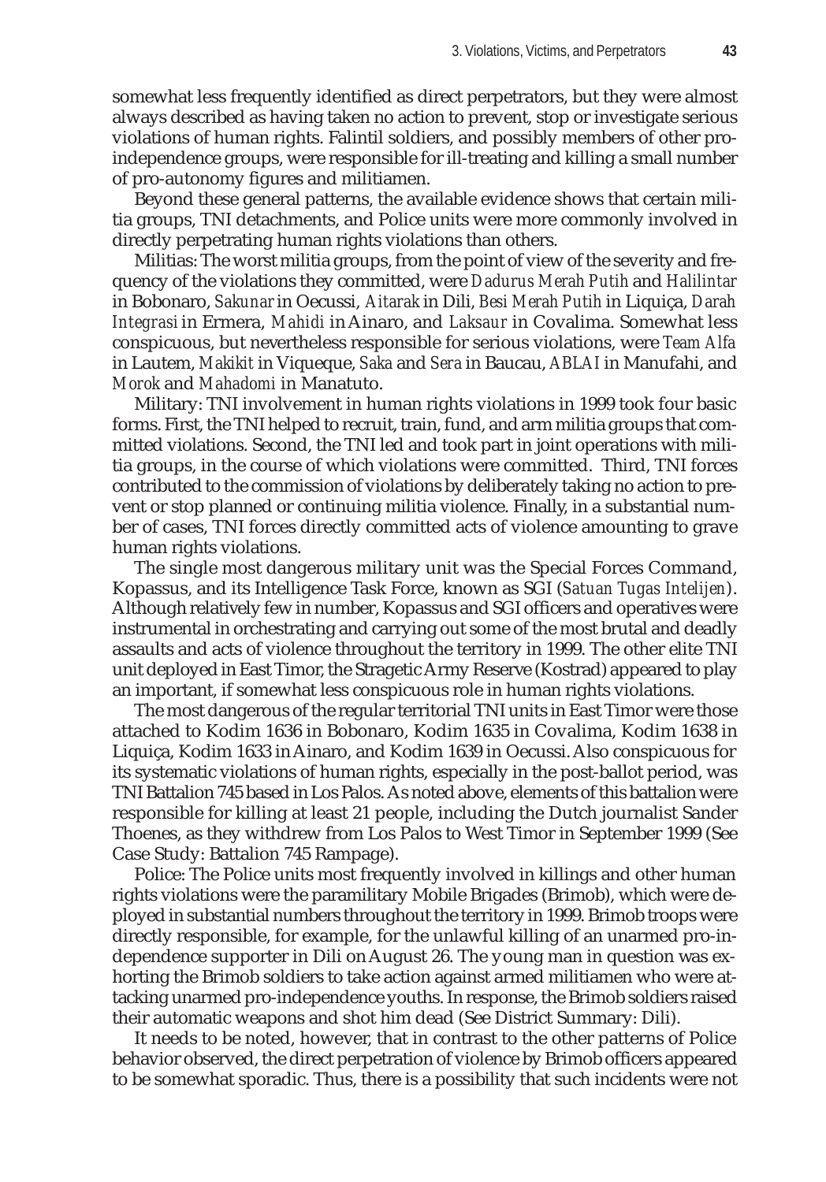somewhat less frequently identified as direct perpetrators, but they were almost always described as having taken no action to prevent, stop or investigate serious violations of human rights. Falintil soldiers, and possibly members of other pro-independence groups, were responsible for ill-treating and killing a small number of pro-autonomy figures and militiamen.

Beyond these general patterns, the available evidence shows that certain militia groups, TNI detachments, and Police units were more commonly involved in directly perpetrating human rights violations than others.

Militias: The worst militia groups, from the point of view of the severity and frequency of the violations they committed, were *Dadurus Merah Putih* and *Halilintar* in Bobonaro, *Sakunar* in Oecussi, *Aitarak* in Dili, *Besi Merah Putih* in Liquiça, *Darah Integrasi* in Ermera, *Mahidi* in Ainaro, and *Laksaur* in Covalima. Somewhat less conspicuous, but nevertheless responsible for serious violations, were *Team Alfa* in Lautem, *Makikit* in Viqueque, *Saka* and *Sera* in Baucau, *ABLAI* in Manufahi, and *Morok* and *Mahadomi* in Manatuto.

Military: TNI involvement in human rights violations in 1999 took four basic forms. First, the TNI helped to recruit, train, fund, and arm militia groups that committed violations. Second, the TNI led and took part in joint operations with militia groups, in the course of which violations were committed. Third, TNI forces contributed to the commission of violations by deliberately taking no action to prevent or stop planned or continuing militia violence. Finally, in a substantial number of cases, TNI forces directly committed acts of violence amounting to grave human rights violations.

The single most dangerous military unit was the Special Forces Command, Kopassus, and its Intelligence Task Force, known as SGI (*Satuan Tugas Intelijen*). Although relatively few in number, Kopassus and SGI officers and operatives were instrumental in orchestrating and carrying out some of the most brutal and deadly assaults and acts of violence throughout the territory in 1999. The other elite TNI unit deployed in East Timor, the Stragetic Army Reserve (Kostrad) appeared to play an important, if somewhat less conspicuous role in human rights violations.

The most dangerous of the regular territorial TNI units in East Timor were those attached to Kodim 1636 in Bobonaro, Kodim 1635 in Covalima, Kodim 1638 in Liquiça, Kodim 1633 in Ainaro, and Kodim 1639 in Oecussi. Also conspicuous for its systematic violations of human rights, especially in the post-ballot period, was TNI Battalion 745 based in Los Palos. As noted above, elements of this battalion were responsible for killing at least 21 people, including the Dutch journalist Sander Thoenes, as they withdrew from Los Palos to West Timor in September 1999 (See Case Study: Battalion 745 Rampage).

Police: The Police units most frequently involved in killings and other human rights violations were the paramilitary Mobile Brigades (Brimob), which were deployed in substantial numbers throughout the territory in 1999. Brimob troops were directly responsible, for example, for the unlawful killing of an unarmed pro-independence supporter in Dili on August 26. The young man in question was exhorting the Brimob soldiers to take action against armed militiamen who were attacking unarmed pro-independence youths. In response, the Brimob soldiers raised their automatic weapons and shot him dead (See District Summary: Dili).

It needs to be noted, however, that in contrast to the other patterns of Police behavior observed, the direct perpetration of violence by Brimob officers appeared to be somewhat sporadic. Thus, there is a possibility that such incidents were not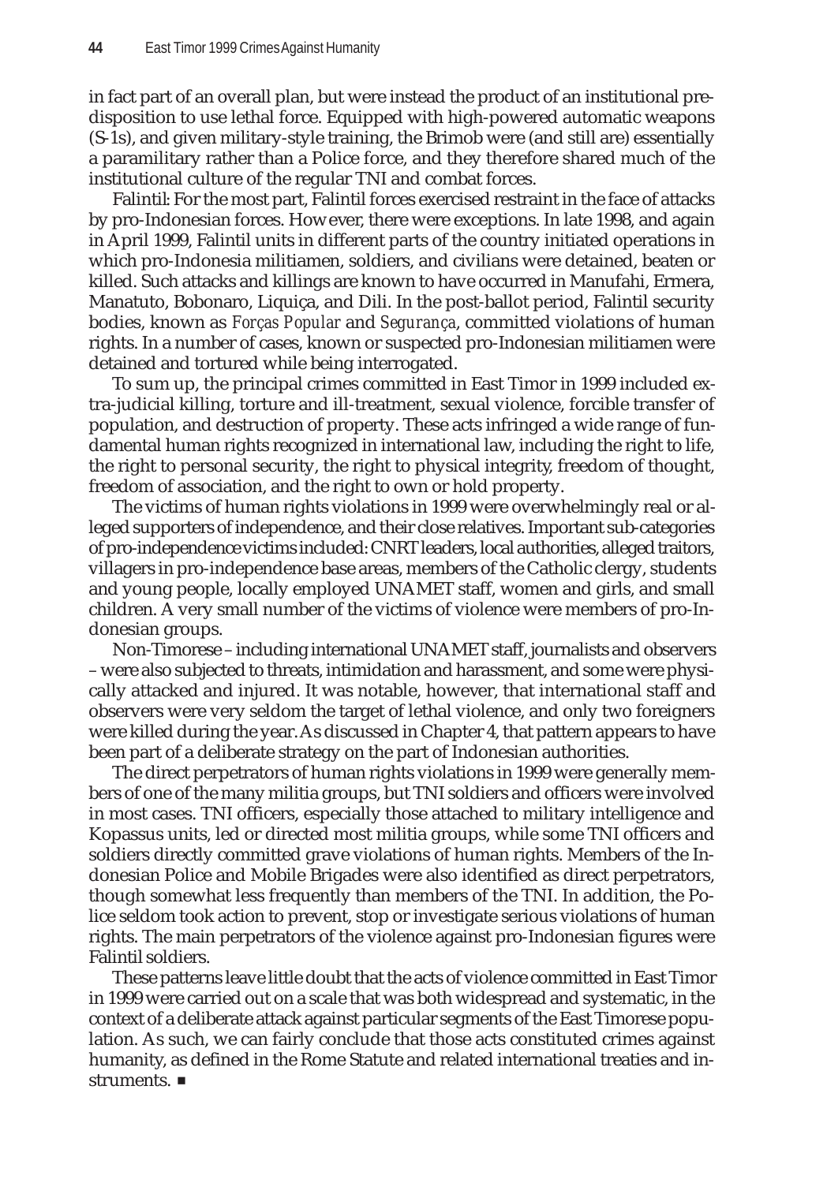in fact part of an overall plan, but were instead the product of an institutional predisposition to use lethal force. Equipped with high-powered automatic weapons (S-1s), and given military-style training, the Brimob were (and still are) essentially a paramilitary rather than a Police force, and they therefore shared much of the institutional culture of the regular TNI and combat forces.

Falintil: For the most part, Falintil forces exercised restraint in the face of attacks by pro-Indonesian forces. However, there were exceptions. In late 1998, and again in April 1999, Falintil units in different parts of the country initiated operations in which pro-Indonesia militiamen, soldiers, and civilians were detained, beaten or killed. Such attacks and killings are known to have occurred in Manufahi, Ermera, Manatuto, Bobonaro, Liquiça, and Dili. In the post-ballot period, Falintil security bodies, known as *Forças Popular* and *Segurança*, committed violations of human rights. In a number of cases, known or suspected pro-Indonesian militiamen were detained and tortured while being interrogated.

To sum up, the principal crimes committed in East Timor in 1999 included extra-judicial killing, torture and ill-treatment, sexual violence, forcible transfer of population, and destruction of property. These acts infringed a wide range of fundamental human rights recognized in international law, including the right to life, the right to personal security, the right to physical integrity, freedom of thought, freedom of association, and the right to own or hold property.

The victims of human rights violations in 1999 were overwhelmingly real or alleged supporters of independence, and their close relatives. Important sub-categories of pro-independence victims included: CNRT leaders, local authorities, alleged traitors, villagers in pro-independence base areas, members of the Catholic clergy, students and young people, locally employed UNAMET staff, women and girls, and small children. A very small number of the victims of violence were members of pro-Indonesian groups.

Non-Timorese – including international UNAMET staff, journalists and observers – were also subjected to threats, intimidation and harassment, and some were physically attacked and injured. It was notable, however, that international staff and observers were very seldom the target of lethal violence, and only two foreigners were killed during the year. As discussed in Chapter 4, that pattern appears to have been part of a deliberate strategy on the part of Indonesian authorities.

The direct perpetrators of human rights violations in 1999 were generally members of one of the many militia groups, but TNI soldiers and officers were involved in most cases. TNI officers, especially those attached to military intelligence and Kopassus units, led or directed most militia groups, while some TNI officers and soldiers directly committed grave violations of human rights. Members of the Indonesian Police and Mobile Brigades were also identified as direct perpetrators, though somewhat less frequently than members of the TNI. In addition, the Police seldom took action to prevent, stop or investigate serious violations of human rights. The main perpetrators of the violence against pro-Indonesian figures were Falintil soldiers.

These patterns leave little doubt that the acts of violence committed in East Timor in 1999 were carried out on a scale that was both widespread and systematic, in the context of a deliberate attack against particular segments of the East Timorese population. As such, we can fairly conclude that those acts constituted crimes against humanity, as defined in the Rome Statute and related international treaties and instruments. ■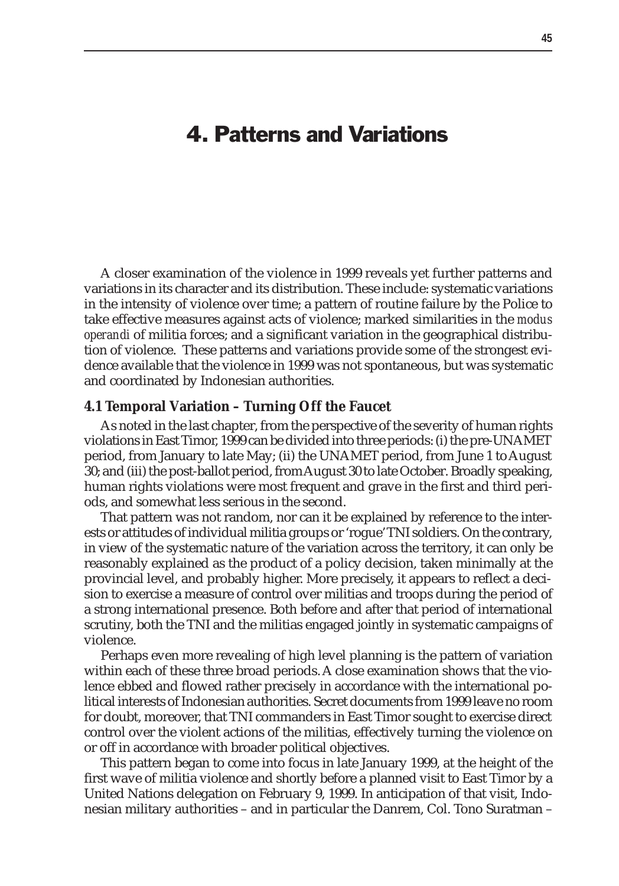# 4. Patterns and Variations

A closer examination of the violence in 1999 reveals yet further patterns and variations in its character and its distribution. These include: systematic variations in the intensity of violence over time; a pattern of routine failure by the Police to take effective measures against acts of violence; marked similarities in the *modus operandi* of militia forces; and a significant variation in the geographical distribution of violence. These patterns and variations provide some of the strongest evidence available that the violence in 1999 was not spontaneous, but was systematic and coordinated by Indonesian authorities.

### 4.1 Temporal Variation – Turning Off the Faucet

As noted in the last chapter, from the perspective of the severity of human rights violations in East Timor, 1999 can be divided into three periods: (i) the pre-UNAMET period, from January to late May; (ii) the UNAMET period, from June 1 to August 30; and (iii) the post-ballot period, from August 30 to late October. Broadly speaking, human rights violations were most frequent and grave in the first and third periods, and somewhat less serious in the second.

That pattern was not random, nor can it be explained by reference to the interests or attitudes of individual militia groups or 'rogue' TNI soldiers. On the contrary, in view of the systematic nature of the variation across the territory, it can only be reasonably explained as the product of a policy decision, taken minimally at the provincial level, and probably higher. More precisely, it appears to reflect a decision to exercise a measure of control over militias and troops during the period of a strong international presence. Both before and after that period of international scrutiny, both the TNI and the militias engaged jointly in systematic campaigns of violence.

Perhaps even more revealing of high level planning is the pattern of variation within each of these three broad periods. A close examination shows that the violence ebbed and flowed rather precisely in accordance with the international political interests of Indonesian authorities. Secret documents from 1999 leave no room for doubt, moreover, that TNI commanders in East Timor sought to exercise direct control over the violent actions of the militias, effectively turning the violence on or off in accordance with broader political objectives.

This pattern began to come into focus in late January 1999, at the height of the first wave of militia violence and shortly before a planned visit to East Timor by a United Nations delegation on February 9, 1999. In anticipation of that visit, Indonesian military authorities – and in particular the Danrem, Col. Tono Suratman –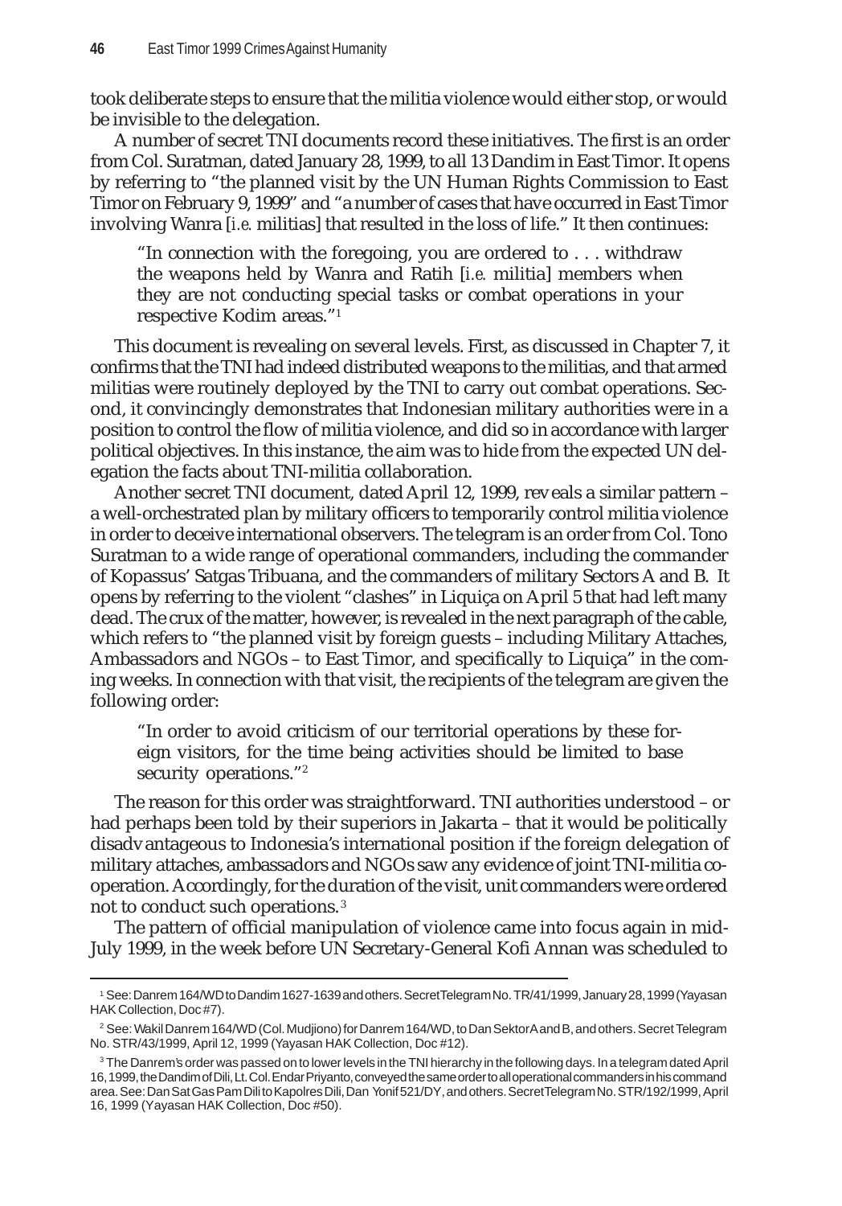took deliberate steps to ensure that the militia violence would either stop, or would be invisible to the delegation.

A number of secret TNI documents record these initiatives. The first is an order from Col. Suratman, dated January 28, 1999, to all 13 Dandim in East Timor. It opens by referring to "the planned visit by the UN Human Rights Commission to East Timor on February 9, 1999" and "a number of cases that have occurred in East Timor involving Wanra [*i.e.* militias] that resulted in the loss of life." It then continues:

> "In connection with the foregoing, you are ordered to . . . withdraw the weapons held by Wanra and Ratih [*i.e.* militia] members when they are not conducting special tasks or combat operations in your respective Kodim areas."[1]

This document is revealing on several levels. First, as discussed in Chapter 7, it confirms that the TNI had indeed distributed weapons to the militias, and that armed militias were routinely deployed by the TNI to carry out combat operations. Second, it convincingly demonstrates that Indonesian military authorities were in a position to control the flow of militia violence, and did so in accordance with larger political objectives. In this instance, the aim was to hide from the expected UN delegation the facts about TNI-militia collaboration.

Another secret TNI document, dated April 12, 1999, reveals a similar pattern – a well-orchestrated plan by military officers to temporarily control militia violence in order to deceive international observers. The telegram is an order from Col. Tono Suratman to a wide range of operational commanders, including the commander of Kopassus' Satgas Tribuana, and the commanders of military Sectors A and B. It opens by referring to the violent "clashes" in Liquiça on April 5 that had left many dead. The crux of the matter, however, is revealed in the next paragraph of the cable, which refers to "the planned visit by foreign guests – including Military Attaches, Ambassadors and NGOs – to East Timor, and specifically to Liquiça" in the coming weeks. In connection with that visit, the recipients of the telegram are given the following order:

> "In order to avoid criticism of our territorial operations by these foreign visitors, for the time being activities should be limited to base security operations."[2]

The reason for this order was straightforward. TNI authorities understood – or had perhaps been told by their superiors in Jakarta – that it would be politically disadvantageous to Indonesia's international position if the foreign delegation of military attaches, ambassadors and NGOs saw any evidence of joint TNI-militia cooperation. Accordingly, for the duration of the visit, unit commanders were ordered not to conduct such operations.[3]

The pattern of official manipulation of violence came into focus again in mid-July 1999, in the week before UN Secretary-General Kofi Annan was scheduled to

---

[1] See: Danrem 164/WD to Dandim 1627-1639 and others. Secret Telegram No. TR/41/1999, January 28, 1999 (Yayasan HAK Collection, Doc #7).

[2] See: Wakil Danrem 164/WD (Col. Mudjiono) for Danrem 164/WD, to Dan Sektor A and B, and others. Secret Telegram No. STR/43/1999, April 12, 1999 (Yayasan HAK Collection, Doc #12).

[3] The Danrem's order was passed on to lower levels in the TNI hierarchy in the following days. In a telegram dated April 16, 1999, the Dandim of Dili, Lt. Col. Endar Priyanto, conveyed the same order to all operational commanders in his command area. See: Dan Sat Gas Pam Dili to Kapolres Dili, Dan Yonif 521/DY, and others. Secret Telegram No. STR/192/1999, April 16, 1999 (Yayasan HAK Collection, Doc #50).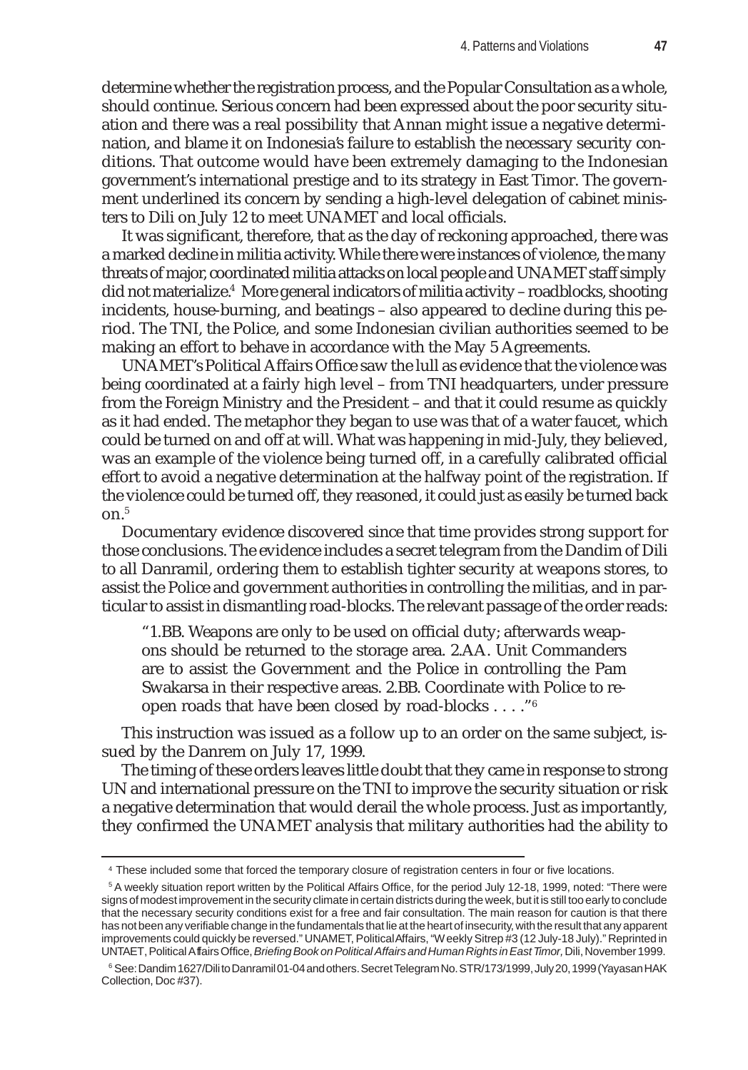determine whether the registration process, and the Popular Consultation as a whole, should continue. Serious concern had been expressed about the poor security situation and there was a real possibility that Annan might issue a negative determination, and blame it on Indonesia's failure to establish the necessary security conditions. That outcome would have been extremely damaging to the Indonesian government's international prestige and to its strategy in East Timor. The government underlined its concern by sending a high-level delegation of cabinet ministers to Dili on July 12 to meet UNAMET and local officials.

It was significant, therefore, that as the day of reckoning approached, there was a marked decline in militia activity. While there were instances of violence, the many threats of major, coordinated militia attacks on local people and UNAMET staff simply did not materialize.[4] More general indicators of militia activity – roadblocks, shooting incidents, house-burning, and beatings – also appeared to decline during this period. The TNI, the Police, and some Indonesian civilian authorities seemed to be making an effort to behave in accordance with the May 5 Agreements.

UNAMET's Political Affairs Office saw the lull as evidence that the violence was being coordinated at a fairly high level – from TNI headquarters, under pressure from the Foreign Ministry and the President – and that it could resume as quickly as it had ended. The metaphor they began to use was that of a water faucet, which could be turned on and off at will. What was happening in mid-July, they believed, was an example of the violence being turned off, in a carefully calibrated official effort to avoid a negative determination at the halfway point of the registration. If the violence could be turned off, they reasoned, it could just as easily be turned back on.[5]

Documentary evidence discovered since that time provides strong support for those conclusions. The evidence includes a secret telegram from the Dandim of Dili to all Danramil, ordering them to establish tighter security at weapons stores, to assist the Police and government authorities in controlling the militias, and in particular to assist in dismantling road-blocks. The relevant passage of the order reads:

> "1.BB. Weapons are only to be used on official duty; afterwards weapons should be returned to the storage area. 2.AA. Unit Commanders are to assist the Government and the Police in controlling the Pam Swakarsa in their respective areas. 2.BB. Coordinate with Police to reopen roads that have been closed by road-blocks . . . ."[6]

This instruction was issued as a follow up to an order on the same subject, issued by the Danrem on July 17, 1999.

The timing of these orders leaves little doubt that they came in response to strong UN and international pressure on the TNI to improve the security situation or risk a negative determination that would derail the whole process. Just as importantly, they confirmed the UNAMET analysis that military authorities had the ability to

---

[4] These included some that forced the temporary closure of registration centers in four or five locations.

[5] A weekly situation report written by the Political Affairs Office, for the period July 12-18, 1999, noted: "There were signs of modest improvement in the security climate in certain districts during the week, but it is still too early to conclude that the necessary security conditions exist for a free and fair consultation. The main reason for caution is that there has not been any verifiable change in the fundamentals that lie at the heart of insecurity, with the result that any apparent improvements could quickly be reversed." UNAMET, Political Affairs, "Weekly Sitrep #3 (12 July-18 July)." Reprinted in UNTAET, Political Affairs Office, *Briefing Book on Political Affairs and Human Rights in East Timor*, Dili, November 1999.

[6] See: Dandim 1627/Dili to Danramil 01-04 and others. Secret Telegram No. STR/173/1999, July 20, 1999 (Yayasan HAK Collection, Doc #37).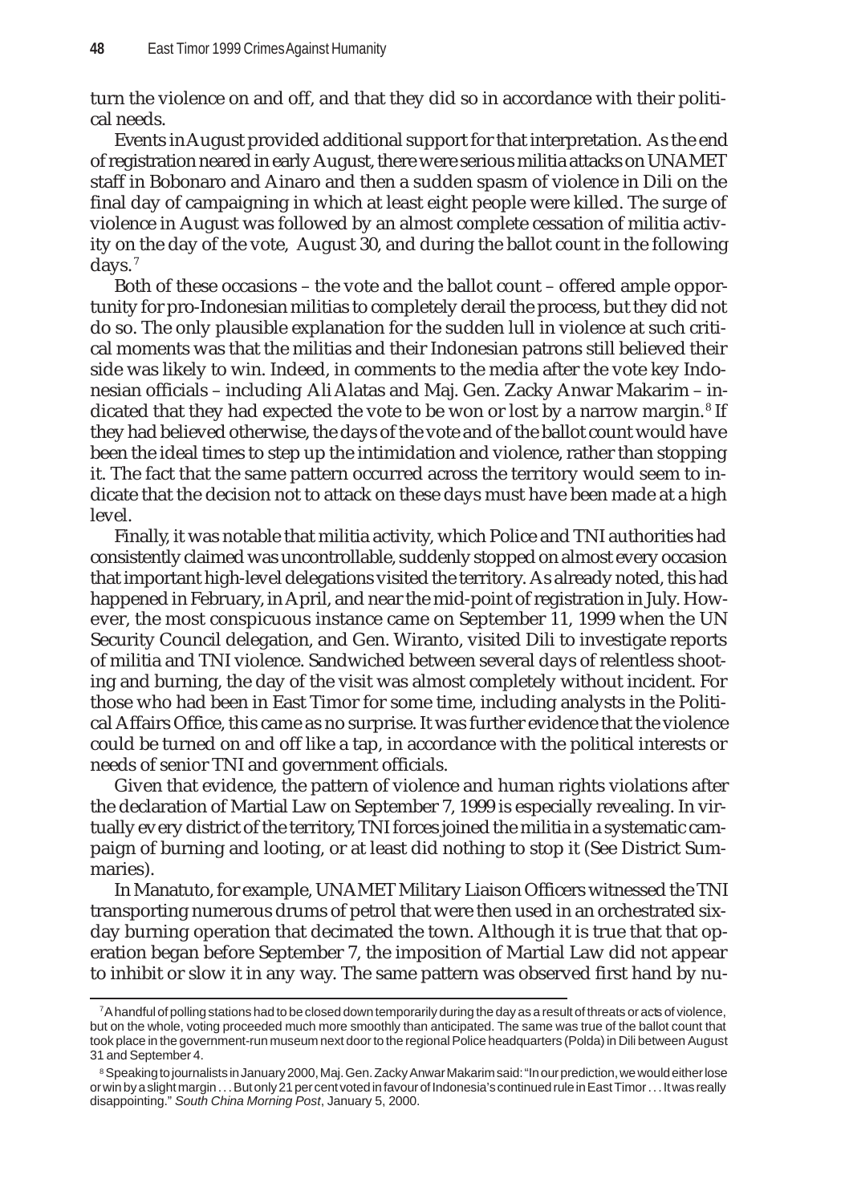turn the violence on and off, and that they did so in accordance with their political needs.

Events in August provided additional support for that interpretation. As the end of registration neared in early August, there were serious militia attacks on UNAMET staff in Bobonaro and Ainaro and then a sudden spasm of violence in Dili on the final day of campaigning in which at least eight people were killed. The surge of violence in August was followed by an almost complete cessation of militia activity on the day of the vote, August 30, and during the ballot count in the following days.[7]

Both of these occasions – the vote and the ballot count – offered ample opportunity for pro-Indonesian militias to completely derail the process, but they did not do so. The only plausible explanation for the sudden lull in violence at such critical moments was that the militias and their Indonesian patrons still believed their side was likely to win. Indeed, in comments to the media after the vote key Indonesian officials – including Ali Alatas and Maj. Gen. Zacky Anwar Makarim – indicated that they had expected the vote to be won or lost by a narrow margin.[8] If they had believed otherwise, the days of the vote and of the ballot count would have been the ideal times to step up the intimidation and violence, rather than stopping it. The fact that the same pattern occurred across the territory would seem to indicate that the decision not to attack on these days must have been made at a high level.

Finally, it was notable that militia activity, which Police and TNI authorities had consistently claimed was uncontrollable, suddenly stopped on almost every occasion that important high-level delegations visited the territory. As already noted, this had happened in February, in April, and near the mid-point of registration in July. However, the most conspicuous instance came on September 11, 1999 when the UN Security Council delegation, and Gen. Wiranto, visited Dili to investigate reports of militia and TNI violence. Sandwiched between several days of relentless shooting and burning, the day of the visit was almost completely without incident. For those who had been in East Timor for some time, including analysts in the Political Affairs Office, this came as no surprise. It was further evidence that the violence could be turned on and off like a tap, in accordance with the political interests or needs of senior TNI and government officials.

Given that evidence, the pattern of violence and human rights violations after the declaration of Martial Law on September 7, 1999 is especially revealing. In virtually every district of the territory, TNI forces joined the militia in a systematic campaign of burning and looting, or at least did nothing to stop it (See District Summaries).

In Manatuto, for example, UNAMET Military Liaison Officers witnessed the TNI transporting numerous drums of petrol that were then used in an orchestrated six-day burning operation that decimated the town. Although it is true that that operation began before September 7, the imposition of Martial Law did not appear to inhibit or slow it in any way. The same pattern was observed first hand by nu-

---

[7] A handful of polling stations had to be closed down temporarily during the day as a result of threats or acts of violence, but on the whole, voting proceeded much more smoothly than anticipated. The same was true of the ballot count that took place in the government-run museum next door to the regional Police headquarters (Polda) in Dili between August 31 and September 4.

[8] Speaking to journalists in January 2000, Maj. Gen. Zacky Anwar Makarim said: "In our prediction, we would either lose or win by a slight margin . . . But only 21 per cent voted in favour of Indonesia's continued rule in East Timor . . . It was really disappointing." *South China Morning Post*, January 5, 2000.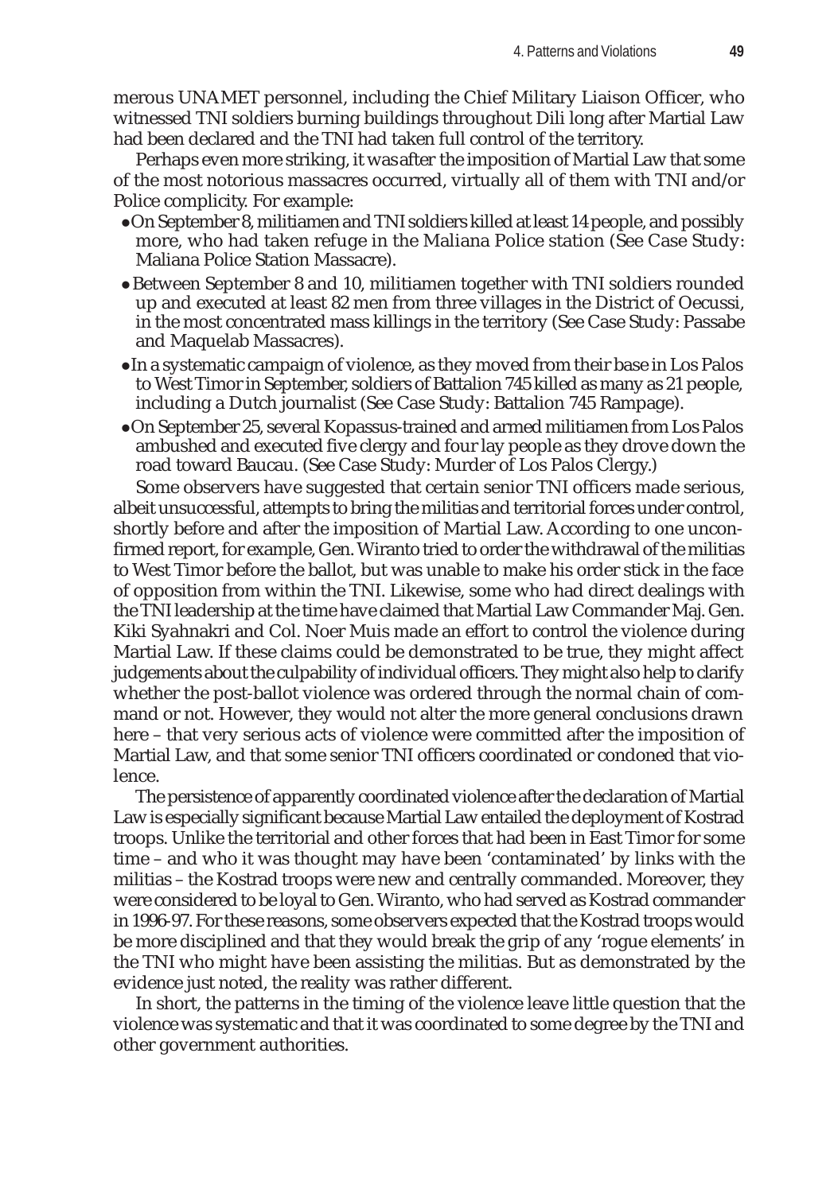merous UNAMET personnel, including the Chief Military Liaison Officer, who witnessed TNI soldiers burning buildings throughout Dili long after Martial Law had been declared and the TNI had taken full control of the territory.

Perhaps even more striking, it was after the imposition of Martial Law that some of the most notorious massacres occurred, virtually all of them with TNI and/or Police complicity. For example:

- On September 8, militiamen and TNI soldiers killed at least 14 people, and possibly more, who had taken refuge in the Maliana Police station (See Case Study: Maliana Police Station Massacre).
- Between September 8 and 10, militiamen together with TNI soldiers rounded up and executed at least 82 men from three villages in the District of Oecussi, in the most concentrated mass killings in the territory (See Case Study: Passabe and Maquelab Massacres).
- In a systematic campaign of violence, as they moved from their base in Los Palos to West Timor in September, soldiers of Battalion 745 killed as many as 21 people, including a Dutch journalist (See Case Study: Battalion 745 Rampage).
- On September 25, several Kopassus-trained and armed militiamen from Los Palos ambushed and executed five clergy and four lay people as they drove down the road toward Baucau. (See Case Study: Murder of Los Palos Clergy.)

Some observers have suggested that certain senior TNI officers made serious, albeit unsuccessful, attempts to bring the militias and territorial forces under control, shortly before and after the imposition of Martial Law. According to one unconfirmed report, for example, Gen. Wiranto tried to order the withdrawal of the militias to West Timor before the ballot, but was unable to make his order stick in the face of opposition from within the TNI. Likewise, some who had direct dealings with the TNI leadership at the time have claimed that Martial Law Commander Maj. Gen. Kiki Syahnakri and Col. Noer Muis made an effort to control the violence during Martial Law. If these claims could be demonstrated to be true, they might affect judgements about the culpability of individual officers. They might also help to clarify whether the post-ballot violence was ordered through the normal chain of command or not. However, they would not alter the more general conclusions drawn here – that very serious acts of violence were committed after the imposition of Martial Law, and that some senior TNI officers coordinated or condoned that violence.

The persistence of apparently coordinated violence after the declaration of Martial Law is especially significant because Martial Law entailed the deployment of Kostrad troops. Unlike the territorial and other forces that had been in East Timor for some time – and who it was thought may have been 'contaminated' by links with the militias – the Kostrad troops were new and centrally commanded. Moreover, they were considered to be loyal to Gen. Wiranto, who had served as Kostrad commander in 1996-97. For these reasons, some observers expected that the Kostrad troops would be more disciplined and that they would break the grip of any 'rogue elements' in the TNI who might have been assisting the militias. But as demonstrated by the evidence just noted, the reality was rather different.

In short, the patterns in the timing of the violence leave little question that the violence was systematic and that it was coordinated to some degree by the TNI and other government authorities.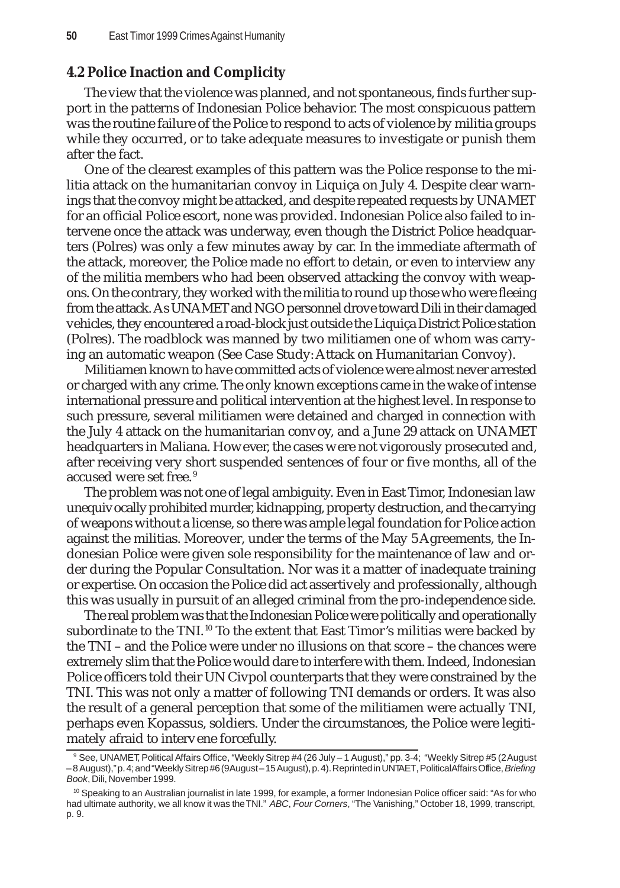## 4.2 Police Inaction and Complicity

The view that the violence was planned, and not spontaneous, finds further support in the patterns of Indonesian Police behavior. The most conspicuous pattern was the routine failure of the Police to respond to acts of violence by militia groups while they occurred, or to take adequate measures to investigate or punish them after the fact.

One of the clearest examples of this pattern was the Police response to the militia attack on the humanitarian convoy in Liquiça on July 4. Despite clear warnings that the convoy might be attacked, and despite repeated requests by UNAMET for an official Police escort, none was provided. Indonesian Police also failed to intervene once the attack was underway, even though the District Police headquarters (Polres) was only a few minutes away by car. In the immediate aftermath of the attack, moreover, the Police made no effort to detain, or even to interview any of the militia members who had been observed attacking the convoy with weapons. On the contrary, they worked with the militia to round up those who were fleeing from the attack. As UNAMET and NGO personnel drove toward Dili in their damaged vehicles, they encountered a road-block just outside the Liquiça District Police station (Polres). The roadblock was manned by two militiamen one of whom was carrying an automatic weapon (See Case Study: Attack on Humanitarian Convoy).

Militiamen known to have committed acts of violence were almost never arrested or charged with any crime. The only known exceptions came in the wake of intense international pressure and political intervention at the highest level. In response to such pressure, several militiamen were detained and charged in connection with the July 4 attack on the humanitarian convoy, and a June 29 attack on UNAMET headquarters in Maliana. However, the cases were not vigorously prosecuted and, after receiving very short suspended sentences of four or five months, all of the accused were set free.[9]

The problem was not one of legal ambiguity. Even in East Timor, Indonesian law unequivocally prohibited murder, kidnapping, property destruction, and the carrying of weapons without a license, so there was ample legal foundation for Police action against the militias. Moreover, under the terms of the May 5 Agreements, the Indonesian Police were given sole responsibility for the maintenance of law and order during the Popular Consultation. Nor was it a matter of inadequate training or expertise. On occasion the Police did act assertively and professionally, although this was usually in pursuit of an alleged criminal from the pro-independence side.

The real problem was that the Indonesian Police were politically and operationally subordinate to the TNI.[10] To the extent that East Timor's militias were backed by the TNI – and the Police were under no illusions on that score – the chances were extremely slim that the Police would dare to interfere with them. Indeed, Indonesian Police officers told their UN Civpol counterparts that they were constrained by the TNI. This was not only a matter of following TNI demands or orders. It was also the result of a general perception that some of the militiamen were actually TNI, perhaps even Kopassus, soldiers. Under the circumstances, the Police were legitimately afraid to intervene forcefully.

---

[9] See, UNAMET, Political Affairs Office, "Weekly Sitrep #4 (26 July – 1 August)," pp. 3-4; "Weekly Sitrep #5 (2 August – 8 August)," p. 4; and "Weekly Sitrep #6 (9 August – 15 August), p. 4). Reprinted in UNTAET, Political Affairs Office, *Briefing Book*, Dili, November 1999.

[10] Speaking to an Australian journalist in late 1999, for example, a former Indonesian Police officer said: "As for who had ultimate authority, we all know it was the TNI." *ABC*, *Four Corners*, "The Vanishing," October 18, 1999, transcript, p. 9.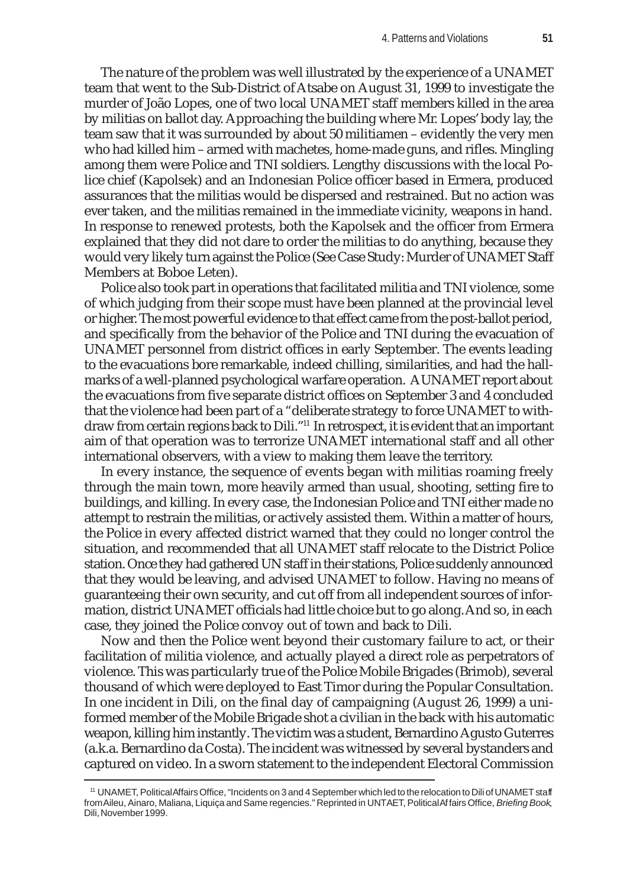The nature of the problem was well illustrated by the experience of a UNAMET team that went to the Sub-District of Atsabe on August 31, 1999 to investigate the murder of João Lopes, one of two local UNAMET staff members killed in the area by militias on ballot day. Approaching the building where Mr. Lopes' body lay, the team saw that it was surrounded by about 50 militiamen – evidently the very men who had killed him – armed with machetes, home-made guns, and rifles. Mingling among them were Police and TNI soldiers. Lengthy discussions with the local Police chief (Kapolsek) and an Indonesian Police officer based in Ermera, produced assurances that the militias would be dispersed and restrained. But no action was ever taken, and the militias remained in the immediate vicinity, weapons in hand. In response to renewed protests, both the Kapolsek and the officer from Ermera explained that they did not dare to order the militias to do anything, because they would very likely turn against the Police (See Case Study: Murder of UNAMET Staff Members at Boboe Leten).

Police also took part in operations that facilitated militia and TNI violence, some of which judging from their scope must have been planned at the provincial level or higher. The most powerful evidence to that effect came from the post-ballot period, and specifically from the behavior of the Police and TNI during the evacuation of UNAMET personnel from district offices in early September. The events leading to the evacuations bore remarkable, indeed chilling, similarities, and had the hallmarks of a well-planned psychological warfare operation. A UNAMET report about the evacuations from five separate district offices on September 3 and 4 concluded that the violence had been part of a "deliberate strategy to force UNAMET to withdraw from certain regions back to Dili."[11] In retrospect, it is evident that an important aim of that operation was to terrorize UNAMET international staff and all other international observers, with a view to making them leave the territory.

In every instance, the sequence of events began with militias roaming freely through the main town, more heavily armed than usual, shooting, setting fire to buildings, and killing. In every case, the Indonesian Police and TNI either made no attempt to restrain the militias, or actively assisted them. Within a matter of hours, the Police in every affected district warned that they could no longer control the situation, and recommended that all UNAMET staff relocate to the District Police station. Once they had gathered UN staff in their stations, Police suddenly announced that they would be leaving, and advised UNAMET to follow. Having no means of guaranteeing their own security, and cut off from all independent sources of information, district UNAMET officials had little choice but to go along. And so, in each case, they joined the Police convoy out of town and back to Dili.

Now and then the Police went beyond their customary failure to act, or their facilitation of militia violence, and actually played a direct role as perpetrators of violence. This was particularly true of the Police Mobile Brigades (Brimob), several thousand of which were deployed to East Timor during the Popular Consultation. In one incident in Dili, on the final day of campaigning (August 26, 1999) a uniformed member of the Mobile Brigade shot a civilian in the back with his automatic weapon, killing him instantly. The victim was a student, Bernardino Agusto Guterres (a.k.a. Bernardino da Costa). The incident was witnessed by several bystanders and captured on video. In a sworn statement to the independent Electoral Commission

[11] UNAMET, Political Affairs Office, "Incidents on 3 and 4 September which led to the relocation to Dili of UNAMET staff from Aileu, Ainaro, Maliana, Liquiça and Same regencies." Reprinted in UNTAET, Political Affairs Office, *Briefing Book*, Dili, November 1999.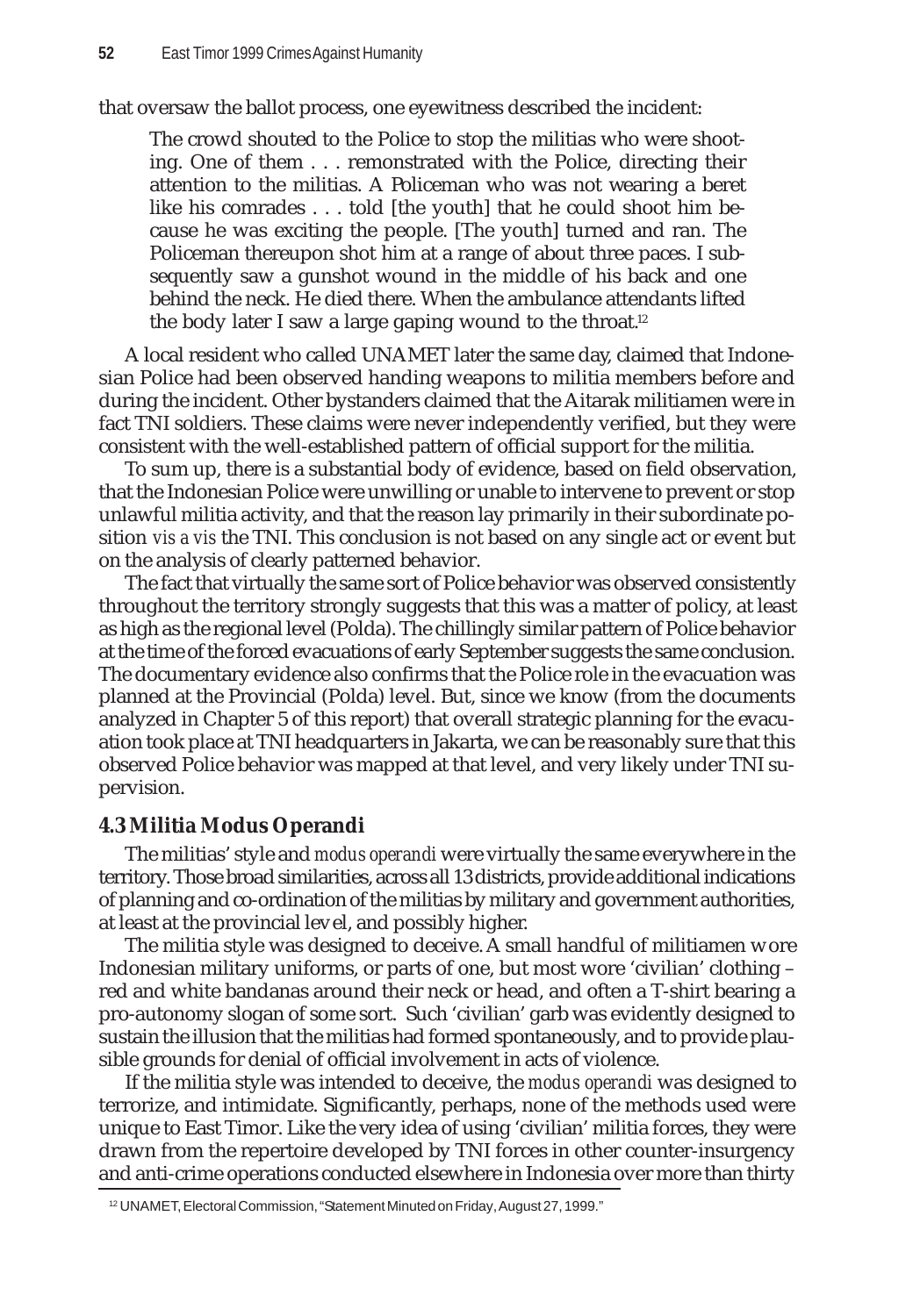that oversaw the ballot process, one eyewitness described the incident:

> The crowd shouted to the Police to stop the militias who were shooting. One of them . . . remonstrated with the Police, directing their attention to the militias. A Policeman who was not wearing a beret like his comrades . . . told [the youth] that he could shoot him because he was exciting the people. [The youth] turned and ran. The Policeman thereupon shot him at a range of about three paces. I subsequently saw a gunshot wound in the middle of his back and one behind the neck. He died there. When the ambulance attendants lifted the body later I saw a large gaping wound to the throat.[12]

A local resident who called UNAMET later the same day, claimed that Indonesian Police had been observed handing weapons to militia members before and during the incident. Other bystanders claimed that the Aitarak militiamen were in fact TNI soldiers. These claims were never independently verified, but they were consistent with the well-established pattern of official support for the militia.

To sum up, there is a substantial body of evidence, based on field observation, that the Indonesian Police were unwilling or unable to intervene to prevent or stop unlawful militia activity, and that the reason lay primarily in their subordinate position *vis a vis* the TNI. This conclusion is not based on any single act or event but on the analysis of clearly patterned behavior.

The fact that virtually the same sort of Police behavior was observed consistently throughout the territory strongly suggests that this was a matter of policy, at least as high as the regional level (Polda). The chillingly similar pattern of Police behavior at the time of the forced evacuations of early September suggests the same conclusion. The documentary evidence also confirms that the Police role in the evacuation was planned at the Provincial (Polda) level. But, since we know (from the documents analyzed in Chapter 5 of this report) that overall strategic planning for the evacuation took place at TNI headquarters in Jakarta, we can be reasonably sure that this observed Police behavior was mapped at that level, and very likely under TNI supervision.

### 4.3 Militia Modus Operandi

The militias' style and *modus operandi* were virtually the same everywhere in the territory. Those broad similarities, across all 13 districts, provide additional indications of planning and co-ordination of the militias by military and government authorities, at least at the provincial level, and possibly higher.

The militia style was designed to deceive. A small handful of militiamen wore Indonesian military uniforms, or parts of one, but most wore 'civilian' clothing – red and white bandanas around their neck or head, and often a T-shirt bearing a pro-autonomy slogan of some sort. Such 'civilian' garb was evidently designed to sustain the illusion that the militias had formed spontaneously, and to provide plausible grounds for denial of official involvement in acts of violence.

If the militia style was intended to deceive, the *modus operandi* was designed to terrorize, and intimidate. Significantly, perhaps, none of the methods used were unique to East Timor. Like the very idea of using 'civilian' militia forces, they were drawn from the repertoire developed by TNI forces in other counter-insurgency and anti-crime operations conducted elsewhere in Indonesia over more than thirty

[12] UNAMET, Electoral Commission, "Statement Minuted on Friday, August 27, 1999."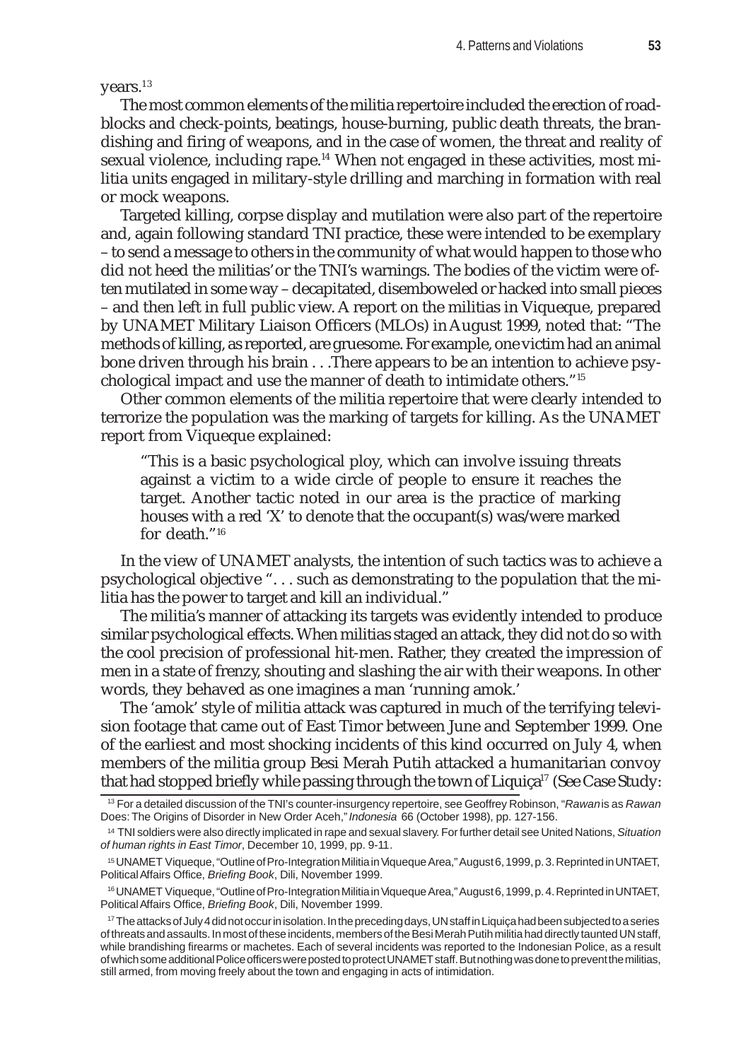years.[13]

The most common elements of the militia repertoire included the erection of road-blocks and check-points, beatings, house-burning, public death threats, the brandishing and firing of weapons, and in the case of women, the threat and reality of sexual violence, including rape.[14] When not engaged in these activities, most militia units engaged in military-style drilling and marching in formation with real or mock weapons.

Targeted killing, corpse display and mutilation were also part of the repertoire and, again following standard TNI practice, these were intended to be exemplary – to send a message to others in the community of what would happen to those who did not heed the militias' or the TNI's warnings. The bodies of the victim were often mutilated in some way – decapitated, disemboweled or hacked into small pieces – and then left in full public view. A report on the militias in Viqueque, prepared by UNAMET Military Liaison Officers (MLOs) in August 1999, noted that: "The methods of killing, as reported, are gruesome. For example, one victim had an animal bone driven through his brain . . .There appears to be an intention to achieve psychological impact and use the manner of death to intimidate others."[15]

Other common elements of the militia repertoire that were clearly intended to terrorize the population was the marking of targets for killing. As the UNAMET report from Viqueque explained:

> "This is a basic psychological ploy, which can involve issuing threats against a victim to a wide circle of people to ensure it reaches the target. Another tactic noted in our area is the practice of marking houses with a red 'X' to denote that the occupant(s) was/were marked for death."[16]

In the view of UNAMET analysts, the intention of such tactics was to achieve a psychological objective ". . . such as demonstrating to the population that the militia has the power to target and kill an individual."

The militia's manner of attacking its targets was evidently intended to produce similar psychological effects. When militias staged an attack, they did not do so with the cool precision of professional hit-men. Rather, they created the impression of men in a state of frenzy, shouting and slashing the air with their weapons. In other words, they behaved as one imagines a man 'running amok.'

The 'amok' style of militia attack was captured in much of the terrifying television footage that came out of East Timor between June and September 1999. One of the earliest and most shocking incidents of this kind occurred on July 4, when members of the militia group Besi Merah Putih attacked a humanitarian convoy that had stopped briefly while passing through the town of Liquiça[17] (See Case Study:

---

[13] For a detailed discussion of the TNI's counter-insurgency repertoire, see Geoffrey Robinson, "*Rawan* is as *Rawan* Does: The Origins of Disorder in New Order Aceh," *Indonesia* 66 (October 1998), pp. 127-156.

[14] TNI soldiers were also directly implicated in rape and sexual slavery. For further detail see United Nations, *Situation of human rights in East Timor*, December 10, 1999, pp. 9-11.

[15] UNAMET Viqueque, "Outline of Pro-Integration Militia in Viqueque Area," August 6, 1999, p. 3. Reprinted in UNTAET, Political Affairs Office, *Briefing Book*, Dili, November 1999.

[16] UNAMET Viqueque, "Outline of Pro-Integration Militia in Viqueque Area," August 6, 1999, p. 4. Reprinted in UNTAET, Political Affairs Office, *Briefing Book*, Dili, November 1999.

[17] The attacks of July 4 did not occur in isolation. In the preceding days, UN staff in Liquiça had been subjected to a series of threats and assaults. In most of these incidents, members of the Besi Merah Putih militia had directly taunted UN staff, while brandishing firearms or machetes. Each of several incidents was reported to the Indonesian Police, as a result of which some additional Police officers were posted to protect UNAMET staff. But nothing was done to prevent the militias, still armed, from moving freely about the town and engaging in acts of intimidation.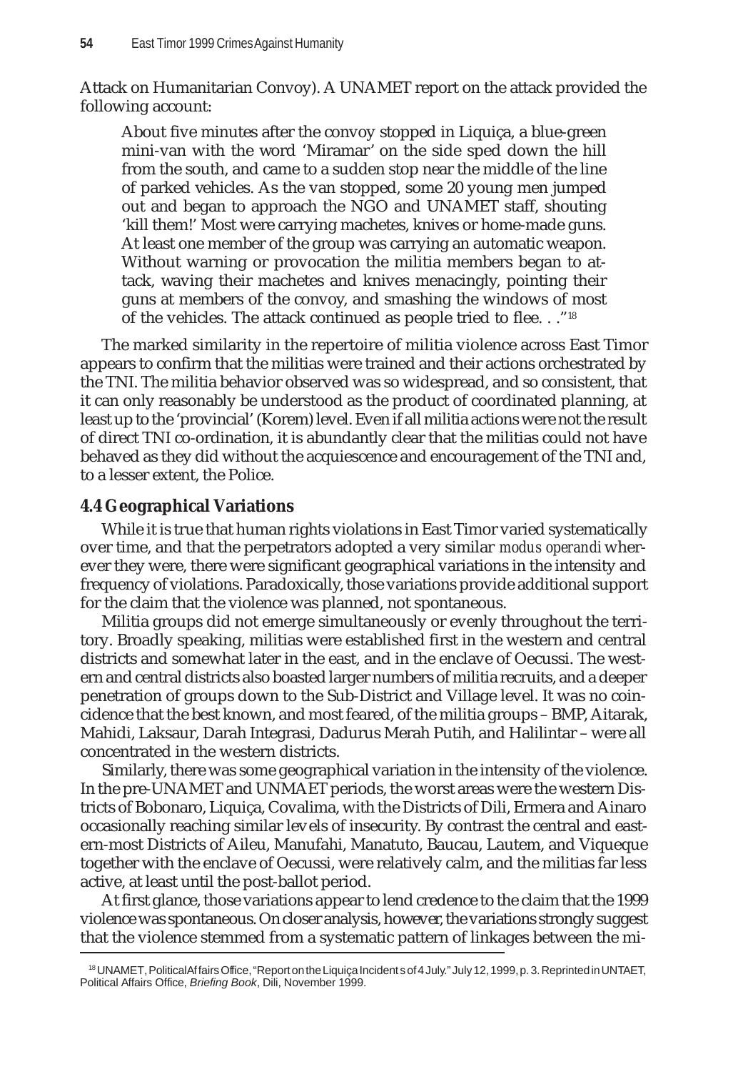Attack on Humanitarian Convoy). A UNAMET report on the attack provided the following account:

> About five minutes after the convoy stopped in Liquiça, a blue-green mini-van with the word 'Miramar' on the side sped down the hill from the south, and came to a sudden stop near the middle of the line of parked vehicles. As the van stopped, some 20 young men jumped out and began to approach the NGO and UNAMET staff, shouting 'kill them!' Most were carrying machetes, knives or home-made guns. At least one member of the group was carrying an automatic weapon. Without warning or provocation the militia members began to attack, waving their machetes and knives menacingly, pointing their guns at members of the convoy, and smashing the windows of most of the vehicles. The attack continued as people tried to flee. . ."[18]

The marked similarity in the repertoire of militia violence across East Timor appears to confirm that the militias were trained and their actions orchestrated by the TNI. The militia behavior observed was so widespread, and so consistent, that it can only reasonably be understood as the product of coordinated planning, at least up to the 'provincial' (Korem) level. Even if all militia actions were not the result of direct TNI co-ordination, it is abundantly clear that the militias could not have behaved as they did without the acquiescence and encouragement of the TNI and, to a lesser extent, the Police.

## 4.4 Geographical Variations

While it is true that human rights violations in East Timor varied systematically over time, and that the perpetrators adopted a very similar *modus operandi* wherever they were, there were significant geographical variations in the intensity and frequency of violations. Paradoxically, those variations provide additional support for the claim that the violence was planned, not spontaneous.

Militia groups did not emerge simultaneously or evenly throughout the territory. Broadly speaking, militias were established first in the western and central districts and somewhat later in the east, and in the enclave of Oecussi. The western and central districts also boasted larger numbers of militia recruits, and a deeper penetration of groups down to the Sub-District and Village level. It was no coincidence that the best known, and most feared, of the militia groups – BMP, Aitarak, Mahidi, Laksaur, Darah Integrasi, Dadurus Merah Putih, and Halilintar – were all concentrated in the western districts.

Similarly, there was some geographical variation in the intensity of the violence. In the pre-UNAMET and UNMAET periods, the worst areas were the western Districts of Bobonaro, Liquiça, Covalima, with the Districts of Dili, Ermera and Ainaro occasionally reaching similar levels of insecurity. By contrast the central and eastern-most Districts of Aileu, Manufahi, Manatuto, Baucau, Lautem, and Viqueque together with the enclave of Oecussi, were relatively calm, and the militias far less active, at least until the post-ballot period.

At first glance, those variations appear to lend credence to the claim that the 1999 violence was spontaneous. On closer analysis, however, the variations strongly suggest that the violence stemmed from a systematic pattern of linkages between the mi-

[18] UNAMET, Political Affairs Office, "Report on the Liquiça Incidents of 4 July." July 12, 1999, p. 3. Reprinted in UNTAET, Political Affairs Office, *Briefing Book*, Dili, November 1999.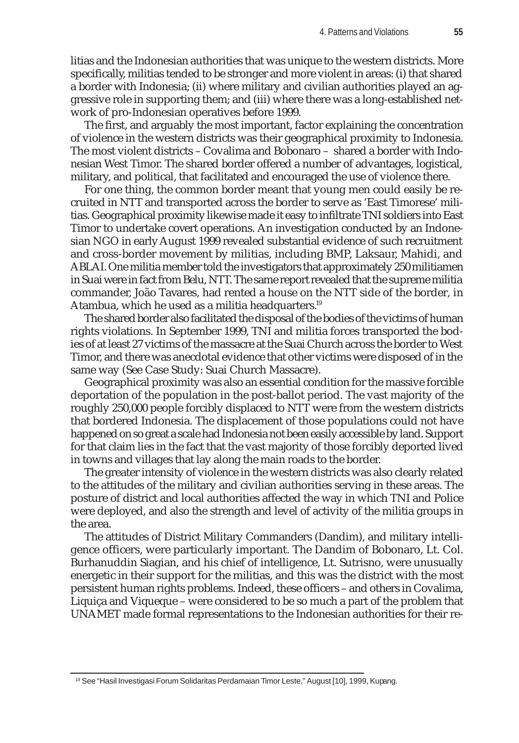litias and the Indonesian authorities that was unique to the western districts. More specifically, militias tended to be stronger and more violent in areas: (i) that shared a border with Indonesia; (ii) where military and civilian authorities played an aggressive role in supporting them; and (iii) where there was a long-established network of pro-Indonesian operatives before 1999.

The first, and arguably the most important, factor explaining the concentration of violence in the western districts was their geographical proximity to Indonesia. The most violent districts – Covalima and Bobonaro – shared a border with Indonesian West Timor. The shared border offered a number of advantages, logistical, military, and political, that facilitated and encouraged the use of violence there.

For one thing, the common border meant that young men could easily be recruited in NTT and transported across the border to serve as 'East Timorese' militias. Geographical proximity likewise made it easy to infiltrate TNI soldiers into East Timor to undertake covert operations. An investigation conducted by an Indonesian NGO in early August 1999 revealed substantial evidence of such recruitment and cross-border movement by militias, including BMP, Laksaur, Mahidi, and ABLAI. One militia member told the investigators that approximately 250 militiamen in Suai were in fact from Belu, NTT. The same report revealed that the supreme militia commander, João Tavares, had rented a house on the NTT side of the border, in Atambua, which he used as a militia headquarters.[19]

The shared border also facilitated the disposal of the bodies of the victims of human rights violations. In September 1999, TNI and militia forces transported the bodies of at least 27 victims of the massacre at the Suai Church across the border to West Timor, and there was anecdotal evidence that other victims were disposed of in the same way (See Case Study: Suai Church Massacre).

Geographical proximity was also an essential condition for the massive forcible deportation of the population in the post-ballot period. The vast majority of the roughly 250,000 people forcibly displaced to NTT were from the western districts that bordered Indonesia. The displacement of those populations could not have happened on so great a scale had Indonesia not been easily accessible by land. Support for that claim lies in the fact that the vast majority of those forcibly deported lived in towns and villages that lay along the main roads to the border.

The greater intensity of violence in the western districts was also clearly related to the attitudes of the military and civilian authorities serving in these areas. The posture of district and local authorities affected the way in which TNI and Police were deployed, and also the strength and level of activity of the militia groups in the area.

The attitudes of District Military Commanders (Dandim), and military intelligence officers, were particularly important. The Dandim of Bobonaro, Lt. Col. Burhanuddin Siagian, and his chief of intelligence, Lt. Sutrisno, were unusually energetic in their support for the militias, and this was the district with the most persistent human rights problems. Indeed, these officers – and others in Covalima, Liquiça and Viqueque – were considered to be so much a part of the problem that UNAMET made formal representations to the Indonesian authorities for their re-

[19] See "Hasil Investigasi Forum Solidaritas Perdamaian Timor Leste," August [10], 1999, Kupang.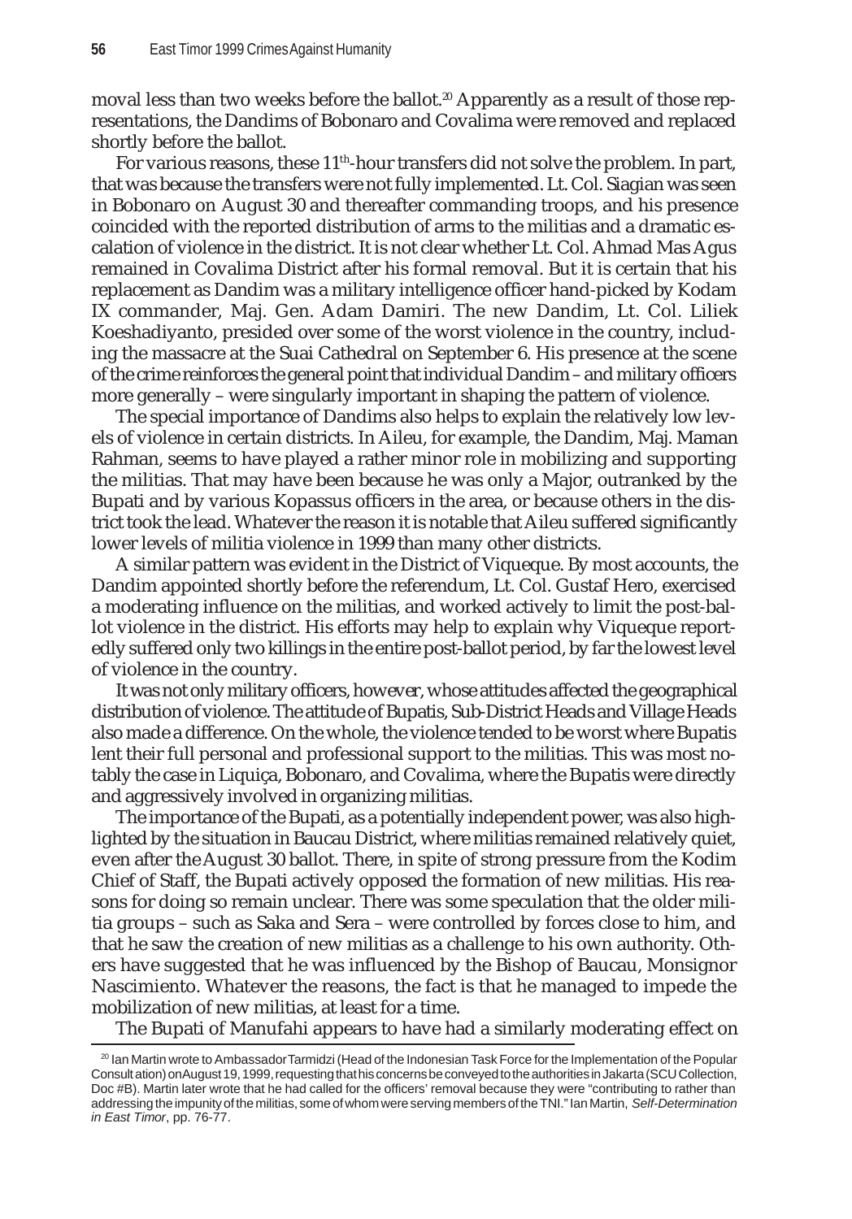moval less than two weeks before the ballot.[20] Apparently as a result of those representations, the Dandims of Bobonaro and Covalima were removed and replaced shortly before the ballot.

For various reasons, these 11th-hour transfers did not solve the problem. In part, that was because the transfers were not fully implemented. Lt. Col. Siagian was seen in Bobonaro on August 30 and thereafter commanding troops, and his presence coincided with the reported distribution of arms to the militias and a dramatic escalation of violence in the district. It is not clear whether Lt. Col. Ahmad Mas Agus remained in Covalima District after his formal removal. But it is certain that his replacement as Dandim was a military intelligence officer hand-picked by Kodam IX commander, Maj. Gen. Adam Damiri. The new Dandim, Lt. Col. Liliek Koeshadiyanto, presided over some of the worst violence in the country, including the massacre at the Suai Cathedral on September 6. His presence at the scene of the crime reinforces the general point that individual Dandim – and military officers more generally – were singularly important in shaping the pattern of violence.

The special importance of Dandims also helps to explain the relatively low levels of violence in certain districts. In Aileu, for example, the Dandim, Maj. Maman Rahman, seems to have played a rather minor role in mobilizing and supporting the militias. That may have been because he was only a Major, outranked by the Bupati and by various Kopassus officers in the area, or because others in the district took the lead. Whatever the reason it is notable that Aileu suffered significantly lower levels of militia violence in 1999 than many other districts.

A similar pattern was evident in the District of Viqueque. By most accounts, the Dandim appointed shortly before the referendum, Lt. Col. Gustaf Hero, exercised a moderating influence on the militias, and worked actively to limit the post-ballot violence in the district. His efforts may help to explain why Viqueque reportedly suffered only two killings in the entire post-ballot period, by far the lowest level of violence in the country.

It was not only military officers, however, whose attitudes affected the geographical distribution of violence. The attitude of Bupatis, Sub-District Heads and Village Heads also made a difference. On the whole, the violence tended to be worst where Bupatis lent their full personal and professional support to the militias. This was most notably the case in Liquiça, Bobonaro, and Covalima, where the Bupatis were directly and aggressively involved in organizing militias.

The importance of the Bupati, as a potentially independent power, was also highlighted by the situation in Baucau District, where militias remained relatively quiet, even after the August 30 ballot. There, in spite of strong pressure from the Kodim Chief of Staff, the Bupati actively opposed the formation of new militias. His reasons for doing so remain unclear. There was some speculation that the older militia groups – such as Saka and Sera – were controlled by forces close to him, and that he saw the creation of new militias as a challenge to his own authority. Others have suggested that he was influenced by the Bishop of Baucau, Monsignor Nascimiento. Whatever the reasons, the fact is that he managed to impede the mobilization of new militias, at least for a time.

The Bupati of Manufahi appears to have had a similarly moderating effect on

---

[20] Ian Martin wrote to Ambassador Tarmidzi (Head of the Indonesian Task Force for the Implementation of the Popular Consultation) on August 19, 1999, requesting that his concerns be conveyed to the authorities in Jakarta (SCU Collection, Doc #B). Martin later wrote that he had called for the officers' removal because they were "contributing to rather than addressing the impunity of the militias, some of whom were serving members of the TNI." Ian Martin, *Self-Determination in East Timor*, pp. 76-77.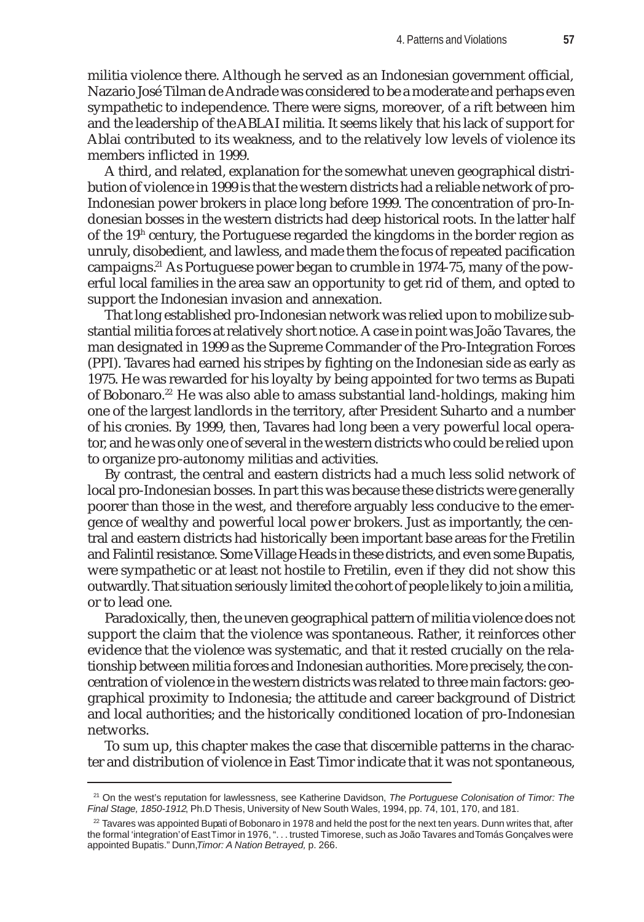militia violence there. Although he served as an Indonesian government official, Nazario José Tilman de Andrade was considered to be a moderate and perhaps even sympathetic to independence. There were signs, moreover, of a rift between him and the leadership of the ABLAI militia. It seems likely that his lack of support for Ablai contributed to its weakness, and to the relatively low levels of violence its members inflicted in 1999.

A third, and related, explanation for the somewhat uneven geographical distribution of violence in 1999 is that the western districts had a reliable network of pro-Indonesian power brokers in place long before 1999. The concentration of pro-Indonesian bosses in the western districts had deep historical roots. In the latter half of the 19th century, the Portuguese regarded the kingdoms in the border region as unruly, disobedient, and lawless, and made them the focus of repeated pacification campaigns.[21] As Portuguese power began to crumble in 1974-75, many of the powerful local families in the area saw an opportunity to get rid of them, and opted to support the Indonesian invasion and annexation.

That long established pro-Indonesian network was relied upon to mobilize substantial militia forces at relatively short notice. A case in point was João Tavares, the man designated in 1999 as the Supreme Commander of the Pro-Integration Forces (PPI). Tavares had earned his stripes by fighting on the Indonesian side as early as 1975. He was rewarded for his loyalty by being appointed for two terms as Bupati of Bobonaro.[22] He was also able to amass substantial land-holdings, making him one of the largest landlords in the territory, after President Suharto and a number of his cronies. By 1999, then, Tavares had long been a very powerful local operator, and he was only one of several in the western districts who could be relied upon to organize pro-autonomy militias and activities.

By contrast, the central and eastern districts had a much less solid network of local pro-Indonesian bosses. In part this was because these districts were generally poorer than those in the west, and therefore arguably less conducive to the emergence of wealthy and powerful local power brokers. Just as importantly, the central and eastern districts had historically been important base areas for the Fretilin and Falintil resistance. Some Village Heads in these districts, and even some Bupatis, were sympathetic or at least not hostile to Fretilin, even if they did not show this outwardly. That situation seriously limited the cohort of people likely to join a militia, or to lead one.

Paradoxically, then, the uneven geographical pattern of militia violence does not support the claim that the violence was spontaneous. Rather, it reinforces other evidence that the violence was systematic, and that it rested crucially on the relationship between militia forces and Indonesian authorities. More precisely, the concentration of violence in the western districts was related to three main factors: geographical proximity to Indonesia; the attitude and career background of District and local authorities; and the historically conditioned location of pro-Indonesian networks.

To sum up, this chapter makes the case that discernible patterns in the character and distribution of violence in East Timor indicate that it was not spontaneous,

---

[21] On the west's reputation for lawlessness, see Katherine Davidson, *The Portuguese Colonisation of Timor: The Final Stage, 1850-1912*, Ph.D Thesis, University of New South Wales, 1994, pp. 74, 101, 170, and 181.

[22] Tavares was appointed Bupati of Bobonaro in 1978 and held the post for the next ten years. Dunn writes that, after the formal 'integration' of East Timor in 1976, ". . . trusted Timorese, such as João Tavares and Tomás Gonçalves were appointed Bupatis." Dunn, *Timor: A Nation Betrayed*, p. 266.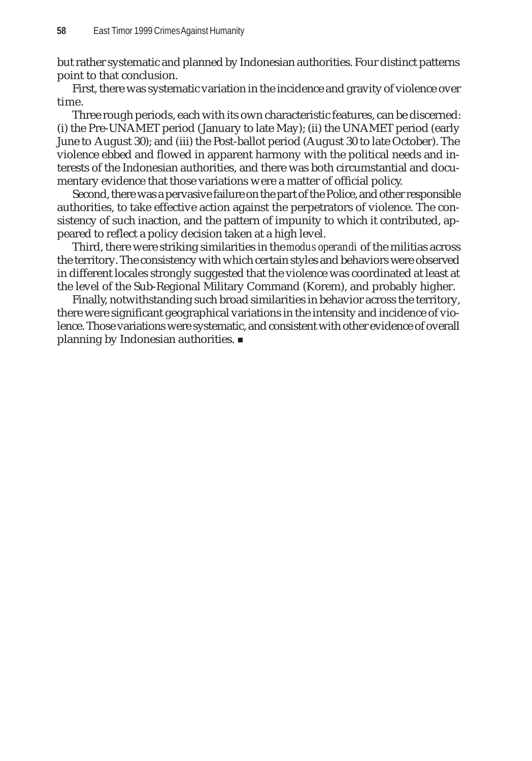but rather systematic and planned by Indonesian authorities. Four distinct patterns point to that conclusion.

First, there was systematic variation in the incidence and gravity of violence over time.

Three rough periods, each with its own characteristic features, can be discerned: (i) the Pre-UNAMET period (January to late May); (ii) the UNAMET period (early June to August 30); and (iii) the Post-ballot period (August 30 to late October). The violence ebbed and flowed in apparent harmony with the political needs and interests of the Indonesian authorities, and there was both circumstantial and documentary evidence that those variations were a matter of official policy.

Second, there was a pervasive failure on the part of the Police, and other responsible authorities, to take effective action against the perpetrators of violence. The consistency of such inaction, and the pattern of impunity to which it contributed, appeared to reflect a policy decision taken at a high level.

Third, there were striking similarities in the *modus operandi* of the militias across the territory. The consistency with which certain styles and behaviors were observed in different locales strongly suggested that the violence was coordinated at least at the level of the Sub-Regional Military Command (Korem), and probably higher.

Finally, notwithstanding such broad similarities in behavior across the territory, there were significant geographical variations in the intensity and incidence of violence. Those variations were systematic, and consistent with other evidence of overall planning by Indonesian authorities. ■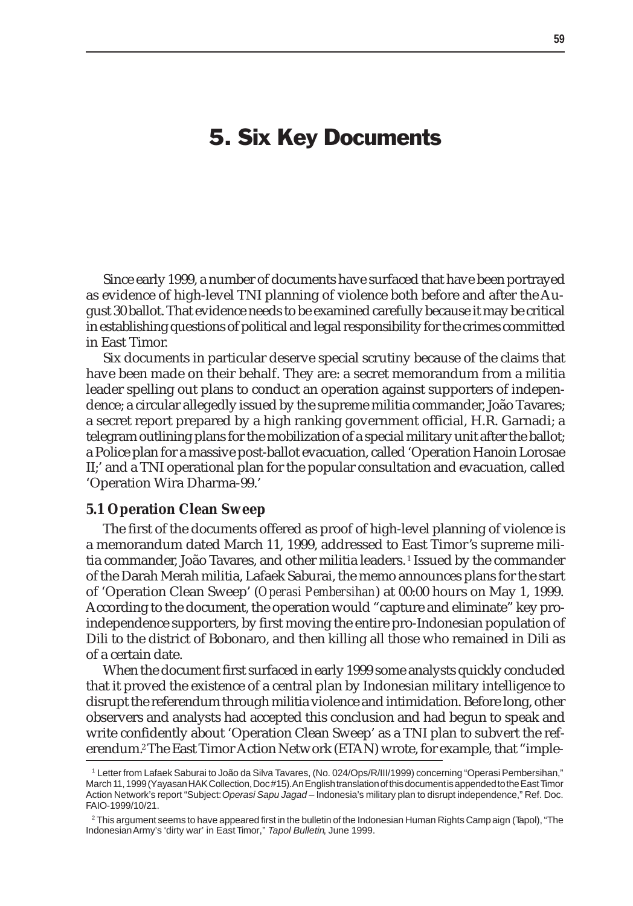# 5. Six Key Documents

Since early 1999, a number of documents have surfaced that have been portrayed as evidence of high-level TNI planning of violence both before and after the August 30 ballot. That evidence needs to be examined carefully because it may be critical in establishing questions of political and legal responsibility for the crimes committed in East Timor.

Six documents in particular deserve special scrutiny because of the claims that have been made on their behalf. They are: a secret memorandum from a militia leader spelling out plans to conduct an operation against supporters of independence; a circular allegedly issued by the supreme militia commander, João Tavares; a secret report prepared by a high ranking government official, H.R. Garnadi; a telegram outlining plans for the mobilization of a special military unit after the ballot; a Police plan for a massive post-ballot evacuation, called 'Operation Hanoin Lorosae II;' and a TNI operational plan for the popular consultation and evacuation, called 'Operation Wira Dharma-99.'

### 5.1 Operation Clean Sweep

The first of the documents offered as proof of high-level planning of violence is a memorandum dated March 11, 1999, addressed to East Timor's supreme militia commander, João Tavares, and other militia leaders.[1] Issued by the commander of the Darah Merah militia, Lafaek Saburai, the memo announces plans for the start of 'Operation Clean Sweep' (*Operasi Pembersihan*) at 00:00 hours on May 1, 1999. According to the document, the operation would "capture and eliminate" key pro-independence supporters, by first moving the entire pro-Indonesian population of Dili to the district of Bobonaro, and then killing all those who remained in Dili as of a certain date.

When the document first surfaced in early 1999 some analysts quickly concluded that it proved the existence of a central plan by Indonesian military intelligence to disrupt the referendum through militia violence and intimidation. Before long, other observers and analysts had accepted this conclusion and had begun to speak and write confidently about 'Operation Clean Sweep' as a TNI plan to subvert the referendum.[2] The East Timor Action Network (ETAN) wrote, for example, that "imple-

---

[1] Letter from Lafaek Saburai to João da Silva Tavares, (No. 024/Ops/R/III/1999) concerning "Operasi Pembersihan," March 11, 1999 (Yayasan HAK Collection, Doc #15). An English translation of this document is appended to the East Timor Action Network's report "Subject: *Operasi Sapu Jagad* – Indonesia's military plan to disrupt independence," Ref. Doc. FAIO-1999/10/21.

[2] This argument seems to have appeared first in the bulletin of the Indonesian Human Rights Campaign (Tapol), "The Indonesian Army's 'dirty war' in East Timor," *Tapol Bulletin*, June 1999.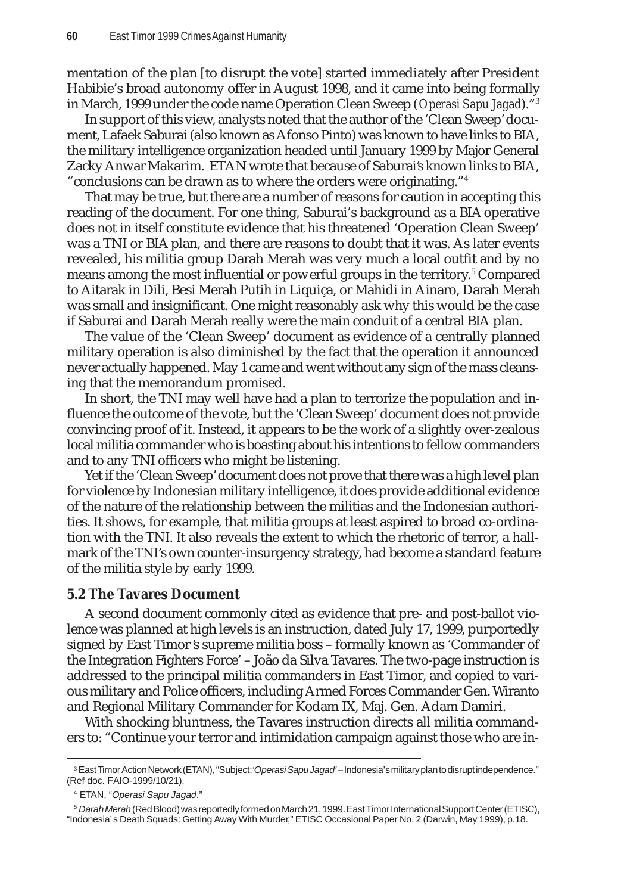mentation of the plan [to disrupt the vote] started immediately after President Habibie's broad autonomy offer in August 1998, and it came into being formally in March, 1999 under the code name Operation Clean Sweep (*Operasi Sapu Jagad*)."[3]

In support of this view, analysts noted that the author of the 'Clean Sweep' document, Lafaek Saburai (also known as Afonso Pinto) was known to have links to BIA, the military intelligence organization headed until January 1999 by Major General Zacky Anwar Makarim. ETAN wrote that because of Saburai's known links to BIA, "conclusions can be drawn as to where the orders were originating."[4]

That may be true, but there are a number of reasons for caution in accepting this reading of the document. For one thing, Saburai's background as a BIA operative does not in itself constitute evidence that his threatened 'Operation Clean Sweep' was a TNI or BIA plan, and there are reasons to doubt that it was. As later events revealed, his militia group Darah Merah was very much a local outfit and by no means among the most influential or powerful groups in the territory.[5] Compared to Aitarak in Dili, Besi Merah Putih in Liquiça, or Mahidi in Ainaro, Darah Merah was small and insignificant. One might reasonably ask why this would be the case if Saburai and Darah Merah really were the main conduit of a central BIA plan.

The value of the 'Clean Sweep' document as evidence of a centrally planned military operation is also diminished by the fact that the operation it announced never actually happened. May 1 came and went without any sign of the mass cleansing that the memorandum promised.

In short, the TNI may well have had a plan to terrorize the population and influence the outcome of the vote, but the 'Clean Sweep' document does not provide convincing proof of it. Instead, it appears to be the work of a slightly over-zealous local militia commander who is boasting about his intentions to fellow commanders and to any TNI officers who might be listening.

Yet if the 'Clean Sweep' document does not prove that there was a high level plan for violence by Indonesian military intelligence, it does provide additional evidence of the nature of the relationship between the militias and the Indonesian authorities. It shows, for example, that militia groups at least aspired to broad co-ordination with the TNI. It also reveals the extent to which the rhetoric of terror, a hallmark of the TNI's own counter-insurgency strategy, had become a standard feature of the militia style by early 1999.

## 5.2 The Tavares Document

A second document commonly cited as evidence that pre- and post-ballot violence was planned at high levels is an instruction, dated July 17, 1999, purportedly signed by East Timor's supreme militia boss – formally known as 'Commander of the Integration Fighters Force' – João da Silva Tavares. The two-page instruction is addressed to the principal militia commanders in East Timor, and copied to various military and Police officers, including Armed Forces Commander Gen. Wiranto and Regional Military Commander for Kodam IX, Maj. Gen. Adam Damiri.

With shocking bluntness, the Tavares instruction directs all militia commanders to: "Continue your terror and intimidation campaign against those who are in-

---

[3] East Timor Action Network (ETAN), "Subject: '*Operasi Sapu Jagad*' – Indonesia's military plan to disrupt independence." (Ref doc. FAIO-1999/10/21).

[4] ETAN, "*Operasi Sapu Jagad*."

[5] *Darah Merah* (Red Blood) was reportedly formed on March 21, 1999. East Timor International Support Center (ETISC), "Indonesia's Death Squads: Getting Away With Murder," ETISC Occasional Paper No. 2 (Darwin, May 1999), p.18.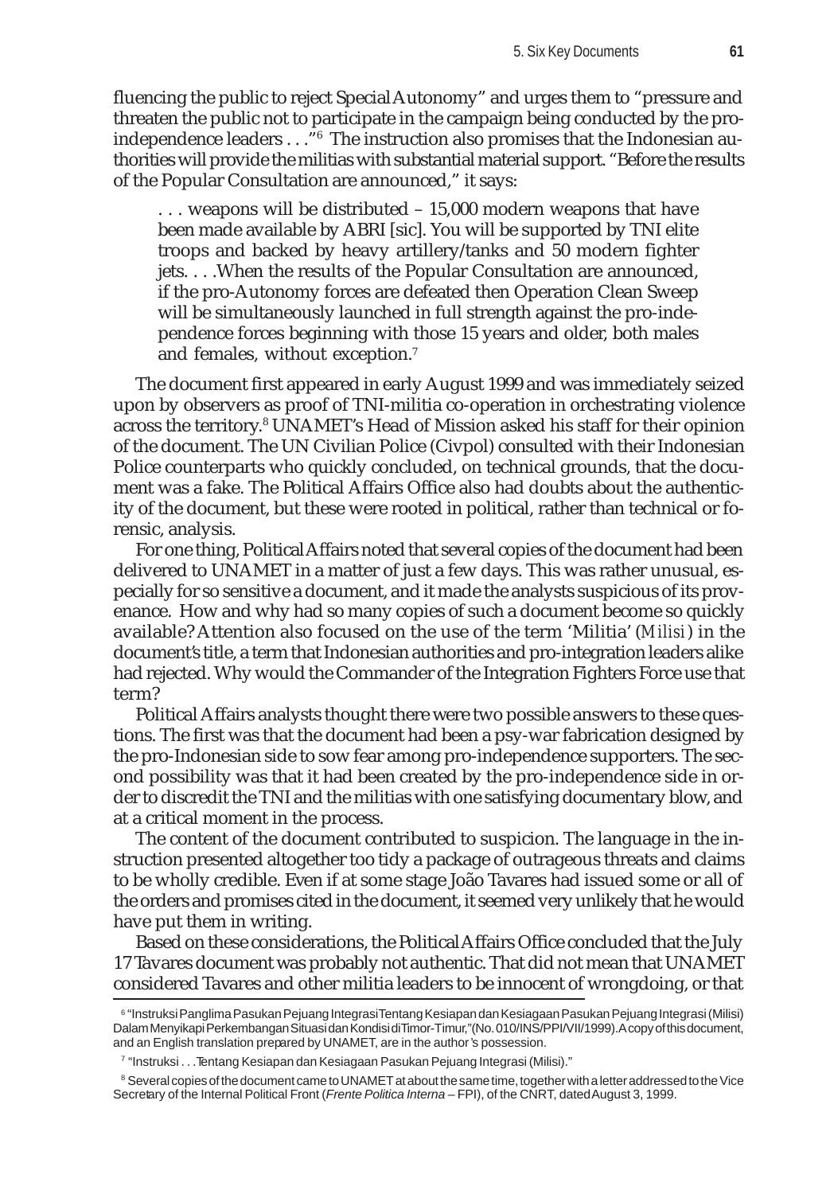fluencing the public to reject Special Autonomy" and urges them to "pressure and threaten the public not to participate in the campaign being conducted by the pro-independence leaders . . ."[6] The instruction also promises that the Indonesian authorities will provide the militias with substantial material support. "Before the results of the Popular Consultation are announced," it says:

> . . . weapons will be distributed – 15,000 modern weapons that have been made available by ABRI [sic]. You will be supported by TNI elite troops and backed by heavy artillery/tanks and 50 modern fighter jets. . . .When the results of the Popular Consultation are announced, if the pro-Autonomy forces are defeated then Operation Clean Sweep will be simultaneously launched in full strength against the pro-independence forces beginning with those 15 years and older, both males and females, without exception.[7]

The document first appeared in early August 1999 and was immediately seized upon by observers as proof of TNI-militia co-operation in orchestrating violence across the territory.[8] UNAMET's Head of Mission asked his staff for their opinion of the document. The UN Civilian Police (Civpol) consulted with their Indonesian Police counterparts who quickly concluded, on technical grounds, that the document was a fake. The Political Affairs Office also had doubts about the authenticity of the document, but these were rooted in political, rather than technical or forensic, analysis.

For one thing, Political Affairs noted that several copies of the document had been delivered to UNAMET in a matter of just a few days. This was rather unusual, especially for so sensitive a document, and it made the analysts suspicious of its provenance. How and why had so many copies of such a document become so quickly available? Attention also focused on the use of the term 'Militia' (*Milisi*) in the document's title, a term that Indonesian authorities and pro-integration leaders alike had rejected. Why would the Commander of the Integration Fighters Force use that term?

Political Affairs analysts thought there were two possible answers to these questions. The first was that the document had been a psy-war fabrication designed by the pro-Indonesian side to sow fear among pro-independence supporters. The second possibility was that it had been created by the pro-independence side in order to discredit the TNI and the militias with one satisfying documentary blow, and at a critical moment in the process.

The content of the document contributed to suspicion. The language in the instruction presented altogether too tidy a package of outrageous threats and claims to be wholly credible. Even if at some stage João Tavares had issued some or all of the orders and promises cited in the document, it seemed very unlikely that he would have put them in writing.

Based on these considerations, the Political Affairs Office concluded that the July 17 Tavares document was probably not authentic. That did not mean that UNAMET considered Tavares and other militia leaders to be innocent of wrongdoing, or that

---

[6] "Instruksi Panglima Pasukan Pejuang Integrasi Tentang Kesiapan dan Kesiagaan Pasukan Pejuang Integrasi (Milisi) Dalam Menyikapi Perkembangan Situasi dan Kondisi di Timor-Timur," (No. 010/INS/PPI/VII/1999). A copy of this document, and an English translation prepared by UNAMET, are in the author's possession.

[7] "Instruksi . . . Tentang Kesiapan dan Kesiagaan Pasukan Pejuang Integrasi (Milisi)."

[8] Several copies of the document came to UNAMET at about the same time, together with a letter addressed to the Vice Secretary of the Internal Political Front (*Frente Politica Interna* – FPI), of the CNRT, dated August 3, 1999.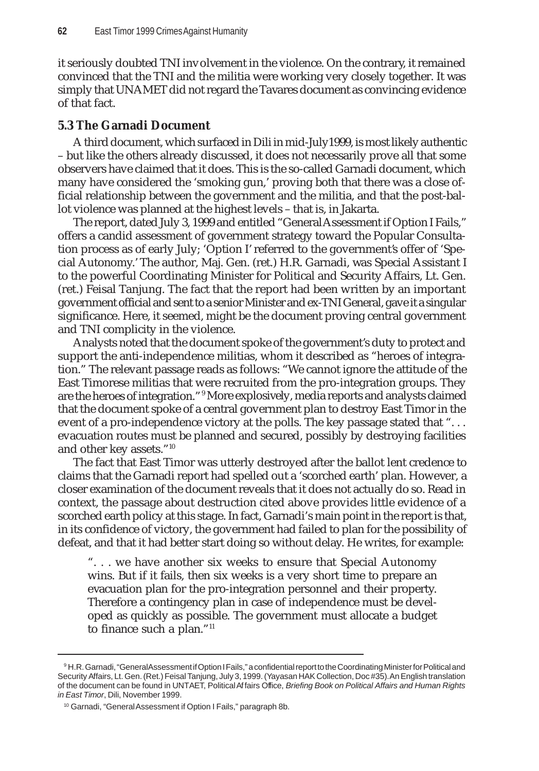it seriously doubted TNI involvement in the violence. On the contrary, it remained convinced that the TNI and the militia were working very closely together. It was simply that UNAMET did not regard the Tavares document as convincing evidence of that fact.

### 5.3 The Garnadi Document

A third document, which surfaced in Dili in mid-July 1999, is most likely authentic – but like the others already discussed, it does not necessarily prove all that some observers have claimed that it does. This is the so-called Garnadi document, which many have considered the 'smoking gun,' proving both that there was a close official relationship between the government and the militia, and that the post-ballot violence was planned at the highest levels – that is, in Jakarta.

The report, dated July 3, 1999 and entitled "General Assessment if Option I Fails," offers a candid assessment of government strategy toward the Popular Consultation process as of early July; 'Option I' referred to the government's offer of 'Special Autonomy.' The author, Maj. Gen. (ret.) H.R. Garnadi, was Special Assistant I to the powerful Coordinating Minister for Political and Security Affairs, Lt. Gen. (ret.) Feisal Tanjung. The fact that the report had been written by an important government official and sent to a senior Minister and ex-TNI General, gave it a singular significance. Here, it seemed, might be the document proving central government and TNI complicity in the violence.

Analysts noted that the document spoke of the government's duty to protect and support the anti-independence militias, whom it described as "heroes of integration." The relevant passage reads as follows: "We cannot ignore the attitude of the East Timorese militias that were recruited from the pro-integration groups. They are the heroes of integration."[9] More explosively, media reports and analysts claimed that the document spoke of a central government plan to destroy East Timor in the event of a pro-independence victory at the polls. The key passage stated that ". . . evacuation routes must be planned and secured, possibly by destroying facilities and other key assets."[10]

The fact that East Timor was utterly destroyed after the ballot lent credence to claims that the Garnadi report had spelled out a 'scorched earth' plan. However, a closer examination of the document reveals that it does not actually do so. Read in context, the passage about destruction cited above provides little evidence of a scorched earth policy at this stage. In fact, Garnadi's main point in the report is that, in its confidence of victory, the government had failed to plan for the possibility of defeat, and that it had better start doing so without delay. He writes, for example:

> ". . . we have another six weeks to ensure that Special Autonomy wins. But if it fails, then six weeks is a very short time to prepare an evacuation plan for the pro-integration personnel and their property. Therefore a contingency plan in case of independence must be developed as quickly as possible. The government must allocate a budget to finance such a plan."[11]

---

[9] H.R. Garnadi, "General Assessment if Option I Fails," a confidential report to the Coordinating Minister for Political and Security Affairs, Lt. Gen. (Ret.) Feisal Tanjung, July 3, 1999. (Yayasan HAK Collection, Doc #35). An English translation of the document can be found in UNTAET, Political Affairs Office, *Briefing Book on Political Affairs and Human Rights in East Timor*, Dili, November 1999.

[10] Garnadi, "General Assessment if Option I Fails," paragraph 8b.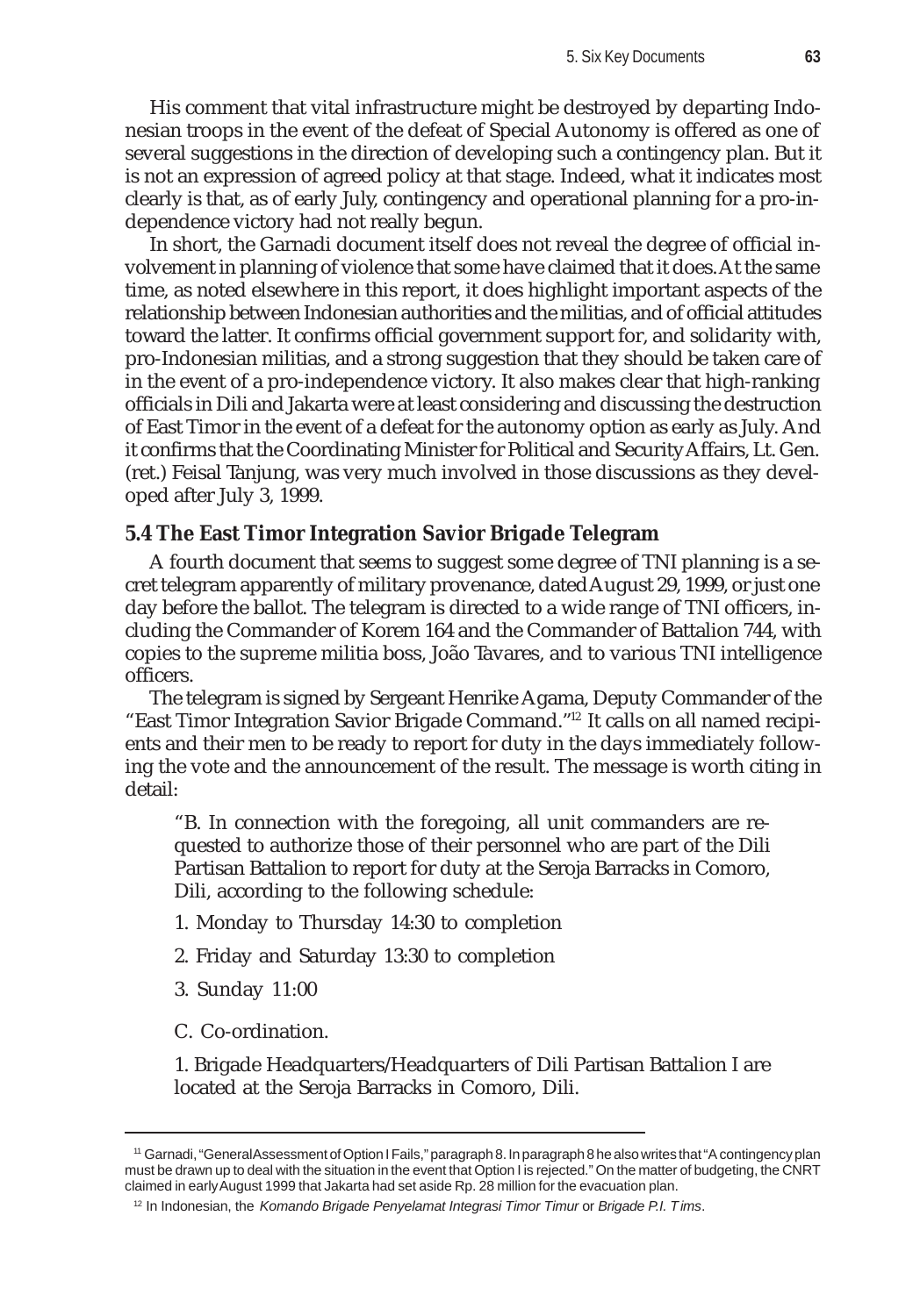His comment that vital infrastructure might be destroyed by departing Indonesian troops in the event of the defeat of Special Autonomy is offered as one of several suggestions in the direction of developing such a contingency plan. But it is not an expression of agreed policy at that stage. Indeed, what it indicates most clearly is that, as of early July, contingency and operational planning for a pro-independence victory had not really begun.

In short, the Garnadi document itself does not reveal the degree of official involvement in planning of violence that some have claimed that it does. At the same time, as noted elsewhere in this report, it does highlight important aspects of the relationship between Indonesian authorities and the militias, and of official attitudes toward the latter. It confirms official government support for, and solidarity with, pro-Indonesian militias, and a strong suggestion that they should be taken care of in the event of a pro-independence victory. It also makes clear that high-ranking officials in Dili and Jakarta were at least considering and discussing the destruction of East Timor in the event of a defeat for the autonomy option as early as July. And it confirms that the Coordinating Minister for Political and Security Affairs, Lt. Gen. (ret.) Feisal Tanjung, was very much involved in those discussions as they developed after July 3, 1999.

### 5.4 The East Timor Integration Savior Brigade Telegram

A fourth document that seems to suggest some degree of TNI planning is a secret telegram apparently of military provenance, dated August 29, 1999, or just one day before the ballot. The telegram is directed to a wide range of TNI officers, including the Commander of Korem 164 and the Commander of Battalion 744, with copies to the supreme militia boss, João Tavares, and to various TNI intelligence officers.

The telegram is signed by Sergeant Henrike Agama, Deputy Commander of the "East Timor Integration Savior Brigade Command."[12] It calls on all named recipients and their men to be ready to report for duty in the days immediately following the vote and the announcement of the result. The message is worth citing in detail:

> "B. In connection with the foregoing, all unit commanders are requested to authorize those of their personnel who are part of the Dili Partisan Battalion to report for duty at the Seroja Barracks in Comoro, Dili, according to the following schedule:
>
> 1. Monday to Thursday 14:30 to completion
>
> 2. Friday and Saturday 13:30 to completion
>
> 3. Sunday 11:00
>
> C. Co-ordination.
>
> 1. Brigade Headquarters/Headquarters of Dili Partisan Battalion I are located at the Seroja Barracks in Comoro, Dili.

---

[11] Garnadi, "General Assessment of Option I Fails," paragraph 8. In paragraph 8 he also writes that "A contingency plan must be drawn up to deal with the situation in the event that Option I is rejected." On the matter of budgeting, the CNRT claimed in early August 1999 that Jakarta had set aside Rp. 28 million for the evacuation plan.

[12] In Indonesian, the *Komando Brigade Penyelamat Integrasi Timor Timur* or *Brigade P.I. Tims*.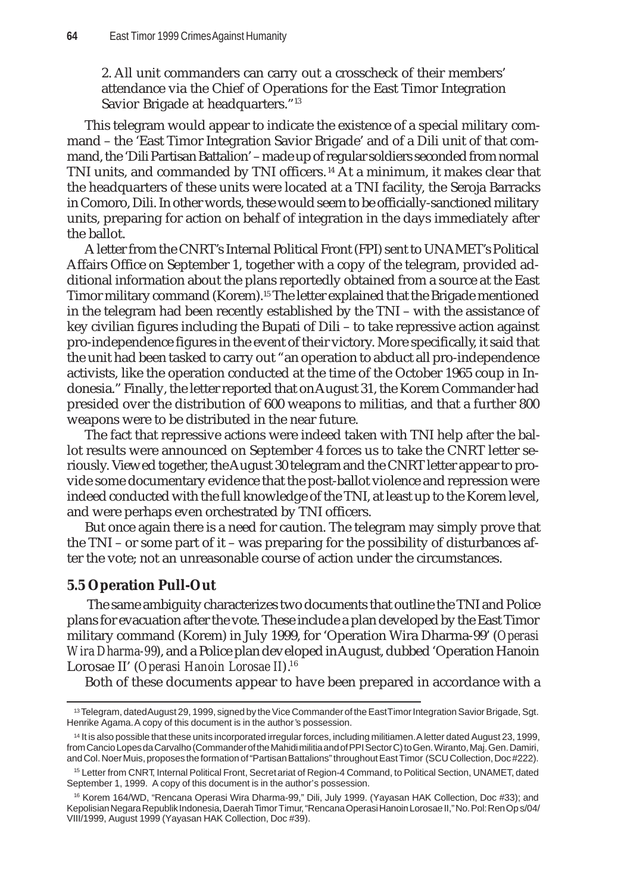2. All unit commanders can carry out a crosscheck of their members' attendance via the Chief of Operations for the East Timor Integration Savior Brigade at headquarters."[13]

This telegram would appear to indicate the existence of a special military command – the 'East Timor Integration Savior Brigade' and of a Dili unit of that command, the 'Dili Partisan Battalion' – made up of regular soldiers seconded from normal TNI units, and commanded by TNI officers.[14] At a minimum, it makes clear that the headquarters of these units were located at a TNI facility, the Seroja Barracks in Comoro, Dili. In other words, these would seem to be officially-sanctioned military units, preparing for action on behalf of integration in the days immediately after the ballot.

A letter from the CNRT's Internal Political Front (FPI) sent to UNAMET's Political Affairs Office on September 1, together with a copy of the telegram, provided additional information about the plans reportedly obtained from a source at the East Timor military command (Korem).[15] The letter explained that the Brigade mentioned in the telegram had been recently established by the TNI – with the assistance of key civilian figures including the Bupati of Dili – to take repressive action against pro-independence figures in the event of their victory. More specifically, it said that the unit had been tasked to carry out "an operation to abduct all pro-independence activists, like the operation conducted at the time of the October 1965 coup in Indonesia." Finally, the letter reported that on August 31, the Korem Commander had presided over the distribution of 600 weapons to militias, and that a further 800 weapons were to be distributed in the near future.

The fact that repressive actions were indeed taken with TNI help after the ballot results were announced on September 4 forces us to take the CNRT letter seriously. Viewed together, the August 30 telegram and the CNRT letter appear to provide some documentary evidence that the post-ballot violence and repression were indeed conducted with the full knowledge of the TNI, at least up to the Korem level, and were perhaps even orchestrated by TNI officers.

But once again there is a need for caution. The telegram may simply prove that the TNI – or some part of it – was preparing for the possibility of disturbances after the vote; not an unreasonable course of action under the circumstances.

### 5.5 Operation Pull-Out

The same ambiguity characterizes two documents that outline the TNI and Police plans for evacuation after the vote. These include a plan developed by the East Timor military command (Korem) in July 1999, for 'Operation Wira Dharma-99' (*Operasi Wira Dharma-99*), and a Police plan developed in August, dubbed 'Operation Hanoin Lorosae II' (*Operasi Hanoin Lorosae II*).[16]

Both of these documents appear to have been prepared in accordance with a

---

[13] Telegram, dated August 29, 1999, signed by the Vice Commander of the East Timor Integration Savior Brigade, Sgt. Henrike Agama. A copy of this document is in the author's possession.

[14] It is also possible that these units incorporated irregular forces, including militiamen. A letter dated August 23, 1999, from Cancio Lopes da Carvalho (Commander of the Mahidi militia and of PPI Sector C) to Gen. Wiranto, Maj. Gen. Damiri, and Col. Noer Muis, proposes the formation of "Partisan Battalions" throughout East Timor (SCU Collection, Doc #222).

[15] Letter from CNRT, Internal Political Front, Secretariat of Region-4 Command, to Political Section, UNAMET, dated September 1, 1999. A copy of this document is in the author's possession.

[16] Korem 164/WD, "Rencana Operasi Wira Dharma-99," Dili, July 1999. (Yayasan HAK Collection, Doc #33); and Kepolisian Negara Republik Indonesia, Daerah Timor Timur, "Rencana Operasi Hanoin Lorosae II," No. Pol: Ren Op s/04/VIII/1999, August 1999 (Yayasan HAK Collection, Doc #39).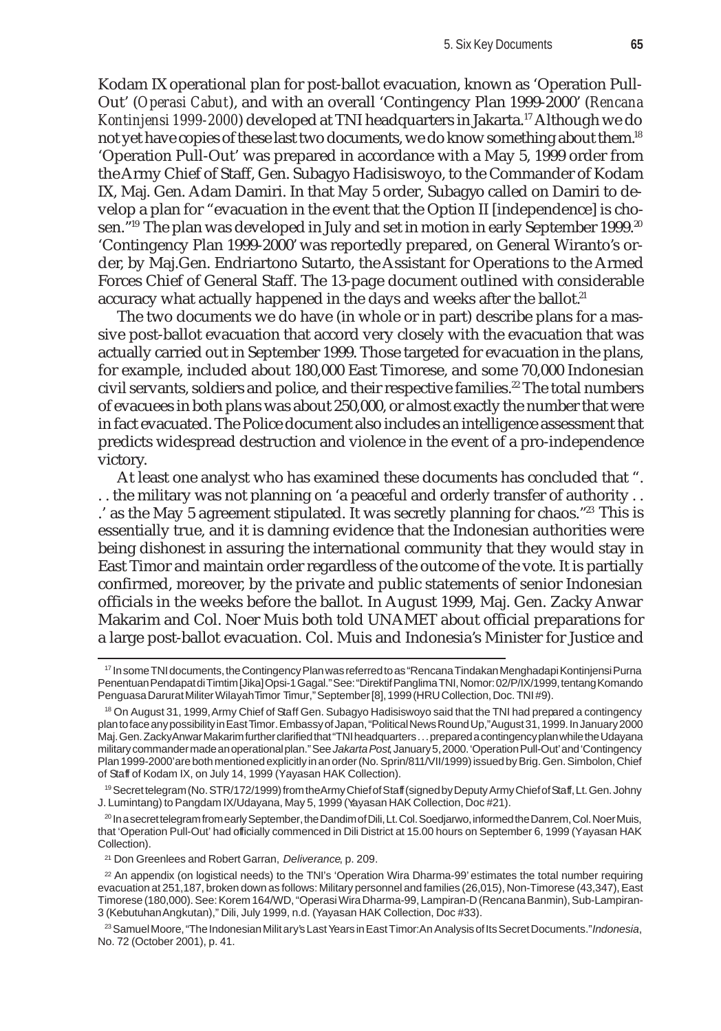Kodam IX operational plan for post-ballot evacuation, known as 'Operation Pull-Out' (*Operasi Cabut*), and with an overall 'Contingency Plan 1999-2000' (*Rencana Kontinjensi 1999-2000*) developed at TNI headquarters in Jakarta.[17] Although we do not yet have copies of these last two documents, we do know something about them.[18] 'Operation Pull-Out' was prepared in accordance with a May 5, 1999 order from the Army Chief of Staff, Gen. Subagyo Hadisiswoyo, to the Commander of Kodam IX, Maj. Gen. Adam Damiri. In that May 5 order, Subagyo called on Damiri to develop a plan for "evacuation in the event that the Option II [independence] is chosen."[19] The plan was developed in July and set in motion in early September 1999.[20] 'Contingency Plan 1999-2000' was reportedly prepared, on General Wiranto's order, by Maj.Gen. Endriartono Sutarto, the Assistant for Operations to the Armed Forces Chief of General Staff. The 13-page document outlined with considerable accuracy what actually happened in the days and weeks after the ballot.[21]

The two documents we do have (in whole or in part) describe plans for a massive post-ballot evacuation that accord very closely with the evacuation that was actually carried out in September 1999. Those targeted for evacuation in the plans, for example, included about 180,000 East Timorese, and some 70,000 Indonesian civil servants, soldiers and police, and their respective families.[22] The total numbers of evacuees in both plans was about 250,000, or almost exactly the number that were in fact evacuated. The Police document also includes an intelligence assessment that predicts widespread destruction and violence in the event of a pro-independence victory.

At least one analyst who has examined these documents has concluded that ". . . the military was not planning on 'a peaceful and orderly transfer of authority . . .' as the May 5 agreement stipulated. It was secretly planning for chaos."[23] This is essentially true, and it is damning evidence that the Indonesian authorities were being dishonest in assuring the international community that they would stay in East Timor and maintain order regardless of the outcome of the vote. It is partially confirmed, moreover, by the private and public statements of senior Indonesian officials in the weeks before the ballot. In August 1999, Maj. Gen. Zacky Anwar Makarim and Col. Noer Muis both told UNAMET about official preparations for a large post-ballot evacuation. Col. Muis and Indonesia's Minister for Justice and

---

[17] In some TNI documents, the Contingency Plan was referred to as "Rencana Tindakan Menghadapi Kontinjensi Purna Penentuan Pendapat di Timtim [Jika] Opsi-1 Gagal." See: "Direktif Panglima TNI, Nomor: 02/P/IX/1999, tentang Komando Penguasa Darurat Militer Wilayah Timor Timur," September [8], 1999 (HRU Collection, Doc. TNI #9).

[18] On August 31, 1999, Army Chief of Staff Gen. Subagyo Hadisiswoyo said that the TNI had prepared a contingency plan to face any possibility in East Timor. Embassy of Japan, "Political News Round Up," August 31, 1999. In January 2000 Maj. Gen. Zacky Anwar Makarim further clarified that "TNI headquarters . . . prepared a contingency plan while the Udayana military commander made an operational plan." See *Jakarta Post*, January 5, 2000. 'Operation Pull-Out' and 'Contingency Plan 1999-2000' are both mentioned explicitly in an order (No. Sprin/811/VII/1999) issued by Brig. Gen. Simbolon, Chief of Staff of Kodam IX, on July 14, 1999 (Yayasan HAK Collection).

[19] Secret telegram (No. STR/172/1999) from the Army Chief of Staff (signed by Deputy Army Chief of Staff, Lt. Gen. Johny J. Lumintang) to Pangdam IX/Udayana, May 5, 1999 (Yayasan HAK Collection, Doc #21).

[20] In a secret telegram from early September, the Dandim of Dili, Lt. Col. Soedjarwo, informed the Danrem, Col. Noer Muis, that 'Operation Pull-Out' had officially commenced in Dili District at 15.00 hours on September 6, 1999 (Yayasan HAK Collection).

[21] Don Greenlees and Robert Garran, *Deliverance*, p. 209.

[22] An appendix (on logistical needs) to the TNI's 'Operation Wira Dharma-99' estimates the total number requiring evacuation at 251,187, broken down as follows: Military personnel and families (26,015), Non-Timorese (43,347), East Timorese (180,000). See: Korem 164/WD, "Operasi Wira Dharma-99, Lampiran-D (Rencana Banmin), Sub-Lampiran-3 (Kebutuhan Angkutan)," Dili, July 1999, n.d. (Yayasan HAK Collection, Doc #33).

[23] Samuel Moore, "The Indonesian Military's Last Years in East Timor: An Analysis of Its Secret Documents." *Indonesia*, No. 72 (October 2001), p. 41.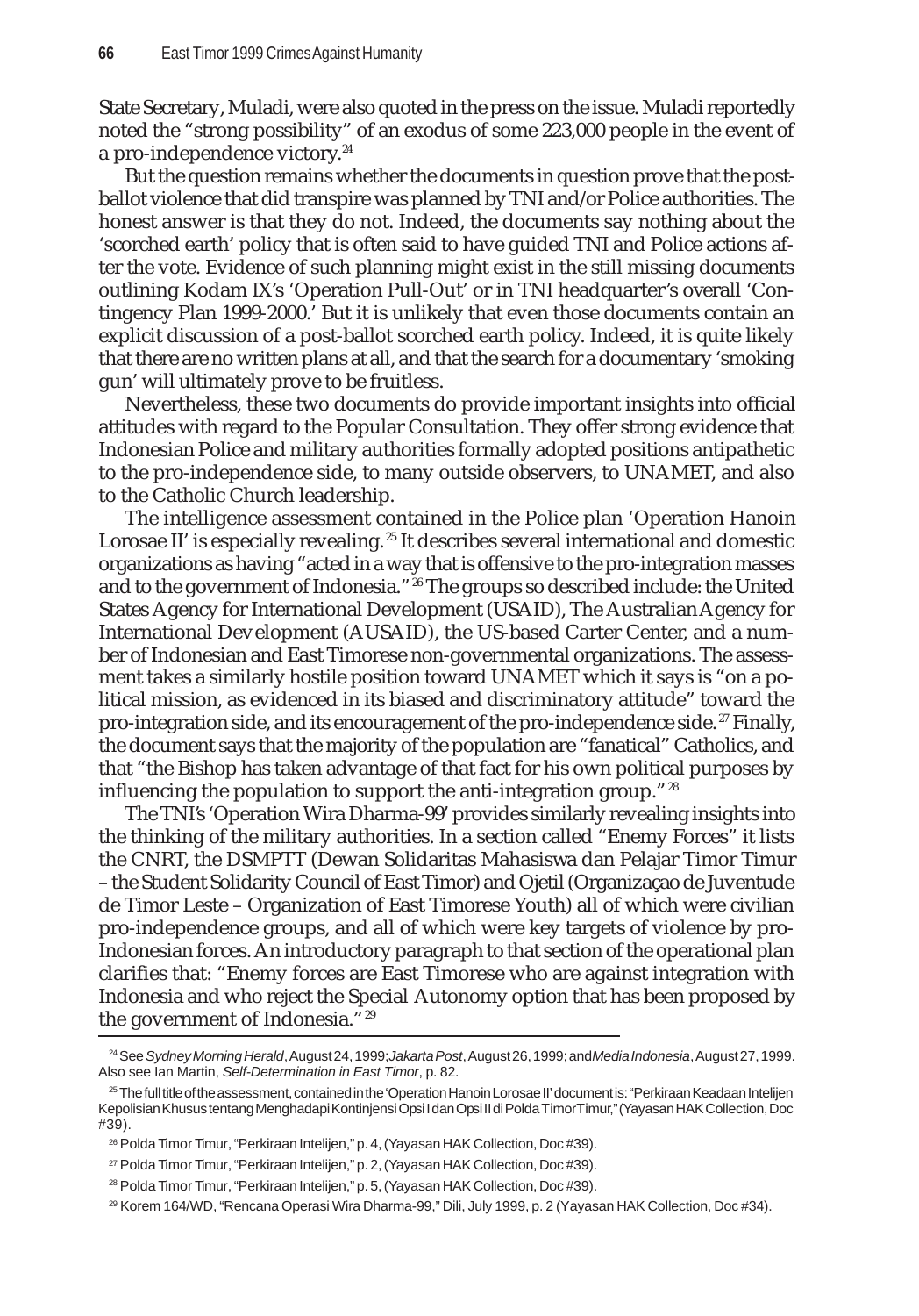State Secretary, Muladi, were also quoted in the press on the issue. Muladi reportedly noted the "strong possibility" of an exodus of some 223,000 people in the event of a pro-independence victory.[24]

But the question remains whether the documents in question prove that the post-ballot violence that did transpire was planned by TNI and/or Police authorities. The honest answer is that they do not. Indeed, the documents say nothing about the 'scorched earth' policy that is often said to have guided TNI and Police actions after the vote. Evidence of such planning might exist in the still missing documents outlining Kodam IX's 'Operation Pull-Out' or in TNI headquarter's overall 'Contingency Plan 1999-2000.' But it is unlikely that even those documents contain an explicit discussion of a post-ballot scorched earth policy. Indeed, it is quite likely that there are no written plans at all, and that the search for a documentary 'smoking gun' will ultimately prove to be fruitless.

Nevertheless, these two documents do provide important insights into official attitudes with regard to the Popular Consultation. They offer strong evidence that Indonesian Police and military authorities formally adopted positions antipathetic to the pro-independence side, to many outside observers, to UNAMET, and also to the Catholic Church leadership.

The intelligence assessment contained in the Police plan 'Operation Hanoin Lorosae II' is especially revealing.[25] It describes several international and domestic organizations as having "acted in a way that is offensive to the pro-integration masses and to the government of Indonesia."[26] The groups so described include: the United States Agency for International Development (USAID), The Australian Agency for International Development (AUSAID), the US-based Carter Center, and a number of Indonesian and East Timorese non-governmental organizations. The assessment takes a similarly hostile position toward UNAMET which it says is "on a political mission, as evidenced in its biased and discriminatory attitude" toward the pro-integration side, and its encouragement of the pro-independence side.[27] Finally, the document says that the majority of the population are "fanatical" Catholics, and that "the Bishop has taken advantage of that fact for his own political purposes by influencing the population to support the anti-integration group."[28]

The TNI's 'Operation Wira Dharma-99' provides similarly revealing insights into the thinking of the military authorities. In a section called "Enemy Forces" it lists the CNRT, the DSMPTT (Dewan Solidaritas Mahasiswa dan Pelajar Timor Timur – the Student Solidarity Council of East Timor) and Ojetil (Organizaçao de Juventude de Timor Leste – Organization of East Timorese Youth) all of which were civilian pro-independence groups, and all of which were key targets of violence by pro-Indonesian forces. An introductory paragraph to that section of the operational plan clarifies that: "Enemy forces are East Timorese who are against integration with Indonesia and who reject the Special Autonomy option that has been proposed by the government of Indonesia."[29]

---

[24] See *Sydney Morning Herald*, August 24, 1999; *Jakarta Post*, August 26, 1999; and *Media Indonesia*, August 27, 1999. Also see Ian Martin, *Self-Determination in East Timor*, p. 82.

[25] The full title of the assessment, contained in the 'Operation Hanoin Lorosae II' document is: "Perkiraan Keadaan Intelijen Kepolisian Khusus tentang Menghadapi Kontinjensi Opsi I dan Opsi II di Polda Timor Timur," (Yayasan HAK Collection, Doc #39).

[26] Polda Timor Timur, "Perkiraan Intelijen," p. 4, (Yayasan HAK Collection, Doc #39).

[27] Polda Timor Timur, "Perkiraan Intelijen," p. 2, (Yayasan HAK Collection, Doc #39).

[28] Polda Timor Timur, "Perkiraan Intelijen," p. 5, (Yayasan HAK Collection, Doc #39).

[29] Korem 164/WD, "Rencana Operasi Wira Dharma-99," Dili, July 1999, p. 2 (Yayasan HAK Collection, Doc #34).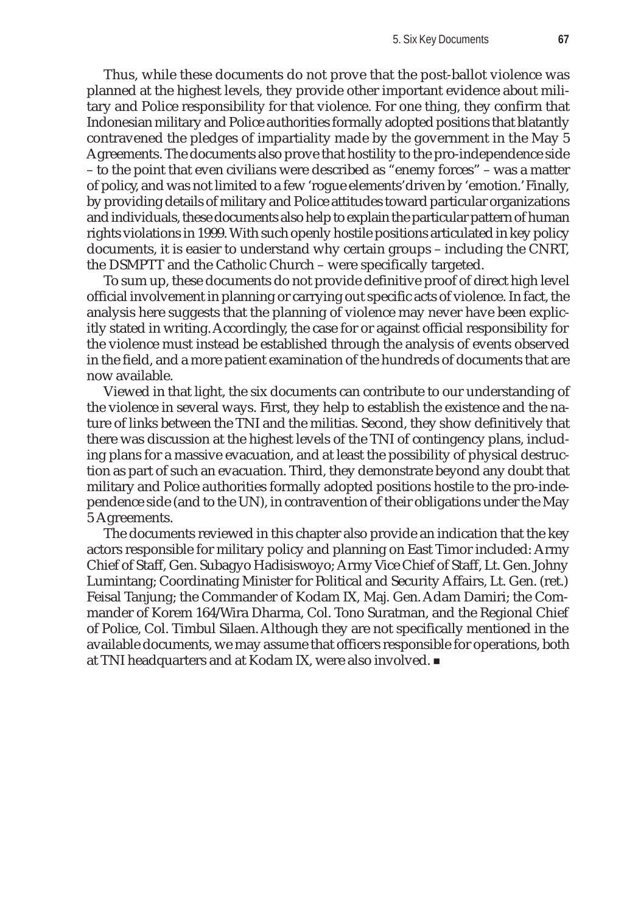Thus, while these documents do not prove that the post-ballot violence was planned at the highest levels, they provide other important evidence about military and Police responsibility for that violence. For one thing, they confirm that Indonesian military and Police authorities formally adopted positions that blatantly contravened the pledges of impartiality made by the government in the May 5 Agreements. The documents also prove that hostility to the pro-independence side – to the point that even civilians were described as "enemy forces" – was a matter of policy, and was not limited to a few 'rogue elements' driven by 'emotion.' Finally, by providing details of military and Police attitudes toward particular organizations and individuals, these documents also help to explain the particular pattern of human rights violations in 1999. With such openly hostile positions articulated in key policy documents, it is easier to understand why certain groups – including the CNRT, the DSMPTT and the Catholic Church – were specifically targeted.

To sum up, these documents do not provide definitive proof of direct high level official involvement in planning or carrying out specific acts of violence. In fact, the analysis here suggests that the planning of violence may never have been explicitly stated in writing. Accordingly, the case for or against official responsibility for the violence must instead be established through the analysis of events observed in the field, and a more patient examination of the hundreds of documents that are now available.

Viewed in that light, the six documents can contribute to our understanding of the violence in several ways. First, they help to establish the existence and the nature of links between the TNI and the militias. Second, they show definitively that there was discussion at the highest levels of the TNI of contingency plans, including plans for a massive evacuation, and at least the possibility of physical destruction as part of such an evacuation. Third, they demonstrate beyond any doubt that military and Police authorities formally adopted positions hostile to the pro-independence side (and to the UN), in contravention of their obligations under the May 5 Agreements.

The documents reviewed in this chapter also provide an indication that the key actors responsible for military policy and planning on East Timor included: Army Chief of Staff, Gen. Subagyo Hadisiswoyo; Army Vice Chief of Staff, Lt. Gen. Johny Lumintang; Coordinating Minister for Political and Security Affairs, Lt. Gen. (ret.) Feisal Tanjung; the Commander of Kodam IX, Maj. Gen. Adam Damiri; the Commander of Korem 164/Wira Dharma, Col. Tono Suratman, and the Regional Chief of Police, Col. Timbul Silaen. Although they are not specifically mentioned in the available documents, we may assume that officers responsible for operations, both at TNI headquarters and at Kodam IX, were also involved. ■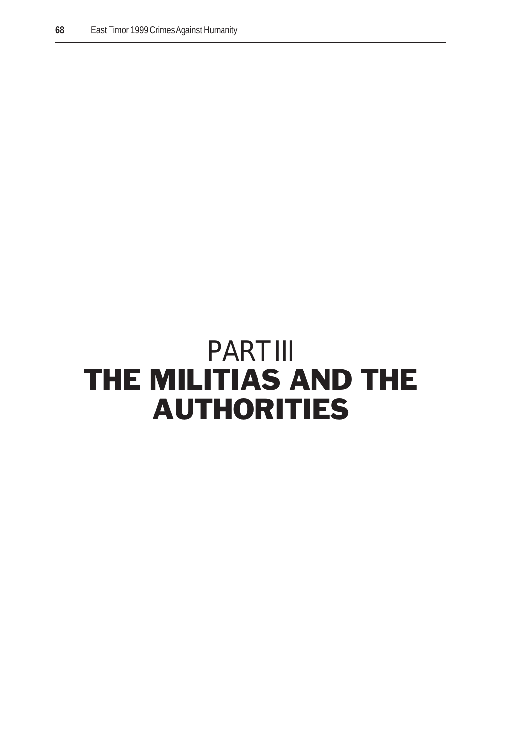# PART III
# THE MILITIAS AND THE AUTHORITIES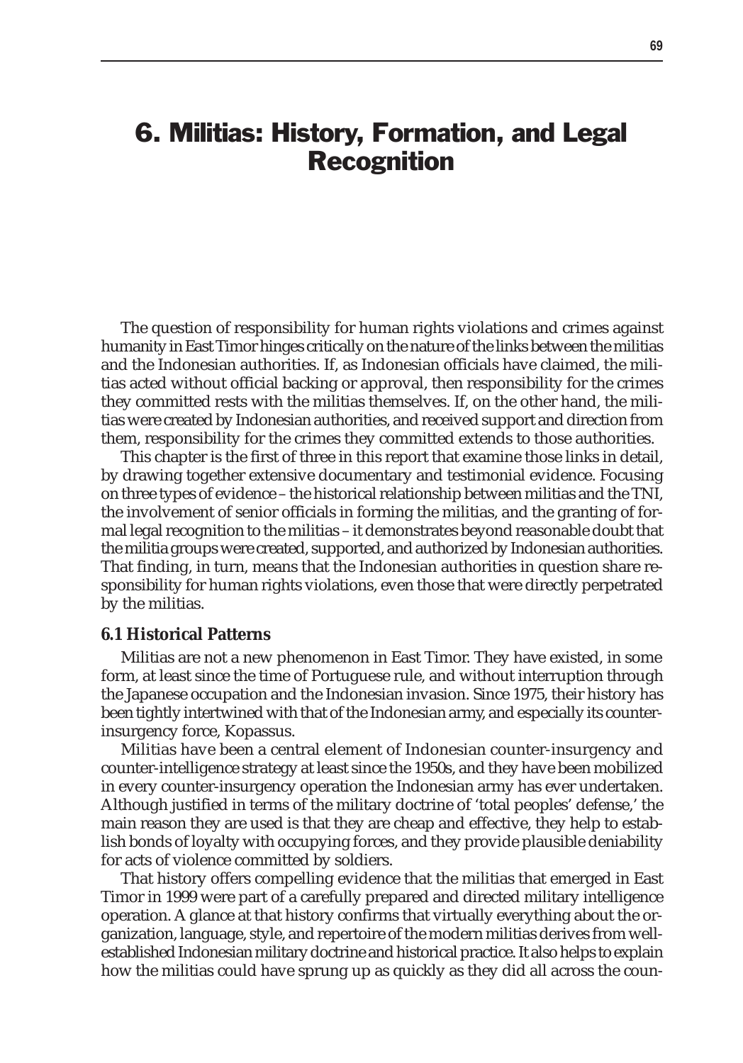# 6. Militias: History, Formation, and Legal Recognition

The question of responsibility for human rights violations and crimes against humanity in East Timor hinges critically on the nature of the links between the militias and the Indonesian authorities. If, as Indonesian officials have claimed, the militias acted without official backing or approval, then responsibility for the crimes they committed rests with the militias themselves. If, on the other hand, the militias were created by Indonesian authorities, and received support and direction from them, responsibility for the crimes they committed extends to those authorities.

This chapter is the first of three in this report that examine those links in detail, by drawing together extensive documentary and testimonial evidence. Focusing on three types of evidence – the historical relationship between militias and the TNI, the involvement of senior officials in forming the militias, and the granting of formal legal recognition to the militias – it demonstrates beyond reasonable doubt that the militia groups were created, supported, and authorized by Indonesian authorities. That finding, in turn, means that the Indonesian authorities in question share responsibility for human rights violations, even those that were directly perpetrated by the militias.

### 6.1 Historical Patterns

Militias are not a new phenomenon in East Timor. They have existed, in some form, at least since the time of Portuguese rule, and without interruption through the Japanese occupation and the Indonesian invasion. Since 1975, their history has been tightly intertwined with that of the Indonesian army, and especially its counter-insurgency force, Kopassus.

Militias have been a central element of Indonesian counter-insurgency and counter-intelligence strategy at least since the 1950s, and they have been mobilized in every counter-insurgency operation the Indonesian army has ever undertaken. Although justified in terms of the military doctrine of 'total peoples' defense,' the main reason they are used is that they are cheap and effective, they help to establish bonds of loyalty with occupying forces, and they provide plausible deniability for acts of violence committed by soldiers.

That history offers compelling evidence that the militias that emerged in East Timor in 1999 were part of a carefully prepared and directed military intelligence operation. A glance at that history confirms that virtually everything about the organization, language, style, and repertoire of the modern militias derives from well-established Indonesian military doctrine and historical practice. It also helps to explain how the militias could have sprung up as quickly as they did all across the coun-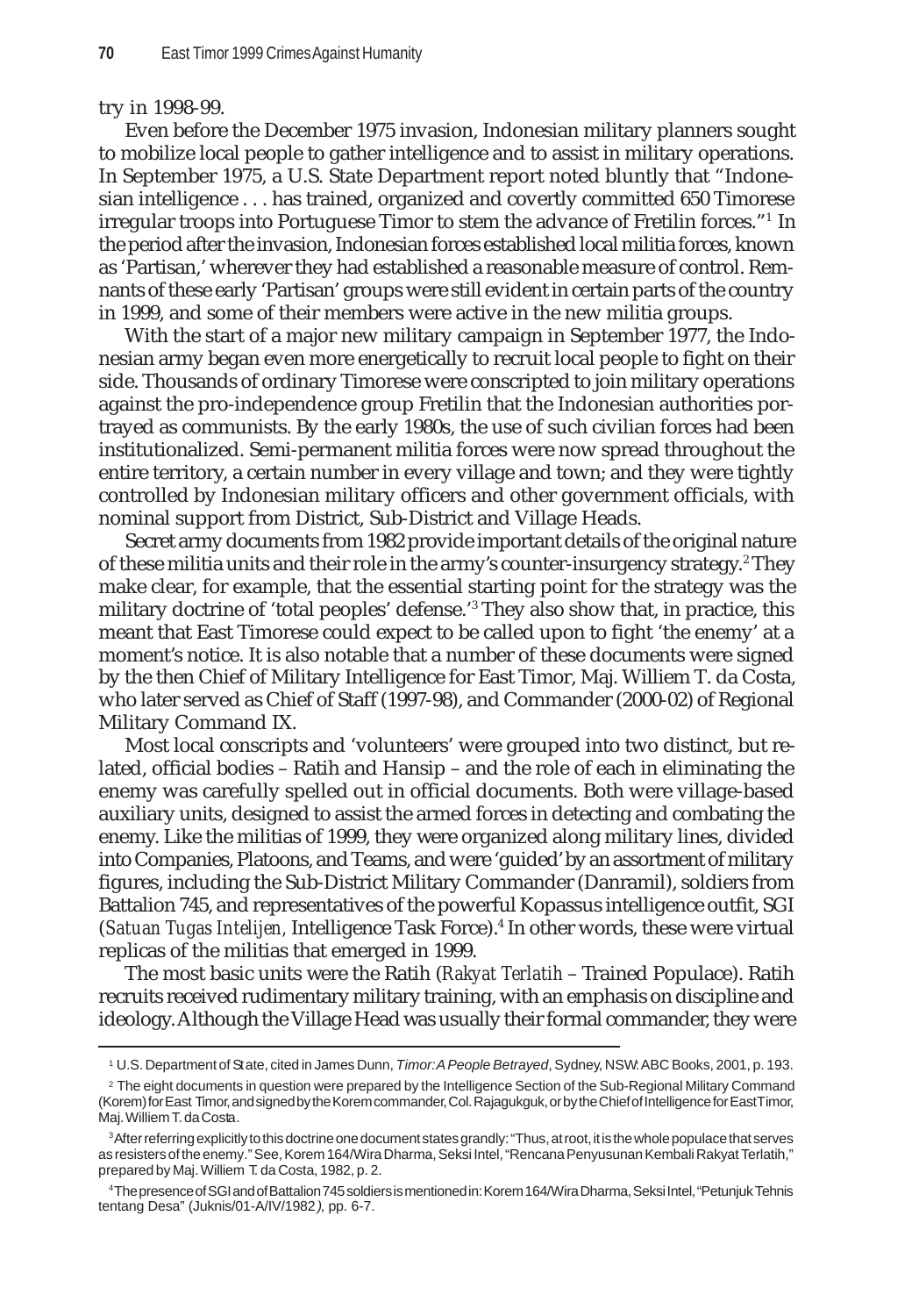try in 1998-99.

Even before the December 1975 invasion, Indonesian military planners sought to mobilize local people to gather intelligence and to assist in military operations. In September 1975, a U.S. State Department report noted bluntly that "Indonesian intelligence . . . has trained, organized and covertly committed 650 Timorese irregular troops into Portuguese Timor to stem the advance of Fretilin forces."[1] In the period after the invasion, Indonesian forces established local militia forces, known as 'Partisan,' wherever they had established a reasonable measure of control. Remnants of these early 'Partisan' groups were still evident in certain parts of the country in 1999, and some of their members were active in the new militia groups.

With the start of a major new military campaign in September 1977, the Indonesian army began even more energetically to recruit local people to fight on their side. Thousands of ordinary Timorese were conscripted to join military operations against the pro-independence group Fretilin that the Indonesian authorities portrayed as communists. By the early 1980s, the use of such civilian forces had been institutionalized. Semi-permanent militia forces were now spread throughout the entire territory, a certain number in every village and town; and they were tightly controlled by Indonesian military officers and other government officials, with nominal support from District, Sub-District and Village Heads.

Secret army documents from 1982 provide important details of the original nature of these militia units and their role in the army's counter-insurgency strategy.[2] They make clear, for example, that the essential starting point for the strategy was the military doctrine of 'total peoples' defense.'[3] They also show that, in practice, this meant that East Timorese could expect to be called upon to fight 'the enemy' at a moment's notice. It is also notable that a number of these documents were signed by the then Chief of Military Intelligence for East Timor, Maj. Williem T. da Costa, who later served as Chief of Staff (1997-98), and Commander (2000-02) of Regional Military Command IX.

Most local conscripts and 'volunteers' were grouped into two distinct, but related, official bodies – Ratih and Hansip – and the role of each in eliminating the enemy was carefully spelled out in official documents. Both were village-based auxiliary units, designed to assist the armed forces in detecting and combating the enemy. Like the militias of 1999, they were organized along military lines, divided into Companies, Platoons, and Teams, and were 'guided' by an assortment of military figures, including the Sub-District Military Commander (Danramil), soldiers from Battalion 745, and representatives of the powerful Kopassus intelligence outfit, SGI (*Satuan Tugas Intelijen*, Intelligence Task Force).[4] In other words, these were virtual replicas of the militias that emerged in 1999.

The most basic units were the Ratih (*Rakyat Terlatih* – Trained Populace). Ratih recruits received rudimentary military training, with an emphasis on discipline and ideology. Although the Village Head was usually their formal commander, they were

---

[1] U.S. Department of State, cited in James Dunn, *Timor: A People Betrayed*, Sydney, NSW: ABC Books, 2001, p. 193.

[2] The eight documents in question were prepared by the Intelligence Section of the Sub-Regional Military Command (Korem) for East Timor, and signed by the Korem commander, Col. Rajagukguk, or by the Chief of Intelligence for East Timor, Maj. Williem T. da Costa.

[3] After referring explicitly to this doctrine one document states grandly: "Thus, at root, it is the whole populace that serves as resisters of the enemy." See, Korem 164/Wira Dharma, Seksi Intel, "Rencana Penyusunan Kembali Rakyat Terlatih," prepared by Maj. Williem T. da Costa, 1982, p. 2.

[4] The presence of SGI and of Battalion 745 soldiers is mentioned in: Korem 164/Wira Dharma, Seksi Intel, "Petunjuk Tehnis tentang Desa" (Juknis/01-A/IV/1982), pp. 6-7.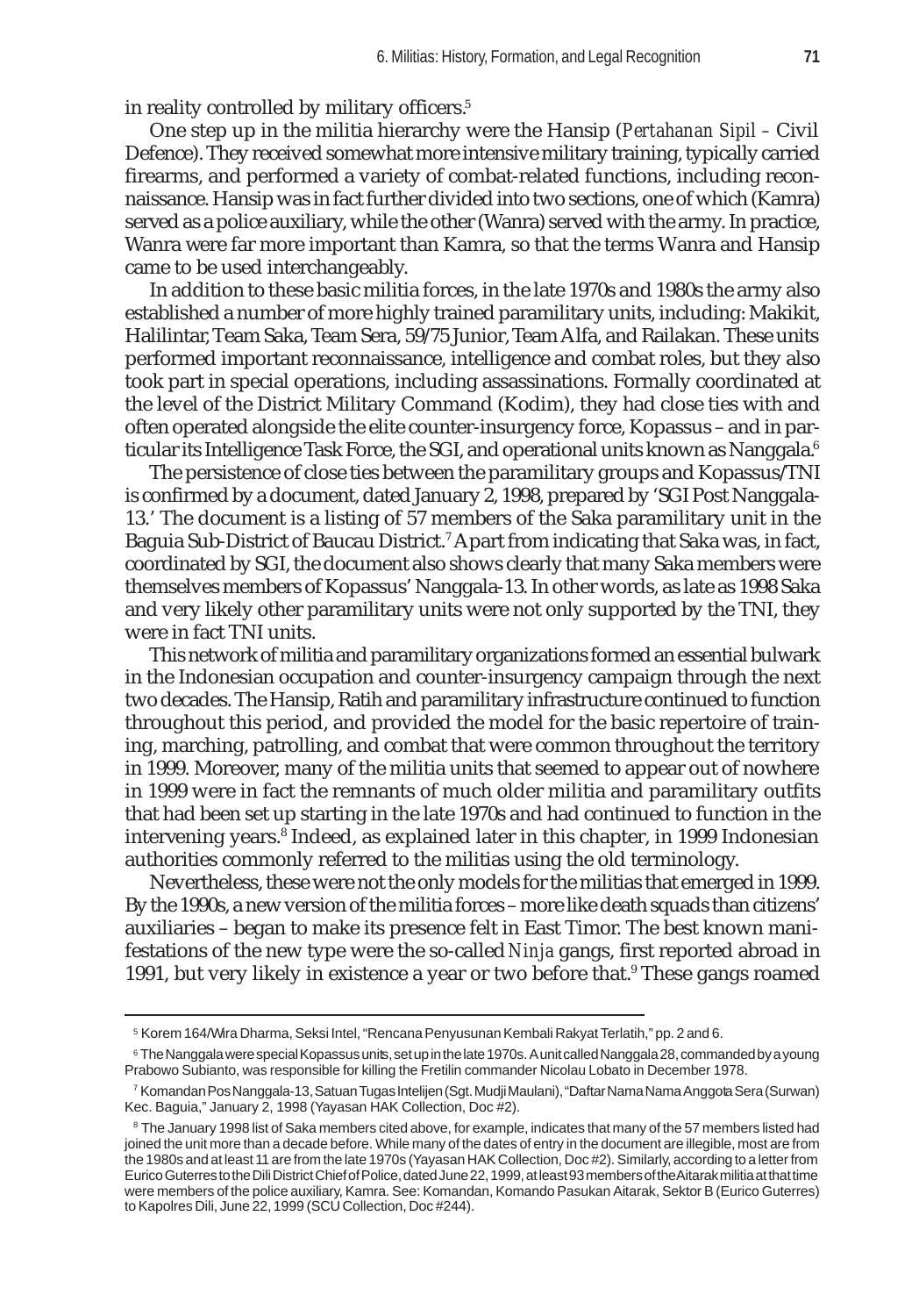in reality controlled by military officers.[5]

One step up in the militia hierarchy were the Hansip (*Pertahanan Sipil* – Civil Defence). They received somewhat more intensive military training, typically carried firearms, and performed a variety of combat-related functions, including reconnaissance. Hansip was in fact further divided into two sections, one of which (Kamra) served as a police auxiliary, while the other (Wanra) served with the army. In practice, Wanra were far more important than Kamra, so that the terms Wanra and Hansip came to be used interchangeably.

In addition to these basic militia forces, in the late 1970s and 1980s the army also established a number of more highly trained paramilitary units, including: Makikit, Halilintar, Team Saka, Team Sera, 59/75 Junior, Team Alfa, and Railakan. These units performed important reconnaissance, intelligence and combat roles, but they also took part in special operations, including assassinations. Formally coordinated at the level of the District Military Command (Kodim), they had close ties with and often operated alongside the elite counter-insurgency force, Kopassus – and in particular its Intelligence Task Force, the SGI, and operational units known as Nanggala.[6]

The persistence of close ties between the paramilitary groups and Kopassus/TNI is confirmed by a document, dated January 2, 1998, prepared by 'SGI Post Nanggala-13.' The document is a listing of 57 members of the Saka paramilitary unit in the Baguia Sub-District of Baucau District.[7] Apart from indicating that Saka was, in fact, coordinated by SGI, the document also shows clearly that many Saka members were themselves members of Kopassus' Nanggala-13. In other words, as late as 1998 Saka and very likely other paramilitary units were not only supported by the TNI, they were in fact TNI units.

This network of militia and paramilitary organizations formed an essential bulwark in the Indonesian occupation and counter-insurgency campaign through the next two decades. The Hansip, Ratih and paramilitary infrastructure continued to function throughout this period, and provided the model for the basic repertoire of training, marching, patrolling, and combat that were common throughout the territory in 1999. Moreover, many of the militia units that seemed to appear out of nowhere in 1999 were in fact the remnants of much older militia and paramilitary outfits that had been set up starting in the late 1970s and had continued to function in the intervening years.[8] Indeed, as explained later in this chapter, in 1999 Indonesian authorities commonly referred to the militias using the old terminology.

Nevertheless, these were not the only models for the militias that emerged in 1999. By the 1990s, a new version of the militia forces – more like death squads than citizens' auxiliaries – began to make its presence felt in East Timor. The best known manifestations of the new type were the so-called *Ninja* gangs, first reported abroad in 1991, but very likely in existence a year or two before that.[9] These gangs roamed

---

[5] Korem 164/Wira Dharma, Seksi Intel, "Rencana Penyusunan Kembali Rakyat Terlatih," pp. 2 and 6.

[6] The Nanggala were special Kopassus units, set up in the late 1970s. A unit called Nanggala 28, commanded by a young Prabowo Subianto, was responsible for killing the Fretilin commander Nicolau Lobato in December 1978.

[7] Komandan Pos Nanggala-13, Satuan Tugas Intelijen (Sgt. Mudji Maulani), "Daftar Nama Nama Anggota Sera (Surwan) Kec. Baguia," January 2, 1998 (Yayasan HAK Collection, Doc #2).

[8] The January 1998 list of Saka members cited above, for example, indicates that many of the 57 members listed had joined the unit more than a decade before. While many of the dates of entry in the document are illegible, most are from the 1980s and at least 11 are from the late 1970s (Yayasan HAK Collection, Doc #2). Similarly, according to a letter from Eurico Guterres to the Dili District Chief of Police, dated June 22, 1999, at least 93 members of the Aitarak militia at that time were members of the police auxiliary, Kamra. See: Komandan, Komando Pasukan Aitarak, Sektor B (Eurico Guterres) to Kapolres Dili, June 22, 1999 (SCU Collection, Doc #244).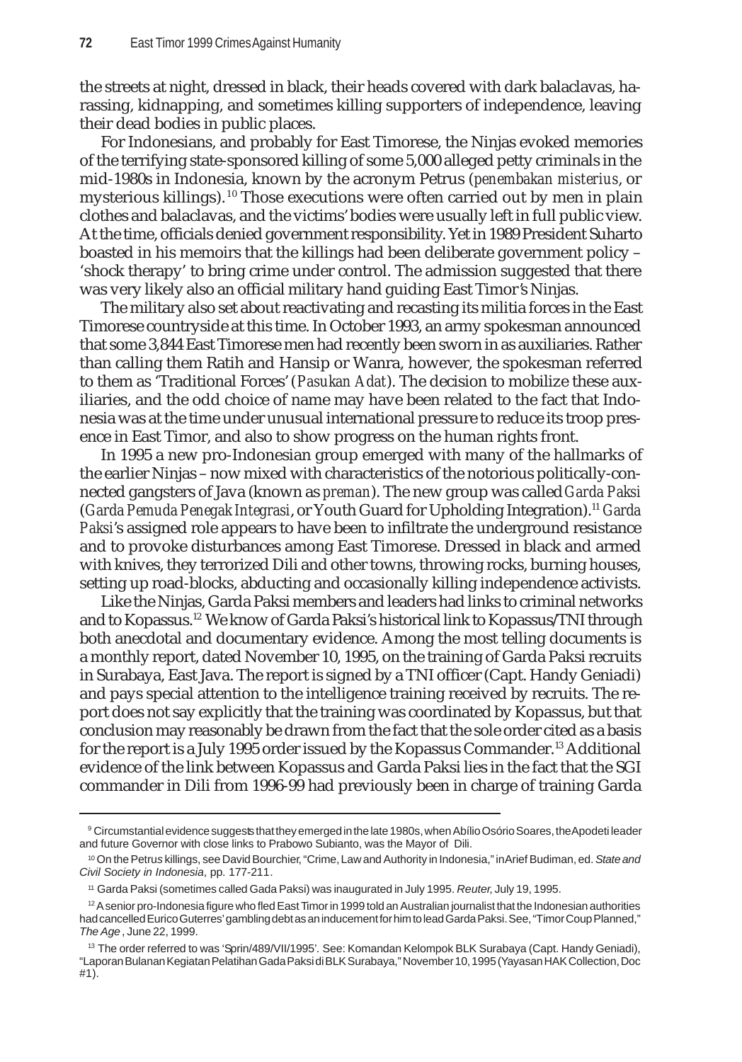the streets at night, dressed in black, their heads covered with dark balaclavas, harassing, kidnapping, and sometimes killing supporters of independence, leaving their dead bodies in public places.

For Indonesians, and probably for East Timorese, the Ninjas evoked memories of the terrifying state-sponsored killing of some 5,000 alleged petty criminals in the mid-1980s in Indonesia, known by the acronym Petrus (*penembakan misterius*, or mysterious killings).[10] Those executions were often carried out by men in plain clothes and balaclavas, and the victims' bodies were usually left in full public view. At the time, officials denied government responsibility. Yet in 1989 President Suharto boasted in his memoirs that the killings had been deliberate government policy – 'shock therapy' to bring crime under control. The admission suggested that there was very likely also an official military hand guiding East Timor's Ninjas.

The military also set about reactivating and recasting its militia forces in the East Timorese countryside at this time. In October 1993, an army spokesman announced that some 3,844 East Timorese men had recently been sworn in as auxiliaries. Rather than calling them Ratih and Hansip or Wanra, however, the spokesman referred to them as 'Traditional Forces' (*Pasukan Adat*). The decision to mobilize these auxiliaries, and the odd choice of name may have been related to the fact that Indonesia was at the time under unusual international pressure to reduce its troop presence in East Timor, and also to show progress on the human rights front.

In 1995 a new pro-Indonesian group emerged with many of the hallmarks of the earlier Ninjas – now mixed with characteristics of the notorious politically-connected gangsters of Java (known as *preman*). The new group was called *Garda Paksi* (*Garda Pemuda Penegak Integrasi*, or Youth Guard for Upholding Integration).[11] *Garda Paksi*'s assigned role appears to have been to infiltrate the underground resistance and to provoke disturbances among East Timorese. Dressed in black and armed with knives, they terrorized Dili and other towns, throwing rocks, burning houses, setting up road-blocks, abducting and occasionally killing independence activists.

Like the Ninjas, Garda Paksi members and leaders had links to criminal networks and to Kopassus.[12] We know of Garda Paksi's historical link to Kopassus/TNI through both anecdotal and documentary evidence. Among the most telling documents is a monthly report, dated November 10, 1995, on the training of Garda Paksi recruits in Surabaya, East Java. The report is signed by a TNI officer (Capt. Handy Geniadi) and pays special attention to the intelligence training received by recruits. The report does not say explicitly that the training was coordinated by Kopassus, but that conclusion may reasonably be drawn from the fact that the sole order cited as a basis for the report is a July 1995 order issued by the Kopassus Commander.[13] Additional evidence of the link between Kopassus and Garda Paksi lies in the fact that the SGI commander in Dili from 1996-99 had previously been in charge of training Garda

---

[9] Circumstantial evidence suggests that they emerged in the late 1980s, when Abílio Osório Soares, the Apodeti leader and future Governor with close links to Prabowo Subianto, was the Mayor of Dili.

[10] On the Petrus killings, see David Bourchier, "Crime, Law and Authority in Indonesia," in Arief Budiman, ed. *State and Civil Society in Indonesia*, pp. 177-211.

[11] Garda Paksi (sometimes called Gada Paksi) was inaugurated in July 1995. *Reuter*, July 19, 1995.

[12] A senior pro-Indonesia figure who fled East Timor in 1999 told an Australian journalist that the Indonesian authorities had cancelled Eurico Guterres' gambling debt as an inducement for him to lead Garda Paksi. See, "Timor Coup Planned," *The Age* , June 22, 1999.

[13] The order referred to was 'Sprin/489/VII/1995'. See: Komandan Kelompok BLK Surabaya (Capt. Handy Geniadi), "Laporan Bulanan Kegiatan Pelatihan Gada Paksi di BLK Surabaya," November 10, 1995 (Yayasan HAK Collection, Doc #1).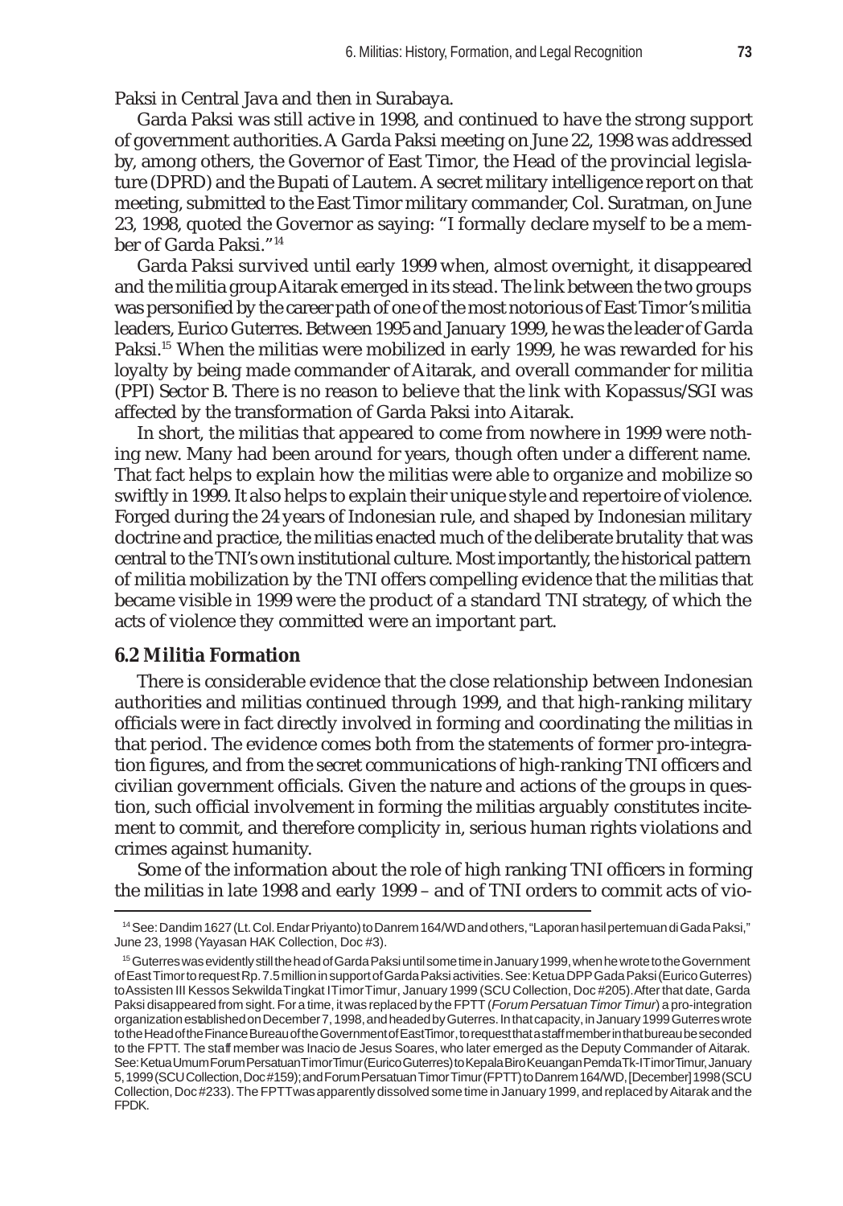Paksi in Central Java and then in Surabaya.

Garda Paksi was still active in 1998, and continued to have the strong support of government authorities. A Garda Paksi meeting on June 22, 1998 was addressed by, among others, the Governor of East Timor, the Head of the provincial legislature (DPRD) and the Bupati of Lautem. A secret military intelligence report on that meeting, submitted to the East Timor military commander, Col. Suratman, on June 23, 1998, quoted the Governor as saying: "I formally declare myself to be a member of Garda Paksi."[14]

Garda Paksi survived until early 1999 when, almost overnight, it disappeared and the militia group Aitarak emerged in its stead. The link between the two groups was personified by the career path of one of the most notorious of East Timor's militia leaders, Eurico Guterres. Between 1995 and January 1999, he was the leader of Garda Paksi.[15] When the militias were mobilized in early 1999, he was rewarded for his loyalty by being made commander of Aitarak, and overall commander for militia (PPI) Sector B. There is no reason to believe that the link with Kopassus/SGI was affected by the transformation of Garda Paksi into Aitarak.

In short, the militias that appeared to come from nowhere in 1999 were nothing new. Many had been around for years, though often under a different name. That fact helps to explain how the militias were able to organize and mobilize so swiftly in 1999. It also helps to explain their unique style and repertoire of violence. Forged during the 24 years of Indonesian rule, and shaped by Indonesian military doctrine and practice, the militias enacted much of the deliberate brutality that was central to the TNI's own institutional culture. Most importantly, the historical pattern of militia mobilization by the TNI offers compelling evidence that the militias that became visible in 1999 were the product of a standard TNI strategy, of which the acts of violence they committed were an important part.

## 6.2 Militia Formation

There is considerable evidence that the close relationship between Indonesian authorities and militias continued through 1999, and that high-ranking military officials were in fact directly involved in forming and coordinating the militias in that period. The evidence comes both from the statements of former pro-integration figures, and from the secret communications of high-ranking TNI officers and civilian government officials. Given the nature and actions of the groups in question, such official involvement in forming the militias arguably constitutes incitement to commit, and therefore complicity in, serious human rights violations and crimes against humanity.

Some of the information about the role of high ranking TNI officers in forming the militias in late 1998 and early 1999 – and of TNI orders to commit acts of vio-

---

[14] See: Dandim 1627 (Lt. Col. Endar Priyanto) to Danrem 164/WD and others, "Laporan hasil pertemuan di Gada Paksi," June 23, 1998 (Yayasan HAK Collection, Doc #3).

[15] Guterres was evidently still the head of Garda Paksi until some time in January 1999, when he wrote to the Government of East Timor to request Rp. 7.5 million in support of Garda Paksi activities. See: Ketua DPP Gada Paksi (Eurico Guterres) to Assisten III Kessos Sekwilda Tingkat I Timor Timur, January 1999 (SCU Collection, Doc #205). After that date, Garda Paksi disappeared from sight. For a time, it was replaced by the FPTT (*Forum Persatuan Timor Timur*) a pro-integration organization established on December 7, 1998, and headed by Guterres. In that capacity, in January 1999 Guterres wrote to the Head of the Finance Bureau of the Government of East Timor, to request that a staff member in that bureau be seconded to the FPTT. The staff member was Inacio de Jesus Soares, who later emerged as the Deputy Commander of Aitarak. See: Ketua Umum Forum Persatuan Timor Timur (Eurico Guterres) to Kepala Biro Keuangan Pemda Tk-I Timor Timur, January 5, 1999 (SCU Collection, Doc #159); and Forum Persatuan Timor Timur (FPTT) to Danrem 164/WD, [December] 1998 (SCU Collection, Doc #233). The FPTT was apparently dissolved some time in January 1999, and replaced by Aitarak and the FPDK.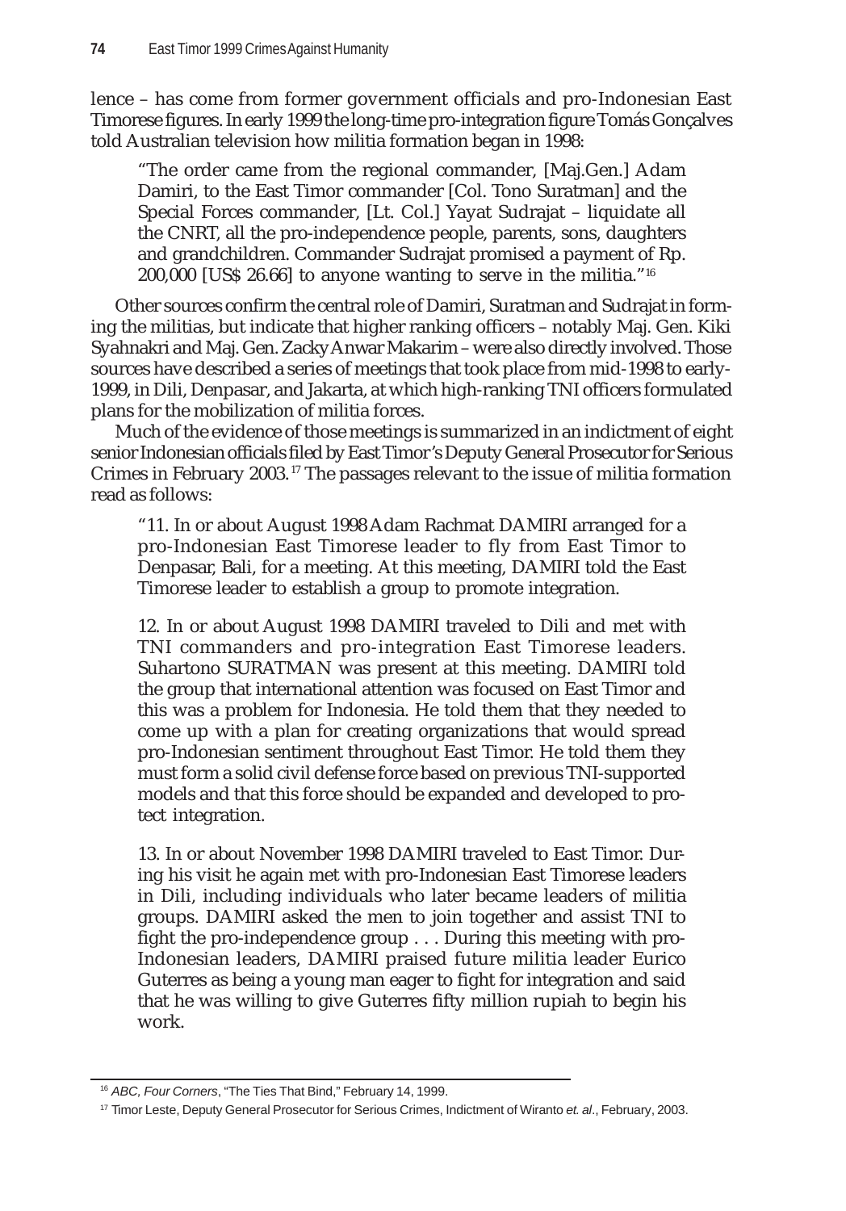lence – has come from former government officials and pro-Indonesian East Timorese figures. In early 1999 the long-time pro-integration figure Tomás Gonçalves told Australian television how militia formation began in 1998:

> "The order came from the regional commander, [Maj.Gen.] Adam Damiri, to the East Timor commander [Col. Tono Suratman] and the Special Forces commander, [Lt. Col.] Yayat Sudrajat – liquidate all the CNRT, all the pro-independence people, parents, sons, daughters and grandchildren. Commander Sudrajat promised a payment of Rp. 200,000 [US$ 26.66] to anyone wanting to serve in the militia."[16]

Other sources confirm the central role of Damiri, Suratman and Sudrajat in forming the militias, but indicate that higher ranking officers – notably Maj. Gen. Kiki Syahnakri and Maj. Gen. Zacky Anwar Makarim – were also directly involved. Those sources have described a series of meetings that took place from mid-1998 to early-1999, in Dili, Denpasar, and Jakarta, at which high-ranking TNI officers formulated plans for the mobilization of militia forces.

Much of the evidence of those meetings is summarized in an indictment of eight senior Indonesian officials filed by East Timor's Deputy General Prosecutor for Serious Crimes in February 2003.[17] The passages relevant to the issue of militia formation read as follows:

> "11. In or about August 1998 Adam Rachmat DAMIRI arranged for a pro-Indonesian East Timorese leader to fly from East Timor to Denpasar, Bali, for a meeting. At this meeting, DAMIRI told the East Timorese leader to establish a group to promote integration.
>
> 12. In or about August 1998 DAMIRI traveled to Dili and met with TNI commanders and pro-integration East Timorese leaders. Suhartono SURATMAN was present at this meeting. DAMIRI told the group that international attention was focused on East Timor and this was a problem for Indonesia. He told them that they needed to come up with a plan for creating organizations that would spread pro-Indonesian sentiment throughout East Timor. He told them they must form a solid civil defense force based on previous TNI-supported models and that this force should be expanded and developed to protect integration.
>
> 13. In or about November 1998 DAMIRI traveled to East Timor. During his visit he again met with pro-Indonesian East Timorese leaders in Dili, including individuals who later became leaders of militia groups. DAMIRI asked the men to join together and assist TNI to fight the pro-independence group . . . During this meeting with pro-Indonesian leaders, DAMIRI praised future militia leader Eurico Guterres as being a young man eager to fight for integration and said that he was willing to give Guterres fifty million rupiah to begin his work.

---

[16] *ABC, Four Corners*, "The Ties That Bind," February 14, 1999.

[17] Timor Leste, Deputy General Prosecutor for Serious Crimes, Indictment of Wiranto *et. al*., February, 2003.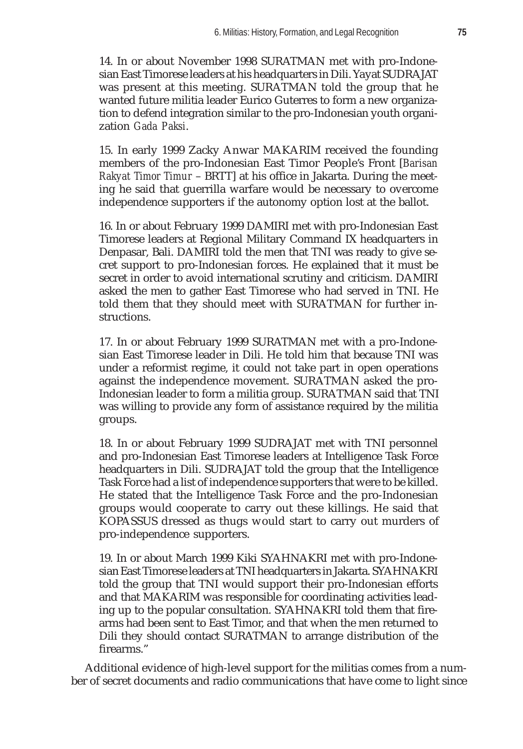14. In or about November 1998 SURATMAN met with pro-Indonesian East Timorese leaders at his headquarters in Dili. Yayat SUDRAJAT was present at this meeting. SURATMAN told the group that he wanted future militia leader Eurico Guterres to form a new organization to defend integration similar to the pro-Indonesian youth organization *Gada Paksi*.

15. In early 1999 Zacky Anwar MAKARIM received the founding members of the pro-Indonesian East Timor People's Front [*Barisan Rakyat Timor Timur* – BRTT] at his office in Jakarta. During the meeting he said that guerrilla warfare would be necessary to overcome independence supporters if the autonomy option lost at the ballot.

16. In or about February 1999 DAMIRI met with pro-Indonesian East Timorese leaders at Regional Military Command IX headquarters in Denpasar, Bali. DAMIRI told the men that TNI was ready to give secret support to pro-Indonesian forces. He explained that it must be secret in order to avoid international scrutiny and criticism. DAMIRI asked the men to gather East Timorese who had served in TNI. He told them that they should meet with SURATMAN for further instructions.

17. In or about February 1999 SURATMAN met with a pro-Indonesian East Timorese leader in Dili. He told him that because TNI was under a reformist regime, it could not take part in open operations against the independence movement. SURATMAN asked the pro-Indonesian leader to form a militia group. SURATMAN said that TNI was willing to provide any form of assistance required by the militia groups.

18. In or about February 1999 SUDRAJAT met with TNI personnel and pro-Indonesian East Timorese leaders at Intelligence Task Force headquarters in Dili. SUDRAJAT told the group that the Intelligence Task Force had a list of independence supporters that were to be killed. He stated that the Intelligence Task Force and the pro-Indonesian groups would cooperate to carry out these killings. He said that KOPASSUS dressed as thugs would start to carry out murders of pro-independence supporters.

19. In or about March 1999 Kiki SYAHNAKRI met with pro-Indonesian East Timorese leaders at TNI headquarters in Jakarta. SYAHNAKRI told the group that TNI would support their pro-Indonesian efforts and that MAKARIM was responsible for coordinating activities leading up to the popular consultation. SYAHNAKRI told them that firearms had been sent to East Timor, and that when the men returned to Dili they should contact SURATMAN to arrange distribution of the firearms."

Additional evidence of high-level support for the militias comes from a number of secret documents and radio communications that have come to light since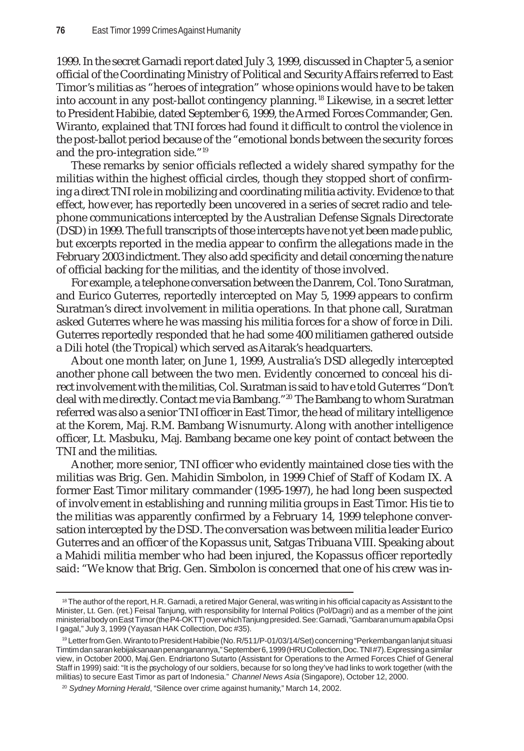1999. In the secret Garnadi report dated July 3, 1999, discussed in Chapter 5, a senior official of the Coordinating Ministry of Political and Security Affairs referred to East Timor's militias as "heroes of integration" whose opinions would have to be taken into account in any post-ballot contingency planning.[18] Likewise, in a secret letter to President Habibie, dated September 6, 1999, the Armed Forces Commander, Gen. Wiranto, explained that TNI forces had found it difficult to control the violence in the post-ballot period because of the "emotional bonds between the security forces and the pro-integration side."[19]

These remarks by senior officials reflected a widely shared sympathy for the militias within the highest official circles, though they stopped short of confirming a direct TNI role in mobilizing and coordinating militia activity. Evidence to that effect, however, has reportedly been uncovered in a series of secret radio and telephone communications intercepted by the Australian Defense Signals Directorate (DSD) in 1999. The full transcripts of those intercepts have not yet been made public, but excerpts reported in the media appear to confirm the allegations made in the February 2003 indictment. They also add specificity and detail concerning the nature of official backing for the militias, and the identity of those involved.

For example, a telephone conversation between the Danrem, Col. Tono Suratman, and Eurico Guterres, reportedly intercepted on May 5, 1999 appears to confirm Suratman's direct involvement in militia operations. In that phone call, Suratman asked Guterres where he was massing his militia forces for a show of force in Dili. Guterres reportedly responded that he had some 400 militiamen gathered outside a Dili hotel (the Tropical) which served as Aitarak's headquarters.

About one month later, on June 1, 1999, Australia's DSD allegedly intercepted another phone call between the two men. Evidently concerned to conceal his direct involvement with the militias, Col. Suratman is said to have told Guterres "Don't deal with me directly. Contact me via Bambang."[20] The Bambang to whom Suratman referred was also a senior TNI officer in East Timor, the head of military intelligence at the Korem, Maj. R.M. Bambang Wisnumurty. Along with another intelligence officer, Lt. Masbuku, Maj. Bambang became one key point of contact between the TNI and the militias.

Another, more senior, TNI officer who evidently maintained close ties with the militias was Brig. Gen. Mahidin Simbolon, in 1999 Chief of Staff of Kodam IX. A former East Timor military commander (1995-1997), he had long been suspected of involvement in establishing and running militia groups in East Timor. His tie to the militias was apparently confirmed by a February 14, 1999 telephone conversation intercepted by the DSD. The conversation was between militia leader Eurico Guterres and an officer of the Kopassus unit, Satgas Tribuana VIII. Speaking about a Mahidi militia member who had been injured, the Kopassus officer reportedly said: "We know that Brig. Gen. Simbolon is concerned that one of his crew was in-

---

[18] The author of the report, H.R. Garnadi, a retired Major General, was writing in his official capacity as Assistant to the Minister, Lt. Gen. (ret.) Feisal Tanjung, with responsibility for Internal Politics (Pol/Dagri) and as a member of the joint ministerial body on East Timor (the P4-OKTT) over which Tanjung presided. See: Garnadi, "Gambaran umum apabila Opsi I gagal," July 3, 1999 (Yayasan HAK Collection, Doc #35).

[19] Letter from Gen. Wiranto to President Habibie (No. R/511/P-01/03/14/Set) concerning "Perkembangan lanjut situasi Timtim dan saran kebijaksanaan penanganannya," September 6, 1999 (HRU Collection, Doc. TNI #7). Expressing a similar view, in October 2000, Maj.Gen. Endriartono Sutarto (Assistant for Operations to the Armed Forces Chief of General Staff in 1999) said: "It is the psychology of our soldiers, because for so long they've had links to work together (with the militias) to secure East Timor as part of Indonesia." *Channel News Asia* (Singapore), October 12, 2000.

[20] *Sydney Morning Herald*, "Silence over crime against humanity," March 14, 2002.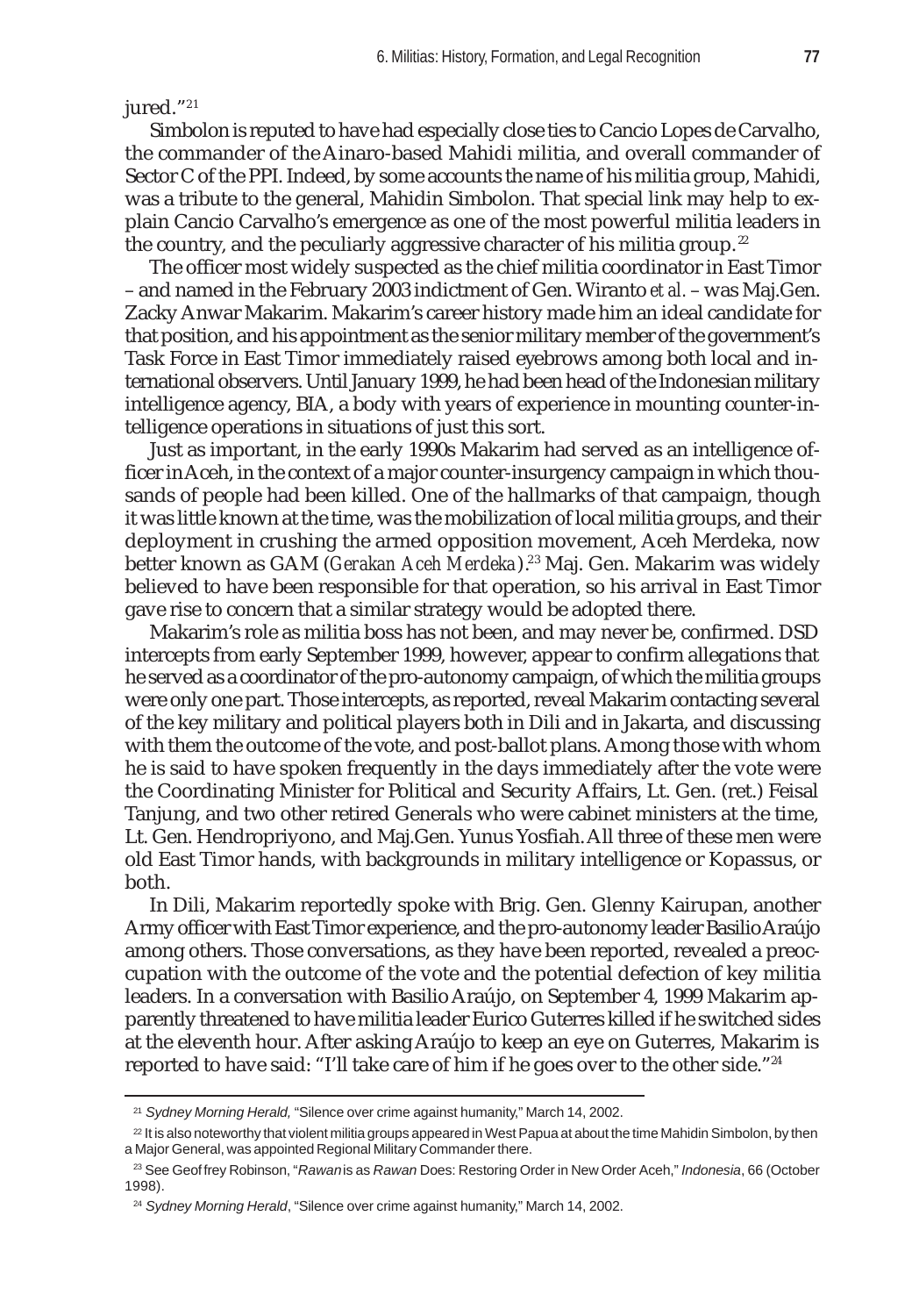jured."[21]

Simbolon is reputed to have had especially close ties to Cancio Lopes de Carvalho, the commander of the Ainaro-based Mahidi militia, and overall commander of Sector C of the PPI. Indeed, by some accounts the name of his militia group, Mahidi, was a tribute to the general, Mahidin Simbolon. That special link may help to explain Cancio Carvalho's emergence as one of the most powerful militia leaders in the country, and the peculiarly aggressive character of his militia group.[22]

The officer most widely suspected as the chief militia coordinator in East Timor – and named in the February 2003 indictment of Gen. Wiranto *et al.* – was Maj.Gen. Zacky Anwar Makarim. Makarim's career history made him an ideal candidate for that position, and his appointment as the senior military member of the government's Task Force in East Timor immediately raised eyebrows among both local and international observers. Until January 1999, he had been head of the Indonesian military intelligence agency, BIA, a body with years of experience in mounting counter-intelligence operations in situations of just this sort.

Just as important, in the early 1990s Makarim had served as an intelligence officer in Aceh, in the context of a major counter-insurgency campaign in which thousands of people had been killed. One of the hallmarks of that campaign, though it was little known at the time, was the mobilization of local militia groups, and their deployment in crushing the armed opposition movement, Aceh Merdeka, now better known as GAM (*Gerakan Aceh Merdeka*).[23] Maj. Gen. Makarim was widely believed to have been responsible for that operation, so his arrival in East Timor gave rise to concern that a similar strategy would be adopted there.

Makarim's role as militia boss has not been, and may never be, confirmed. DSD intercepts from early September 1999, however, appear to confirm allegations that he served as a coordinator of the pro-autonomy campaign, of which the militia groups were only one part. Those intercepts, as reported, reveal Makarim contacting several of the key military and political players both in Dili and in Jakarta, and discussing with them the outcome of the vote, and post-ballot plans. Among those with whom he is said to have spoken frequently in the days immediately after the vote were the Coordinating Minister for Political and Security Affairs, Lt. Gen. (ret.) Feisal Tanjung, and two other retired Generals who were cabinet ministers at the time, Lt. Gen. Hendropriyono, and Maj.Gen. Yunus Yosfiah. All three of these men were old East Timor hands, with backgrounds in military intelligence or Kopassus, or both.

In Dili, Makarim reportedly spoke with Brig. Gen. Glenny Kairupan, another Army officer with East Timor experience, and the pro-autonomy leader Basilio Araújo among others. Those conversations, as they have been reported, revealed a preoccupation with the outcome of the vote and the potential defection of key militia leaders. In a conversation with Basilio Araújo, on September 4, 1999 Makarim apparently threatened to have militia leader Eurico Guterres killed if he switched sides at the eleventh hour. After asking Araújo to keep an eye on Guterres, Makarim is reported to have said: "I'll take care of him if he goes over to the other side."[24]

---

[21] *Sydney Morning Herald,* "Silence over crime against humanity," March 14, 2002.

[22] It is also noteworthy that violent militia groups appeared in West Papua at about the time Mahidin Simbolon, by then a Major General, was appointed Regional Military Commander there.

[23] See Geoffrey Robinson, "*Rawan* is as *Rawan* Does: Restoring Order in New Order Aceh," *Indonesia*, 66 (October 1998).

[24] *Sydney Morning Herald*, "Silence over crime against humanity," March 14, 2002.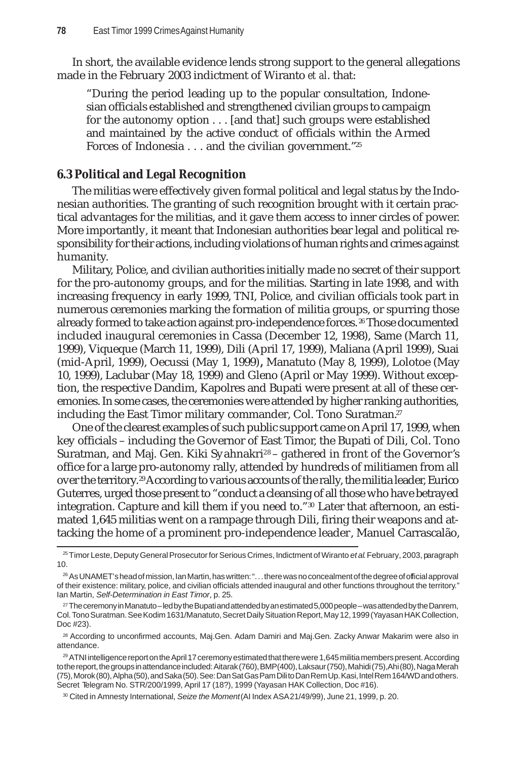In short, the available evidence lends strong support to the general allegations made in the February 2003 indictment of Wiranto *et al*. that:

> "During the period leading up to the popular consultation, Indonesian officials established and strengthened civilian groups to campaign for the autonomy option . . . [and that] such groups were established and maintained by the active conduct of officials within the Armed Forces of Indonesia . . . and the civilian government."[25]

## 6.3 Political and Legal Recognition

The militias were effectively given formal political and legal status by the Indonesian authorities. The granting of such recognition brought with it certain practical advantages for the militias, and it gave them access to inner circles of power. More importantly, it meant that Indonesian authorities bear legal and political responsibility for their actions, including violations of human rights and crimes against humanity.

Military, Police, and civilian authorities initially made no secret of their support for the pro-autonomy groups, and for the militias. Starting in late 1998, and with increasing frequency in early 1999, TNI, Police, and civilian officials took part in numerous ceremonies marking the formation of militia groups, or spurring those already formed to take action against pro-independence forces.[26] Those documented included inaugural ceremonies in Cassa (December 12, 1998), Same (March 11, 1999), Viqueque (March 11, 1999), Dili (April 17, 1999), Maliana (April 1999), Suai (mid-April, 1999), Oecussi (May 1, 1999), Manatuto (May 8, 1999), Lolotoe (May 10, 1999), Laclubar (May 18, 1999) and Gleno (April or May 1999). Without exception, the respective Dandim, Kapolres and Bupati were present at all of these ceremonies. In some cases, the ceremonies were attended by higher ranking authorities, including the East Timor military commander, Col. Tono Suratman.[27]

One of the clearest examples of such public support came on April 17, 1999, when key officials – including the Governor of East Timor, the Bupati of Dili, Col. Tono Suratman, and Maj. Gen. Kiki Syahnakri[28] – gathered in front of the Governor's office for a large pro-autonomy rally, attended by hundreds of militiamen from all over the territory.[29] According to various accounts of the rally, the militia leader, Eurico Guterres, urged those present to "conduct a cleansing of all those who have betrayed integration. Capture and kill them if you need to."[30] Later that afternoon, an estimated 1,645 militias went on a rampage through Dili, firing their weapons and attacking the home of a prominent pro-independence leader, Manuel Carrascalão,

---

[25] Timor Leste, Deputy General Prosecutor for Serious Crimes, Indictment of Wiranto *et al.* February, 2003, paragraph 10.

[26] As UNAMET's head of mission, Ian Martin, has written: ". . . there was no concealment of the degree of official approval of their existence: military, police, and civilian officials attended inaugural and other functions throughout the territory." Ian Martin, *Self-Determination in East Timor*, p. 25.

[27] The ceremony in Manatuto – led by the Bupati and attended by an estimated 5,000 people – was attended by the Danrem, Col. Tono Suratman. See Kodim 1631/Manatuto, Secret Daily Situation Report, May 12, 1999 (Yayasan HAK Collection, Doc #23).

[28] According to unconfirmed accounts, Maj.Gen. Adam Damiri and Maj.Gen. Zacky Anwar Makarim were also in attendance.

[29] A TNI intelligence report on the April 17 ceremony estimated that there were 1,645 militia members present. According to the report, the groups in attendance included: Aitarak (760), BMP (400), Laksaur (750), Mahidi (75), Ahi (80), Naga Merah (75), Morok (80), Alpha (50), and Saka (50). See: Dan Sat Gas Pam Dili to Dan Rem Up. Kasi, Intel Rem 164/WD and others. Secret Telegram No. STR/200/1999, April 17 (18?), 1999 (Yayasan HAK Collection, Doc #16).

[30] Cited in Amnesty International, *Seize the Moment* (AI Index ASA 21/49/99), June 21, 1999, p. 20.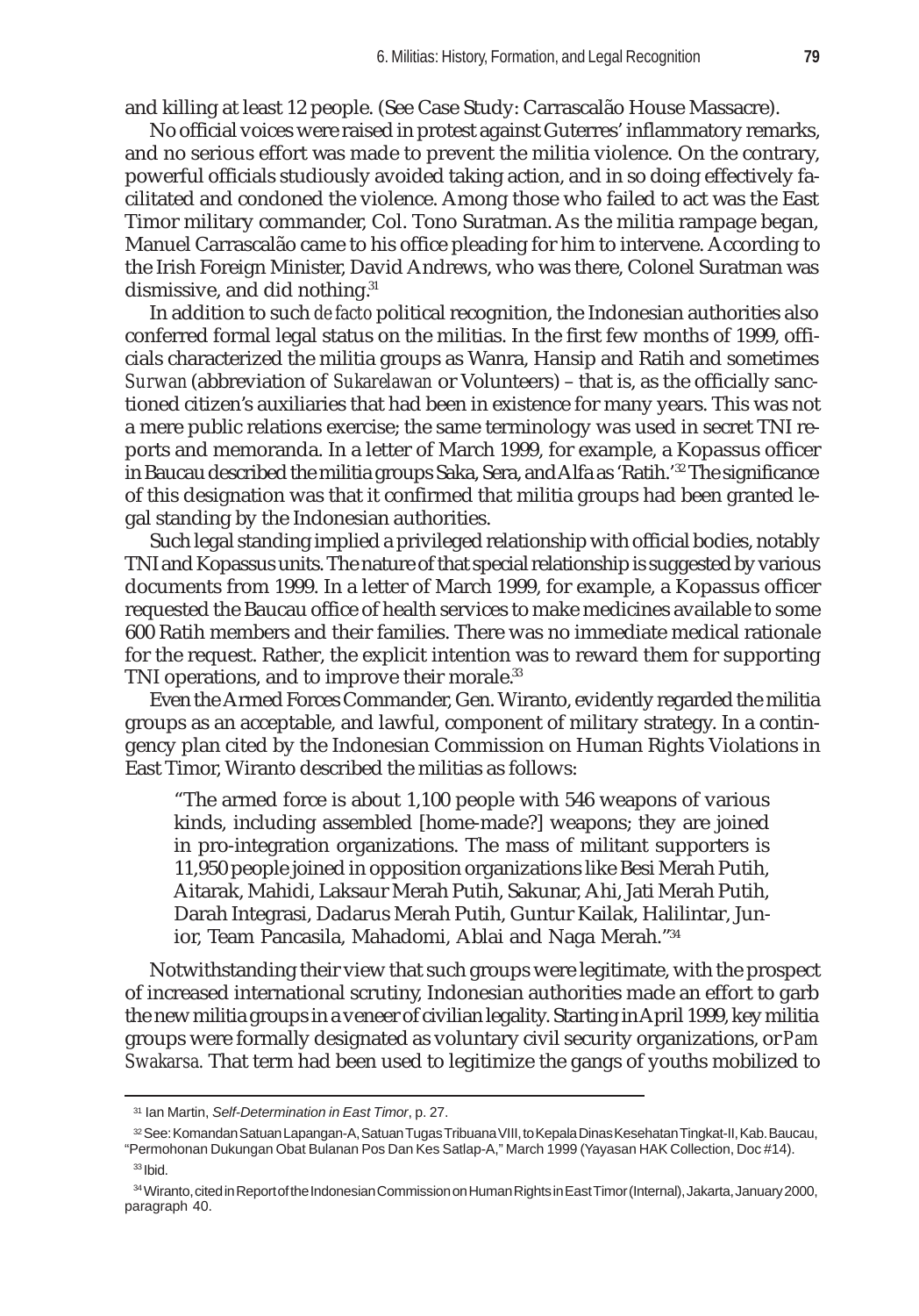and killing at least 12 people. (See Case Study: Carrascalão House Massacre).

No official voices were raised in protest against Guterres' inflammatory remarks, and no serious effort was made to prevent the militia violence. On the contrary, powerful officials studiously avoided taking action, and in so doing effectively facilitated and condoned the violence. Among those who failed to act was the East Timor military commander, Col. Tono Suratman. As the militia rampage began, Manuel Carrascalão came to his office pleading for him to intervene. According to the Irish Foreign Minister, David Andrews, who was there, Colonel Suratman was dismissive, and did nothing.[31]

In addition to such *de facto* political recognition, the Indonesian authorities also conferred formal legal status on the militias. In the first few months of 1999, officials characterized the militia groups as Wanra, Hansip and Ratih and sometimes *Surwan* (abbreviation of *Sukarelawan* or Volunteers) – that is, as the officially sanctioned citizen's auxiliaries that had been in existence for many years. This was not a mere public relations exercise; the same terminology was used in secret TNI reports and memoranda. In a letter of March 1999, for example, a Kopassus officer in Baucau described the militia groups Saka, Sera, and Alfa as 'Ratih.'[32] The significance of this designation was that it confirmed that militia groups had been granted legal standing by the Indonesian authorities.

Such legal standing implied a privileged relationship with official bodies, notably TNI and Kopassus units. The nature of that special relationship is suggested by various documents from 1999. In a letter of March 1999, for example, a Kopassus officer requested the Baucau office of health services to make medicines available to some 600 Ratih members and their families. There was no immediate medical rationale for the request. Rather, the explicit intention was to reward them for supporting TNI operations, and to improve their morale.[33]

Even the Armed Forces Commander, Gen. Wiranto, evidently regarded the militia groups as an acceptable, and lawful, component of military strategy. In a contingency plan cited by the Indonesian Commission on Human Rights Violations in East Timor, Wiranto described the militias as follows:

> "The armed force is about 1,100 people with 546 weapons of various kinds, including assembled [home-made?] weapons; they are joined in pro-integration organizations. The mass of militant supporters is 11,950 people joined in opposition organizations like Besi Merah Putih, Aitarak, Mahidi, Laksaur Merah Putih, Sakunar, Ahi, Jati Merah Putih, Darah Integrasi, Dadarus Merah Putih, Guntur Kailak, Halilintar, Junior, Team Pancasila, Mahadomi, Ablai and Naga Merah."[34]

Notwithstanding their view that such groups were legitimate, with the prospect of increased international scrutiny, Indonesian authorities made an effort to garb the new militia groups in a veneer of civilian legality. Starting in April 1999, key militia groups were formally designated as voluntary civil security organizations, or *Pam Swakarsa*. That term had been used to legitimize the gangs of youths mobilized to

---

[31] Ian Martin, *Self-Determination in East Timor*, p. 27.

[32] See: Komandan Satuan Lapangan-A, Satuan Tugas Tribuana VIII, to Kepala Dinas Kesehatan Tingkat-II, Kab. Baucau, "Permohonan Dukungan Obat Bulanan Pos Dan Kes Satlap-A," March 1999 (Yayasan HAK Collection, Doc #14).

[33] Ibid.

[34] Wiranto, cited in Report of the Indonesian Commission on Human Rights in East Timor (Internal), Jakarta, January 2000, paragraph 40.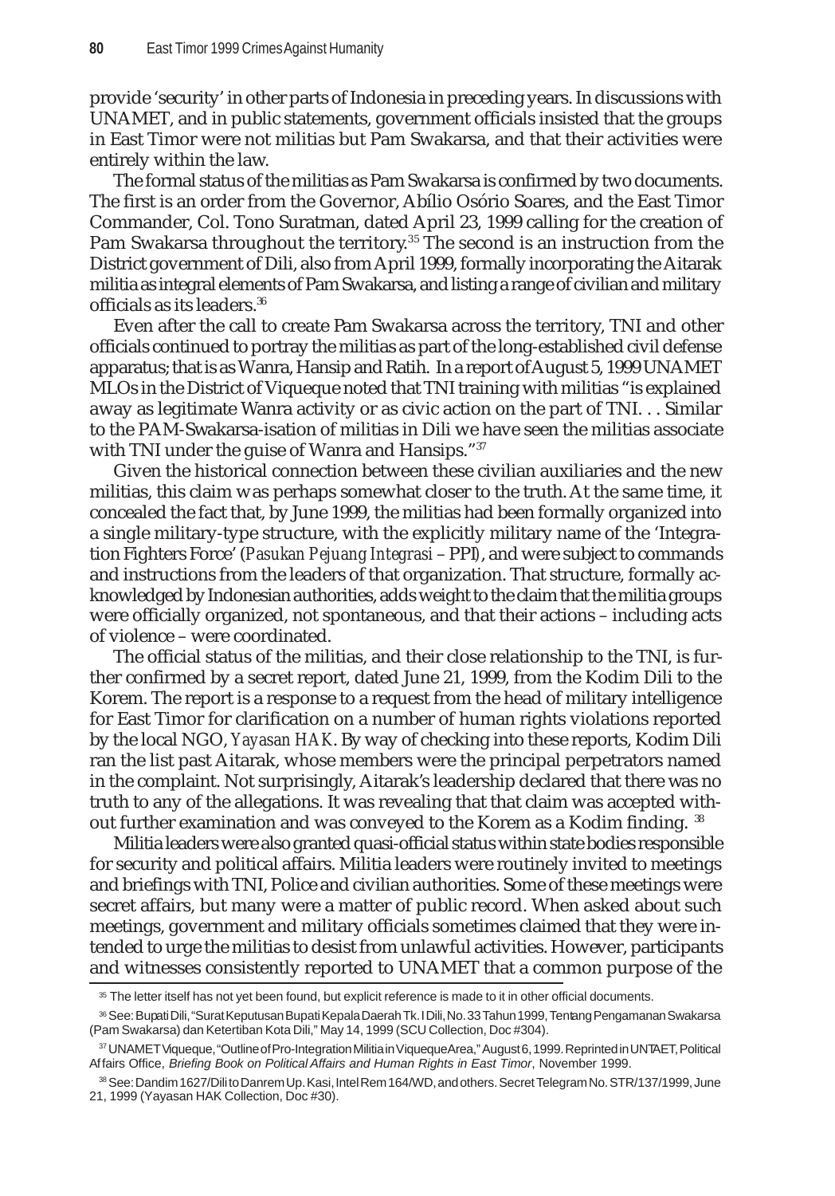provide 'security' in other parts of Indonesia in preceding years. In discussions with UNAMET, and in public statements, government officials insisted that the groups in East Timor were not militias but Pam Swakarsa, and that their activities were entirely within the law.

The formal status of the militias as Pam Swakarsa is confirmed by two documents. The first is an order from the Governor, Abílio Osório Soares, and the East Timor Commander, Col. Tono Suratman, dated April 23, 1999 calling for the creation of Pam Swakarsa throughout the territory.[35] The second is an instruction from the District government of Dili, also from April 1999, formally incorporating the Aitarak militia as integral elements of Pam Swakarsa, and listing a range of civilian and military officials as its leaders.[36]

Even after the call to create Pam Swakarsa across the territory, TNI and other officials continued to portray the militias as part of the long-established civil defense apparatus; that is as Wanra, Hansip and Ratih. In a report of August 5, 1999 UNAMET MLOs in the District of Viqueque noted that TNI training with militias "is explained away as legitimate Wanra activity or as civic action on the part of TNI. . . Similar to the PAM-Swakarsa-isation of militias in Dili we have seen the militias associate with TNI under the guise of Wanra and Hansips."[37]

Given the historical connection between these civilian auxiliaries and the new militias, this claim was perhaps somewhat closer to the truth. At the same time, it concealed the fact that, by June 1999, the militias had been formally organized into a single military-type structure, with the explicitly military name of the 'Integration Fighters Force' (*Pasukan Pejuang Integrasi* – PPI), and were subject to commands and instructions from the leaders of that organization. That structure, formally acknowledged by Indonesian authorities, adds weight to the claim that the militia groups were officially organized, not spontaneous, and that their actions – including acts of violence – were coordinated.

The official status of the militias, and their close relationship to the TNI, is further confirmed by a secret report, dated June 21, 1999, from the Kodim Dili to the Korem. The report is a response to a request from the head of military intelligence for East Timor for clarification on a number of human rights violations reported by the local NGO, *Yayasan HAK*. By way of checking into these reports, Kodim Dili ran the list past Aitarak, whose members were the principal perpetrators named in the complaint. Not surprisingly, Aitarak's leadership declared that there was no truth to any of the allegations. It was revealing that that claim was accepted without further examination and was conveyed to the Korem as a Kodim finding. [38]

Militia leaders were also granted quasi-official status within state bodies responsible for security and political affairs. Militia leaders were routinely invited to meetings and briefings with TNI, Police and civilian authorities. Some of these meetings were secret affairs, but many were a matter of public record. When asked about such meetings, government and military officials sometimes claimed that they were intended to urge the militias to desist from unlawful activities. However, participants and witnesses consistently reported to UNAMET that a common purpose of the

---

[35] The letter itself has not yet been found, but explicit reference is made to it in other official documents.

[36] See: Bupati Dili, "Surat Keputusan Bupati Kepala Daerah Tk. I Dili, No. 33 Tahun 1999, Tentang Pengamanan Swakarsa (Pam Swakarsa) dan Ketertiban Kota Dili," May 14, 1999 (SCU Collection, Doc #304).

[37] UNAMET Viqueque, "Outline of Pro-Integration Militia in Viqueque Area," August 6, 1999. Reprinted in UNTAET, Political Affairs Office, *Briefing Book on Political Affairs and Human Rights in East Timor*, November 1999.

[38] See: Dandim 1627/Dili to Danrem Up. Kasi, Intel Rem 164/WD, and others. Secret Telegram No. STR/137/1999, June 21, 1999 (Yayasan HAK Collection, Doc #30).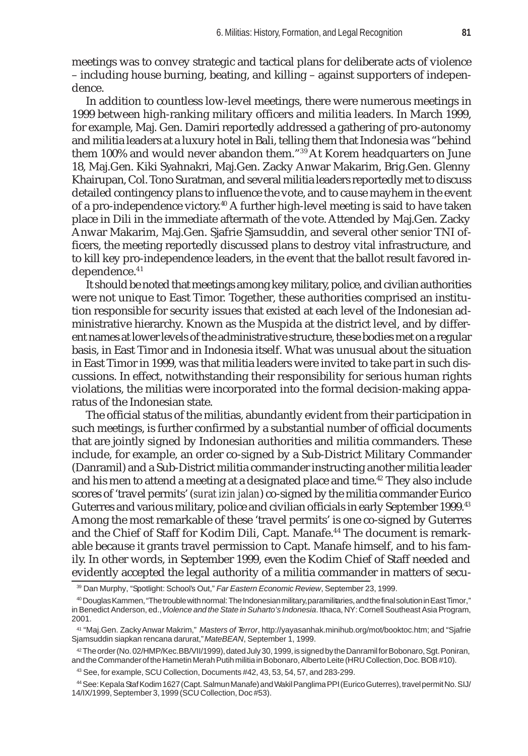meetings was to convey strategic and tactical plans for deliberate acts of violence – including house burning, beating, and killing – against supporters of independence.

In addition to countless low-level meetings, there were numerous meetings in 1999 between high-ranking military officers and militia leaders. In March 1999, for example, Maj. Gen. Damiri reportedly addressed a gathering of pro-autonomy and militia leaders at a luxury hotel in Bali, telling them that Indonesia was "behind them 100% and would never abandon them."[39] At Korem headquarters on June 18, Maj.Gen. Kiki Syahnakri, Maj.Gen. Zacky Anwar Makarim, Brig.Gen. Glenny Khairupan, Col. Tono Suratman, and several militia leaders reportedly met to discuss detailed contingency plans to influence the vote, and to cause mayhem in the event of a pro-independence victory.[40] A further high-level meeting is said to have taken place in Dili in the immediate aftermath of the vote. Attended by Maj.Gen. Zacky Anwar Makarim, Maj.Gen. Sjafrie Sjamsuddin, and several other senior TNI officers, the meeting reportedly discussed plans to destroy vital infrastructure, and to kill key pro-independence leaders, in the event that the ballot result favored independence.[41]

It should be noted that meetings among key military, police, and civilian authorities were not unique to East Timor. Together, these authorities comprised an institution responsible for security issues that existed at each level of the Indonesian administrative hierarchy. Known as the Muspida at the district level, and by different names at lower levels of the administrative structure, these bodies met on a regular basis, in East Timor and in Indonesia itself. What was unusual about the situation in East Timor in 1999, was that militia leaders were invited to take part in such discussions. In effect, notwithstanding their responsibility for serious human rights violations, the militias were incorporated into the formal decision-making apparatus of the Indonesian state.

The official status of the militias, abundantly evident from their participation in such meetings, is further confirmed by a substantial number of official documents that are jointly signed by Indonesian authorities and militia commanders. These include, for example, an order co-signed by a Sub-District Military Commander (Danramil) and a Sub-District militia commander instructing another militia leader and his men to attend a meeting at a designated place and time.[42] They also include scores of 'travel permits' (*surat izin jalan*) co-signed by the militia commander Eurico Guterres and various military, police and civilian officials in early September 1999.[43] Among the most remarkable of these 'travel permits' is one co-signed by Guterres and the Chief of Staff for Kodim Dili, Capt. Manafe.[44] The document is remarkable because it grants travel permission to Capt. Manafe himself, and to his family. In other words, in September 1999, even the Kodim Chief of Staff needed and evidently accepted the legal authority of a militia commander in matters of secu-

---

[39] Dan Murphy, "Spotlight: School's Out," *Far Eastern Economic Review*, September 23, 1999.

[40] Douglas Kammen, "The trouble with normal: The Indonesian military, paramilitaries, and the final solution in East Timor," in Benedict Anderson, ed., *Violence and the State in Suharto's Indonesia*. Ithaca, NY: Cornell Southeast Asia Program, 2001.

[41] "Maj.Gen. Zacky Anwar Makrim," *Masters of Terror*, http://yayasanhak.minihub.org/mot/booktoc.htm; and "Sjafrie Sjamsuddin siapkan rencana darurat," *MateBEAN*, September 1, 1999.

[42] The order (No. 02/HMP/Kec.BB/VII/1999), dated July 30, 1999, is signed by the Danramil for Bobonaro, Sgt. Poniran, and the Commander of the Hametin Merah Putih militia in Bobonaro, Alberto Leite (HRU Collection, Doc. BOB #10).

[43] See, for example, SCU Collection, Documents #42, 43, 53, 54, 57, and 283-299.

[44] See: Kepala Staf Kodim 1627 (Capt. Salmun Manafe) and Wakil Panglima PPI (Eurico Guterres), travel permit No. SIJ/14/IX/1999, September 3, 1999 (SCU Collection, Doc #53).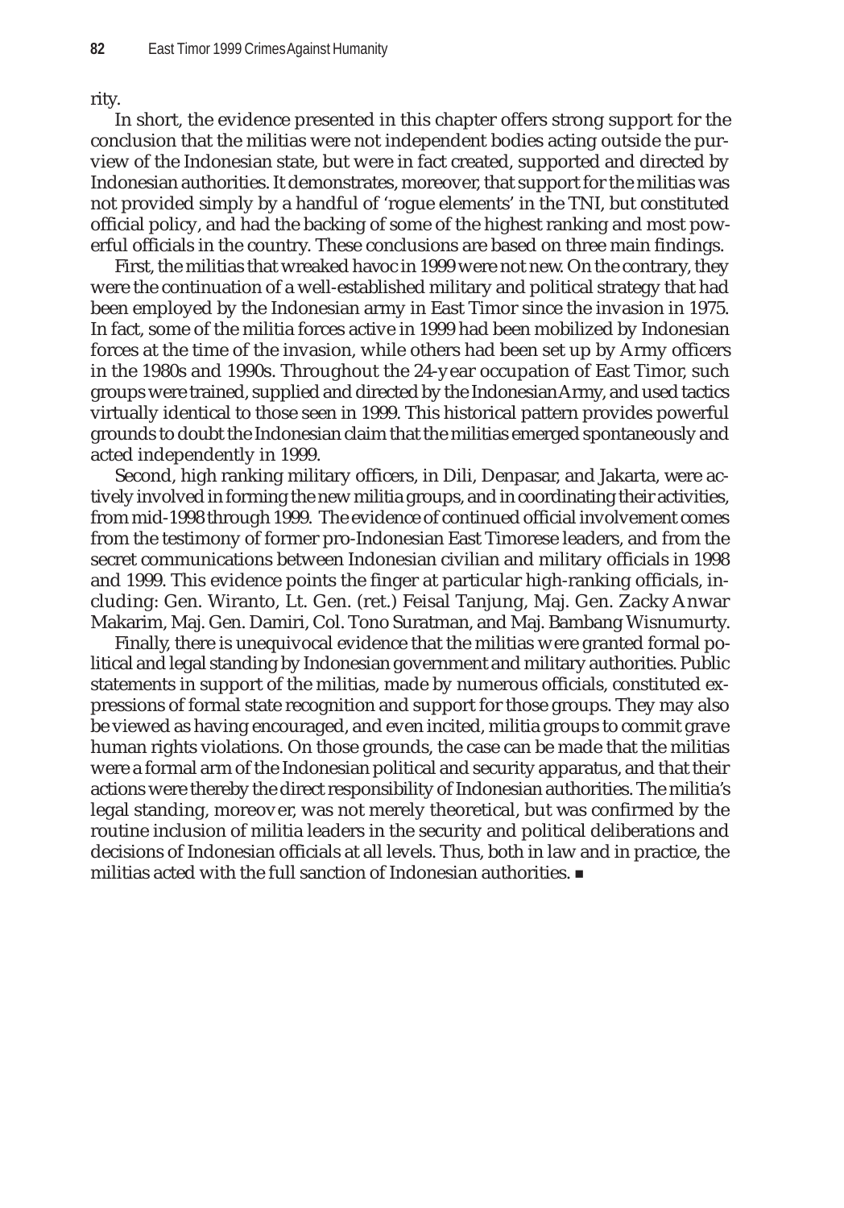rity.

In short, the evidence presented in this chapter offers strong support for the conclusion that the militias were not independent bodies acting outside the purview of the Indonesian state, but were in fact created, supported and directed by Indonesian authorities. It demonstrates, moreover, that support for the militias was not provided simply by a handful of 'rogue elements' in the TNI, but constituted official policy, and had the backing of some of the highest ranking and most powerful officials in the country. These conclusions are based on three main findings.

First, the militias that wreaked havoc in 1999 were not new. On the contrary, they were the continuation of a well-established military and political strategy that had been employed by the Indonesian army in East Timor since the invasion in 1975. In fact, some of the militia forces active in 1999 had been mobilized by Indonesian forces at the time of the invasion, while others had been set up by Army officers in the 1980s and 1990s. Throughout the 24-year occupation of East Timor, such groups were trained, supplied and directed by the Indonesian Army, and used tactics virtually identical to those seen in 1999. This historical pattern provides powerful grounds to doubt the Indonesian claim that the militias emerged spontaneously and acted independently in 1999.

Second, high ranking military officers, in Dili, Denpasar, and Jakarta, were actively involved in forming the new militia groups, and in coordinating their activities, from mid-1998 through 1999. The evidence of continued official involvement comes from the testimony of former pro-Indonesian East Timorese leaders, and from the secret communications between Indonesian civilian and military officials in 1998 and 1999. This evidence points the finger at particular high-ranking officials, including: Gen. Wiranto, Lt. Gen. (ret.) Feisal Tanjung, Maj. Gen. Zacky Anwar Makarim, Maj. Gen. Damiri, Col. Tono Suratman, and Maj. Bambang Wisnumurty.

Finally, there is unequivocal evidence that the militias were granted formal political and legal standing by Indonesian government and military authorities. Public statements in support of the militias, made by numerous officials, constituted expressions of formal state recognition and support for those groups. They may also be viewed as having encouraged, and even incited, militia groups to commit grave human rights violations. On those grounds, the case can be made that the militias were a formal arm of the Indonesian political and security apparatus, and that their actions were thereby the direct responsibility of Indonesian authorities. The militia's legal standing, moreover, was not merely theoretical, but was confirmed by the routine inclusion of militia leaders in the security and political deliberations and decisions of Indonesian officials at all levels. Thus, both in law and in practice, the militias acted with the full sanction of Indonesian authorities. ■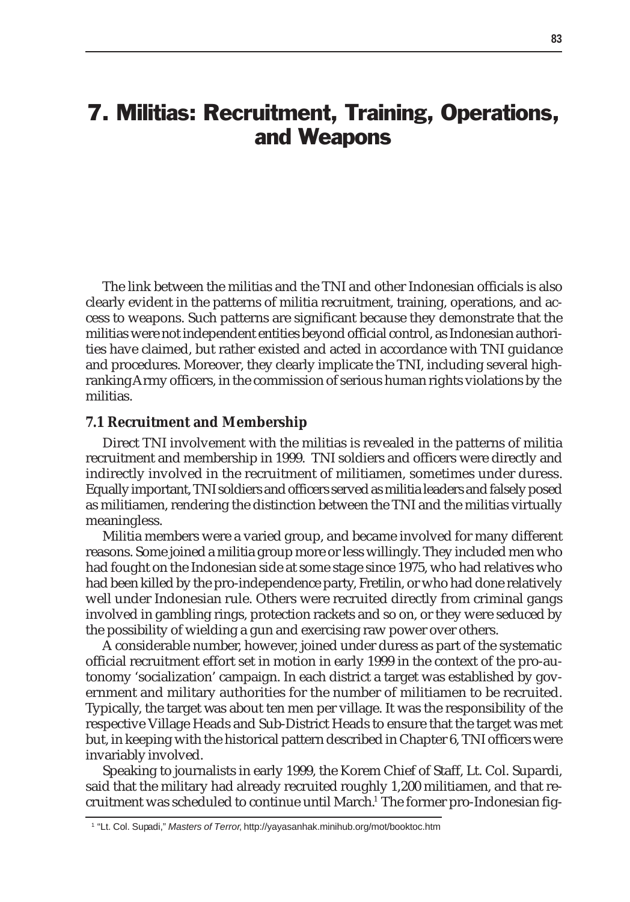# 7. Militias: Recruitment, Training, Operations, and Weapons

The link between the militias and the TNI and other Indonesian officials is also clearly evident in the patterns of militia recruitment, training, operations, and access to weapons. Such patterns are significant because they demonstrate that the militias were not independent entities beyond official control, as Indonesian authorities have claimed, but rather existed and acted in accordance with TNI guidance and procedures. Moreover, they clearly implicate the TNI, including several high-ranking Army officers, in the commission of serious human rights violations by the militias.

### 7.1 Recruitment and Membership

Direct TNI involvement with the militias is revealed in the patterns of militia recruitment and membership in 1999. TNI soldiers and officers were directly and indirectly involved in the recruitment of militiamen, sometimes under duress. Equally important, TNI soldiers and officers served as militia leaders and falsely posed as militiamen, rendering the distinction between the TNI and the militias virtually meaningless.

Militia members were a varied group, and became involved for many different reasons. Some joined a militia group more or less willingly. They included men who had fought on the Indonesian side at some stage since 1975, who had relatives who had been killed by the pro-independence party, Fretilin, or who had done relatively well under Indonesian rule. Others were recruited directly from criminal gangs involved in gambling rings, protection rackets and so on, or they were seduced by the possibility of wielding a gun and exercising raw power over others.

A considerable number, however, joined under duress as part of the systematic official recruitment effort set in motion in early 1999 in the context of the pro-autonomy 'socialization' campaign. In each district a target was established by government and military authorities for the number of militiamen to be recruited. Typically, the target was about ten men per village. It was the responsibility of the respective Village Heads and Sub-District Heads to ensure that the target was met but, in keeping with the historical pattern described in Chapter 6, TNI officers were invariably involved.

Speaking to journalists in early 1999, the Korem Chief of Staff, Lt. Col. Supardi, said that the military had already recruited roughly 1,200 militiamen, and that recruitment was scheduled to continue until March.[1] The former pro-Indonesian fig-

[1] "Lt. Col. Supadi," *Masters of Terror*, http://yayasanhak.minihub.org/mot/booktoc.htm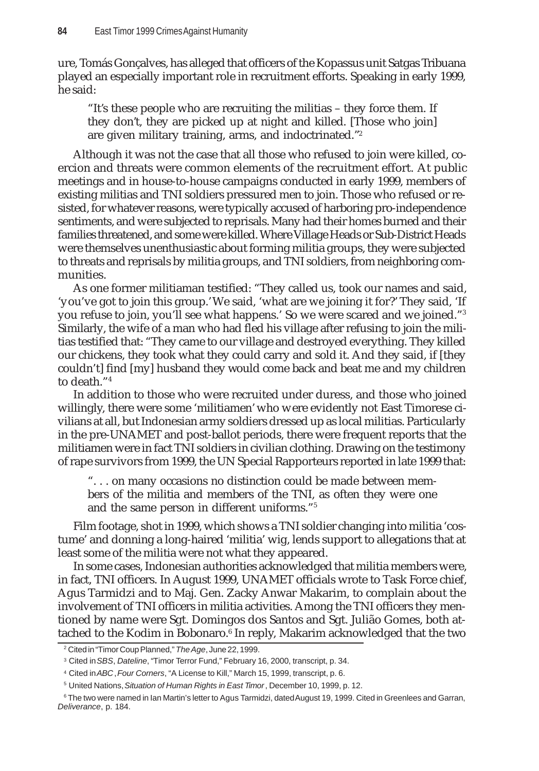ure, Tomás Gonçalves, has alleged that officers of the Kopassus unit Satgas Tribuana played an especially important role in recruitment efforts. Speaking in early 1999, he said:

> "It's these people who are recruiting the militias – they force them. If they don't, they are picked up at night and killed. [Those who join] are given military training, arms, and indoctrinated."[2]

Although it was not the case that all those who refused to join were killed, coercion and threats were common elements of the recruitment effort. At public meetings and in house-to-house campaigns conducted in early 1999, members of existing militias and TNI soldiers pressured men to join. Those who refused or resisted, for whatever reasons, were typically accused of harboring pro-independence sentiments, and were subjected to reprisals. Many had their homes burned and their families threatened, and some were killed. Where Village Heads or Sub-District Heads were themselves unenthusiastic about forming militia groups, they were subjected to threats and reprisals by militia groups, and TNI soldiers, from neighboring communities.

As one former militiaman testified: "They called us, took our names and said, 'you've got to join this group.' We said, 'what are we joining it for?' They said, 'If you refuse to join, you'll see what happens.' So we were scared and we joined."[3] Similarly, the wife of a man who had fled his village after refusing to join the militias testified that: "They came to our village and destroyed everything. They killed our chickens, they took what they could carry and sold it. And they said, if [they couldn't] find [my] husband they would come back and beat me and my children to death."[4]

In addition to those who were recruited under duress, and those who joined willingly, there were some 'militiamen' who were evidently not East Timorese civilians at all, but Indonesian army soldiers dressed up as local militias. Particularly in the pre-UNAMET and post-ballot periods, there were frequent reports that the militiamen were in fact TNI soldiers in civilian clothing. Drawing on the testimony of rape survivors from 1999, the UN Special Rapporteurs reported in late 1999 that:

> ". . . on many occasions no distinction could be made between members of the militia and members of the TNI, as often they were one and the same person in different uniforms."[5]

Film footage, shot in 1999, which shows a TNI soldier changing into militia 'costume' and donning a long-haired 'militia' wig, lends support to allegations that at least some of the militia were not what they appeared.

In some cases, Indonesian authorities acknowledged that militia members were, in fact, TNI officers. In August 1999, UNAMET officials wrote to Task Force chief, Agus Tarmidzi and to Maj. Gen. Zacky Anwar Makarim, to complain about the involvement of TNI officers in militia activities. Among the TNI officers they mentioned by name were Sgt. Domingos dos Santos and Sgt. Julião Gomes, both attached to the Kodim in Bobonaro.[6] In reply, Makarim acknowledged that the two

---

[2] Cited in "Timor Coup Planned," *The Age*, June 22, 1999.

[3] Cited in *SBS*, *Dateline*, "Timor Terror Fund," February 16, 2000, transcript, p. 34.

[4] Cited in *ABC*, *Four Corners*, "A License to Kill," March 15, 1999, transcript, p. 6.

[5] United Nations, *Situation of Human Rights in East Timor*, December 10, 1999, p. 12.

[6] The two were named in Ian Martin's letter to Agus Tarmidzi, dated August 19, 1999. Cited in Greenlees and Garran, *Deliverance*, p. 184.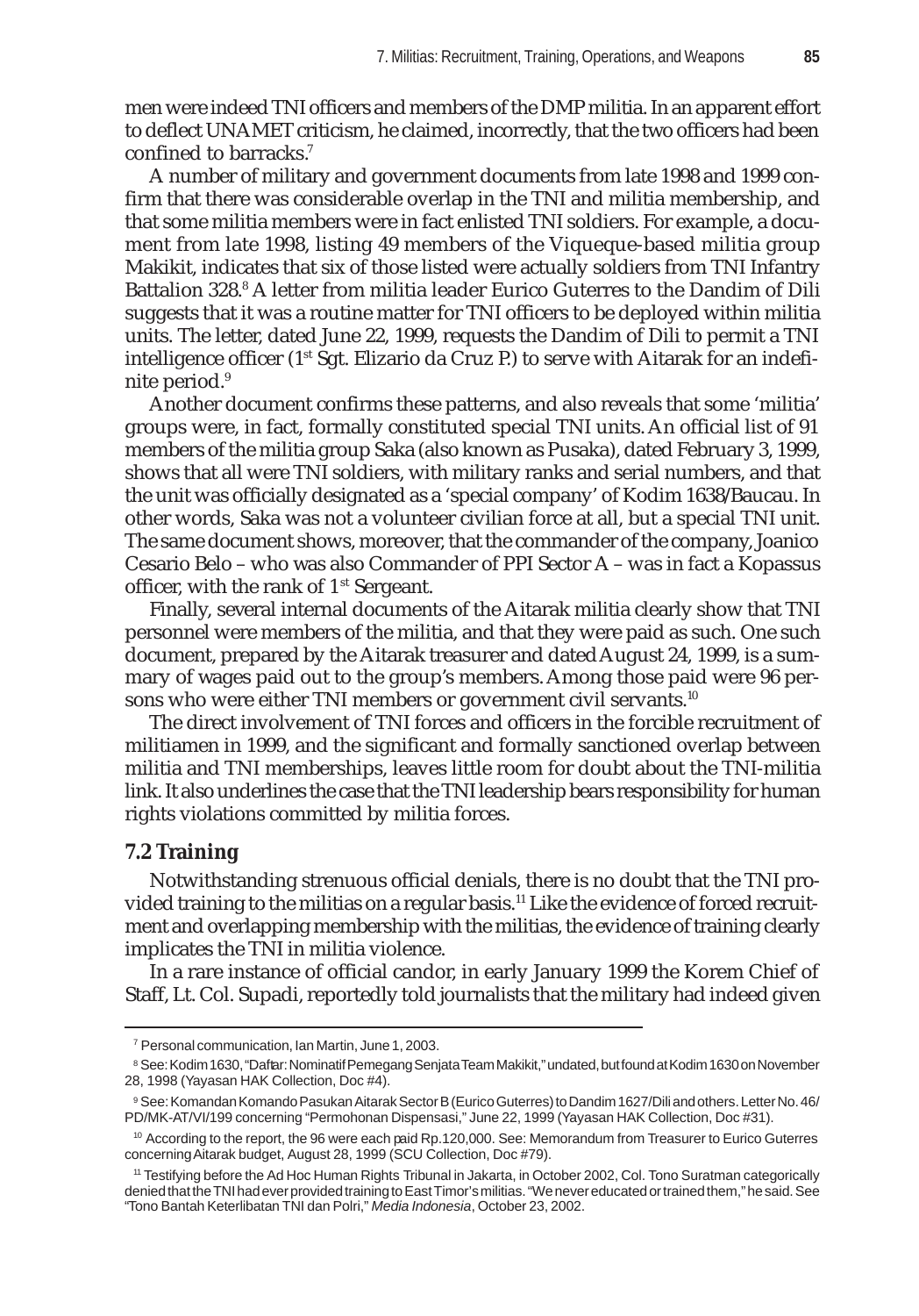men were indeed TNI officers and members of the DMP militia. In an apparent effort to deflect UNAMET criticism, he claimed, incorrectly, that the two officers had been confined to barracks.[7]

A number of military and government documents from late 1998 and 1999 confirm that there was considerable overlap in the TNI and militia membership, and that some militia members were in fact enlisted TNI soldiers. For example, a document from late 1998, listing 49 members of the Viqueque-based militia group Makikit, indicates that six of those listed were actually soldiers from TNI Infantry Battalion 328.[8] A letter from militia leader Eurico Guterres to the Dandim of Dili suggests that it was a routine matter for TNI officers to be deployed within militia units. The letter, dated June 22, 1999, requests the Dandim of Dili to permit a TNI intelligence officer (1st Sgt. Elizario da Cruz P.) to serve with Aitarak for an indefinite period.[9]

Another document confirms these patterns, and also reveals that some 'militia' groups were, in fact, formally constituted special TNI units. An official list of 91 members of the militia group Saka (also known as Pusaka), dated February 3, 1999, shows that all were TNI soldiers, with military ranks and serial numbers, and that the unit was officially designated as a 'special company' of Kodim 1638/Baucau. In other words, Saka was not a volunteer civilian force at all, but a special TNI unit. The same document shows, moreover, that the commander of the company, Joanico Cesario Belo – who was also Commander of PPI Sector A – was in fact a Kopassus officer, with the rank of 1st Sergeant.

Finally, several internal documents of the Aitarak militia clearly show that TNI personnel were members of the militia, and that they were paid as such. One such document, prepared by the Aitarak treasurer and dated August 24, 1999, is a summary of wages paid out to the group's members. Among those paid were 96 persons who were either TNI members or government civil servants.[10]

The direct involvement of TNI forces and officers in the forcible recruitment of militiamen in 1999, and the significant and formally sanctioned overlap between militia and TNI memberships, leaves little room for doubt about the TNI-militia link. It also underlines the case that the TNI leadership bears responsibility for human rights violations committed by militia forces.

## 7.2 Training

Notwithstanding strenuous official denials, there is no doubt that the TNI provided training to the militias on a regular basis.[11] Like the evidence of forced recruitment and overlapping membership with the militias, the evidence of training clearly implicates the TNI in militia violence.

In a rare instance of official candor, in early January 1999 the Korem Chief of Staff, Lt. Col. Supadi, reportedly told journalists that the military had indeed given

---

[7] Personal communication, Ian Martin, June 1, 2003.

[8] See: Kodim 1630, "Daftar: Nominatif Pemegang Senjata Team Makikit," undated, but found at Kodim 1630 on November 28, 1998 (Yayasan HAK Collection, Doc #4).

[9] See: Komandan Komando Pasukan Aitarak Sector B (Eurico Guterres) to Dandim 1627/Dili and others. Letter No. 46/PD/MK-AT/VI/199 concerning "Permohonan Dispensasi," June 22, 1999 (Yayasan HAK Collection, Doc #31).

[10] According to the report, the 96 were each paid Rp.120,000. See: Memorandum from Treasurer to Eurico Guterres concerning Aitarak budget, August 28, 1999 (SCU Collection, Doc #79).

[11] Testifying before the Ad Hoc Human Rights Tribunal in Jakarta, in October 2002, Col. Tono Suratman categorically denied that the TNI had ever provided training to East Timor's militias. "We never educated or trained them," he said. See "Tono Bantah Keterlibatan TNI dan Polri," *Media Indonesia*, October 23, 2002.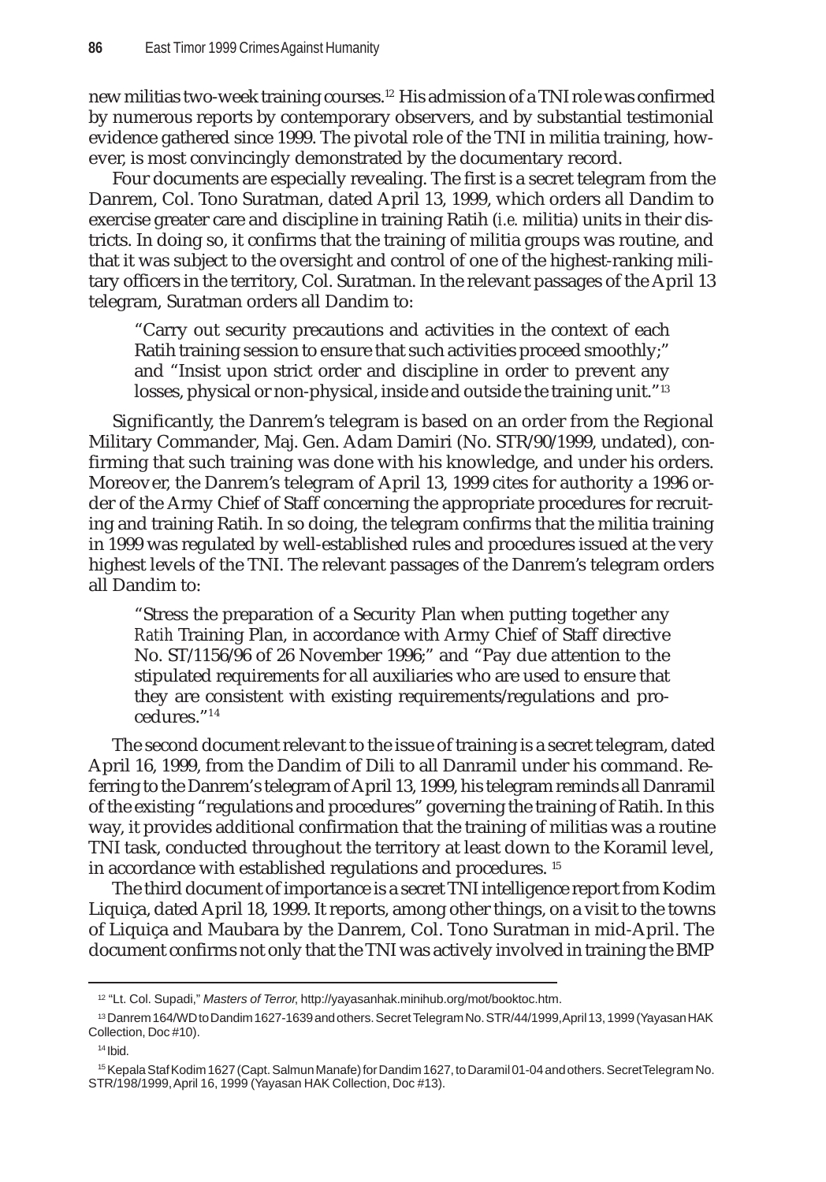new militias two-week training courses.[12] His admission of a TNI role was confirmed by numerous reports by contemporary observers, and by substantial testimonial evidence gathered since 1999. The pivotal role of the TNI in militia training, however, is most convincingly demonstrated by the documentary record.

Four documents are especially revealing. The first is a secret telegram from the Danrem, Col. Tono Suratman, dated April 13, 1999, which orders all Dandim to exercise greater care and discipline in training Ratih (*i.e.* militia) units in their districts. In doing so, it confirms that the training of militia groups was routine, and that it was subject to the oversight and control of one of the highest-ranking military officers in the territory, Col. Suratman. In the relevant passages of the April 13 telegram, Suratman orders all Dandim to:

> "Carry out security precautions and activities in the context of each Ratih training session to ensure that such activities proceed smoothly;" and "Insist upon strict order and discipline in order to prevent any losses, physical or non-physical, inside and outside the training unit."[13]

Significantly, the Danrem's telegram is based on an order from the Regional Military Commander, Maj. Gen. Adam Damiri (No. STR/90/1999, undated), confirming that such training was done with his knowledge, and under his orders. Moreover, the Danrem's telegram of April 13, 1999 cites for authority a 1996 order of the Army Chief of Staff concerning the appropriate procedures for recruiting and training Ratih. In so doing, the telegram confirms that the militia training in 1999 was regulated by well-established rules and procedures issued at the very highest levels of the TNI. The relevant passages of the Danrem's telegram orders all Dandim to:

> "Stress the preparation of a Security Plan when putting together any *Ratih* Training Plan, in accordance with Army Chief of Staff directive No. ST/1156/96 of 26 November 1996;" and "Pay due attention to the stipulated requirements for all auxiliaries who are used to ensure that they are consistent with existing requirements/regulations and procedures."[14]

The second document relevant to the issue of training is a secret telegram, dated April 16, 1999, from the Dandim of Dili to all Danramil under his command. Referring to the Danrem's telegram of April 13, 1999, his telegram reminds all Danramil of the existing "regulations and procedures" governing the training of Ratih. In this way, it provides additional confirmation that the training of militias was a routine TNI task, conducted throughout the territory at least down to the Koramil level, in accordance with established regulations and procedures. [15]

The third document of importance is a secret TNI intelligence report from Kodim Liquiça, dated April 18, 1999. It reports, among other things, on a visit to the towns of Liquiça and Maubara by the Danrem, Col. Tono Suratman in mid-April. The document confirms not only that the TNI was actively involved in training the BMP

---

[12] "Lt. Col. Supadi," *Masters of Terror*, http://yayasanhak.minihub.org/mot/booktoc.htm.

[13] Danrem 164/WD to Dandim 1627-1639 and others. Secret Telegram No. STR/44/1999, April 13, 1999 (Yayasan HAK Collection, Doc #10).

[14] Ibid.

[15] Kepala Staf Kodim 1627 (Capt. Salmun Manafe) for Dandim 1627, to Daramil 01-04 and others. Secret Telegram No. STR/198/1999, April 16, 1999 (Yayasan HAK Collection, Doc #13).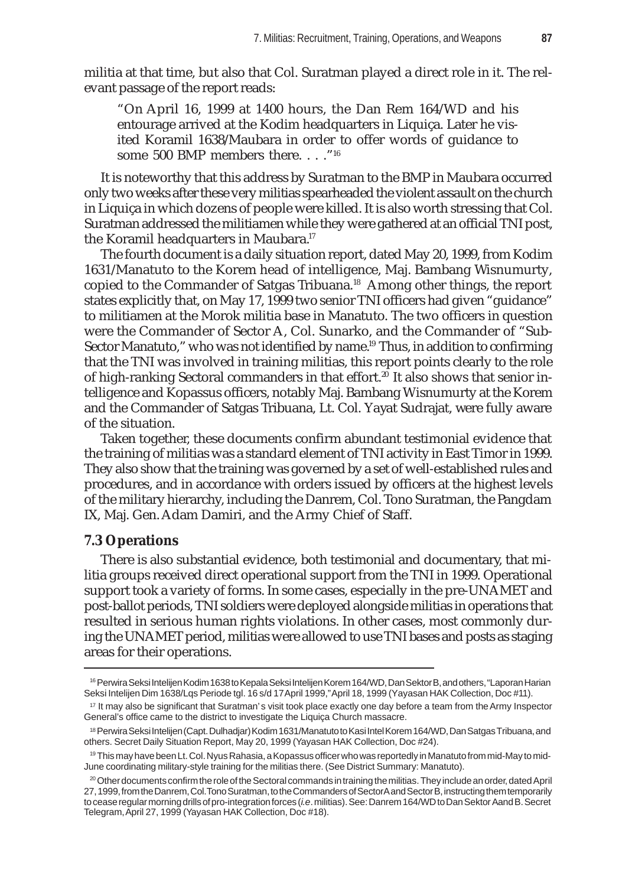militia at that time, but also that Col. Suratman played a direct role in it. The relevant passage of the report reads:

> "On April 16, 1999 at 1400 hours, the Dan Rem 164/WD and his entourage arrived at the Kodim headquarters in Liquiça. Later he visited Koramil 1638/Maubara in order to offer words of guidance to some 500 BMP members there. . . ."[16]

It is noteworthy that this address by Suratman to the BMP in Maubara occurred only two weeks after these very militias spearheaded the violent assault on the church in Liquiça in which dozens of people were killed. It is also worth stressing that Col. Suratman addressed the militiamen while they were gathered at an official TNI post, the Koramil headquarters in Maubara.[17]

The fourth document is a daily situation report, dated May 20, 1999, from Kodim 1631/Manatuto to the Korem head of intelligence, Maj. Bambang Wisnumurty, copied to the Commander of Satgas Tribuana.[18] Among other things, the report states explicitly that, on May 17, 1999 two senior TNI officers had given "guidance" to militiamen at the Morok militia base in Manatuto. The two officers in question were the Commander of Sector A, Col. Sunarko, and the Commander of "Sub-Sector Manatuto," who was not identified by name.[19] Thus, in addition to confirming that the TNI was involved in training militias, this report points clearly to the role of high-ranking Sectoral commanders in that effort.[20] It also shows that senior intelligence and Kopassus officers, notably Maj. Bambang Wisnumurty at the Korem and the Commander of Satgas Tribuana, Lt. Col. Yayat Sudrajat, were fully aware of the situation.

Taken together, these documents confirm abundant testimonial evidence that the training of militias was a standard element of TNI activity in East Timor in 1999. They also show that the training was governed by a set of well-established rules and procedures, and in accordance with orders issued by officers at the highest levels of the military hierarchy, including the Danrem, Col. Tono Suratman, the Pangdam IX, Maj. Gen. Adam Damiri, and the Army Chief of Staff.

## 7.3 Operations

There is also substantial evidence, both testimonial and documentary, that militia groups received direct operational support from the TNI in 1999. Operational support took a variety of forms. In some cases, especially in the pre-UNAMET and post-ballot periods, TNI soldiers were deployed alongside militias in operations that resulted in serious human rights violations. In other cases, most commonly during the UNAMET period, militias were allowed to use TNI bases and posts as staging areas for their operations.

---

[16] Perwira Seksi Intelijen Kodim 1638 to Kepala Seksi Intelijen Korem 164/WD, Dan Sektor B, and others, "Laporan Harian Seksi Intelijen Dim 1638/Lqs Periode tgl. 16 s/d 17 April 1999," April 18, 1999 (Yayasan HAK Collection, Doc #11).

[17] It may also be significant that Suratman's visit took place exactly one day before a team from the Army Inspector General's office came to the district to investigate the Liquiça Church massacre.

[18] Perwira Seksi Intelijen (Capt. Dulhadjar) Kodim 1631/Manatuto to Kasi Intel Korem 164/WD, Dan Satgas Tribuana, and others. Secret Daily Situation Report, May 20, 1999 (Yayasan HAK Collection, Doc #24).

[19] This may have been Lt. Col. Nyus Rahasia, a Kopassus officer who was reportedly in Manatuto from mid-May to mid-June coordinating military-style training for the militias there. (See District Summary: Manatuto).

[20] Other documents confirm the role of the Sectoral commands in training the militias. They include an order, dated April 27, 1999, from the Danrem, Col. Tono Suratman, to the Commanders of Sector A and Sector B, instructing them temporarily to cease regular morning drills of pro-integration forces (*i.e*. militias). See: Danrem 164/WD to Dan Sektor A and B. Secret Telegram, April 27, 1999 (Yayasan HAK Collection, Doc #18).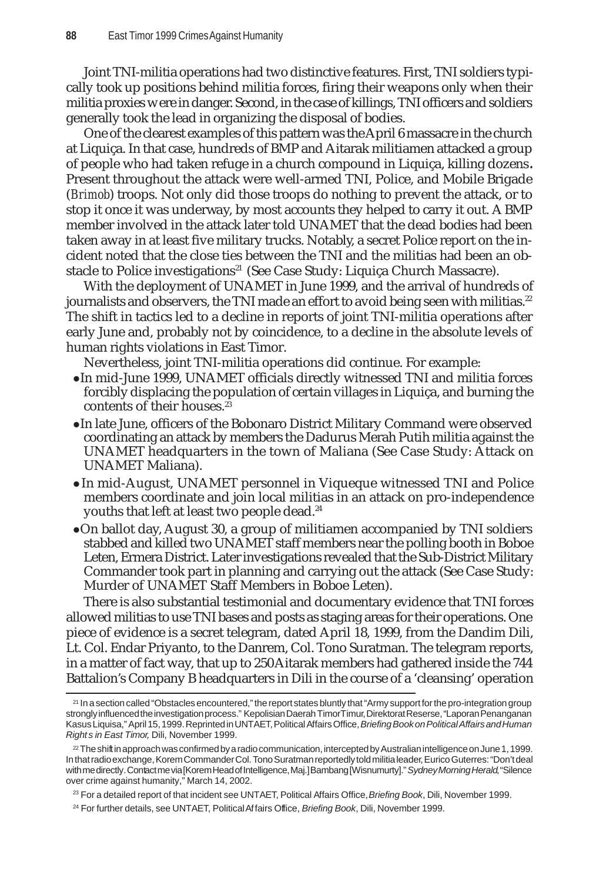Joint TNI-militia operations had two distinctive features. First, TNI soldiers typically took up positions behind militia forces, firing their weapons only when their militia proxies were in danger. Second, in the case of killings, TNI officers and soldiers generally took the lead in organizing the disposal of bodies.

One of the clearest examples of this pattern was the April 6 massacre in the church at Liquiça. In that case, hundreds of BMP and Aitarak militiamen attacked a group of people who had taken refuge in a church compound in Liquiça, killing dozens. Present throughout the attack were well-armed TNI, Police, and Mobile Brigade (*Brimob*) troops. Not only did those troops do nothing to prevent the attack, or to stop it once it was underway, by most accounts they helped to carry it out. A BMP member involved in the attack later told UNAMET that the dead bodies had been taken away in at least five military trucks. Notably, a secret Police report on the incident noted that the close ties between the TNI and the militias had been an obstacle to Police investigations[21] (See Case Study: Liquiça Church Massacre).

With the deployment of UNAMET in June 1999, and the arrival of hundreds of journalists and observers, the TNI made an effort to avoid being seen with militias.[22] The shift in tactics led to a decline in reports of joint TNI-militia operations after early June and, probably not by coincidence, to a decline in the absolute levels of human rights violations in East Timor.

Nevertheless, joint TNI-militia operations did continue. For example:

- In mid-June 1999, UNAMET officials directly witnessed TNI and militia forces forcibly displacing the population of certain villages in Liquiça, and burning the contents of their houses.[23]
- In late June, officers of the Bobonaro District Military Command were observed coordinating an attack by members the Dadurus Merah Putih militia against the UNAMET headquarters in the town of Maliana (See Case Study: Attack on UNAMET Maliana).
- In mid-August, UNAMET personnel in Viqueque witnessed TNI and Police members coordinate and join local militias in an attack on pro-independence youths that left at least two people dead.[24]
- On ballot day, August 30, a group of militiamen accompanied by TNI soldiers stabbed and killed two UNAMET staff members near the polling booth in Boboe Leten, Ermera District. Later investigations revealed that the Sub-District Military Commander took part in planning and carrying out the attack (See Case Study: Murder of UNAMET Staff Members in Boboe Leten).

There is also substantial testimonial and documentary evidence that TNI forces allowed militias to use TNI bases and posts as staging areas for their operations. One piece of evidence is a secret telegram, dated April 18, 1999, from the Dandim Dili, Lt. Col. Endar Priyanto, to the Danrem, Col. Tono Suratman. The telegram reports, in a matter of fact way, that up to 250 Aitarak members had gathered inside the 744 Battalion's Company B headquarters in Dili in the course of a 'cleansing' operation

---

[21] In a section called "Obstacles encountered," the report states bluntly that "Army support for the pro-integration group strongly influenced the investigation process." Kepolisian Daerah Timor Timur, Direktorat Reserse, "Laporan Penanganan Kasus Liquisa," April 15, 1999. Reprinted in UNTAET, Political Affairs Office, *Briefing Book on Political Affairs and Human Rights in East Timor,* Dili, November 1999.

[22] The shift in approach was confirmed by a radio communication, intercepted by Australian intelligence on June 1, 1999. In that radio exchange, Korem Commander Col. Tono Suratman reportedly told militia leader, Eurico Guterres: "Don't deal with me directly. Contact me via [Korem Head of Intelligence, Maj.] Bambang [Wisnumurty]." *Sydney Morning Herald*, "Silence over crime against humanity," March 14, 2002.

[23] For a detailed report of that incident see UNTAET, Political Affairs Office, *Briefing Book*, Dili, November 1999.

[24] For further details, see UNTAET, Political Affairs Office, *Briefing Book*, Dili, November 1999.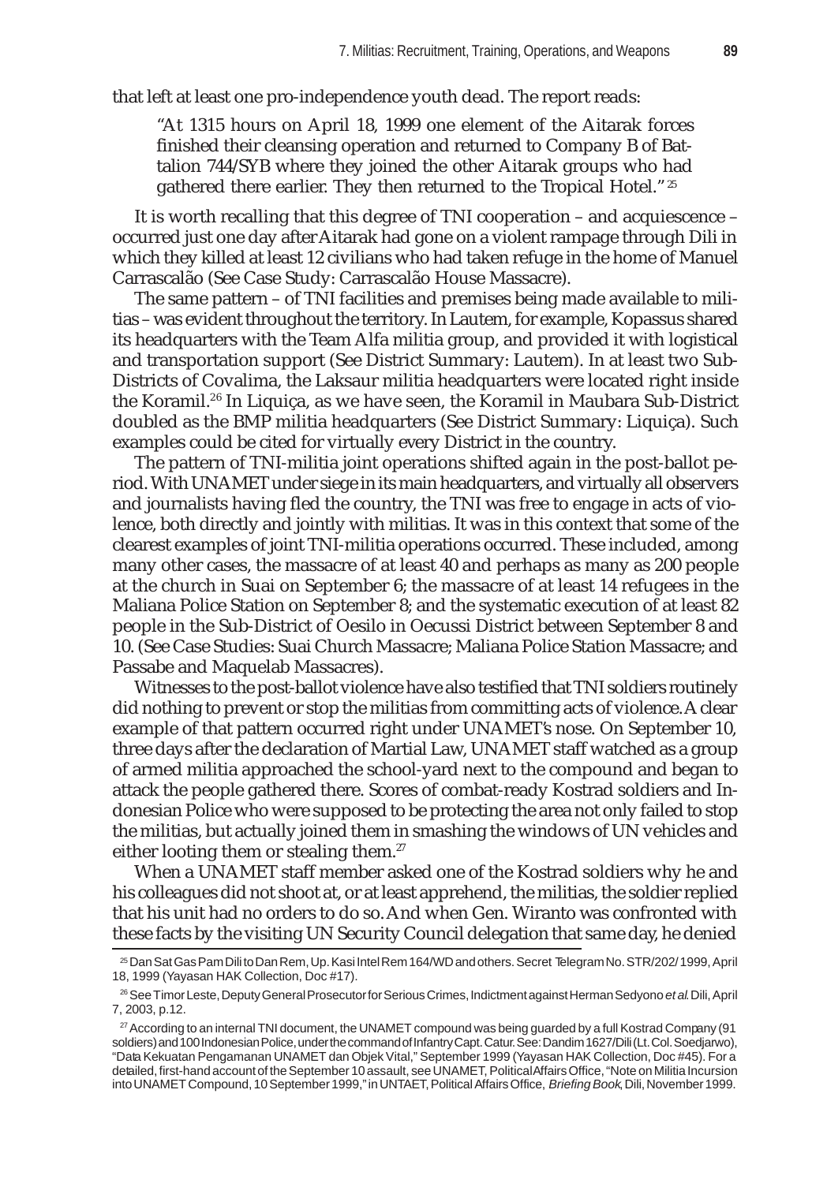that left at least one pro-independence youth dead. The report reads:

> "At 1315 hours on April 18, 1999 one element of the Aitarak forces finished their cleansing operation and returned to Company B of Battalion 744/SYB where they joined the other Aitarak groups who had gathered there earlier. They then returned to the Tropical Hotel."[25]

It is worth recalling that this degree of TNI cooperation – and acquiescence – occurred just one day after Aitarak had gone on a violent rampage through Dili in which they killed at least 12 civilians who had taken refuge in the home of Manuel Carrascalão (See Case Study: Carrascalão House Massacre).

The same pattern – of TNI facilities and premises being made available to militias – was evident throughout the territory. In Lautem, for example, Kopassus shared its headquarters with the Team Alfa militia group, and provided it with logistical and transportation support (See District Summary: Lautem). In at least two Sub-Districts of Covalima, the Laksaur militia headquarters were located right inside the Koramil.[26] In Liquiça, as we have seen, the Koramil in Maubara Sub-District doubled as the BMP militia headquarters (See District Summary: Liquiça). Such examples could be cited for virtually every District in the country.

The pattern of TNI-militia joint operations shifted again in the post-ballot period. With UNAMET under siege in its main headquarters, and virtually all observers and journalists having fled the country, the TNI was free to engage in acts of violence, both directly and jointly with militias. It was in this context that some of the clearest examples of joint TNI-militia operations occurred. These included, among many other cases, the massacre of at least 40 and perhaps as many as 200 people at the church in Suai on September 6; the massacre of at least 14 refugees in the Maliana Police Station on September 8; and the systematic execution of at least 82 people in the Sub-District of Oesilo in Oecussi District between September 8 and 10. (See Case Studies: Suai Church Massacre; Maliana Police Station Massacre; and Passabe and Maquelab Massacres).

Witnesses to the post-ballot violence have also testified that TNI soldiers routinely did nothing to prevent or stop the militias from committing acts of violence. A clear example of that pattern occurred right under UNAMET's nose. On September 10, three days after the declaration of Martial Law, UNAMET staff watched as a group of armed militia approached the school-yard next to the compound and began to attack the people gathered there. Scores of combat-ready Kostrad soldiers and Indonesian Police who were supposed to be protecting the area not only failed to stop the militias, but actually joined them in smashing the windows of UN vehicles and either looting them or stealing them.[27]

When a UNAMET staff member asked one of the Kostrad soldiers why he and his colleagues did not shoot at, or at least apprehend, the militias, the soldier replied that his unit had no orders to do so. And when Gen. Wiranto was confronted with these facts by the visiting UN Security Council delegation that same day, he denied

---

[25] Dan Sat Gas Pam Dili to Dan Rem, Up. Kasi Intel Rem 164/WD and others. Secret Telegram No. STR/202/1999, April 18, 1999 (Yayasan HAK Collection, Doc #17).

[26] See Timor Leste, Deputy General Prosecutor for Serious Crimes, Indictment against Herman Sedyono *et al.* Dili, April 7, 2003, p.12.

[27] According to an internal TNI document, the UNAMET compound was being guarded by a full Kostrad Company (91 soldiers) and 100 Indonesian Police, under the command of Infantry Capt. Catur. See: Dandim 1627/Dili (Lt. Col. Soedjarwo), "Data Kekuatan Pengamanan UNAMET dan Objek Vital," September 1999 (Yayasan HAK Collection, Doc #45). For a detailed, first-hand account of the September 10 assault, see UNAMET, Political Affairs Office, "Note on Militia Incursion into UNAMET Compound, 10 September 1999," in UNTAET, Political Affairs Office, *Briefing Book*, Dili, November 1999.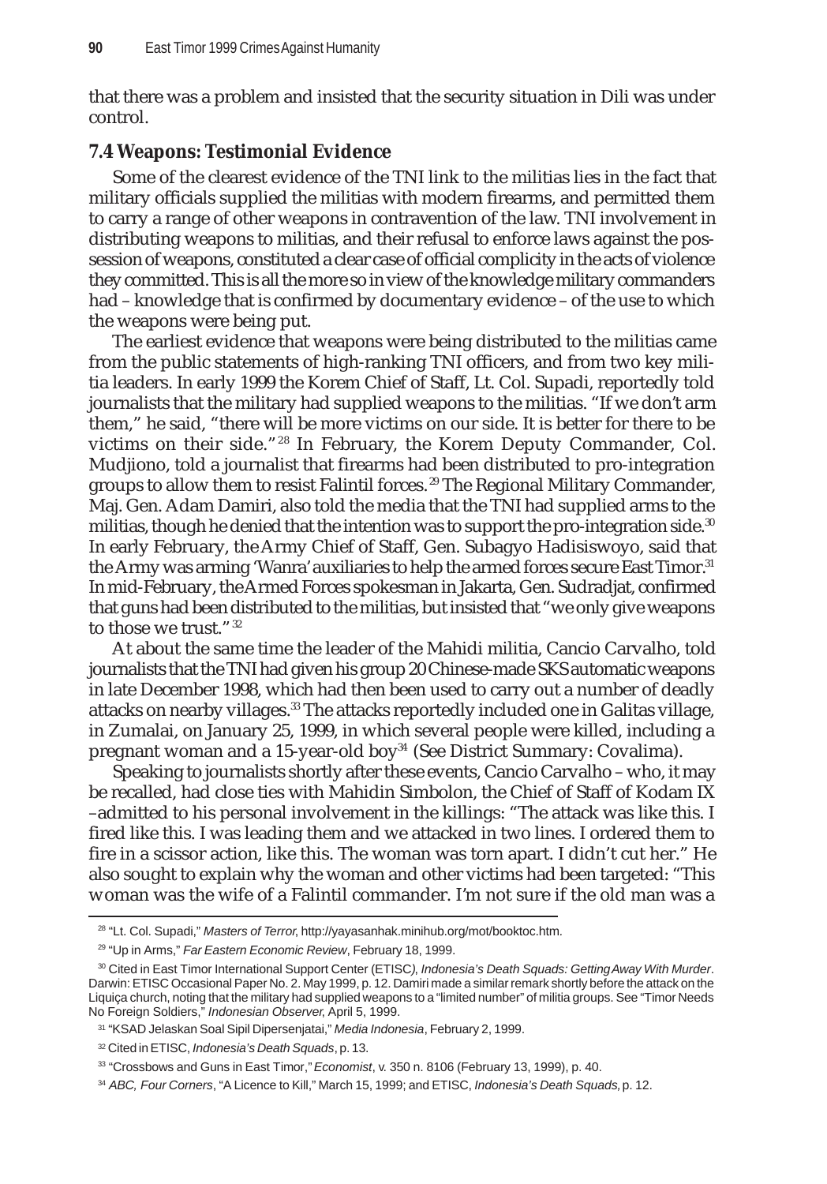that there was a problem and insisted that the security situation in Dili was under control.

### 7.4 Weapons: Testimonial Evidence

Some of the clearest evidence of the TNI link to the militias lies in the fact that military officials supplied the militias with modern firearms, and permitted them to carry a range of other weapons in contravention of the law. TNI involvement in distributing weapons to militias, and their refusal to enforce laws against the possession of weapons, constituted a clear case of official complicity in the acts of violence they committed. This is all the more so in view of the knowledge military commanders had – knowledge that is confirmed by documentary evidence – of the use to which the weapons were being put.

The earliest evidence that weapons were being distributed to the militias came from the public statements of high-ranking TNI officers, and from two key militia leaders. In early 1999 the Korem Chief of Staff, Lt. Col. Supadi, reportedly told journalists that the military had supplied weapons to the militias. "If we don't arm them," he said, "there will be more victims on our side. It is better for there to be victims on their side."[28] In February, the Korem Deputy Commander, Col. Mudjiono, told a journalist that firearms had been distributed to pro-integration groups to allow them to resist Falintil forces.[29] The Regional Military Commander, Maj. Gen. Adam Damiri, also told the media that the TNI had supplied arms to the militias, though he denied that the intention was to support the pro-integration side.[30] In early February, the Army Chief of Staff, Gen. Subagyo Hadisiswoyo, said that the Army was arming 'Wanra' auxiliaries to help the armed forces secure East Timor.[31] In mid-February, the Armed Forces spokesman in Jakarta, Gen. Sudradjat, confirmed that guns had been distributed to the militias, but insisted that "we only give weapons to those we trust."[32]

At about the same time the leader of the Mahidi militia, Cancio Carvalho, told journalists that the TNI had given his group 20 Chinese-made SKS automatic weapons in late December 1998, which had then been used to carry out a number of deadly attacks on nearby villages.[33] The attacks reportedly included one in Galitas village, in Zumalai, on January 25, 1999, in which several people were killed, including a pregnant woman and a 15-year-old boy[34] (See District Summary: Covalima).

Speaking to journalists shortly after these events, Cancio Carvalho – who, it may be recalled, had close ties with Mahidin Simbolon, the Chief of Staff of Kodam IX –admitted to his personal involvement in the killings: "The attack was like this. I fired like this. I was leading them and we attacked in two lines. I ordered them to fire in a scissor action, like this. The woman was torn apart. I didn't cut her." He also sought to explain why the woman and other victims had been targeted: "This woman was the wife of a Falintil commander. I'm not sure if the old man was a

---

[28] "Lt. Col. Supadi," *Masters of Terror*, http://yayasanhak.minihub.org/mot/booktoc.htm.

[29] "Up in Arms," *Far Eastern Economic Review*, February 18, 1999.

[30] Cited in East Timor International Support Center (ETISC), *Indonesia's Death Squads: Getting Away With Murder*. Darwin: ETISC Occasional Paper No. 2. May 1999, p. 12. Damiri made a similar remark shortly before the attack on the Liquiça church, noting that the military had supplied weapons to a "limited number" of militia groups. See "Timor Needs No Foreign Soldiers," *Indonesian Observer*, April 5, 1999.

[31] "KSAD Jelaskan Soal Sipil Dipersenjatai," *Media Indonesia*, February 2, 1999.

[32] Cited in ETISC, *Indonesia's Death Squads*, p. 13.

[33] "Crossbows and Guns in East Timor," *Economist*, v. 350 n. 8106 (February 13, 1999), p. 40.

[34] *ABC, Four Corners*, "A Licence to Kill," March 15, 1999; and ETISC, *Indonesia's Death Squads*, p. 12.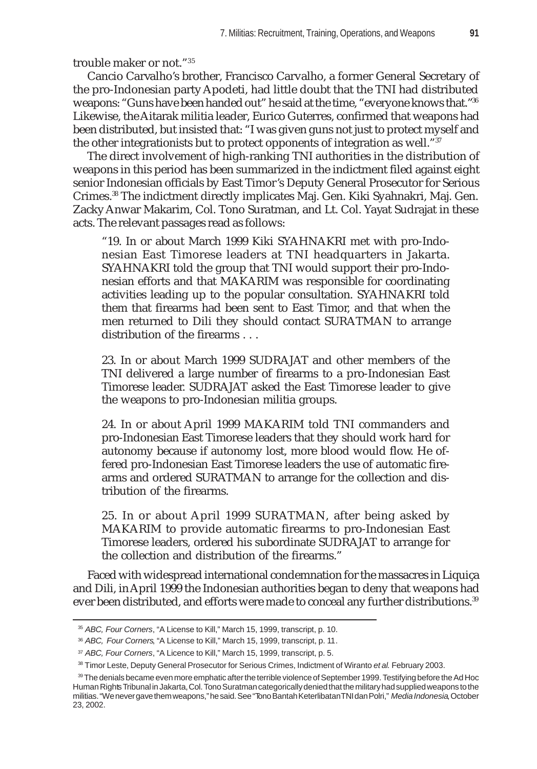trouble maker or not."[35]

Cancio Carvalho's brother, Francisco Carvalho, a former General Secretary of the pro-Indonesian party Apodeti, had little doubt that the TNI had distributed weapons: "Guns have been handed out" he said at the time, "everyone knows that."[36] Likewise, the Aitarak militia leader, Eurico Guterres, confirmed that weapons had been distributed, but insisted that: "I was given guns not just to protect myself and the other integrationists but to protect opponents of integration as well."[37]

The direct involvement of high-ranking TNI authorities in the distribution of weapons in this period has been summarized in the indictment filed against eight senior Indonesian officials by East Timor's Deputy General Prosecutor for Serious Crimes.[38] The indictment directly implicates Maj. Gen. Kiki Syahnakri, Maj. Gen. Zacky Anwar Makarim, Col. Tono Suratman, and Lt. Col. Yayat Sudrajat in these acts. The relevant passages read as follows:

> "19. In or about March 1999 Kiki SYAHNAKRI met with pro-Indonesian East Timorese leaders at TNI headquarters in Jakarta. SYAHNAKRI told the group that TNI would support their pro-Indonesian efforts and that MAKARIM was responsible for coordinating activities leading up to the popular consultation. SYAHNAKRI told them that firearms had been sent to East Timor, and that when the men returned to Dili they should contact SURATMAN to arrange distribution of the firearms . . .
>
> 23. In or about March 1999 SUDRAJAT and other members of the TNI delivered a large number of firearms to a pro-Indonesian East Timorese leader. SUDRAJAT asked the East Timorese leader to give the weapons to pro-Indonesian militia groups.
>
> 24. In or about April 1999 MAKARIM told TNI commanders and pro-Indonesian East Timorese leaders that they should work hard for autonomy because if autonomy lost, more blood would flow. He offered pro-Indonesian East Timorese leaders the use of automatic firearms and ordered SURATMAN to arrange for the collection and distribution of the firearms.
>
> 25. In or about April 1999 SURATMAN, after being asked by MAKARIM to provide automatic firearms to pro-Indonesian East Timorese leaders, ordered his subordinate SUDRAJAT to arrange for the collection and distribution of the firearms."

Faced with widespread international condemnation for the massacres in Liquiça and Dili, in April 1999 the Indonesian authorities began to deny that weapons had ever been distributed, and efforts were made to conceal any further distributions.[39]

---

[35] *ABC, Four Corners*, "A License to Kill," March 15, 1999, transcript, p. 10.

[36] *ABC, Four Corners*, "A License to Kill," March 15, 1999, transcript, p. 11.

[37] *ABC, Four Corners*, "A Licence to Kill," March 15, 1999, transcript, p. 5.

[38] Timor Leste, Deputy General Prosecutor for Serious Crimes, Indictment of Wiranto *et al.* February 2003.

[39] The denials became even more emphatic after the terrible violence of September 1999. Testifying before the Ad Hoc Human Rights Tribunal in Jakarta, Col. Tono Suratman categorically denied that the military had supplied weapons to the militias. "We never gave them weapons," he said. See "Tono Bantah Keterlibatan TNI dan Polri," *Media Indonesia*, October 23, 2002.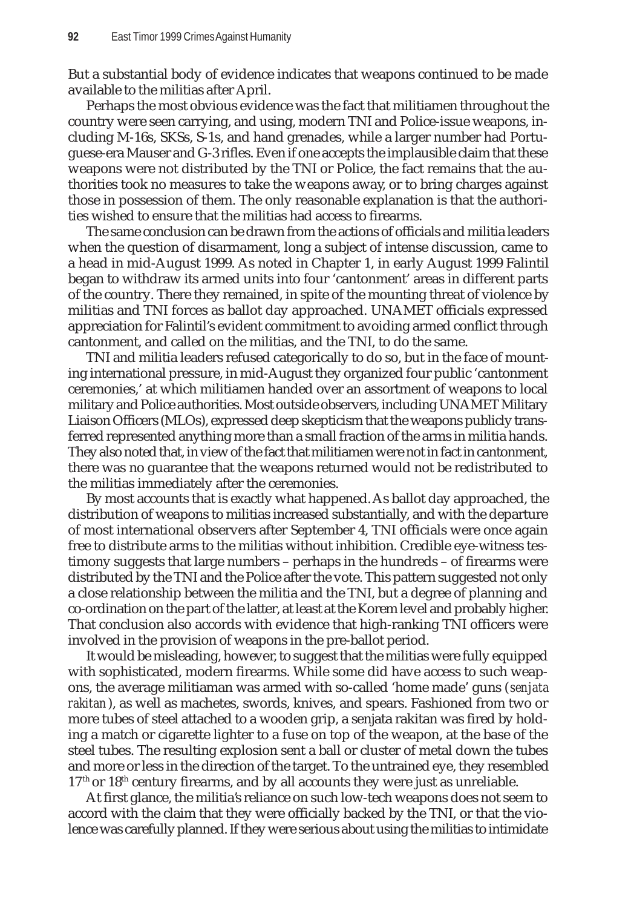But a substantial body of evidence indicates that weapons continued to be made available to the militias after April.

Perhaps the most obvious evidence was the fact that militiamen throughout the country were seen carrying, and using, modern TNI and Police-issue weapons, including M-16s, SKSs, S-1s, and hand grenades, while a larger number had Portuguese-era Mauser and G-3 rifles. Even if one accepts the implausible claim that these weapons were not distributed by the TNI or Police, the fact remains that the authorities took no measures to take the weapons away, or to bring charges against those in possession of them. The only reasonable explanation is that the authorities wished to ensure that the militias had access to firearms.

The same conclusion can be drawn from the actions of officials and militia leaders when the question of disarmament, long a subject of intense discussion, came to a head in mid-August 1999. As noted in Chapter 1, in early August 1999 Falintil began to withdraw its armed units into four 'cantonment' areas in different parts of the country. There they remained, in spite of the mounting threat of violence by militias and TNI forces as ballot day approached. UNAMET officials expressed appreciation for Falintil's evident commitment to avoiding armed conflict through cantonment, and called on the militias, and the TNI, to do the same.

TNI and militia leaders refused categorically to do so, but in the face of mounting international pressure, in mid-August they organized four public 'cantonment ceremonies,' at which militiamen handed over an assortment of weapons to local military and Police authorities. Most outside observers, including UNAMET Military Liaison Officers (MLOs), expressed deep skepticism that the weapons publicly transferred represented anything more than a small fraction of the arms in militia hands. They also noted that, in view of the fact that militiamen were not in fact in cantonment, there was no guarantee that the weapons returned would not be redistributed to the militias immediately after the ceremonies.

By most accounts that is exactly what happened. As ballot day approached, the distribution of weapons to militias increased substantially, and with the departure of most international observers after September 4, TNI officials were once again free to distribute arms to the militias without inhibition. Credible eye-witness testimony suggests that large numbers – perhaps in the hundreds – of firearms were distributed by the TNI and the Police after the vote. This pattern suggested not only a close relationship between the militia and the TNI, but a degree of planning and co-ordination on the part of the latter, at least at the Korem level and probably higher. That conclusion also accords with evidence that high-ranking TNI officers were involved in the provision of weapons in the pre-ballot period.

It would be misleading, however, to suggest that the militias were fully equipped with sophisticated, modern firearms. While some did have access to such weapons, the average militiaman was armed with so-called 'home made' guns (*senjata rakitan*), as well as machetes, swords, knives, and spears. Fashioned from two or more tubes of steel attached to a wooden grip, a senjata rakitan was fired by holding a match or cigarette lighter to a fuse on top of the weapon, at the base of the steel tubes. The resulting explosion sent a ball or cluster of metal down the tubes and more or less in the direction of the target. To the untrained eye, they resembled 17th or 18th century firearms, and by all accounts they were just as unreliable.

At first glance, the militia's reliance on such low-tech weapons does not seem to accord with the claim that they were officially backed by the TNI, or that the violence was carefully planned. If they were serious about using the militias to intimidate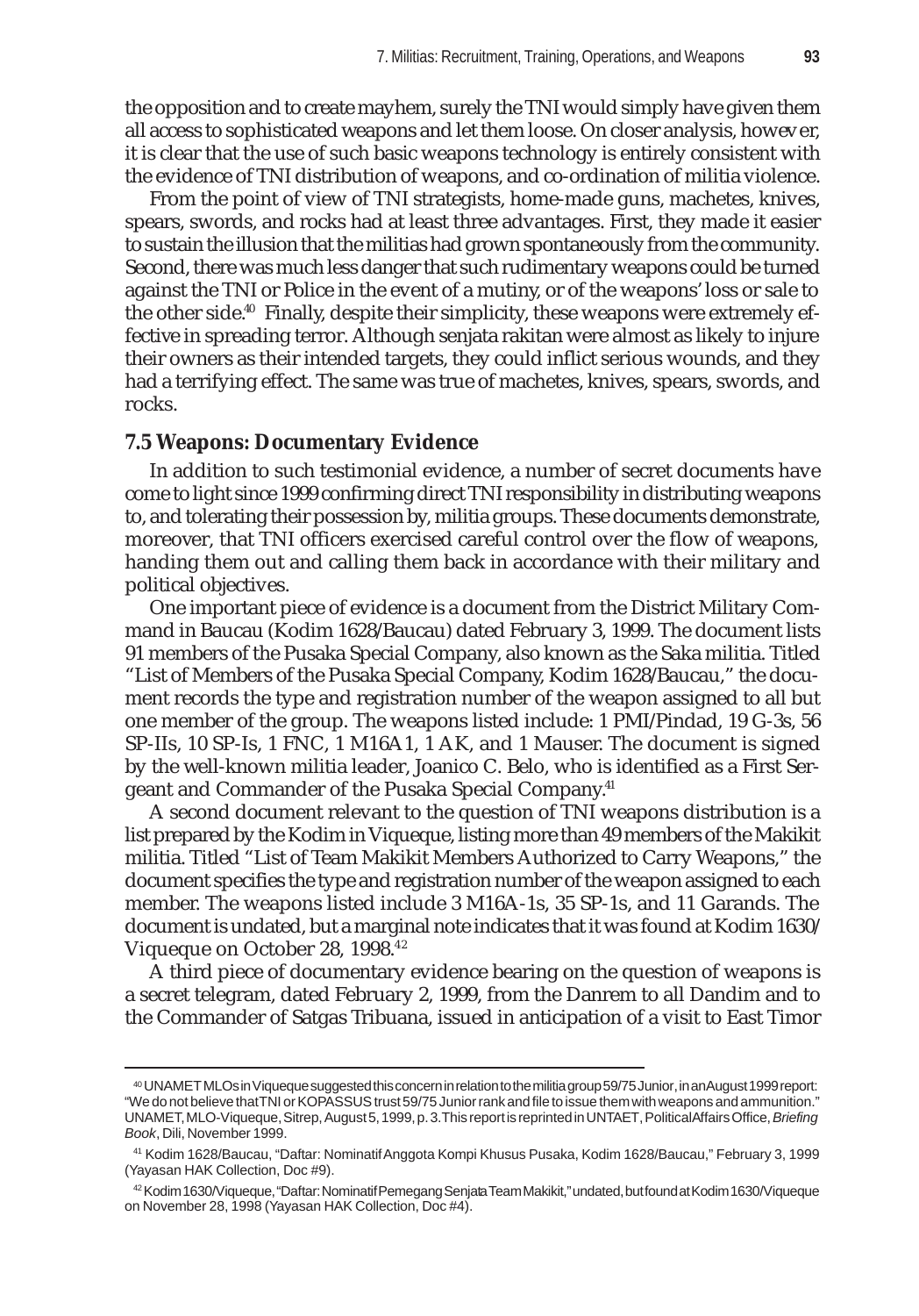the opposition and to create mayhem, surely the TNI would simply have given them all access to sophisticated weapons and let them loose. On closer analysis, however, it is clear that the use of such basic weapons technology is entirely consistent with the evidence of TNI distribution of weapons, and co-ordination of militia violence.

From the point of view of TNI strategists, home-made guns, machetes, knives, spears, swords, and rocks had at least three advantages. First, they made it easier to sustain the illusion that the militias had grown spontaneously from the community. Second, there was much less danger that such rudimentary weapons could be turned against the TNI or Police in the event of a mutiny, or of the weapons' loss or sale to the other side.[40] Finally, despite their simplicity, these weapons were extremely effective in spreading terror. Although senjata rakitan were almost as likely to injure their owners as their intended targets, they could inflict serious wounds, and they had a terrifying effect. The same was true of machetes, knives, spears, swords, and rocks.

### 7.5 Weapons: Documentary Evidence

In addition to such testimonial evidence, a number of secret documents have come to light since 1999 confirming direct TNI responsibility in distributing weapons to, and tolerating their possession by, militia groups. These documents demonstrate, moreover, that TNI officers exercised careful control over the flow of weapons, handing them out and calling them back in accordance with their military and political objectives.

One important piece of evidence is a document from the District Military Command in Baucau (Kodim 1628/Baucau) dated February 3, 1999. The document lists 91 members of the Pusaka Special Company, also known as the Saka militia. Titled "List of Members of the Pusaka Special Company, Kodim 1628/Baucau," the document records the type and registration number of the weapon assigned to all but one member of the group. The weapons listed include: 1 PMI/Pindad, 19 G-3s, 56 SP-IIs, 10 SP-Is, 1 FNC, 1 M16A1, 1 AK, and 1 Mauser. The document is signed by the well-known militia leader, Joanico C. Belo, who is identified as a First Sergeant and Commander of the Pusaka Special Company.[41]

A second document relevant to the question of TNI weapons distribution is a list prepared by the Kodim in Viqueque, listing more than 49 members of the Makikit militia. Titled "List of Team Makikit Members Authorized to Carry Weapons," the document specifies the type and registration number of the weapon assigned to each member. The weapons listed include 3 M16A-1s, 35 SP-1s, and 11 Garands. The document is undated, but a marginal note indicates that it was found at Kodim 1630/Viqueque on October 28, 1998.[42]

A third piece of documentary evidence bearing on the question of weapons is a secret telegram, dated February 2, 1999, from the Danrem to all Dandim and to the Commander of Satgas Tribuana, issued in anticipation of a visit to East Timor

---

[40] UNAMET MLOs in Viqueque suggested this concern in relation to the militia group 59/75 Junior, in an August 1999 report: "We do not believe that TNI or KOPASSUS trust 59/75 Junior rank and file to issue them with weapons and ammunition." UNAMET, MLO-Viqueque, Sitrep, August 5, 1999, p. 3. This report is reprinted in UNTAET, Political Affairs Office, *Briefing Book*, Dili, November 1999.

[41] Kodim 1628/Baucau, "Daftar: Nominatif Anggota Kompi Khusus Pusaka, Kodim 1628/Baucau," February 3, 1999 (Yayasan HAK Collection, Doc #9).

[42] Kodim 1630/Viqueque, "Daftar: Nominatif Pemegang Senjata Team Makikit," undated, but found at Kodim 1630/Viqueque on November 28, 1998 (Yayasan HAK Collection, Doc #4).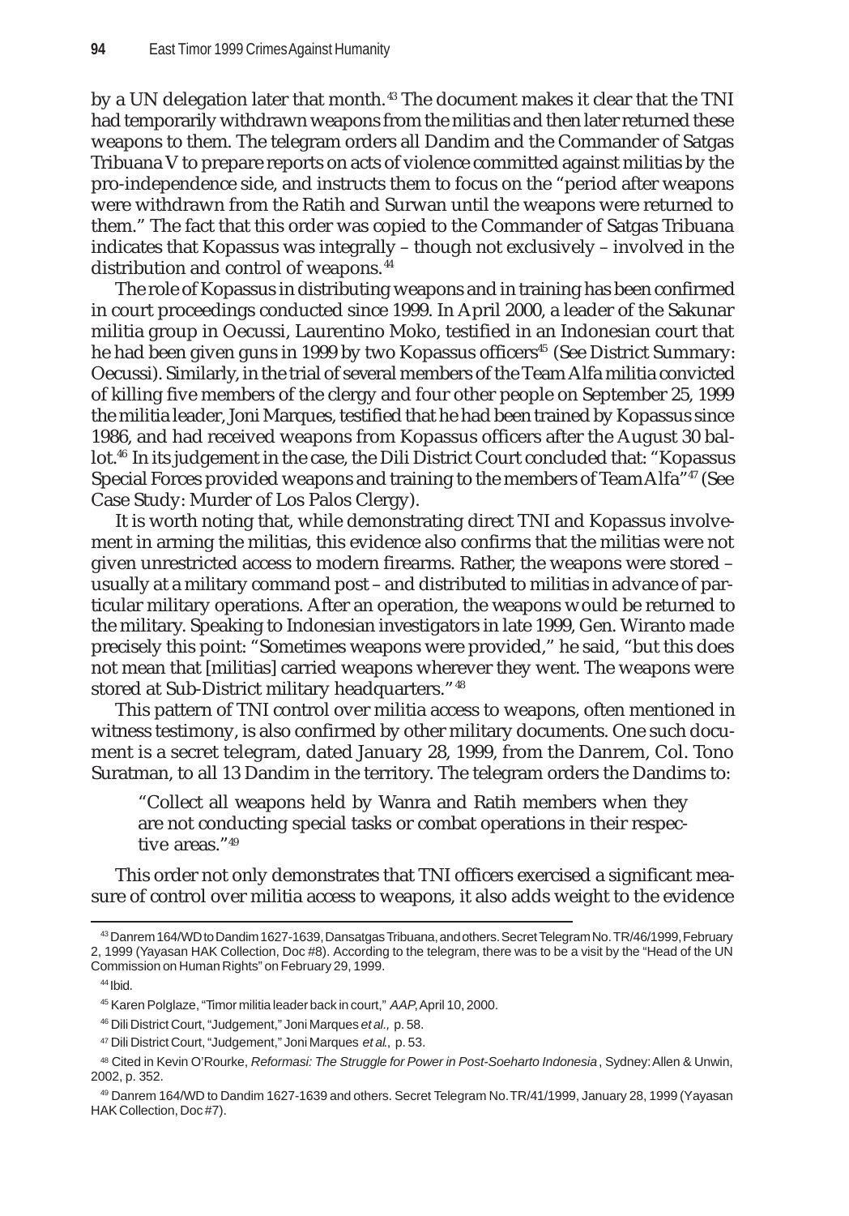by a UN delegation later that month.[43] The document makes it clear that the TNI had temporarily withdrawn weapons from the militias and then later returned these weapons to them. The telegram orders all Dandim and the Commander of Satgas Tribuana V to prepare reports on acts of violence committed against militias by the pro-independence side, and instructs them to focus on the "period after weapons were withdrawn from the Ratih and Surwan until the weapons were returned to them." The fact that this order was copied to the Commander of Satgas Tribuana indicates that Kopassus was integrally – though not exclusively – involved in the distribution and control of weapons.[44]

The role of Kopassus in distributing weapons and in training has been confirmed in court proceedings conducted since 1999. In April 2000, a leader of the Sakunar militia group in Oecussi, Laurentino Moko, testified in an Indonesian court that he had been given guns in 1999 by two Kopassus officers[45] (See District Summary: Oecussi). Similarly, in the trial of several members of the Team Alfa militia convicted of killing five members of the clergy and four other people on September 25, 1999 the militia leader, Joni Marques, testified that he had been trained by Kopassus since 1986, and had received weapons from Kopassus officers after the August 30 ballot.[46] In its judgement in the case, the Dili District Court concluded that: "Kopassus Special Forces provided weapons and training to the members of Team Alfa"[47] (See Case Study: Murder of Los Palos Clergy).

It is worth noting that, while demonstrating direct TNI and Kopassus involvement in arming the militias, this evidence also confirms that the militias were not given unrestricted access to modern firearms. Rather, the weapons were stored – usually at a military command post – and distributed to militias in advance of particular military operations. After an operation, the weapons would be returned to the military. Speaking to Indonesian investigators in late 1999, Gen. Wiranto made precisely this point: "Sometimes weapons were provided," he said, "but this does not mean that [militias] carried weapons wherever they went. The weapons were stored at Sub-District military headquarters."[48]

This pattern of TNI control over militia access to weapons, often mentioned in witness testimony, is also confirmed by other military documents. One such document is a secret telegram, dated January 28, 1999, from the Danrem, Col. Tono Suratman, to all 13 Dandim in the territory. The telegram orders the Dandims to:

> "Collect all weapons held by Wanra and Ratih members when they are not conducting special tasks or combat operations in their respective areas."[49]

This order not only demonstrates that TNI officers exercised a significant measure of control over militia access to weapons, it also adds weight to the evidence

---

[43] Danrem 164/WD to Dandim 1627-1639, Dansatgas Tribuana, and others. Secret Telegram No. TR/46/1999, February 2, 1999 (Yayasan HAK Collection, Doc #8). According to the telegram, there was to be a visit by the "Head of the UN Commission on Human Rights" on February 29, 1999.

[44] Ibid.

[45] Karen Polglaze, "Timor militia leader back in court," *AAP*, April 10, 2000.

[46] Dili District Court, "Judgement," Joni Marques *et al.*, p. 58.

[47] Dili District Court, "Judgement," Joni Marques *et al.*, p. 53.

[48] Cited in Kevin O'Rourke, *Reformasi: The Struggle for Power in Post-Soeharto Indonesia*, Sydney: Allen & Unwin, 2002, p. 352.

[49] Danrem 164/WD to Dandim 1627-1639 and others. Secret Telegram No. TR/41/1999, January 28, 1999 (Yayasan HAK Collection, Doc #7).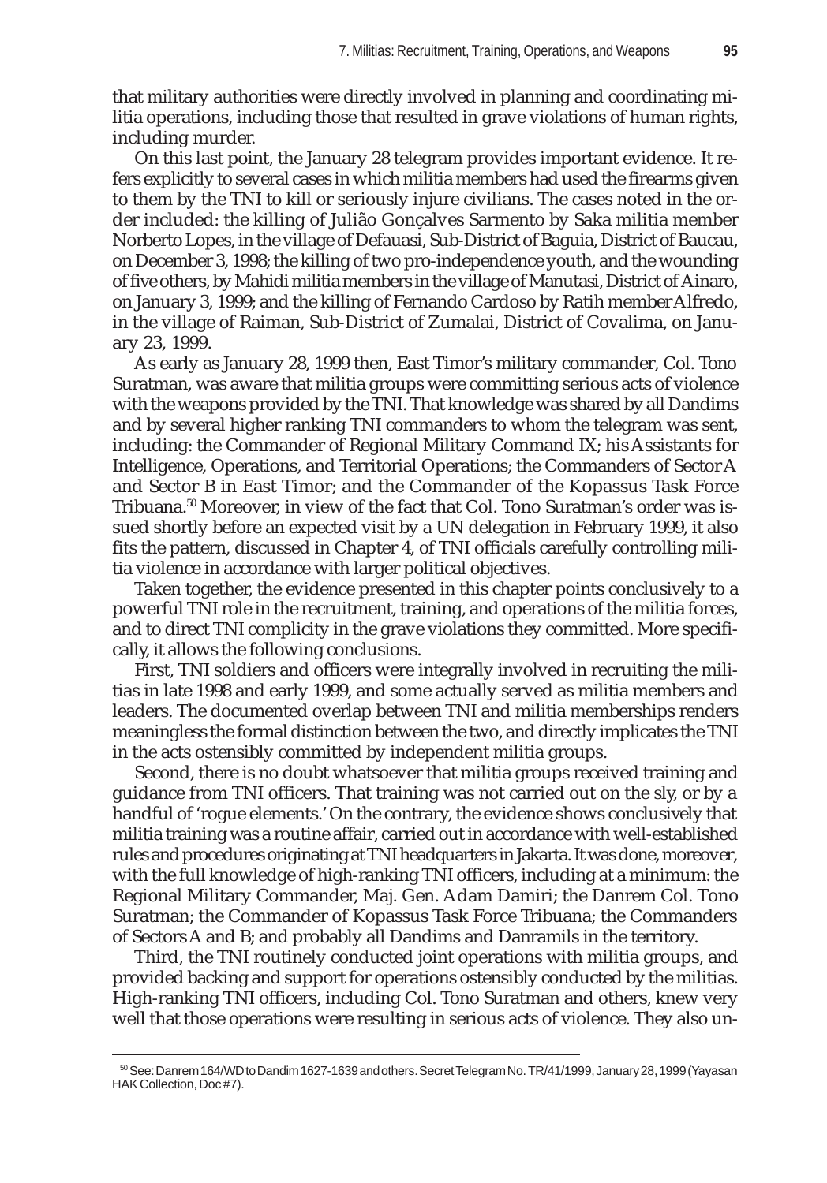that military authorities were directly involved in planning and coordinating militia operations, including those that resulted in grave violations of human rights, including murder.

On this last point, the January 28 telegram provides important evidence. It refers explicitly to several cases in which militia members had used the firearms given to them by the TNI to kill or seriously injure civilians. The cases noted in the order included: the killing of Julião Gonçalves Sarmento by Saka militia member Norberto Lopes, in the village of Defauasi, Sub-District of Baguia, District of Baucau, on December 3, 1998; the killing of two pro-independence youth, and the wounding of five others, by Mahidi militia members in the village of Manutasi, District of Ainaro, on January 3, 1999; and the killing of Fernando Cardoso by Ratih member Alfredo, in the village of Raiman, Sub-District of Zumalai, District of Covalima, on January 23, 1999.

As early as January 28, 1999 then, East Timor's military commander, Col. Tono Suratman, was aware that militia groups were committing serious acts of violence with the weapons provided by the TNI. That knowledge was shared by all Dandims and by several higher ranking TNI commanders to whom the telegram was sent, including: the Commander of Regional Military Command IX; his Assistants for Intelligence, Operations, and Territorial Operations; the Commanders of Sector A and Sector B in East Timor; and the Commander of the Kopassus Task Force Tribuana.[50] Moreover, in view of the fact that Col. Tono Suratman's order was issued shortly before an expected visit by a UN delegation in February 1999, it also fits the pattern, discussed in Chapter 4, of TNI officials carefully controlling militia violence in accordance with larger political objectives.

Taken together, the evidence presented in this chapter points conclusively to a powerful TNI role in the recruitment, training, and operations of the militia forces, and to direct TNI complicity in the grave violations they committed. More specifically, it allows the following conclusions.

First, TNI soldiers and officers were integrally involved in recruiting the militias in late 1998 and early 1999, and some actually served as militia members and leaders. The documented overlap between TNI and militia memberships renders meaningless the formal distinction between the two, and directly implicates the TNI in the acts ostensibly committed by independent militia groups.

Second, there is no doubt whatsoever that militia groups received training and guidance from TNI officers. That training was not carried out on the sly, or by a handful of 'rogue elements.' On the contrary, the evidence shows conclusively that militia training was a routine affair, carried out in accordance with well-established rules and procedures originating at TNI headquarters in Jakarta. It was done, moreover, with the full knowledge of high-ranking TNI officers, including at a minimum: the Regional Military Commander, Maj. Gen. Adam Damiri; the Danrem Col. Tono Suratman; the Commander of Kopassus Task Force Tribuana; the Commanders of Sectors A and B; and probably all Dandims and Danramils in the territory.

Third, the TNI routinely conducted joint operations with militia groups, and provided backing and support for operations ostensibly conducted by the militias. High-ranking TNI officers, including Col. Tono Suratman and others, knew very well that those operations were resulting in serious acts of violence. They also un-

---

[50] See: Danrem 164/WD to Dandim 1627-1639 and others. Secret Telegram No. TR/41/1999, January 28, 1999 (Yayasan HAK Collection, Doc #7).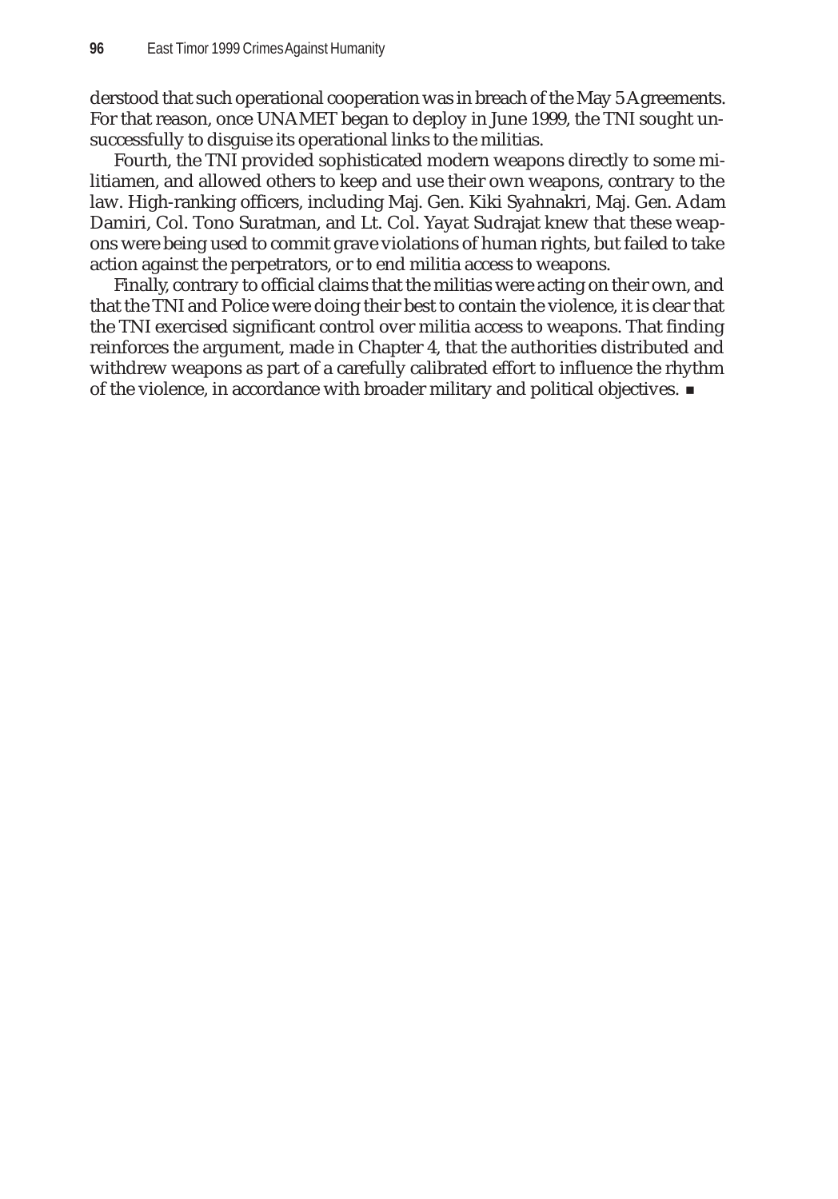derstood that such operational cooperation was in breach of the May 5 Agreements. For that reason, once UNAMET began to deploy in June 1999, the TNI sought unsuccessfully to disguise its operational links to the militias.

Fourth, the TNI provided sophisticated modern weapons directly to some militiamen, and allowed others to keep and use their own weapons, contrary to the law. High-ranking officers, including Maj. Gen. Kiki Syahnakri, Maj. Gen. Adam Damiri, Col. Tono Suratman, and Lt. Col. Yayat Sudrajat knew that these weapons were being used to commit grave violations of human rights, but failed to take action against the perpetrators, or to end militia access to weapons.

Finally, contrary to official claims that the militias were acting on their own, and that the TNI and Police were doing their best to contain the violence, it is clear that the TNI exercised significant control over militia access to weapons. That finding reinforces the argument, made in Chapter 4, that the authorities distributed and withdrew weapons as part of a carefully calibrated effort to influence the rhythm of the violence, in accordance with broader military and political objectives. ■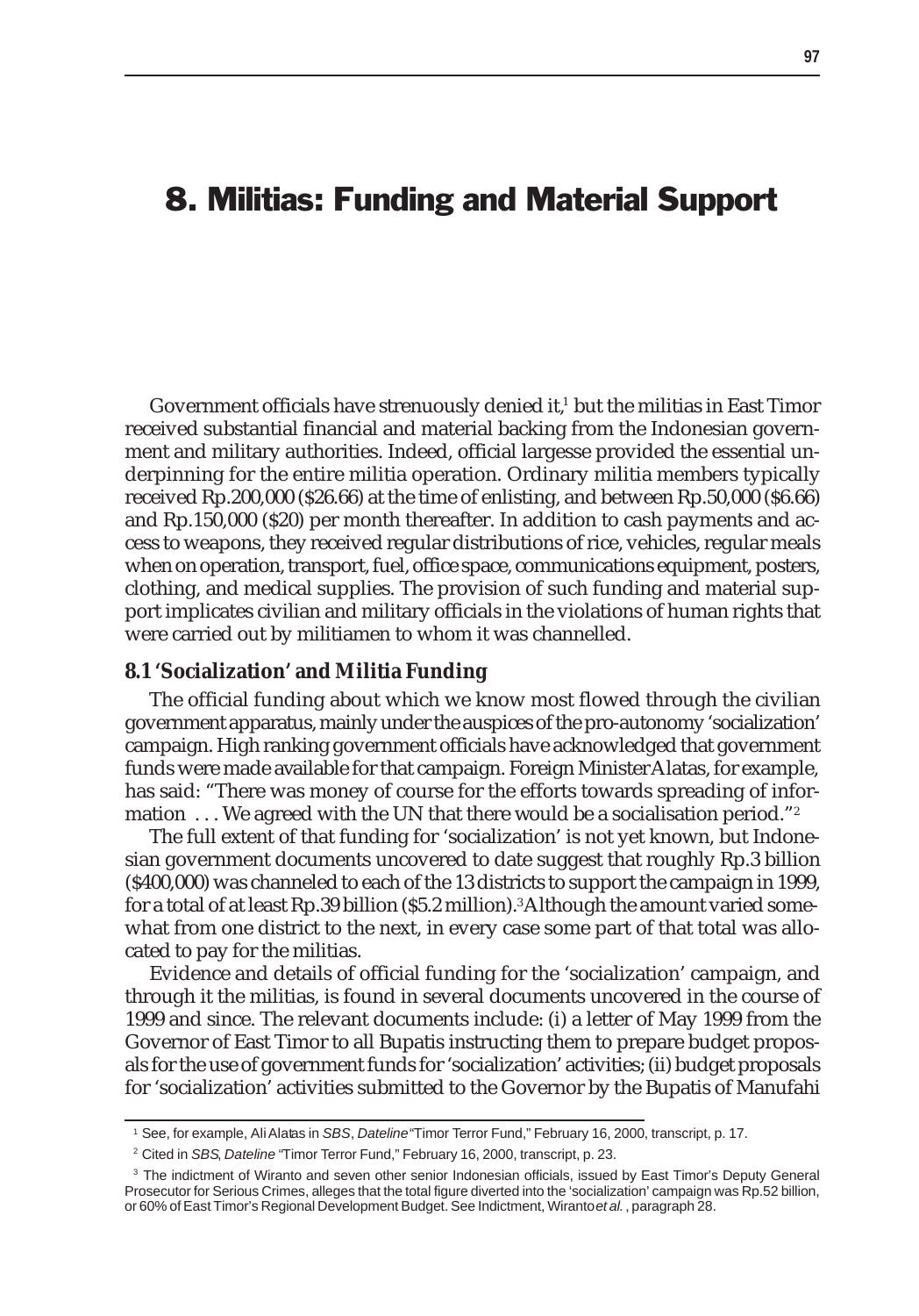# 8. Militias: Funding and Material Support

Government officials have strenuously denied it,[1] but the militias in East Timor received substantial financial and material backing from the Indonesian government and military authorities. Indeed, official largesse provided the essential underpinning for the entire militia operation. Ordinary militia members typically received Rp.200,000 ($26.66) at the time of enlisting, and between Rp.50,000 ($6.66) and Rp.150,000 ($20) per month thereafter. In addition to cash payments and access to weapons, they received regular distributions of rice, vehicles, regular meals when on operation, transport, fuel, office space, communications equipment, posters, clothing, and medical supplies. The provision of such funding and material support implicates civilian and military officials in the violations of human rights that were carried out by militiamen to whom it was channelled.

### 8.1 'Socialization' and Militia Funding

The official funding about which we know most flowed through the civilian government apparatus, mainly under the auspices of the pro-autonomy 'socialization' campaign. High ranking government officials have acknowledged that government funds were made available for that campaign. Foreign Minister Alatas, for example, has said: "There was money of course for the efforts towards spreading of information . . . We agreed with the UN that there would be a socialisation period."[2]

The full extent of that funding for 'socialization' is not yet known, but Indonesian government documents uncovered to date suggest that roughly Rp.3 billion ($400,000) was channeled to each of the 13 districts to support the campaign in 1999, for a total of at least Rp.39 billion ($5.2 million).[3] Although the amount varied somewhat from one district to the next, in every case some part of that total was allocated to pay for the militias.

Evidence and details of official funding for the 'socialization' campaign, and through it the militias, is found in several documents uncovered in the course of 1999 and since. The relevant documents include: (i) a letter of May 1999 from the Governor of East Timor to all Bupatis instructing them to prepare budget proposals for the use of government funds for 'socialization' activities; (ii) budget proposals for 'socialization' activities submitted to the Governor by the Bupatis of Manufahi

---

[1] See, for example, Ali Alatas in *SBS*, *Dateline* "Timor Terror Fund," February 16, 2000, transcript, p. 17.

[2] Cited in *SBS*, *Dateline* "Timor Terror Fund," February 16, 2000, transcript, p. 23.

[3] The indictment of Wiranto and seven other senior Indonesian officials, issued by East Timor's Deputy General Prosecutor for Serious Crimes, alleges that the total figure diverted into the 'socialization' campaign was Rp.52 billion, or 60% of East Timor's Regional Development Budget. See Indictment, Wiranto *et al.*, paragraph 28.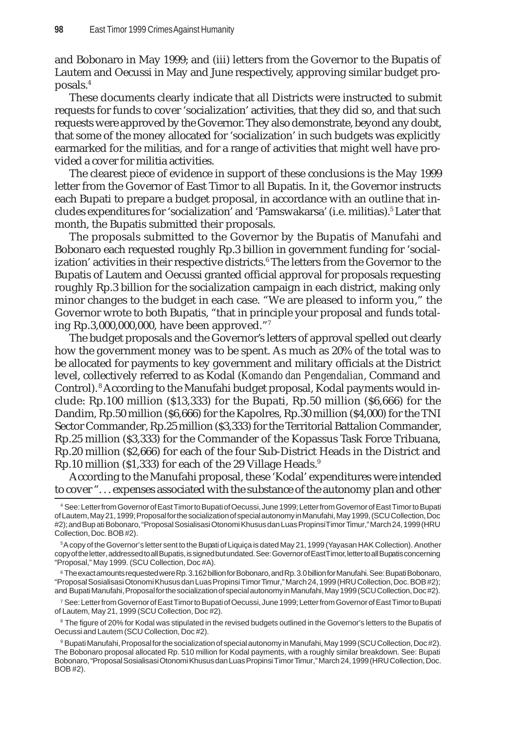and Bobonaro in May 1999; and (iii) letters from the Governor to the Bupatis of Lautem and Oecussi in May and June respectively, approving similar budget proposals.[4]

These documents clearly indicate that all Districts were instructed to submit requests for funds to cover 'socialization' activities, that they did so, and that such requests were approved by the Governor. They also demonstrate, beyond any doubt, that some of the money allocated for 'socialization' in such budgets was explicitly earmarked for the militias, and for a range of activities that might well have provided a cover for militia activities.

The clearest piece of evidence in support of these conclusions is the May 1999 letter from the Governor of East Timor to all Bupatis. In it, the Governor instructs each Bupati to prepare a budget proposal, in accordance with an outline that includes expenditures for 'socialization' and 'Pamswakarsa' (i.e. militias).[5] Later that month, the Bupatis submitted their proposals.

The proposals submitted to the Governor by the Bupatis of Manufahi and Bobonaro each requested roughly Rp.3 billion in government funding for 'socialization' activities in their respective districts.[6] The letters from the Governor to the Bupatis of Lautem and Oecussi granted official approval for proposals requesting roughly Rp.3 billion for the socialization campaign in each district, making only minor changes to the budget in each case. "We are pleased to inform you," the Governor wrote to both Bupatis, "that in principle your proposal and funds totaling Rp.3,000,000,000, have been approved."[7]

The budget proposals and the Governor's letters of approval spelled out clearly how the government money was to be spent. As much as 20% of the total was to be allocated for payments to key government and military officials at the District level, collectively referred to as Kodal (*Komando dan Pengendalian*, Command and Control).[8] According to the Manufahi budget proposal, Kodal payments would include: Rp.100 million ($13,333) for the Bupati, Rp.50 million ($6,666) for the Dandim, Rp.50 million ($6,666) for the Kapolres, Rp.30 million ($4,000) for the TNI Sector Commander, Rp.25 million ($3,333) for the Territorial Battalion Commander, Rp.25 million ($3,333) for the Commander of the Kopassus Task Force Tribuana, Rp.20 million ($2,666) for each of the four Sub-District Heads in the District and Rp.10 million ($1,333) for each of the 29 Village Heads.[9]

According to the Manufahi proposal, these 'Kodal' expenditures were intended to cover ". . . expenses associated with the substance of the autonomy plan and other

---

[4] See: Letter from Governor of East Timor to Bupati of Oecussi, June 1999; Letter from Governor of East Timor to Bupati of Lautem, May 21, 1999; Proposal for the socialization of special autonomy in Manufahi, May 1999, (SCU Collection, Doc #2); and Bupati Bobonaro, "Proposal Sosialisasi Otonomi Khusus dan Luas Propinsi Timor Timur," March 24, 1999 (HRU Collection, Doc. BOB #2).

[5] A copy of the Governor's letter sent to the Bupati of Liquiça is dated May 21, 1999 (Yayasan HAK Collection). Another copy of the letter, addressed to all Bupatis, is signed but undated. See: Governor of East Timor, letter to all Bupatis concerning "Proposal," May 1999. (SCU Collection, Doc #A).

[6] The exact amounts requested were Rp. 3.162 billion for Bobonaro, and Rp. 3.0 billion for Manufahi. See: Bupati Bobonaro, "Proposal Sosialisasi Otonomi Khusus dan Luas Propinsi Timor Timur," March 24, 1999 (HRU Collection, Doc. BOB #2); and Bupati Manufahi, Proposal for the socialization of special autonomy in Manufahi, May 1999 (SCU Collection, Doc #2).

[7] See: Letter from Governor of East Timor to Bupati of Oecussi, June 1999; Letter from Governor of East Timor to Bupati of Lautem, May 21, 1999 (SCU Collection, Doc #2).

[8] The figure of 20% for Kodal was stipulated in the revised budgets outlined in the Governor's letters to the Bupatis of Oecussi and Lautem (SCU Collection, Doc #2).

[9] Bupati Manufahi, Proposal for the socialization of special autonomy in Manufahi, May 1999 (SCU Collection, Doc #2). The Bobonaro proposal allocated Rp. 510 million for Kodal payments, with a roughly similar breakdown. See: Bupati Bobonaro, "Proposal Sosialisasi Otonomi Khusus dan Luas Propinsi Timor Timur," March 24, 1999 (HRU Collection, Doc. BOB #2).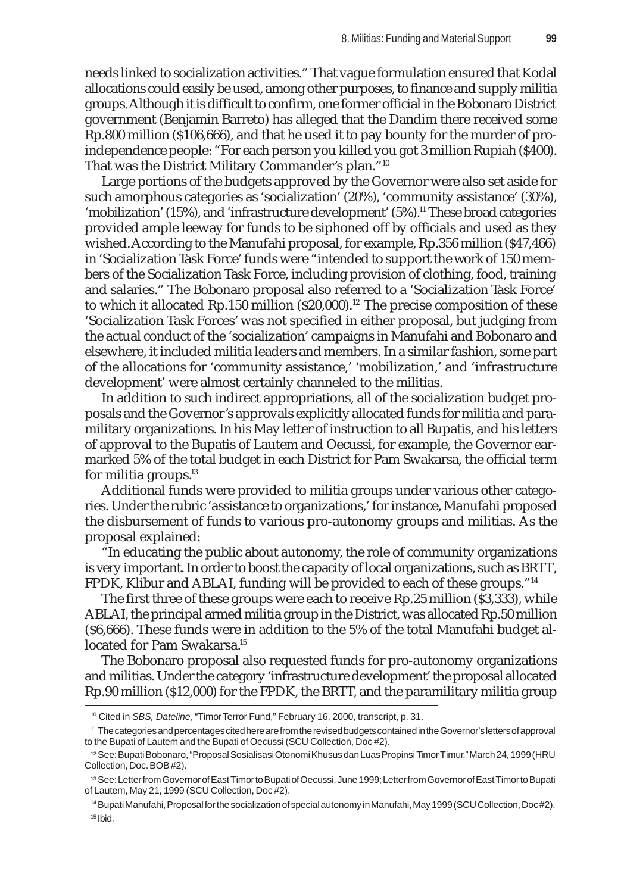needs linked to socialization activities." That vague formulation ensured that Kodal allocations could easily be used, among other purposes, to finance and supply militia groups. Although it is difficult to confirm, one former official in the Bobonaro District government (Benjamin Barreto) has alleged that the Dandim there received some Rp.800 million ($106,666), and that he used it to pay bounty for the murder of pro-independence people: "For each person you killed you got 3 million Rupiah ($400). That was the District Military Commander's plan."[10]

Large portions of the budgets approved by the Governor were also set aside for such amorphous categories as 'socialization' (20%), 'community assistance' (30%), 'mobilization' (15%), and 'infrastructure development' (5%).[11] These broad categories provided ample leeway for funds to be siphoned off by officials and used as they wished. According to the Manufahi proposal, for example, Rp.356 million ($47,466) in 'Socialization Task Force' funds were "intended to support the work of 150 members of the Socialization Task Force, including provision of clothing, food, training and salaries." The Bobonaro proposal also referred to a 'Socialization Task Force' to which it allocated Rp.150 million ($20,000).[12] The precise composition of these 'Socialization Task Forces' was not specified in either proposal, but judging from the actual conduct of the 'socialization' campaigns in Manufahi and Bobonaro and elsewhere, it included militia leaders and members. In a similar fashion, some part of the allocations for 'community assistance,' 'mobilization,' and 'infrastructure development' were almost certainly channeled to the militias.

In addition to such indirect appropriations, all of the socialization budget proposals and the Governor's approvals explicitly allocated funds for militia and paramilitary organizations. In his May letter of instruction to all Bupatis, and his letters of approval to the Bupatis of Lautem and Oecussi, for example, the Governor earmarked 5% of the total budget in each District for Pam Swakarsa, the official term for militia groups.[13]

Additional funds were provided to militia groups under various other categories. Under the rubric 'assistance to organizations,' for instance, Manufahi proposed the disbursement of funds to various pro-autonomy groups and militias. As the proposal explained:

"In educating the public about autonomy, the role of community organizations is very important. In order to boost the capacity of local organizations, such as BRTT, FPDK, Klibur and ABLAI, funding will be provided to each of these groups."[14]

The first three of these groups were each to receive Rp.25 million ($3,333), while ABLAI, the principal armed militia group in the District, was allocated Rp.50 million ($6,666). These funds were in addition to the 5% of the total Manufahi budget allocated for Pam Swakarsa.[15]

The Bobonaro proposal also requested funds for pro-autonomy organizations and militias. Under the category 'infrastructure development' the proposal allocated Rp.90 million ($12,000) for the FPDK, the BRTT, and the paramilitary militia group

---

[10] Cited in *SBS, Dateline*, "Timor Terror Fund," February 16, 2000, transcript, p. 31.

[11] The categories and percentages cited here are from the revised budgets contained in the Governor's letters of approval to the Bupati of Lautem and the Bupati of Oecussi (SCU Collection, Doc #2).

[12] See: Bupati Bobonaro, "Proposal Sosialisasi Otonomi Khusus dan Luas Propinsi Timor Timur," March 24, 1999 (HRU Collection, Doc. BOB #2).

[13] See: Letter from Governor of East Timor to Bupati of Oecussi, June 1999; Letter from Governor of East Timor to Bupati of Lautem, May 21, 1999 (SCU Collection, Doc #2).

[14] Bupati Manufahi, Proposal for the socialization of special autonomy in Manufahi, May 1999 (SCU Collection, Doc #2).

[15] Ibid.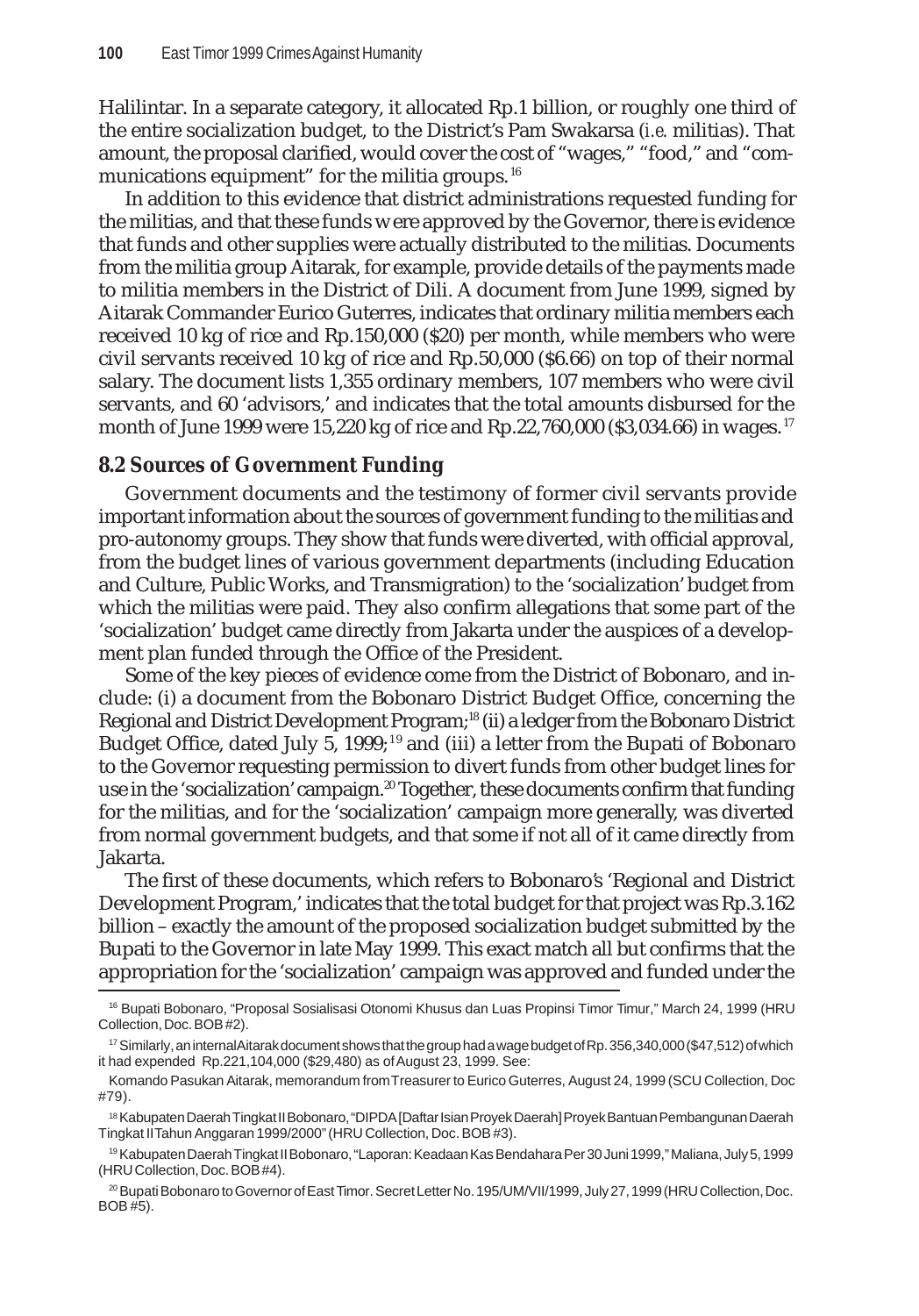Halilintar. In a separate category, it allocated Rp.1 billion, or roughly one third of the entire socialization budget, to the District's Pam Swakarsa (*i.e.* militias). That amount, the proposal clarified, would cover the cost of "wages," "food," and "communications equipment" for the militia groups.[16]

In addition to this evidence that district administrations requested funding for the militias, and that these funds were approved by the Governor, there is evidence that funds and other supplies were actually distributed to the militias. Documents from the militia group Aitarak, for example, provide details of the payments made to militia members in the District of Dili. A document from June 1999, signed by Aitarak Commander Eurico Guterres, indicates that ordinary militia members each received 10 kg of rice and Rp.150,000 ($20) per month, while members who were civil servants received 10 kg of rice and Rp.50,000 ($6.66) on top of their normal salary. The document lists 1,355 ordinary members, 107 members who were civil servants, and 60 'advisors,' and indicates that the total amounts disbursed for the month of June 1999 were 15,220 kg of rice and Rp.22,760,000 ($3,034.66) in wages.[17]

## 8.2 Sources of Government Funding

Government documents and the testimony of former civil servants provide important information about the sources of government funding to the militias and pro-autonomy groups. They show that funds were diverted, with official approval, from the budget lines of various government departments (including Education and Culture, Public Works, and Transmigration) to the 'socialization' budget from which the militias were paid. They also confirm allegations that some part of the 'socialization' budget came directly from Jakarta under the auspices of a development plan funded through the Office of the President.

Some of the key pieces of evidence come from the District of Bobonaro, and include: (i) a document from the Bobonaro District Budget Office, concerning the Regional and District Development Program;[18] (ii) a ledger from the Bobonaro District Budget Office, dated July 5, 1999;[19] and (iii) a letter from the Bupati of Bobonaro to the Governor requesting permission to divert funds from other budget lines for use in the 'socialization' campaign.[20] Together, these documents confirm that funding for the militias, and for the 'socialization' campaign more generally, was diverted from normal government budgets, and that some if not all of it came directly from Jakarta.

The first of these documents, which refers to Bobonaro's 'Regional and District Development Program,' indicates that the total budget for that project was Rp.3.162 billion – exactly the amount of the proposed socialization budget submitted by the Bupati to the Governor in late May 1999. This exact match all but confirms that the appropriation for the 'socialization' campaign was approved and funded under the

---

[16] Bupati Bobonaro, "Proposal Sosialisasi Otonomi Khusus dan Luas Propinsi Timor Timur," March 24, 1999 (HRU Collection, Doc. BOB #2).

[17] Similarly, an internal Aitarak document shows that the group had a wage budget of Rp. 356,340,000 ($47,512) of which it had expended Rp.221,104,000 ($29,480) as of August 23, 1999. See:

Komando Pasukan Aitarak, memorandum from Treasurer to Eurico Guterres, August 24, 1999 (SCU Collection, Doc #79).

[18] Kabupaten Daerah Tingkat II Bobonaro, "DIPDA [Daftar Isian Proyek Daerah] Proyek Bantuan Pembangunan Daerah Tingkat II Tahun Anggaran 1999/2000" (HRU Collection, Doc. BOB #3).

[19] Kabupaten Daerah Tingkat II Bobonaro, "Laporan: Keadaan Kas Bendahara Per 30 Juni 1999," Maliana, July 5, 1999 (HRU Collection, Doc. BOB #4).

[20] Bupati Bobonaro to Governor of East Timor. Secret Letter No. 195/UM/VII/1999, July 27, 1999 (HRU Collection, Doc. BOB #5).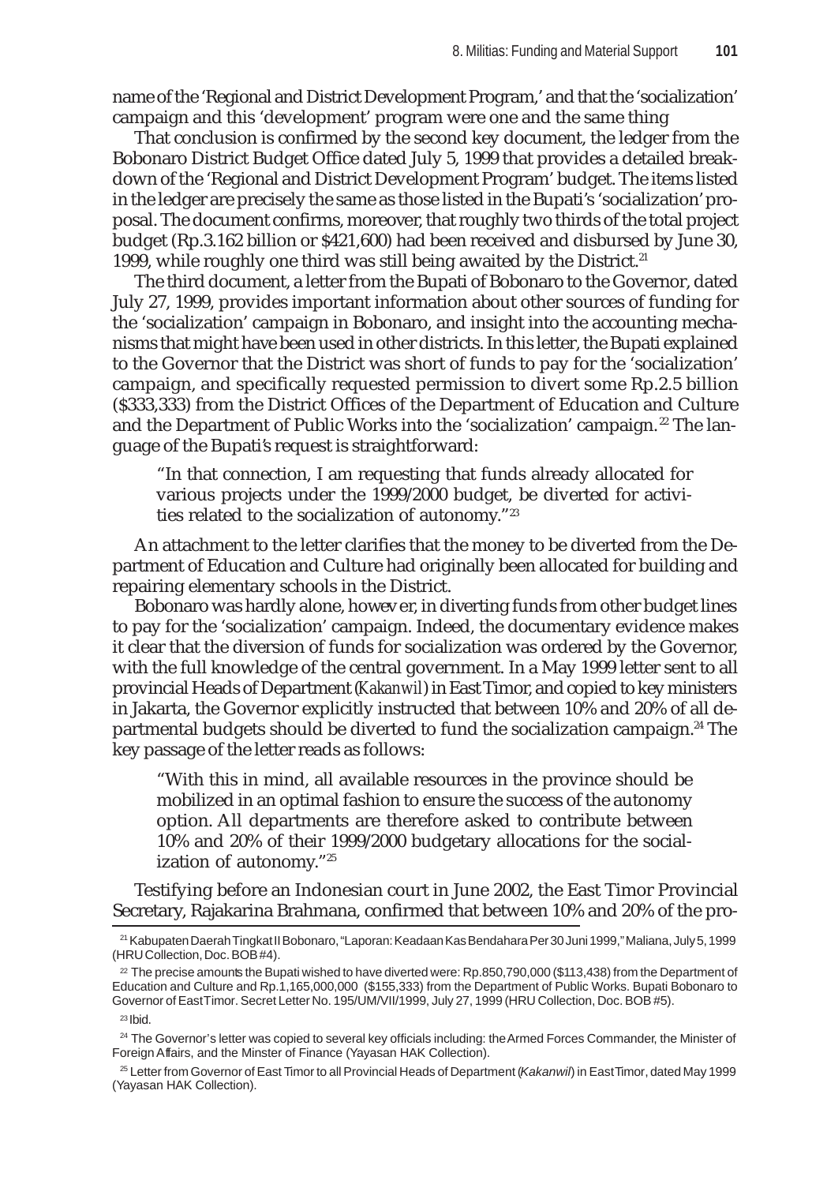name of the 'Regional and District Development Program,' and that the 'socialization' campaign and this 'development' program were one and the same thing

That conclusion is confirmed by the second key document, the ledger from the Bobonaro District Budget Office dated July 5, 1999 that provides a detailed breakdown of the 'Regional and District Development Program' budget. The items listed in the ledger are precisely the same as those listed in the Bupati's 'socialization' proposal. The document confirms, moreover, that roughly two thirds of the total project budget (Rp.3.162 billion or $421,600) had been received and disbursed by June 30, 1999, while roughly one third was still being awaited by the District.[21]

The third document, a letter from the Bupati of Bobonaro to the Governor, dated July 27, 1999, provides important information about other sources of funding for the 'socialization' campaign in Bobonaro, and insight into the accounting mechanisms that might have been used in other districts. In this letter, the Bupati explained to the Governor that the District was short of funds to pay for the 'socialization' campaign, and specifically requested permission to divert some Rp.2.5 billion ($333,333) from the District Offices of the Department of Education and Culture and the Department of Public Works into the 'socialization' campaign.[22] The language of the Bupati's request is straightforward:

> "In that connection, I am requesting that funds already allocated for various projects under the 1999/2000 budget, be diverted for activities related to the socialization of autonomy."[23]

An attachment to the letter clarifies that the money to be diverted from the Department of Education and Culture had originally been allocated for building and repairing elementary schools in the District.

Bobonaro was hardly alone, however, in diverting funds from other budget lines to pay for the 'socialization' campaign. Indeed, the documentary evidence makes it clear that the diversion of funds for socialization was ordered by the Governor, with the full knowledge of the central government. In a May 1999 letter sent to all provincial Heads of Department (*Kakanwil*) in East Timor, and copied to key ministers in Jakarta, the Governor explicitly instructed that between 10% and 20% of all departmental budgets should be diverted to fund the socialization campaign.[24] The key passage of the letter reads as follows:

> "With this in mind, all available resources in the province should be mobilized in an optimal fashion to ensure the success of the autonomy option. All departments are therefore asked to contribute between 10% and 20% of their 1999/2000 budgetary allocations for the socialization of autonomy."[25]

Testifying before an Indonesian court in June 2002, the East Timor Provincial Secretary, Rajakarina Brahmana, confirmed that between 10% and 20% of the pro-

---

[21] Kabupaten Daerah Tingkat II Bobonaro, "Laporan: Keadaan Kas Bendahara Per 30 Juni 1999," Maliana, July 5, 1999 (HRU Collection, Doc. BOB #4).

[22] The precise amounts the Bupati wished to have diverted were: Rp.850,790,000 ($113,438) from the Department of Education and Culture and Rp.1,165,000,000 ($155,333) from the Department of Public Works. Bupati Bobonaro to Governor of East Timor. Secret Letter No. 195/UM/VII/1999, July 27, 1999 (HRU Collection, Doc. BOB #5).

[23] Ibid.

[24] The Governor's letter was copied to several key officials including: the Armed Forces Commander, the Minister of Foreign Affairs, and the Minster of Finance (Yayasan HAK Collection).

[25] Letter from Governor of East Timor to all Provincial Heads of Department (*Kakanwil*) in East Timor, dated May 1999 (Yayasan HAK Collection).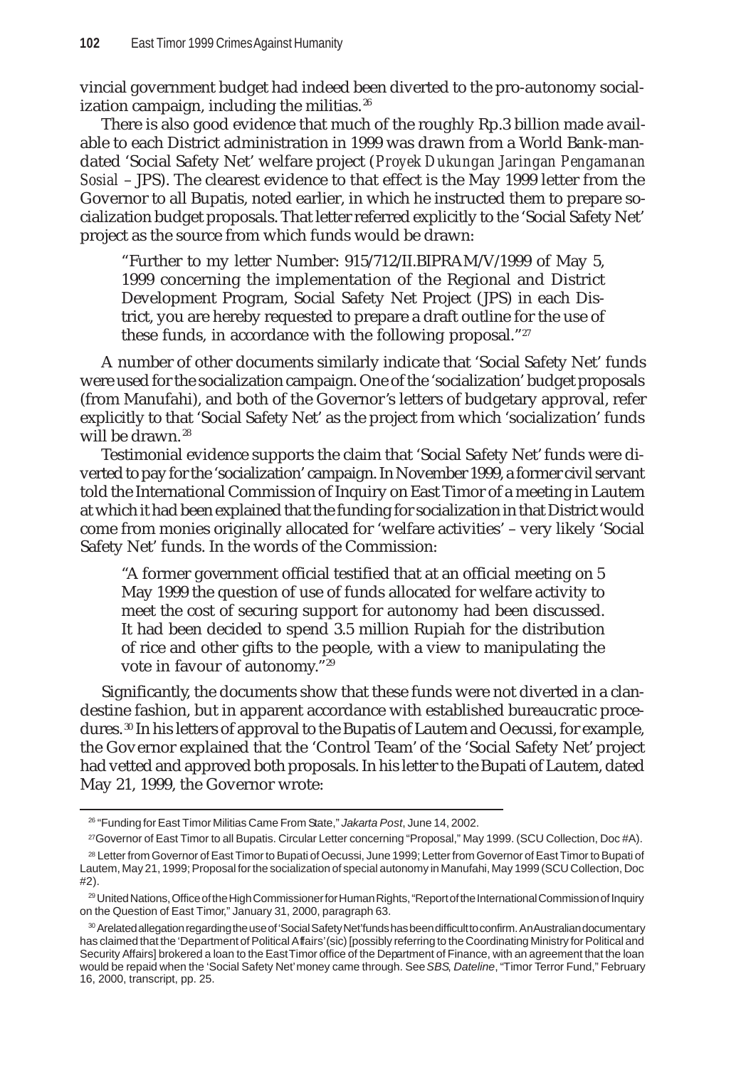vincial government budget had indeed been diverted to the pro-autonomy socialization campaign, including the militias.[26]

There is also good evidence that much of the roughly Rp.3 billion made available to each District administration in 1999 was drawn from a World Bank-mandated 'Social Safety Net' welfare project (*Proyek Dukungan Jaringan Pengamanan Sosial* – JPS). The clearest evidence to that effect is the May 1999 letter from the Governor to all Bupatis, noted earlier, in which he instructed them to prepare socialization budget proposals. That letter referred explicitly to the 'Social Safety Net' project as the source from which funds would be drawn:

> "Further to my letter Number: 915/712/II.BIPRAM/V/1999 of May 5, 1999 concerning the implementation of the Regional and District Development Program, Social Safety Net Project (JPS) in each District, you are hereby requested to prepare a draft outline for the use of these funds, in accordance with the following proposal."[27]

A number of other documents similarly indicate that 'Social Safety Net' funds were used for the socialization campaign. One of the 'socialization' budget proposals (from Manufahi), and both of the Governor's letters of budgetary approval, refer explicitly to that 'Social Safety Net' as the project from which 'socialization' funds will be drawn.[28]

Testimonial evidence supports the claim that 'Social Safety Net' funds were diverted to pay for the 'socialization' campaign. In November 1999, a former civil servant told the International Commission of Inquiry on East Timor of a meeting in Lautem at which it had been explained that the funding for socialization in that District would come from monies originally allocated for 'welfare activities' – very likely 'Social Safety Net' funds. In the words of the Commission:

> "A former government official testified that at an official meeting on 5 May 1999 the question of use of funds allocated for welfare activity to meet the cost of securing support for autonomy had been discussed. It had been decided to spend 3.5 million Rupiah for the distribution of rice and other gifts to the people, with a view to manipulating the vote in favour of autonomy."[29]

Significantly, the documents show that these funds were not diverted in a clandestine fashion, but in apparent accordance with established bureaucratic procedures.[30] In his letters of approval to the Bupatis of Lautem and Oecussi, for example, the Governor explained that the 'Control Team' of the 'Social Safety Net' project had vetted and approved both proposals. In his letter to the Bupati of Lautem, dated May 21, 1999, the Governor wrote:

---

[26] "Funding for East Timor Militias Came From State," *Jakarta Post*, June 14, 2002.

[27] Governor of East Timor to all Bupatis. Circular Letter concerning "Proposal," May 1999. (SCU Collection, Doc #A).

[28] Letter from Governor of East Timor to Bupati of Oecussi, June 1999; Letter from Governor of East Timor to Bupati of Lautem, May 21, 1999; Proposal for the socialization of special autonomy in Manufahi, May 1999 (SCU Collection, Doc #2).

[29] United Nations, Office of the High Commissioner for Human Rights, "Report of the International Commission of Inquiry on the Question of East Timor," January 31, 2000, paragraph 63.

[30] A related allegation regarding the use of 'Social Safety Net' funds has been difficult to confirm. An Australian documentary has claimed that the 'Department of Political Affairs' (sic) [possibly referring to the Coordinating Ministry for Political and Security Affairs] brokered a loan to the East Timor office of the Department of Finance, with an agreement that the loan would be repaid when the 'Social Safety Net' money came through. See *SBS, Dateline*, "Timor Terror Fund," February 16, 2000, transcript, pp. 25.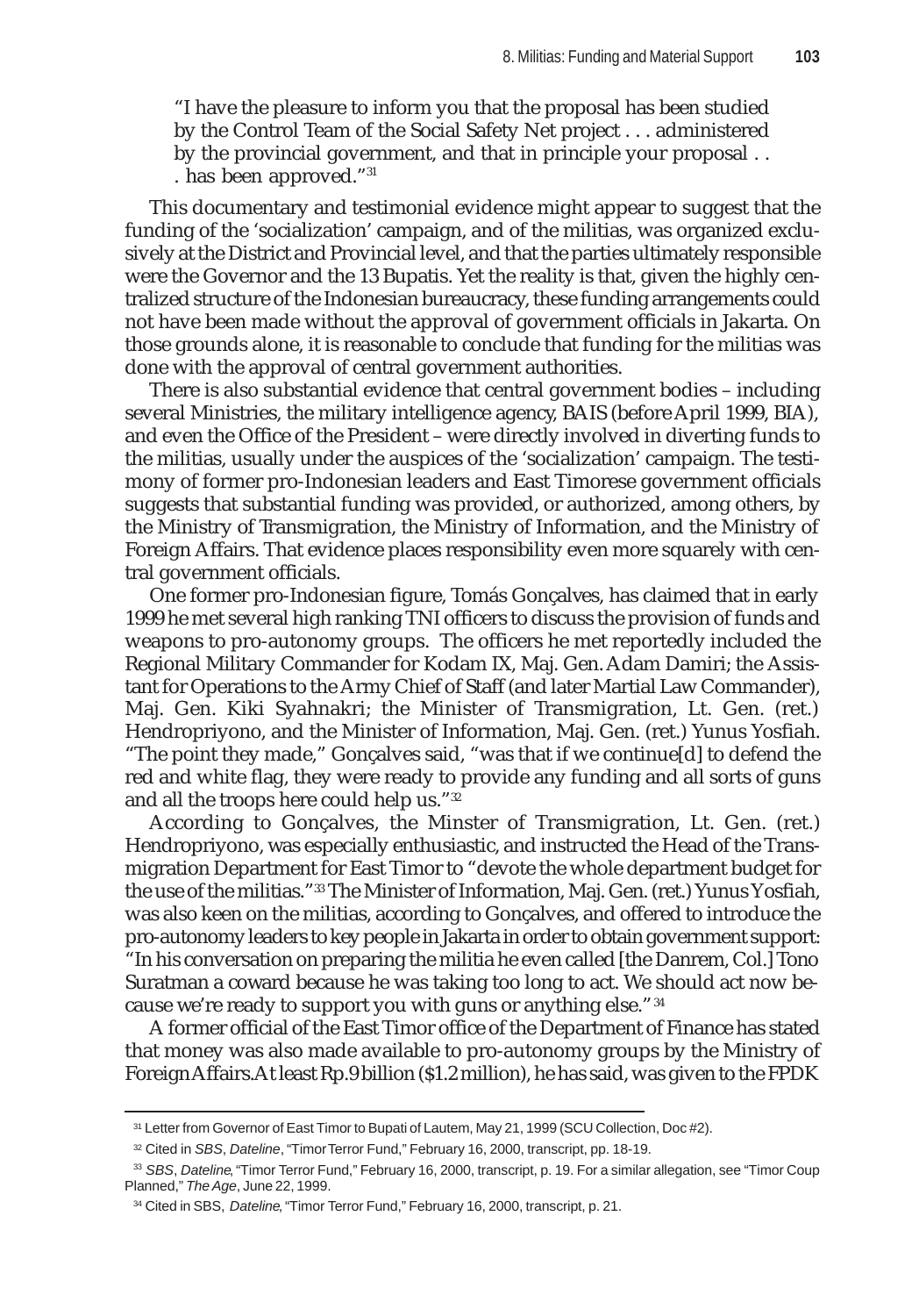> "I have the pleasure to inform you that the proposal has been studied by the Control Team of the Social Safety Net project . . . administered by the provincial government, and that in principle your proposal . . . has been approved."[31]

This documentary and testimonial evidence might appear to suggest that the funding of the 'socialization' campaign, and of the militias, was organized exclusively at the District and Provincial level, and that the parties ultimately responsible were the Governor and the 13 Bupatis. Yet the reality is that, given the highly centralized structure of the Indonesian bureaucracy, these funding arrangements could not have been made without the approval of government officials in Jakarta. On those grounds alone, it is reasonable to conclude that funding for the militias was done with the approval of central government authorities.

There is also substantial evidence that central government bodies – including several Ministries, the military intelligence agency, BAIS (before April 1999, BIA), and even the Office of the President – were directly involved in diverting funds to the militias, usually under the auspices of the 'socialization' campaign. The testimony of former pro-Indonesian leaders and East Timorese government officials suggests that substantial funding was provided, or authorized, among others, by the Ministry of Transmigration, the Ministry of Information, and the Ministry of Foreign Affairs. That evidence places responsibility even more squarely with central government officials.

One former pro-Indonesian figure, Tomás Gonçalves, has claimed that in early 1999 he met several high ranking TNI officers to discuss the provision of funds and weapons to pro-autonomy groups. The officers he met reportedly included the Regional Military Commander for Kodam IX, Maj. Gen. Adam Damiri; the Assistant for Operations to the Army Chief of Staff (and later Martial Law Commander), Maj. Gen. Kiki Syahnakri; the Minister of Transmigration, Lt. Gen. (ret.) Hendropriyono, and the Minister of Information, Maj. Gen. (ret.) Yunus Yosfiah. "The point they made," Gonçalves said, "was that if we continue[d] to defend the red and white flag, they were ready to provide any funding and all sorts of guns and all the troops here could help us."[32]

According to Gonçalves, the Minster of Transmigration, Lt. Gen. (ret.) Hendropriyono, was especially enthusiastic, and instructed the Head of the Transmigration Department for East Timor to "devote the whole department budget for the use of the militias."[33] The Minister of Information, Maj. Gen. (ret.) Yunus Yosfiah, was also keen on the militias, according to Gonçalves, and offered to introduce the pro-autonomy leaders to key people in Jakarta in order to obtain government support: "In his conversation on preparing the militia he even called [the Danrem, Col.] Tono Suratman a coward because he was taking too long to act. We should act now because we're ready to support you with guns or anything else."[34]

A former official of the East Timor office of the Department of Finance has stated that money was also made available to pro-autonomy groups by the Ministry of Foreign Affairs. At least Rp.9 billion ($1.2 million), he has said, was given to the FPDK

---

[31] Letter from Governor of East Timor to Bupati of Lautem, May 21, 1999 (SCU Collection, Doc #2).

[32] Cited in *SBS*, *Dateline*, "Timor Terror Fund," February 16, 2000, transcript, pp. 18-19.

[33] *SBS*, *Dateline*, "Timor Terror Fund," February 16, 2000, transcript, p. 19. For a similar allegation, see "Timor Coup Planned," *The Age*, June 22, 1999.

[34] Cited in SBS, *Dateline*, "Timor Terror Fund," February 16, 2000, transcript, p. 21.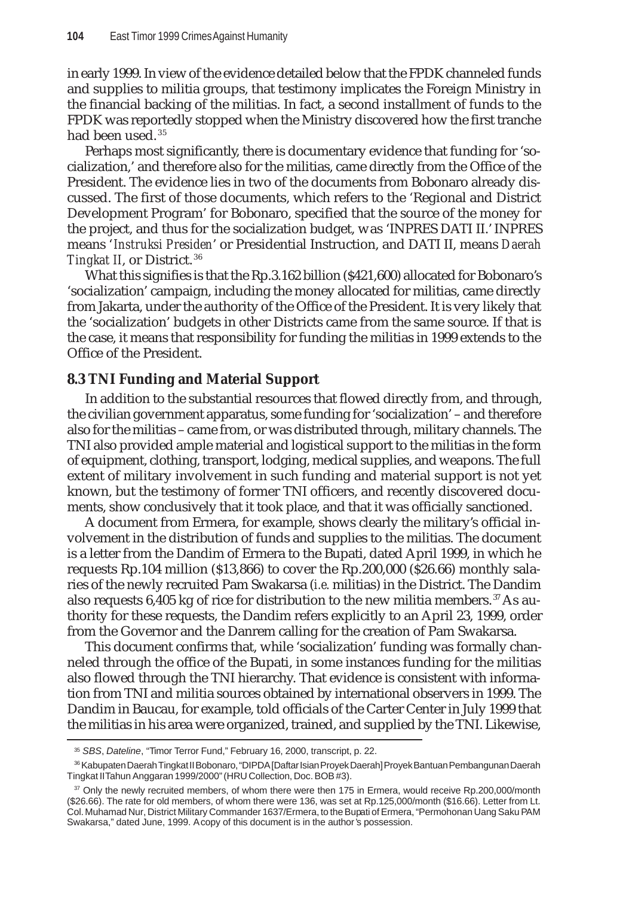in early 1999. In view of the evidence detailed below that the FPDK channeled funds and supplies to militia groups, that testimony implicates the Foreign Ministry in the financial backing of the militias. In fact, a second installment of funds to the FPDK was reportedly stopped when the Ministry discovered how the first tranche had been used.[35]

Perhaps most significantly, there is documentary evidence that funding for 'socialization,' and therefore also for the militias, came directly from the Office of the President. The evidence lies in two of the documents from Bobonaro already discussed. The first of those documents, which refers to the 'Regional and District Development Program' for Bobonaro, specified that the source of the money for the project, and thus for the socialization budget, was 'INPRES DATI II.' INPRES means '*Instruksi Presiden*' or Presidential Instruction, and DATI II, means *Daerah Tingkat II*, or District.[36]

What this signifies is that the Rp.3.162 billion ($421,600) allocated for Bobonaro's 'socialization' campaign, including the money allocated for militias, came directly from Jakarta, under the authority of the Office of the President. It is very likely that the 'socialization' budgets in other Districts came from the same source. If that is the case, it means that responsibility for funding the militias in 1999 extends to the Office of the President.

## 8.3 TNI Funding and Material Support

In addition to the substantial resources that flowed directly from, and through, the civilian government apparatus, some funding for 'socialization' – and therefore also for the militias – came from, or was distributed through, military channels. The TNI also provided ample material and logistical support to the militias in the form of equipment, clothing, transport, lodging, medical supplies, and weapons. The full extent of military involvement in such funding and material support is not yet known, but the testimony of former TNI officers, and recently discovered documents, show conclusively that it took place, and that it was officially sanctioned.

A document from Ermera, for example, shows clearly the military's official involvement in the distribution of funds and supplies to the militias. The document is a letter from the Dandim of Ermera to the Bupati, dated April 1999, in which he requests Rp.104 million ($13,866) to cover the Rp.200,000 ($26.66) monthly salaries of the newly recruited Pam Swakarsa (*i.e.* militias) in the District. The Dandim also requests 6,405 kg of rice for distribution to the new militia members.[37] As authority for these requests, the Dandim refers explicitly to an April 23, 1999, order from the Governor and the Danrem calling for the creation of Pam Swakarsa.

This document confirms that, while 'socialization' funding was formally channeled through the office of the Bupati, in some instances funding for the militias also flowed through the TNI hierarchy. That evidence is consistent with information from TNI and militia sources obtained by international observers in 1999. The Dandim in Baucau, for example, told officials of the Carter Center in July 1999 that the militias in his area were organized, trained, and supplied by the TNI. Likewise,

---

[35] *SBS*, *Dateline*, "Timor Terror Fund," February 16, 2000, transcript, p. 22.

[36] Kabupaten Daerah Tingkat II Bobonaro, "DIPDA [Daftar Isian Proyek Daerah] Proyek Bantuan Pembangunan Daerah Tingkat II Tahun Anggaran 1999/2000" (HRU Collection, Doc. BOB #3).

[37] Only the newly recruited members, of whom there were then 175 in Ermera, would receive Rp.200,000/month ($26.66). The rate for old members, of whom there were 136, was set at Rp.125,000/month ($16.66). Letter from Lt. Col. Muhamad Nur, District Military Commander 1637/Ermera, to the *Bupati* of Ermera, "Permohonan Uang Saku PAM Swakarsa," dated June, 1999. A copy of this document is in the author's possession.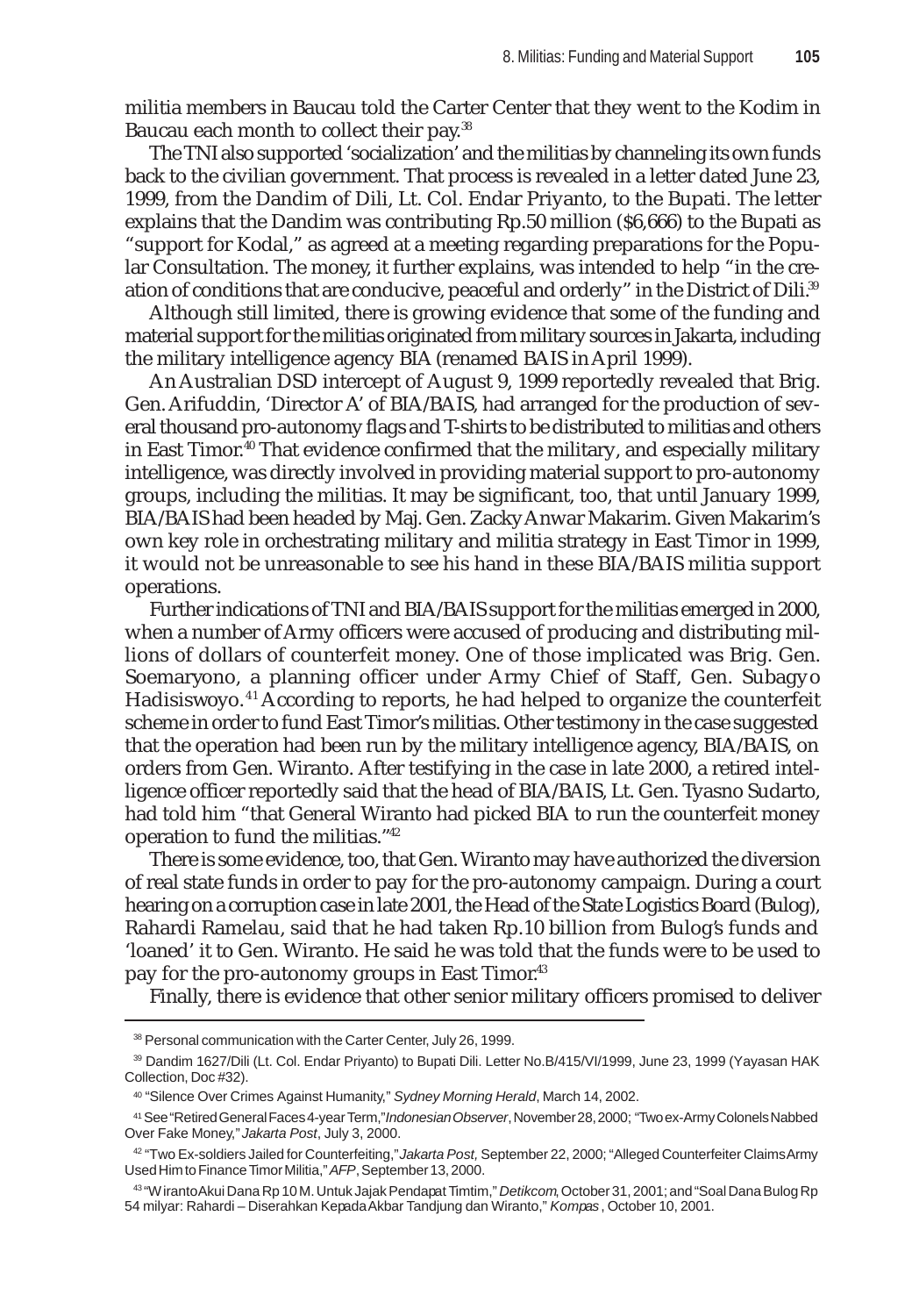militia members in Baucau told the Carter Center that they went to the Kodim in Baucau each month to collect their pay.[38]

The TNI also supported 'socialization' and the militias by channeling its own funds back to the civilian government. That process is revealed in a letter dated June 23, 1999, from the Dandim of Dili, Lt. Col. Endar Priyanto, to the Bupati. The letter explains that the Dandim was contributing Rp.50 million ($6,666) to the Bupati as "support for Kodal," as agreed at a meeting regarding preparations for the Popular Consultation. The money, it further explains, was intended to help "in the creation of conditions that are conducive, peaceful and orderly" in the District of Dili.[39]

Although still limited, there is growing evidence that some of the funding and material support for the militias originated from military sources in Jakarta, including the military intelligence agency BIA (renamed BAIS in April 1999).

An Australian DSD intercept of August 9, 1999 reportedly revealed that Brig. Gen. Arifuddin, 'Director A' of BIA/BAIS, had arranged for the production of several thousand pro-autonomy flags and T-shirts to be distributed to militias and others in East Timor.[40] That evidence confirmed that the military, and especially military intelligence, was directly involved in providing material support to pro-autonomy groups, including the militias. It may be significant, too, that until January 1999, BIA/BAIS had been headed by Maj. Gen. Zacky Anwar Makarim. Given Makarim's own key role in orchestrating military and militia strategy in East Timor in 1999, it would not be unreasonable to see his hand in these BIA/BAIS militia support operations.

Further indications of TNI and BIA/BAIS support for the militias emerged in 2000, when a number of Army officers were accused of producing and distributing millions of dollars of counterfeit money. One of those implicated was Brig. Gen. Soemaryono, a planning officer under Army Chief of Staff, Gen. Subagyo Hadisiswoyo.[41] According to reports, he had helped to organize the counterfeit scheme in order to fund East Timor's militias. Other testimony in the case suggested that the operation had been run by the military intelligence agency, BIA/BAIS, on orders from Gen. Wiranto. After testifying in the case in late 2000, a retired intelligence officer reportedly said that the head of BIA/BAIS, Lt. Gen. Tyasno Sudarto, had told him "that General Wiranto had picked BIA to run the counterfeit money operation to fund the militias."[42]

There is some evidence, too, that Gen. Wiranto may have authorized the diversion of real state funds in order to pay for the pro-autonomy campaign. During a court hearing on a corruption case in late 2001, the Head of the State Logistics Board (Bulog), Rahardi Ramelau, said that he had taken Rp.10 billion from Bulog's funds and 'loaned' it to Gen. Wiranto. He said he was told that the funds were to be used to pay for the pro-autonomy groups in East Timor.[43]

Finally, there is evidence that other senior military officers promised to deliver

---

[38] Personal communication with the Carter Center, July 26, 1999.

[39] Dandim 1627/Dili (Lt. Col. Endar Priyanto) to Bupati Dili. Letter No.B/415/VI/1999, June 23, 1999 (Yayasan HAK Collection, Doc #32).

[40] "Silence Over Crimes Against Humanity," *Sydney Morning Herald*, March 14, 2002.

[41] See "Retired General Faces 4-year Term," *Indonesian Observer*, November 28, 2000; "Two ex-Army Colonels Nabbed Over Fake Money," *Jakarta Post*, July 3, 2000.

[42] "Two Ex-soldiers Jailed for Counterfeiting," *Jakarta Post*, September 22, 2000; "Alleged Counterfeiter Claims Army Used Him to Finance Timor Militia," *AFP*, September 13, 2000.

[43] "Wiranto Akui Dana Rp 10 M. Untuk Jajak Pendapat Timtim," *Detikcom*, October 31, 2001; and "Soal Dana Bulog Rp 54 milyar: Rahardi – Diserahkan Kepada Akbar Tandjung dan Wiranto," *Kompas*, October 10, 2001.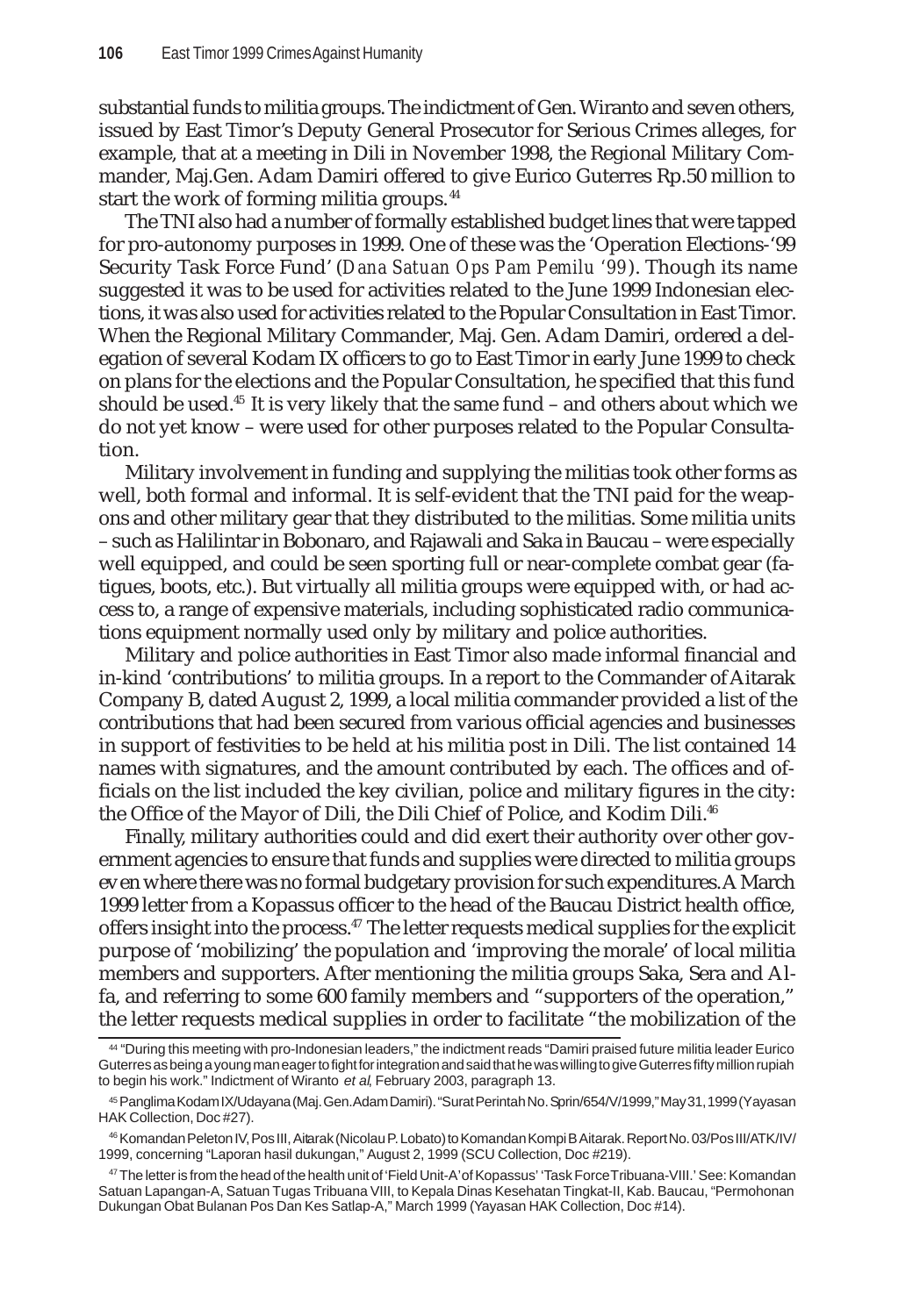substantial funds to militia groups. The indictment of Gen. Wiranto and seven others, issued by East Timor's Deputy General Prosecutor for Serious Crimes alleges, for example, that at a meeting in Dili in November 1998, the Regional Military Commander, Maj.Gen. Adam Damiri offered to give Eurico Guterres Rp.50 million to start the work of forming militia groups.[44]

The TNI also had a number of formally established budget lines that were tapped for pro-autonomy purposes in 1999. One of these was the 'Operation Elections-'99 Security Task Force Fund' (*Dana Satuan Ops Pam Pemilu '99*). Though its name suggested it was to be used for activities related to the June 1999 Indonesian elections, it was also used for activities related to the Popular Consultation in East Timor. When the Regional Military Commander, Maj. Gen. Adam Damiri, ordered a delegation of several Kodam IX officers to go to East Timor in early June 1999 to check on plans for the elections and the Popular Consultation, he specified that this fund should be used.[45] It is very likely that the same fund – and others about which we do not yet know – were used for other purposes related to the Popular Consultation.

Military involvement in funding and supplying the militias took other forms as well, both formal and informal. It is self-evident that the TNI paid for the weapons and other military gear that they distributed to the militias. Some militia units – such as Halilintar in Bobonaro, and Rajawali and Saka in Baucau – were especially well equipped, and could be seen sporting full or near-complete combat gear (fatigues, boots, etc.). But virtually all militia groups were equipped with, or had access to, a range of expensive materials, including sophisticated radio communications equipment normally used only by military and police authorities.

Military and police authorities in East Timor also made informal financial and in-kind 'contributions' to militia groups. In a report to the Commander of Aitarak Company B, dated August 2, 1999, a local militia commander provided a list of the contributions that had been secured from various official agencies and businesses in support of festivities to be held at his militia post in Dili. The list contained 14 names with signatures, and the amount contributed by each. The offices and officials on the list included the key civilian, police and military figures in the city: the Office of the Mayor of Dili, the Dili Chief of Police, and Kodim Dili.[46]

Finally, military authorities could and did exert their authority over other government agencies to ensure that funds and supplies were directed to militia groups even where there was no formal budgetary provision for such expenditures. A March 1999 letter from a Kopassus officer to the head of the Baucau District health office, offers insight into the process.[47] The letter requests medical supplies for the explicit purpose of 'mobilizing' the population and 'improving the morale' of local militia members and supporters. After mentioning the militia groups Saka, Sera and Alfa, and referring to some 600 family members and "supporters of the operation," the letter requests medical supplies in order to facilitate "the mobilization of the

---

[44] "During this meeting with pro-Indonesian leaders," the indictment reads "Damiri praised future militia leader Eurico Guterres as being a young man eager to fight for integration and said that he was willing to give Guterres fifty million rupiah to begin his work." Indictment of Wiranto *et al*, February 2003, paragraph 13.

[45] Panglima Kodam IX/Udayana (Maj. Gen. Adam Damiri). "Surat Perintah No. Sprin/654/V/1999," May 31, 1999 (Yayasan HAK Collection, Doc #27).

[46] Komandan Peleton IV, Pos III, Aitarak (Nicolau P. Lobato) to Komandan Kompi B Aitarak. Report No. 03/Pos III/ATK/IV/1999, concerning "Laporan hasil dukungan," August 2, 1999 (SCU Collection, Doc #219).

[47] The letter is from the head of the health unit of 'Field Unit-A' of Kopassus' 'Task Force Tribuana-VIII.' See: Komandan Satuan Lapangan-A, Satuan Tugas Tribuana VIII, to Kepala Dinas Kesehatan Tingkat-II, Kab. Baucau, "Permohonan Dukungan Obat Bulanan Pos Dan Kes Satlap-A," March 1999 (Yayasan HAK Collection, Doc #14).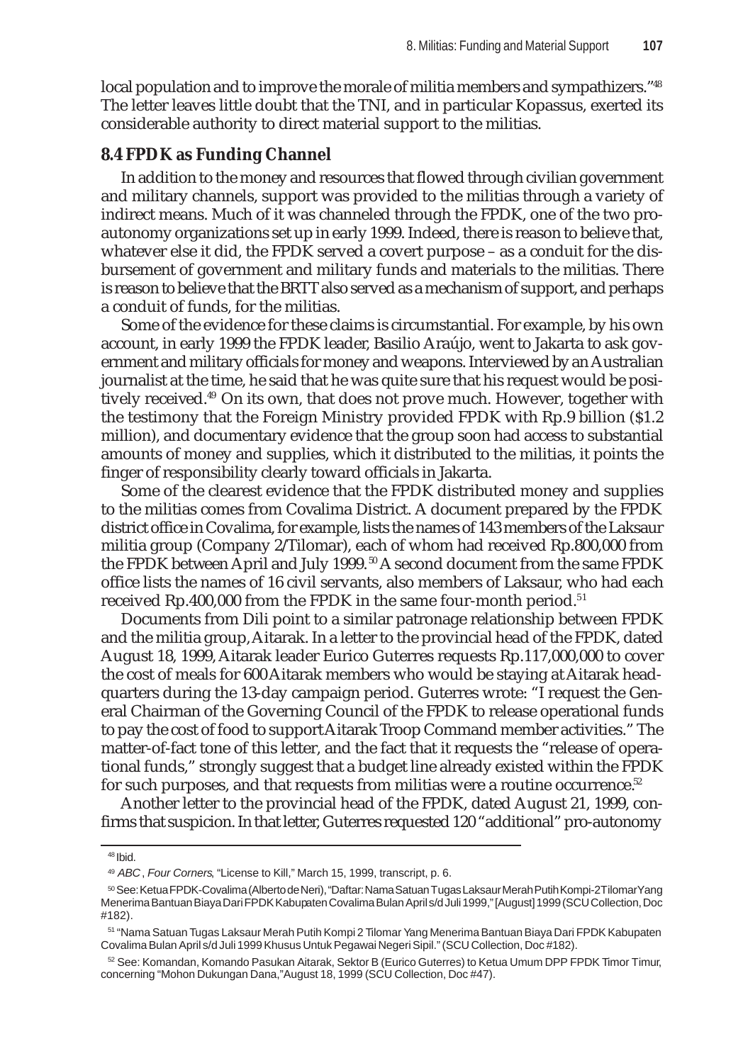local population and to improve the morale of militia members and sympathizers."[48] The letter leaves little doubt that the TNI, and in particular Kopassus, exerted its considerable authority to direct material support to the militias.

### 8.4 FPDK as Funding Channel

In addition to the money and resources that flowed through civilian government and military channels, support was provided to the militias through a variety of indirect means. Much of it was channeled through the FPDK, one of the two pro-autonomy organizations set up in early 1999. Indeed, there is reason to believe that, whatever else it did, the FPDK served a covert purpose – as a conduit for the disbursement of government and military funds and materials to the militias. There is reason to believe that the BRTT also served as a mechanism of support, and perhaps a conduit of funds, for the militias.

Some of the evidence for these claims is circumstantial. For example, by his own account, in early 1999 the FPDK leader, Basilio Araújo, went to Jakarta to ask government and military officials for money and weapons. Interviewed by an Australian journalist at the time, he said that he was quite sure that his request would be positively received.[49] On its own, that does not prove much. However, together with the testimony that the Foreign Ministry provided FPDK with Rp.9 billion ($1.2 million), and documentary evidence that the group soon had access to substantial amounts of money and supplies, which it distributed to the militias, it points the finger of responsibility clearly toward officials in Jakarta.

Some of the clearest evidence that the FPDK distributed money and supplies to the militias comes from Covalima District. A document prepared by the FPDK district office in Covalima, for example, lists the names of 143 members of the Laksaur militia group (Company 2/Tilomar), each of whom had received Rp.800,000 from the FPDK between April and July 1999.[50] A second document from the same FPDK office lists the names of 16 civil servants, also members of Laksaur, who had each received Rp.400,000 from the FPDK in the same four-month period.[51]

Documents from Dili point to a similar patronage relationship between FPDK and the militia group, Aitarak. In a letter to the provincial head of the FPDK, dated August 18, 1999, Aitarak leader Eurico Guterres requests Rp.117,000,000 to cover the cost of meals for 600 Aitarak members who would be staying at Aitarak headquarters during the 13-day campaign period. Guterres wrote: "I request the General Chairman of the Governing Council of the FPDK to release operational funds to pay the cost of food to support Aitarak Troop Command member activities." The matter-of-fact tone of this letter, and the fact that it requests the "release of operational funds," strongly suggest that a budget line already existed within the FPDK for such purposes, and that requests from militias were a routine occurrence.[52]

Another letter to the provincial head of the FPDK, dated August 21, 1999, confirms that suspicion. In that letter, Guterres requested 120 "additional" pro-autonomy

---

[48] Ibid.

[49] *ABC*, *Four Corners*, "License to Kill," March 15, 1999, transcript, p. 6.

[50] See: Ketua FPDK-Covalima (Alberto de Neri), "Daftar: Nama Satuan Tugas Laksaur Merah Putih Kompi-2 Tilomar Yang Menerima Bantuan Biaya Dari FPDK Kabupaten Covalima Bulan April s/d Juli 1999," [August] 1999 (SCU Collection, Doc #182).

[51] "Nama Satuan Tugas Laksaur Merah Putih Kompi 2 Tilomar Yang Menerima Bantuan Biaya Dari FPDK Kabupaten Covalima Bulan April s/d Juli 1999 Khusus Untuk Pegawai Negeri Sipil." (SCU Collection, Doc #182).

[52] See: Komandan, Komando Pasukan Aitarak, Sektor B (Eurico Guterres) to Ketua Umum DPP FPDK Timor Timur, concerning "Mohon Dukungan Dana," August 18, 1999 (SCU Collection, Doc #47).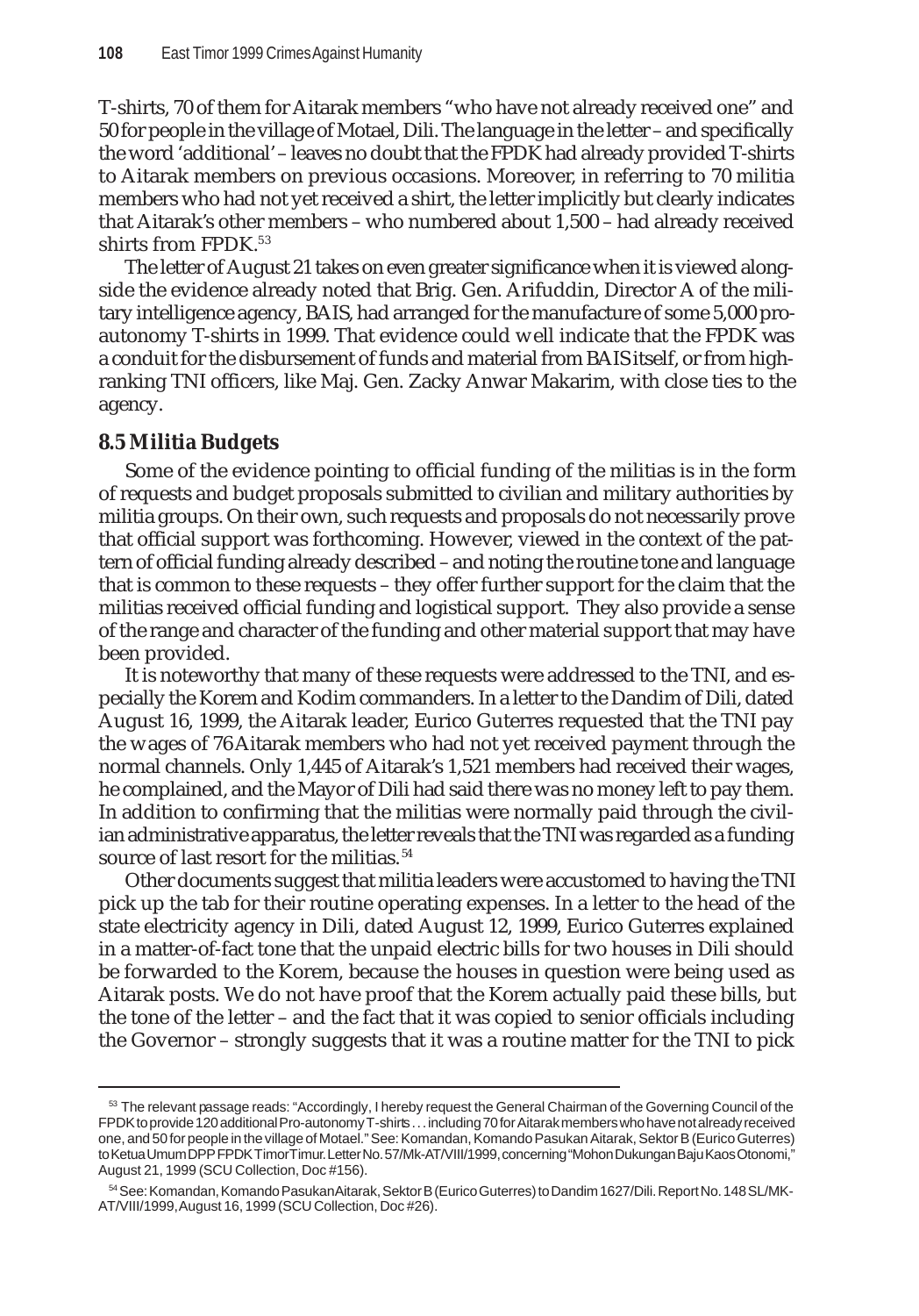T-shirts, 70 of them for Aitarak members "who have not already received one" and 50 for people in the village of Motael, Dili. The language in the letter – and specifically the word 'additional' – leaves no doubt that the FPDK had already provided T-shirts to Aitarak members on previous occasions. Moreover, in referring to 70 militia members who had not yet received a shirt, the letter implicitly but clearly indicates that Aitarak's other members – who numbered about 1,500 – had already received shirts from FPDK.[53]

The letter of August 21 takes on even greater significance when it is viewed alongside the evidence already noted that Brig. Gen. Arifuddin, Director A of the military intelligence agency, BAIS, had arranged for the manufacture of some 5,000 pro-autonomy T-shirts in 1999. That evidence could well indicate that the FPDK was a conduit for the disbursement of funds and material from BAIS itself, or from high-ranking TNI officers, like Maj. Gen. Zacky Anwar Makarim, with close ties to the agency.

### 8.5 Militia Budgets

Some of the evidence pointing to official funding of the militias is in the form of requests and budget proposals submitted to civilian and military authorities by militia groups. On their own, such requests and proposals do not necessarily prove that official support was forthcoming. However, viewed in the context of the pattern of official funding already described – and noting the routine tone and language that is common to these requests – they offer further support for the claim that the militias received official funding and logistical support. They also provide a sense of the range and character of the funding and other material support that may have been provided.

It is noteworthy that many of these requests were addressed to the TNI, and especially the Korem and Kodim commanders. In a letter to the Dandim of Dili, dated August 16, 1999, the Aitarak leader, Eurico Guterres requested that the TNI pay the wages of 76 Aitarak members who had not yet received payment through the normal channels. Only 1,445 of Aitarak's 1,521 members had received their wages, he complained, and the Mayor of Dili had said there was no money left to pay them. In addition to confirming that the militias were normally paid through the civilian administrative apparatus, the letter reveals that the TNI was regarded as a funding source of last resort for the militias.[54]

Other documents suggest that militia leaders were accustomed to having the TNI pick up the tab for their routine operating expenses. In a letter to the head of the state electricity agency in Dili, dated August 12, 1999, Eurico Guterres explained in a matter-of-fact tone that the unpaid electric bills for two houses in Dili should be forwarded to the Korem, because the houses in question were being used as Aitarak posts. We do not have proof that the Korem actually paid these bills, but the tone of the letter – and the fact that it was copied to senior officials including the Governor – strongly suggests that it was a routine matter for the TNI to pick

---

[53] The relevant passage reads: "Accordingly, I hereby request the General Chairman of the Governing Council of the FPDK to provide 120 additional Pro-autonomy T-shirts . . . including 70 for Aitarak members who have not already received one, and 50 for people in the village of Motael." See: Komandan, Komando Pasukan Aitarak, Sektor B (Eurico Guterres) to Ketua Umum DPP FPDK Timor Timur. Letter No. 57/Mk-AT/VIII/1999, concerning "Mohon Dukungan Baju Kaos Otonomi," August 21, 1999 (SCU Collection, Doc #156).

[54] See: Komandan, Komando Pasukan Aitarak, Sektor B (Eurico Guterres) to Dandim 1627/Dili. Report No. 148 SL/MK-AT/VIII/1999, August 16, 1999 (SCU Collection, Doc #26).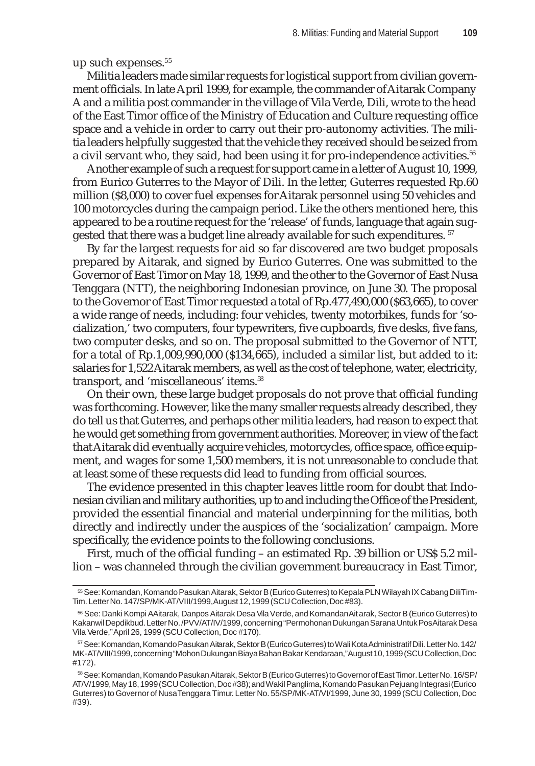up such expenses.[55]

Militia leaders made similar requests for logistical support from civilian government officials. In late April 1999, for example, the commander of Aitarak Company A and a militia post commander in the village of Vila Verde, Dili, wrote to the head of the East Timor office of the Ministry of Education and Culture requesting office space and a vehicle in order to carry out their pro-autonomy activities. The militia leaders helpfully suggested that the vehicle they received should be seized from a civil servant who, they said, had been using it for pro-independence activities.[56]

Another example of such a request for support came in a letter of August 10, 1999, from Eurico Guterres to the Mayor of Dili. In the letter, Guterres requested Rp.60 million ($8,000) to cover fuel expenses for Aitarak personnel using 50 vehicles and 100 motorcycles during the campaign period. Like the others mentioned here, this appeared to be a routine request for the 'release' of funds, language that again suggested that there was a budget line already available for such expenditures.[57]

By far the largest requests for aid so far discovered are two budget proposals prepared by Aitarak, and signed by Eurico Guterres. One was submitted to the Governor of East Timor on May 18, 1999, and the other to the Governor of East Nusa Tenggara (NTT), the neighboring Indonesian province, on June 30. The proposal to the Governor of East Timor requested a total of Rp.477,490,000 ($63,665), to cover a wide range of needs, including: four vehicles, twenty motorbikes, funds for 'socialization,' two computers, four typewriters, five cupboards, five desks, five fans, two computer desks, and so on. The proposal submitted to the Governor of NTT, for a total of Rp.1,009,990,000 ($134,665), included a similar list, but added to it: salaries for 1,522 Aitarak members, as well as the cost of telephone, water, electricity, transport, and 'miscellaneous' items.[58]

On their own, these large budget proposals do not prove that official funding was forthcoming. However, like the many smaller requests already described, they do tell us that Guterres, and perhaps other militia leaders, had reason to expect that he would get something from government authorities. Moreover, in view of the fact that Aitarak did eventually acquire vehicles, motorcycles, office space, office equipment, and wages for some 1,500 members, it is not unreasonable to conclude that at least some of these requests did lead to funding from official sources.

The evidence presented in this chapter leaves little room for doubt that Indonesian civilian and military authorities, up to and including the Office of the President, provided the essential financial and material underpinning for the militias, both directly and indirectly under the auspices of the 'socialization' campaign. More specifically, the evidence points to the following conclusions.

First, much of the official funding – an estimated Rp. 39 billion or US$ 5.2 million – was channeled through the civilian government bureaucracy in East Timor,

---

[55] See: Komandan, Komando Pasukan Aitarak, Sektor B (Eurico Guterres) to Kepala PLN Wilayah IX Cabang Dili Tim-Tim. Letter No. 147/SP/MK-AT/VIII/1999, August 12, 1999 (SCU Collection, Doc #83).

[56] See: Danki Kompi A Aitarak, Danpos Aitarak Desa Vila Verde, and Komandan Aitarak, Sector B (Eurico Guterres) to Kakanwil Depdikbud. Letter No. /PVV/AT/IV/1999, concerning "Permohonan Dukungan Sarana Untuk Pos Aitarak Desa Vila Verde," April 26, 1999 (SCU Collection, Doc #170).

[57] See: Komandan, Komando Pasukan Aitarak, Sektor B (Eurico Guterres) to Wali Kota Administratif Dili. Letter No. 142/MK-AT/VIII/1999, concerning "Mohon Dukungan Biaya Bahan Bakar Kendaraan," August 10, 1999 (SCU Collection, Doc #172).

[58] See: Komandan, Komando Pasukan Aitarak, Sektor B (Eurico Guterres) to Governor of East Timor. Letter No. 16/SP/AT/V/1999, May 18, 1999 (SCU Collection, Doc #38); and Wakil Panglima, Komando Pasukan Pejuang Integrasi (Eurico Guterres) to Governor of Nusa Tenggara Timur. Letter No. 55/SP/MK-AT/VI/1999, June 30, 1999 (SCU Collection, Doc #39).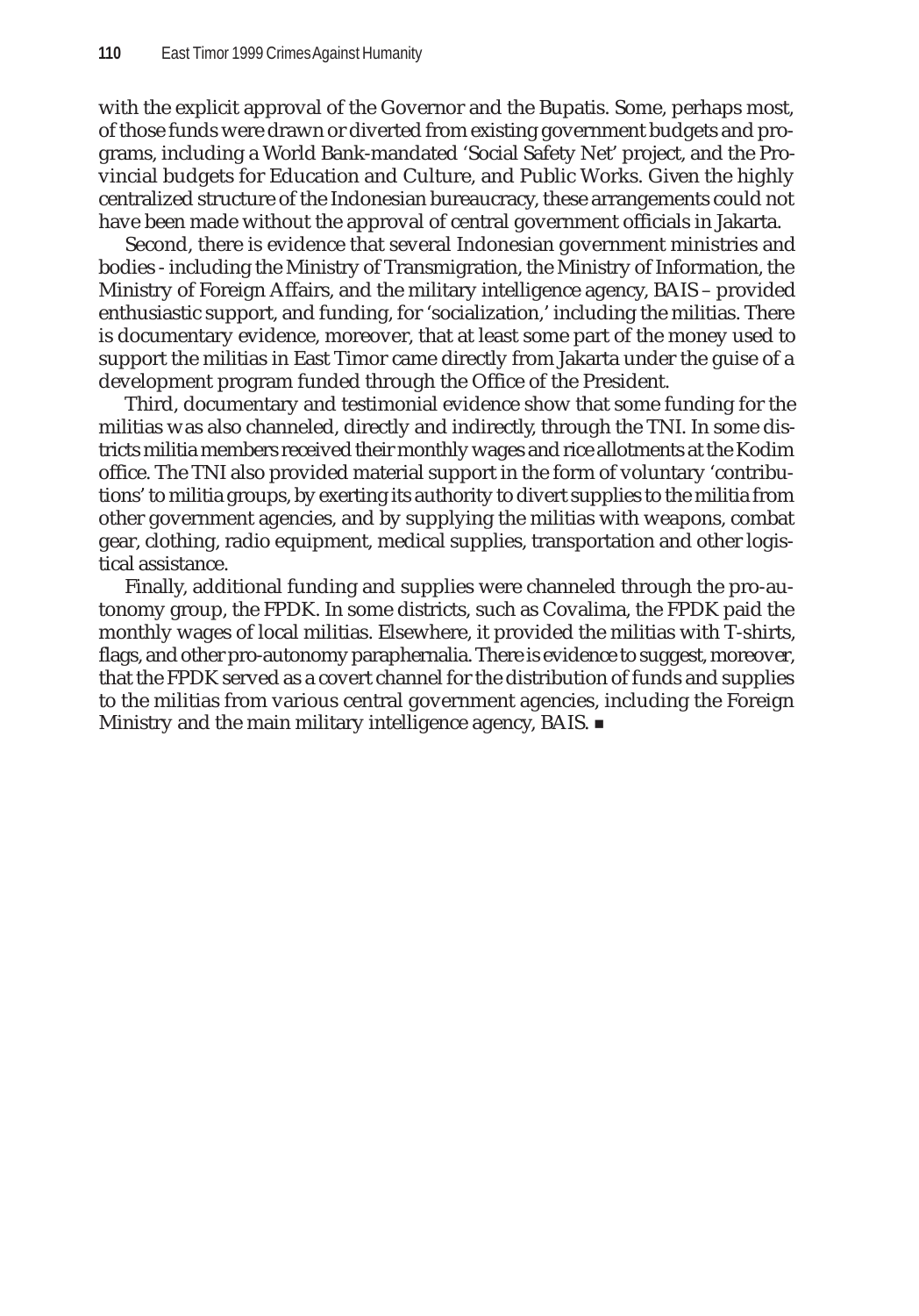with the explicit approval of the Governor and the Bupatis. Some, perhaps most, of those funds were drawn or diverted from existing government budgets and programs, including a World Bank-mandated 'Social Safety Net' project, and the Provincial budgets for Education and Culture, and Public Works. Given the highly centralized structure of the Indonesian bureaucracy, these arrangements could not have been made without the approval of central government officials in Jakarta.

Second, there is evidence that several Indonesian government ministries and bodies - including the Ministry of Transmigration, the Ministry of Information, the Ministry of Foreign Affairs, and the military intelligence agency, BAIS – provided enthusiastic support, and funding, for 'socialization,' including the militias. There is documentary evidence, moreover, that at least some part of the money used to support the militias in East Timor came directly from Jakarta under the guise of a development program funded through the Office of the President.

Third, documentary and testimonial evidence show that some funding for the militias was also channeled, directly and indirectly, through the TNI. In some districts militia members received their monthly wages and rice allotments at the Kodim office. The TNI also provided material support in the form of voluntary 'contributions' to militia groups, by exerting its authority to divert supplies to the militia from other government agencies, and by supplying the militias with weapons, combat gear, clothing, radio equipment, medical supplies, transportation and other logistical assistance.

Finally, additional funding and supplies were channeled through the pro-autonomy group, the FPDK. In some districts, such as Covalima, the FPDK paid the monthly wages of local militias. Elsewhere, it provided the militias with T-shirts, flags, and other pro-autonomy paraphernalia. There is evidence to suggest, moreover, that the FPDK served as a covert channel for the distribution of funds and supplies to the militias from various central government agencies, including the Foreign Ministry and the main military intelligence agency, BAIS. ■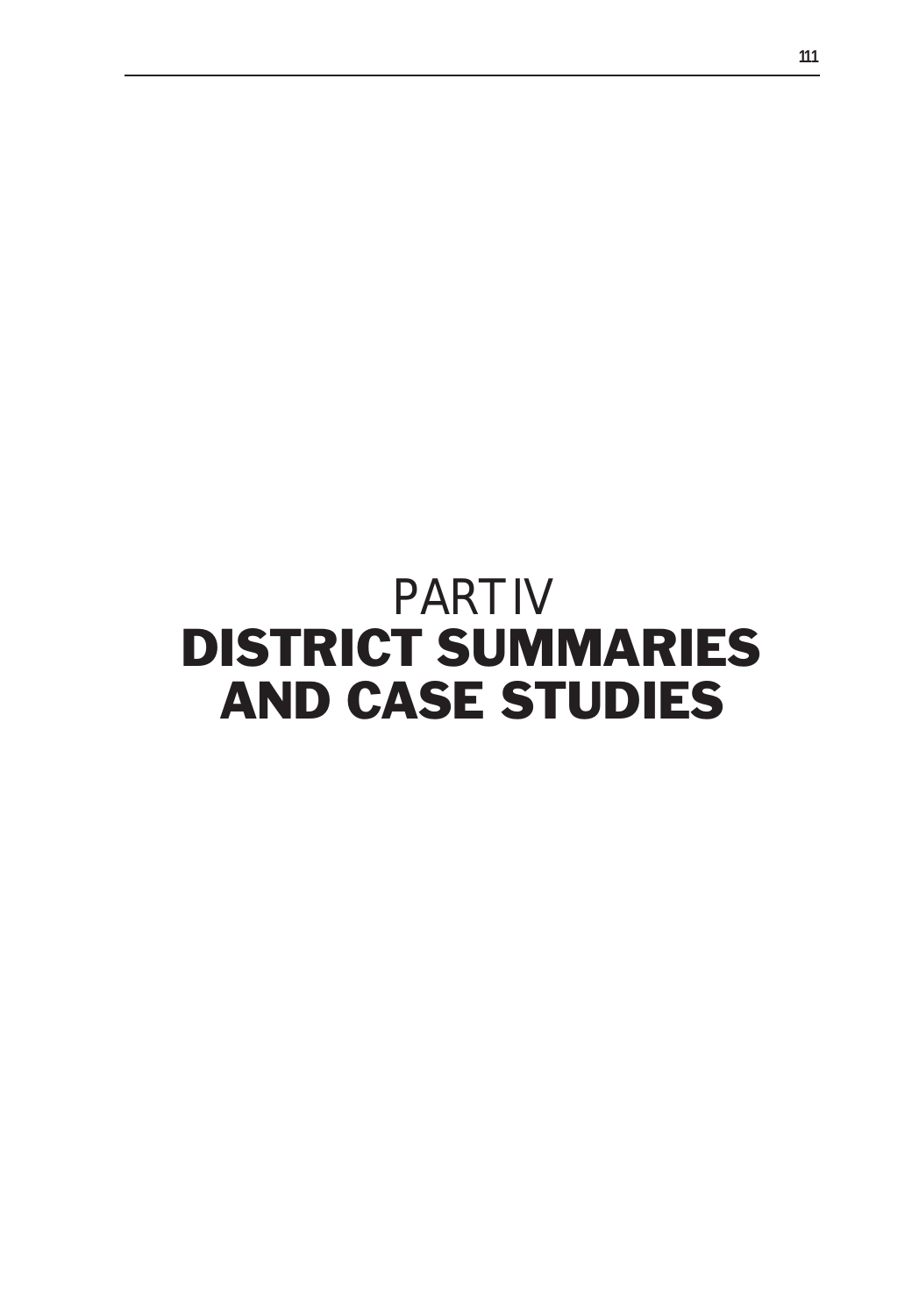# PART IV
# DISTRICT SUMMARIES AND CASE STUDIES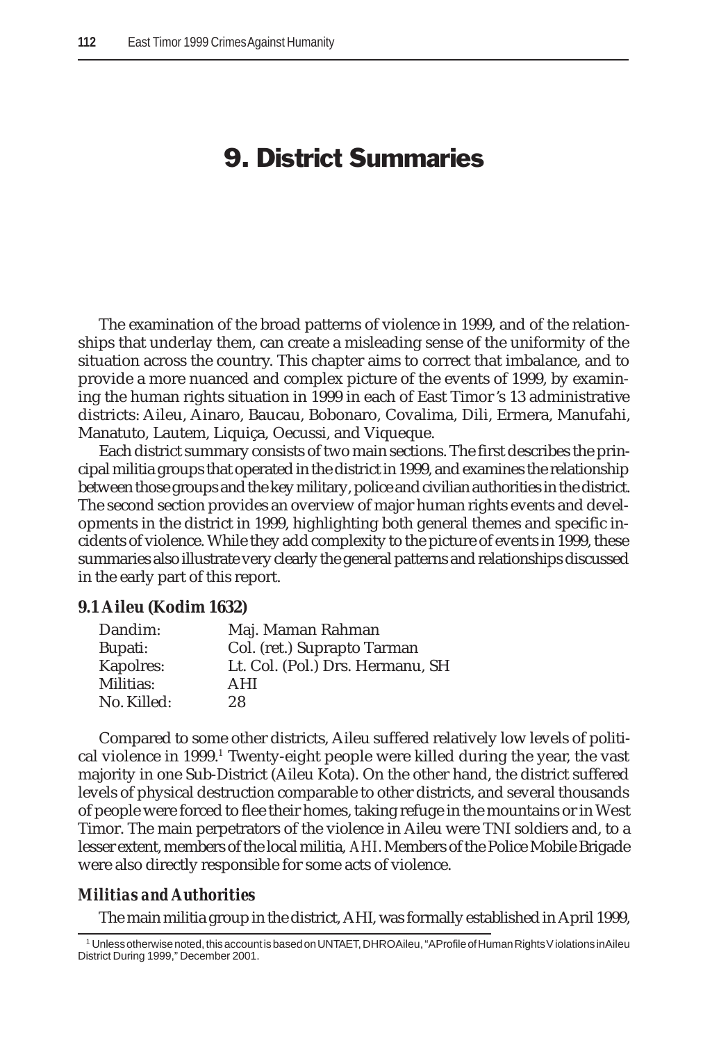# 9. District Summaries

The examination of the broad patterns of violence in 1999, and of the relationships that underlay them, can create a misleading sense of the uniformity of the situation across the country. This chapter aims to correct that imbalance, and to provide a more nuanced and complex picture of the events of 1999, by examining the human rights situation in 1999 in each of East Timor's 13 administrative districts: Aileu, Ainaro, Baucau, Bobonaro, Covalima, Dili, Ermera, Manufahi, Manatuto, Lautem, Liquiça, Oecussi, and Viqueque.

Each district summary consists of two main sections. The first describes the principal militia groups that operated in the district in 1999, and examines the relationship between those groups and the key military, police and civilian authorities in the district. The second section provides an overview of major human rights events and developments in the district in 1999, highlighting both general themes and specific incidents of violence. While they add complexity to the picture of events in 1999, these summaries also illustrate very clearly the general patterns and relationships discussed in the early part of this report.

### 9.1 Aileu (Kodim 1632)

| | |
|---|---|
| Dandim: | Maj. Maman Rahman |
| Bupati: | Col. (ret.) Suprapto Tarman |
| Kapolres: | Lt. Col. (Pol.) Drs. Hermanu, SH |
| Militias: | AHI |
| No. Killed: | 28 |

Compared to some other districts, Aileu suffered relatively low levels of political violence in 1999.[1] Twenty-eight people were killed during the year, the vast majority in one Sub-District (Aileu Kota). On the other hand, the district suffered levels of physical destruction comparable to other districts, and several thousands of people were forced to flee their homes, taking refuge in the mountains or in West Timor. The main perpetrators of the violence in Aileu were TNI soldiers and, to a lesser extent, members of the local militia, *AHI*. Members of the Police Mobile Brigade were also directly responsible for some acts of violence.

#### *Militias and Authorities*

The main militia group in the district, AHI, was formally established in April 1999,

[1] Unless otherwise noted, this account is based on UNTAET, DHRO Aileu, "A Profile of Human Rights Violations in Aileu District During 1999," December 2001.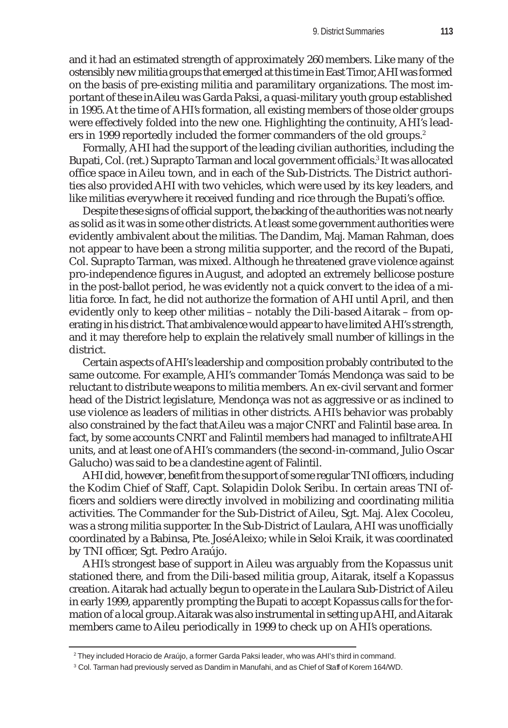and it had an estimated strength of approximately 260 members. Like many of the ostensibly new militia groups that emerged at this time in East Timor, AHI was formed on the basis of pre-existing militia and paramilitary organizations. The most important of these in Aileu was Garda Paksi, a quasi-military youth group established in 1995. At the time of AHI's formation, all existing members of those older groups were effectively folded into the new one. Highlighting the continuity, AHI's leaders in 1999 reportedly included the former commanders of the old groups.[2]

Formally, AHI had the support of the leading civilian authorities, including the Bupati, Col. (ret.) Suprapto Tarman and local government officials.[3] It was allocated office space in Aileu town, and in each of the Sub-Districts. The District authorities also provided AHI with two vehicles, which were used by its key leaders, and like militias everywhere it received funding and rice through the Bupati's office.

Despite these signs of official support, the backing of the authorities was not nearly as solid as it was in some other districts. At least some government authorities were evidently ambivalent about the militias. The Dandim, Maj. Maman Rahman, does not appear to have been a strong militia supporter, and the record of the Bupati, Col. Suprapto Tarman, was mixed. Although he threatened grave violence against pro-independence figures in August, and adopted an extremely bellicose posture in the post-ballot period, he was evidently not a quick convert to the idea of a militia force. In fact, he did not authorize the formation of AHI until April, and then evidently only to keep other militias – notably the Dili-based Aitarak – from operating in his district. That ambivalence would appear to have limited AHI's strength, and it may therefore help to explain the relatively small number of killings in the district.

Certain aspects of AHI's leadership and composition probably contributed to the same outcome. For example, AHI's commander Tomás Mendonça was said to be reluctant to distribute weapons to militia members. An ex-civil servant and former head of the District legislature, Mendonça was not as aggressive or as inclined to use violence as leaders of militias in other districts. AHI's behavior was probably also constrained by the fact that Aileu was a major CNRT and Falintil base area. In fact, by some accounts CNRT and Falintil members had managed to infiltrate AHI units, and at least one of AHI's commanders (the second-in-command, Julio Oscar Galucho) was said to be a clandestine agent of Falintil.

AHI did, however, benefit from the support of some regular TNI officers, including the Kodim Chief of Staff, Capt. Solapidin Dolok Seribu. In certain areas TNI officers and soldiers were directly involved in mobilizing and coordinating militia activities. The Commander for the Sub-District of Aileu, Sgt. Maj. Alex Cocoleu, was a strong militia supporter. In the Sub-District of Laulara, AHI was unofficially coordinated by a Babinsa, Pte. José Aleixo; while in Seloi Kraik, it was coordinated by TNI officer, Sgt. Pedro Araújo.

AHI's strongest base of support in Aileu was arguably from the Kopassus unit stationed there, and from the Dili-based militia group, Aitarak, itself a Kopassus creation. Aitarak had actually begun to operate in the Laulara Sub-District of Aileu in early 1999, apparently prompting the Bupati to accept Kopassus calls for the formation of a local group. Aitarak was also instrumental in setting up AHI, and Aitarak members came to Aileu periodically in 1999 to check up on AHI's operations.

---

[2] They included Horacio de Araújo, a former Garda Paksi leader, who was AHI's third in command.

[3] Col. Tarman had previously served as Dandim in Manufahi, and as Chief of Staff of Korem 164/WD.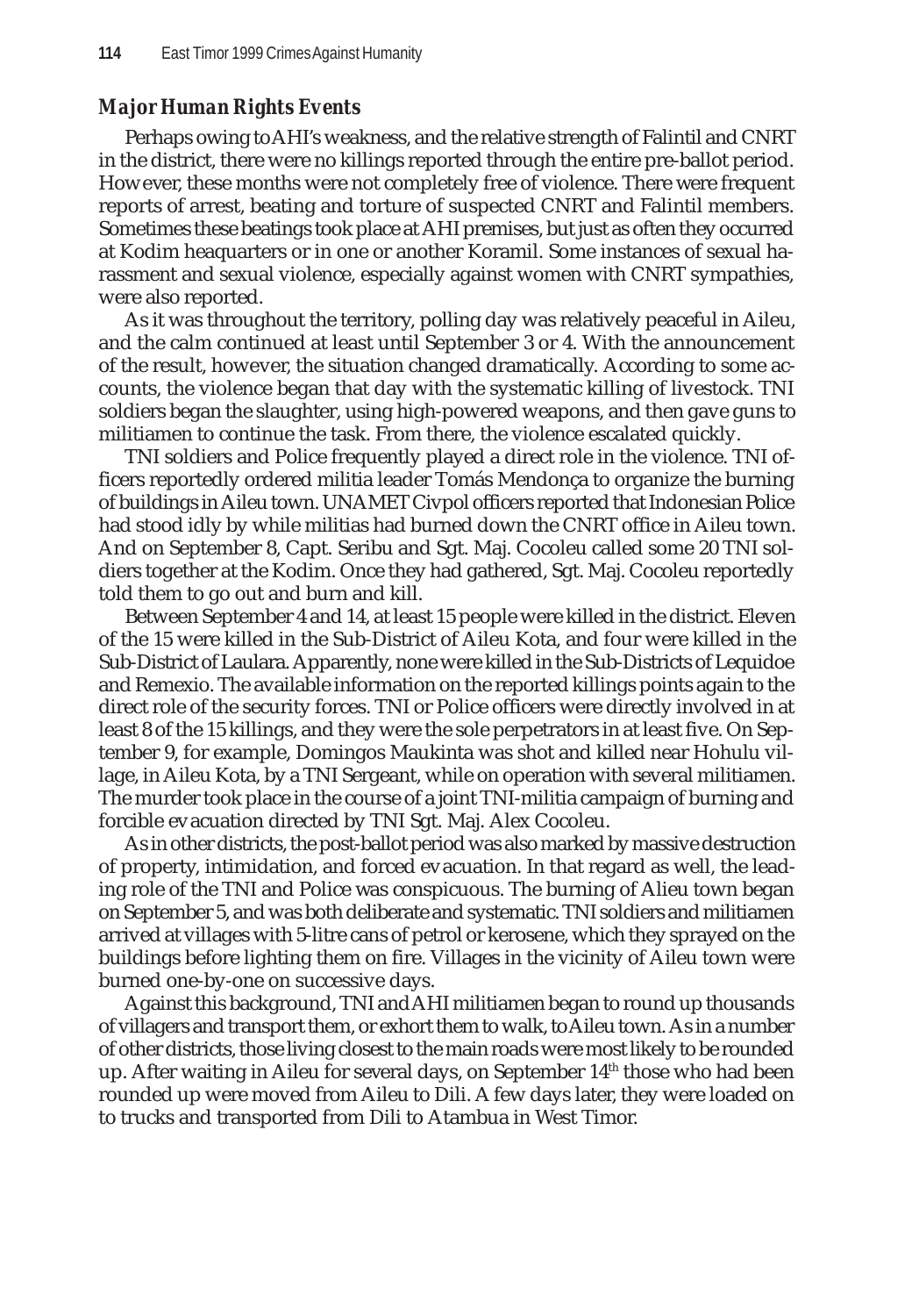### *Major Human Rights Events*

Perhaps owing to AHI's weakness, and the relative strength of Falintil and CNRT in the district, there were no killings reported through the entire pre-ballot period. However, these months were not completely free of violence. There were frequent reports of arrest, beating and torture of suspected CNRT and Falintil members. Sometimes these beatings took place at AHI premises, but just as often they occurred at Kodim heaquarters or in one or another Koramil. Some instances of sexual harassment and sexual violence, especially against women with CNRT sympathies, were also reported.

As it was throughout the territory, polling day was relatively peaceful in Aileu, and the calm continued at least until September 3 or 4. With the announcement of the result, however, the situation changed dramatically. According to some accounts, the violence began that day with the systematic killing of livestock. TNI soldiers began the slaughter, using high-powered weapons, and then gave guns to militiamen to continue the task. From there, the violence escalated quickly.

TNI soldiers and Police frequently played a direct role in the violence. TNI officers reportedly ordered militia leader Tomás Mendonça to organize the burning of buildings in Aileu town. UNAMET Civpol officers reported that Indonesian Police had stood idly by while militias had burned down the CNRT office in Aileu town. And on September 8, Capt. Seribu and Sgt. Maj. Cocoleu called some 20 TNI soldiers together at the Kodim. Once they had gathered, Sgt. Maj. Cocoleu reportedly told them to go out and burn and kill.

Between September 4 and 14, at least 15 people were killed in the district. Eleven of the 15 were killed in the Sub-District of Aileu Kota, and four were killed in the Sub-District of Laulara. Apparently, none were killed in the Sub-Districts of Lequidoe and Remexio. The available information on the reported killings points again to the direct role of the security forces. TNI or Police officers were directly involved in at least 8 of the 15 killings, and they were the sole perpetrators in at least five. On September 9, for example, Domingos Maukinta was shot and killed near Hohulu village, in Aileu Kota, by a TNI Sergeant, while on operation with several militiamen. The murder took place in the course of a joint TNI-militia campaign of burning and forcible evacuation directed by TNI Sgt. Maj. Alex Cocoleu.

As in other districts, the post-ballot period was also marked by massive destruction of property, intimidation, and forced evacuation. In that regard as well, the leading role of the TNI and Police was conspicuous. The burning of Alieu town began on September 5, and was both deliberate and systematic. TNI soldiers and militiamen arrived at villages with 5-litre cans of petrol or kerosene, which they sprayed on the buildings before lighting them on fire. Villages in the vicinity of Aileu town were burned one-by-one on successive days.

Against this background, TNI and AHI militiamen began to round up thousands of villagers and transport them, or exhort them to walk, to Aileu town. As in a number of other districts, those living closest to the main roads were most likely to be rounded up. After waiting in Aileu for several days, on September 14th those who had been rounded up were moved from Aileu to Dili. A few days later, they were loaded on to trucks and transported from Dili to Atambua in West Timor.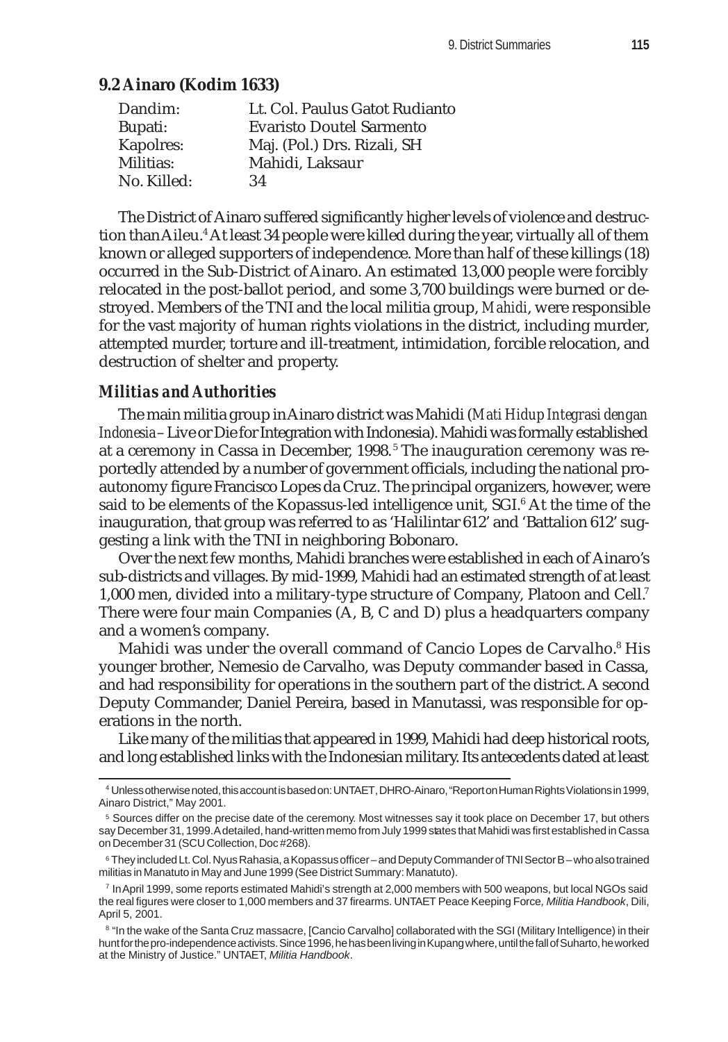## 9.2 Ainaro (Kodim 1633)

| | |
|---|---|
| Dandim: | Lt. Col. Paulus Gatot Rudianto |
| Bupati: | Evaristo Doutel Sarmento |
| Kapolres: | Maj. (Pol.) Drs. Rizali, SH |
| Militias: | Mahidi, Laksaur |
| No. Killed: | 34 |

The District of Ainaro suffered significantly higher levels of violence and destruction than Aileu.[4] At least 34 people were killed during the year, virtually all of them known or alleged supporters of independence. More than half of these killings (18) occurred in the Sub-District of Ainaro. An estimated 13,000 people were forcibly relocated in the post-ballot period, and some 3,700 buildings were burned or destroyed. Members of the TNI and the local militia group, *Mahidi*, were responsible for the vast majority of human rights violations in the district, including murder, attempted murder, torture and ill-treatment, intimidation, forcible relocation, and destruction of shelter and property.

### *Militias and Authorities*

The main militia group in Ainaro district was Mahidi (*Mati Hidup Integrasi dengan Indonesia* – Live or Die for Integration with Indonesia). Mahidi was formally established at a ceremony in Cassa in December, 1998.[5] The inauguration ceremony was reportedly attended by a number of government officials, including the national pro-autonomy figure Francisco Lopes da Cruz. The principal organizers, however, were said to be elements of the Kopassus-led intelligence unit, SGI.[6] At the time of the inauguration, that group was referred to as 'Halilintar 612' and 'Battalion 612' suggesting a link with the TNI in neighboring Bobonaro.

Over the next few months, Mahidi branches were established in each of Ainaro's sub-districts and villages. By mid-1999, Mahidi had an estimated strength of at least 1,000 men, divided into a military-type structure of Company, Platoon and Cell.[7] There were four main Companies (A, B, C and D) plus a headquarters company and a women's company.

Mahidi was under the overall command of Cancio Lopes de Carvalho.[8] His younger brother, Nemesio de Carvalho, was Deputy commander based in Cassa, and had responsibility for operations in the southern part of the district. A second Deputy Commander, Daniel Pereira, based in Manutassi, was responsible for operations in the north.

Like many of the militias that appeared in 1999, Mahidi had deep historical roots, and long established links with the Indonesian military. Its antecedents dated at least

---

[4] Unless otherwise noted, this account is based on: UNTAET, DHRO-Ainaro, "Report on Human Rights Violations in 1999, Ainaro District," May 2001.

[5] Sources differ on the precise date of the ceremony. Most witnesses say it took place on December 17, but others say December 31, 1999. A detailed, hand-written memo from July 1999 states that Mahidi was first established in Cassa on December 31 (SCU Collection, Doc #268).

[6] They included Lt. Col. Nyus Rahasia, a Kopassus officer – and Deputy Commander of TNI Sector B – who also trained militias in Manatuto in May and June 1999 (See District Summary: Manatuto).

[7] In April 1999, some reports estimated Mahidi's strength at 2,000 members with 500 weapons, but local NGOs said the real figures were closer to 1,000 members and 37 firearms. UNTAET Peace Keeping Force, *Militia Handbook*, Dili, April 5, 2001.

[8] "In the wake of the Santa Cruz massacre, [Cancio Carvalho] collaborated with the SGI (Military Intelligence) in their hunt for the pro-independence activists. Since 1996, he has been living in Kupang where, until the fall of Suharto, he worked at the Ministry of Justice." UNTAET, *Militia Handbook*.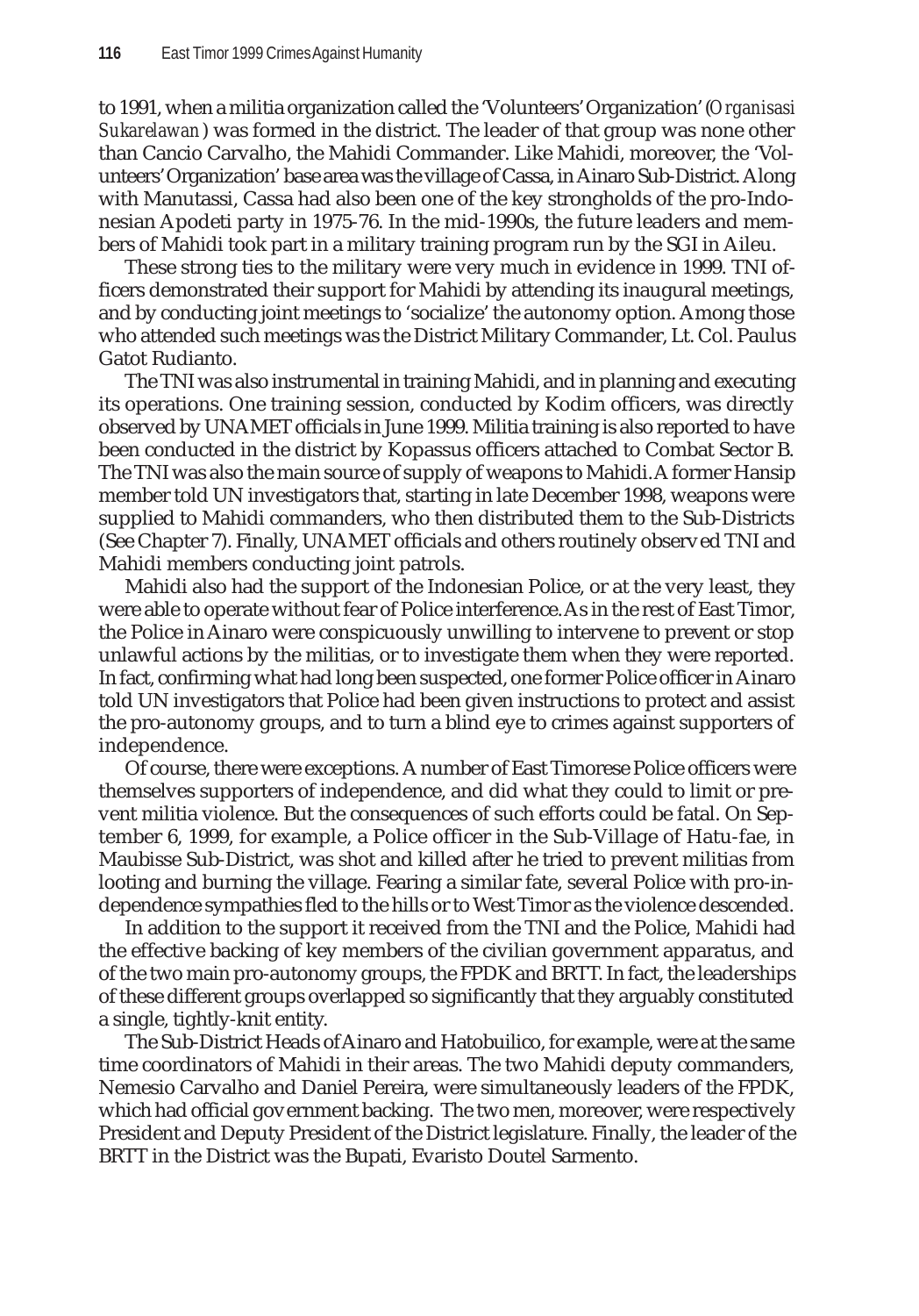to 1991, when a militia organization called the 'Volunteers' Organization' (*Organisasi Sukarelawan*) was formed in the district. The leader of that group was none other than Cancio Carvalho, the Mahidi Commander. Like Mahidi, moreover, the 'Volunteers' Organization' base area was the village of Cassa, in Ainaro Sub-District. Along with Manutassi, Cassa had also been one of the key strongholds of the pro-Indonesian Apodeti party in 1975-76. In the mid-1990s, the future leaders and members of Mahidi took part in a military training program run by the SGI in Aileu.

These strong ties to the military were very much in evidence in 1999. TNI officers demonstrated their support for Mahidi by attending its inaugural meetings, and by conducting joint meetings to 'socialize' the autonomy option. Among those who attended such meetings was the District Military Commander, Lt. Col. Paulus Gatot Rudianto.

The TNI was also instrumental in training Mahidi, and in planning and executing its operations. One training session, conducted by Kodim officers, was directly observed by UNAMET officials in June 1999. Militia training is also reported to have been conducted in the district by Kopassus officers attached to Combat Sector B. The TNI was also the main source of supply of weapons to Mahidi. A former Hansip member told UN investigators that, starting in late December 1998, weapons were supplied to Mahidi commanders, who then distributed them to the Sub-Districts (See Chapter 7). Finally, UNAMET officials and others routinely observed TNI and Mahidi members conducting joint patrols.

Mahidi also had the support of the Indonesian Police, or at the very least, they were able to operate without fear of Police interference. As in the rest of East Timor, the Police in Ainaro were conspicuously unwilling to intervene to prevent or stop unlawful actions by the militias, or to investigate them when they were reported. In fact, confirming what had long been suspected, one former Police officer in Ainaro told UN investigators that Police had been given instructions to protect and assist the pro-autonomy groups, and to turn a blind eye to crimes against supporters of independence.

Of course, there were exceptions. A number of East Timorese Police officers were themselves supporters of independence, and did what they could to limit or prevent militia violence. But the consequences of such efforts could be fatal. On September 6, 1999, for example, a Police officer in the Sub-Village of Hatu-fae, in Maubisse Sub-District, was shot and killed after he tried to prevent militias from looting and burning the village. Fearing a similar fate, several Police with pro-independence sympathies fled to the hills or to West Timor as the violence descended.

In addition to the support it received from the TNI and the Police, Mahidi had the effective backing of key members of the civilian government apparatus, and of the two main pro-autonomy groups, the FPDK and BRTT. In fact, the leaderships of these different groups overlapped so significantly that they arguably constituted a single, tightly-knit entity.

The Sub-District Heads of Ainaro and Hatobuilico, for example, were at the same time coordinators of Mahidi in their areas. The two Mahidi deputy commanders, Nemesio Carvalho and Daniel Pereira, were simultaneously leaders of the FPDK, which had official government backing. The two men, moreover, were respectively President and Deputy President of the District legislature. Finally, the leader of the BRTT in the District was the Bupati, Evaristo Doutel Sarmento.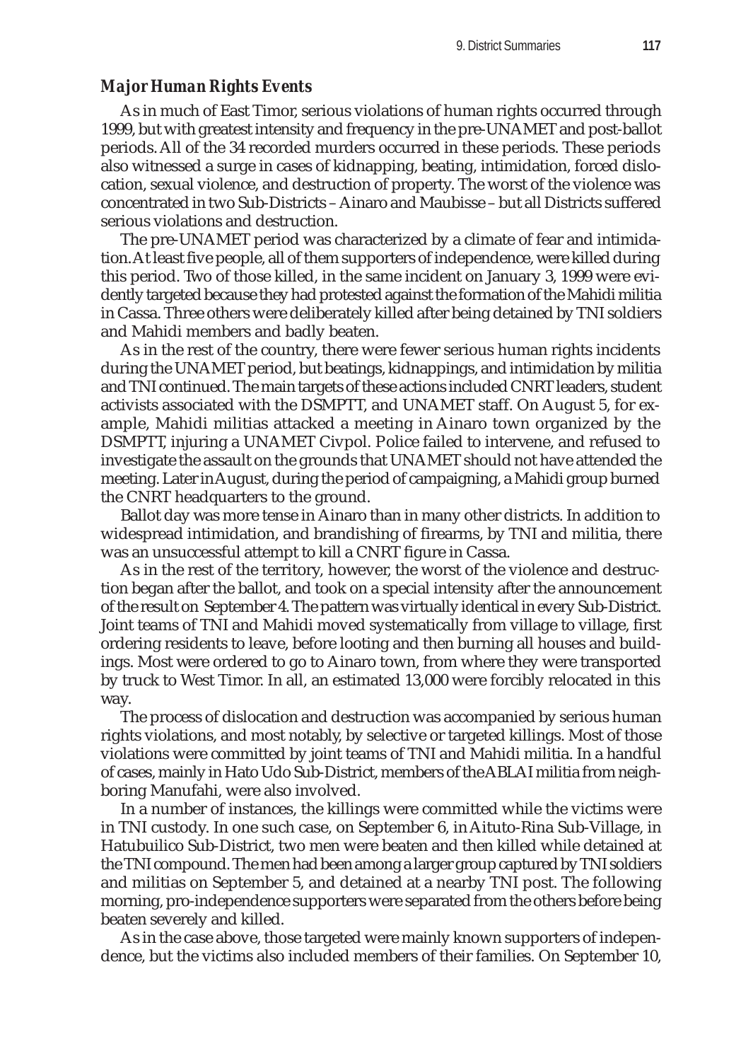### *Major Human Rights Events*

As in much of East Timor, serious violations of human rights occurred through 1999, but with greatest intensity and frequency in the pre-UNAMET and post-ballot periods. All of the 34 recorded murders occurred in these periods. These periods also witnessed a surge in cases of kidnapping, beating, intimidation, forced dislocation, sexual violence, and destruction of property. The worst of the violence was concentrated in two Sub-Districts – Ainaro and Maubisse – but all Districts suffered serious violations and destruction.

The pre-UNAMET period was characterized by a climate of fear and intimidation. At least five people, all of them supporters of independence, were killed during this period. Two of those killed, in the same incident on January 3, 1999 were evidently targeted because they had protested against the formation of the Mahidi militia in Cassa. Three others were deliberately killed after being detained by TNI soldiers and Mahidi members and badly beaten.

As in the rest of the country, there were fewer serious human rights incidents during the UNAMET period, but beatings, kidnappings, and intimidation by militia and TNI continued. The main targets of these actions included CNRT leaders, student activists associated with the DSMPTT, and UNAMET staff. On August 5, for example, Mahidi militias attacked a meeting in Ainaro town organized by the DSMPTT, injuring a UNAMET Civpol. Police failed to intervene, and refused to investigate the assault on the grounds that UNAMET should not have attended the meeting. Later in August, during the period of campaigning, a Mahidi group burned the CNRT headquarters to the ground.

Ballot day was more tense in Ainaro than in many other districts. In addition to widespread intimidation, and brandishing of firearms, by TNI and militia, there was an unsuccessful attempt to kill a CNRT figure in Cassa.

As in the rest of the territory, however, the worst of the violence and destruction began after the ballot, and took on a special intensity after the announcement of the result on September 4. The pattern was virtually identical in every Sub-District. Joint teams of TNI and Mahidi moved systematically from village to village, first ordering residents to leave, before looting and then burning all houses and buildings. Most were ordered to go to Ainaro town, from where they were transported by truck to West Timor. In all, an estimated 13,000 were forcibly relocated in this way.

The process of dislocation and destruction was accompanied by serious human rights violations, and most notably, by selective or targeted killings. Most of those violations were committed by joint teams of TNI and Mahidi militia. In a handful of cases, mainly in Hato Udo Sub-District, members of the ABLAI militia from neighboring Manufahi, were also involved.

In a number of instances, the killings were committed while the victims were in TNI custody. In one such case, on September 6, in Aituto-Rina Sub-Village, in Hatubuilico Sub-District, two men were beaten and then killed while detained at the TNI compound. The men had been among a larger group captured by TNI soldiers and militias on September 5, and detained at a nearby TNI post. The following morning, pro-independence supporters were separated from the others before being beaten severely and killed.

As in the case above, those targeted were mainly known supporters of independence, but the victims also included members of their families. On September 10,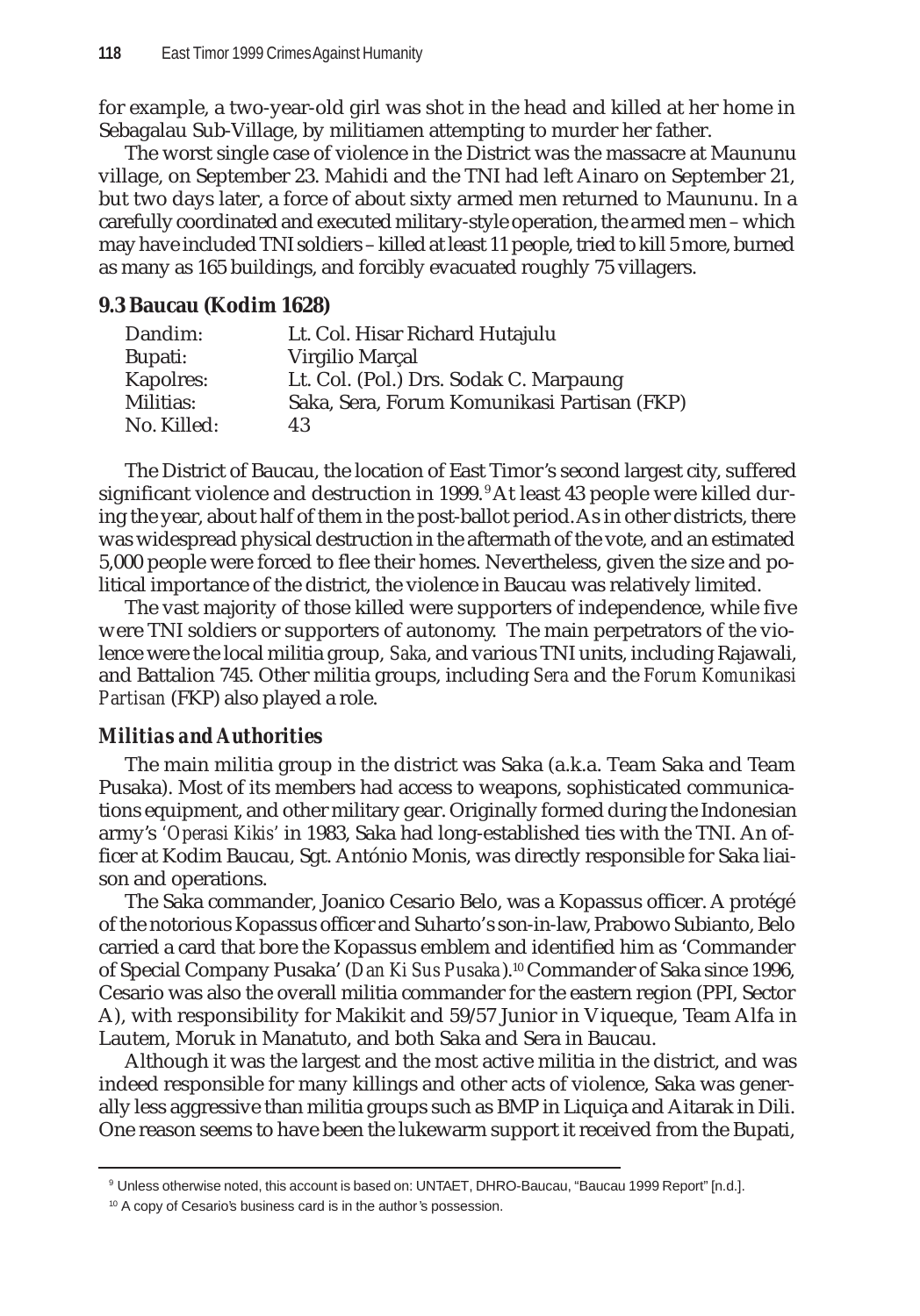for example, a two-year-old girl was shot in the head and killed at her home in Sebagalau Sub-Village, by militiamen attempting to murder her father.

The worst single case of violence in the District was the massacre at Maununu village, on September 23. Mahidi and the TNI had left Ainaro on September 21, but two days later, a force of about sixty armed men returned to Maununu. In a carefully coordinated and executed military-style operation, the armed men – which may have included TNI soldiers – killed at least 11 people, tried to kill 5 more, burned as many as 165 buildings, and forcibly evacuated roughly 75 villagers.

### 9.3 Baucau (Kodim 1628)

| | |
|---|---|
| Dandim: | Lt. Col. Hisar Richard Hutajulu |
| Bupati: | Virgilio Marçal |
| Kapolres: | Lt. Col. (Pol.) Drs. Sodak C. Marpaung |
| Militias: | Saka, Sera, Forum Komunikasi Partisan (FKP) |
| No. Killed: | 43 |

The District of Baucau, the location of East Timor's second largest city, suffered significant violence and destruction in 1999.[9] At least 43 people were killed during the year, about half of them in the post-ballot period. As in other districts, there was widespread physical destruction in the aftermath of the vote, and an estimated 5,000 people were forced to flee their homes. Nevertheless, given the size and political importance of the district, the violence in Baucau was relatively limited.

The vast majority of those killed were supporters of independence, while five were TNI soldiers or supporters of autonomy. The main perpetrators of the violence were the local militia group, *Saka*, and various TNI units, including Rajawali, and Battalion 745. Other militia groups, including *Sera* and the *Forum Komunikasi Partisan* (FKP) also played a role.

#### *Militias and Authorities*

The main militia group in the district was Saka (a.k.a. Team Saka and Team Pusaka). Most of its members had access to weapons, sophisticated communications equipment, and other military gear. Originally formed during the Indonesian army's '*Operasi Kikis*' in 1983, Saka had long-established ties with the TNI. An officer at Kodim Baucau, Sgt. António Monis, was directly responsible for Saka liaison and operations.

The Saka commander, Joanico Cesario Belo, was a Kopassus officer. A protégé of the notorious Kopassus officer and Suharto's son-in-law, Prabowo Subianto, Belo carried a card that bore the Kopassus emblem and identified him as 'Commander of Special Company Pusaka' (*Dan Ki Sus Pusaka*).[10] Commander of Saka since 1996, Cesario was also the overall militia commander for the eastern region (PPI, Sector A), with responsibility for Makikit and 59/57 Junior in Viqueque, Team Alfa in Lautem, Moruk in Manatuto, and both Saka and Sera in Baucau.

Although it was the largest and the most active militia in the district, and was indeed responsible for many killings and other acts of violence, Saka was generally less aggressive than militia groups such as BMP in Liquiça and Aitarak in Dili. One reason seems to have been the lukewarm support it received from the Bupati,

---

[9] Unless otherwise noted, this account is based on: UNTAET, DHRO-Baucau, "Baucau 1999 Report" [n.d.].

[10] A copy of Cesario's business card is in the author's possession.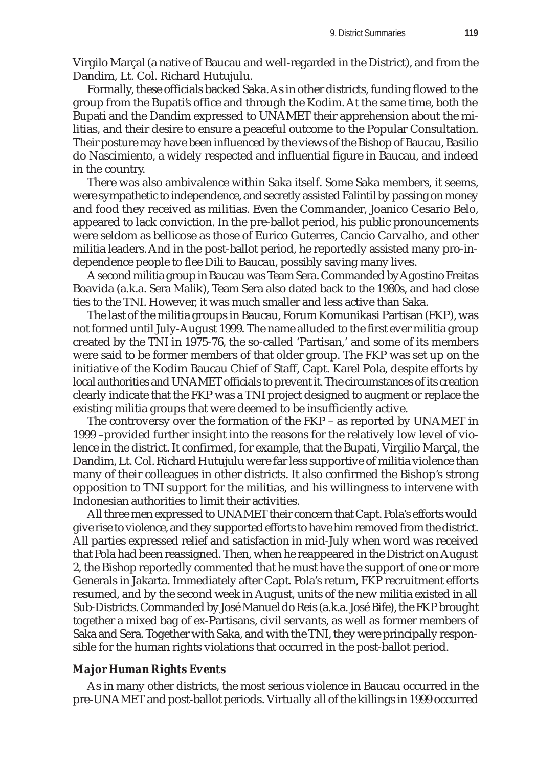Virgilo Marçal (a native of Baucau and well-regarded in the District), and from the Dandim, Lt. Col. Richard Hutujulu.

Formally, these officials backed Saka. As in other districts, funding flowed to the group from the Bupati's office and through the Kodim. At the same time, both the Bupati and the Dandim expressed to UNAMET their apprehension about the militias, and their desire to ensure a peaceful outcome to the Popular Consultation. Their posture may have been influenced by the views of the Bishop of Baucau, Basilio do Nascimiento, a widely respected and influential figure in Baucau, and indeed in the country.

There was also ambivalence within Saka itself. Some Saka members, it seems, were sympathetic to independence, and secretly assisted Falintil by passing on money and food they received as militias. Even the Commander, Joanico Cesario Belo, appeared to lack conviction. In the pre-ballot period, his public pronouncements were seldom as bellicose as those of Eurico Guterres, Cancio Carvalho, and other militia leaders. And in the post-ballot period, he reportedly assisted many pro-independence people to flee Dili to Baucau, possibly saving many lives.

A second militia group in Baucau was Team Sera. Commanded by Agostino Freitas Boavida (a.k.a. Sera Malik), Team Sera also dated back to the 1980s, and had close ties to the TNI. However, it was much smaller and less active than Saka.

The last of the militia groups in Baucau, Forum Komunikasi Partisan (FKP), was not formed until July-August 1999. The name alluded to the first ever militia group created by the TNI in 1975-76, the so-called 'Partisan,' and some of its members were said to be former members of that older group. The FKP was set up on the initiative of the Kodim Baucau Chief of Staff, Capt. Karel Pola, despite efforts by local authorities and UNAMET officials to prevent it. The circumstances of its creation clearly indicate that the FKP was a TNI project designed to augment or replace the existing militia groups that were deemed to be insufficiently active.

The controversy over the formation of the FKP – as reported by UNAMET in 1999 –provided further insight into the reasons for the relatively low level of violence in the district. It confirmed, for example, that the Bupati, Virgilio Marçal, the Dandim, Lt. Col. Richard Hutujulu were far less supportive of militia violence than many of their colleagues in other districts. It also confirmed the Bishop's strong opposition to TNI support for the militias, and his willingness to intervene with Indonesian authorities to limit their activities.

All three men expressed to UNAMET their concern that Capt. Pola's efforts would give rise to violence, and they supported efforts to have him removed from the district. All parties expressed relief and satisfaction in mid-July when word was received that Pola had been reassigned. Then, when he reappeared in the District on August 2, the Bishop reportedly commented that he must have the support of one or more Generals in Jakarta. Immediately after Capt. Pola's return, FKP recruitment efforts resumed, and by the second week in August, units of the new militia existed in all Sub-Districts. Commanded by José Manuel do Reis (a.k.a. José Bife), the FKP brought together a mixed bag of ex-Partisans, civil servants, as well as former members of Saka and Sera. Together with Saka, and with the TNI, they were principally responsible for the human rights violations that occurred in the post-ballot period.

### *Major Human Rights Events*

As in many other districts, the most serious violence in Baucau occurred in the pre-UNAMET and post-ballot periods. Virtually all of the killings in 1999 occurred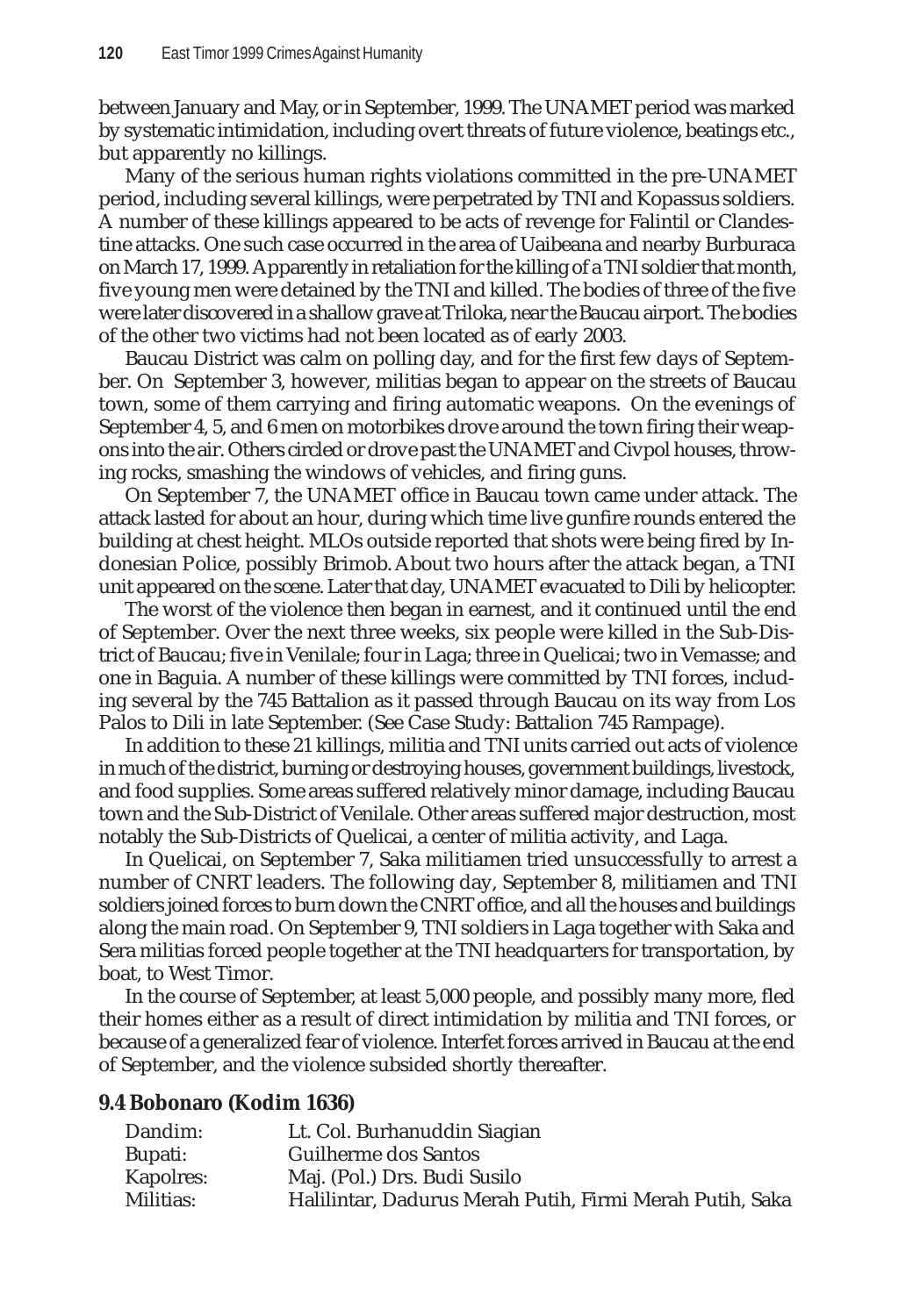between January and May, or in September, 1999. The UNAMET period was marked by systematic intimidation, including overt threats of future violence, beatings etc., but apparently no killings.

Many of the serious human rights violations committed in the pre-UNAMET period, including several killings, were perpetrated by TNI and Kopassus soldiers. A number of these killings appeared to be acts of revenge for Falintil or Clandestine attacks. One such case occurred in the area of Uaibeana and nearby Burburaca on March 17, 1999. Apparently in retaliation for the killing of a TNI soldier that month, five young men were detained by the TNI and killed. The bodies of three of the five were later discovered in a shallow grave at Triloka, near the Baucau airport. The bodies of the other two victims had not been located as of early 2003.

Baucau District was calm on polling day, and for the first few days of September. On September 3, however, militias began to appear on the streets of Baucau town, some of them carrying and firing automatic weapons. On the evenings of September 4, 5, and 6 men on motorbikes drove around the town firing their weapons into the air. Others circled or drove past the UNAMET and Civpol houses, throwing rocks, smashing the windows of vehicles, and firing guns.

On September 7, the UNAMET office in Baucau town came under attack. The attack lasted for about an hour, during which time live gunfire rounds entered the building at chest height. MLOs outside reported that shots were being fired by Indonesian Police, possibly Brimob. About two hours after the attack began, a TNI unit appeared on the scene. Later that day, UNAMET evacuated to Dili by helicopter.

The worst of the violence then began in earnest, and it continued until the end of September. Over the next three weeks, six people were killed in the Sub-District of Baucau; five in Venilale; four in Laga; three in Quelicai; two in Vemasse; and one in Baguia. A number of these killings were committed by TNI forces, including several by the 745 Battalion as it passed through Baucau on its way from Los Palos to Dili in late September. (See Case Study: Battalion 745 Rampage).

In addition to these 21 killings, militia and TNI units carried out acts of violence in much of the district, burning or destroying houses, government buildings, livestock, and food supplies. Some areas suffered relatively minor damage, including Baucau town and the Sub-District of Venilale. Other areas suffered major destruction, most notably the Sub-Districts of Quelicai, a center of militia activity, and Laga.

In Quelicai, on September 7, Saka militiamen tried unsuccessfully to arrest a number of CNRT leaders. The following day, September 8, militiamen and TNI soldiers joined forces to burn down the CNRT office, and all the houses and buildings along the main road. On September 9, TNI soldiers in Laga together with Saka and Sera militias forced people together at the TNI headquarters for transportation, by boat, to West Timor.

In the course of September, at least 5,000 people, and possibly many more, fled their homes either as a result of direct intimidation by militia and TNI forces, or because of a generalized fear of violence. Interfet forces arrived in Baucau at the end of September, and the violence subsided shortly thereafter.

## 9.4 Bobonaro (Kodim 1636)

| | |
|---|---|
| Dandim: | Lt. Col. Burhanuddin Siagian |
| Bupati: | Guilherme dos Santos |
| Kapolres: | Maj. (Pol.) Drs. Budi Susilo |
| Militias: | Halilintar, Dadurus Merah Putih, Firmi Merah Putih, Saka |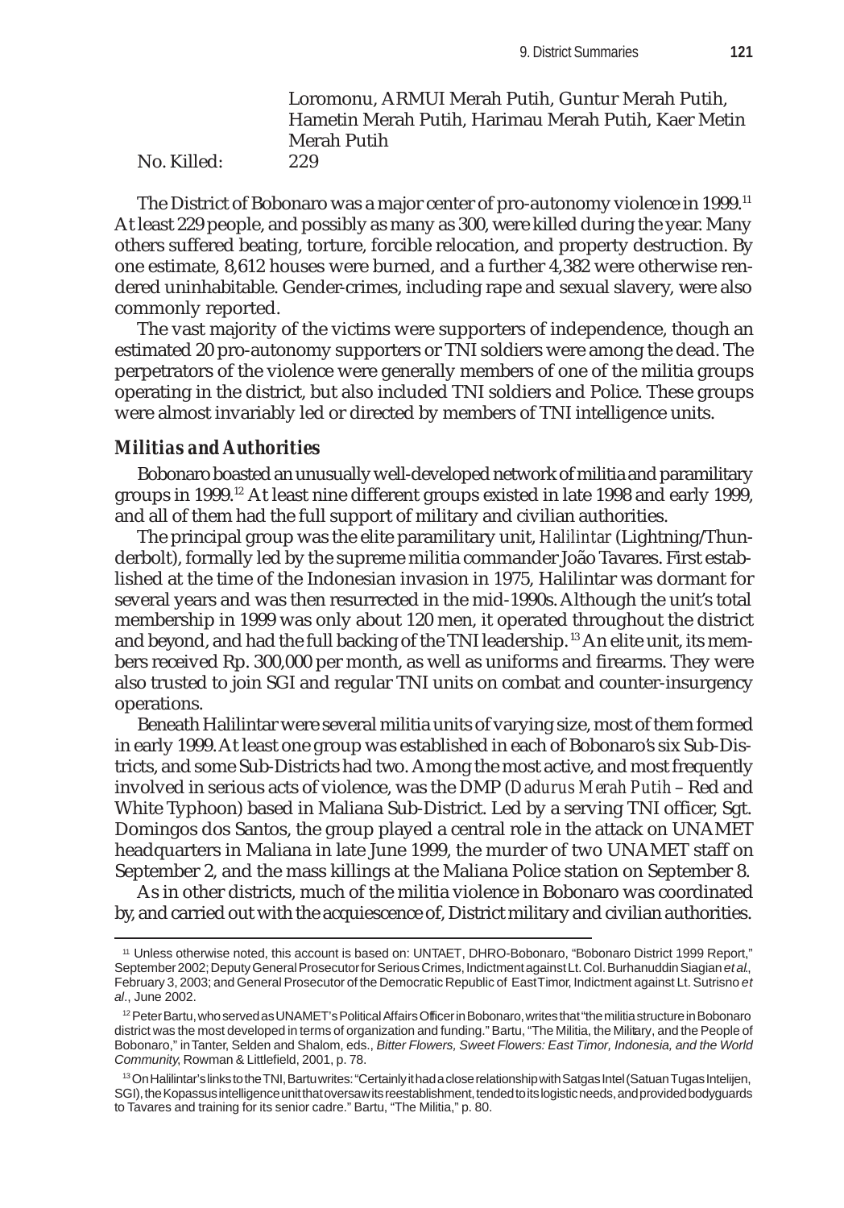Loromonu, ARMUI Merah Putih, Guntur Merah Putih, Hametin Merah Putih, Harimau Merah Putih, Kaer Metin Merah Putih

No. Killed: 229

The District of Bobonaro was a major center of pro-autonomy violence in 1999.[11] At least 229 people, and possibly as many as 300, were killed during the year. Many others suffered beating, torture, forcible relocation, and property destruction. By one estimate, 8,612 houses were burned, and a further 4,382 were otherwise rendered uninhabitable. Gender-crimes, including rape and sexual slavery, were also commonly reported.

The vast majority of the victims were supporters of independence, though an estimated 20 pro-autonomy supporters or TNI soldiers were among the dead. The perpetrators of the violence were generally members of one of the militia groups operating in the district, but also included TNI soldiers and Police. These groups were almost invariably led or directed by members of TNI intelligence units.

### *Militias and Authorities*

Bobonaro boasted an unusually well-developed network of militia and paramilitary groups in 1999.[12] At least nine different groups existed in late 1998 and early 1999, and all of them had the full support of military and civilian authorities.

The principal group was the elite paramilitary unit, *Halilintar* (Lightning/Thunderbolt), formally led by the supreme militia commander João Tavares. First established at the time of the Indonesian invasion in 1975, Halilintar was dormant for several years and was then resurrected in the mid-1990s. Although the unit's total membership in 1999 was only about 120 men, it operated throughout the district and beyond, and had the full backing of the TNI leadership.[13] An elite unit, its members received Rp. 300,000 per month, as well as uniforms and firearms. They were also trusted to join SGI and regular TNI units on combat and counter-insurgency operations.

Beneath Halilintar were several militia units of varying size, most of them formed in early 1999. At least one group was established in each of Bobonaro's six Sub-Districts, and some Sub-Districts had two. Among the most active, and most frequently involved in serious acts of violence, was the DMP (*Dadurus Merah Putih* – Red and White Typhoon) based in Maliana Sub-District. Led by a serving TNI officer, Sgt. Domingos dos Santos, the group played a central role in the attack on UNAMET headquarters in Maliana in late June 1999, the murder of two UNAMET staff on September 2, and the mass killings at the Maliana Police station on September 8.

As in other districts, much of the militia violence in Bobonaro was coordinated by, and carried out with the acquiescence of, District military and civilian authorities.

---

[11] Unless otherwise noted, this account is based on: UNTAET, DHRO-Bobonaro, "Bobonaro District 1999 Report," September 2002; Deputy General Prosecutor for Serious Crimes, Indictment against Lt. Col. Burhanuddin Siagian *et al.*, February 3, 2003; and General Prosecutor of the Democratic Republic of East Timor, Indictment against Lt. Sutrisno *et al.*, June 2002.

[12] Peter Bartu, who served as UNAMET's Political Affairs Officer in Bobonaro, writes that "the militia structure in Bobonaro district was the most developed in terms of organization and funding." Bartu, "The Militia, the Military, and the People of Bobonaro," in Tanter, Selden and Shalom, eds., *Bitter Flowers, Sweet Flowers: East Timor, Indonesia, and the World Community*, Rowman & Littlefield, 2001, p. 78.

[13] On Halilintar's links to the TNI, Bartu writes: "Certainly it had a close relationship with Satgas Intel (Satuan Tugas Intelijen, SGI), the Kopassus intelligence unit that oversaw its reestablishment, tended to its logistic needs, and provided bodyguards to Tavares and training for its senior cadre." Bartu, "The Militia," p. 80.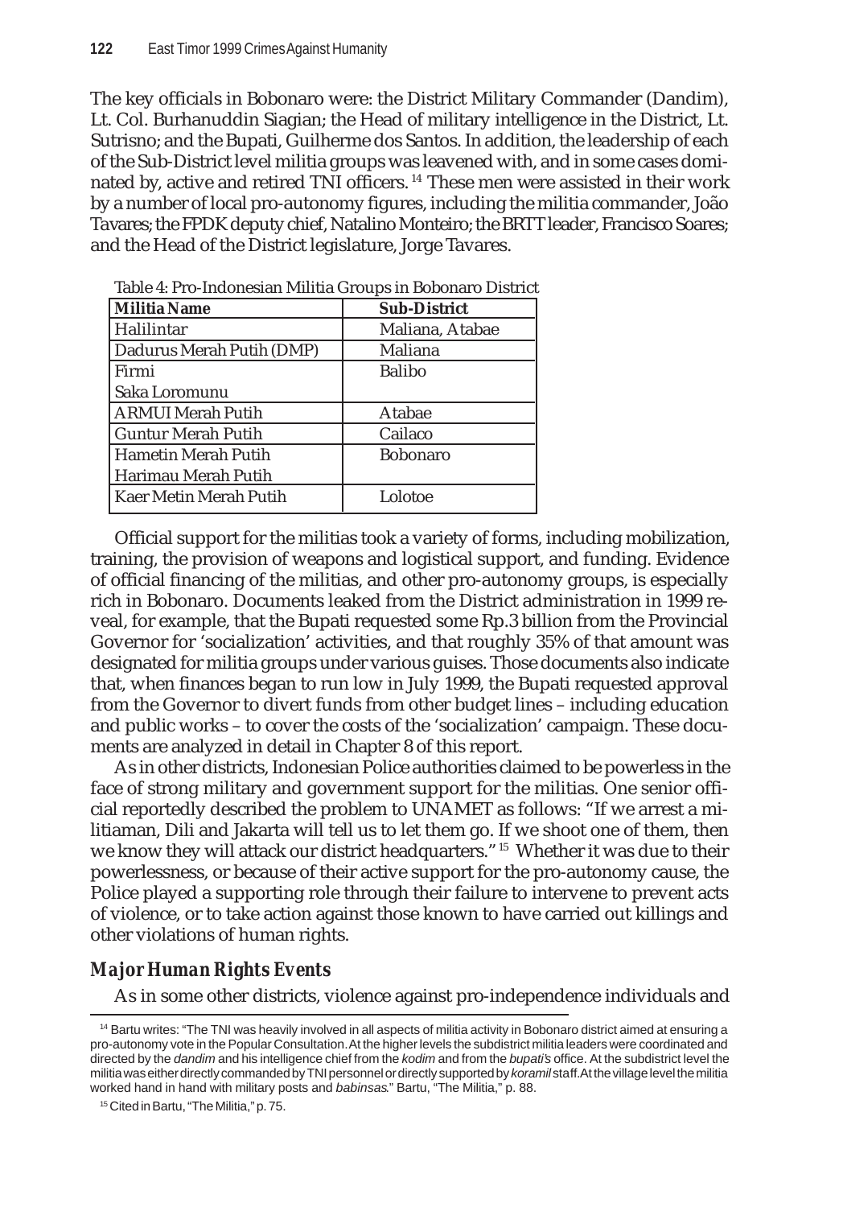The key officials in Bobonaro were: the District Military Commander (Dandim), Lt. Col. Burhanuddin Siagian; the Head of military intelligence in the District, Lt. Sutrisno; and the Bupati, Guilherme dos Santos. In addition, the leadership of each of the Sub-District level militia groups was leavened with, and in some cases dominated by, active and retired TNI officers.[14] These men were assisted in their work by a number of local pro-autonomy figures, including the militia commander, João Tavares; the FPDK deputy chief, Natalino Monteiro; the BRTT leader, Francisco Soares; and the Head of the District legislature, Jorge Tavares.

Table 4: Pro-Indonesian Militia Groups in Bobonaro District

| Militia Name | Sub-District |
|---|---|
| Halilintar | Maliana, Atabae |
| Dadurus Merah Putih (DMP) | Maliana |
| Firmi<br>Saka Loromunu | Balibo |
| ARMUI Merah Putih | Atabae |
| Guntur Merah Putih | Cailaco |
| Hametin Merah Putih<br>Harimau Merah Putih | Bobonaro |
| Kaer Metin Merah Putih | Lolotoe |

Official support for the militias took a variety of forms, including mobilization, training, the provision of weapons and logistical support, and funding. Evidence of official financing of the militias, and other pro-autonomy groups, is especially rich in Bobonaro. Documents leaked from the District administration in 1999 reveal, for example, that the Bupati requested some Rp.3 billion from the Provincial Governor for 'socialization' activities, and that roughly 35% of that amount was designated for militia groups under various guises. Those documents also indicate that, when finances began to run low in July 1999, the Bupati requested approval from the Governor to divert funds from other budget lines – including education and public works – to cover the costs of the 'socialization' campaign. These documents are analyzed in detail in Chapter 8 of this report.

As in other districts, Indonesian Police authorities claimed to be powerless in the face of strong military and government support for the militias. One senior official reportedly described the problem to UNAMET as follows: "If we arrest a militiaman, Dili and Jakarta will tell us to let them go. If we shoot one of them, then we know they will attack our district headquarters."[15] Whether it was due to their powerlessness, or because of their active support for the pro-autonomy cause, the Police played a supporting role through their failure to intervene to prevent acts of violence, or to take action against those known to have carried out killings and other violations of human rights.

### *Major Human Rights Events*

As in some other districts, violence against pro-independence individuals and

[14] Bartu writes: "The TNI was heavily involved in all aspects of militia activity in Bobonaro district aimed at ensuring a pro-autonomy vote in the Popular Consultation. At the higher levels the subdistrict militia leaders were coordinated and directed by the *dandim* and his intelligence chief from the *kodim* and from the *bupati's* office. At the subdistrict level the militia was either directly commanded by TNI personnel or directly supported by *koramil* staff. At the village level the militia worked hand in hand with military posts and *babinsas*." Bartu, "The Militia," p. 88.

[15] Cited in Bartu, "The Militia," p. 75.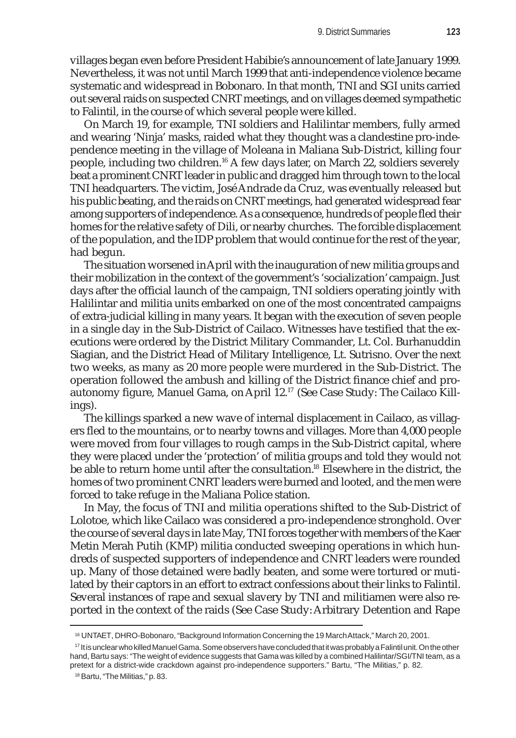villages began even before President Habibie's announcement of late January 1999. Nevertheless, it was not until March 1999 that anti-independence violence became systematic and widespread in Bobonaro. In that month, TNI and SGI units carried out several raids on suspected CNRT meetings, and on villages deemed sympathetic to Falintil, in the course of which several people were killed.

On March 19, for example, TNI soldiers and Halilintar members, fully armed and wearing 'Ninja' masks, raided what they thought was a clandestine pro-independence meeting in the village of Moleana in Maliana Sub-District, killing four people, including two children.[16] A few days later, on March 22, soldiers severely beat a prominent CNRT leader in public and dragged him through town to the local TNI headquarters. The victim, José Andrade da Cruz, was eventually released but his public beating, and the raids on CNRT meetings, had generated widespread fear among supporters of independence. As a consequence, hundreds of people fled their homes for the relative safety of Dili, or nearby churches. The forcible displacement of the population, and the IDP problem that would continue for the rest of the year, had begun.

The situation worsened in April with the inauguration of new militia groups and their mobilization in the context of the government's 'socialization' campaign. Just days after the official launch of the campaign, TNI soldiers operating jointly with Halilintar and militia units embarked on one of the most concentrated campaigns of extra-judicial killing in many years. It began with the execution of seven people in a single day in the Sub-District of Cailaco. Witnesses have testified that the executions were ordered by the District Military Commander, Lt. Col. Burhanuddin Siagian, and the District Head of Military Intelligence, Lt. Sutrisno. Over the next two weeks, as many as 20 more people were murdered in the Sub-District. The operation followed the ambush and killing of the District finance chief and pro-autonomy figure, Manuel Gama, on April 12.[17] (See Case Study: The Cailaco Killings).

The killings sparked a new wave of internal displacement in Cailaco, as villagers fled to the mountains, or to nearby towns and villages. More than 4,000 people were moved from four villages to rough camps in the Sub-District capital, where they were placed under the 'protection' of militia groups and told they would not be able to return home until after the consultation.[18] Elsewhere in the district, the homes of two prominent CNRT leaders were burned and looted, and the men were forced to take refuge in the Maliana Police station.

In May, the focus of TNI and militia operations shifted to the Sub-District of Lolotoe, which like Cailaco was considered a pro-independence stronghold. Over the course of several days in late May, TNI forces together with members of the Kaer Metin Merah Putih (KMP) militia conducted sweeping operations in which hundreds of suspected supporters of independence and CNRT leaders were rounded up. Many of those detained were badly beaten, and some were tortured or mutilated by their captors in an effort to extract confessions about their links to Falintil. Several instances of rape and sexual slavery by TNI and militiamen were also reported in the context of the raids (See Case Study: Arbitrary Detention and Rape

---

[16] UNTAET, DHRO-Bobonaro, "Background Information Concerning the 19 March Attack," March 20, 2001.

[17] It is unclear who killed Manuel Gama. Some observers have concluded that it was probably a Falintil unit. On the other hand, Bartu says: "The weight of evidence suggests that Gama was killed by a combined Halilintar/SGI/TNI team, as a pretext for a district-wide crackdown against pro-independence supporters." Bartu, "The Militias," p. 82.

[18] Bartu, "The Militias," p. 83.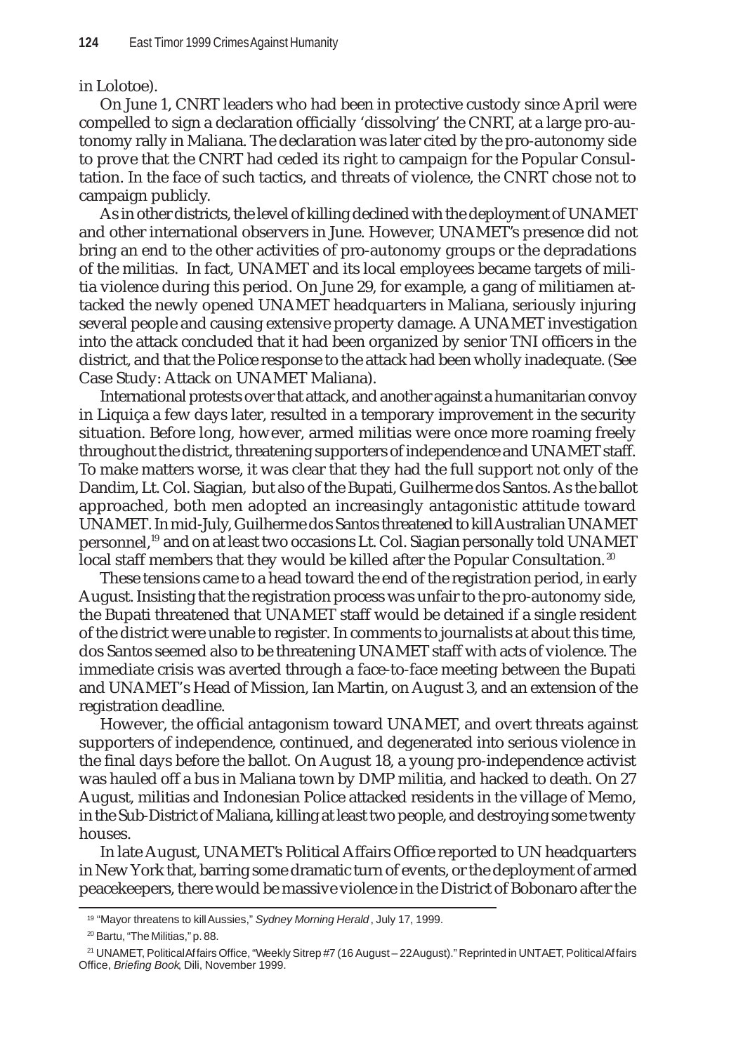in Lolotoe).

On June 1, CNRT leaders who had been in protective custody since April were compelled to sign a declaration officially 'dissolving' the CNRT, at a large pro-autonomy rally in Maliana. The declaration was later cited by the pro-autonomy side to prove that the CNRT had ceded its right to campaign for the Popular Consultation. In the face of such tactics, and threats of violence, the CNRT chose not to campaign publicly.

As in other districts, the level of killing declined with the deployment of UNAMET and other international observers in June. However, UNAMET's presence did not bring an end to the other activities of pro-autonomy groups or the depradations of the militias. In fact, UNAMET and its local employees became targets of militia violence during this period. On June 29, for example, a gang of militiamen attacked the newly opened UNAMET headquarters in Maliana, seriously injuring several people and causing extensive property damage. A UNAMET investigation into the attack concluded that it had been organized by senior TNI officers in the district, and that the Police response to the attack had been wholly inadequate. (See Case Study: Attack on UNAMET Maliana).

International protests over that attack, and another against a humanitarian convoy in Liquiça a few days later, resulted in a temporary improvement in the security situation. Before long, however, armed militias were once more roaming freely throughout the district, threatening supporters of independence and UNAMET staff. To make matters worse, it was clear that they had the full support not only of the Dandim, Lt. Col. Siagian, but also of the Bupati, Guilherme dos Santos. As the ballot approached, both men adopted an increasingly antagonistic attitude toward UNAMET. In mid-July, Guilherme dos Santos threatened to kill Australian UNAMET personnel,[19] and on at least two occasions Lt. Col. Siagian personally told UNAMET local staff members that they would be killed after the Popular Consultation.[20]

These tensions came to a head toward the end of the registration period, in early August. Insisting that the registration process was unfair to the pro-autonomy side, the Bupati threatened that UNAMET staff would be detained if a single resident of the district were unable to register. In comments to journalists at about this time, dos Santos seemed also to be threatening UNAMET staff with acts of violence. The immediate crisis was averted through a face-to-face meeting between the Bupati and UNAMET's Head of Mission, Ian Martin, on August 3, and an extension of the registration deadline.

However, the official antagonism toward UNAMET, and overt threats against supporters of independence, continued, and degenerated into serious violence in the final days before the ballot. On August 18, a young pro-independence activist was hauled off a bus in Maliana town by DMP militia, and hacked to death. On 27 August, militias and Indonesian Police attacked residents in the village of Memo, in the Sub-District of Maliana, killing at least two people, and destroying some twenty houses.

In late August, UNAMET's Political Affairs Office reported to UN headquarters in New York that, barring some dramatic turn of events, or the deployment of armed peacekeepers, there would be massive violence in the District of Bobonaro after the

---

[19] "Mayor threatens to kill Aussies," *Sydney Morning Herald*, July 17, 1999.

[20] Bartu, "The Militias," p. 88.

[21] UNAMET, Political Affairs Office, "Weekly Sitrep #7 (16 August – 22 August)." Reprinted in UNTAET, Political Affairs Office, *Briefing Book*, Dili, November 1999.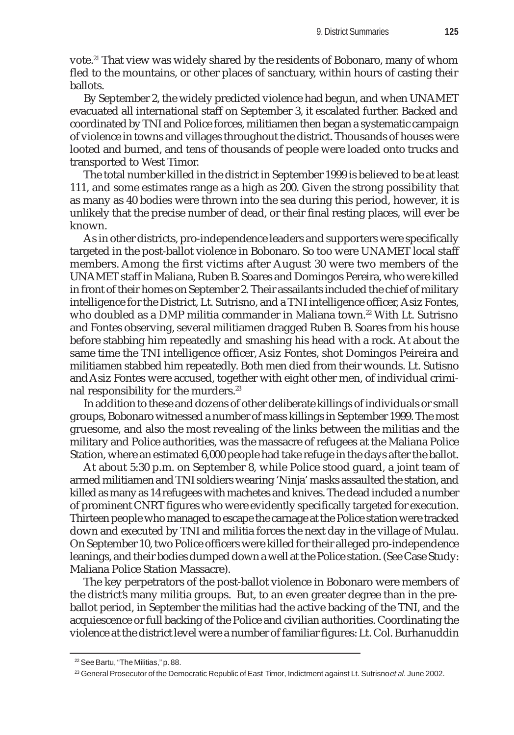vote.[21] That view was widely shared by the residents of Bobonaro, many of whom fled to the mountains, or other places of sanctuary, within hours of casting their ballots.

By September 2, the widely predicted violence had begun, and when UNAMET evacuated all international staff on September 3, it escalated further. Backed and coordinated by TNI and Police forces, militiamen then began a systematic campaign of violence in towns and villages throughout the district. Thousands of houses were looted and burned, and tens of thousands of people were loaded onto trucks and transported to West Timor.

The total number killed in the district in September 1999 is believed to be at least 111, and some estimates range as a high as 200. Given the strong possibility that as many as 40 bodies were thrown into the sea during this period, however, it is unlikely that the precise number of dead, or their final resting places, will ever be known.

As in other districts, pro-independence leaders and supporters were specifically targeted in the post-ballot violence in Bobonaro. So too were UNAMET local staff members. Among the first victims after August 30 were two members of the UNAMET staff in Maliana, Ruben B. Soares and Domingos Pereira, who were killed in front of their homes on September 2. Their assailants included the chief of military intelligence for the District, Lt. Sutrisno, and a TNI intelligence officer, Asiz Fontes, who doubled as a DMP militia commander in Maliana town.[22] With Lt. Sutrisno and Fontes observing, several militiamen dragged Ruben B. Soares from his house before stabbing him repeatedly and smashing his head with a rock. At about the same time the TNI intelligence officer, Asiz Fontes, shot Domingos Peireira and militiamen stabbed him repeatedly. Both men died from their wounds. Lt. Sutisno and Asiz Fontes were accused, together with eight other men, of individual criminal responsibility for the murders.[23]

In addition to these and dozens of other deliberate killings of individuals or small groups, Bobonaro witnessed a number of mass killings in September 1999. The most gruesome, and also the most revealing of the links between the militias and the military and Police authorities, was the massacre of refugees at the Maliana Police Station, where an estimated 6,000 people had take refuge in the days after the ballot.

At about 5:30 p.m. on September 8, while Police stood guard, a joint team of armed militiamen and TNI soldiers wearing 'Ninja' masks assaulted the station, and killed as many as 14 refugees with machetes and knives. The dead included a number of prominent CNRT figures who were evidently specifically targeted for execution. Thirteen people who managed to escape the carnage at the Police station were tracked down and executed by TNI and militia forces the next day in the village of Mulau. On September 10, two Police officers were killed for their alleged pro-independence leanings, and their bodies dumped down a well at the Police station. (See Case Study: Maliana Police Station Massacre).

The key perpetrators of the post-ballot violence in Bobonaro were members of the district's many militia groups. But, to an even greater degree than in the pre-ballot period, in September the militias had the active backing of the TNI, and the acquiescence or full backing of the Police and civilian authorities. Coordinating the violence at the district level were a number of familiar figures: Lt. Col. Burhanuddin

---

[22] See Bartu, "The Militias," p. 88.

[23] General Prosecutor of the Democratic Republic of East Timor, Indictment against Lt. Sutrisno *et al*. June 2002.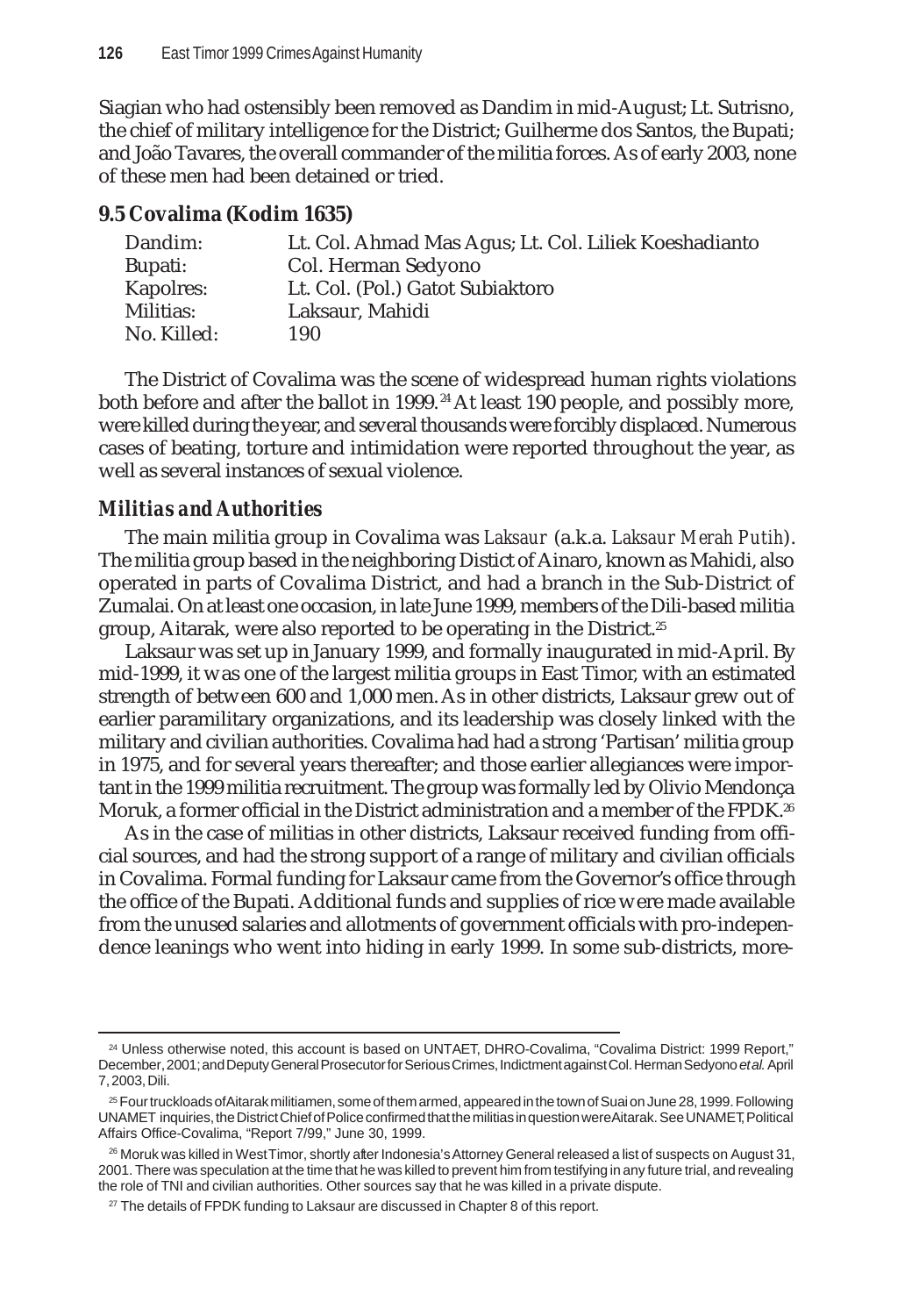Siagian who had ostensibly been removed as Dandim in mid-August; Lt. Sutrisno, the chief of military intelligence for the District; Guilherme dos Santos, the Bupati; and João Tavares, the overall commander of the militia forces. As of early 2003, none of these men had been detained or tried.

### 9.5 Covalima (Kodim 1635)

| | |
|---|---|
| Dandim: | Lt. Col. Ahmad Mas Agus; Lt. Col. Liliek Koeshadianto |
| Bupati: | Col. Herman Sedyono |
| Kapolres: | Lt. Col. (Pol.) Gatot Subiaktoro |
| Militias: | Laksaur, Mahidi |
| No. Killed: | 190 |

The District of Covalima was the scene of widespread human rights violations both before and after the ballot in 1999.[24] At least 190 people, and possibly more, were killed during the year, and several thousands were forcibly displaced. Numerous cases of beating, torture and intimidation were reported throughout the year, as well as several instances of sexual violence.

#### *Militias and Authorities*

The main militia group in Covalima was *Laksaur* (a.k.a. *Laksaur Merah Putih*). The militia group based in the neighboring Distict of Ainaro, known as Mahidi, also operated in parts of Covalima District, and had a branch in the Sub-District of Zumalai. On at least one occasion, in late June 1999, members of the Dili-based militia group, Aitarak, were also reported to be operating in the District.[25]

Laksaur was set up in January 1999, and formally inaugurated in mid-April. By mid-1999, it was one of the largest militia groups in East Timor, with an estimated strength of between 600 and 1,000 men. As in other districts, Laksaur grew out of earlier paramilitary organizations, and its leadership was closely linked with the military and civilian authorities. Covalima had had a strong 'Partisan' militia group in 1975, and for several years thereafter; and those earlier allegiances were important in the 1999 militia recruitment. The group was formally led by Olivio Mendonça Moruk, a former official in the District administration and a member of the FPDK.[26]

As in the case of militias in other districts, Laksaur received funding from official sources, and had the strong support of a range of military and civilian officials in Covalima. Formal funding for Laksaur came from the Governor's office through the office of the Bupati. Additional funds and supplies of rice were made available from the unused salaries and allotments of government officials with pro-independence leanings who went into hiding in early 1999. In some sub-districts, more-

---

[24] Unless otherwise noted, this account is based on UNTAET, DHRO-Covalima, "Covalima District: 1999 Report," December, 2001; and Deputy General Prosecutor for Serious Crimes, Indictment against Col. Herman Sedyono *et al.* April 7, 2003, Dili.

[25] Four truckloads of Aitarak militiamen, some of them armed, appeared in the town of Suai on June 28, 1999. Following UNAMET inquiries, the District Chief of Police confirmed that the militias in question were Aitarak. See UNAMET, Political Affairs Office-Covalima, "Report 7/99," June 30, 1999.

[26] Moruk was killed in West Timor, shortly after Indonesia's Attorney General released a list of suspects on August 31, 2001. There was speculation at the time that he was killed to prevent him from testifying in any future trial, and revealing the role of TNI and civilian authorities. Other sources say that he was killed in a private dispute.

[27] The details of FPDK funding to Laksaur are discussed in Chapter 8 of this report.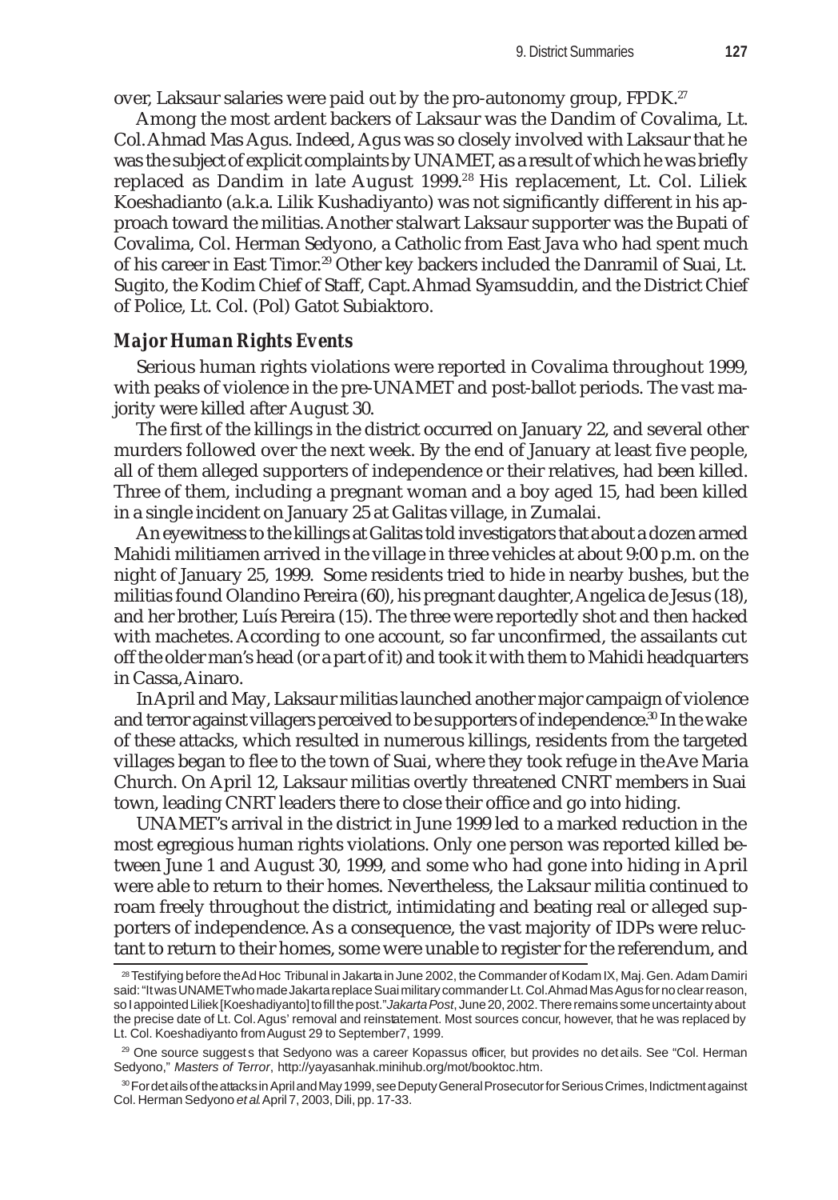over, Laksaur salaries were paid out by the pro-autonomy group, FPDK.[27]

Among the most ardent backers of Laksaur was the Dandim of Covalima, Lt. Col. Ahmad Mas Agus. Indeed, Agus was so closely involved with Laksaur that he was the subject of explicit complaints by UNAMET, as a result of which he was briefly replaced as Dandim in late August 1999.[28] His replacement, Lt. Col. Liliek Koeshadianto (a.k.a. Lilik Kushadiyanto) was not significantly different in his approach toward the militias. Another stalwart Laksaur supporter was the Bupati of Covalima, Col. Herman Sedyono, a Catholic from East Java who had spent much of his career in East Timor.[29] Other key backers included the Danramil of Suai, Lt. Sugito, the Kodim Chief of Staff, Capt. Ahmad Syamsuddin, and the District Chief of Police, Lt. Col. (Pol) Gatot Subiaktoro.

### *Major Human Rights Events*

Serious human rights violations were reported in Covalima throughout 1999, with peaks of violence in the pre-UNAMET and post-ballot periods. The vast majority were killed after August 30.

The first of the killings in the district occurred on January 22, and several other murders followed over the next week. By the end of January at least five people, all of them alleged supporters of independence or their relatives, had been killed. Three of them, including a pregnant woman and a boy aged 15, had been killed in a single incident on January 25 at Galitas village, in Zumalai.

An eyewitness to the killings at Galitas told investigators that about a dozen armed Mahidi militiamen arrived in the village in three vehicles at about 9:00 p.m. on the night of January 25, 1999. Some residents tried to hide in nearby bushes, but the militias found Olandino Pereira (60), his pregnant daughter, Angelica de Jesus (18), and her brother, Luís Pereira (15). The three were reportedly shot and then hacked with machetes. According to one account, so far unconfirmed, the assailants cut off the older man's head (or a part of it) and took it with them to Mahidi headquarters in Cassa, Ainaro.

In April and May, Laksaur militias launched another major campaign of violence and terror against villagers perceived to be supporters of independence.[30] In the wake of these attacks, which resulted in numerous killings, residents from the targeted villages began to flee to the town of Suai, where they took refuge in the Ave Maria Church. On April 12, Laksaur militias overtly threatened CNRT members in Suai town, leading CNRT leaders there to close their office and go into hiding.

UNAMET's arrival in the district in June 1999 led to a marked reduction in the most egregious human rights violations. Only one person was reported killed between June 1 and August 30, 1999, and some who had gone into hiding in April were able to return to their homes. Nevertheless, the Laksaur militia continued to roam freely throughout the district, intimidating and beating real or alleged supporters of independence. As a consequence, the vast majority of IDPs were reluctant to return to their homes, some were unable to register for the referendum, and

---

[28] Testifying before the Ad Hoc Tribunal in Jakarta in June 2002, the Commander of Kodam IX, Maj. Gen. Adam Damiri said: "It was UNAMET who made Jakarta replace Suai military commander Lt. Col. Ahmad Mas Agus for no clear reason, so I appointed Liliek [Koeshadiyanto] to fill the post." *Jakarta Post*, June 20, 2002. There remains some uncertainty about the precise date of Lt. Col. Agus' removal and reinstatement. Most sources concur, however, that he was replaced by Lt. Col. Koeshadiyanto from August 29 to September 7, 1999.

[29] One source suggests that Sedyono was a career Kopassus officer, but provides no details. See "Col. Herman Sedyono," *Masters of Terror*, http://yayasanhak.minihub.org/mot/booktoc.htm.

[30] For details of the attacks in April and May 1999, see Deputy General Prosecutor for Serious Crimes, Indictment against Col. Herman Sedyono *et al.* April 7, 2003, Dili, pp. 17-33.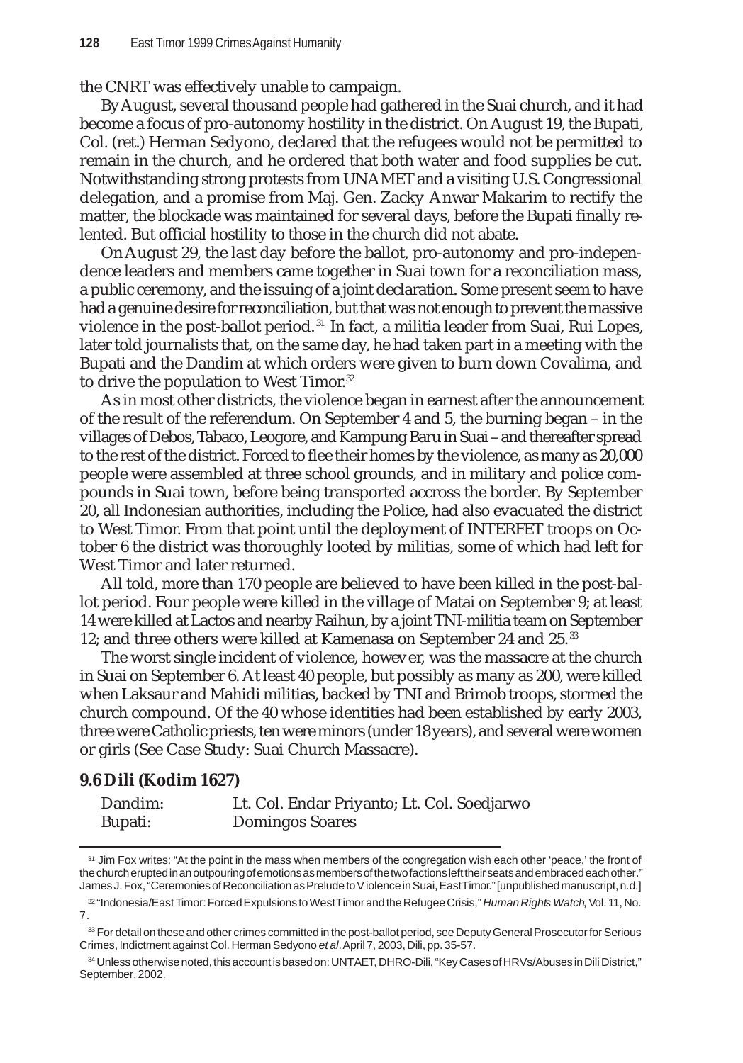the CNRT was effectively unable to campaign.

By August, several thousand people had gathered in the Suai church, and it had become a focus of pro-autonomy hostility in the district. On August 19, the Bupati, Col. (ret.) Herman Sedyono, declared that the refugees would not be permitted to remain in the church, and he ordered that both water and food supplies be cut. Notwithstanding strong protests from UNAMET and a visiting U.S. Congressional delegation, and a promise from Maj. Gen. Zacky Anwar Makarim to rectify the matter, the blockade was maintained for several days, before the Bupati finally relented. But official hostility to those in the church did not abate.

On August 29, the last day before the ballot, pro-autonomy and pro-independence leaders and members came together in Suai town for a reconciliation mass, a public ceremony, and the issuing of a joint declaration. Some present seem to have had a genuine desire for reconciliation, but that was not enough to prevent the massive violence in the post-ballot period.[31] In fact, a militia leader from Suai, Rui Lopes, later told journalists that, on the same day, he had taken part in a meeting with the Bupati and the Dandim at which orders were given to burn down Covalima, and to drive the population to West Timor.[32]

As in most other districts, the violence began in earnest after the announcement of the result of the referendum. On September 4 and 5, the burning began – in the villages of Debos, Tabaco, Leogore, and Kampung Baru in Suai – and thereafter spread to the rest of the district. Forced to flee their homes by the violence, as many as 20,000 people were assembled at three school grounds, and in military and police compounds in Suai town, before being transported accross the border. By September 20, all Indonesian authorities, including the Police, had also evacuated the district to West Timor. From that point until the deployment of INTERFET troops on October 6 the district was thoroughly looted by militias, some of which had left for West Timor and later returned.

All told, more than 170 people are believed to have been killed in the post-ballot period. Four people were killed in the village of Matai on September 9; at least 14 were killed at Lactos and nearby Raihun, by a joint TNI-militia team on September 12; and three others were killed at Kamenasa on September 24 and 25.[33]

The worst single incident of violence, however, was the massacre at the church in Suai on September 6. At least 40 people, but possibly as many as 200, were killed when Laksaur and Mahidi militias, backed by TNI and Brimob troops, stormed the church compound. Of the 40 whose identities had been established by early 2003, three were Catholic priests, ten were minors (under 18 years), and several were women or girls (See Case Study: Suai Church Massacre).

### 9.6 Dili (Kodim 1627)

| | |
|---|---|
| Dandim: | Lt. Col. Endar Priyanto; Lt. Col. Soedjarwo |
| Bupati: | Domingos Soares |

---

[31] Jim Fox writes: "At the point in the mass when members of the congregation wish each other 'peace,' the front of the church erupted in an outpouring of emotions as members of the two factions left their seats and embraced each other." James J. Fox, "Ceremonies of Reconciliation as Prelude to Violence in Suai, East Timor." [unpublished manuscript, n.d.]

[32] "Indonesia/East Timor: Forced Expulsions to West Timor and the Refugee Crisis," *Human Rights Watch*, Vol. 11, No. 7.

[33] For detail on these and other crimes committed in the post-ballot period, see Deputy General Prosecutor for Serious Crimes, Indictment against Col. Herman Sedyono *et al*. April 7, 2003, Dili, pp. 35-57.

[34] Unless otherwise noted, this account is based on: UNTAET, DHRO-Dili, "Key Cases of HRVs/Abuses in Dili District," September, 2002.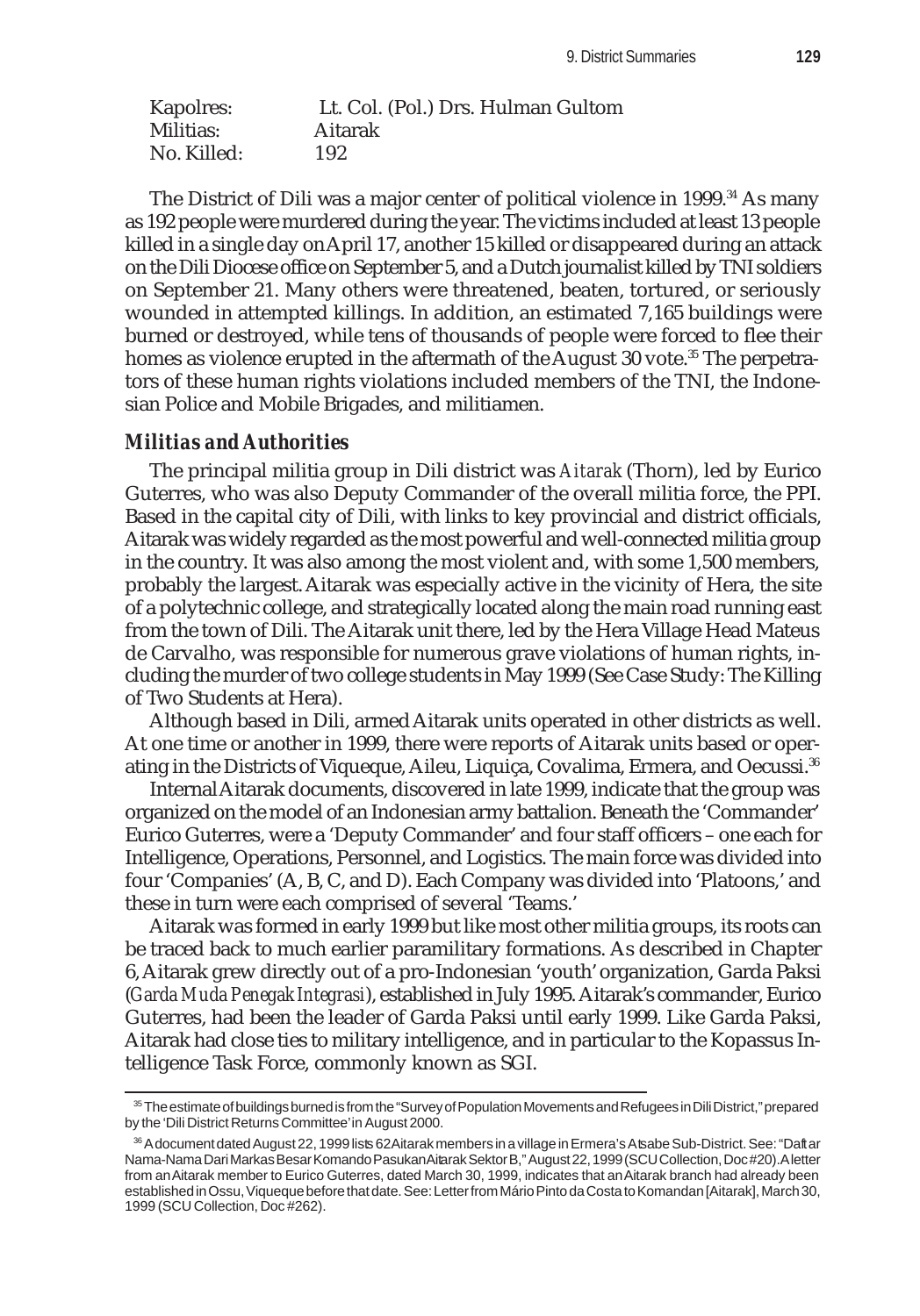| Kapolres: | Lt. Col. (Pol.) Drs. Hulman Gultom |
| --- | --- |
| Militias: | Aitarak |
| No. Killed: | 192 |

The District of Dili was a major center of political violence in 1999.[34] As many as 192 people were murdered during the year. The victims included at least 13 people killed in a single day on April 17, another 15 killed or disappeared during an attack on the Dili Diocese office on September 5, and a Dutch journalist killed by TNI soldiers on September 21. Many others were threatened, beaten, tortured, or seriously wounded in attempted killings. In addition, an estimated 7,165 buildings were burned or destroyed, while tens of thousands of people were forced to flee their homes as violence erupted in the aftermath of the August 30 vote.[35] The perpetrators of these human rights violations included members of the TNI, the Indonesian Police and Mobile Brigades, and militiamen.

### *Militias and Authorities*

The principal militia group in Dili district was *Aitarak* (Thorn), led by Eurico Guterres, who was also Deputy Commander of the overall militia force, the PPI. Based in the capital city of Dili, with links to key provincial and district officials, Aitarak was widely regarded as the most powerful and well-connected militia group in the country. It was also among the most violent and, with some 1,500 members, probably the largest. Aitarak was especially active in the vicinity of Hera, the site of a polytechnic college, and strategically located along the main road running east from the town of Dili. The Aitarak unit there, led by the Hera Village Head Mateus de Carvalho, was responsible for numerous grave violations of human rights, including the murder of two college students in May 1999 (See Case Study: The Killing of Two Students at Hera).

Although based in Dili, armed Aitarak units operated in other districts as well. At one time or another in 1999, there were reports of Aitarak units based or operating in the Districts of Viqueque, Aileu, Liquiça, Covalima, Ermera, and Oecussi.[36]

Internal Aitarak documents, discovered in late 1999, indicate that the group was organized on the model of an Indonesian army battalion. Beneath the 'Commander' Eurico Guterres, were a 'Deputy Commander' and four staff officers – one each for Intelligence, Operations, Personnel, and Logistics. The main force was divided into four 'Companies' (A, B, C, and D). Each Company was divided into 'Platoons,' and these in turn were each comprised of several 'Teams.'

Aitarak was formed in early 1999 but like most other militia groups, its roots can be traced back to much earlier paramilitary formations. As described in Chapter 6, Aitarak grew directly out of a pro-Indonesian 'youth' organization, Garda Paksi (*Garda Muda Penegak Integrasi*), established in July 1995. Aitarak's commander, Eurico Guterres, had been the leader of Garda Paksi until early 1999. Like Garda Paksi, Aitarak had close ties to military intelligence, and in particular to the Kopassus Intelligence Task Force, commonly known as SGI.

---

[35] The estimate of buildings burned is from the "Survey of Population Movements and Refugees in Dili District," prepared by the 'Dili District Returns Committee' in August 2000.

[36] A document dated August 22, 1999 lists 62 Aitarak members in a village in Ermera's Atsabe Sub-District. See: "Daftar Nama-Nama Dari Markas Besar Komando Pasukan Aitarak Sektor B," August 22, 1999 (SCU Collection, Doc #20). A letter from an Aitarak member to Eurico Guterres, dated March 30, 1999, indicates that an Aitarak branch had already been established in Ossu, Viqueque before that date. See: Letter from Mário Pinto da Costa to Komandan [Aitarak], March 30, 1999 (SCU Collection, Doc #262).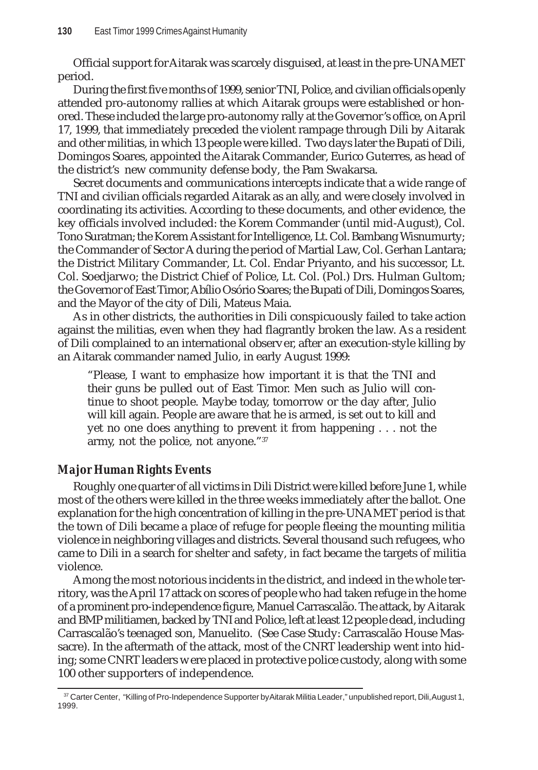Official support for Aitarak was scarcely disguised, at least in the pre-UNAMET period.

During the first five months of 1999, senior TNI, Police, and civilian officials openly attended pro-autonomy rallies at which Aitarak groups were established or honored. These included the large pro-autonomy rally at the Governor's office, on April 17, 1999, that immediately preceded the violent rampage through Dili by Aitarak and other militias, in which 13 people were killed. Two days later the Bupati of Dili, Domingos Soares, appointed the Aitarak Commander, Eurico Guterres, as head of the district's new community defense body, the Pam Swakarsa.

Secret documents and communications intercepts indicate that a wide range of TNI and civilian officials regarded Aitarak as an ally, and were closely involved in coordinating its activities. According to these documents, and other evidence, the key officials involved included: the Korem Commander (until mid-August), Col. Tono Suratman; the Korem Assistant for Intelligence, Lt. Col. Bambang Wisnumurty; the Commander of Sector A during the period of Martial Law, Col. Gerhan Lantara; the District Military Commander, Lt. Col. Endar Priyanto, and his successor, Lt. Col. Soedjarwo; the District Chief of Police, Lt. Col. (Pol.) Drs. Hulman Gultom; the Governor of East Timor, Abílio Osório Soares; the Bupati of Dili, Domingos Soares, and the Mayor of the city of Dili, Mateus Maia.

As in other districts, the authorities in Dili conspicuously failed to take action against the militias, even when they had flagrantly broken the law. As a resident of Dili complained to an international observer, after an execution-style killing by an Aitarak commander named Julio, in early August 1999:

> "Please, I want to emphasize how important it is that the TNI and their guns be pulled out of East Timor. Men such as Julio will continue to shoot people. Maybe today, tomorrow or the day after, Julio will kill again. People are aware that he is armed, is set out to kill and yet no one does anything to prevent it from happening . . . not the army, not the police, not anyone."[37]

### *Major Human Rights Events*

Roughly one quarter of all victims in Dili District were killed before June 1, while most of the others were killed in the three weeks immediately after the ballot. One explanation for the high concentration of killing in the pre-UNAMET period is that the town of Dili became a place of refuge for people fleeing the mounting militia violence in neighboring villages and districts. Several thousand such refugees, who came to Dili in a search for shelter and safety, in fact became the targets of militia violence.

Among the most notorious incidents in the district, and indeed in the whole territory, was the April 17 attack on scores of people who had taken refuge in the home of a prominent pro-independence figure, Manuel Carrascalão. The attack, by Aitarak and BMP militiamen, backed by TNI and Police, left at least 12 people dead, including Carrascalão's teenaged son, Manuelito. (See Case Study: Carrascalão House Massacre). In the aftermath of the attack, most of the CNRT leadership went into hiding; some CNRT leaders were placed in protective police custody, along with some 100 other supporters of independence.

---

[37] Carter Center, "Killing of Pro-Independence Supporter by Aitarak Militia Leader," unpublished report, Dili, August 1, 1999.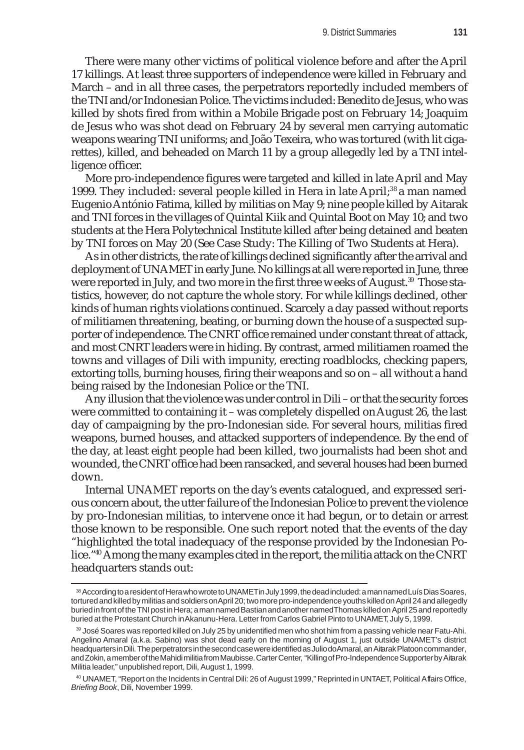There were many other victims of political violence before and after the April 17 killings. At least three supporters of independence were killed in February and March – and in all three cases, the perpetrators reportedly included members of the TNI and/or Indonesian Police. The victims included: Benedito de Jesus, who was killed by shots fired from within a Mobile Brigade post on February 14; Joaquim de Jesus who was shot dead on February 24 by several men carrying automatic weapons wearing TNI uniforms; and João Texeira, who was tortured (with lit cigarettes), killed, and beheaded on March 11 by a group allegedly led by a TNI intelligence officer.

More pro-independence figures were targeted and killed in late April and May 1999. They included: several people killed in Hera in late April;[38] a man named Eugenio António Fatima, killed by militias on May 9; nine people killed by Aitarak and TNI forces in the villages of Quintal Kiik and Quintal Boot on May 10; and two students at the Hera Polytechnical Institute killed after being detained and beaten by TNI forces on May 20 (See Case Study: The Killing of Two Students at Hera).

As in other districts, the rate of killings declined significantly after the arrival and deployment of UNAMET in early June. No killings at all were reported in June, three were reported in July, and two more in the first three weeks of August.[39] Those statistics, however, do not capture the whole story. For while killings declined, other kinds of human rights violations continued. Scarcely a day passed without reports of militiamen threatening, beating, or burning down the house of a suspected supporter of independence. The CNRT office remained under constant threat of attack, and most CNRT leaders were in hiding. By contrast, armed militiamen roamed the towns and villages of Dili with impunity, erecting roadblocks, checking papers, extorting tolls, burning houses, firing their weapons and so on – all without a hand being raised by the Indonesian Police or the TNI.

Any illusion that the violence was under control in Dili – or that the security forces were committed to containing it – was completely dispelled on August 26, the last day of campaigning by the pro-Indonesian side. For several hours, militias fired weapons, burned houses, and attacked supporters of independence. By the end of the day, at least eight people had been killed, two journalists had been shot and wounded, the CNRT office had been ransacked, and several houses had been burned down.

Internal UNAMET reports on the day's events catalogued, and expressed serious concern about, the utter failure of the Indonesian Police to prevent the violence by pro-Indonesian militias, to intervene once it had begun, or to detain or arrest those known to be responsible. One such report noted that the events of the day "highlighted the total inadequacy of the response provided by the Indonesian Police."[40] Among the many examples cited in the report, the militia attack on the CNRT headquarters stands out:

---

[38] According to a resident of Hera who wrote to UNAMET in July 1999, the dead included: a man named Luís Dias Soares, tortured and killed by militias and soldiers on April 20; two more pro-independence youths killed on April 24 and allegedly buried in front of the TNI post in Hera; a man named Bastian and another named Thomas killed on April 25 and reportedly buried at the Protestant Church in Akanunu-Hera. Letter from Carlos Gabriel Pinto to UNAMET, July 5, 1999.

[39] José Soares was reported killed on July 25 by unidentified men who shot him from a passing vehicle near Fatu-Ahi. Angelino Amaral (a.k.a. Sabino) was shot dead early on the morning of August 1, just outside UNAMET's district headquarters in Dili. The perpetrators in the second case were identified as Julio do Amaral, an Aitarak Platoon commander, and Zokin, a member of the Mahidi militia from Maubisse. Carter Center, "Killing of Pro-Independence Supporter by Aitarak Militia leader," unpublished report, Dili, August 1, 1999.

[40] UNAMET, "Report on the Incidents in Central Dili: 26 of August 1999," Reprinted in UNTAET, Political Affairs Office, *Briefing Book*, Dili, November 1999.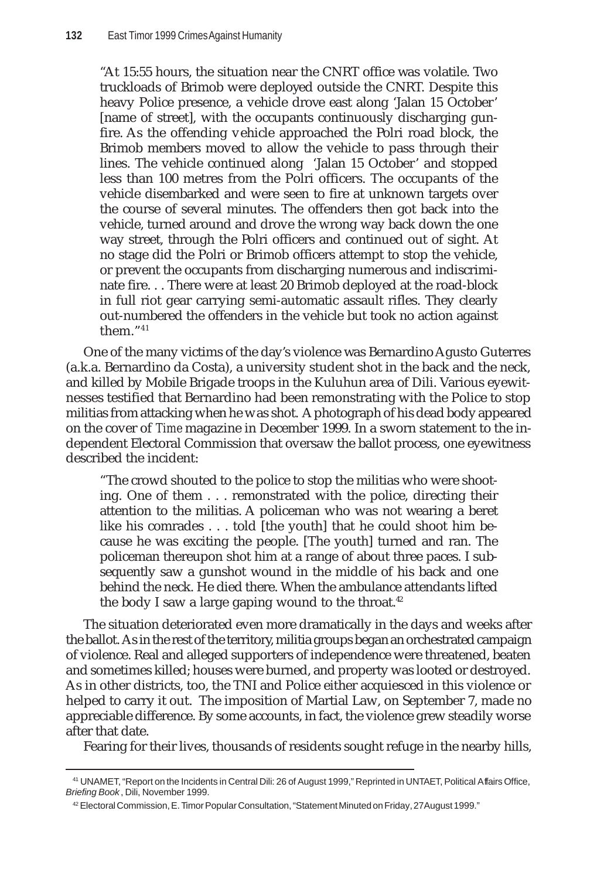"At 15:55 hours, the situation near the CNRT office was volatile. Two truckloads of Brimob were deployed outside the CNRT. Despite this heavy Police presence, a vehicle drove east along 'Jalan 15 October' [name of street], with the occupants continuously discharging gunfire. As the offending vehicle approached the Polri road block, the Brimob members moved to allow the vehicle to pass through their lines. The vehicle continued along 'Jalan 15 October' and stopped less than 100 metres from the Polri officers. The occupants of the vehicle disembarked and were seen to fire at unknown targets over the course of several minutes. The offenders then got back into the vehicle, turned around and drove the wrong way back down the one way street, through the Polri officers and continued out of sight. At no stage did the Polri or Brimob officers attempt to stop the vehicle, or prevent the occupants from discharging numerous and indiscriminate fire. . . There were at least 20 Brimob deployed at the road-block in full riot gear carrying semi-automatic assault rifles. They clearly out-numbered the offenders in the vehicle but took no action against them."[41]

One of the many victims of the day's violence was Bernardino Agusto Guterres (a.k.a. Bernardino da Costa), a university student shot in the back and the neck, and killed by Mobile Brigade troops in the Kuluhun area of Dili. Various eyewitnesses testified that Bernardino had been remonstrating with the Police to stop militias from attacking when he was shot. A photograph of his dead body appeared on the cover of *Time* magazine in December 1999. In a sworn statement to the independent Electoral Commission that oversaw the ballot process, one eyewitness described the incident:

"The crowd shouted to the police to stop the militias who were shooting. One of them . . . remonstrated with the police, directing their attention to the militias. A policeman who was not wearing a beret like his comrades . . . told [the youth] that he could shoot him because he was exciting the people. [The youth] turned and ran. The policeman thereupon shot him at a range of about three paces. I subsequently saw a gunshot wound in the middle of his back and one behind the neck. He died there. When the ambulance attendants lifted the body I saw a large gaping wound to the throat.[42]

The situation deteriorated even more dramatically in the days and weeks after the ballot. As in the rest of the territory, militia groups began an orchestrated campaign of violence. Real and alleged supporters of independence were threatened, beaten and sometimes killed; houses were burned, and property was looted or destroyed. As in other districts, too, the TNI and Police either acquiesced in this violence or helped to carry it out. The imposition of Martial Law, on September 7, made no appreciable difference. By some accounts, in fact, the violence grew steadily worse after that date.

Fearing for their lives, thousands of residents sought refuge in the nearby hills,

---

[41] UNAMET, "Report on the Incidents in Central Dili: 26 of August 1999," Reprinted in UNTAET, Political Affairs Office, *Briefing Book*, Dili, November 1999.

[42] Electoral Commission, E. Timor Popular Consultation, "Statement Minuted on Friday, 27 August 1999."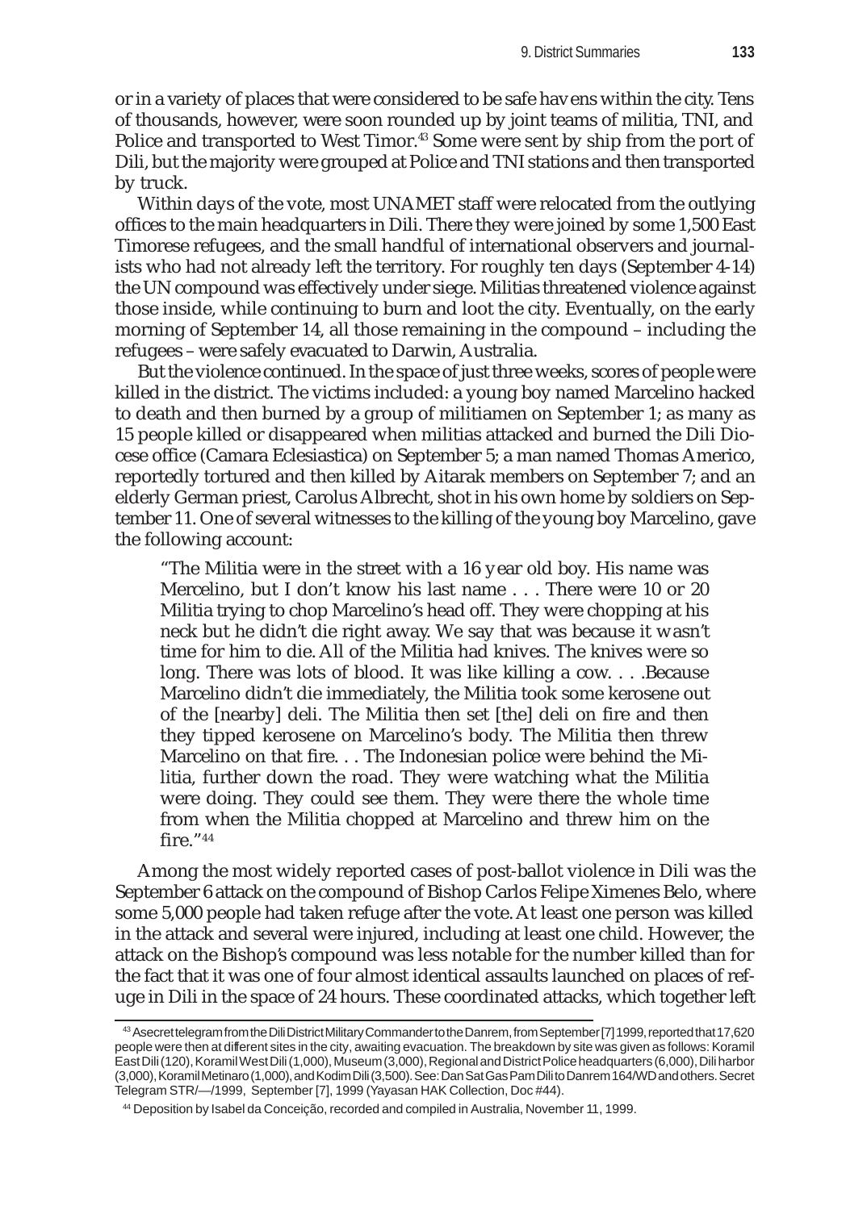or in a variety of places that were considered to be safe havens within the city. Tens of thousands, however, were soon rounded up by joint teams of militia, TNI, and Police and transported to West Timor.[43] Some were sent by ship from the port of Dili, but the majority were grouped at Police and TNI stations and then transported by truck.

Within days of the vote, most UNAMET staff were relocated from the outlying offices to the main headquarters in Dili. There they were joined by some 1,500 East Timorese refugees, and the small handful of international observers and journalists who had not already left the territory. For roughly ten days (September 4-14) the UN compound was effectively under siege. Militias threatened violence against those inside, while continuing to burn and loot the city. Eventually, on the early morning of September 14, all those remaining in the compound – including the refugees – were safely evacuated to Darwin, Australia.

But the violence continued. In the space of just three weeks, scores of people were killed in the district. The victims included: a young boy named Marcelino hacked to death and then burned by a group of militiamen on September 1; as many as 15 people killed or disappeared when militias attacked and burned the Dili Diocese office (Camara Eclesiastica) on September 5; a man named Thomas Americo, reportedly tortured and then killed by Aitarak members on September 7; and an elderly German priest, Carolus Albrecht, shot in his own home by soldiers on September 11. One of several witnesses to the killing of the young boy Marcelino, gave the following account:

> "The Militia were in the street with a 16 year old boy. His name was Mercelino, but I don't know his last name . . . There were 10 or 20 Militia trying to chop Marcelino's head off. They were chopping at his neck but he didn't die right away. We say that was because it wasn't time for him to die. All of the Militia had knives. The knives were so long. There was lots of blood. It was like killing a cow. . . .Because Marcelino didn't die immediately, the Militia took some kerosene out of the [nearby] deli. The Militia then set [the] deli on fire and then they tipped kerosene on Marcelino's body. The Militia then threw Marcelino on that fire. . . The Indonesian police were behind the Militia, further down the road. They were watching what the Militia were doing. They could see them. They were there the whole time from when the Militia chopped at Marcelino and threw him on the fire."[44]

Among the most widely reported cases of post-ballot violence in Dili was the September 6 attack on the compound of Bishop Carlos Felipe Ximenes Belo, where some 5,000 people had taken refuge after the vote. At least one person was killed in the attack and several were injured, including at least one child. However, the attack on the Bishop's compound was less notable for the number killed than for the fact that it was one of four almost identical assaults launched on places of refuge in Dili in the space of 24 hours. These coordinated attacks, which together left

---

[43] A secret telegram from the Dili District Military Commander to the Danrem, from September [7] 1999, reported that 17,620 people were then at different sites in the city, awaiting evacuation. The breakdown by site was given as follows: Koramil East Dili (120), Koramil West Dili (1,000), Museum (3,000), Regional and District Police headquarters (6,000), Dili harbor (3,000), Koramil Metinaro (1,000), and Kodim Dili (3,500). See: Dan Sat Gas Pam Dili to Danrem 164/WD and others. Secret Telegram STR/—/1999, September [7], 1999 (Yayasan HAK Collection, Doc #44).

[44] Deposition by Isabel da Conceição, recorded and compiled in Australia, November 11, 1999.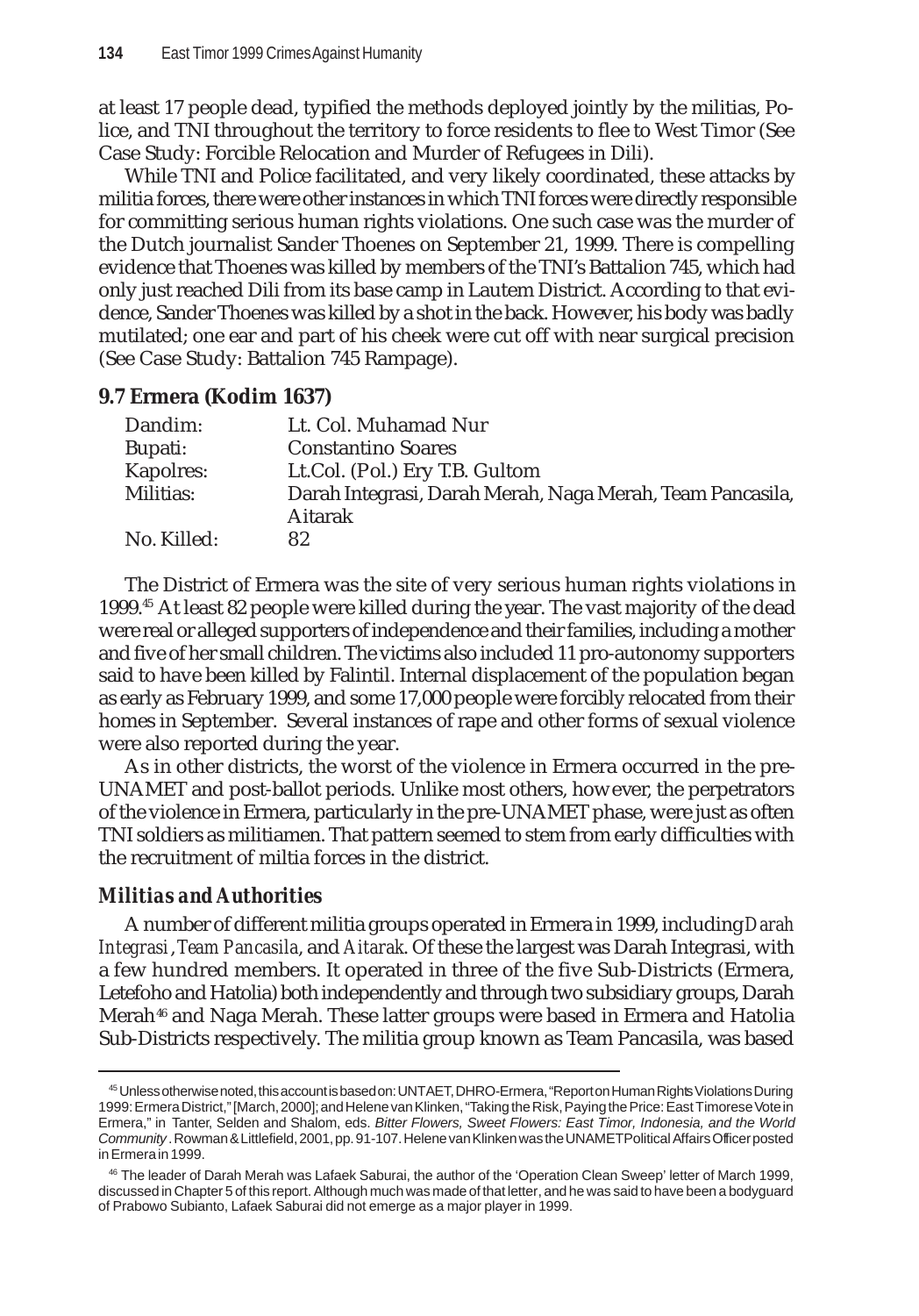at least 17 people dead, typified the methods deployed jointly by the militias, Police, and TNI throughout the territory to force residents to flee to West Timor (See Case Study: Forcible Relocation and Murder of Refugees in Dili).

While TNI and Police facilitated, and very likely coordinated, these attacks by militia forces, there were other instances in which TNI forces were directly responsible for committing serious human rights violations. One such case was the murder of the Dutch journalist Sander Thoenes on September 21, 1999. There is compelling evidence that Thoenes was killed by members of the TNI's Battalion 745, which had only just reached Dili from its base camp in Lautem District. According to that evidence, Sander Thoenes was killed by a shot in the back. However, his body was badly mutilated; one ear and part of his cheek were cut off with near surgical precision (See Case Study: Battalion 745 Rampage).

### 9.7 Ermera (Kodim 1637)

| | |
|---|---|
| Dandim: | Lt. Col. Muhamad Nur |
| Bupati: | Constantino Soares |
| Kapolres: | Lt.Col. (Pol.) Ery T.B. Gultom |
| Militias: | Darah Integrasi, Darah Merah, Naga Merah, Team Pancasila, Aitarak |
| No. Killed: | 82 |

The District of Ermera was the site of very serious human rights violations in 1999.[45] At least 82 people were killed during the year. The vast majority of the dead were real or alleged supporters of independence and their families, including a mother and five of her small children. The victims also included 11 pro-autonomy supporters said to have been killed by Falintil. Internal displacement of the population began as early as February 1999, and some 17,000 people were forcibly relocated from their homes in September. Several instances of rape and other forms of sexual violence were also reported during the year.

As in other districts, the worst of the violence in Ermera occurred in the pre-UNAMET and post-ballot periods. Unlike most others, however, the perpetrators of the violence in Ermera, particularly in the pre-UNAMET phase, were just as often TNI soldiers as militiamen. That pattern seemed to stem from early difficulties with the recruitment of miltia forces in the district.

#### *Militias and Authorities*

A number of different militia groups operated in Ermera in 1999, including *Darah Integrasi*, *Team Pancasila*, and *Aitarak*. Of these the largest was Darah Integrasi, with a few hundred members. It operated in three of the five Sub-Districts (Ermera, Letefoho and Hatolia) both independently and through two subsidiary groups, Darah Merah[46] and Naga Merah. These latter groups were based in Ermera and Hatolia Sub-Districts respectively. The militia group known as Team Pancasila, was based

[45] Unless otherwise noted, this account is based on: UNTAET, DHRO-Ermera, "Report on Human Rights Violations During 1999: Ermera District," [March, 2000]; and Helene van Klinken, "Taking the Risk, Paying the Price: East Timorese Vote in Ermera," in Tanter, Selden and Shalom, eds. *Bitter Flowers, Sweet Flowers: East Timor, Indonesia, and the World Community*. Rowman & Littlefield, 2001, pp. 91-107. Helene van Klinken was the UNAMET Political Affairs Officer posted in Ermera in 1999.

[46] The leader of Darah Merah was Lafaek Saburai, the author of the 'Operation Clean Sweep' letter of March 1999, discussed in Chapter 5 of this report. Although much was made of that letter, and he was said to have been a bodyguard of Prabowo Subianto, Lafaek Saburai did not emerge as a major player in 1999.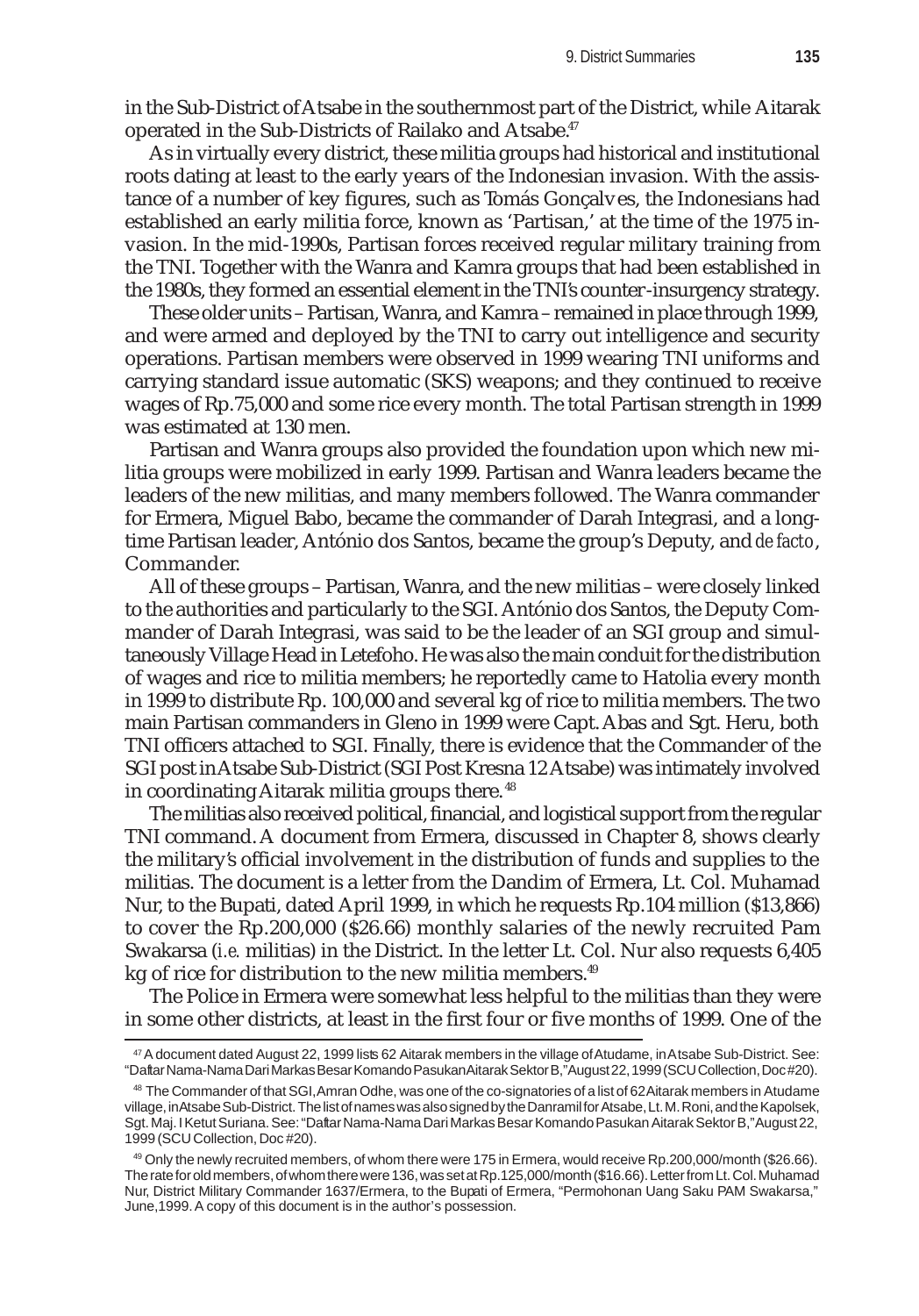in the Sub-District of Atsabe in the southernmost part of the District, while Aitarak operated in the Sub-Districts of Railako and Atsabe.[47]

As in virtually every district, these militia groups had historical and institutional roots dating at least to the early years of the Indonesian invasion. With the assistance of a number of key figures, such as Tomás Gonçalves, the Indonesians had established an early militia force, known as 'Partisan,' at the time of the 1975 invasion. In the mid-1990s, Partisan forces received regular military training from the TNI. Together with the Wanra and Kamra groups that had been established in the 1980s, they formed an essential element in the TNI's counter-insurgency strategy.

These older units – Partisan, Wanra, and Kamra – remained in place through 1999, and were armed and deployed by the TNI to carry out intelligence and security operations. Partisan members were observed in 1999 wearing TNI uniforms and carrying standard issue automatic (SKS) weapons; and they continued to receive wages of Rp.75,000 and some rice every month. The total Partisan strength in 1999 was estimated at 130 men.

Partisan and Wanra groups also provided the foundation upon which new militia groups were mobilized in early 1999. Partisan and Wanra leaders became the leaders of the new militias, and many members followed. The Wanra commander for Ermera, Miguel Babo, became the commander of Darah Integrasi, and a longtime Partisan leader, António dos Santos, became the group's Deputy, and *de facto*, Commander.

All of these groups – Partisan, Wanra, and the new militias – were closely linked to the authorities and particularly to the SGI. António dos Santos, the Deputy Commander of Darah Integrasi, was said to be the leader of an SGI group and simultaneously Village Head in Letefoho. He was also the main conduit for the distribution of wages and rice to militia members; he reportedly came to Hatolia every month in 1999 to distribute Rp. 100,000 and several kg of rice to militia members. The two main Partisan commanders in Gleno in 1999 were Capt. Abas and Sgt. Heru, both TNI officers attached to SGI. Finally, there is evidence that the Commander of the SGI post in Atsabe Sub-District (SGI Post Kresna 12 Atsabe) was intimately involved in coordinating Aitarak militia groups there.[48]

The militias also received political, financial, and logistical support from the regular TNI command. A document from Ermera, discussed in Chapter 8, shows clearly the military's official involvement in the distribution of funds and supplies to the militias. The document is a letter from the Dandim of Ermera, Lt. Col. Muhamad Nur, to the Bupati, dated April 1999, in which he requests Rp.104 million ($13,866) to cover the Rp.200,000 ($26.66) monthly salaries of the newly recruited Pam Swakarsa (*i.e.* militias) in the District. In the letter Lt. Col. Nur also requests 6,405 kg of rice for distribution to the new militia members.[49]

The Police in Ermera were somewhat less helpful to the militias than they were in some other districts, at least in the first four or five months of 1999. One of the

---

[47] A document dated August 22, 1999 lists 62 Aitarak members in the village of Atudame, in Atsabe Sub-District. See: "Daftar Nama-Nama Dari Markas Besar Komando Pasukan Aitarak Sektor B," August 22, 1999 (SCU Collection, Doc #20).

[48] The Commander of that SGI, Amran Odhe, was one of the co-signatories of a list of 62 Aitarak members in Atudame village, in Atsabe Sub-District. The list of names was also signed by the Danramil for Atsabe, Lt. M. Roni, and the Kapolsek, Sgt. Maj. I Ketut Suriana. See: "Daftar Nama-Nama Dari Markas Besar Komando Pasukan Aitarak Sektor B," August 22, 1999 (SCU Collection, Doc #20).

[49] Only the newly recruited members, of whom there were 175 in Ermera, would receive Rp.200,000/month ($26.66). The rate for old members, of whom there were 136, was set at Rp.125,000/month ($16.66). Letter from Lt. Col. Muhamad Nur, District Military Commander 1637/Ermera, to the Bupati of Ermera, "Permohonan Uang Saku PAM Swakarsa," June, 1999. A copy of this document is in the author's possession.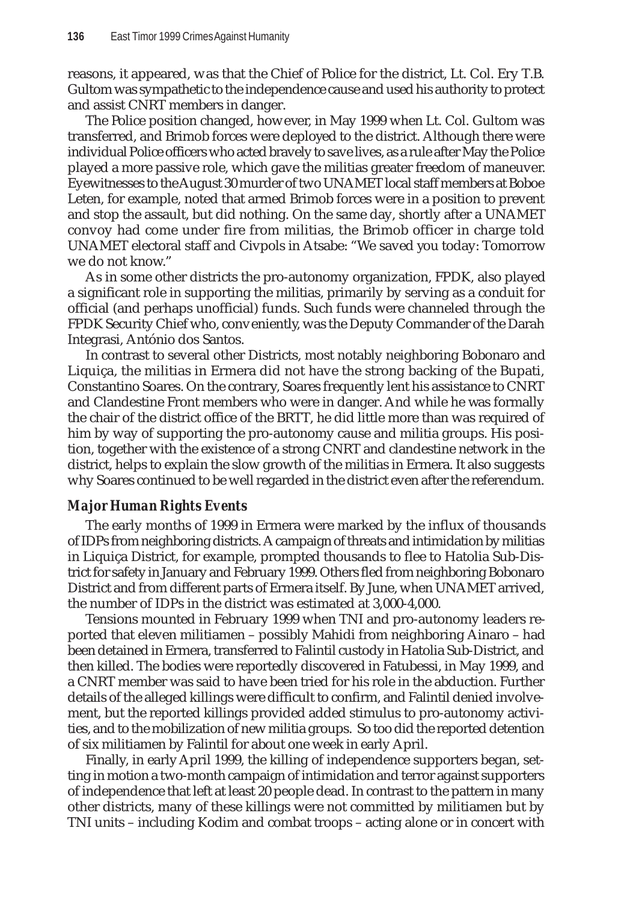reasons, it appeared, was that the Chief of Police for the district, Lt. Col. Ery T.B. Gultom was sympathetic to the independence cause and used his authority to protect and assist CNRT members in danger.

The Police position changed, however, in May 1999 when Lt. Col. Gultom was transferred, and Brimob forces were deployed to the district. Although there were individual Police officers who acted bravely to save lives, as a rule after May the Police played a more passive role, which gave the militias greater freedom of maneuver. Eyewitnesses to the August 30 murder of two UNAMET local staff members at Boboe Leten, for example, noted that armed Brimob forces were in a position to prevent and stop the assault, but did nothing. On the same day, shortly after a UNAMET convoy had come under fire from militias, the Brimob officer in charge told UNAMET electoral staff and Civpols in Atsabe: "We saved you today: Tomorrow we do not know."

As in some other districts the pro-autonomy organization, FPDK, also played a significant role in supporting the militias, primarily by serving as a conduit for official (and perhaps unofficial) funds. Such funds were channeled through the FPDK Security Chief who, conveniently, was the Deputy Commander of the Darah Integrasi, António dos Santos.

In contrast to several other Districts, most notably neighboring Bobonaro and Liquiça, the militias in Ermera did not have the strong backing of the Bupati, Constantino Soares. On the contrary, Soares frequently lent his assistance to CNRT and Clandestine Front members who were in danger. And while he was formally the chair of the district office of the BRTT, he did little more than was required of him by way of supporting the pro-autonomy cause and militia groups. His position, together with the existence of a strong CNRT and clandestine network in the district, helps to explain the slow growth of the militias in Ermera. It also suggests why Soares continued to be well regarded in the district even after the referendum.

### *Major Human Rights Events*

The early months of 1999 in Ermera were marked by the influx of thousands of IDPs from neighboring districts. A campaign of threats and intimidation by militias in Liquiça District, for example, prompted thousands to flee to Hatolia Sub-District for safety in January and February 1999. Others fled from neighboring Bobonaro District and from different parts of Ermera itself. By June, when UNAMET arrived, the number of IDPs in the district was estimated at 3,000-4,000.

Tensions mounted in February 1999 when TNI and pro-autonomy leaders reported that eleven militiamen – possibly Mahidi from neighboring Ainaro – had been detained in Ermera, transferred to Falintil custody in Hatolia Sub-District, and then killed. The bodies were reportedly discovered in Fatubessi, in May 1999, and a CNRT member was said to have been tried for his role in the abduction. Further details of the alleged killings were difficult to confirm, and Falintil denied involvement, but the reported killings provided added stimulus to pro-autonomy activities, and to the mobilization of new militia groups. So too did the reported detention of six militiamen by Falintil for about one week in early April.

Finally, in early April 1999, the killing of independence supporters began, setting in motion a two-month campaign of intimidation and terror against supporters of independence that left at least 20 people dead. In contrast to the pattern in many other districts, many of these killings were not committed by militiamen but by TNI units – including Kodim and combat troops – acting alone or in concert with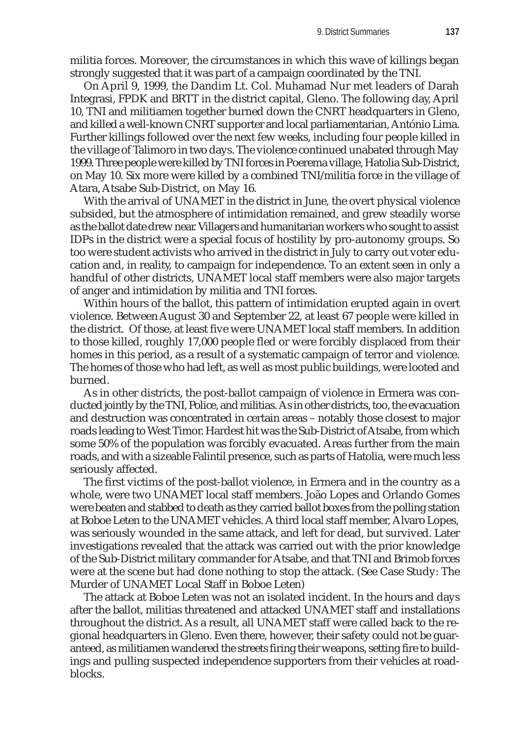militia forces. Moreover, the circumstances in which this wave of killings began strongly suggested that it was part of a campaign coordinated by the TNI.

On April 9, 1999, the Dandim Lt. Col. Muhamad Nur met leaders of Darah Integrasi, FPDK and BRTT in the district capital, Gleno. The following day, April 10, TNI and militiamen together burned down the CNRT headquarters in Gleno, and killed a well-known CNRT supporter and local parliamentarian, António Lima. Further killings followed over the next few weeks, including four people killed in the village of Talimoro in two days. The violence continued unabated through May 1999. Three people were killed by TNI forces in Poerema village, Hatolia Sub-District, on May 10. Six more were killed by a combined TNI/militia force in the village of Atara, Atsabe Sub-District, on May 16.

With the arrival of UNAMET in the district in June, the overt physical violence subsided, but the atmosphere of intimidation remained, and grew steadily worse as the ballot date drew near. Villagers and humanitarian workers who sought to assist IDPs in the district were a special focus of hostility by pro-autonomy groups. So too were student activists who arrived in the district in July to carry out voter education and, in reality, to campaign for independence. To an extent seen in only a handful of other districts, UNAMET local staff members were also major targets of anger and intimidation by militia and TNI forces.

Within hours of the ballot, this pattern of intimidation erupted again in overt violence. Between August 30 and September 22, at least 67 people were killed in the district. Of those, at least five were UNAMET local staff members. In addition to those killed, roughly 17,000 people fled or were forcibly displaced from their homes in this period, as a result of a systematic campaign of terror and violence. The homes of those who had left, as well as most public buildings, were looted and burned.

As in other districts, the post-ballot campaign of violence in Ermera was conducted jointly by the TNI, Police, and militias. As in other districts, too, the evacuation and destruction was concentrated in certain areas – notably those closest to major roads leading to West Timor. Hardest hit was the Sub-District of Atsabe, from which some 50% of the population was forcibly evacuated. Areas further from the main roads, and with a sizeable Falintil presence, such as parts of Hatolia, were much less seriously affected.

The first victims of the post-ballot violence, in Ermera and in the country as a whole, were two UNAMET local staff members. João Lopes and Orlando Gomes were beaten and stabbed to death as they carried ballot boxes from the polling station at Boboe Leten to the UNAMET vehicles. A third local staff member, Alvaro Lopes, was seriously wounded in the same attack, and left for dead, but survived. Later investigations revealed that the attack was carried out with the prior knowledge of the Sub-District military commander for Atsabe, and that TNI and Brimob forces were at the scene but had done nothing to stop the attack. (See Case Study: The Murder of UNAMET Local Staff in Boboe Leten)

The attack at Boboe Leten was not an isolated incident. In the hours and days after the ballot, militias threatened and attacked UNAMET staff and installations throughout the district. As a result, all UNAMET staff were called back to the regional headquarters in Gleno. Even there, however, their safety could not be guaranteed, as militiamen wandered the streets firing their weapons, setting fire to buildings and pulling suspected independence supporters from their vehicles at roadblocks.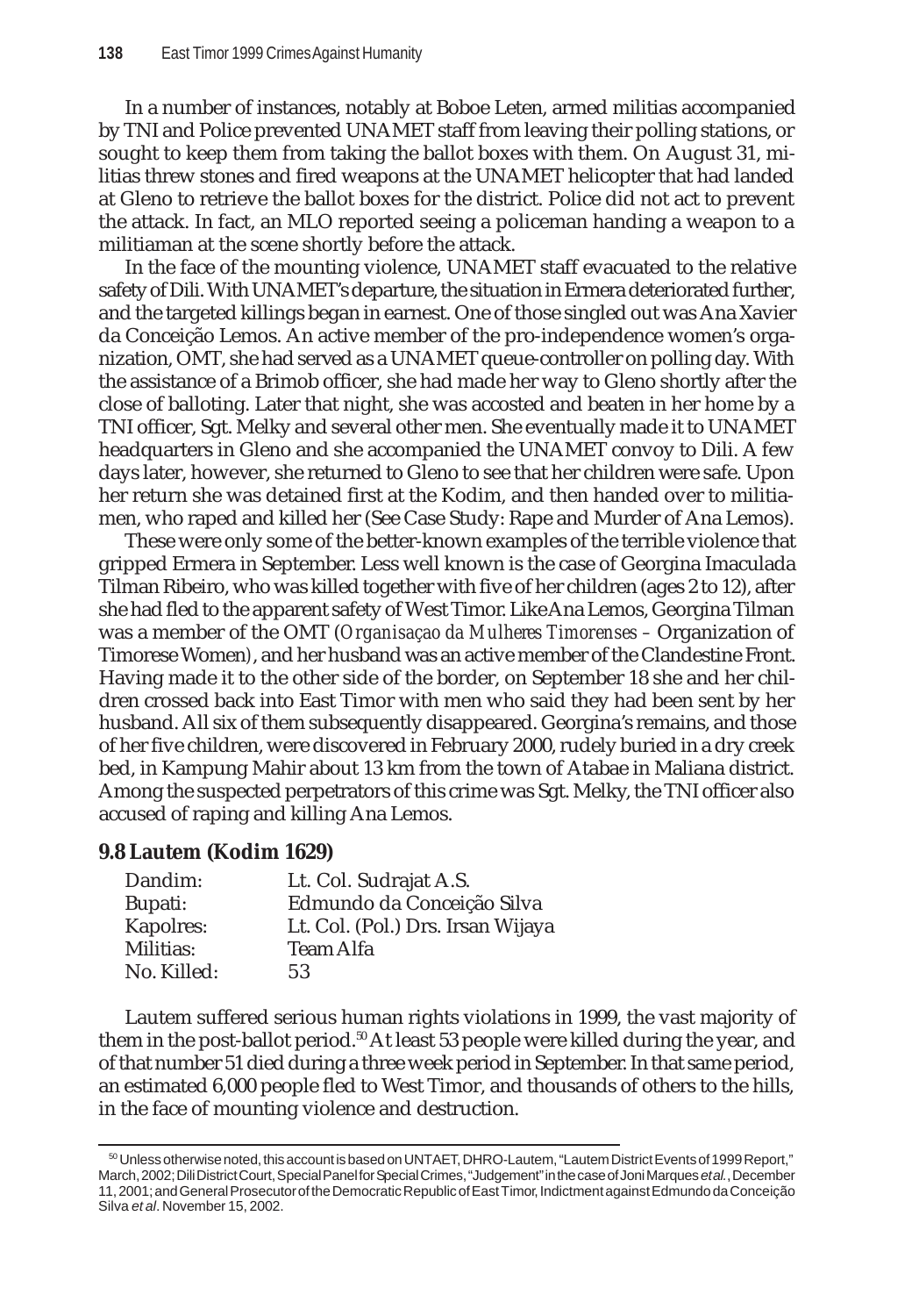In a number of instances, notably at Boboe Leten, armed militias accompanied by TNI and Police prevented UNAMET staff from leaving their polling stations, or sought to keep them from taking the ballot boxes with them. On August 31, militias threw stones and fired weapons at the UNAMET helicopter that had landed at Gleno to retrieve the ballot boxes for the district. Police did not act to prevent the attack. In fact, an MLO reported seeing a policeman handing a weapon to a militiaman at the scene shortly before the attack.

In the face of the mounting violence, UNAMET staff evacuated to the relative safety of Dili. With UNAMET's departure, the situation in Ermera deteriorated further, and the targeted killings began in earnest. One of those singled out was Ana Xavier da Conceição Lemos. An active member of the pro-independence women's organization, OMT, she had served as a UNAMET queue-controller on polling day. With the assistance of a Brimob officer, she had made her way to Gleno shortly after the close of balloting. Later that night, she was accosted and beaten in her home by a TNI officer, Sgt. Melky and several other men. She eventually made it to UNAMET headquarters in Gleno and she accompanied the UNAMET convoy to Dili. A few days later, however, she returned to Gleno to see that her children were safe. Upon her return she was detained first at the Kodim, and then handed over to militiamen, who raped and killed her (See Case Study: Rape and Murder of Ana Lemos).

These were only some of the better-known examples of the terrible violence that gripped Ermera in September. Less well known is the case of Georgina Imaculada Tilman Ribeiro, who was killed together with five of her children (ages 2 to 12), after she had fled to the apparent safety of West Timor. Like Ana Lemos, Georgina Tilman was a member of the OMT (*Organisaçao da Mulheres Timorenses* – Organization of Timorese Women), and her husband was an active member of the Clandestine Front. Having made it to the other side of the border, on September 18 she and her children crossed back into East Timor with men who said they had been sent by her husband. All six of them subsequently disappeared. Georgina's remains, and those of her five children, were discovered in February 2000, rudely buried in a dry creek bed, in Kampung Mahir about 13 km from the town of Atabae in Maliana district. Among the suspected perpetrators of this crime was Sgt. Melky, the TNI officer also accused of raping and killing Ana Lemos.

### 9.8 Lautem (Kodim 1629)

| | |
|---|---|
| Dandim: | Lt. Col. Sudrajat A.S. |
| Bupati: | Edmundo da Conceição Silva |
| Kapolres: | Lt. Col. (Pol.) Drs. Irsan Wijaya |
| Militias: | Team Alfa |
| No. Killed: | 53 |

Lautem suffered serious human rights violations in 1999, the vast majority of them in the post-ballot period.[50] At least 53 people were killed during the year, and of that number 51 died during a three week period in September. In that same period, an estimated 6,000 people fled to West Timor, and thousands of others to the hills, in the face of mounting violence and destruction.

---

[50] Unless otherwise noted, this account is based on UNTAET, DHRO-Lautem, "Lautem District Events of 1999 Report," March, 2002; Dili District Court, Special Panel for Special Crimes, "Judgement" in the case of Joni Marques *et al.*, December 11, 2001; and General Prosecutor of the Democratic Republic of East Timor, Indictment against Edmundo da Conceição Silva *et al*. November 15, 2002.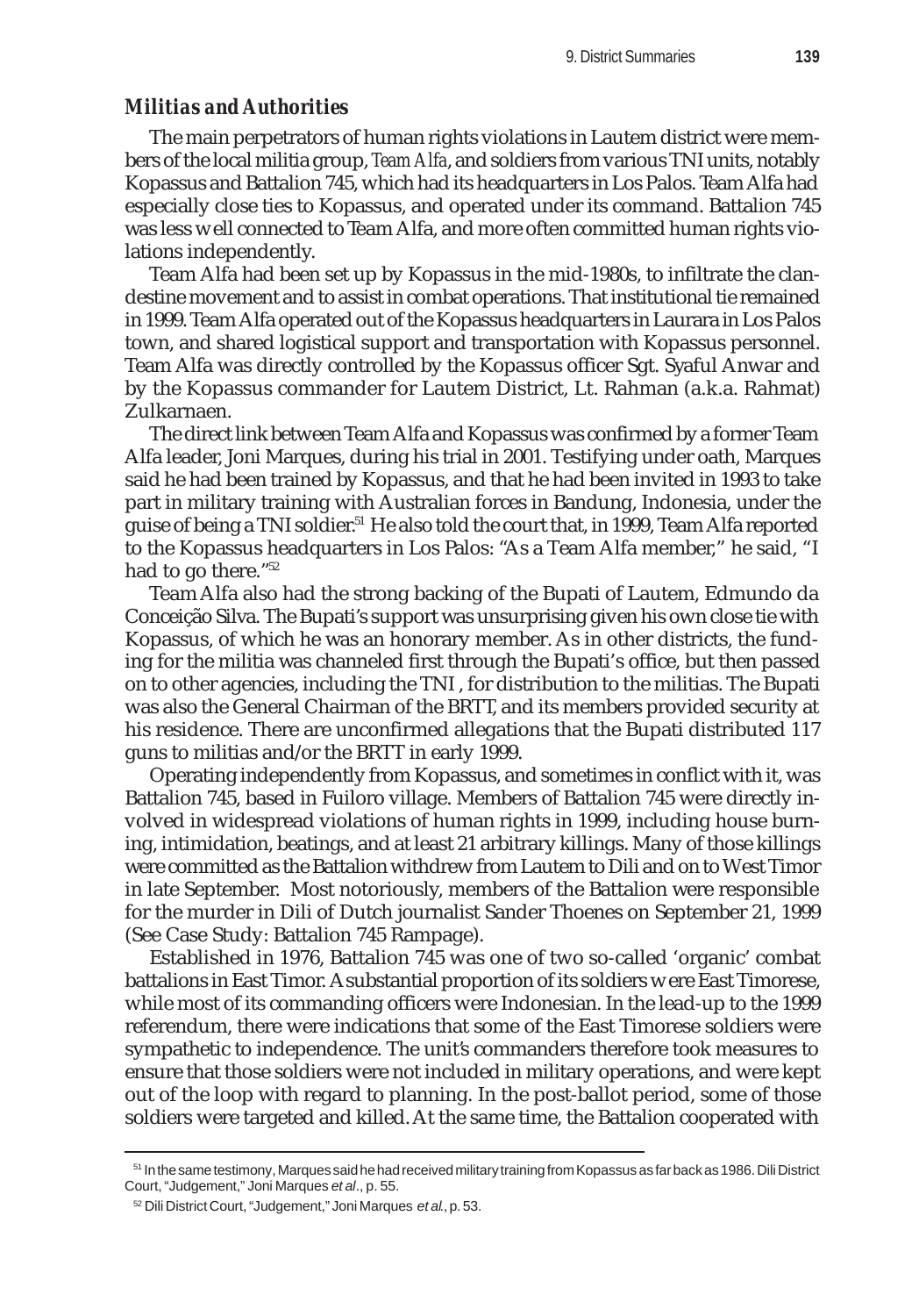### *Militias and Authorities*

The main perpetrators of human rights violations in Lautem district were members of the local militia group, *Team Alfa*, and soldiers from various TNI units, notably Kopassus and Battalion 745, which had its headquarters in Los Palos. Team Alfa had especially close ties to Kopassus, and operated under its command. Battalion 745 was less well connected to Team Alfa, and more often committed human rights violations independently.

Team Alfa had been set up by Kopassus in the mid-1980s, to infiltrate the clandestine movement and to assist in combat operations. That institutional tie remained in 1999. Team Alfa operated out of the Kopassus headquarters in Laurara in Los Palos town, and shared logistical support and transportation with Kopassus personnel. Team Alfa was directly controlled by the Kopassus officer Sgt. Syaful Anwar and by the Kopassus commander for Lautem District, Lt. Rahman (a.k.a. Rahmat) Zulkarnaen.

The direct link between Team Alfa and Kopassus was confirmed by a former Team Alfa leader, Joni Marques, during his trial in 2001. Testifying under oath, Marques said he had been trained by Kopassus, and that he had been invited in 1993 to take part in military training with Australian forces in Bandung, Indonesia, under the guise of being a TNI soldier.[51] He also told the court that, in 1999, Team Alfa reported to the Kopassus headquarters in Los Palos: "As a Team Alfa member," he said, "I had to go there."[52]

Team Alfa also had the strong backing of the Bupati of Lautem, Edmundo da Conceição Silva. The Bupati's support was unsurprising given his own close tie with Kopassus, of which he was an honorary member. As in other districts, the funding for the militia was channeled first through the Bupati's office, but then passed on to other agencies, including the TNI , for distribution to the militias. The Bupati was also the General Chairman of the BRTT, and its members provided security at his residence. There are unconfirmed allegations that the Bupati distributed 117 guns to militias and/or the BRTT in early 1999.

Operating independently from Kopassus, and sometimes in conflict with it, was Battalion 745, based in Fuiloro village. Members of Battalion 745 were directly involved in widespread violations of human rights in 1999, including house burning, intimidation, beatings, and at least 21 arbitrary killings. Many of those killings were committed as the Battalion withdrew from Lautem to Dili and on to West Timor in late September. Most notoriously, members of the Battalion were responsible for the murder in Dili of Dutch journalist Sander Thoenes on September 21, 1999 (See Case Study: Battalion 745 Rampage).

Established in 1976, Battalion 745 was one of two so-called 'organic' combat battalions in East Timor. A substantial proportion of its soldiers were East Timorese, while most of its commanding officers were Indonesian. In the lead-up to the 1999 referendum, there were indications that some of the East Timorese soldiers were sympathetic to independence. The unit's commanders therefore took measures to ensure that those soldiers were not included in military operations, and were kept out of the loop with regard to planning. In the post-ballot period, some of those soldiers were targeted and killed. At the same time, the Battalion cooperated with

---

[51] In the same testimony, Marques said he had received military training from Kopassus as far back as 1986. Dili District Court, "Judgement," Joni Marques *et al*., p. 55.

[52] Dili District Court, "Judgement," Joni Marques *et al.*, p. 53.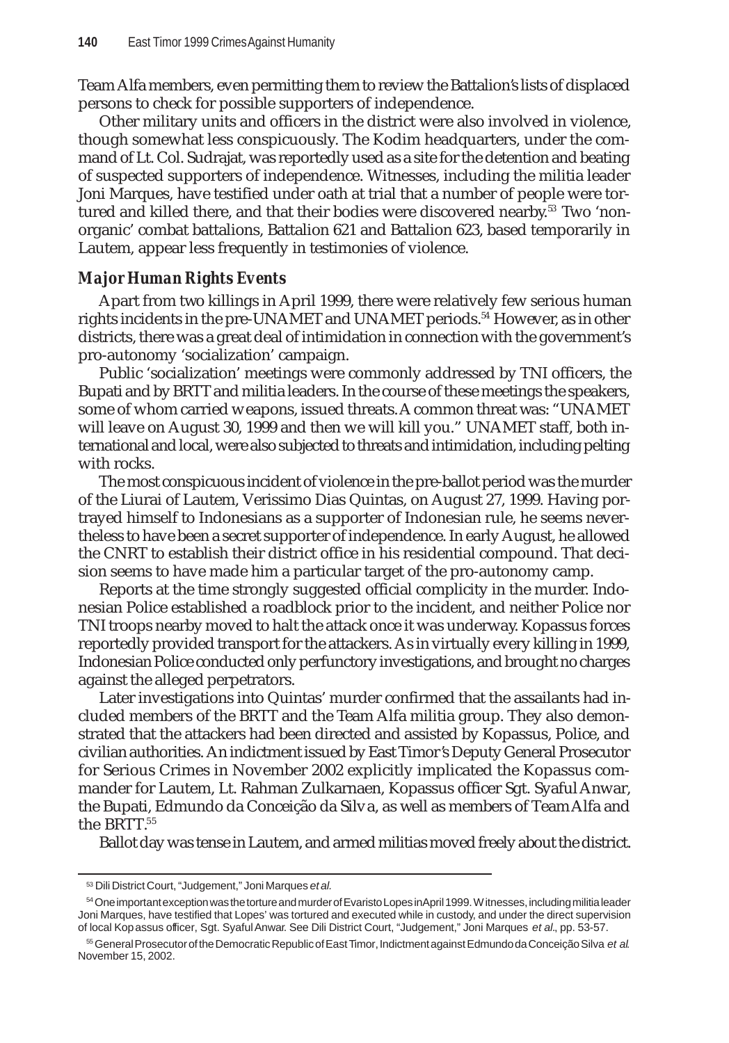Team Alfa members, even permitting them to review the Battalion's lists of displaced persons to check for possible supporters of independence.

Other military units and officers in the district were also involved in violence, though somewhat less conspicuously. The Kodim headquarters, under the command of Lt. Col. Sudrajat, was reportedly used as a site for the detention and beating of suspected supporters of independence. Witnesses, including the militia leader Joni Marques, have testified under oath at trial that a number of people were tortured and killed there, and that their bodies were discovered nearby.[53] Two 'non-organic' combat battalions, Battalion 621 and Battalion 623, based temporarily in Lautem, appear less frequently in testimonies of violence.

### *Major Human Rights Events*

Apart from two killings in April 1999, there were relatively few serious human rights incidents in the pre-UNAMET and UNAMET periods.[54] However, as in other districts, there was a great deal of intimidation in connection with the government's pro-autonomy 'socialization' campaign.

Public 'socialization' meetings were commonly addressed by TNI officers, the Bupati and by BRTT and militia leaders. In the course of these meetings the speakers, some of whom carried weapons, issued threats. A common threat was: "UNAMET will leave on August 30, 1999 and then we will kill you." UNAMET staff, both international and local, were also subjected to threats and intimidation, including pelting with rocks.

The most conspicuous incident of violence in the pre-ballot period was the murder of the Liurai of Lautem, Verissimo Dias Quintas, on August 27, 1999. Having portrayed himself to Indonesians as a supporter of Indonesian rule, he seems nevertheless to have been a secret supporter of independence. In early August, he allowed the CNRT to establish their district office in his residential compound. That decision seems to have made him a particular target of the pro-autonomy camp.

Reports at the time strongly suggested official complicity in the murder. Indonesian Police established a roadblock prior to the incident, and neither Police nor TNI troops nearby moved to halt the attack once it was underway. Kopassus forces reportedly provided transport for the attackers. As in virtually every killing in 1999, Indonesian Police conducted only perfunctory investigations, and brought no charges against the alleged perpetrators.

Later investigations into Quintas' murder confirmed that the assailants had included members of the BRTT and the Team Alfa militia group. They also demonstrated that the attackers had been directed and assisted by Kopassus, Police, and civilian authorities. An indictment issued by East Timor's Deputy General Prosecutor for Serious Crimes in November 2002 explicitly implicated the Kopassus commander for Lautem, Lt. Rahman Zulkarnaen, Kopassus officer Sgt. Syaful Anwar, the Bupati, Edmundo da Conceição da Silva, as well as members of Team Alfa and the BRTT.[55]

Ballot day was tense in Lautem, and armed militias moved freely about the district.

---

[53] Dili District Court, "Judgement," Joni Marques *et al.*

[54] One important exception was the torture and murder of Evaristo Lopes in April 1999. Witnesses, including militia leader Joni Marques, have testified that Lopes' was tortured and executed while in custody, and under the direct supervision of local Kopassus officer, Sgt. Syaful Anwar. See Dili District Court, "Judgement," Joni Marques *et al.*, pp. 53-57.

[55] General Prosecutor of the Democratic Republic of East Timor, Indictment against Edmundo da Conceição Silva *et al.* November 15, 2002.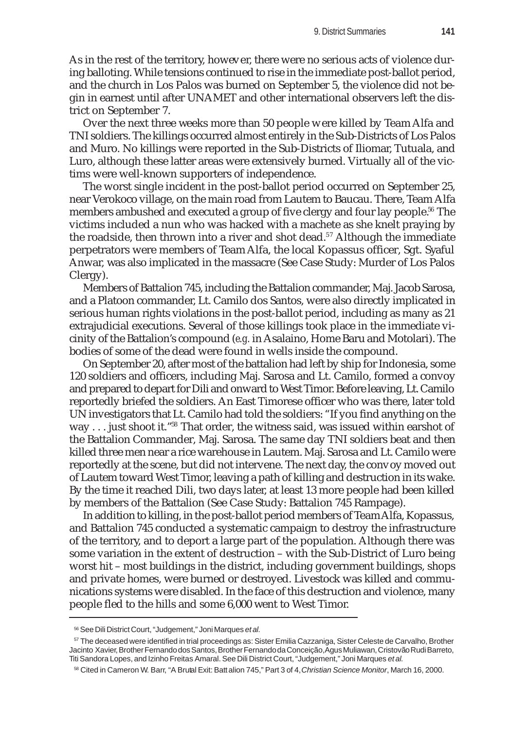As in the rest of the territory, however, there were no serious acts of violence during balloting. While tensions continued to rise in the immediate post-ballot period, and the church in Los Palos was burned on September 5, the violence did not begin in earnest until after UNAMET and other international observers left the district on September 7.

Over the next three weeks more than 50 people were killed by Team Alfa and TNI soldiers. The killings occurred almost entirely in the Sub-Districts of Los Palos and Muro. No killings were reported in the Sub-Districts of Iliomar, Tutuala, and Luro, although these latter areas were extensively burned. Virtually all of the victims were well-known supporters of independence.

The worst single incident in the post-ballot period occurred on September 25, near Verokoco village, on the main road from Lautem to Baucau. There, Team Alfa members ambushed and executed a group of five clergy and four lay people.[56] The victims included a nun who was hacked with a machete as she knelt praying by the roadside, then thrown into a river and shot dead.[57] Although the immediate perpetrators were members of Team Alfa, the local Kopassus officer, Sgt. Syaful Anwar, was also implicated in the massacre (See Case Study: Murder of Los Palos Clergy).

Members of Battalion 745, including the Battalion commander, Maj. Jacob Sarosa, and a Platoon commander, Lt. Camilo dos Santos, were also directly implicated in serious human rights violations in the post-ballot period, including as many as 21 extrajudicial executions. Several of those killings took place in the immediate vicinity of the Battalion's compound (*e.g.* in Asalaino, Home Baru and Motolari). The bodies of some of the dead were found in wells inside the compound.

On September 20, after most of the battalion had left by ship for Indonesia, some 120 soldiers and officers, including Maj. Sarosa and Lt. Camilo, formed a convoy and prepared to depart for Dili and onward to West Timor. Before leaving, Lt. Camilo reportedly briefed the soldiers. An East Timorese officer who was there, later told UN investigators that Lt. Camilo had told the soldiers: "If you find anything on the way . . . just shoot it."[58] That order, the witness said, was issued within earshot of the Battalion Commander, Maj. Sarosa. The same day TNI soldiers beat and then killed three men near a rice warehouse in Lautem. Maj. Sarosa and Lt. Camilo were reportedly at the scene, but did not intervene. The next day, the convoy moved out of Lautem toward West Timor, leaving a path of killing and destruction in its wake. By the time it reached Dili, two days later, at least 13 more people had been killed by members of the Battalion (See Case Study: Battalion 745 Rampage).

In addition to killing, in the post-ballot period members of Team Alfa, Kopassus, and Battalion 745 conducted a systematic campaign to destroy the infrastructure of the territory, and to deport a large part of the population. Although there was some variation in the extent of destruction – with the Sub-District of Luro being worst hit – most buildings in the district, including government buildings, shops and private homes, were burned or destroyed. Livestock was killed and communications systems were disabled. In the face of this destruction and violence, many people fled to the hills and some 6,000 went to West Timor.

---

[56] See Dili District Court, "Judgement," Joni Marques *et al.*

[57] The deceased were identified in trial proceedings as: Sister Emilia Cazzaniga, Sister Celeste de Carvalho, Brother Jacinto Xavier, Brother Fernando dos Santos, Brother Fernando da Conceição, Agus Muliawan, Cristovão Rudi Barreto, Titi Sandora Lopes, and Izinho Freitas Amaral. See Dili District Court, "Judgement," Joni Marques *et al.*

[58] Cited in Cameron W. Barr, "A Brutal Exit: Battalion 745," Part 3 of 4, *Christian Science Monitor*, March 16, 2000.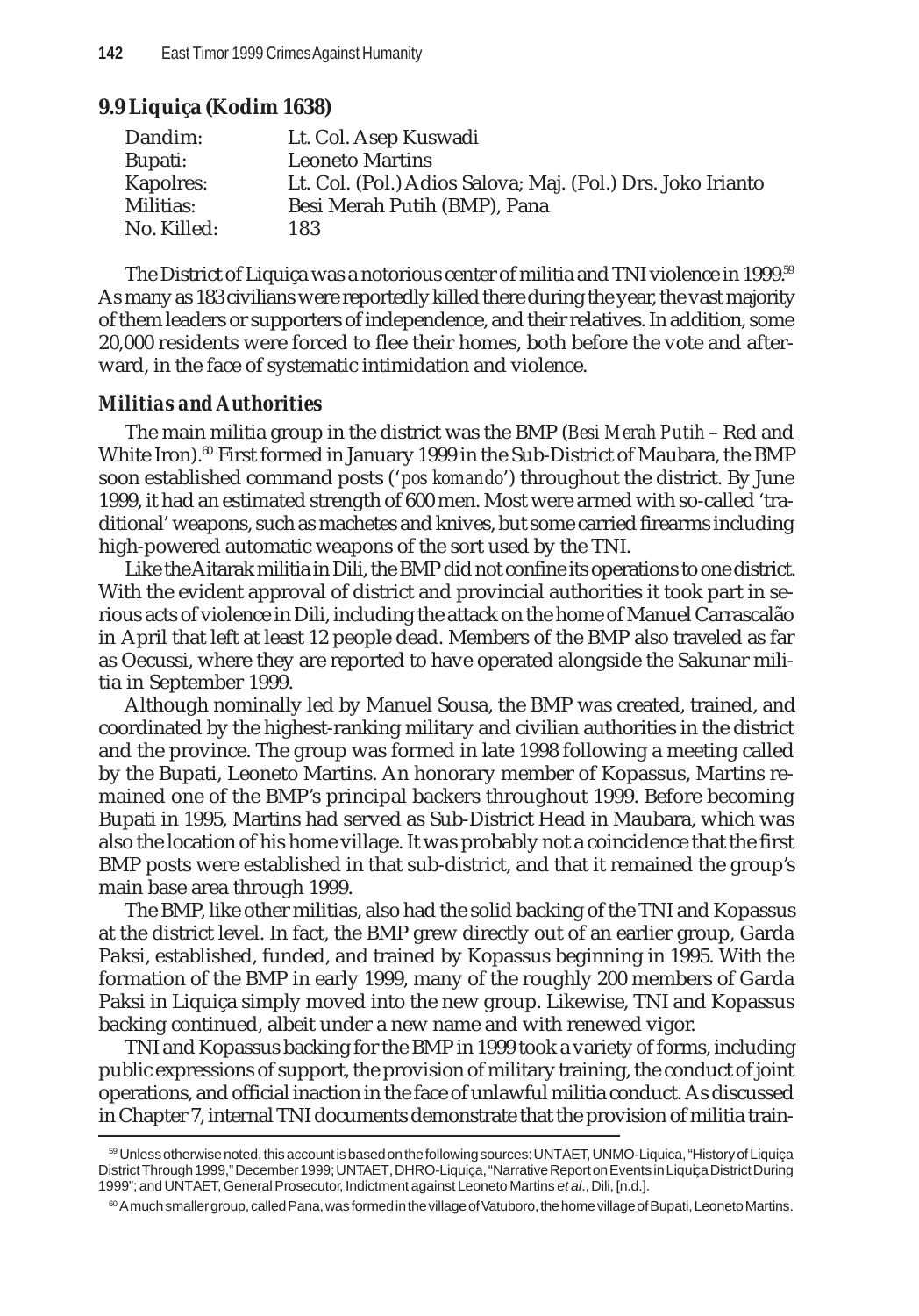## 9.9 Liquiça (Kodim 1638)

| | |
|---|---|
| Dandim: | Lt. Col. Asep Kuswadi |
| Bupati: | Leoneto Martins |
| Kapolres: | Lt. Col. (Pol.) Adios Salova; Maj. (Pol.) Drs. Joko Irianto |
| Militias: | Besi Merah Putih (BMP), Pana |
| No. Killed: | 183 |

The District of Liquiça was a notorious center of militia and TNI violence in 1999.[59] As many as 183 civilians were reportedly killed there during the year, the vast majority of them leaders or supporters of independence, and their relatives. In addition, some 20,000 residents were forced to flee their homes, both before the vote and afterward, in the face of systematic intimidation and violence.

### *Militias and Authorities*

The main militia group in the district was the BMP (*Besi Merah Putih* – Red and White Iron).[60] First formed in January 1999 in the Sub-District of Maubara, the BMP soon established command posts ('*pos komando*') throughout the district. By June 1999, it had an estimated strength of 600 men. Most were armed with so-called 'traditional' weapons, such as machetes and knives, but some carried firearms including high-powered automatic weapons of the sort used by the TNI.

Like the Aitarak militia in Dili, the BMP did not confine its operations to one district. With the evident approval of district and provincial authorities it took part in serious acts of violence in Dili, including the attack on the home of Manuel Carrascalão in April that left at least 12 people dead. Members of the BMP also traveled as far as Oecussi, where they are reported to have operated alongside the Sakunar militia in September 1999.

Although nominally led by Manuel Sousa, the BMP was created, trained, and coordinated by the highest-ranking military and civilian authorities in the district and the province. The group was formed in late 1998 following a meeting called by the Bupati, Leoneto Martins. An honorary member of Kopassus, Martins remained one of the BMP's principal backers throughout 1999. Before becoming Bupati in 1995, Martins had served as Sub-District Head in Maubara, which was also the location of his home village. It was probably not a coincidence that the first BMP posts were established in that sub-district, and that it remained the group's main base area through 1999.

The BMP, like other militias, also had the solid backing of the TNI and Kopassus at the district level. In fact, the BMP grew directly out of an earlier group, Garda Paksi, established, funded, and trained by Kopassus beginning in 1995. With the formation of the BMP in early 1999, many of the roughly 200 members of Garda Paksi in Liquiça simply moved into the new group. Likewise, TNI and Kopassus backing continued, albeit under a new name and with renewed vigor.

TNI and Kopassus backing for the BMP in 1999 took a variety of forms, including public expressions of support, the provision of military training, the conduct of joint operations, and official inaction in the face of unlawful militia conduct. As discussed in Chapter 7, internal TNI documents demonstrate that the provision of militia train-

---

[59] Unless otherwise noted, this account is based on the following sources: UNTAET, UNMO-Liquica, "History of Liquiça District Through 1999," December 1999; UNTAET, DHRO-Liquiça, "Narrative Report on Events in Liquiça District During 1999"; and UNTAET, General Prosecutor, Indictment against Leoneto Martins *et al*., Dili, [n.d.].

[60] A much smaller group, called Pana, was formed in the village of Vatuboro, the home village of Bupati, Leoneto Martins.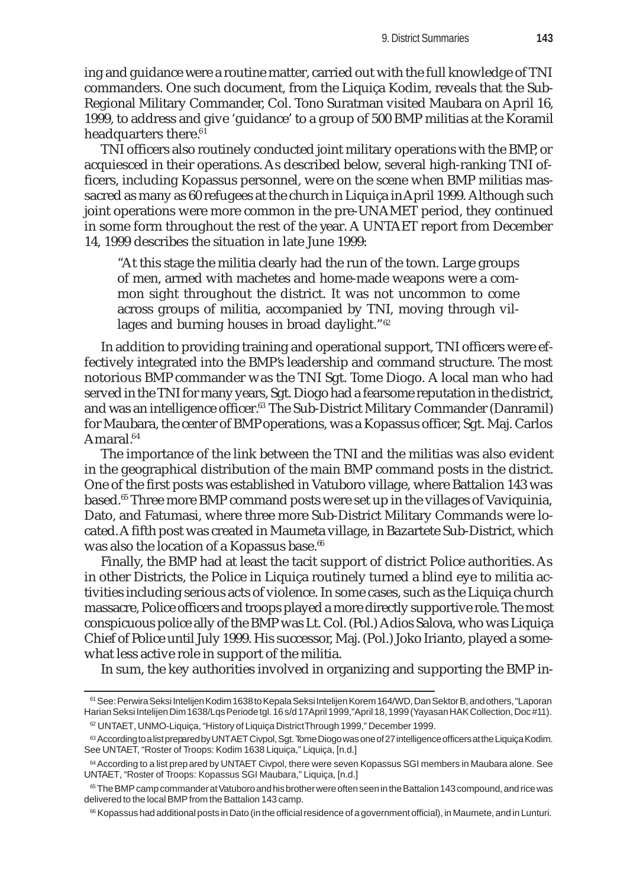ing and guidance were a routine matter, carried out with the full knowledge of TNI commanders. One such document, from the Liquiça Kodim, reveals that the Sub-Regional Military Commander, Col. Tono Suratman visited Maubara on April 16, 1999, to address and give 'guidance' to a group of 500 BMP militias at the Koramil headquarters there.[61]

TNI officers also routinely conducted joint military operations with the BMP, or acquiesced in their operations. As described below, several high-ranking TNI officers, including Kopassus personnel, were on the scene when BMP militias massacred as many as 60 refugees at the church in Liquiça in April 1999. Although such joint operations were more common in the pre-UNAMET period, they continued in some form throughout the rest of the year. A UNTAET report from December 14, 1999 describes the situation in late June 1999:

> "At this stage the militia clearly had the run of the town. Large groups of men, armed with machetes and home-made weapons were a common sight throughout the district. It was not uncommon to come across groups of militia, accompanied by TNI, moving through villages and burning houses in broad daylight."[62]

In addition to providing training and operational support, TNI officers were effectively integrated into the BMP's leadership and command structure. The most notorious BMP commander was the TNI Sgt. Tome Diogo. A local man who had served in the TNI for many years, Sgt. Diogo had a fearsome reputation in the district, and was an intelligence officer.[63] The Sub-District Military Commander (Danramil) for Maubara, the center of BMP operations, was a Kopassus officer, Sgt. Maj. Carlos Amaral.[64]

The importance of the link between the TNI and the militias was also evident in the geographical distribution of the main BMP command posts in the district. One of the first posts was established in Vatuboro village, where Battalion 143 was based.[65] Three more BMP command posts were set up in the villages of Vaviquinia, Dato, and Fatumasi, where three more Sub-District Military Commands were located. A fifth post was created in Maumeta village, in Bazartete Sub-District, which was also the location of a Kopassus base.[66]

Finally, the BMP had at least the tacit support of district Police authorities. As in other Districts, the Police in Liquiça routinely turned a blind eye to militia activities including serious acts of violence. In some cases, such as the Liquiça church massacre, Police officers and troops played a more directly supportive role. The most conspicuous police ally of the BMP was Lt. Col. (Pol.) Adios Salova, who was Liquiça Chief of Police until July 1999. His successor, Maj. (Pol.) Joko Irianto, played a somewhat less active role in support of the militia.

In sum, the key authorities involved in organizing and supporting the BMP in-

---

[61] See: Perwira Seksi Intelijen Kodim 1638 to Kepala Seksi Intelijen Korem 164/WD, Dan Sektor B, and others, "Laporan Harian Seksi Intelijen Dim 1638/Lqs Periode tgl. 16 s/d 17 April 1999," April 18, 1999 (Yayasan HAK Collection, Doc #11).

[62] UNTAET, UNMO-Liquiça, "History of Liquiça District Through 1999," December 1999.

[63] According to a list prepared by UNTAET Civpol, Sgt. Tome Diogo was one of 27 intelligence officers at the Liquiça Kodim. See UNTAET, "Roster of Troops: Kodim 1638 Liquiça," Liquiça, [n.d.]

[64] According to a list prep ared by UNTAET Civpol, there were seven Kopassus SGI members in Maubara alone. See UNTAET, "Roster of Troops: Kopassus SGI Maubara," Liquiça, [n.d.]

[65] The BMP camp commander at Vatuboro and his brother were often seen in the Battalion 143 compound, and rice was delivered to the local BMP from the Battalion 143 camp.

[66] Kopassus had additional posts in Dato (in the official residence of a government official), in Maumete, and in Lunturi.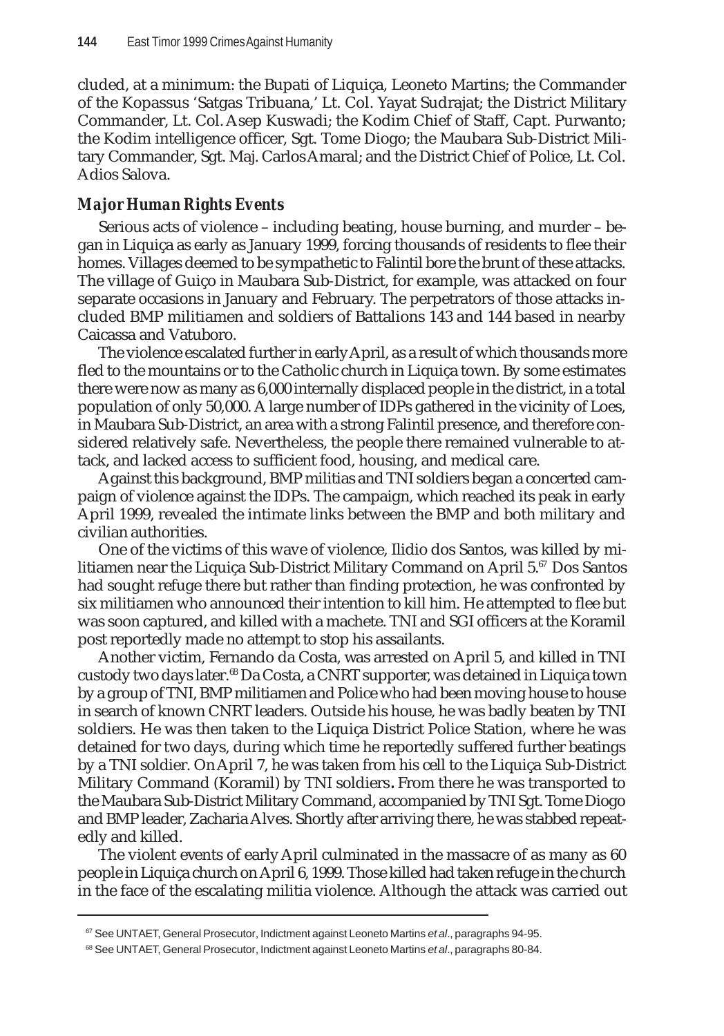cluded, at a minimum: the Bupati of Liquiça, Leoneto Martins; the Commander of the Kopassus 'Satgas Tribuana,' Lt. Col. Yayat Sudrajat; the District Military Commander, Lt. Col. Asep Kuswadi; the Kodim Chief of Staff, Capt. Purwanto; the Kodim intelligence officer, Sgt. Tome Diogo; the Maubara Sub-District Military Commander, Sgt. Maj. Carlos Amaral; and the District Chief of Police, Lt. Col. Adios Salova.

### *Major Human Rights Events*

Serious acts of violence – including beating, house burning, and murder – began in Liquiça as early as January 1999, forcing thousands of residents to flee their homes. Villages deemed to be sympathetic to Falintil bore the brunt of these attacks. The village of Guiço in Maubara Sub-District, for example, was attacked on four separate occasions in January and February. The perpetrators of those attacks included BMP militiamen and soldiers of Battalions 143 and 144 based in nearby Caicassa and Vatuboro.

The violence escalated further in early April, as a result of which thousands more fled to the mountains or to the Catholic church in Liquiça town. By some estimates there were now as many as 6,000 internally displaced people in the district, in a total population of only 50,000. A large number of IDPs gathered in the vicinity of Loes, in Maubara Sub-District, an area with a strong Falintil presence, and therefore considered relatively safe. Nevertheless, the people there remained vulnerable to attack, and lacked access to sufficient food, housing, and medical care.

Against this background, BMP militias and TNI soldiers began a concerted campaign of violence against the IDPs. The campaign, which reached its peak in early April 1999, revealed the intimate links between the BMP and both military and civilian authorities.

One of the victims of this wave of violence, Ilidio dos Santos, was killed by militiamen near the Liquiça Sub-District Military Command on April 5.[67] Dos Santos had sought refuge there but rather than finding protection, he was confronted by six militiamen who announced their intention to kill him. He attempted to flee but was soon captured, and killed with a machete. TNI and SGI officers at the Koramil post reportedly made no attempt to stop his assailants.

Another victim, Fernando da Costa, was arrested on April 5, and killed in TNI custody two days later.[68] Da Costa, a CNRT supporter, was detained in Liquiça town by a group of TNI, BMP militiamen and Police who had been moving house to house in search of known CNRT leaders. Outside his house, he was badly beaten by TNI soldiers. He was then taken to the Liquiça District Police Station, where he was detained for two days, during which time he reportedly suffered further beatings by a TNI soldier. On April 7, he was taken from his cell to the Liquiça Sub-District Military Command (Koramil) by TNI soldiers**.** From there he was transported to the Maubara Sub-District Military Command, accompanied by TNI Sgt. Tome Diogo and BMP leader, Zacharia Alves. Shortly after arriving there, he was stabbed repeatedly and killed.

The violent events of early April culminated in the massacre of as many as 60 people in Liquiça church on April 6, 1999. Those killed had taken refuge in the church in the face of the escalating militia violence. Although the attack was carried out

---

[67] See UNTAET, General Prosecutor, Indictment against Leoneto Martins *et al*., paragraphs 94-95.

[68] See UNTAET, General Prosecutor, Indictment against Leoneto Martins *et al*., paragraphs 80-84.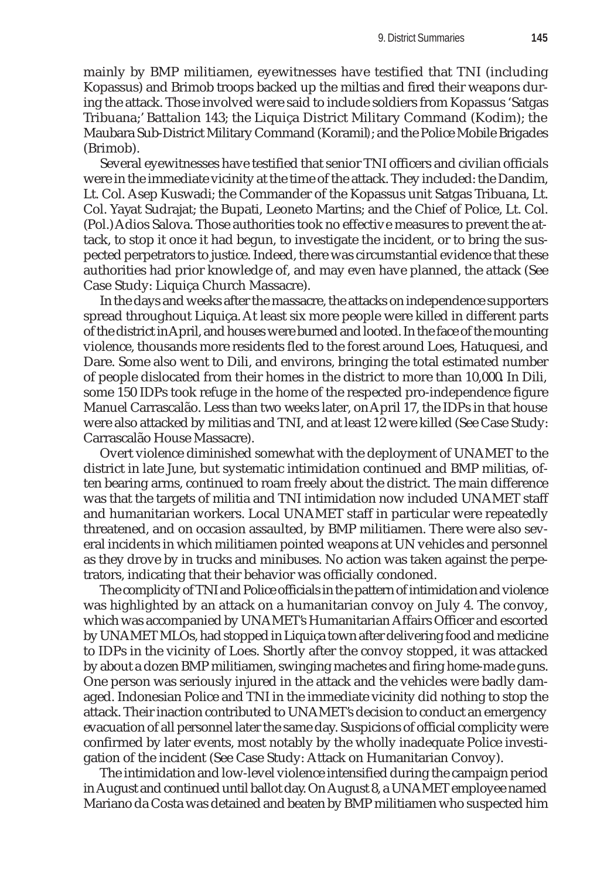mainly by BMP militiamen, eyewitnesses have testified that TNI (including Kopassus) and Brimob troops backed up the miltias and fired their weapons during the attack. Those involved were said to include soldiers from Kopassus 'Satgas Tribuana;' Battalion 143; the Liquiça District Military Command (Kodim); the Maubara Sub-District Military Command (Koramil); and the Police Mobile Brigades (Brimob).

Several eyewitnesses have testified that senior TNI officers and civilian officials were in the immediate vicinity at the time of the attack. They included: the Dandim, Lt. Col. Asep Kuswadi; the Commander of the Kopassus unit Satgas Tribuana, Lt. Col. Yayat Sudrajat; the Bupati, Leoneto Martins; and the Chief of Police, Lt. Col. (Pol.) Adios Salova. Those authorities took no effective measures to prevent the attack, to stop it once it had begun, to investigate the incident, or to bring the suspected perpetrators to justice. Indeed, there was circumstantial evidence that these authorities had prior knowledge of, and may even have planned, the attack (See Case Study: Liquiça Church Massacre).

In the days and weeks after the massacre, the attacks on independence supporters spread throughout Liquiça. At least six more people were killed in different parts of the district in April, and houses were burned and looted. In the face of the mounting violence, thousands more residents fled to the forest around Loes, Hatuquesi, and Dare. Some also went to Dili, and environs, bringing the total estimated number of people dislocated from their homes in the district to more than 10,000. In Dili, some 150 IDPs took refuge in the home of the respected pro-independence figure Manuel Carrascalão. Less than two weeks later, on April 17, the IDPs in that house were also attacked by militias and TNI, and at least 12 were killed (See Case Study: Carrascalão House Massacre).

Overt violence diminished somewhat with the deployment of UNAMET to the district in late June, but systematic intimidation continued and BMP militias, often bearing arms, continued to roam freely about the district. The main difference was that the targets of militia and TNI intimidation now included UNAMET staff and humanitarian workers. Local UNAMET staff in particular were repeatedly threatened, and on occasion assaulted, by BMP militiamen. There were also several incidents in which militiamen pointed weapons at UN vehicles and personnel as they drove by in trucks and minibuses. No action was taken against the perpetrators, indicating that their behavior was officially condoned.

The complicity of TNI and Police officials in the pattern of intimidation and violence was highlighted by an attack on a humanitarian convoy on July 4. The convoy, which was accompanied by UNAMET's Humanitarian Affairs Officer and escorted by UNAMET MLOs, had stopped in Liquiça town after delivering food and medicine to IDPs in the vicinity of Loes. Shortly after the convoy stopped, it was attacked by about a dozen BMP militiamen, swinging machetes and firing home-made guns. One person was seriously injured in the attack and the vehicles were badly damaged. Indonesian Police and TNI in the immediate vicinity did nothing to stop the attack. Their inaction contributed to UNAMET's decision to conduct an emergency evacuation of all personnel later the same day. Suspicions of official complicity were confirmed by later events, most notably by the wholly inadequate Police investigation of the incident (See Case Study: Attack on Humanitarian Convoy).

The intimidation and low-level violence intensified during the campaign period in August and continued until ballot day. On August 8, a UNAMET employee named Mariano da Costa was detained and beaten by BMP militiamen who suspected him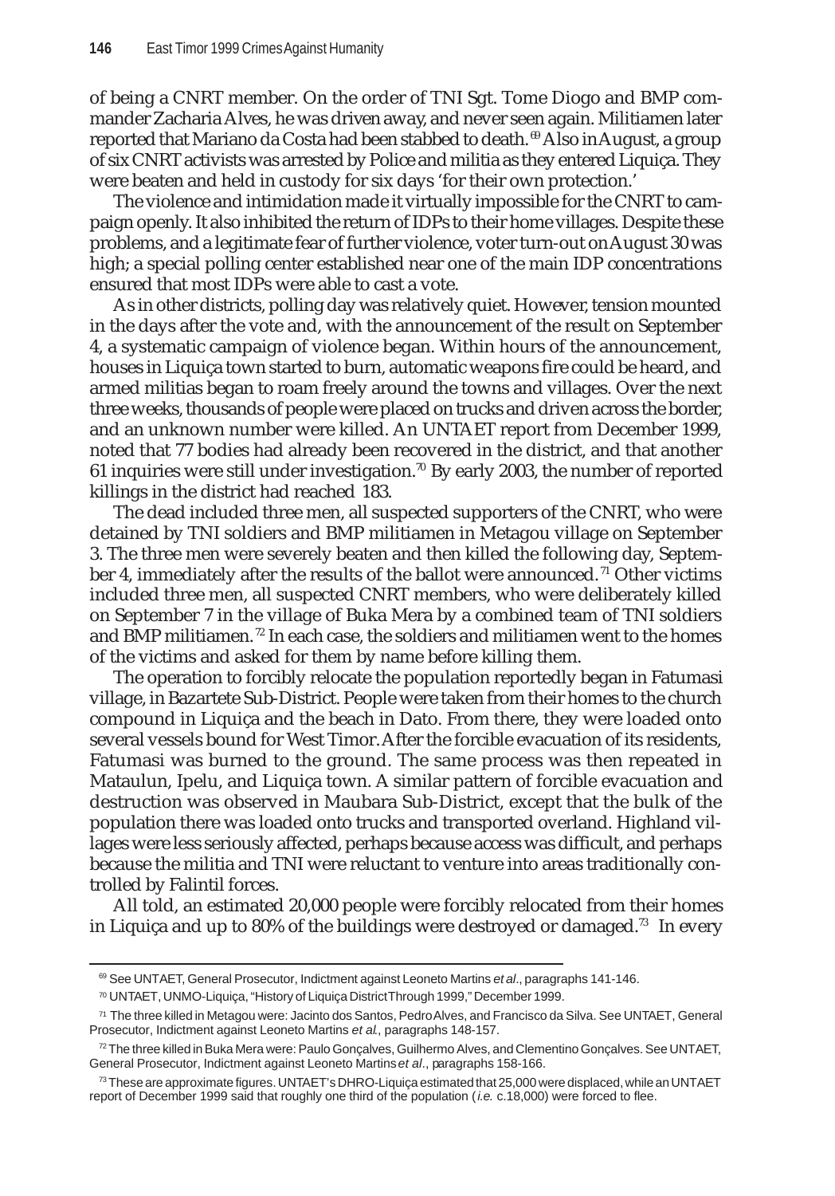of being a CNRT member. On the order of TNI Sgt. Tome Diogo and BMP commander Zacharia Alves, he was driven away, and never seen again. Militiamen later reported that Mariano da Costa had been stabbed to death.[69] Also in August, a group of six CNRT activists was arrested by Police and militia as they entered Liquiça. They were beaten and held in custody for six days 'for their own protection.'

The violence and intimidation made it virtually impossible for the CNRT to campaign openly. It also inhibited the return of IDPs to their home villages. Despite these problems, and a legitimate fear of further violence, voter turn-out on August 30 was high; a special polling center established near one of the main IDP concentrations ensured that most IDPs were able to cast a vote.

As in other districts, polling day was relatively quiet. However, tension mounted in the days after the vote and, with the announcement of the result on September 4, a systematic campaign of violence began. Within hours of the announcement, houses in Liquiça town started to burn, automatic weapons fire could be heard, and armed militias began to roam freely around the towns and villages. Over the next three weeks, thousands of people were placed on trucks and driven across the border, and an unknown number were killed. An UNTAET report from December 1999, noted that 77 bodies had already been recovered in the district, and that another 61 inquiries were still under investigation.[70] By early 2003, the number of reported killings in the district had reached 183.

The dead included three men, all suspected supporters of the CNRT, who were detained by TNI soldiers and BMP militiamen in Metagou village on September 3. The three men were severely beaten and then killed the following day, September 4, immediately after the results of the ballot were announced.[71] Other victims included three men, all suspected CNRT members, who were deliberately killed on September 7 in the village of Buka Mera by a combined team of TNI soldiers and BMP militiamen.[72] In each case, the soldiers and militiamen went to the homes of the victims and asked for them by name before killing them.

The operation to forcibly relocate the population reportedly began in Fatumasi village, in Bazartete Sub-District. People were taken from their homes to the church compound in Liquiça and the beach in Dato. From there, they were loaded onto several vessels bound for West Timor. After the forcible evacuation of its residents, Fatumasi was burned to the ground. The same process was then repeated in Mataulun, Ipelu, and Liquiça town. A similar pattern of forcible evacuation and destruction was observed in Maubara Sub-District, except that the bulk of the population there was loaded onto trucks and transported overland. Highland villages were less seriously affected, perhaps because access was difficult, and perhaps because the militia and TNI were reluctant to venture into areas traditionally controlled by Falintil forces.

All told, an estimated 20,000 people were forcibly relocated from their homes in Liquiça and up to 80% of the buildings were destroyed or damaged.[73] In every

---

[69] See UNTAET, General Prosecutor, Indictment against Leoneto Martins *et al*., paragraphs 141-146.

[70] UNTAET, UNMO-Liquiça, "History of Liquiça District Through 1999," December 1999.

[71] The three killed in Metagou were: Jacinto dos Santos, Pedro Alves, and Francisco da Silva. See UNTAET, General Prosecutor, Indictment against Leoneto Martins *et al.*, paragraphs 148-157.

[72] The three killed in Buka Mera were: Paulo Gonçalves, Guilhermo Alves, and Clementino Gonçalves. See UNTAET, General Prosecutor, Indictment against Leoneto Martins *et al*., paragraphs 158-166.

[73] These are approximate figures. UNTAET's DHRO-Liquiça estimated that 25,000 were displaced, while an UNTAET report of December 1999 said that roughly one third of the population (*i.e.* c.18,000) were forced to flee.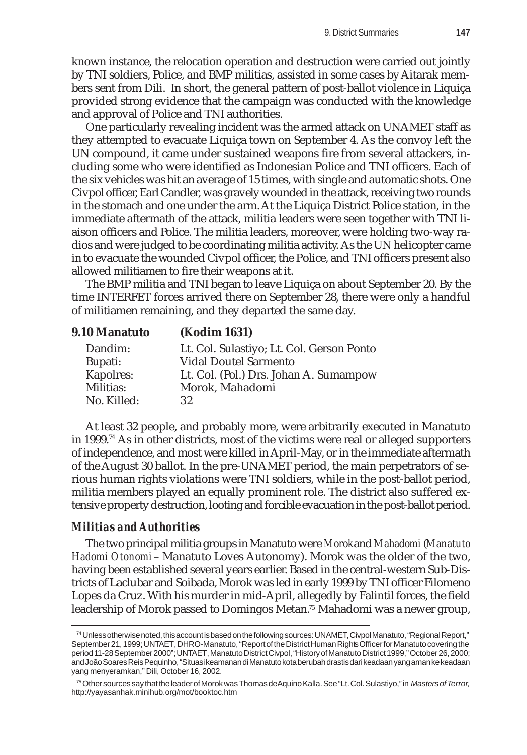known instance, the relocation operation and destruction were carried out jointly by TNI soldiers, Police, and BMP militias, assisted in some cases by Aitarak members sent from Dili. In short, the general pattern of post-ballot violence in Liquiça provided strong evidence that the campaign was conducted with the knowledge and approval of Police and TNI authorities.

One particularly revealing incident was the armed attack on UNAMET staff as they attempted to evacuate Liquiça town on September 4. As the convoy left the UN compound, it came under sustained weapons fire from several attackers, including some who were identified as Indonesian Police and TNI officers. Each of the six vehicles was hit an average of 15 times, with single and automatic shots. One Civpol officer, Earl Candler, was gravely wounded in the attack, receiving two rounds in the stomach and one under the arm. At the Liquiça District Police station, in the immediate aftermath of the attack, militia leaders were seen together with TNI liaison officers and Police. The militia leaders, moreover, were holding two-way radios and were judged to be coordinating militia activity. As the UN helicopter came in to evacuate the wounded Civpol officer, the Police, and TNI officers present also allowed militiamen to fire their weapons at it.

The BMP militia and TNI began to leave Liquiça on about September 20. By the time INTERFET forces arrived there on September 28, there were only a handful of militiamen remaining, and they departed the same day.

## 9.10 Manatuto (Kodim 1631)

| | |
|---|---|
| Dandim: | Lt. Col. Sulastiyo; Lt. Col. Gerson Ponto |
| Bupati: | Vidal Doutel Sarmento |
| Kapolres: | Lt. Col. (Pol.) Drs. Johan A. Sumampow |
| Militias: | Morok, Mahadomi |
| No. Killed: | 32 |

At least 32 people, and probably more, were arbitrarily executed in Manatuto in 1999.[74] As in other districts, most of the victims were real or alleged supporters of independence, and most were killed in April-May, or in the immediate aftermath of the August 30 ballot. In the pre-UNAMET period, the main perpetrators of serious human rights violations were TNI soldiers, while in the post-ballot period, militia members played an equally prominent role. The district also suffered extensive property destruction, looting and forcible evacuation in the post-ballot period.

### *Militias and Authorities*

The two principal militia groups in Manatuto were *Morok* and *Mahadomi* (*Manatuto Hadomi Otonomi* – Manatuto Loves Autonomy). Morok was the older of the two, having been established several years earlier. Based in the central-western Sub-Districts of Laclubar and Soibada, Morok was led in early 1999 by TNI officer Filomeno Lopes da Cruz. With his murder in mid-April, allegedly by Falintil forces, the field leadership of Morok passed to Domingos Metan.[75] Mahadomi was a newer group,

---

[74] Unless otherwise noted, this account is based on the following sources: UNAMET, Civpol Manatuto, "Regional Report," September 21, 1999; UNTAET, DHRO-Manatuto, "Report of the District Human Rights Officer for Manatuto covering the period 11-28 September 2000"; UNTAET, Manatuto District Civpol, "History of Manatuto District 1999," October 26, 2000; and João Soares Reis Pequinho, "Situasi keamanan di Manatuto kota berubah drastis dari keadaan yang aman ke keadaan yang menyeramkan," Dili, October 16, 2002.

[75] Other sources say that the leader of Morok was Thomas de Aquino Kalla. See "Lt. Col. Sulastiyo," in *Masters of Terror*, http://yayasanhak.minihub.org/mot/booktoc.htm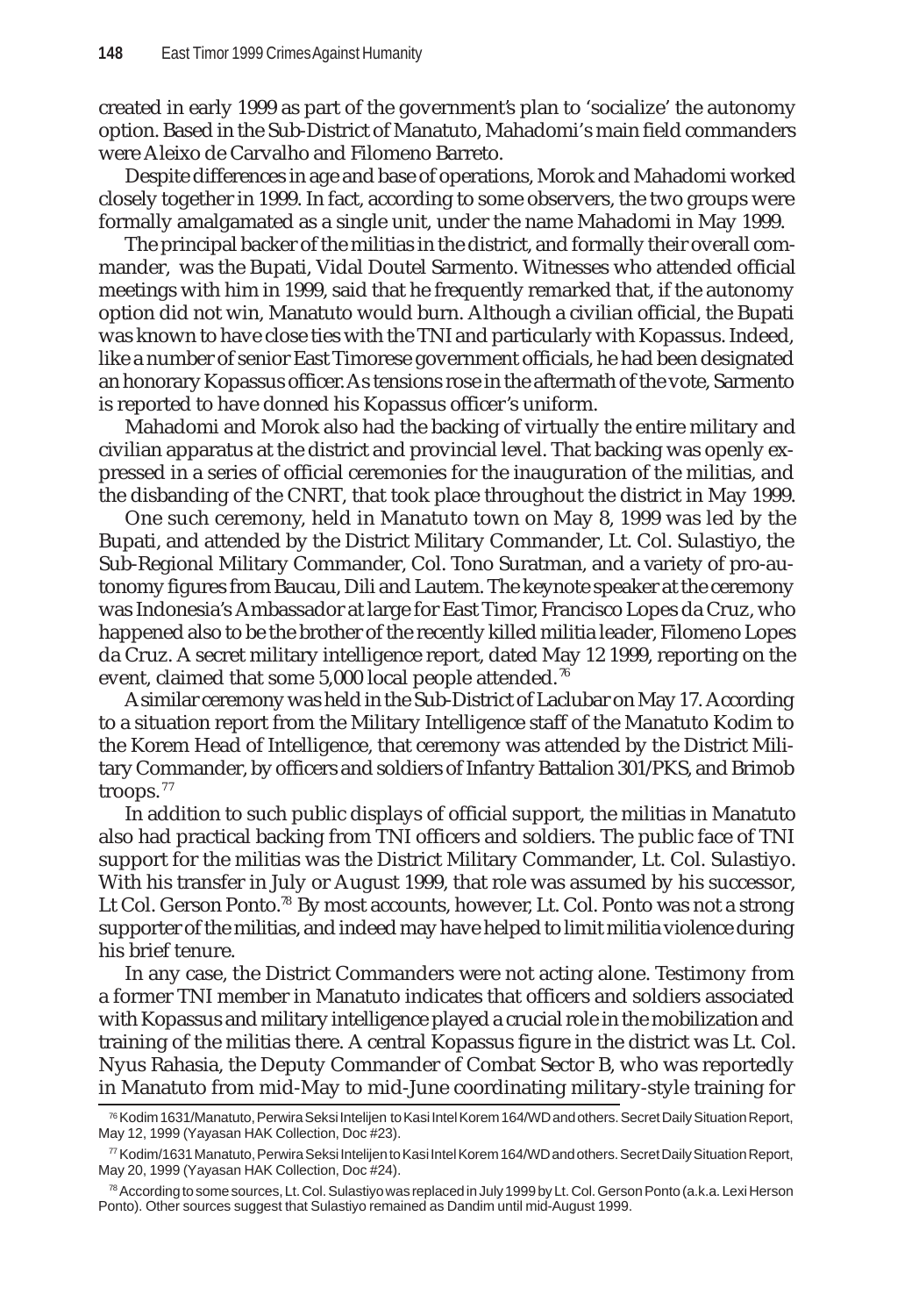created in early 1999 as part of the government's plan to 'socialize' the autonomy option. Based in the Sub-District of Manatuto, Mahadomi's main field commanders were Aleixo de Carvalho and Filomeno Barreto.

Despite differences in age and base of operations, Morok and Mahadomi worked closely together in 1999. In fact, according to some observers, the two groups were formally amalgamated as a single unit, under the name Mahadomi in May 1999.

The principal backer of the militias in the district, and formally their overall commander, was the Bupati, Vidal Doutel Sarmento. Witnesses who attended official meetings with him in 1999, said that he frequently remarked that, if the autonomy option did not win, Manatuto would burn. Although a civilian official, the Bupati was known to have close ties with the TNI and particularly with Kopassus. Indeed, like a number of senior East Timorese government officials, he had been designated an honorary Kopassus officer. As tensions rose in the aftermath of the vote, Sarmento is reported to have donned his Kopassus officer's uniform.

Mahadomi and Morok also had the backing of virtually the entire military and civilian apparatus at the district and provincial level. That backing was openly expressed in a series of official ceremonies for the inauguration of the militias, and the disbanding of the CNRT, that took place throughout the district in May 1999.

One such ceremony, held in Manatuto town on May 8, 1999 was led by the Bupati, and attended by the District Military Commander, Lt. Col. Sulastiyo, the Sub-Regional Military Commander, Col. Tono Suratman, and a variety of pro-autonomy figures from Baucau, Dili and Lautem. The keynote speaker at the ceremony was Indonesia's Ambassador at large for East Timor, Francisco Lopes da Cruz, who happened also to be the brother of the recently killed militia leader, Filomeno Lopes da Cruz. A secret military intelligence report, dated May 12 1999, reporting on the event, claimed that some 5,000 local people attended.[76]

A similar ceremony was held in the Sub-District of Laclubar on May 17. According to a situation report from the Military Intelligence staff of the Manatuto Kodim to the Korem Head of Intelligence, that ceremony was attended by the District Military Commander, by officers and soldiers of Infantry Battalion 301/PKS, and Brimob troops.[77]

In addition to such public displays of official support, the militias in Manatuto also had practical backing from TNI officers and soldiers. The public face of TNI support for the militias was the District Military Commander, Lt. Col. Sulastiyo. With his transfer in July or August 1999, that role was assumed by his successor, Lt Col. Gerson Ponto.[78] By most accounts, however, Lt. Col. Ponto was not a strong supporter of the militias, and indeed may have helped to limit militia violence during his brief tenure.

In any case, the District Commanders were not acting alone. Testimony from a former TNI member in Manatuto indicates that officers and soldiers associated with Kopassus and military intelligence played a crucial role in the mobilization and training of the militias there. A central Kopassus figure in the district was Lt. Col. Nyus Rahasia, the Deputy Commander of Combat Sector B, who was reportedly in Manatuto from mid-May to mid-June coordinating military-style training for

---

[76] Kodim 1631/Manatuto, Perwira Seksi Intelijen to Kasi Intel Korem 164/WD and others. Secret Daily Situation Report, May 12, 1999 (Yayasan HAK Collection, Doc #23).

[77] Kodim/1631 Manatuto, Perwira Seksi Intelijen to Kasi Intel Korem 164/WD and others. Secret Daily Situation Report, May 20, 1999 (Yayasan HAK Collection, Doc #24).

[78] According to some sources, Lt. Col. Sulastiyo was replaced in July 1999 by Lt. Col. Gerson Ponto (a.k.a. Lexi Herson Ponto). Other sources suggest that Sulastiyo remained as Dandim until mid-August 1999.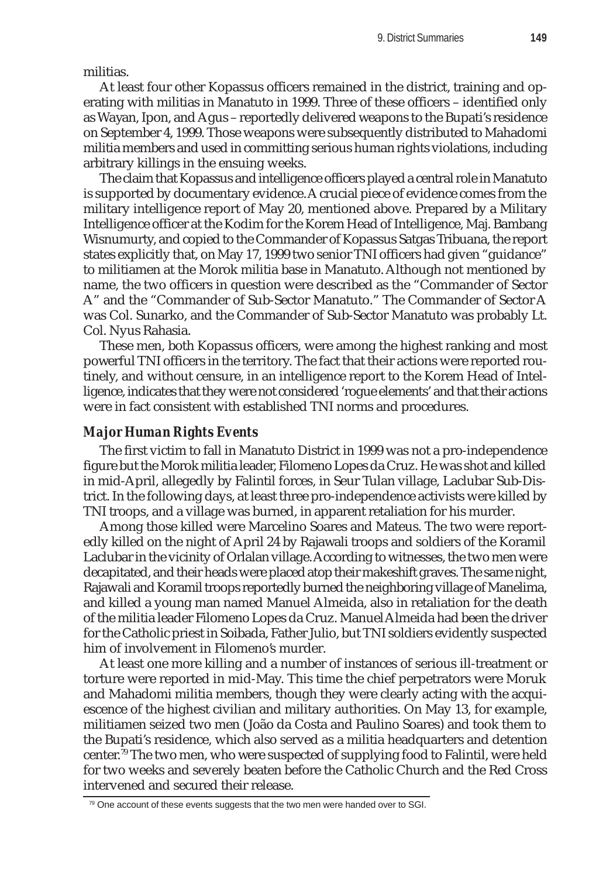militias.

At least four other Kopassus officers remained in the district, training and operating with militias in Manatuto in 1999. Three of these officers – identified only as Wayan, Ipon, and Agus – reportedly delivered weapons to the Bupati's residence on September 4, 1999. Those weapons were subsequently distributed to Mahadomi militia members and used in committing serious human rights violations, including arbitrary killings in the ensuing weeks.

The claim that Kopassus and intelligence officers played a central role in Manatuto is supported by documentary evidence. A crucial piece of evidence comes from the military intelligence report of May 20, mentioned above. Prepared by a Military Intelligence officer at the Kodim for the Korem Head of Intelligence, Maj. Bambang Wisnumurty, and copied to the Commander of Kopassus Satgas Tribuana, the report states explicitly that, on May 17, 1999 two senior TNI officers had given "guidance" to militiamen at the Morok militia base in Manatuto. Although not mentioned by name, the two officers in question were described as the "Commander of Sector A" and the "Commander of Sub-Sector Manatuto." The Commander of Sector A was Col. Sunarko, and the Commander of Sub-Sector Manatuto was probably Lt. Col. Nyus Rahasia.

These men, both Kopassus officers, were among the highest ranking and most powerful TNI officers in the territory. The fact that their actions were reported routinely, and without censure, in an intelligence report to the Korem Head of Intelligence, indicates that they were not considered 'rogue elements' and that their actions were in fact consistent with established TNI norms and procedures.

### *Major Human Rights Events*

The first victim to fall in Manatuto District in 1999 was not a pro-independence figure but the Morok militia leader, Filomeno Lopes da Cruz. He was shot and killed in mid-April, allegedly by Falintil forces, in Seur Tulan village, Laclubar Sub-District. In the following days, at least three pro-independence activists were killed by TNI troops, and a village was burned, in apparent retaliation for his murder.

Among those killed were Marcelino Soares and Mateus. The two were reportedly killed on the night of April 24 by Rajawali troops and soldiers of the Koramil Laclubar in the vicinity of Orlalan village. According to witnesses, the two men were decapitated, and their heads were placed atop their makeshift graves. The same night, Rajawali and Koramil troops reportedly burned the neighboring village of Manelima, and killed a young man named Manuel Almeida, also in retaliation for the death of the militia leader Filomeno Lopes da Cruz. Manuel Almeida had been the driver for the Catholic priest in Soibada, Father Julio, but TNI soldiers evidently suspected him of involvement in Filomeno's murder.

At least one more killing and a number of instances of serious ill-treatment or torture were reported in mid-May. This time the chief perpetrators were Moruk and Mahadomi militia members, though they were clearly acting with the acquiescence of the highest civilian and military authorities. On May 13, for example, militiamen seized two men (João da Costa and Paulino Soares) and took them to the Bupati's residence, which also served as a militia headquarters and detention center.[79] The two men, who were suspected of supplying food to Falintil, were held for two weeks and severely beaten before the Catholic Church and the Red Cross intervened and secured their release.

---

[79] One account of these events suggests that the two men were handed over to SGI.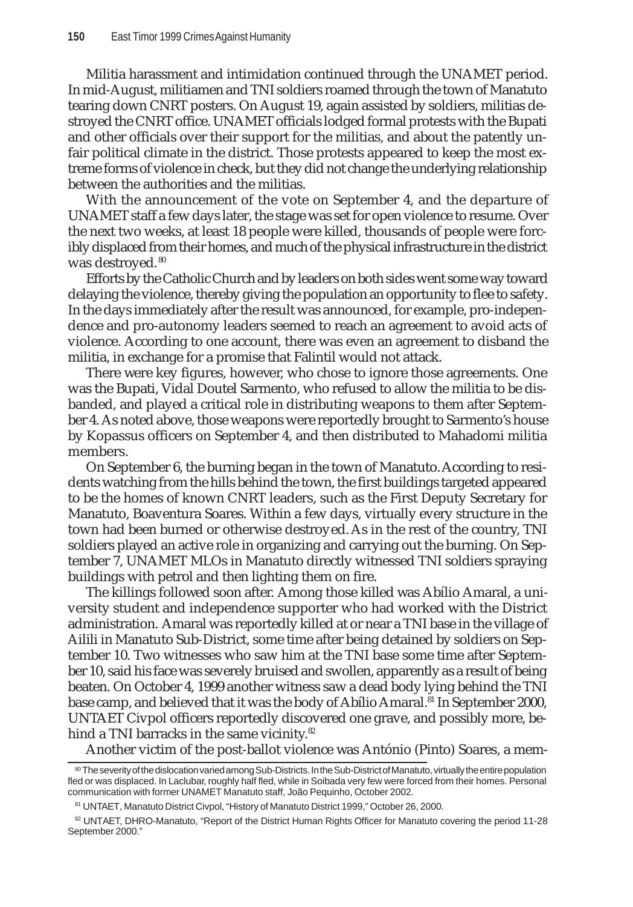Militia harassment and intimidation continued through the UNAMET period. In mid-August, militiamen and TNI soldiers roamed through the town of Manatuto tearing down CNRT posters. On August 19, again assisted by soldiers, militias destroyed the CNRT office. UNAMET officials lodged formal protests with the Bupati and other officials over their support for the militias, and about the patently unfair political climate in the district. Those protests appeared to keep the most extreme forms of violence in check, but they did not change the underlying relationship between the authorities and the militias.

With the announcement of the vote on September 4, and the departure of UNAMET staff a few days later, the stage was set for open violence to resume. Over the next two weeks, at least 18 people were killed, thousands of people were forcibly displaced from their homes, and much of the physical infrastructure in the district was destroyed.[80]

Efforts by the Catholic Church and by leaders on both sides went some way toward delaying the violence, thereby giving the population an opportunity to flee to safety. In the days immediately after the result was announced, for example, pro-independence and pro-autonomy leaders seemed to reach an agreement to avoid acts of violence. According to one account, there was even an agreement to disband the militia, in exchange for a promise that Falintil would not attack.

There were key figures, however, who chose to ignore those agreements. One was the Bupati, Vidal Doutel Sarmento, who refused to allow the militia to be disbanded, and played a critical role in distributing weapons to them after September 4. As noted above, those weapons were reportedly brought to Sarmento's house by Kopassus officers on September 4, and then distributed to Mahadomi militia members.

On September 6, the burning began in the town of Manatuto. According to residents watching from the hills behind the town, the first buildings targeted appeared to be the homes of known CNRT leaders, such as the First Deputy Secretary for Manatuto, Boaventura Soares. Within a few days, virtually every structure in the town had been burned or otherwise destroyed. As in the rest of the country, TNI soldiers played an active role in organizing and carrying out the burning. On September 7, UNAMET MLOs in Manatuto directly witnessed TNI soldiers spraying buildings with petrol and then lighting them on fire.

The killings followed soon after. Among those killed was Abílio Amaral, a university student and independence supporter who had worked with the District administration. Amaral was reportedly killed at or near a TNI base in the village of Ailili in Manatuto Sub-District, some time after being detained by soldiers on September 10. Two witnesses who saw him at the TNI base some time after September 10, said his face was severely bruised and swollen, apparently as a result of being beaten. On October 4, 1999 another witness saw a dead body lying behind the TNI base camp, and believed that it was the body of Abílio Amaral.[81] In September 2000, UNTAET Civpol officers reportedly discovered one grave, and possibly more, behind a TNI barracks in the same vicinity.[82]

Another victim of the post-ballot violence was António (Pinto) Soares, a mem-

---

[80] The severity of the dislocation varied among Sub-Districts. In the Sub-District of Manatuto, virtually the entire population fled or was displaced. In Laclubar, roughly half fled, while in Soibada very few were forced from their homes. Personal communication with former UNAMET Manatuto staff, João Pequinho, October 2002.

[81] UNTAET, Manatuto District Civpol, "History of Manatuto District 1999," October 26, 2000.

[82] UNTAET, DHRO-Manatuto, "Report of the District Human Rights Officer for Manatuto covering the period 11-28 September 2000."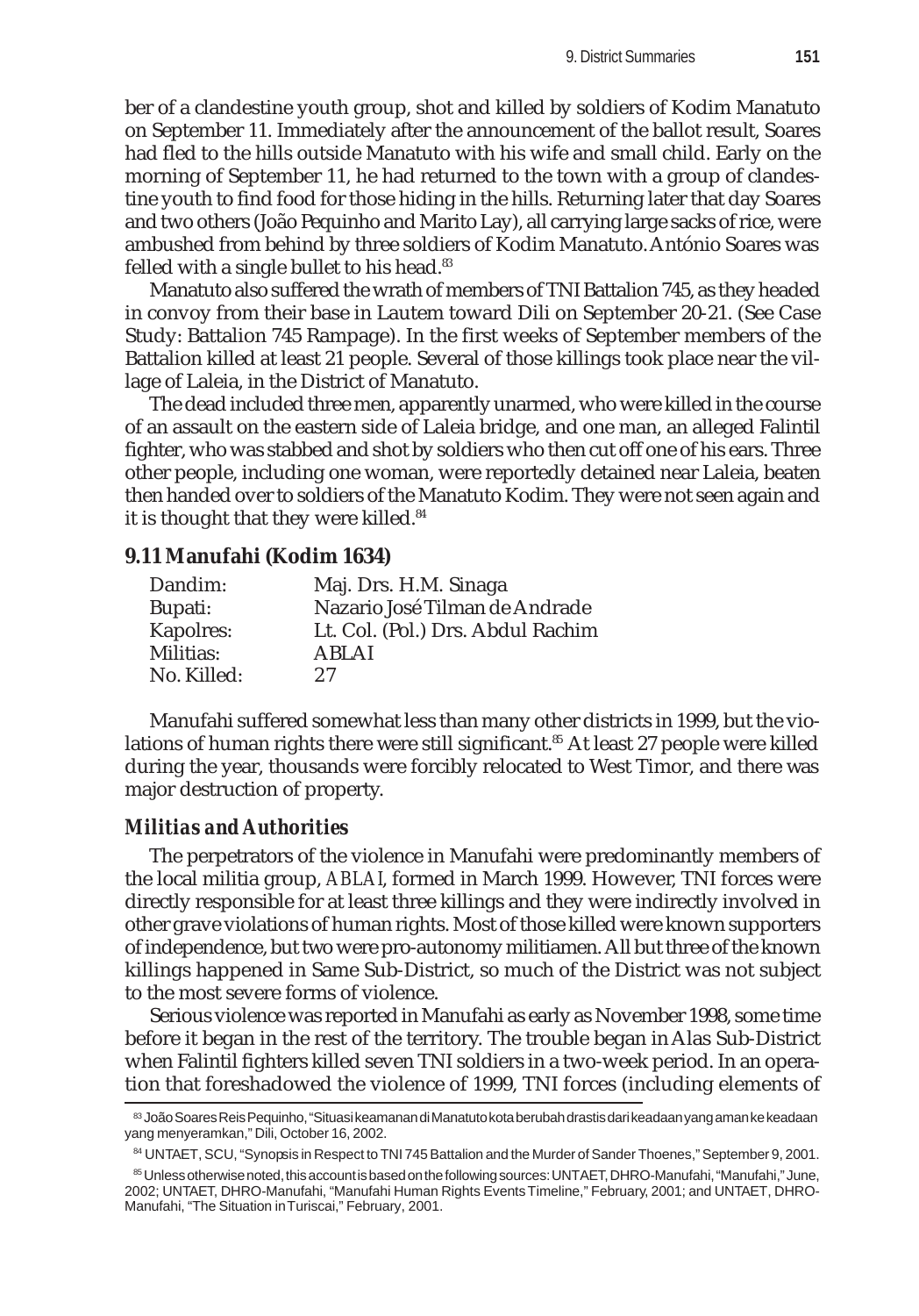ber of a clandestine youth group, shot and killed by soldiers of Kodim Manatuto on September 11. Immediately after the announcement of the ballot result, Soares had fled to the hills outside Manatuto with his wife and small child. Early on the morning of September 11, he had returned to the town with a group of clandestine youth to find food for those hiding in the hills. Returning later that day Soares and two others (João Pequinho and Marito Lay), all carrying large sacks of rice, were ambushed from behind by three soldiers of Kodim Manatuto. António Soares was felled with a single bullet to his head.[83]

Manatuto also suffered the wrath of members of TNI Battalion 745, as they headed in convoy from their base in Lautem toward Dili on September 20-21. (See Case Study: Battalion 745 Rampage). In the first weeks of September members of the Battalion killed at least 21 people. Several of those killings took place near the village of Laleia, in the District of Manatuto.

The dead included three men, apparently unarmed, who were killed in the course of an assault on the eastern side of Laleia bridge, and one man, an alleged Falintil fighter, who was stabbed and shot by soldiers who then cut off one of his ears. Three other people, including one woman, were reportedly detained near Laleia, beaten then handed over to soldiers of the Manatuto Kodim. They were not seen again and it is thought that they were killed.[84]

## 9.11 Manufahi (Kodim 1634)

| | |
|---|---|
| Dandim: | Maj. Drs. H.M. Sinaga |
| Bupati: | Nazario José Tilman de Andrade |
| Kapolres: | Lt. Col. (Pol.) Drs. Abdul Rachim |
| Militias: | ABLAI |
| No. Killed: | 27 |

Manufahi suffered somewhat less than many other districts in 1999, but the violations of human rights there were still significant.[85] At least 27 people were killed during the year, thousands were forcibly relocated to West Timor, and there was major destruction of property.

### *Militias and Authorities*

The perpetrators of the violence in Manufahi were predominantly members of the local militia group, *ABLAI*, formed in March 1999. However, TNI forces were directly responsible for at least three killings and they were indirectly involved in other grave violations of human rights. Most of those killed were known supporters of independence, but two were pro-autonomy militiamen. All but three of the known killings happened in Same Sub-District, so much of the District was not subject to the most severe forms of violence.

Serious violence was reported in Manufahi as early as November 1998, some time before it began in the rest of the territory. The trouble began in Alas Sub-District when Falintil fighters killed seven TNI soldiers in a two-week period. In an operation that foreshadowed the violence of 1999, TNI forces (including elements of

---

[83] João Soares Reis Pequinho, "Situasi keamanan di Manatuto kota berubah drastis dari keadaan yang aman ke keadaan yang menyeramkan," Dili, October 16, 2002.

[84] UNTAET, SCU, "Synopsis in Respect to TNI 745 Battalion and the Murder of Sander Thoenes," September 9, 2001.

[85] Unless otherwise noted, this account is based on the following sources: UNTAET, DHRO-Manufahi, "Manufahi," June, 2002; UNTAET, DHRO-Manufahi, "Manufahi Human Rights Events Timeline," February, 2001; and UNTAET, DHRO-Manufahi, "The Situation in Turiscai," February, 2001.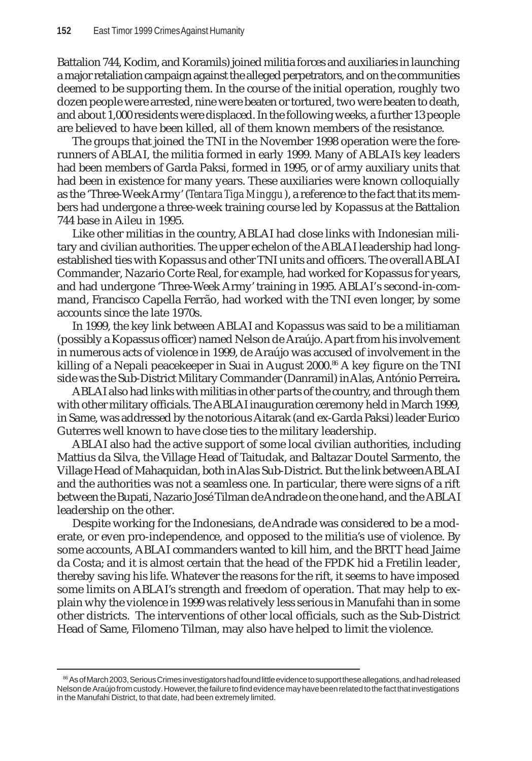Battalion 744, Kodim, and Koramils) joined militia forces and auxiliaries in launching a major retaliation campaign against the alleged perpetrators, and on the communities deemed to be supporting them. In the course of the initial operation, roughly two dozen people were arrested, nine were beaten or tortured, two were beaten to death, and about 1,000 residents were displaced. In the following weeks, a further 13 people are believed to have been killed, all of them known members of the resistance.

The groups that joined the TNI in the November 1998 operation were the forerunners of ABLAI, the militia formed in early 1999. Many of ABLAI's key leaders had been members of Garda Paksi, formed in 1995, or of army auxiliary units that had been in existence for many years. These auxiliaries were known colloquially as the 'Three-Week Army' (*Tentara Tiga Minggu*), a reference to the fact that its members had undergone a three-week training course led by Kopassus at the Battalion 744 base in Aileu in 1995.

Like other militias in the country, ABLAI had close links with Indonesian military and civilian authorities. The upper echelon of the ABLAI leadership had long-established ties with Kopassus and other TNI units and officers. The overall ABLAI Commander, Nazario Corte Real, for example, had worked for Kopassus for years, and had undergone 'Three-Week Army' training in 1995. ABLAI's second-in-command, Francisco Capella Ferrão, had worked with the TNI even longer, by some accounts since the late 1970s.

In 1999, the key link between ABLAI and Kopassus was said to be a militiaman (possibly a Kopassus officer) named Nelson de Araújo. Apart from his involvement in numerous acts of violence in 1999, de Araújo was accused of involvement in the killing of a Nepali peacekeeper in Suai in August 2000.[86] A key figure on the TNI side was the Sub-District Military Commander (Danramil) in Alas, António Perreira**.**

ABLAI also had links with militias in other parts of the country, and through them with other military officials. The ABLAI inauguration ceremony held in March 1999, in Same, was addressed by the notorious Aitarak (and ex-Garda Paksi) leader Eurico Guterres well known to have close ties to the military leadership.

ABLAI also had the active support of some local civilian authorities, including Mattius da Silva, the Village Head of Taitudak, and Baltazar Doutel Sarmento, the Village Head of Mahaquidan, both in Alas Sub-District. But the link between ABLAI and the authorities was not a seamless one. In particular, there were signs of a rift between the Bupati, Nazario José Tilman de Andrade on the one hand, and the ABLAI leadership on the other.

Despite working for the Indonesians, de Andrade was considered to be a moderate, or even pro-independence, and opposed to the militia's use of violence. By some accounts, ABLAI commanders wanted to kill him, and the BRTT head Jaime da Costa; and it is almost certain that the head of the FPDK hid a Fretilin leader, thereby saving his life. Whatever the reasons for the rift, it seems to have imposed some limits on ABLAI's strength and freedom of operation. That may help to explain why the violence in 1999 was relatively less serious in Manufahi than in some other districts. The interventions of other local officials, such as the Sub-District Head of Same, Filomeno Tilman, may also have helped to limit the violence.

[86] As of March 2003, Serious Crimes investigators had found little evidence to support these allegations, and had released Nelson de Araújo from custody. However, the failure to find evidence may have been related to the fact that investigations in the Manufahi District, to that date, had been extremely limited.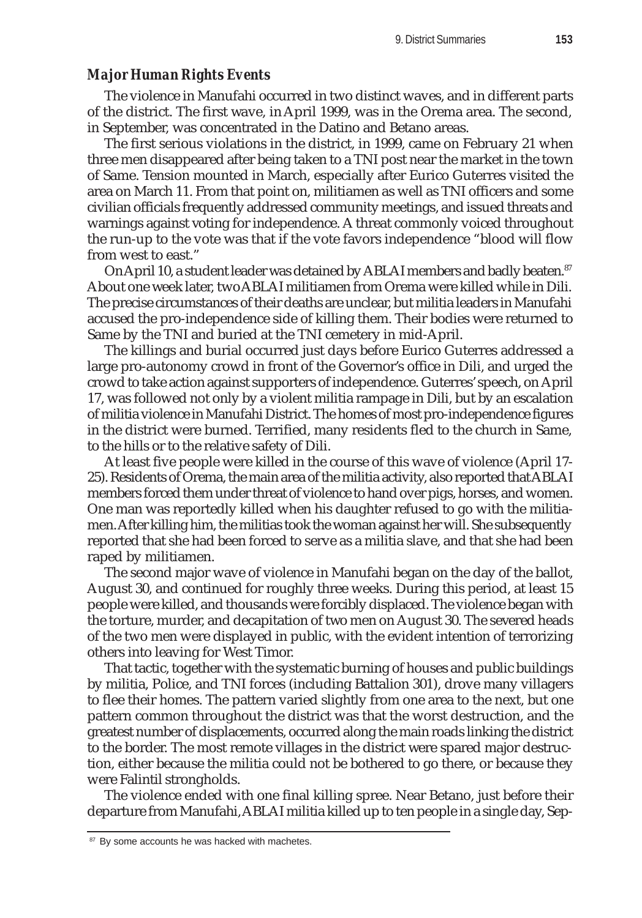### *Major Human Rights Events*

The violence in Manufahi occurred in two distinct waves, and in different parts of the district. The first wave, in April 1999, was in the Orema area. The second, in September, was concentrated in the Datino and Betano areas.

The first serious violations in the district, in 1999, came on February 21 when three men disappeared after being taken to a TNI post near the market in the town of Same. Tension mounted in March, especially after Eurico Guterres visited the area on March 11. From that point on, militiamen as well as TNI officers and some civilian officials frequently addressed community meetings, and issued threats and warnings against voting for independence. A threat commonly voiced throughout the run-up to the vote was that if the vote favors independence "blood will flow from west to east."

On April 10, a student leader was detained by ABLAI members and badly beaten.[87] About one week later, two ABLAI militiamen from Orema were killed while in Dili. The precise circumstances of their deaths are unclear, but militia leaders in Manufahi accused the pro-independence side of killing them. Their bodies were returned to Same by the TNI and buried at the TNI cemetery in mid-April.

The killings and burial occurred just days before Eurico Guterres addressed a large pro-autonomy crowd in front of the Governor's office in Dili, and urged the crowd to take action against supporters of independence. Guterres' speech, on April 17, was followed not only by a violent militia rampage in Dili, but by an escalation of militia violence in Manufahi District. The homes of most pro-independence figures in the district were burned. Terrified, many residents fled to the church in Same, to the hills or to the relative safety of Dili.

At least five people were killed in the course of this wave of violence (April 17-25). Residents of Orema, the main area of the militia activity, also reported that ABLAI members forced them under threat of violence to hand over pigs, horses, and women. One man was reportedly killed when his daughter refused to go with the militiamen. After killing him, the militias took the woman against her will. She subsequently reported that she had been forced to serve as a militia slave, and that she had been raped by militiamen.

The second major wave of violence in Manufahi began on the day of the ballot, August 30, and continued for roughly three weeks. During this period, at least 15 people were killed, and thousands were forcibly displaced. The violence began with the torture, murder, and decapitation of two men on August 30. The severed heads of the two men were displayed in public, with the evident intention of terrorizing others into leaving for West Timor.

That tactic, together with the systematic burning of houses and public buildings by militia, Police, and TNI forces (including Battalion 301), drove many villagers to flee their homes. The pattern varied slightly from one area to the next, but one pattern common throughout the district was that the worst destruction, and the greatest number of displacements, occurred along the main roads linking the district to the border. The most remote villages in the district were spared major destruction, either because the militia could not be bothered to go there, or because they were Falintil strongholds.

The violence ended with one final killing spree. Near Betano, just before their departure from Manufahi, ABLAI militia killed up to ten people in a single day, Sep-

---

[87] By some accounts he was hacked with machetes.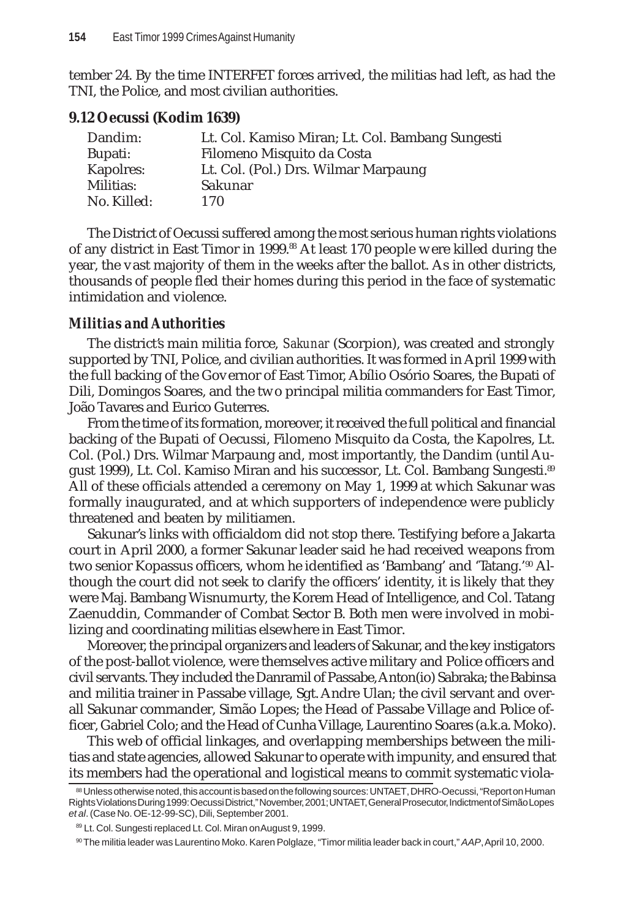tember 24. By the time INTERFET forces arrived, the militias had left, as had the TNI, the Police, and most civilian authorities.

### 9.12 Oecussi (Kodim 1639)

| | |
|---|---|
| Dandim: | Lt. Col. Kamiso Miran; Lt. Col. Bambang Sungesti |
| Bupati: | Filomeno Misquito da Costa |
| Kapolres: | Lt. Col. (Pol.) Drs. Wilmar Marpaung |
| Militias: | Sakunar |
| No. Killed: | 170 |

The District of Oecussi suffered among the most serious human rights violations of any district in East Timor in 1999.[88] At least 170 people were killed during the year, the vast majority of them in the weeks after the ballot. As in other districts, thousands of people fled their homes during this period in the face of systematic intimidation and violence.

#### *Militias and Authorities*

The district's main militia force, *Sakunar* (Scorpion), was created and strongly supported by TNI, Police, and civilian authorities. It was formed in April 1999 with the full backing of the Governor of East Timor, Abílio Osório Soares, the Bupati of Dili, Domingos Soares, and the two principal militia commanders for East Timor, João Tavares and Eurico Guterres.

From the time of its formation, moreover, it received the full political and financial backing of the Bupati of Oecussi, Filomeno Misquito da Costa, the Kapolres, Lt. Col. (Pol.) Drs. Wilmar Marpaung and, most importantly, the Dandim (until August 1999), Lt. Col. Kamiso Miran and his successor, Lt. Col. Bambang Sungesti.[89] All of these officials attended a ceremony on May 1, 1999 at which Sakunar was formally inaugurated, and at which supporters of independence were publicly threatened and beaten by militiamen.

Sakunar's links with officialdom did not stop there. Testifying before a Jakarta court in April 2000, a former Sakunar leader said he had received weapons from two senior Kopassus officers, whom he identified as 'Bambang' and 'Tatang.'[90] Although the court did not seek to clarify the officers' identity, it is likely that they were Maj. Bambang Wisnumurty, the Korem Head of Intelligence, and Col. Tatang Zaenuddin, Commander of Combat Sector B. Both men were involved in mobilizing and coordinating militias elsewhere in East Timor.

Moreover, the principal organizers and leaders of Sakunar, and the key instigators of the post-ballot violence, were themselves active military and Police officers and civil servants. They included the Danramil of Passabe, Anton(io) Sabraka; the Babinsa and militia trainer in Passabe village, Sgt. Andre Ulan; the civil servant and overall Sakunar commander, Simão Lopes; the Head of Passabe Village and Police officer, Gabriel Colo; and the Head of Cunha Village, Laurentino Soares (a.k.a. Moko).

This web of official linkages, and overlapping memberships between the militias and state agencies, allowed Sakunar to operate with impunity, and ensured that its members had the operational and logistical means to commit systematic viola-

---

[88] Unless otherwise noted, this account is based on the following sources: UNTAET, DHRO-Oecussi, "Report on Human Rights Violations During 1999: Oecussi District," November, 2001; UNTAET, General Prosecutor, Indictment of Simão Lopes *et al*. (Case No. OE-12-99-SC), Dili, September 2001.

[89] Lt. Col. Sungesti replaced Lt. Col. Miran on August 9, 1999.

[90] The militia leader was Laurentino Moko. Karen Polglaze, "Timor militia leader back in court," *AAP*, April 10, 2000.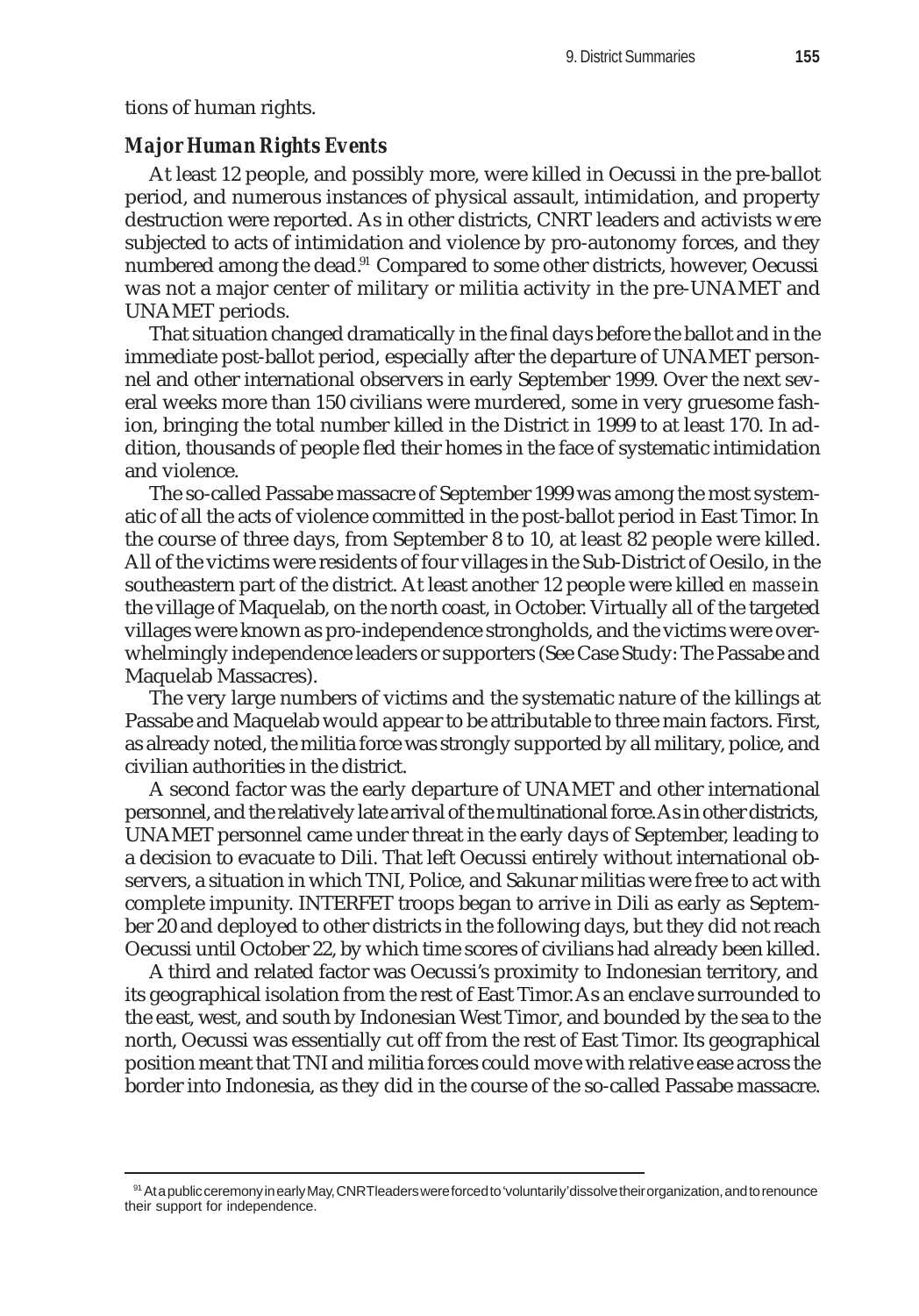tions of human rights.

### *Major Human Rights Events*

At least 12 people, and possibly more, were killed in Oecussi in the pre-ballot period, and numerous instances of physical assault, intimidation, and property destruction were reported. As in other districts, CNRT leaders and activists were subjected to acts of intimidation and violence by pro-autonomy forces, and they numbered among the dead.[91] Compared to some other districts, however, Oecussi was not a major center of military or militia activity in the pre-UNAMET and UNAMET periods.

That situation changed dramatically in the final days before the ballot and in the immediate post-ballot period, especially after the departure of UNAMET personnel and other international observers in early September 1999. Over the next several weeks more than 150 civilians were murdered, some in very gruesome fashion, bringing the total number killed in the District in 1999 to at least 170. In addition, thousands of people fled their homes in the face of systematic intimidation and violence.

The so-called Passabe massacre of September 1999 was among the most systematic of all the acts of violence committed in the post-ballot period in East Timor. In the course of three days, from September 8 to 10, at least 82 people were killed. All of the victims were residents of four villages in the Sub-District of Oesilo, in the southeastern part of the district. At least another 12 people were killed *en masse* in the village of Maquelab, on the north coast, in October. Virtually all of the targeted villages were known as pro-independence strongholds, and the victims were overwhelmingly independence leaders or supporters (See Case Study: The Passabe and Maquelab Massacres).

The very large numbers of victims and the systematic nature of the killings at Passabe and Maquelab would appear to be attributable to three main factors. First, as already noted, the militia force was strongly supported by all military, police, and civilian authorities in the district.

A second factor was the early departure of UNAMET and other international personnel, and the relatively late arrival of the multinational force. As in other districts, UNAMET personnel came under threat in the early days of September, leading to a decision to evacuate to Dili. That left Oecussi entirely without international observers, a situation in which TNI, Police, and Sakunar militias were free to act with complete impunity. INTERFET troops began to arrive in Dili as early as September 20 and deployed to other districts in the following days, but they did not reach Oecussi until October 22, by which time scores of civilians had already been killed.

A third and related factor was Oecussi's proximity to Indonesian territory, and its geographical isolation from the rest of East Timor. As an enclave surrounded to the east, west, and south by Indonesian West Timor, and bounded by the sea to the north, Oecussi was essentially cut off from the rest of East Timor. Its geographical position meant that TNI and militia forces could move with relative ease across the border into Indonesia, as they did in the course of the so-called Passabe massacre.

---

[91] At a public ceremony in early May, CNRT leaders were forced to 'voluntarily' dissolve their organization, and to renounce their support for independence.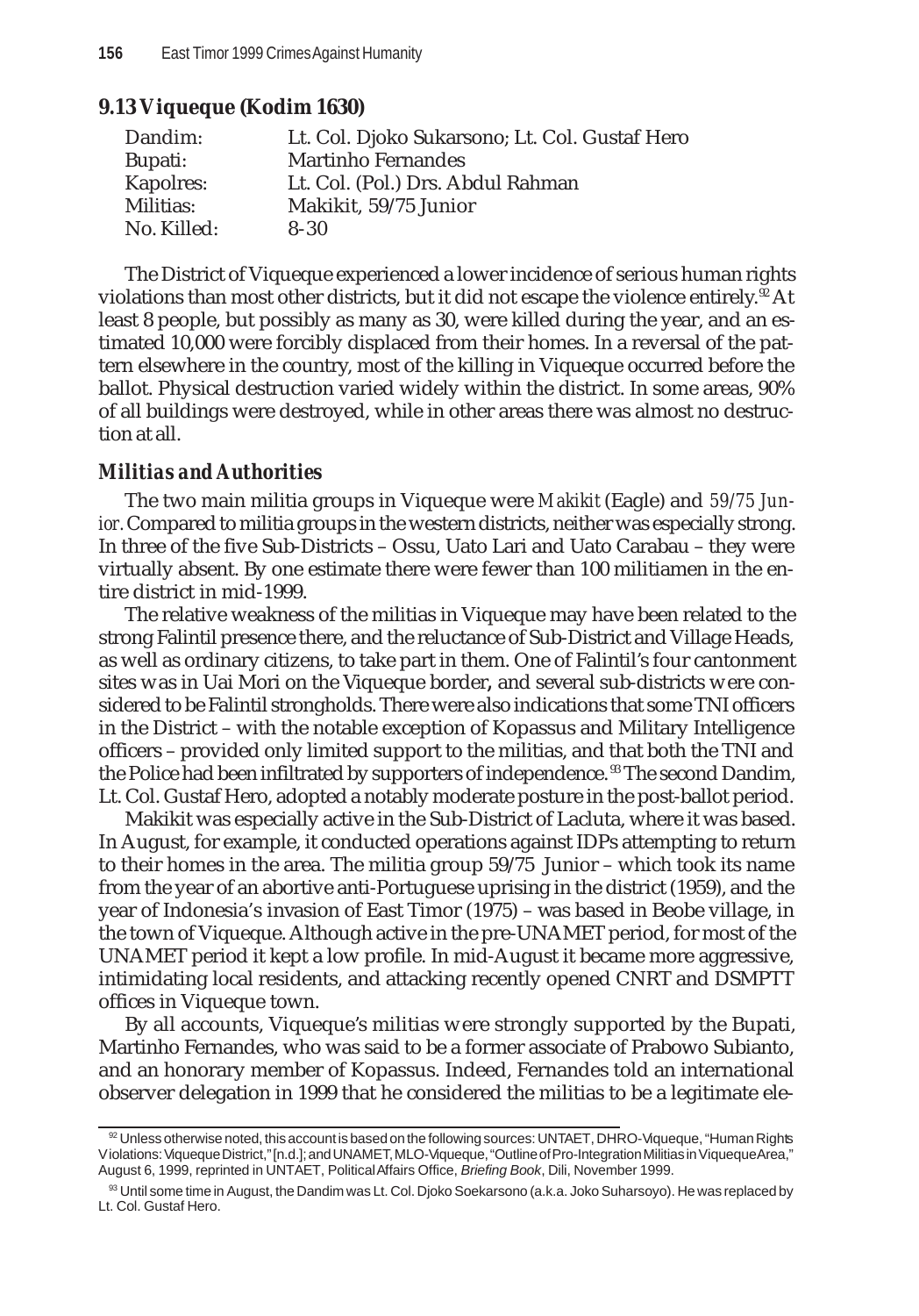## 9.13 Viqueque (Kodim 1630)

| | |
|---|---|
| Dandim: | Lt. Col. Djoko Sukarsono; Lt. Col. Gustaf Hero |
| Bupati: | Martinho Fernandes |
| Kapolres: | Lt. Col. (Pol.) Drs. Abdul Rahman |
| Militias: | Makikit, 59/75 Junior |
| No. Killed: | 8-30 |

The District of Viqueque experienced a lower incidence of serious human rights violations than most other districts, but it did not escape the violence entirely.[92] At least 8 people, but possibly as many as 30, were killed during the year, and an estimated 10,000 were forcibly displaced from their homes. In a reversal of the pattern elsewhere in the country, most of the killing in Viqueque occurred before the ballot. Physical destruction varied widely within the district. In some areas, 90% of all buildings were destroyed, while in other areas there was almost no destruction at all.

### *Militias and Authorities*

The two main militia groups in Viqueque were *Makikit* (Eagle) and *59/75 Junior*. Compared to militia groups in the western districts, neither was especially strong. In three of the five Sub-Districts – Ossu, Uato Lari and Uato Carabau – they were virtually absent. By one estimate there were fewer than 100 militiamen in the entire district in mid-1999.

The relative weakness of the militias in Viqueque may have been related to the strong Falintil presence there, and the reluctance of Sub-District and Village Heads, as well as ordinary citizens, to take part in them. One of Falintil's four cantonment sites was in Uai Mori on the Viqueque border, and several sub-districts were considered to be Falintil strongholds. There were also indications that some TNI officers in the District – with the notable exception of Kopassus and Military Intelligence officers – provided only limited support to the militias, and that both the TNI and the Police had been infiltrated by supporters of independence.[93] The second Dandim, Lt. Col. Gustaf Hero, adopted a notably moderate posture in the post-ballot period.

Makikit was especially active in the Sub-District of Lacluta, where it was based. In August, for example, it conducted operations against IDPs attempting to return to their homes in the area. The militia group 59/75 Junior – which took its name from the year of an abortive anti-Portuguese uprising in the district (1959), and the year of Indonesia's invasion of East Timor (1975) – was based in Beobe village, in the town of Viqueque. Although active in the pre-UNAMET period, for most of the UNAMET period it kept a low profile. In mid-August it became more aggressive, intimidating local residents, and attacking recently opened CNRT and DSMPTT offices in Viqueque town.

By all accounts, Viqueque's militias were strongly supported by the Bupati, Martinho Fernandes, who was said to be a former associate of Prabowo Subianto, and an honorary member of Kopassus. Indeed, Fernandes told an international observer delegation in 1999 that he considered the militias to be a legitimate ele-

---

[92] Unless otherwise noted, this account is based on the following sources: UNTAET, DHRO-Viqueque, "Human Rights Violations: Viqueque District," [n.d.]; and UNAMET, MLO-Viqueque, "Outline of Pro-Integration Militias in Viqueque Area," August 6, 1999, reprinted in UNTAET, Political Affairs Office, *Briefing Book*, Dili, November 1999.

[93] Until some time in August, the Dandim was Lt. Col. Djoko Soekarsono (a.k.a. Joko Suharsoyo). He was replaced by Lt. Col. Gustaf Hero.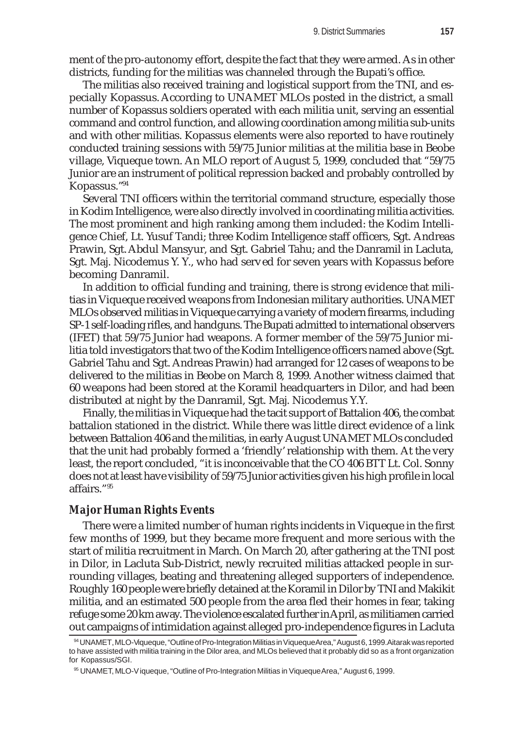ment of the pro-autonomy effort, despite the fact that they were armed. As in other districts, funding for the militias was channeled through the Bupati's office.

The militias also received training and logistical support from the TNI, and especially Kopassus. According to UNAMET MLOs posted in the district, a small number of Kopassus soldiers operated with each militia unit, serving an essential command and control function, and allowing coordination among militia sub-units and with other militias. Kopassus elements were also reported to have routinely conducted training sessions with 59/75 Junior militias at the militia base in Beobe village, Viqueque town. An MLO report of August 5, 1999, concluded that "59/75 Junior are an instrument of political repression backed and probably controlled by Kopassus."[94]

Several TNI officers within the territorial command structure, especially those in Kodim Intelligence, were also directly involved in coordinating militia activities. The most prominent and high ranking among them included: the Kodim Intelligence Chief, Lt. Yusuf Tandi; three Kodim Intelligence staff officers, Sgt. Andreas Prawin, Sgt. Abdul Mansyur, and Sgt. Gabriel Tahu; and the Danramil in Lacluta, Sgt. Maj. Nicodemus Y. Y., who had served for seven years with Kopassus before becoming Danramil.

In addition to official funding and training, there is strong evidence that militias in Viqueque received weapons from Indonesian military authorities. UNAMET MLOs observed militias in Viqueque carrying a variety of modern firearms, including SP-1 self-loading rifles, and handguns. The Bupati admitted to international observers (IFET) that 59/75 Junior had weapons. A former member of the 59/75 Junior militia told investigators that two of the Kodim Intelligence officers named above (Sgt. Gabriel Tahu and Sgt. Andreas Prawin) had arranged for 12 cases of weapons to be delivered to the militias in Beobe on March 8, 1999. Another witness claimed that 60 weapons had been stored at the Koramil headquarters in Dilor, and had been distributed at night by the Danramil, Sgt. Maj. Nicodemus Y.Y.

Finally, the militias in Viqueque had the tacit support of Battalion 406, the combat battalion stationed in the district. While there was little direct evidence of a link between Battalion 406 and the militias, in early August UNAMET MLOs concluded that the unit had probably formed a 'friendly' relationship with them. At the very least, the report concluded, "it is inconceivable that the CO 406 BTT Lt. Col. Sonny does not at least have visibility of 59/75 Junior activities given his high profile in local affairs."[95]

### *Major Human Rights Events*

There were a limited number of human rights incidents in Viqueque in the first few months of 1999, but they became more frequent and more serious with the start of militia recruitment in March. On March 20, after gathering at the TNI post in Dilor, in Lacluta Sub-District, newly recruited militias attacked people in surrounding villages, beating and threatening alleged supporters of independence. Roughly 160 people were briefly detained at the Koramil in Dilor by TNI and Makikit militia, and an estimated 500 people from the area fled their homes in fear, taking refuge some 20 km away. The violence escalated further in April, as militiamen carried out campaigns of intimidation against alleged pro-independence figures in Lacluta

[94] UNAMET, MLO-Viqueque, "Outline of Pro-Integration Militias in Viqueque Area," August 6, 1999. Aitarak was reported to have assisted with militia training in the Dilor area, and MLOs believed that it probably did so as a front organization for Kopassus/SGI.

[95] UNAMET, MLO-Viqueque, "Outline of Pro-Integration Militias in Viqueque Area," August 6, 1999.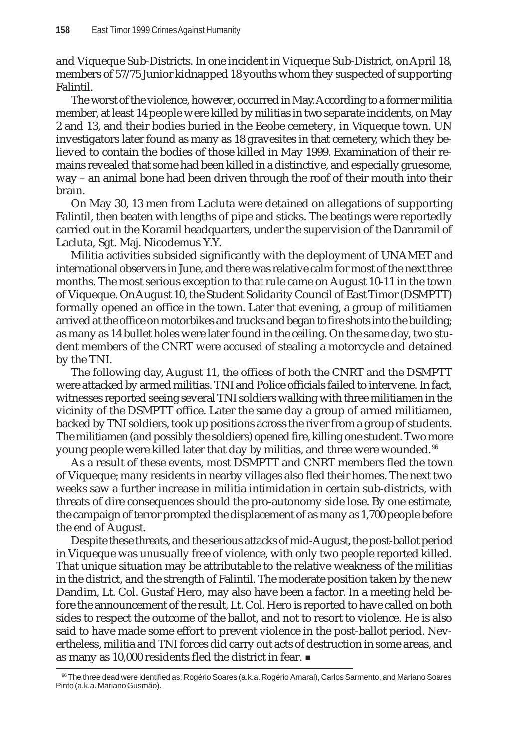and Viqueque Sub-Districts. In one incident in Viqueque Sub-District, on April 18, members of 57/75 Junior kidnapped 18 youths whom they suspected of supporting Falintil.

The worst of the violence, however, occurred in May. According to a former militia member, at least 14 people were killed by militias in two separate incidents, on May 2 and 13, and their bodies buried in the Beobe cemetery, in Viqueque town. UN investigators later found as many as 18 gravesites in that cemetery, which they believed to contain the bodies of those killed in May 1999. Examination of their remains revealed that some had been killed in a distinctive, and especially gruesome, way – an animal bone had been driven through the roof of their mouth into their brain.

On May 30, 13 men from Lacluta were detained on allegations of supporting Falintil, then beaten with lengths of pipe and sticks. The beatings were reportedly carried out in the Koramil headquarters, under the supervision of the Danramil of Lacluta, Sgt. Maj. Nicodemus Y.Y.

Militia activities subsided significantly with the deployment of UNAMET and international observers in June, and there was relative calm for most of the next three months. The most serious exception to that rule came on August 10-11 in the town of Viqueque. On August 10, the Student Solidarity Council of East Timor (DSMPTT) formally opened an office in the town. Later that evening, a group of militiamen arrived at the office on motorbikes and trucks and began to fire shots into the building; as many as 14 bullet holes were later found in the ceiling. On the same day, two student members of the CNRT were accused of stealing a motorcycle and detained by the TNI.

The following day, August 11, the offices of both the CNRT and the DSMPTT were attacked by armed militias. TNI and Police officials failed to intervene. In fact, witnesses reported seeing several TNI soldiers walking with three militiamen in the vicinity of the DSMPTT office. Later the same day a group of armed militiamen, backed by TNI soldiers, took up positions across the river from a group of students. The militiamen (and possibly the soldiers) opened fire, killing one student. Two more young people were killed later that day by militias, and three were wounded.[96]

As a result of these events, most DSMPTT and CNRT members fled the town of Viqueque; many residents in nearby villages also fled their homes. The next two weeks saw a further increase in militia intimidation in certain sub-districts, with threats of dire consequences should the pro-autonomy side lose. By one estimate, the campaign of terror prompted the displacement of as many as 1,700 people before the end of August.

Despite these threats, and the serious attacks of mid-August, the post-ballot period in Viqueque was unusually free of violence, with only two people reported killed. That unique situation may be attributable to the relative weakness of the militias in the district, and the strength of Falintil. The moderate position taken by the new Dandim, Lt. Col. Gustaf Hero, may also have been a factor. In a meeting held before the announcement of the result, Lt. Col. Hero is reported to have called on both sides to respect the outcome of the ballot, and not to resort to violence. He is also said to have made some effort to prevent violence in the post-ballot period. Nevertheless, militia and TNI forces did carry out acts of destruction in some areas, and as many as 10,000 residents fled the district in fear. ■

[96] The three dead were identified as: Rogério Soares (a.k.a. Rogério Amaral), Carlos Sarmento, and Mariano Soares Pinto (a.k.a. Mariano Gusmão).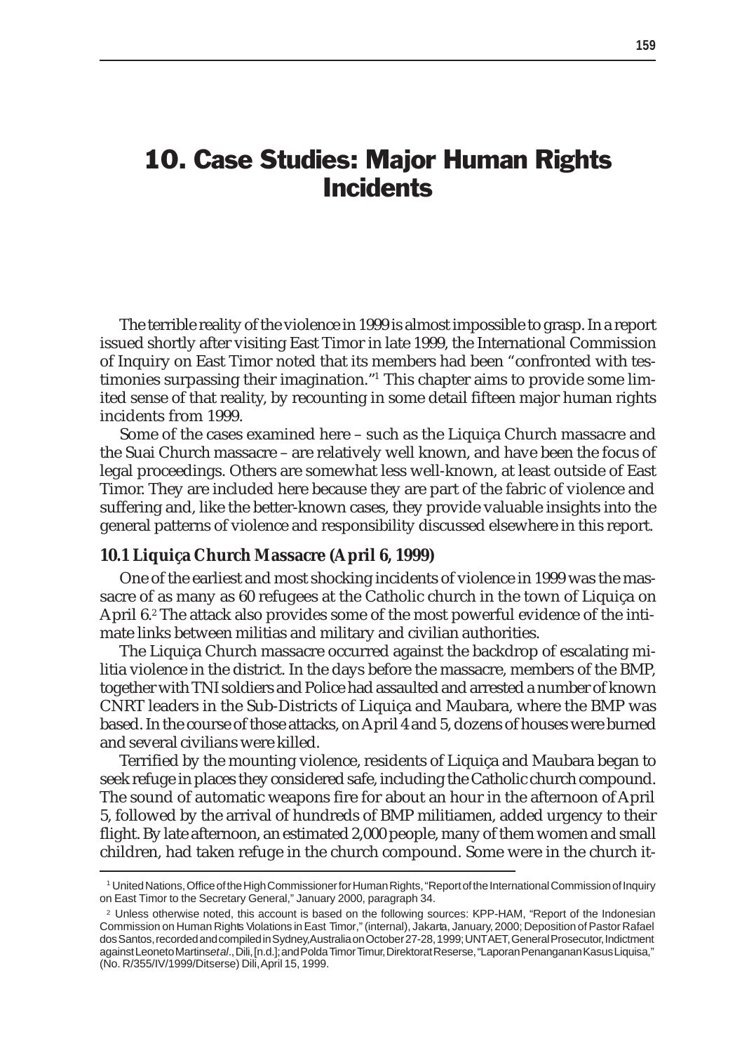# 10. Case Studies: Major Human Rights Incidents

The terrible reality of the violence in 1999 is almost impossible to grasp. In a report issued shortly after visiting East Timor in late 1999, the International Commission of Inquiry on East Timor noted that its members had been "confronted with testimonies surpassing their imagination."[1] This chapter aims to provide some limited sense of that reality, by recounting in some detail fifteen major human rights incidents from 1999.

Some of the cases examined here – such as the Liquiça Church massacre and the Suai Church massacre – are relatively well known, and have been the focus of legal proceedings. Others are somewhat less well-known, at least outside of East Timor. They are included here because they are part of the fabric of violence and suffering and, like the better-known cases, they provide valuable insights into the general patterns of violence and responsibility discussed elsewhere in this report.

### 10.1 Liquiça Church Massacre (April 6, 1999)

One of the earliest and most shocking incidents of violence in 1999 was the massacre of as many as 60 refugees at the Catholic church in the town of Liquiça on April 6.[2] The attack also provides some of the most powerful evidence of the intimate links between militias and military and civilian authorities.

The Liquiça Church massacre occurred against the backdrop of escalating militia violence in the district. In the days before the massacre, members of the BMP, together with TNI soldiers and Police had assaulted and arrested a number of known CNRT leaders in the Sub-Districts of Liquiça and Maubara, where the BMP was based. In the course of those attacks, on April 4 and 5, dozens of houses were burned and several civilians were killed.

Terrified by the mounting violence, residents of Liquiça and Maubara began to seek refuge in places they considered safe, including the Catholic church compound. The sound of automatic weapons fire for about an hour in the afternoon of April 5, followed by the arrival of hundreds of BMP militiamen, added urgency to their flight. By late afternoon, an estimated 2,000 people, many of them women and small children, had taken refuge in the church compound. Some were in the church it-

---

[1] United Nations, Office of the High Commissioner for Human Rights, "Report of the International Commission of Inquiry on East Timor to the Secretary General," January 2000, paragraph 34.

[2] Unless otherwise noted, this account is based on the following sources: KPP-HAM, "Report of the Indonesian Commission on Human Rights Violations in East Timor," (internal), Jakarta, January, 2000; Deposition of Pastor Rafael dos Santos, recorded and compiled in Sydney, Australia on October 27-28, 1999; UNTAET, General Prosecutor, Indictment against Leoneto Martins *et al*., Dili, [n.d.]; and Polda Timor Timur, Direktorat Reserse, "Laporan Penanganan Kasus Liquisa," (No. R/355/IV/1999/Ditserse) Dili, April 15, 1999.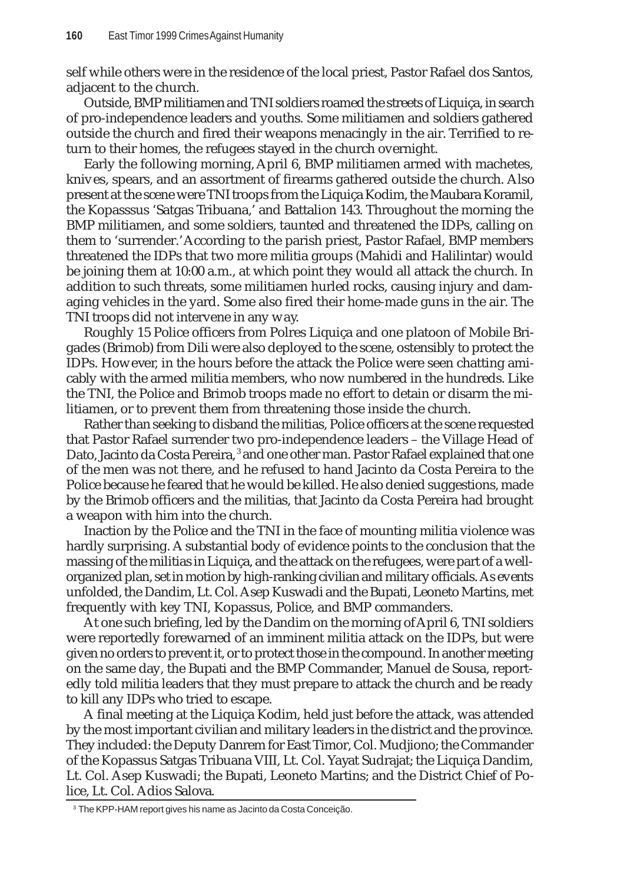self while others were in the residence of the local priest, Pastor Rafael dos Santos, adjacent to the church.

Outside, BMP militiamen and TNI soldiers roamed the streets of Liquiça, in search of pro-independence leaders and youths. Some militiamen and soldiers gathered outside the church and fired their weapons menacingly in the air. Terrified to return to their homes, the refugees stayed in the church overnight.

Early the following morning, April 6, BMP militiamen armed with machetes, knives, spears, and an assortment of firearms gathered outside the church. Also present at the scene were TNI troops from the Liquiça Kodim, the Maubara Koramil, the Kopasssus 'Satgas Tribuana,' and Battalion 143. Throughout the morning the BMP militiamen, and some soldiers, taunted and threatened the IDPs, calling on them to 'surrender.' According to the parish priest, Pastor Rafael, BMP members threatened the IDPs that two more militia groups (Mahidi and Halilintar) would be joining them at 10:00 a.m., at which point they would all attack the church. In addition to such threats, some militiamen hurled rocks, causing injury and damaging vehicles in the yard. Some also fired their home-made guns in the air. The TNI troops did not intervene in any way.

Roughly 15 Police officers from Polres Liquiça and one platoon of Mobile Brigades (Brimob) from Dili were also deployed to the scene, ostensibly to protect the IDPs. However, in the hours before the attack the Police were seen chatting amicably with the armed militia members, who now numbered in the hundreds. Like the TNI, the Police and Brimob troops made no effort to detain or disarm the militiamen, or to prevent them from threatening those inside the church.

Rather than seeking to disband the militias, Police officers at the scene requested that Pastor Rafael surrender two pro-independence leaders – the Village Head of Dato, Jacinto da Costa Pereira,[3] and one other man. Pastor Rafael explained that one of the men was not there, and he refused to hand Jacinto da Costa Pereira to the Police because he feared that he would be killed. He also denied suggestions, made by the Brimob officers and the militias, that Jacinto da Costa Pereira had brought a weapon with him into the church.

Inaction by the Police and the TNI in the face of mounting militia violence was hardly surprising. A substantial body of evidence points to the conclusion that the massing of the militias in Liquiça, and the attack on the refugees, were part of a well-organized plan, set in motion by high-ranking civilian and military officials. As events unfolded, the Dandim, Lt. Col. Asep Kuswadi and the Bupati, Leoneto Martins, met frequently with key TNI, Kopassus, Police, and BMP commanders.

At one such briefing, led by the Dandim on the morning of April 6, TNI soldiers were reportedly forewarned of an imminent militia attack on the IDPs, but were given no orders to prevent it, or to protect those in the compound. In another meeting on the same day, the Bupati and the BMP Commander, Manuel de Sousa, reportedly told militia leaders that they must prepare to attack the church and be ready to kill any IDPs who tried to escape.

A final meeting at the Liquiça Kodim, held just before the attack, was attended by the most important civilian and military leaders in the district and the province. They included: the Deputy Danrem for East Timor, Col. Mudjiono; the Commander of the Kopassus Satgas Tribuana VIII, Lt. Col. Yayat Sudrajat; the Liquiça Dandim, Lt. Col. Asep Kuswadi; the Bupati, Leoneto Martins; and the District Chief of Police, Lt. Col. Adios Salova.

[3] The KPP-HAM report gives his name as Jacinto da Costa Conceição.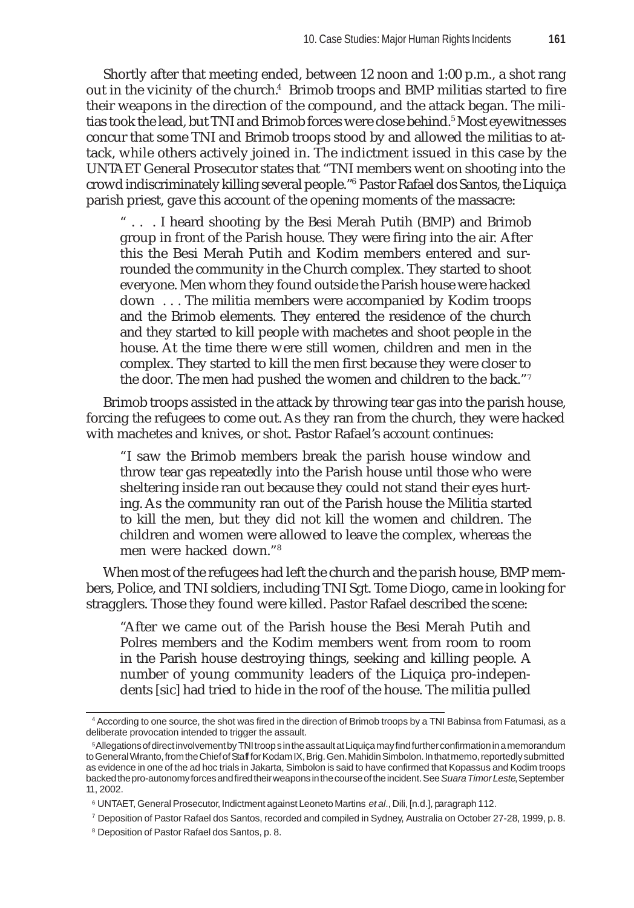Shortly after that meeting ended, between 12 noon and 1:00 p.m., a shot rang out in the vicinity of the church.[4] Brimob troops and BMP militias started to fire their weapons in the direction of the compound, and the attack began. The militias took the lead, but TNI and Brimob forces were close behind.[5] Most eyewitnesses concur that some TNI and Brimob troops stood by and allowed the militias to attack, while others actively joined in. The indictment issued in this case by the UNTAET General Prosecutor states that "TNI members went on shooting into the crowd indiscriminately killing several people."[6] Pastor Rafael dos Santos, the Liquiça parish priest, gave this account of the opening moments of the massacre:

> " . . . I heard shooting by the Besi Merah Putih (BMP) and Brimob group in front of the Parish house. They were firing into the air. After this the Besi Merah Putih and Kodim members entered and surrounded the community in the Church complex. They started to shoot everyone. Men whom they found outside the Parish house were hacked down . . . The militia members were accompanied by Kodim troops and the Brimob elements. They entered the residence of the church and they started to kill people with machetes and shoot people in the house. At the time there were still women, children and men in the complex. They started to kill the men first because they were closer to the door. The men had pushed the women and children to the back."[7]

Brimob troops assisted in the attack by throwing tear gas into the parish house, forcing the refugees to come out. As they ran from the church, they were hacked with machetes and knives, or shot. Pastor Rafael's account continues:

> "I saw the Brimob members break the parish house window and throw tear gas repeatedly into the Parish house until those who were sheltering inside ran out because they could not stand their eyes hurting. As the community ran out of the Parish house the Militia started to kill the men, but they did not kill the women and children. The children and women were allowed to leave the complex, whereas the men were hacked down."[8]

When most of the refugees had left the church and the parish house, BMP members, Police, and TNI soldiers, including TNI Sgt. Tome Diogo, came in looking for stragglers. Those they found were killed. Pastor Rafael described the scene:

> "After we came out of the Parish house the Besi Merah Putih and Polres members and the Kodim members went from room to room in the Parish house destroying things, seeking and killing people. A number of young community leaders of the Liquiça pro-independents [sic] had tried to hide in the roof of the house. The militia pulled

---

[4] According to one source, the shot was fired in the direction of Brimob troops by a TNI Babinsa from Fatumasi, as a deliberate provocation intended to trigger the assault.

[5] Allegations of direct involvement by TNI troops in the assault at Liquiça may find further confirmation in a memorandum to General Wiranto, from the Chief of Staff for Kodam IX, Brig. Gen. Mahidin Simbolon. In that memo, reportedly submitted as evidence in one of the ad hoc trials in Jakarta, Simbolon is said to have confirmed that Kopassus and Kodim troops backed the pro-autonomy forces and fired their weapons in the course of the incident. See *Suara Timor Leste*, September 11, 2002.

[6] UNTAET, General Prosecutor, Indictment against Leoneto Martins *et al*., Dili, [n.d.], paragraph 112.

[7] Deposition of Pastor Rafael dos Santos, recorded and compiled in Sydney, Australia on October 27-28, 1999, p. 8.

[8] Deposition of Pastor Rafael dos Santos, p. 8.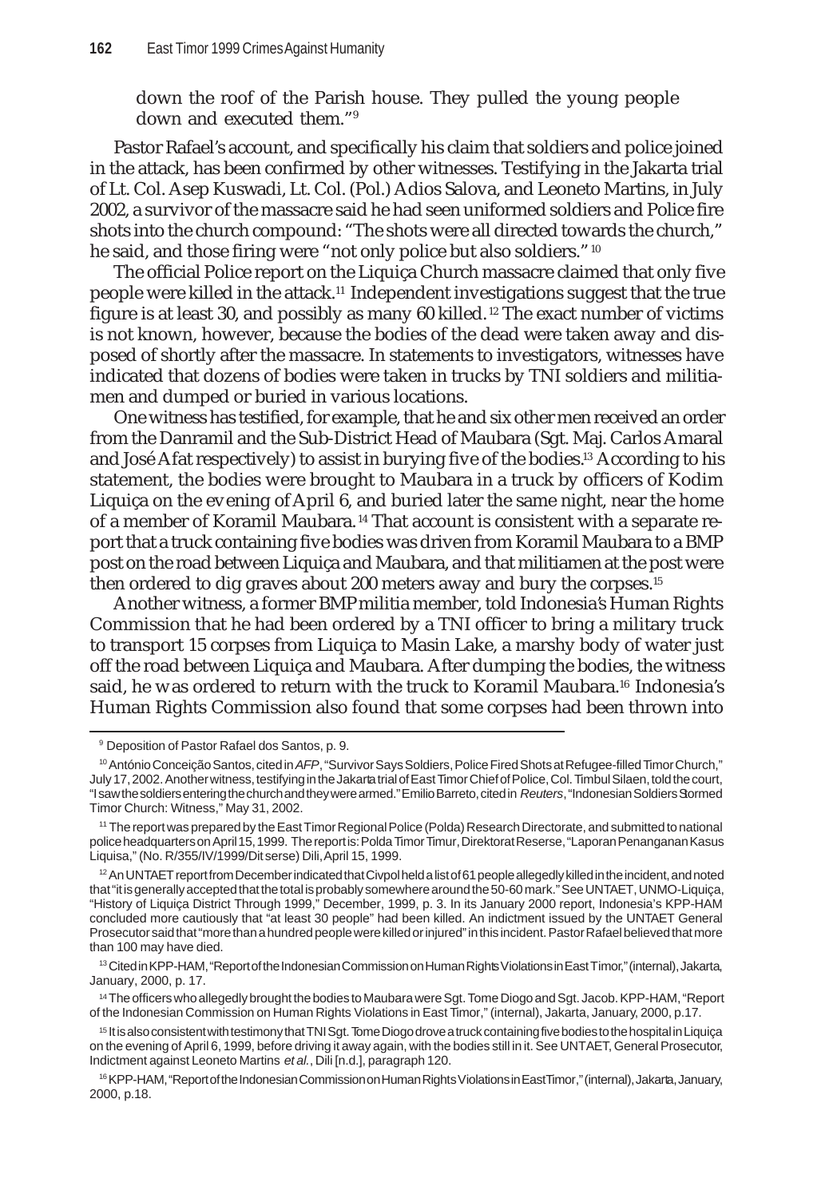down the roof of the Parish house. They pulled the young people down and executed them."[9]

Pastor Rafael's account, and specifically his claim that soldiers and police joined in the attack, has been confirmed by other witnesses. Testifying in the Jakarta trial of Lt. Col. Asep Kuswadi, Lt. Col. (Pol.) Adios Salova, and Leoneto Martins, in July 2002, a survivor of the massacre said he had seen uniformed soldiers and Police fire shots into the church compound: "The shots were all directed towards the church," he said, and those firing were "not only police but also soldiers." [10]

The official Police report on the Liquiça Church massacre claimed that only five people were killed in the attack.[11] Independent investigations suggest that the true figure is at least 30, and possibly as many 60 killed. [12] The exact number of victims is not known, however, because the bodies of the dead were taken away and disposed of shortly after the massacre. In statements to investigators, witnesses have indicated that dozens of bodies were taken in trucks by TNI soldiers and militiamen and dumped or buried in various locations.

One witness has testified, for example, that he and six other men received an order from the Danramil and the Sub-District Head of Maubara (Sgt. Maj. Carlos Amaral and José Afat respectively) to assist in burying five of the bodies.[13] According to his statement, the bodies were brought to Maubara in a truck by officers of Kodim Liquiça on the evening of April 6, and buried later the same night, near the home of a member of Koramil Maubara. [14] That account is consistent with a separate report that a truck containing five bodies was driven from Koramil Maubara to a BMP post on the road between Liquiça and Maubara, and that militiamen at the post were then ordered to dig graves about 200 meters away and bury the corpses.[15]

Another witness, a former BMP militia member, told Indonesia's Human Rights Commission that he had been ordered by a TNI officer to bring a military truck to transport 15 corpses from Liquiça to Masin Lake, a marshy body of water just off the road between Liquiça and Maubara. After dumping the bodies, the witness said, he was ordered to return with the truck to Koramil Maubara.[16] Indonesia's Human Rights Commission also found that some corpses had been thrown into

---

[9] Deposition of Pastor Rafael dos Santos, p. 9.

[10] António Conceição Santos, cited in *AFP*, "Survivor Says Soldiers, Police Fired Shots at Refugee-filled Timor Church," July 17, 2002. Another witness, testifying in the Jakarta trial of East Timor Chief of Police, Col. Timbul Silaen, told the court, "I saw the soldiers entering the church and they were armed." Emilio Barreto, cited in *Reuters*, "Indonesian Soldiers Stormed Timor Church: Witness," May 31, 2002.

[11] The report was prepared by the East Timor Regional Police (Polda) Research Directorate, and submitted to national police headquarters on April 15, 1999. The report is: Polda Timor Timur, Direktorat Reserse, "Laporan Penanganan Kasus Liquisa," (No. R/355/IV/1999/Dit serse) Dili, April 15, 1999.

[12] An UNTAET report from December indicated that Civpol held a list of 61 people allegedly killed in the incident, and noted that "it is generally accepted that the total is probably somewhere around the 50-60 mark." See UNTAET, UNMO-Liquiça, "History of Liquiça District Through 1999," December, 1999, p. 3. In its January 2000 report, Indonesia's KPP-HAM concluded more cautiously that "at least 30 people" had been killed. An indictment issued by the UNTAET General Prosecutor said that "more than a hundred people were killed or injured" in this incident. Pastor Rafael believed that more than 100 may have died.

[13] Cited in KPP-HAM, "Report of the Indonesian Commission on Human Rights Violations in East Timor," (internal), Jakarta, January, 2000, p. 17.

[14] The officers who allegedly brought the bodies to Maubara were Sgt. Tome Diogo and Sgt. Jacob. KPP-HAM, "Report of the Indonesian Commission on Human Rights Violations in East Timor," (internal), Jakarta, January, 2000, p.17.

[15] It is also consistent with testimony that TNI Sgt. Tome Diogo drove a truck containing five bodies to the hospital in Liquiça on the evening of April 6, 1999, before driving it away again, with the bodies still in it. See UNTAET, General Prosecutor, Indictment against Leoneto Martins *et al.*, Dili [n.d.], paragraph 120.

[16] KPP-HAM, "Report of the Indonesian Commission on Human Rights Violations in East Timor," (internal), Jakarta, January, 2000, p.18.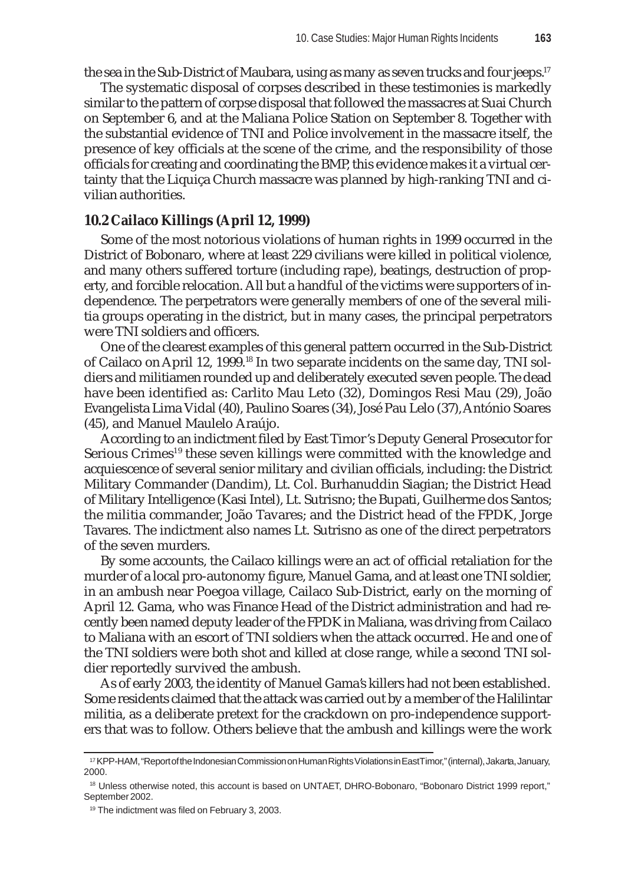the sea in the Sub-District of Maubara, using as many as seven trucks and four jeeps.[17]

The systematic disposal of corpses described in these testimonies is markedly similar to the pattern of corpse disposal that followed the massacres at Suai Church on September 6, and at the Maliana Police Station on September 8. Together with the substantial evidence of TNI and Police involvement in the massacre itself, the presence of key officials at the scene of the crime, and the responsibility of those officials for creating and coordinating the BMP, this evidence makes it a virtual certainty that the Liquiça Church massacre was planned by high-ranking TNI and civilian authorities.

## 10.2 Cailaco Killings (April 12, 1999)

Some of the most notorious violations of human rights in 1999 occurred in the District of Bobonaro, where at least 229 civilians were killed in political violence, and many others suffered torture (including rape), beatings, destruction of property, and forcible relocation. All but a handful of the victims were supporters of independence. The perpetrators were generally members of one of the several militia groups operating in the district, but in many cases, the principal perpetrators were TNI soldiers and officers.

One of the clearest examples of this general pattern occurred in the Sub-District of Cailaco on April 12, 1999.[18] In two separate incidents on the same day, TNI soldiers and militiamen rounded up and deliberately executed seven people. The dead have been identified as: Carlito Mau Leto (32), Domingos Resi Mau (29), João Evangelista Lima Vidal (40), Paulino Soares (34), José Pau Lelo (37), António Soares (45), and Manuel Maulelo Araújo.

According to an indictment filed by East Timor's Deputy General Prosecutor for Serious Crimes[19] these seven killings were committed with the knowledge and acquiescence of several senior military and civilian officials, including: the District Military Commander (Dandim), Lt. Col. Burhanuddin Siagian; the District Head of Military Intelligence (Kasi Intel), Lt. Sutrisno; the Bupati, Guilherme dos Santos; the militia commander, João Tavares; and the District head of the FPDK, Jorge Tavares. The indictment also names Lt. Sutrisno as one of the direct perpetrators of the seven murders.

By some accounts, the Cailaco killings were an act of official retaliation for the murder of a local pro-autonomy figure, Manuel Gama, and at least one TNI soldier, in an ambush near Poegoa village, Cailaco Sub-District, early on the morning of April 12. Gama, who was Finance Head of the District administration and had recently been named deputy leader of the FPDK in Maliana, was driving from Cailaco to Maliana with an escort of TNI soldiers when the attack occurred. He and one of the TNI soldiers were both shot and killed at close range, while a second TNI soldier reportedly survived the ambush.

As of early 2003, the identity of Manuel Gama's killers had not been established. Some residents claimed that the attack was carried out by a member of the Halilintar militia, as a deliberate pretext for the crackdown on pro-independence supporters that was to follow. Others believe that the ambush and killings were the work

---

[17] KPP-HAM, "Report of the Indonesian Commission on Human Rights Violations in East Timor," (internal), Jakarta, January, 2000.

[18] Unless otherwise noted, this account is based on UNTAET, DHRO-Bobonaro, "Bobonaro District 1999 report," September 2002.

[19] The indictment was filed on February 3, 2003.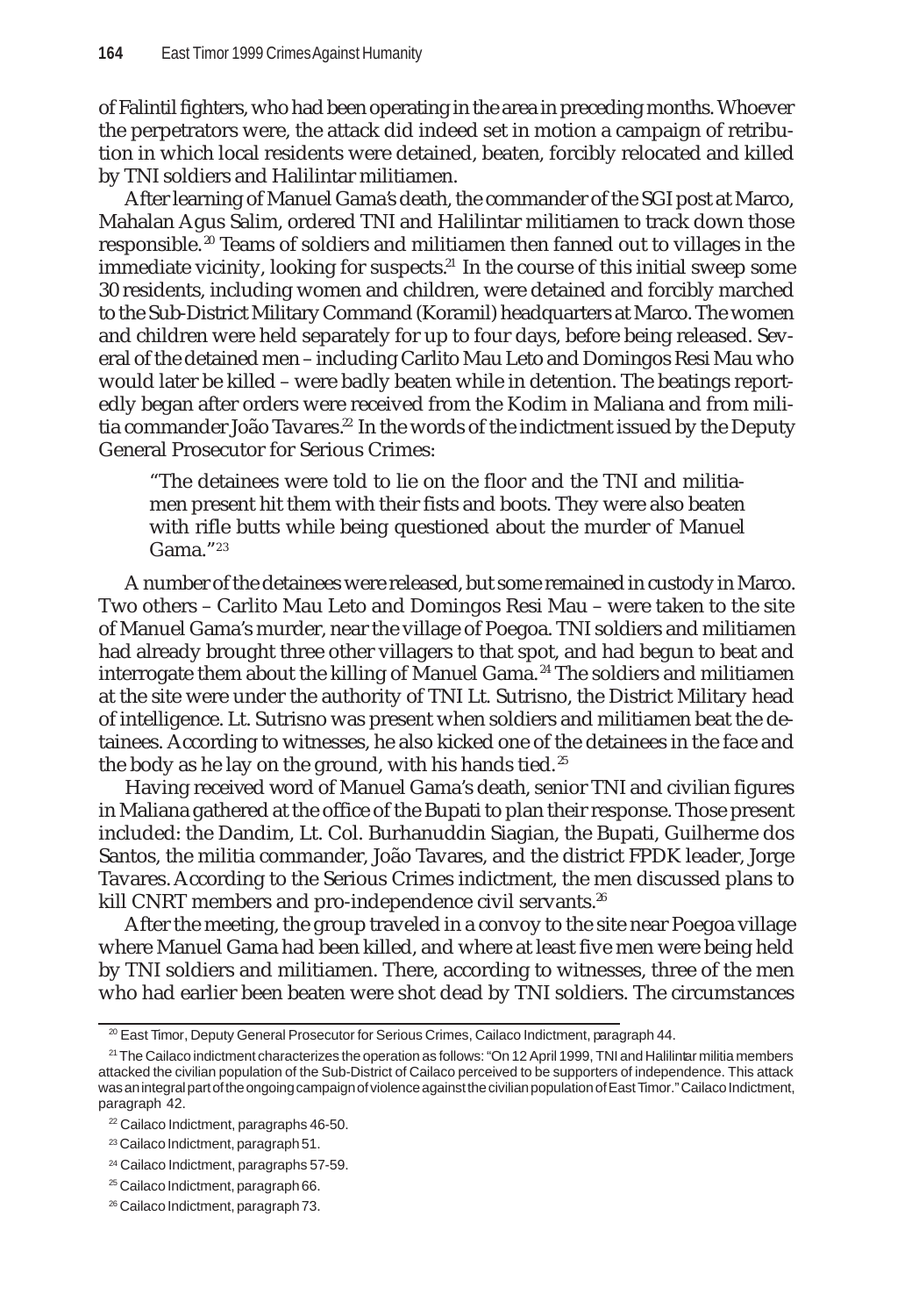of Falintil fighters, who had been operating in the area in preceding months. Whoever the perpetrators were, the attack did indeed set in motion a campaign of retribution in which local residents were detained, beaten, forcibly relocated and killed by TNI soldiers and Halilintar militiamen.

After learning of Manuel Gama's death, the commander of the SGI post at Marco, Mahalan Agus Salim, ordered TNI and Halilintar militiamen to track down those responsible.[20] Teams of soldiers and militiamen then fanned out to villages in the immediate vicinity, looking for suspects.[21] In the course of this initial sweep some 30 residents, including women and children, were detained and forcibly marched to the Sub-District Military Command (Koramil) headquarters at Marco. The women and children were held separately for up to four days, before being released. Several of the detained men – including Carlito Mau Leto and Domingos Resi Mau who would later be killed – were badly beaten while in detention. The beatings reportedly began after orders were received from the Kodim in Maliana and from militia commander João Tavares.[22] In the words of the indictment issued by the Deputy General Prosecutor for Serious Crimes:

> "The detainees were told to lie on the floor and the TNI and militiamen present hit them with their fists and boots. They were also beaten with rifle butts while being questioned about the murder of Manuel Gama."[23]

A number of the detainees were released, but some remained in custody in Marco. Two others – Carlito Mau Leto and Domingos Resi Mau – were taken to the site of Manuel Gama's murder, near the village of Poegoa. TNI soldiers and militiamen had already brought three other villagers to that spot, and had begun to beat and interrogate them about the killing of Manuel Gama.[24] The soldiers and militiamen at the site were under the authority of TNI Lt. Sutrisno, the District Military head of intelligence. Lt. Sutrisno was present when soldiers and militiamen beat the detainees. According to witnesses, he also kicked one of the detainees in the face and the body as he lay on the ground, with his hands tied.[25]

Having received word of Manuel Gama's death, senior TNI and civilian figures in Maliana gathered at the office of the Bupati to plan their response. Those present included: the Dandim, Lt. Col. Burhanuddin Siagian, the Bupati, Guilherme dos Santos, the militia commander, João Tavares, and the district FPDK leader, Jorge Tavares. According to the Serious Crimes indictment, the men discussed plans to kill CNRT members and pro-independence civil servants.[26]

After the meeting, the group traveled in a convoy to the site near Poegoa village where Manuel Gama had been killed, and where at least five men were being held by TNI soldiers and militiamen. There, according to witnesses, three of the men who had earlier been beaten were shot dead by TNI soldiers. The circumstances

---

[20] East Timor, Deputy General Prosecutor for Serious Crimes, Cailaco Indictment, paragraph 44.

[21] The Cailaco indictment characterizes the operation as follows: "On 12 April 1999, TNI and Halilintar militia members attacked the civilian population of the Sub-District of Cailaco perceived to be supporters of independence. This attack was an integral part of the ongoing campaign of violence against the civilian population of East Timor." Cailaco Indictment, paragraph 42.

[22] Cailaco Indictment, paragraphs 46-50.

[23] Cailaco Indictment, paragraph 51.

[24] Cailaco Indictment, paragraphs 57-59.

[25] Cailaco Indictment, paragraph 66.

[26] Cailaco Indictment, paragraph 73.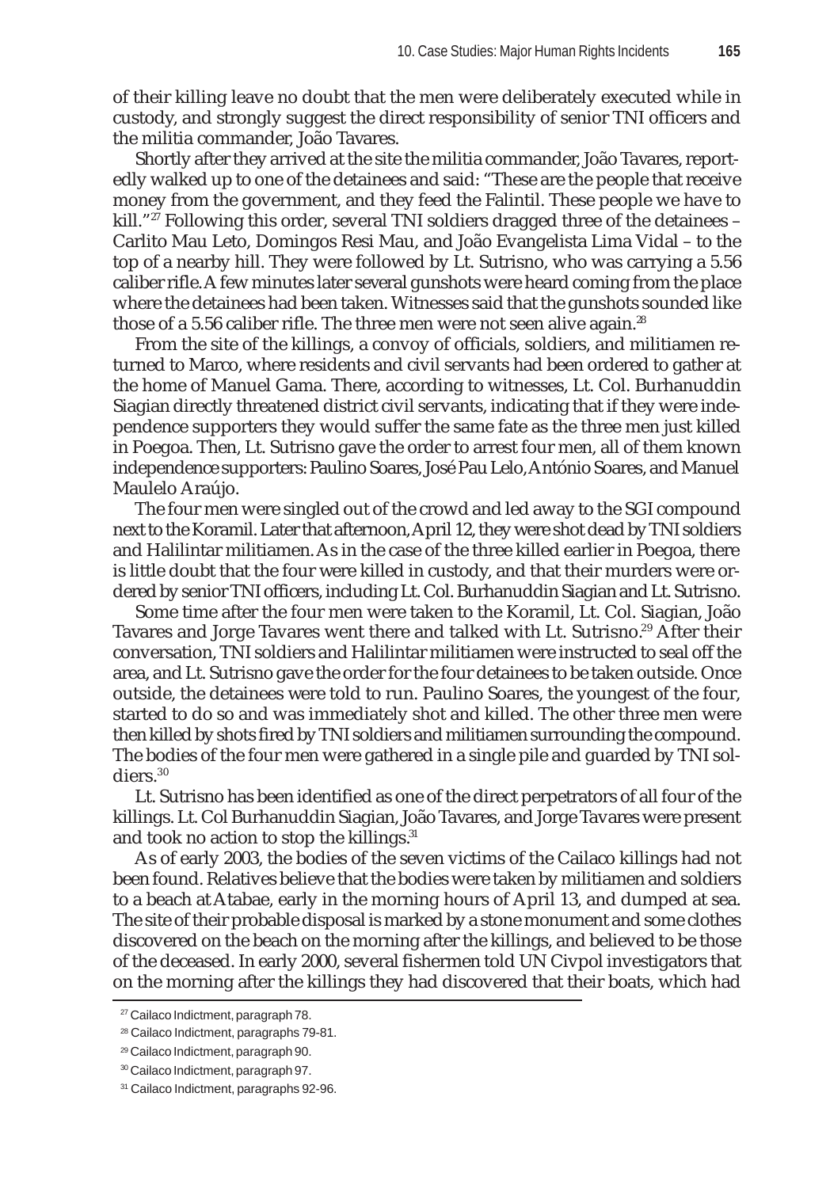of their killing leave no doubt that the men were deliberately executed while in custody, and strongly suggest the direct responsibility of senior TNI officers and the militia commander, João Tavares.

Shortly after they arrived at the site the militia commander, João Tavares, reportedly walked up to one of the detainees and said: "These are the people that receive money from the government, and they feed the Falintil. These people we have to kill."[27] Following this order, several TNI soldiers dragged three of the detainees – Carlito Mau Leto, Domingos Resi Mau, and João Evangelista Lima Vidal – to the top of a nearby hill. They were followed by Lt. Sutrisno, who was carrying a 5.56 caliber rifle. A few minutes later several gunshots were heard coming from the place where the detainees had been taken. Witnesses said that the gunshots sounded like those of a 5.56 caliber rifle. The three men were not seen alive again.[28]

From the site of the killings, a convoy of officials, soldiers, and militiamen returned to Marco, where residents and civil servants had been ordered to gather at the home of Manuel Gama. There, according to witnesses, Lt. Col. Burhanuddin Siagian directly threatened district civil servants, indicating that if they were independence supporters they would suffer the same fate as the three men just killed in Poegoa. Then, Lt. Sutrisno gave the order to arrest four men, all of them known independence supporters: Paulino Soares, José Pau Lelo, António Soares, and Manuel Maulelo Araújo.

The four men were singled out of the crowd and led away to the SGI compound next to the Koramil. Later that afternoon, April 12, they were shot dead by TNI soldiers and Halilintar militiamen. As in the case of the three killed earlier in Poegoa, there is little doubt that the four were killed in custody, and that their murders were ordered by senior TNI officers, including Lt. Col. Burhanuddin Siagian and Lt. Sutrisno.

Some time after the four men were taken to the Koramil, Lt. Col. Siagian, João Tavares and Jorge Tavares went there and talked with Lt. Sutrisno.[29] After their conversation, TNI soldiers and Halilintar militiamen were instructed to seal off the area, and Lt. Sutrisno gave the order for the four detainees to be taken outside. Once outside, the detainees were told to run. Paulino Soares, the youngest of the four, started to do so and was immediately shot and killed. The other three men were then killed by shots fired by TNI soldiers and militiamen surrounding the compound. The bodies of the four men were gathered in a single pile and guarded by TNI soldiers.[30]

Lt. Sutrisno has been identified as one of the direct perpetrators of all four of the killings. Lt. Col Burhanuddin Siagian, João Tavares, and Jorge Tavares were present and took no action to stop the killings.[31]

As of early 2003, the bodies of the seven victims of the Cailaco killings had not been found. Relatives believe that the bodies were taken by militiamen and soldiers to a beach at Atabae, early in the morning hours of April 13, and dumped at sea. The site of their probable disposal is marked by a stone monument and some clothes discovered on the beach on the morning after the killings, and believed to be those of the deceased. In early 2000, several fishermen told UN Civpol investigators that on the morning after the killings they had discovered that their boats, which had

---

[27] Cailaco Indictment, paragraph 78.

[28] Cailaco Indictment, paragraphs 79-81.

[29] Cailaco Indictment, paragraph 90.

[30] Cailaco Indictment, paragraph 97.

[31] Cailaco Indictment, paragraphs 92-96.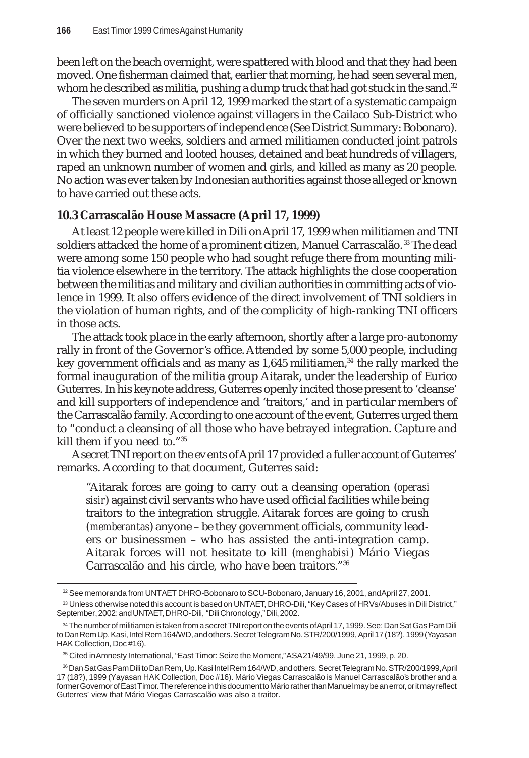been left on the beach overnight, were spattered with blood and that they had been moved. One fisherman claimed that, earlier that morning, he had seen several men, whom he described as militia, pushing a dump truck that had got stuck in the sand.[32]

The seven murders on April 12, 1999 marked the start of a systematic campaign of officially sanctioned violence against villagers in the Cailaco Sub-District who were believed to be supporters of independence (See District Summary: Bobonaro). Over the next two weeks, soldiers and armed militiamen conducted joint patrols in which they burned and looted houses, detained and beat hundreds of villagers, raped an unknown number of women and girls, and killed as many as 20 people. No action was ever taken by Indonesian authorities against those alleged or known to have carried out these acts.

## 10.3 Carrascalão House Massacre (April 17, 1999)

At least 12 people were killed in Dili on April 17, 1999 when militiamen and TNI soldiers attacked the home of a prominent citizen, Manuel Carrascalão.[33] The dead were among some 150 people who had sought refuge there from mounting militia violence elsewhere in the territory. The attack highlights the close cooperation between the militias and military and civilian authorities in committing acts of violence in 1999. It also offers evidence of the direct involvement of TNI soldiers in the violation of human rights, and of the complicity of high-ranking TNI officers in those acts.

The attack took place in the early afternoon, shortly after a large pro-autonomy rally in front of the Governor's office. Attended by some 5,000 people, including key government officials and as many as 1,645 militiamen,[34] the rally marked the formal inauguration of the militia group Aitarak, under the leadership of Eurico Guterres. In his keynote address, Guterres openly incited those present to 'cleanse' and kill supporters of independence and 'traitors,' and in particular members of the Carrascalão family. According to one account of the event, Guterres urged them to "conduct a cleansing of all those who have betrayed integration. Capture and kill them if you need to."[35]

A secret TNI report on the events of April 17 provided a fuller account of Guterres' remarks. According to that document, Guterres said:

> "Aitarak forces are going to carry out a cleansing operation (*operasi sisir*) against civil servants who have used official facilities while being traitors to the integration struggle. Aitarak forces are going to crush (*memberantas*) anyone – be they government officials, community leaders or businessmen – who has assisted the anti-integration camp. Aitarak forces will not hesitate to kill (*menghabisi*) Mário Viegas Carrascalão and his circle, who have been traitors."[36]

---

[32] See memoranda from UNTAET DHRO-Bobonaro to SCU-Bobonaro, January 16, 2001, and April 27, 2001.

[33] Unless otherwise noted this account is based on UNTAET, DHRO-Dili, "Key Cases of HRVs/Abuses in Dili District," September, 2002; and UNTAET, DHRO-Dili, "Dili Chronology," Dili, 2002.

[34] The number of militiamen is taken from a secret TNI report on the events of April 17, 1999. See: Dan Sat Gas Pam Dili to Dan Rem Up. Kasi, Intel Rem 164/WD, and others. Secret Telegram No. STR/200/1999, April 17 (18?), 1999 (Yayasan HAK Collection, Doc #16).

[35] Cited in Amnesty International, "East Timor: Seize the Moment," ASA 21/49/99, June 21, 1999, p. 20.

[36] Dan Sat Gas Pam Dili to Dan Rem, Up. Kasi Intel Rem 164/WD, and others. Secret Telegram No. STR/200/1999, April 17 (18?), 1999 (Yayasan HAK Collection, Doc #16). Mário Viegas Carrascalão is Manuel Carrascalão's brother and a former Governor of East Timor. The reference in this document to Mário rather than Manuel may be an error, or it may reflect Guterres' view that Mário Viegas Carrascalão was also a traitor.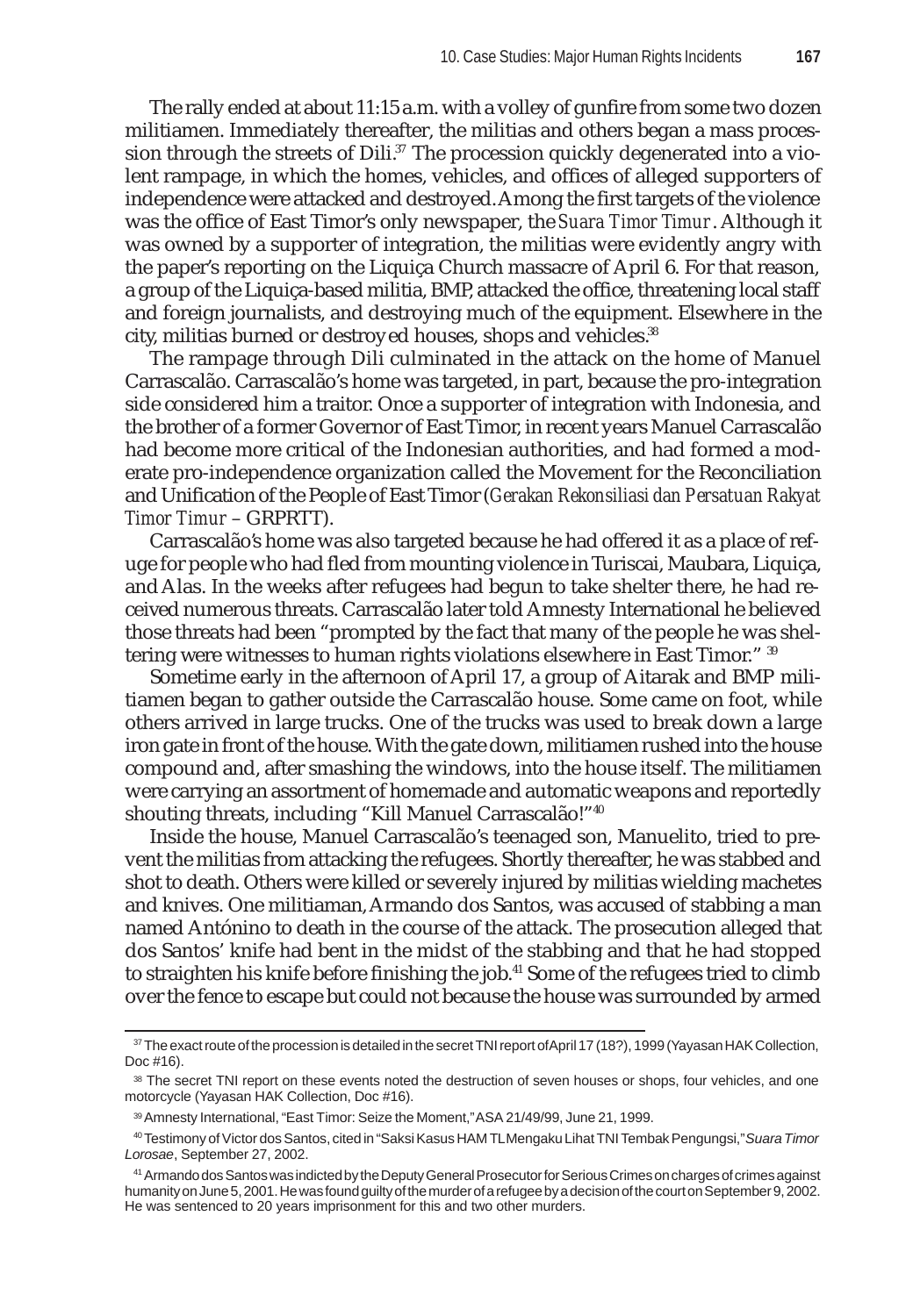The rally ended at about 11:15 a.m. with a volley of gunfire from some two dozen militiamen. Immediately thereafter, the militias and others began a mass procession through the streets of Dili.[37] The procession quickly degenerated into a violent rampage, in which the homes, vehicles, and offices of alleged supporters of independence were attacked and destroyed. Among the first targets of the violence was the office of East Timor's only newspaper, the *Suara Timor Timur*. Although it was owned by a supporter of integration, the militias were evidently angry with the paper's reporting on the Liquiça Church massacre of April 6. For that reason, a group of the Liquiça-based militia, BMP, attacked the office, threatening local staff and foreign journalists, and destroying much of the equipment. Elsewhere in the city, militias burned or destroyed houses, shops and vehicles.[38]

The rampage through Dili culminated in the attack on the home of Manuel Carrascalão. Carrascalão's home was targeted, in part, because the pro-integration side considered him a traitor. Once a supporter of integration with Indonesia, and the brother of a former Governor of East Timor, in recent years Manuel Carrascalão had become more critical of the Indonesian authorities, and had formed a moderate pro-independence organization called the Movement for the Reconciliation and Unification of the People of East Timor (*Gerakan Rekonsiliasi dan Persatuan Rakyat Timor Timur* – GRPRTT).

Carrascalão's home was also targeted because he had offered it as a place of refuge for people who had fled from mounting violence in Turiscai, Maubara, Liquiça, and Alas. In the weeks after refugees had begun to take shelter there, he had received numerous threats. Carrascalão later told Amnesty International he believed those threats had been "prompted by the fact that many of the people he was sheltering were witnesses to human rights violations elsewhere in East Timor." [39]

Sometime early in the afternoon of April 17, a group of Aitarak and BMP militiamen began to gather outside the Carrascalão house. Some came on foot, while others arrived in large trucks. One of the trucks was used to break down a large iron gate in front of the house. With the gate down, militiamen rushed into the house compound and, after smashing the windows, into the house itself. The militiamen were carrying an assortment of homemade and automatic weapons and reportedly shouting threats, including "Kill Manuel Carrascalão!"[40]

Inside the house, Manuel Carrascalão's teenaged son, Manuelito, tried to prevent the militias from attacking the refugees. Shortly thereafter, he was stabbed and shot to death. Others were killed or severely injured by militias wielding machetes and knives. One militiaman, Armando dos Santos, was accused of stabbing a man named Antónino to death in the course of the attack. The prosecution alleged that dos Santos' knife had bent in the midst of the stabbing and that he had stopped to straighten his knife before finishing the job.[41] Some of the refugees tried to climb over the fence to escape but could not because the house was surrounded by armed

---

[37] The exact route of the procession is detailed in the secret TNI report of April 17 (18?), 1999 (Yayasan HAK Collection, Doc #16).

[38] The secret TNI report on these events noted the destruction of seven houses or shops, four vehicles, and one motorcycle (Yayasan HAK Collection, Doc #16).

[39] Amnesty International, "East Timor: Seize the Moment," ASA 21/49/99, June 21, 1999.

[40] Testimony of Victor dos Santos, cited in "Saksi Kasus HAM TL Mengaku Lihat TNI Tembak Pengungsi," *Suara Timor Lorosae*, September 27, 2002.

[41] Armando dos Santos was indicted by the Deputy General Prosecutor for Serious Crimes on charges of crimes against humanity on June 5, 2001. He was found guilty of the murder of a refugee by a decision of the court on September 9, 2002. He was sentenced to 20 years imprisonment for this and two other murders.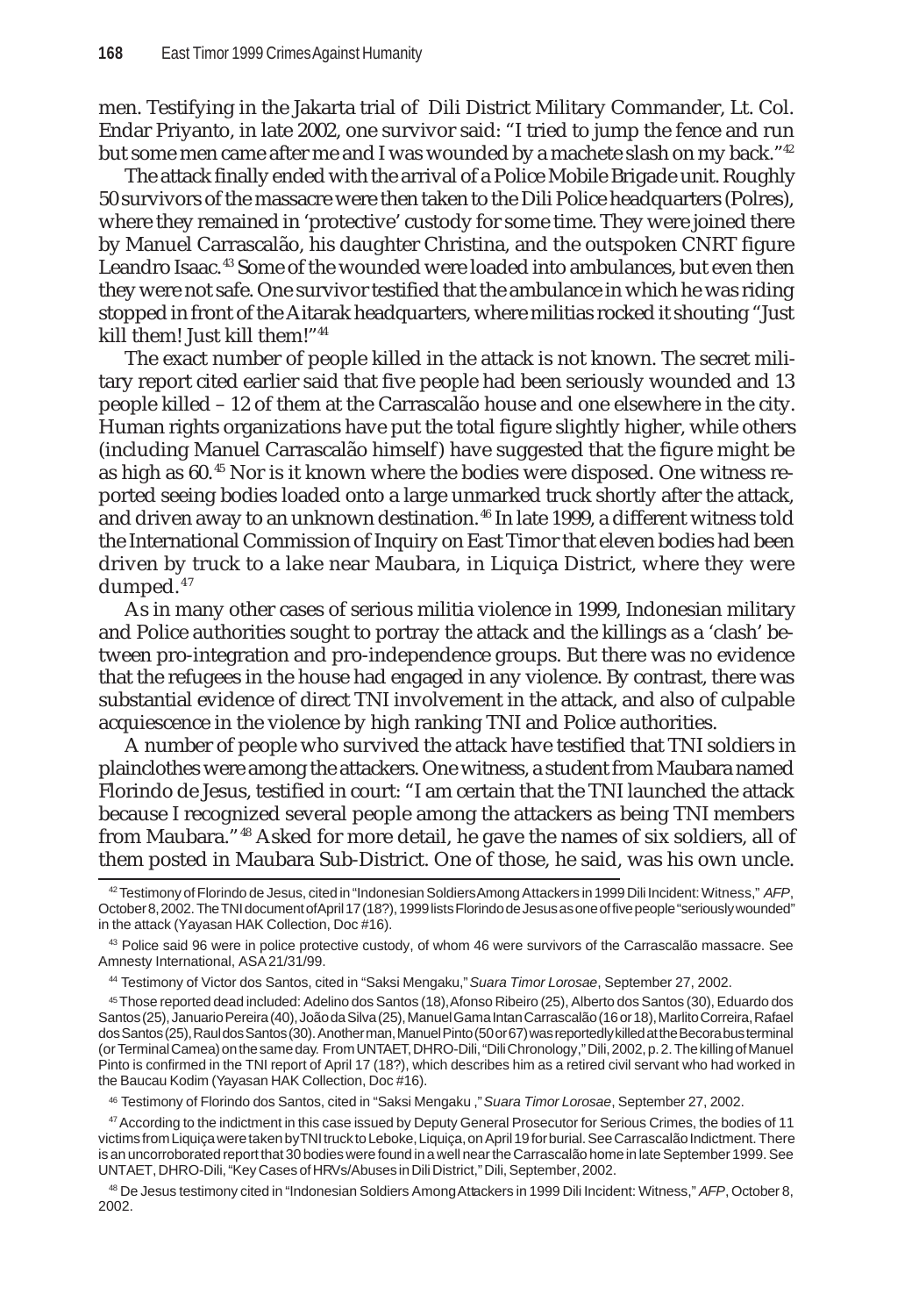men. Testifying in the Jakarta trial of Dili District Military Commander, Lt. Col. Endar Priyanto, in late 2002, one survivor said: "I tried to jump the fence and run but some men came after me and I was wounded by a machete slash on my back."[42]

The attack finally ended with the arrival of a Police Mobile Brigade unit. Roughly 50 survivors of the massacre were then taken to the Dili Police headquarters (Polres), where they remained in 'protective' custody for some time. They were joined there by Manuel Carrascalão, his daughter Christina, and the outspoken CNRT figure Leandro Isaac.[43] Some of the wounded were loaded into ambulances, but even then they were not safe. One survivor testified that the ambulance in which he was riding stopped in front of the Aitarak headquarters, where militias rocked it shouting "Just kill them! Just kill them!"[44]

The exact number of people killed in the attack is not known. The secret military report cited earlier said that five people had been seriously wounded and 13 people killed – 12 of them at the Carrascalão house and one elsewhere in the city. Human rights organizations have put the total figure slightly higher, while others (including Manuel Carrascalão himself) have suggested that the figure might be as high as 60.[45] Nor is it known where the bodies were disposed. One witness reported seeing bodies loaded onto a large unmarked truck shortly after the attack, and driven away to an unknown destination.[46] In late 1999, a different witness told the International Commission of Inquiry on East Timor that eleven bodies had been driven by truck to a lake near Maubara, in Liquiça District, where they were dumped.[47]

As in many other cases of serious militia violence in 1999, Indonesian military and Police authorities sought to portray the attack and the killings as a 'clash' between pro-integration and pro-independence groups. But there was no evidence that the refugees in the house had engaged in any violence. By contrast, there was substantial evidence of direct TNI involvement in the attack, and also of culpable acquiescence in the violence by high ranking TNI and Police authorities.

A number of people who survived the attack have testified that TNI soldiers in plainclothes were among the attackers. One witness, a student from Maubara named Florindo de Jesus, testified in court: "I am certain that the TNI launched the attack because I recognized several people among the attackers as being TNI members from Maubara."[48] Asked for more detail, he gave the names of six soldiers, all of them posted in Maubara Sub-District. One of those, he said, was his own uncle.

---

[42] Testimony of Florindo de Jesus, cited in "Indonesian Soldiers Among Attackers in 1999 Dili Incident: Witness," *AFP*, October 8, 2002. The TNI document of April 17 (18?), 1999 lists Florindo de Jesus as one of five people "seriously wounded" in the attack (Yayasan HAK Collection, Doc #16).

[43] Police said 96 were in police protective custody, of whom 46 were survivors of the Carrascalão massacre. See Amnesty International, ASA 21/31/99.

[44] Testimony of Victor dos Santos, cited in "Saksi Mengaku," *Suara Timor Lorosae*, September 27, 2002.

[45] Those reported dead included: Adelino dos Santos (18), Afonso Ribeiro (25), Alberto dos Santos (30), Eduardo dos Santos (25), Januario Pereira (40), João da Silva (25), Manuel Gama Intan Carrascalão (16 or 18), Marlito Correira, Rafael dos Santos (25), Raul dos Santos (30). Another man, Manuel Pinto (50 or 67) was reportedly killed at the Becora bus terminal (or Terminal Camea) on the same day. From UNTAET, DHRO-Dili, "Dili Chronology," Dili, 2002, p. 2. The killing of Manuel Pinto is confirmed in the TNI report of April 17 (18?), which describes him as a retired civil servant who had worked in the Baucau Kodim (Yayasan HAK Collection, Doc #16).

[46] Testimony of Florindo dos Santos, cited in "Saksi Mengaku ," *Suara Timor Lorosae*, September 27, 2002.

[47] According to the indictment in this case issued by Deputy General Prosecutor for Serious Crimes, the bodies of 11 victims from Liquiça were taken by TNI truck to Leboke, Liquiça, on April 19 for burial. See Carrascalão Indictment. There is an uncorroborated report that 30 bodies were found in a well near the Carrascalão home in late September 1999. See UNTAET, DHRO-Dili, "Key Cases of HRVs/Abuses in Dili District," Dili, September, 2002.

[48] De Jesus testimony cited in "Indonesian Soldiers Among Attackers in 1999 Dili Incident: Witness," *AFP*, October 8, 2002.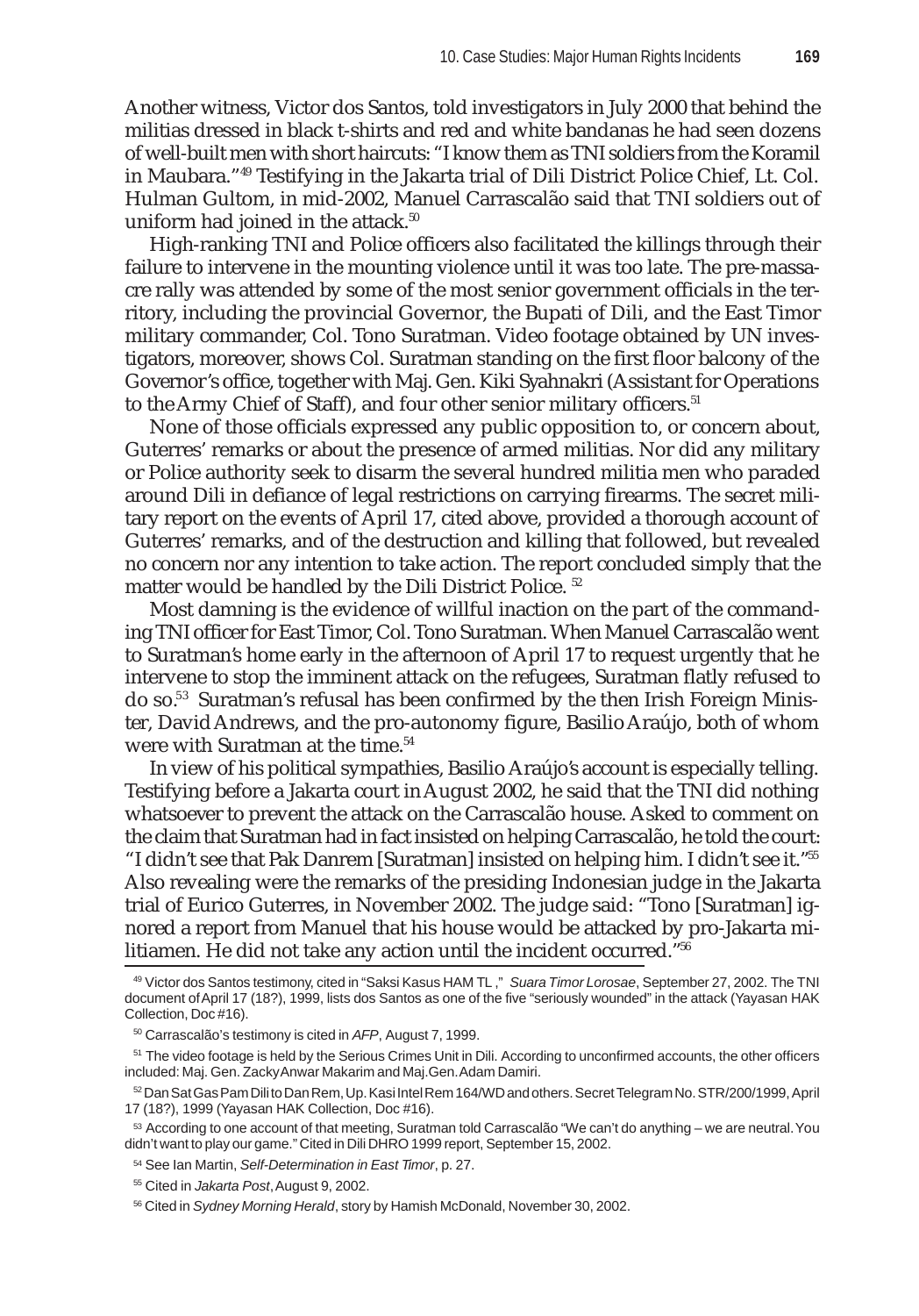Another witness, Victor dos Santos, told investigators in July 2000 that behind the militias dressed in black t-shirts and red and white bandanas he had seen dozens of well-built men with short haircuts: "I know them as TNI soldiers from the Koramil in Maubara."[49] Testifying in the Jakarta trial of Dili District Police Chief, Lt. Col. Hulman Gultom, in mid-2002, Manuel Carrascalão said that TNI soldiers out of uniform had joined in the attack.[50]

High-ranking TNI and Police officers also facilitated the killings through their failure to intervene in the mounting violence until it was too late. The pre-massacre rally was attended by some of the most senior government officials in the territory, including the provincial Governor, the Bupati of Dili, and the East Timor military commander, Col. Tono Suratman. Video footage obtained by UN investigators, moreover, shows Col. Suratman standing on the first floor balcony of the Governor's office, together with Maj. Gen. Kiki Syahnakri (Assistant for Operations to the Army Chief of Staff), and four other senior military officers.[51]

None of those officials expressed any public opposition to, or concern about, Guterres' remarks or about the presence of armed militias. Nor did any military or Police authority seek to disarm the several hundred militia men who paraded around Dili in defiance of legal restrictions on carrying firearms. The secret military report on the events of April 17, cited above, provided a thorough account of Guterres' remarks, and of the destruction and killing that followed, but revealed no concern nor any intention to take action. The report concluded simply that the matter would be handled by the Dili District Police.[52]

Most damning is the evidence of willful inaction on the part of the commanding TNI officer for East Timor, Col. Tono Suratman. When Manuel Carrascalão went to Suratman's home early in the afternoon of April 17 to request urgently that he intervene to stop the imminent attack on the refugees, Suratman flatly refused to do so.[53] Suratman's refusal has been confirmed by the then Irish Foreign Minister, David Andrews, and the pro-autonomy figure, Basilio Araújo, both of whom were with Suratman at the time.[54]

In view of his political sympathies, Basilio Araújo's account is especially telling. Testifying before a Jakarta court in August 2002, he said that the TNI did nothing whatsoever to prevent the attack on the Carrascalão house. Asked to comment on the claim that Suratman had in fact insisted on helping Carrascalão, he told the court: "I didn't see that Pak Danrem [Suratman] insisted on helping him. I didn't see it."[55] Also revealing were the remarks of the presiding Indonesian judge in the Jakarta trial of Eurico Guterres, in November 2002. The judge said: "Tono [Suratman] ignored a report from Manuel that his house would be attacked by pro-Jakarta militiamen. He did not take any action until the incident occurred."[56]

---

[49] Victor dos Santos testimony, cited in "Saksi Kasus HAM TL," *Suara Timor Lorosae*, September 27, 2002. The TNI document of April 17 (18?), 1999, lists dos Santos as one of the five "seriously wounded" in the attack (Yayasan HAK Collection, Doc #16).

[50] Carrascalão's testimony is cited in *AFP*, August 7, 1999.

[51] The video footage is held by the Serious Crimes Unit in Dili. According to unconfirmed accounts, the other officers included: Maj. Gen. Zacky Anwar Makarim and Maj.Gen. Adam Damiri.

[52] Dan Sat Gas Pam Dili to Dan Rem, Up. Kasi Intel Rem 164/WD and others. Secret Telegram No. STR/200/1999, April 17 (18?), 1999 (Yayasan HAK Collection, Doc #16).

[53] According to one account of that meeting, Suratman told Carrascalão "We can't do anything – we are neutral. You didn't want to play our game." Cited in Dili DHRO 1999 report, September 15, 2002.

[54] See Ian Martin, *Self-Determination in East Timor*, p. 27.

[55] Cited in *Jakarta Post*, August 9, 2002.

[56] Cited in *Sydney Morning Herald*, story by Hamish McDonald, November 30, 2002.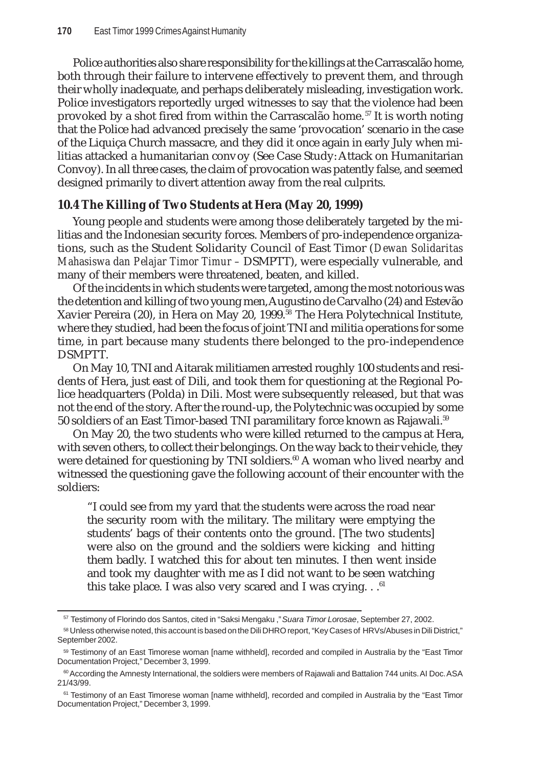Police authorities also share responsibility for the killings at the Carrascalão home, both through their failure to intervene effectively to prevent them, and through their wholly inadequate, and perhaps deliberately misleading, investigation work. Police investigators reportedly urged witnesses to say that the violence had been provoked by a shot fired from within the Carrascalão home.[57] It is worth noting that the Police had advanced precisely the same 'provocation' scenario in the case of the Liquiça Church massacre, and they did it once again in early July when militias attacked a humanitarian convoy (See Case Study: Attack on Humanitarian Convoy). In all three cases, the claim of provocation was patently false, and seemed designed primarily to divert attention away from the real culprits.

## 10.4 The Killing of Two Students at Hera (May 20, 1999)

Young people and students were among those deliberately targeted by the militias and the Indonesian security forces. Members of pro-independence organizations, such as the Student Solidarity Council of East Timor (*Dewan Solidaritas Mahasiswa dan Pelajar Timor Timur* – DSMPTT), were especially vulnerable, and many of their members were threatened, beaten, and killed.

Of the incidents in which students were targeted, among the most notorious was the detention and killing of two young men, Augustino de Carvalho (24) and Estevão Xavier Pereira (20), in Hera on May 20, 1999.[58] The Hera Polytechnical Institute, where they studied, had been the focus of joint TNI and militia operations for some time, in part because many students there belonged to the pro-independence DSMPTT.

On May 10, TNI and Aitarak militiamen arrested roughly 100 students and residents of Hera, just east of Dili, and took them for questioning at the Regional Police headquarters (Polda) in Dili. Most were subsequently released, but that was not the end of the story. After the round-up, the Polytechnic was occupied by some 50 soldiers of an East Timor-based TNI paramilitary force known as Rajawali.[59]

On May 20, the two students who were killed returned to the campus at Hera, with seven others, to collect their belongings. On the way back to their vehicle, they were detained for questioning by TNI soldiers.[60] A woman who lived nearby and witnessed the questioning gave the following account of their encounter with the soldiers:

> "I could see from my yard that the students were across the road near the security room with the military. The military were emptying the students' bags of their contents onto the ground. [The two students] were also on the ground and the soldiers were kicking and hitting them badly. I watched this for about ten minutes. I then went inside and took my daughter with me as I did not want to be seen watching this take place. I was also very scared and I was crying. . .[61]

---

[57] Testimony of Florindo dos Santos, cited in "Saksi Mengaku ," *Suara Timor Lorosae*, September 27, 2002.

[58] Unless otherwise noted, this account is based on the Dili DHRO report, "Key Cases of HRVs/Abuses in Dili District," September 2002.

[59] Testimony of an East Timorese woman [name withheld], recorded and compiled in Australia by the "East Timor Documentation Project," December 3, 1999.

[60] According the Amnesty International, the soldiers were members of Rajawali and Battalion 744 units. AI Doc. ASA 21/43/99.

[61] Testimony of an East Timorese woman [name withheld], recorded and compiled in Australia by the "East Timor Documentation Project," December 3, 1999.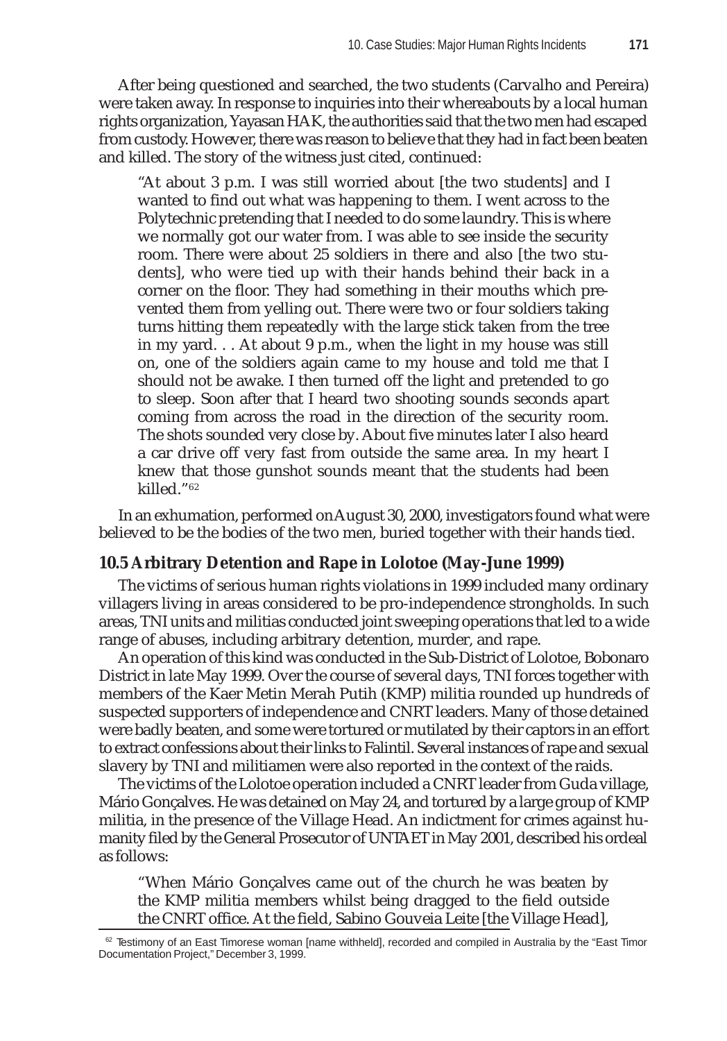After being questioned and searched, the two students (Carvalho and Pereira) were taken away. In response to inquiries into their whereabouts by a local human rights organization, Yayasan HAK, the authorities said that the two men had escaped from custody. However, there was reason to believe that they had in fact been beaten and killed. The story of the witness just cited, continued:

> "At about 3 p.m. I was still worried about [the two students] and I wanted to find out what was happening to them. I went across to the Polytechnic pretending that I needed to do some laundry. This is where we normally got our water from. I was able to see inside the security room. There were about 25 soldiers in there and also [the two students], who were tied up with their hands behind their back in a corner on the floor. They had something in their mouths which prevented them from yelling out. There were two or four soldiers taking turns hitting them repeatedly with the large stick taken from the tree in my yard. . . At about 9 p.m., when the light in my house was still on, one of the soldiers again came to my house and told me that I should not be awake. I then turned off the light and pretended to go to sleep. Soon after that I heard two shooting sounds seconds apart coming from across the road in the direction of the security room. The shots sounded very close by. About five minutes later I also heard a car drive off very fast from outside the same area. In my heart I knew that those gunshot sounds meant that the students had been killed."[62]

In an exhumation, performed on August 30, 2000, investigators found what were believed to be the bodies of the two men, buried together with their hands tied.

### 10.5 Arbitrary Detention and Rape in Lolotoe (May-June 1999)

The victims of serious human rights violations in 1999 included many ordinary villagers living in areas considered to be pro-independence strongholds. In such areas, TNI units and militias conducted joint sweeping operations that led to a wide range of abuses, including arbitrary detention, murder, and rape.

An operation of this kind was conducted in the Sub-District of Lolotoe, Bobonaro District in late May 1999. Over the course of several days, TNI forces together with members of the Kaer Metin Merah Putih (KMP) militia rounded up hundreds of suspected supporters of independence and CNRT leaders. Many of those detained were badly beaten, and some were tortured or mutilated by their captors in an effort to extract confessions about their links to Falintil. Several instances of rape and sexual slavery by TNI and militiamen were also reported in the context of the raids.

The victims of the Lolotoe operation included a CNRT leader from Guda village, Mário Gonçalves. He was detained on May 24, and tortured by a large group of KMP militia, in the presence of the Village Head. An indictment for crimes against humanity filed by the General Prosecutor of UNTAET in May 2001, described his ordeal as follows:

> "When Mário Gonçalves came out of the church he was beaten by the KMP militia members whilst being dragged to the field outside the CNRT office. At the field, Sabino Gouveia Leite [the Village Head],

---

[62] Testimony of an East Timorese woman [name withheld], recorded and compiled in Australia by the "East Timor Documentation Project," December 3, 1999.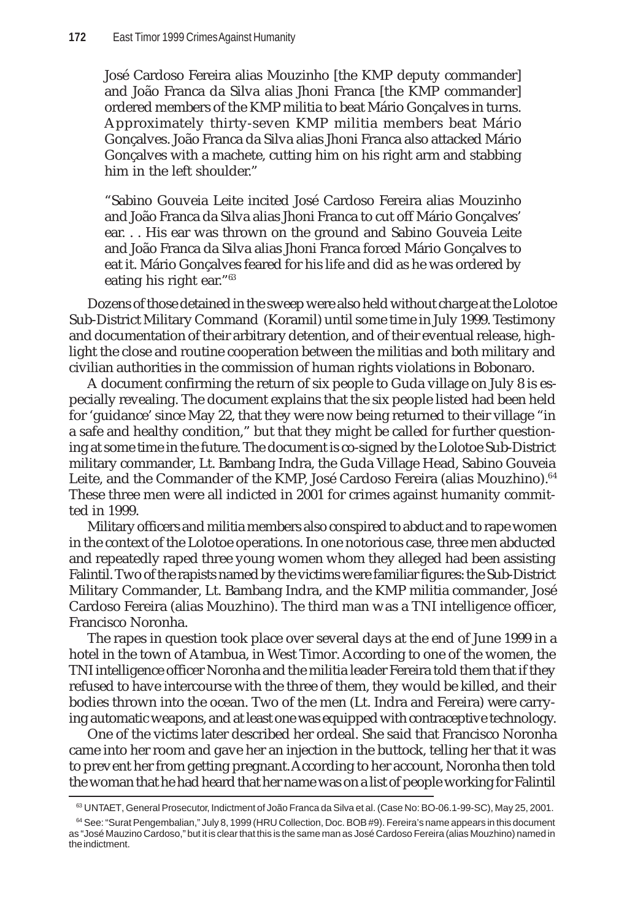José Cardoso Fereira alias Mouzinho [the KMP deputy commander] and João Franca da Silva alias Jhoni Franca [the KMP commander] ordered members of the KMP militia to beat Mário Gonçalves in turns. Approximately thirty-seven KMP militia members beat Mário Gonçalves. João Franca da Silva alias Jhoni Franca also attacked Mário Gonçalves with a machete, cutting him on his right arm and stabbing him in the left shoulder."

"Sabino Gouveia Leite incited José Cardoso Fereira alias Mouzinho and João Franca da Silva alias Jhoni Franca to cut off Mário Gonçalves' ear. . . His ear was thrown on the ground and Sabino Gouveia Leite and João Franca da Silva alias Jhoni Franca forced Mário Gonçalves to eat it. Mário Gonçalves feared for his life and did as he was ordered by eating his right ear."[63]

Dozens of those detained in the sweep were also held without charge at the Lolotoe Sub-District Military Command (Koramil) until some time in July 1999. Testimony and documentation of their arbitrary detention, and of their eventual release, highlight the close and routine cooperation between the militias and both military and civilian authorities in the commission of human rights violations in Bobonaro.

A document confirming the return of six people to Guda village on July 8 is especially revealing. The document explains that the six people listed had been held for 'guidance' since May 22, that they were now being returned to their village "in a safe and healthy condition," but that they might be called for further questioning at some time in the future. The document is co-signed by the Lolotoe Sub-District military commander, Lt. Bambang Indra, the Guda Village Head, Sabino Gouveia Leite, and the Commander of the KMP, José Cardoso Fereira (alias Mouzhino).[64] These three men were all indicted in 2001 for crimes against humanity committed in 1999.

Military officers and militia members also conspired to abduct and to rape women in the context of the Lolotoe operations. In one notorious case, three men abducted and repeatedly raped three young women whom they alleged had been assisting Falintil. Two of the rapists named by the victims were familiar figures: the Sub-District Military Commander, Lt. Bambang Indra, and the KMP militia commander, José Cardoso Fereira (alias Mouzhino). The third man was a TNI intelligence officer, Francisco Noronha.

The rapes in question took place over several days at the end of June 1999 in a hotel in the town of Atambua, in West Timor. According to one of the women, the TNI intelligence officer Noronha and the militia leader Fereira told them that if they refused to have intercourse with the three of them, they would be killed, and their bodies thrown into the ocean. Two of the men (Lt. Indra and Fereira) were carrying automatic weapons, and at least one was equipped with contraceptive technology.

One of the victims later described her ordeal. She said that Francisco Noronha came into her room and gave her an injection in the buttock, telling her that it was to prevent her from getting pregnant. According to her account, Noronha then told the woman that he had heard that her name was on a list of people working for Falintil

---

[63] UNTAET, General Prosecutor, Indictment of João Franca da Silva et al. (Case No: BO-06.1-99-SC), May 25, 2001.

[64] See: "Surat Pengembalian," July 8, 1999 (HRU Collection, Doc. BOB #9). Fereira's name appears in this document as "José Mauzino Cardoso," but it is clear that this is the same man as José Cardoso Fereira (alias Mouzhino) named in the indictment.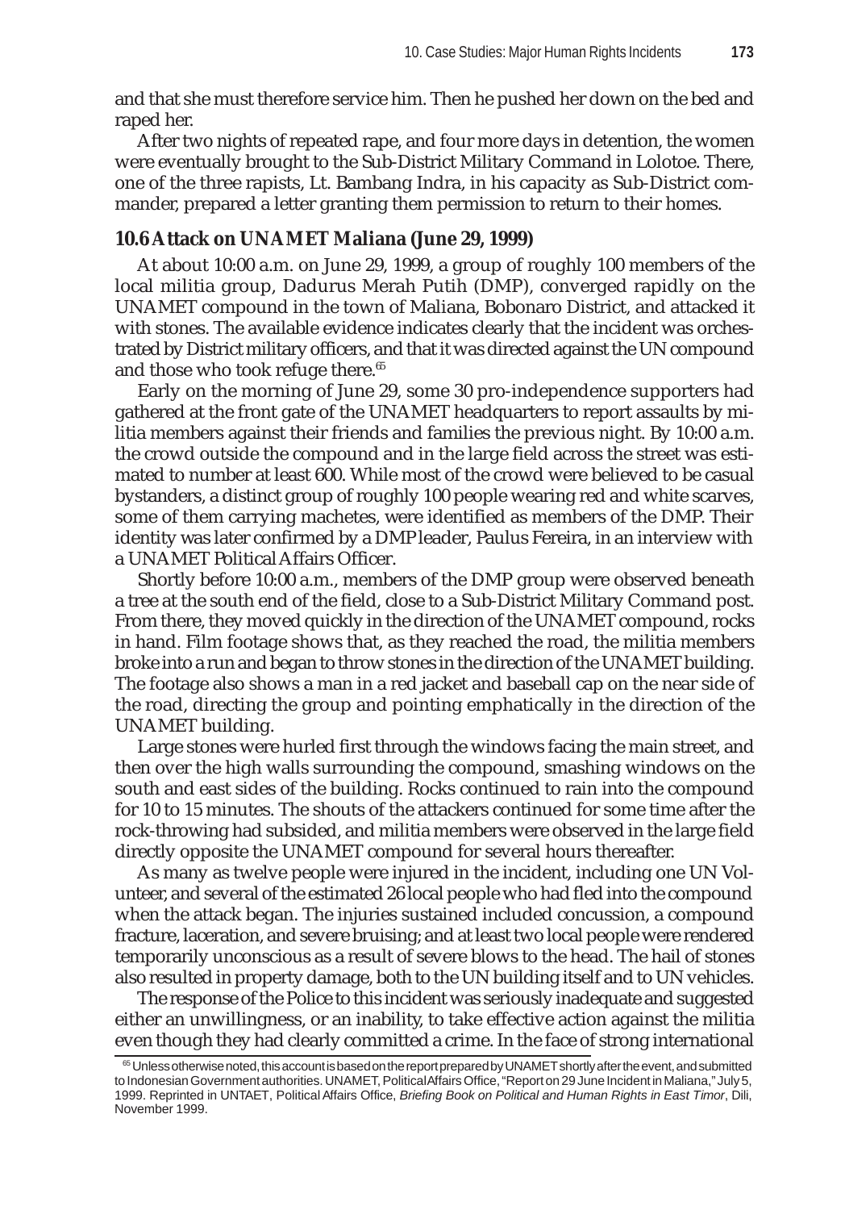and that she must therefore service him. Then he pushed her down on the bed and raped her.

After two nights of repeated rape, and four more days in detention, the women were eventually brought to the Sub-District Military Command in Lolotoe. There, one of the three rapists, Lt. Bambang Indra, in his capacity as Sub-District commander, prepared a letter granting them permission to return to their homes.

### 10.6 Attack on UNAMET Maliana (June 29, 1999)

At about 10:00 a.m. on June 29, 1999, a group of roughly 100 members of the local militia group, Dadurus Merah Putih (DMP), converged rapidly on the UNAMET compound in the town of Maliana, Bobonaro District, and attacked it with stones. The available evidence indicates clearly that the incident was orchestrated by District military officers, and that it was directed against the UN compound and those who took refuge there.[65]

Early on the morning of June 29, some 30 pro-independence supporters had gathered at the front gate of the UNAMET headquarters to report assaults by militia members against their friends and families the previous night. By 10:00 a.m. the crowd outside the compound and in the large field across the street was estimated to number at least 600. While most of the crowd were believed to be casual bystanders, a distinct group of roughly 100 people wearing red and white scarves, some of them carrying machetes, were identified as members of the DMP. Their identity was later confirmed by a DMP leader, Paulus Fereira, in an interview with a UNAMET Political Affairs Officer.

Shortly before 10:00 a.m., members of the DMP group were observed beneath a tree at the south end of the field, close to a Sub-District Military Command post. From there, they moved quickly in the direction of the UNAMET compound, rocks in hand. Film footage shows that, as they reached the road, the militia members broke into a run and began to throw stones in the direction of the UNAMET building. The footage also shows a man in a red jacket and baseball cap on the near side of the road, directing the group and pointing emphatically in the direction of the UNAMET building.

Large stones were hurled first through the windows facing the main street, and then over the high walls surrounding the compound, smashing windows on the south and east sides of the building. Rocks continued to rain into the compound for 10 to 15 minutes. The shouts of the attackers continued for some time after the rock-throwing had subsided, and militia members were observed in the large field directly opposite the UNAMET compound for several hours thereafter.

As many as twelve people were injured in the incident, including one UN Volunteer, and several of the estimated 26 local people who had fled into the compound when the attack began. The injuries sustained included concussion, a compound fracture, laceration, and severe bruising; and at least two local people were rendered temporarily unconscious as a result of severe blows to the head. The hail of stones also resulted in property damage, both to the UN building itself and to UN vehicles.

The response of the Police to this incident was seriously inadequate and suggested either an unwillingness, or an inability, to take effective action against the militia even though they had clearly committed a crime. In the face of strong international

[65] Unless otherwise noted, this account is based on the report prepared by UNAMET shortly after the event, and submitted to Indonesian Government authorities. UNAMET, Political Affairs Office, "Report on 29 June Incident in Maliana," July 5, 1999. Reprinted in UNTAET, Political Affairs Office, *Briefing Book on Political and Human Rights in East Timor*, Dili, November 1999.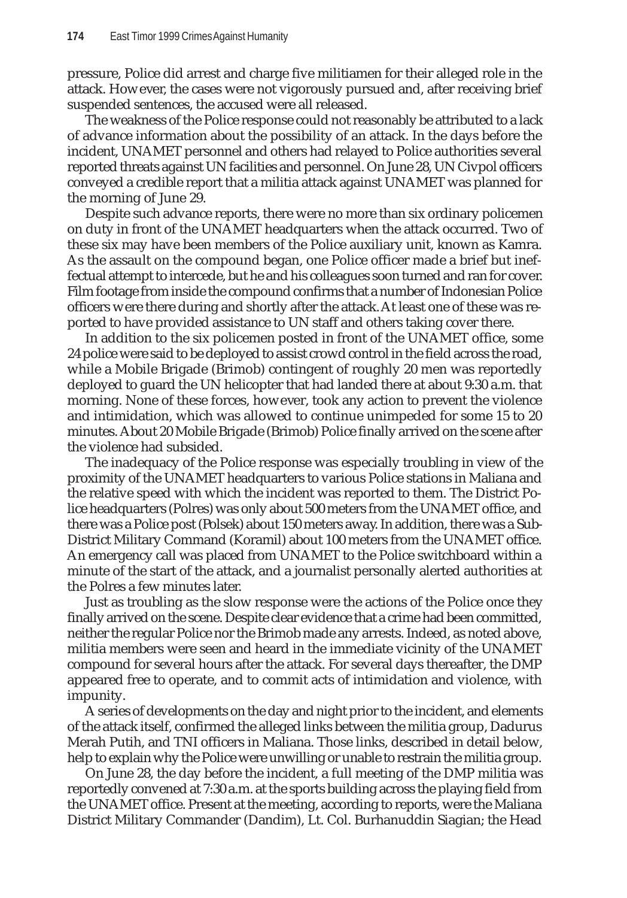pressure, Police did arrest and charge five militiamen for their alleged role in the attack. However, the cases were not vigorously pursued and, after receiving brief suspended sentences, the accused were all released.

The weakness of the Police response could not reasonably be attributed to a lack of advance information about the possibility of an attack. In the days before the incident, UNAMET personnel and others had relayed to Police authorities several reported threats against UN facilities and personnel. On June 28, UN Civpol officers conveyed a credible report that a militia attack against UNAMET was planned for the morning of June 29.

Despite such advance reports, there were no more than six ordinary policemen on duty in front of the UNAMET headquarters when the attack occurred. Two of these six may have been members of the Police auxiliary unit, known as Kamra. As the assault on the compound began, one Police officer made a brief but ineffectual attempt to intercede, but he and his colleagues soon turned and ran for cover. Film footage from inside the compound confirms that a number of Indonesian Police officers were there during and shortly after the attack. At least one of these was reported to have provided assistance to UN staff and others taking cover there.

In addition to the six policemen posted in front of the UNAMET office, some 24 police were said to be deployed to assist crowd control in the field across the road, while a Mobile Brigade (Brimob) contingent of roughly 20 men was reportedly deployed to guard the UN helicopter that had landed there at about 9:30 a.m. that morning. None of these forces, however, took any action to prevent the violence and intimidation, which was allowed to continue unimpeded for some 15 to 20 minutes. About 20 Mobile Brigade (Brimob) Police finally arrived on the scene after the violence had subsided.

The inadequacy of the Police response was especially troubling in view of the proximity of the UNAMET headquarters to various Police stations in Maliana and the relative speed with which the incident was reported to them. The District Police headquarters (Polres) was only about 500 meters from the UNAMET office, and there was a Police post (Polsek) about 150 meters away. In addition, there was a Sub-District Military Command (Koramil) about 100 meters from the UNAMET office. An emergency call was placed from UNAMET to the Police switchboard within a minute of the start of the attack, and a journalist personally alerted authorities at the Polres a few minutes later.

Just as troubling as the slow response were the actions of the Police once they finally arrived on the scene. Despite clear evidence that a crime had been committed, neither the regular Police nor the Brimob made any arrests. Indeed, as noted above, militia members were seen and heard in the immediate vicinity of the UNAMET compound for several hours after the attack. For several days thereafter, the DMP appeared free to operate, and to commit acts of intimidation and violence, with impunity.

A series of developments on the day and night prior to the incident, and elements of the attack itself, confirmed the alleged links between the militia group, Dadurus Merah Putih, and TNI officers in Maliana. Those links, described in detail below, help to explain why the Police were unwilling or unable to restrain the militia group.

On June 28, the day before the incident, a full meeting of the DMP militia was reportedly convened at 7:30 a.m. at the sports building across the playing field from the UNAMET office. Present at the meeting, according to reports, were the Maliana District Military Commander (Dandim), Lt. Col. Burhanuddin Siagian; the Head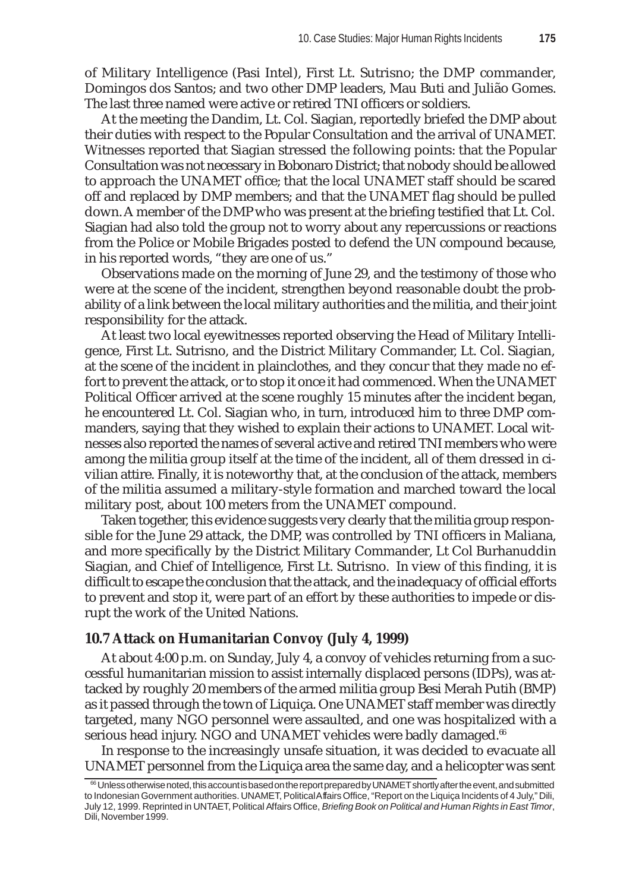of Military Intelligence (Pasi Intel), First Lt. Sutrisno; the DMP commander, Domingos dos Santos; and two other DMP leaders, Mau Buti and Julião Gomes. The last three named were active or retired TNI officers or soldiers.

At the meeting the Dandim, Lt. Col. Siagian, reportedly briefed the DMP about their duties with respect to the Popular Consultation and the arrival of UNAMET. Witnesses reported that Siagian stressed the following points: that the Popular Consultation was not necessary in Bobonaro District; that nobody should be allowed to approach the UNAMET office; that the local UNAMET staff should be scared off and replaced by DMP members; and that the UNAMET flag should be pulled down. A member of the DMP who was present at the briefing testified that Lt. Col. Siagian had also told the group not to worry about any repercussions or reactions from the Police or Mobile Brigades posted to defend the UN compound because, in his reported words, "they are one of us."

Observations made on the morning of June 29, and the testimony of those who were at the scene of the incident, strengthen beyond reasonable doubt the probability of a link between the local military authorities and the militia, and their joint responsibility for the attack.

At least two local eyewitnesses reported observing the Head of Military Intelligence, First Lt. Sutrisno, and the District Military Commander, Lt. Col. Siagian, at the scene of the incident in plainclothes, and they concur that they made no effort to prevent the attack, or to stop it once it had commenced. When the UNAMET Political Officer arrived at the scene roughly 15 minutes after the incident began, he encountered Lt. Col. Siagian who, in turn, introduced him to three DMP commanders, saying that they wished to explain their actions to UNAMET. Local witnesses also reported the names of several active and retired TNI members who were among the militia group itself at the time of the incident, all of them dressed in civilian attire. Finally, it is noteworthy that, at the conclusion of the attack, members of the militia assumed a military-style formation and marched toward the local military post, about 100 meters from the UNAMET compound.

Taken together, this evidence suggests very clearly that the militia group responsible for the June 29 attack, the DMP, was controlled by TNI officers in Maliana, and more specifically by the District Military Commander, Lt Col Burhanuddin Siagian, and Chief of Intelligence, First Lt. Sutrisno. In view of this finding, it is difficult to escape the conclusion that the attack, and the inadequacy of official efforts to prevent and stop it, were part of an effort by these authorities to impede or disrupt the work of the United Nations.

### 10.7 Attack on Humanitarian Convoy (July 4, 1999)

At about 4:00 p.m. on Sunday, July 4, a convoy of vehicles returning from a successful humanitarian mission to assist internally displaced persons (IDPs), was attacked by roughly 20 members of the armed militia group Besi Merah Putih (BMP) as it passed through the town of Liquiça. One UNAMET staff member was directly targeted, many NGO personnel were assaulted, and one was hospitalized with a serious head injury. NGO and UNAMET vehicles were badly damaged.[66]

In response to the increasingly unsafe situation, it was decided to evacuate all UNAMET personnel from the Liquiça area the same day, and a helicopter was sent

[66] Unless otherwise noted, this account is based on the report prepared by UNAMET shortly after the event, and submitted to Indonesian Government authorities. UNAMET, Political Affairs Office, "Report on the Liquiça Incidents of 4 July," Dili, July 12, 1999. Reprinted in UNTAET, Political Affairs Office, *Briefing Book on Political and Human Rights in East Timor*, Dili, November 1999.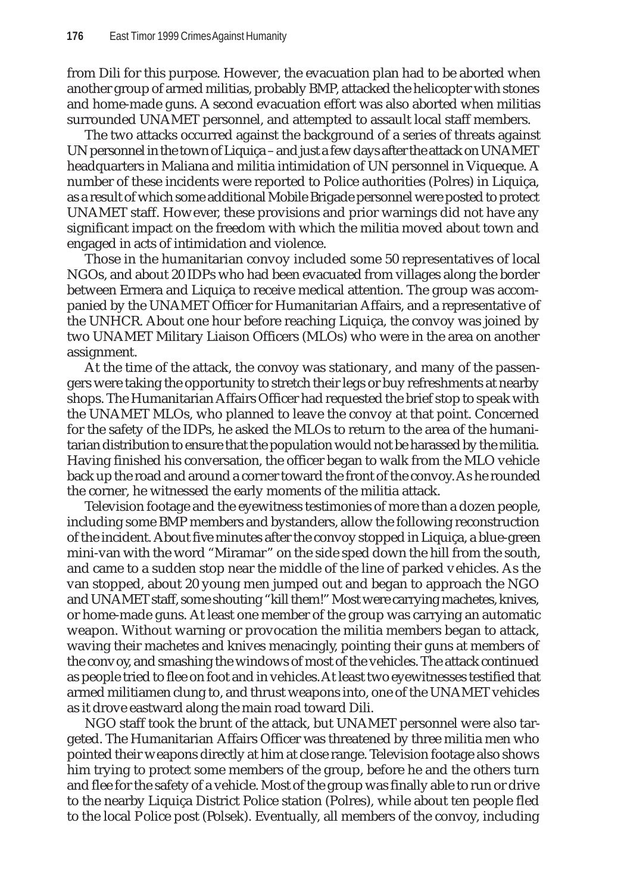from Dili for this purpose. However, the evacuation plan had to be aborted when another group of armed militias, probably BMP, attacked the helicopter with stones and home-made guns. A second evacuation effort was also aborted when militias surrounded UNAMET personnel, and attempted to assault local staff members.

The two attacks occurred against the background of a series of threats against UN personnel in the town of Liquiça – and just a few days after the attack on UNAMET headquarters in Maliana and militia intimidation of UN personnel in Viqueque. A number of these incidents were reported to Police authorities (Polres) in Liquiça, as a result of which some additional Mobile Brigade personnel were posted to protect UNAMET staff. However, these provisions and prior warnings did not have any significant impact on the freedom with which the militia moved about town and engaged in acts of intimidation and violence.

Those in the humanitarian convoy included some 50 representatives of local NGOs, and about 20 IDPs who had been evacuated from villages along the border between Ermera and Liquiça to receive medical attention. The group was accompanied by the UNAMET Officer for Humanitarian Affairs, and a representative of the UNHCR. About one hour before reaching Liquiça, the convoy was joined by two UNAMET Military Liaison Officers (MLOs) who were in the area on another assignment.

At the time of the attack, the convoy was stationary, and many of the passengers were taking the opportunity to stretch their legs or buy refreshments at nearby shops. The Humanitarian Affairs Officer had requested the brief stop to speak with the UNAMET MLOs, who planned to leave the convoy at that point. Concerned for the safety of the IDPs, he asked the MLOs to return to the area of the humanitarian distribution to ensure that the population would not be harassed by the militia. Having finished his conversation, the officer began to walk from the MLO vehicle back up the road and around a corner toward the front of the convoy. As he rounded the corner, he witnessed the early moments of the militia attack.

Television footage and the eyewitness testimonies of more than a dozen people, including some BMP members and bystanders, allow the following reconstruction of the incident. About five minutes after the convoy stopped in Liquiça, a blue-green mini-van with the word "Miramar" on the side sped down the hill from the south, and came to a sudden stop near the middle of the line of parked vehicles. As the van stopped, about 20 young men jumped out and began to approach the NGO and UNAMET staff, some shouting "kill them!" Most were carrying machetes, knives, or home-made guns. At least one member of the group was carrying an automatic weapon. Without warning or provocation the militia members began to attack, waving their machetes and knives menacingly, pointing their guns at members of the convoy, and smashing the windows of most of the vehicles. The attack continued as people tried to flee on foot and in vehicles. At least two eyewitnesses testified that armed militiamen clung to, and thrust weapons into, one of the UNAMET vehicles as it drove eastward along the main road toward Dili.

NGO staff took the brunt of the attack, but UNAMET personnel were also targeted. The Humanitarian Affairs Officer was threatened by three militia men who pointed their weapons directly at him at close range. Television footage also shows him trying to protect some members of the group, before he and the others turn and flee for the safety of a vehicle. Most of the group was finally able to run or drive to the nearby Liquiça District Police station (Polres), while about ten people fled to the local Police post (Polsek). Eventually, all members of the convoy, including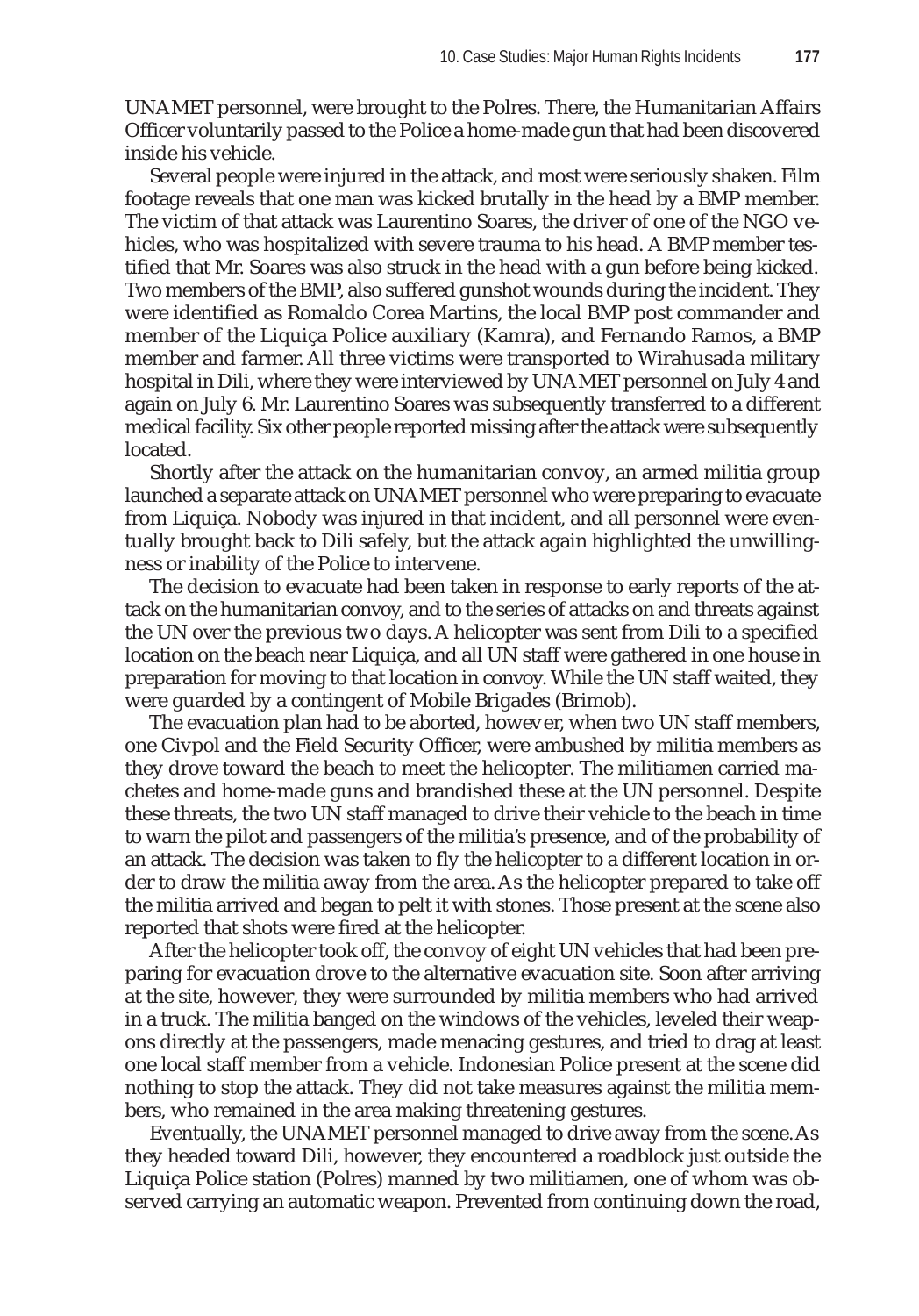UNAMET personnel, were brought to the Polres. There, the Humanitarian Affairs Officer voluntarily passed to the Police a home-made gun that had been discovered inside his vehicle.

Several people were injured in the attack, and most were seriously shaken. Film footage reveals that one man was kicked brutally in the head by a BMP member. The victim of that attack was Laurentino Soares, the driver of one of the NGO vehicles, who was hospitalized with severe trauma to his head. A BMP member testified that Mr. Soares was also struck in the head with a gun before being kicked. Two members of the BMP, also suffered gunshot wounds during the incident. They were identified as Romaldo Corea Martins, the local BMP post commander and member of the Liquiça Police auxiliary (Kamra), and Fernando Ramos, a BMP member and farmer. All three victims were transported to Wirahusada military hospital in Dili, where they were interviewed by UNAMET personnel on July 4 and again on July 6. Mr. Laurentino Soares was subsequently transferred to a different medical facility. Six other people reported missing after the attack were subsequently located.

Shortly after the attack on the humanitarian convoy, an armed militia group launched a separate attack on UNAMET personnel who were preparing to evacuate from Liquiça. Nobody was injured in that incident, and all personnel were eventually brought back to Dili safely, but the attack again highlighted the unwillingness or inability of the Police to intervene.

The decision to evacuate had been taken in response to early reports of the attack on the humanitarian convoy, and to the series of attacks on and threats against the UN over the previous two days. A helicopter was sent from Dili to a specified location on the beach near Liquiça, and all UN staff were gathered in one house in preparation for moving to that location in convoy. While the UN staff waited, they were guarded by a contingent of Mobile Brigades (Brimob).

The evacuation plan had to be aborted, however, when two UN staff members, one Civpol and the Field Security Officer, were ambushed by militia members as they drove toward the beach to meet the helicopter. The militiamen carried machetes and home-made guns and brandished these at the UN personnel. Despite these threats, the two UN staff managed to drive their vehicle to the beach in time to warn the pilot and passengers of the militia's presence, and of the probability of an attack. The decision was taken to fly the helicopter to a different location in order to draw the militia away from the area. As the helicopter prepared to take off the militia arrived and began to pelt it with stones. Those present at the scene also reported that shots were fired at the helicopter.

After the helicopter took off, the convoy of eight UN vehicles that had been preparing for evacuation drove to the alternative evacuation site. Soon after arriving at the site, however, they were surrounded by militia members who had arrived in a truck. The militia banged on the windows of the vehicles, leveled their weapons directly at the passengers, made menacing gestures, and tried to drag at least one local staff member from a vehicle. Indonesian Police present at the scene did nothing to stop the attack. They did not take measures against the militia members, who remained in the area making threatening gestures.

Eventually, the UNAMET personnel managed to drive away from the scene. As they headed toward Dili, however, they encountered a roadblock just outside the Liquiça Police station (Polres) manned by two militiamen, one of whom was observed carrying an automatic weapon. Prevented from continuing down the road,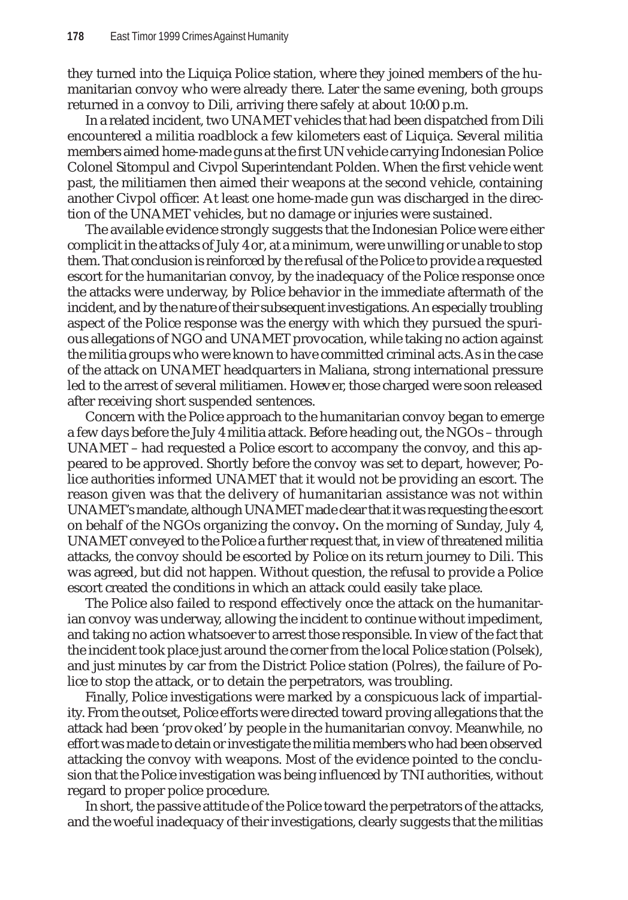they turned into the Liquiça Police station, where they joined members of the humanitarian convoy who were already there. Later the same evening, both groups returned in a convoy to Dili, arriving there safely at about 10:00 p.m.

In a related incident, two UNAMET vehicles that had been dispatched from Dili encountered a militia roadblock a few kilometers east of Liquiça. Several militia members aimed home-made guns at the first UN vehicle carrying Indonesian Police Colonel Sitompul and Civpol Superintendant Polden. When the first vehicle went past, the militiamen then aimed their weapons at the second vehicle, containing another Civpol officer. At least one home-made gun was discharged in the direction of the UNAMET vehicles, but no damage or injuries were sustained.

The available evidence strongly suggests that the Indonesian Police were either complicit in the attacks of July 4 or, at a minimum, were unwilling or unable to stop them. That conclusion is reinforced by the refusal of the Police to provide a requested escort for the humanitarian convoy, by the inadequacy of the Police response once the attacks were underway, by Police behavior in the immediate aftermath of the incident, and by the nature of their subsequent investigations. An especially troubling aspect of the Police response was the energy with which they pursued the spurious allegations of NGO and UNAMET provocation, while taking no action against the militia groups who were known to have committed criminal acts. As in the case of the attack on UNAMET headquarters in Maliana, strong international pressure led to the arrest of several militiamen. However, those charged were soon released after receiving short suspended sentences.

Concern with the Police approach to the humanitarian convoy began to emerge a few days before the July 4 militia attack. Before heading out, the NGOs – through UNAMET – had requested a Police escort to accompany the convoy, and this appeared to be approved. Shortly before the convoy was set to depart, however, Police authorities informed UNAMET that it would not be providing an escort. The reason given was that the delivery of humanitarian assistance was not within UNAMET's mandate, although UNAMET made clear that it was requesting the escort on behalf of the NGOs organizing the convoy**.** On the morning of Sunday, July 4, UNAMET conveyed to the Police a further request that, in view of threatened militia attacks, the convoy should be escorted by Police on its return journey to Dili. This was agreed, but did not happen. Without question, the refusal to provide a Police escort created the conditions in which an attack could easily take place.

The Police also failed to respond effectively once the attack on the humanitarian convoy was underway, allowing the incident to continue without impediment, and taking no action whatsoever to arrest those responsible. In view of the fact that the incident took place just around the corner from the local Police station (Polsek), and just minutes by car from the District Police station (Polres), the failure of Police to stop the attack, or to detain the perpetrators, was troubling.

Finally, Police investigations were marked by a conspicuous lack of impartiality. From the outset, Police efforts were directed toward proving allegations that the attack had been 'provoked' by people in the humanitarian convoy. Meanwhile, no effort was made to detain or investigate the militia members who had been observed attacking the convoy with weapons. Most of the evidence pointed to the conclusion that the Police investigation was being influenced by TNI authorities, without regard to proper police procedure.

In short, the passive attitude of the Police toward the perpetrators of the attacks, and the woeful inadequacy of their investigations, clearly suggests that the militias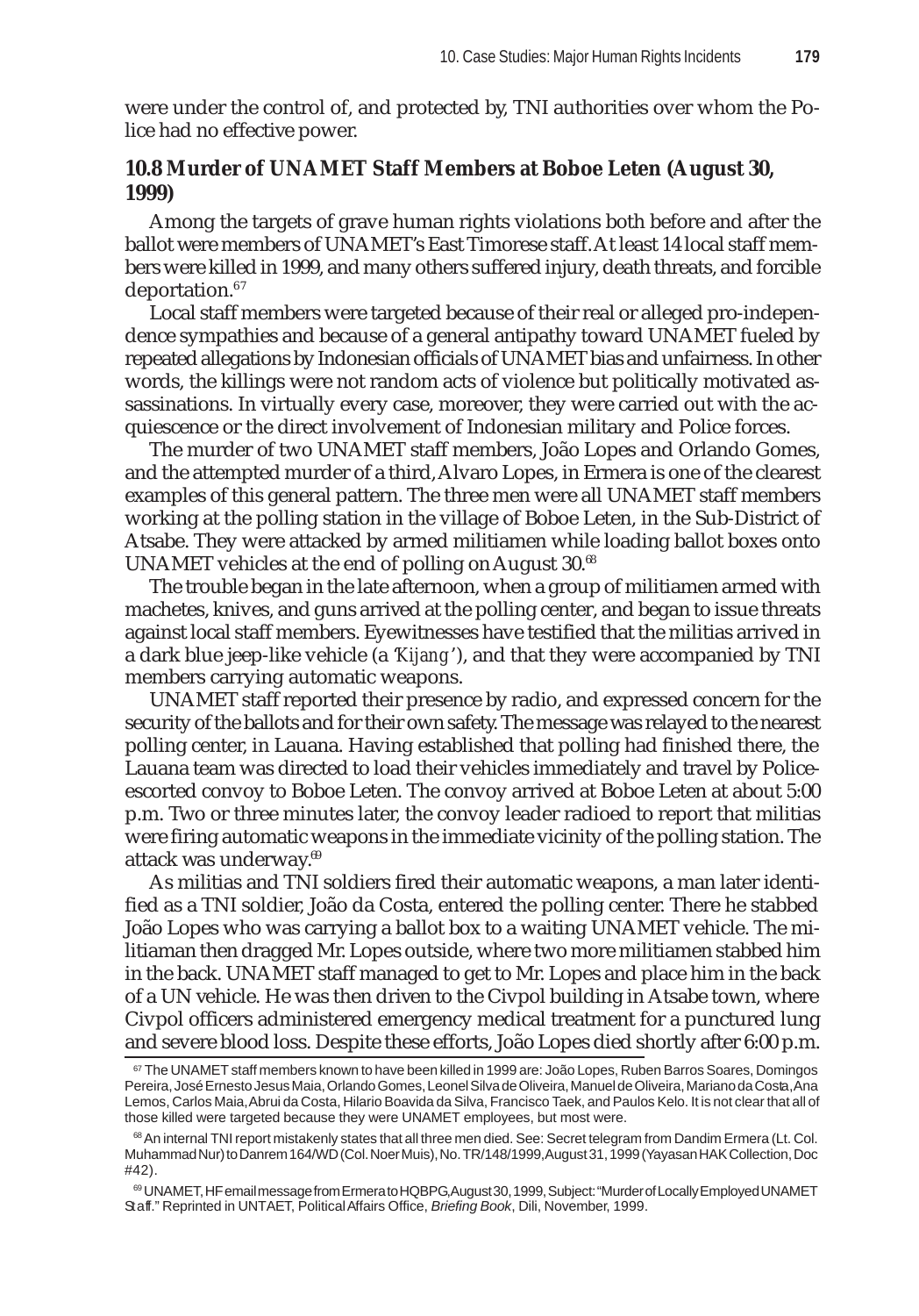were under the control of, and protected by, TNI authorities over whom the Police had no effective power.

### 10.8 Murder of UNAMET Staff Members at Boboe Leten (August 30, 1999)

Among the targets of grave human rights violations both before and after the ballot were members of UNAMET's East Timorese staff. At least 14 local staff members were killed in 1999, and many others suffered injury, death threats, and forcible deportation.[67]

Local staff members were targeted because of their real or alleged pro-independence sympathies and because of a general antipathy toward UNAMET fueled by repeated allegations by Indonesian officials of UNAMET bias and unfairness. In other words, the killings were not random acts of violence but politically motivated assassinations. In virtually every case, moreover, they were carried out with the acquiescence or the direct involvement of Indonesian military and Police forces.

The murder of two UNAMET staff members, João Lopes and Orlando Gomes, and the attempted murder of a third, Alvaro Lopes, in Ermera is one of the clearest examples of this general pattern. The three men were all UNAMET staff members working at the polling station in the village of Boboe Leten, in the Sub-District of Atsabe. They were attacked by armed militiamen while loading ballot boxes onto UNAMET vehicles at the end of polling on August 30.[68]

The trouble began in the late afternoon, when a group of militiamen armed with machetes, knives, and guns arrived at the polling center, and began to issue threats against local staff members. Eyewitnesses have testified that the militias arrived in a dark blue jeep-like vehicle (a '*Kijang*'), and that they were accompanied by TNI members carrying automatic weapons.

UNAMET staff reported their presence by radio, and expressed concern for the security of the ballots and for their own safety. The message was relayed to the nearest polling center, in Lauana. Having established that polling had finished there, the Lauana team was directed to load their vehicles immediately and travel by Police-escorted convoy to Boboe Leten. The convoy arrived at Boboe Leten at about 5:00 p.m. Two or three minutes later, the convoy leader radioed to report that militias were firing automatic weapons in the immediate vicinity of the polling station. The attack was underway.[69]

As militias and TNI soldiers fired their automatic weapons, a man later identified as a TNI soldier, João da Costa, entered the polling center. There he stabbed João Lopes who was carrying a ballot box to a waiting UNAMET vehicle. The militiaman then dragged Mr. Lopes outside, where two more militiamen stabbed him in the back. UNAMET staff managed to get to Mr. Lopes and place him in the back of a UN vehicle. He was then driven to the Civpol building in Atsabe town, where Civpol officers administered emergency medical treatment for a punctured lung and severe blood loss. Despite these efforts, João Lopes died shortly after 6:00 p.m.

---

[67] The UNAMET staff members known to have been killed in 1999 are: João Lopes, Ruben Barros Soares, Domingos Pereira, José Ernesto Jesus Maia, Orlando Gomes, Leonel Silva de Oliveira, Manuel de Oliveira, Mariano da Costa, Ana Lemos, Carlos Maia, Abrui da Costa, Hilario Boavida da Silva, Francisco Taek, and Paulos Kelo. It is not clear that all of those killed were targeted because they were UNAMET employees, but most were.

[68] An internal TNI report mistakenly states that all three men died. See: Secret telegram from Dandim Ermera (Lt. Col. Muhammad Nur) to Danrem 164/WD (Col. Noer Muis), No. TR/148/1999, August 31, 1999 (Yayasan HAK Collection, Doc #42).

[69] UNAMET, HF email message from Ermera to HQBPG, August 30, 1999, Subject: "Murder of Locally Employed UNAMET Staff." Reprinted in UNTAET, Political Affairs Office, *Briefing Book*, Dili, November, 1999.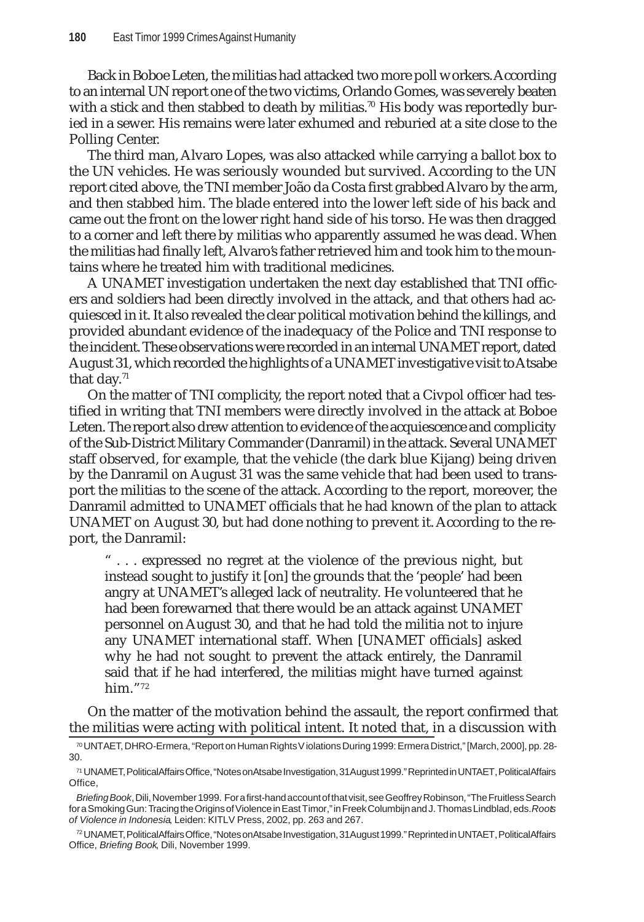Back in Boboe Leten, the militias had attacked two more poll workers. According to an internal UN report one of the two victims, Orlando Gomes, was severely beaten with a stick and then stabbed to death by militias.[70] His body was reportedly buried in a sewer. His remains were later exhumed and reburied at a site close to the Polling Center.

The third man, Alvaro Lopes, was also attacked while carrying a ballot box to the UN vehicles. He was seriously wounded but survived. According to the UN report cited above, the TNI member João da Costa first grabbed Alvaro by the arm, and then stabbed him. The blade entered into the lower left side of his back and came out the front on the lower right hand side of his torso. He was then dragged to a corner and left there by militias who apparently assumed he was dead. When the militias had finally left, Alvaro's father retrieved him and took him to the mountains where he treated him with traditional medicines.

A UNAMET investigation undertaken the next day established that TNI officers and soldiers had been directly involved in the attack, and that others had acquiesced in it. It also revealed the clear political motivation behind the killings, and provided abundant evidence of the inadequacy of the Police and TNI response to the incident. These observations were recorded in an internal UNAMET report, dated August 31, which recorded the highlights of a UNAMET investigative visit to Atsabe that day.[71]

On the matter of TNI complicity, the report noted that a Civpol officer had testified in writing that TNI members were directly involved in the attack at Boboe Leten. The report also drew attention to evidence of the acquiescence and complicity of the Sub-District Military Commander (Danramil) in the attack. Several UNAMET staff observed, for example, that the vehicle (the dark blue Kijang) being driven by the Danramil on August 31 was the same vehicle that had been used to transport the militias to the scene of the attack. According to the report, moreover, the Danramil admitted to UNAMET officials that he had known of the plan to attack UNAMET on August 30, but had done nothing to prevent it. According to the report, the Danramil:

> " . . . expressed no regret at the violence of the previous night, but instead sought to justify it [on] the grounds that the 'people' had been angry at UNAMET's alleged lack of neutrality. He volunteered that he had been forewarned that there would be an attack against UNAMET personnel on August 30, and that he had told the militia not to injure any UNAMET international staff. When [UNAMET officials] asked why he had not sought to prevent the attack entirely, the Danramil said that if he had interfered, the militias might have turned against him."[72]

On the matter of the motivation behind the assault, the report confirmed that the militias were acting with political intent. It noted that, in a discussion with

---

[70] UNTAET, DHRO-Ermera, "Report on Human Rights Violations During 1999: Ermera District," [March, 2000], pp. 28-30.

[71] UNAMET, Political Affairs Office, "Notes on Atsabe Investigation, 31 August 1999." Reprinted in UNTAET, Political Affairs Office, *Briefing Book*, Dili, November 1999. For a first-hand account of that visit, see Geoffrey Robinson, "The Fruitless Search for a Smoking Gun: Tracing the Origins of Violence in East Timor," in Freek Columbijn and J. Thomas Lindblad, eds. *Roots of Violence in Indonesia*, Leiden: KITLV Press, 2002, pp. 263 and 267.

[72] UNAMET, Political Affairs Office, "Notes on Atsabe Investigation, 31 August 1999." Reprinted in UNTAET, Political Affairs Office, *Briefing Book*, Dili, November 1999.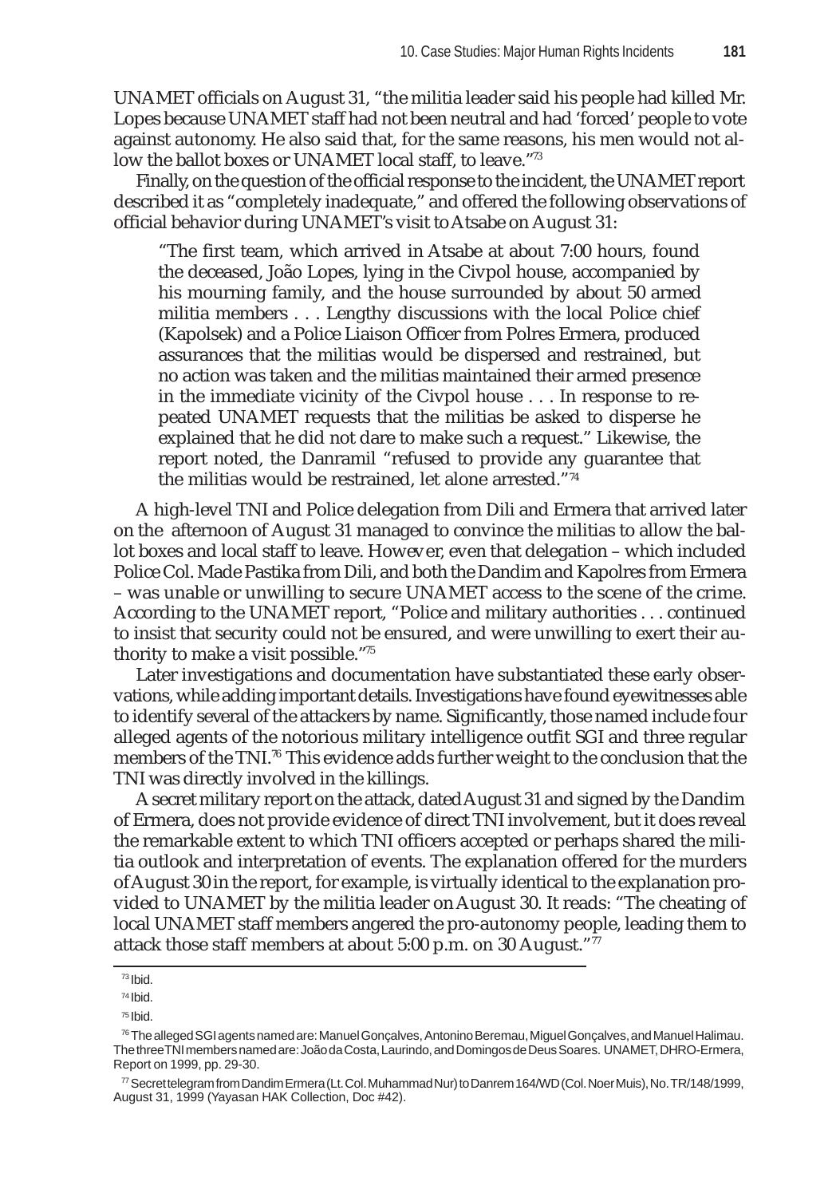UNAMET officials on August 31, "the militia leader said his people had killed Mr. Lopes because UNAMET staff had not been neutral and had 'forced' people to vote against autonomy. He also said that, for the same reasons, his men would not allow the ballot boxes or UNAMET local staff, to leave."[73]

Finally, on the question of the official response to the incident, the UNAMET report described it as "completely inadequate," and offered the following observations of official behavior during UNAMET's visit to Atsabe on August 31:

> "The first team, which arrived in Atsabe at about 7:00 hours, found the deceased, João Lopes, lying in the Civpol house, accompanied by his mourning family, and the house surrounded by about 50 armed militia members . . . Lengthy discussions with the local Police chief (Kapolsek) and a Police Liaison Officer from Polres Ermera, produced assurances that the militias would be dispersed and restrained, but no action was taken and the militias maintained their armed presence in the immediate vicinity of the Civpol house . . . In response to repeated UNAMET requests that the militias be asked to disperse he explained that he did not dare to make such a request." Likewise, the report noted, the Danramil "refused to provide any guarantee that the militias would be restrained, let alone arrested."[74]

A high-level TNI and Police delegation from Dili and Ermera that arrived later on the afternoon of August 31 managed to convince the militias to allow the ballot boxes and local staff to leave. However, even that delegation – which included Police Col. Made Pastika from Dili, and both the Dandim and Kapolres from Ermera – was unable or unwilling to secure UNAMET access to the scene of the crime. According to the UNAMET report, "Police and military authorities . . . continued to insist that security could not be ensured, and were unwilling to exert their authority to make a visit possible."[75]

Later investigations and documentation have substantiated these early observations, while adding important details. Investigations have found eyewitnesses able to identify several of the attackers by name. Significantly, those named include four alleged agents of the notorious military intelligence outfit SGI and three regular members of the TNI.[76] This evidence adds further weight to the conclusion that the TNI was directly involved in the killings.

A secret military report on the attack, dated August 31 and signed by the Dandim of Ermera, does not provide evidence of direct TNI involvement, but it does reveal the remarkable extent to which TNI officers accepted or perhaps shared the militia outlook and interpretation of events. The explanation offered for the murders of August 30 in the report, for example, is virtually identical to the explanation provided to UNAMET by the militia leader on August 30. It reads: "The cheating of local UNAMET staff members angered the pro-autonomy people, leading them to attack those staff members at about 5:00 p.m. on 30 August."[77]

---

[73] Ibid.

[74] Ibid.

[75] Ibid.

[76] The alleged SGI agents named are: Manuel Gonçalves, Antonino Beremau, Miguel Gonçalves, and Manuel Halimau. The three TNI members named are: João da Costa, Laurindo, and Domingos de Deus Soares. UNAMET, DHRO-Ermera, Report on 1999, pp. 29-30.

[77] Secret telegram from Dandim Ermera (Lt. Col. Muhammad Nur) to Danrem 164/WD (Col. Noer Muis), No. TR/148/1999, August 31, 1999 (Yayasan HAK Collection, Doc #42).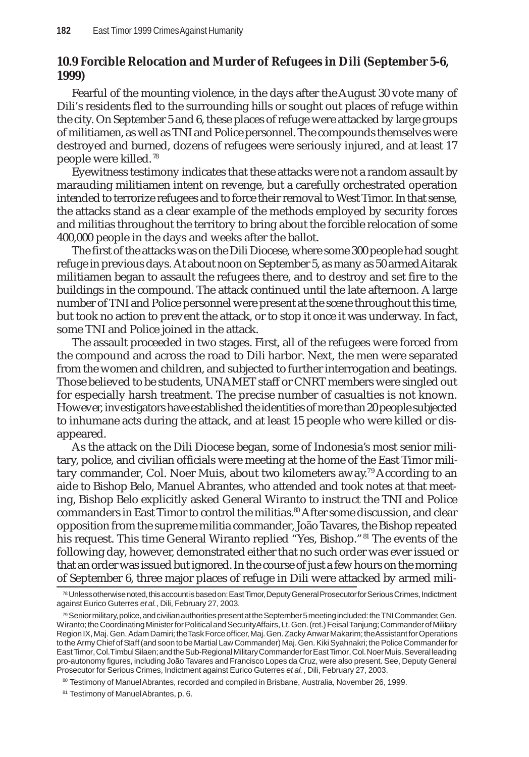## 10.9 Forcible Relocation and Murder of Refugees in Dili (September 5-6, 1999)

Fearful of the mounting violence, in the days after the August 30 vote many of Dili's residents fled to the surrounding hills or sought out places of refuge within the city. On September 5 and 6, these places of refuge were attacked by large groups of militiamen, as well as TNI and Police personnel. The compounds themselves were destroyed and burned, dozens of refugees were seriously injured, and at least 17 people were killed.[78]

Eyewitness testimony indicates that these attacks were not a random assault by marauding militiamen intent on revenge, but a carefully orchestrated operation intended to terrorize refugees and to force their removal to West Timor. In that sense, the attacks stand as a clear example of the methods employed by security forces and militias throughout the territory to bring about the forcible relocation of some 400,000 people in the days and weeks after the ballot.

The first of the attacks was on the Dili Diocese, where some 300 people had sought refuge in previous days. At about noon on September 5, as many as 50 armed Aitarak militiamen began to assault the refugees there, and to destroy and set fire to the buildings in the compound. The attack continued until the late afternoon. A large number of TNI and Police personnel were present at the scene throughout this time, but took no action to prevent the attack, or to stop it once it was underway. In fact, some TNI and Police joined in the attack.

The assault proceeded in two stages. First, all of the refugees were forced from the compound and across the road to Dili harbor. Next, the men were separated from the women and children, and subjected to further interrogation and beatings. Those believed to be students, UNAMET staff or CNRT members were singled out for especially harsh treatment. The precise number of casualties is not known. However, investigators have established the identities of more than 20 people subjected to inhumane acts during the attack, and at least 15 people who were killed or disappeared.

As the attack on the Dili Diocese began, some of Indonesia's most senior military, police, and civilian officials were meeting at the home of the East Timor military commander, Col. Noer Muis, about two kilometers away.[79] According to an aide to Bishop Belo, Manuel Abrantes, who attended and took notes at that meeting, Bishop Belo explicitly asked General Wiranto to instruct the TNI and Police commanders in East Timor to control the militias.[80] After some discussion, and clear opposition from the supreme militia commander, João Tavares, the Bishop repeated his request. This time General Wiranto replied "Yes, Bishop."[81] The events of the following day, however, demonstrated either that no such order was ever issued or that an order was issued but ignored. In the course of just a few hours on the morning of September 6, three major places of refuge in Dili were attacked by armed mili-

---

[78] Unless otherwise noted, this account is based on: East Timor, Deputy General Prosecutor for Serious Crimes, Indictment against Eurico Guterres *et al.*, Dili, February 27, 2003.

[79] Senior military, police, and civilian authorities present at the September 5 meeting included: the TNI Commander, Gen. Wiranto; the Coordinating Minister for Political and Security Affairs, Lt. Gen. (ret.) Feisal Tanjung; Commander of Military Region IX, Maj. Gen. Adam Damiri; the Task Force officer, Maj. Gen. Zacky Anwar Makarim; the Assistant for Operations to the Army Chief of Staff (and soon to be Martial Law Commander) Maj. Gen. Kiki Syahnakri; the Police Commander for East Timor, Col. Timbul Silaen; and the Sub-Regional Military Commander for East Timor, Col. Noer Muis. Several leading pro-autonomy figures, including João Tavares and Francisco Lopes da Cruz, were also present. See, Deputy General Prosecutor for Serious Crimes, Indictment against Eurico Guterres *et al.* , Dili, February 27, 2003.

[80] Testimony of Manuel Abrantes, recorded and compiled in Brisbane, Australia, November 26, 1999.

[81] Testimony of Manuel Abrantes, p. 6.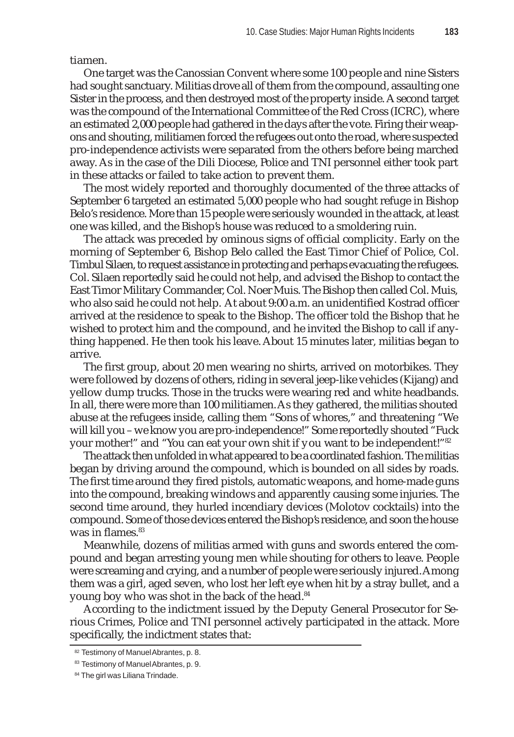tiamen.

One target was the Canossian Convent where some 100 people and nine Sisters had sought sanctuary. Militias drove all of them from the compound, assaulting one Sister in the process, and then destroyed most of the property inside. A second target was the compound of the International Committee of the Red Cross (ICRC), where an estimated 2,000 people had gathered in the days after the vote. Firing their weapons and shouting, militiamen forced the refugees out onto the road, where suspected pro-independence activists were separated from the others before being marched away. As in the case of the Dili Diocese, Police and TNI personnel either took part in these attacks or failed to take action to prevent them.

The most widely reported and thoroughly documented of the three attacks of September 6 targeted an estimated 5,000 people who had sought refuge in Bishop Belo's residence. More than 15 people were seriously wounded in the attack, at least one was killed, and the Bishop's house was reduced to a smoldering ruin.

The attack was preceded by ominous signs of official complicity. Early on the morning of September 6, Bishop Belo called the East Timor Chief of Police, Col. Timbul Silaen, to request assistance in protecting and perhaps evacuating the refugees. Col. Silaen reportedly said he could not help, and advised the Bishop to contact the East Timor Military Commander, Col. Noer Muis. The Bishop then called Col. Muis, who also said he could not help. At about 9:00 a.m. an unidentified Kostrad officer arrived at the residence to speak to the Bishop. The officer told the Bishop that he wished to protect him and the compound, and he invited the Bishop to call if anything happened. He then took his leave. About 15 minutes later, militias began to arrive.

The first group, about 20 men wearing no shirts, arrived on motorbikes. They were followed by dozens of others, riding in several jeep-like vehicles (Kijang) and yellow dump trucks. Those in the trucks were wearing red and white headbands. In all, there were more than 100 militiamen. As they gathered, the militias shouted abuse at the refugees inside, calling them "Sons of whores," and threatening "We will kill you – we know you are pro-independence!" Some reportedly shouted "Fuck your mother!" and "You can eat your own shit if you want to be independent!"[82]

The attack then unfolded in what appeared to be a coordinated fashion. The militias began by driving around the compound, which is bounded on all sides by roads. The first time around they fired pistols, automatic weapons, and home-made guns into the compound, breaking windows and apparently causing some injuries. The second time around, they hurled incendiary devices (Molotov cocktails) into the compound. Some of those devices entered the Bishop's residence, and soon the house was in flames.[83]

Meanwhile, dozens of militias armed with guns and swords entered the compound and began arresting young men while shouting for others to leave. People were screaming and crying, and a number of people were seriously injured. Among them was a girl, aged seven, who lost her left eye when hit by a stray bullet, and a young boy who was shot in the back of the head.[84]

According to the indictment issued by the Deputy General Prosecutor for Serious Crimes, Police and TNI personnel actively participated in the attack. More specifically, the indictment states that:

---

[82] Testimony of Manuel Abrantes, p. 8.

[83] Testimony of Manuel Abrantes, p. 9.

[84] The girl was Liliana Trindade.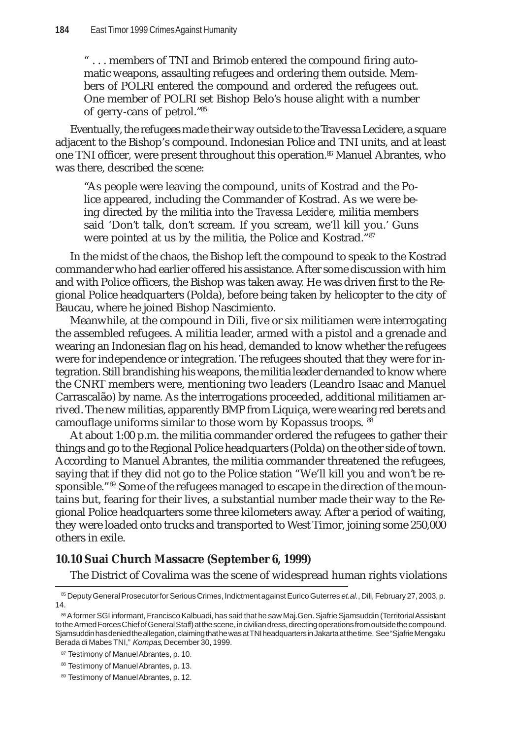> " . . . members of TNI and Brimob entered the compound firing automatic weapons, assaulting refugees and ordering them outside. Members of POLRI entered the compound and ordered the refugees out. One member of POLRI set Bishop Belo's house alight with a number of gerry-cans of petrol."[85]

Eventually, the refugees made their way outside to the Travessa Lecidere, a square adjacent to the Bishop's compound. Indonesian Police and TNI units, and at least one TNI officer, were present throughout this operation.[86] Manuel Abrantes, who was there, described the scene:

> "As people were leaving the compound, units of Kostrad and the Police appeared, including the Commander of Kostrad. As we were being directed by the militia into the *Travessa Lecidere*, militia members said 'Don't talk, don't scream. If you scream, we'll kill you.' Guns were pointed at us by the militia, the Police and Kostrad."[87]

In the midst of the chaos, the Bishop left the compound to speak to the Kostrad commander who had earlier offered his assistance. After some discussion with him and with Police officers, the Bishop was taken away. He was driven first to the Regional Police headquarters (Polda), before being taken by helicopter to the city of Baucau, where he joined Bishop Nascimiento.

Meanwhile, at the compound in Dili, five or six militiamen were interrogating the assembled refugees. A militia leader, armed with a pistol and a grenade and wearing an Indonesian flag on his head, demanded to know whether the refugees were for independence or integration. The refugees shouted that they were for integration. Still brandishing his weapons, the militia leader demanded to know where the CNRT members were, mentioning two leaders (Leandro Isaac and Manuel Carrascalão) by name. As the interrogations proceeded, additional militiamen arrived. The new militias, apparently BMP from Liquiça, were wearing red berets and camouflage uniforms similar to those worn by Kopassus troops. [88]

At about 1:00 p.m. the militia commander ordered the refugees to gather their things and go to the Regional Police headquarters (Polda) on the other side of town. According to Manuel Abrantes, the militia commander threatened the refugees, saying that if they did not go to the Police station "We'll kill you and won't be responsible."[89] Some of the refugees managed to escape in the direction of the mountains but, fearing for their lives, a substantial number made their way to the Regional Police headquarters some three kilometers away. After a period of waiting, they were loaded onto trucks and transported to West Timor, joining some 250,000 others in exile.

## 10.10 Suai Church Massacre (September 6, 1999)

The District of Covalima was the scene of widespread human rights violations

---

[85] Deputy General Prosecutor for Serious Crimes, Indictment against Eurico Guterres *et.al.*, Dili, February 27, 2003, p. 14.

[86] A former SGI informant, Francisco Kalbuadi, has said that he saw Maj.Gen. Sjafrie Sjamsuddin (Territorial Assistant to the Armed Forces Chief of General Staff) at the scene, in civilian dress, directing operations from outside the compound. Sjamsuddin has denied the allegation, claiming that he was at TNI headquarters in Jakarta at the time. See "Sjafrie Mengaku Berada di Mabes TNI," *Kompas*, December 30, 1999.

[87] Testimony of Manuel Abrantes, p. 10.

[88] Testimony of Manuel Abrantes, p. 13.

[89] Testimony of Manuel Abrantes, p. 12.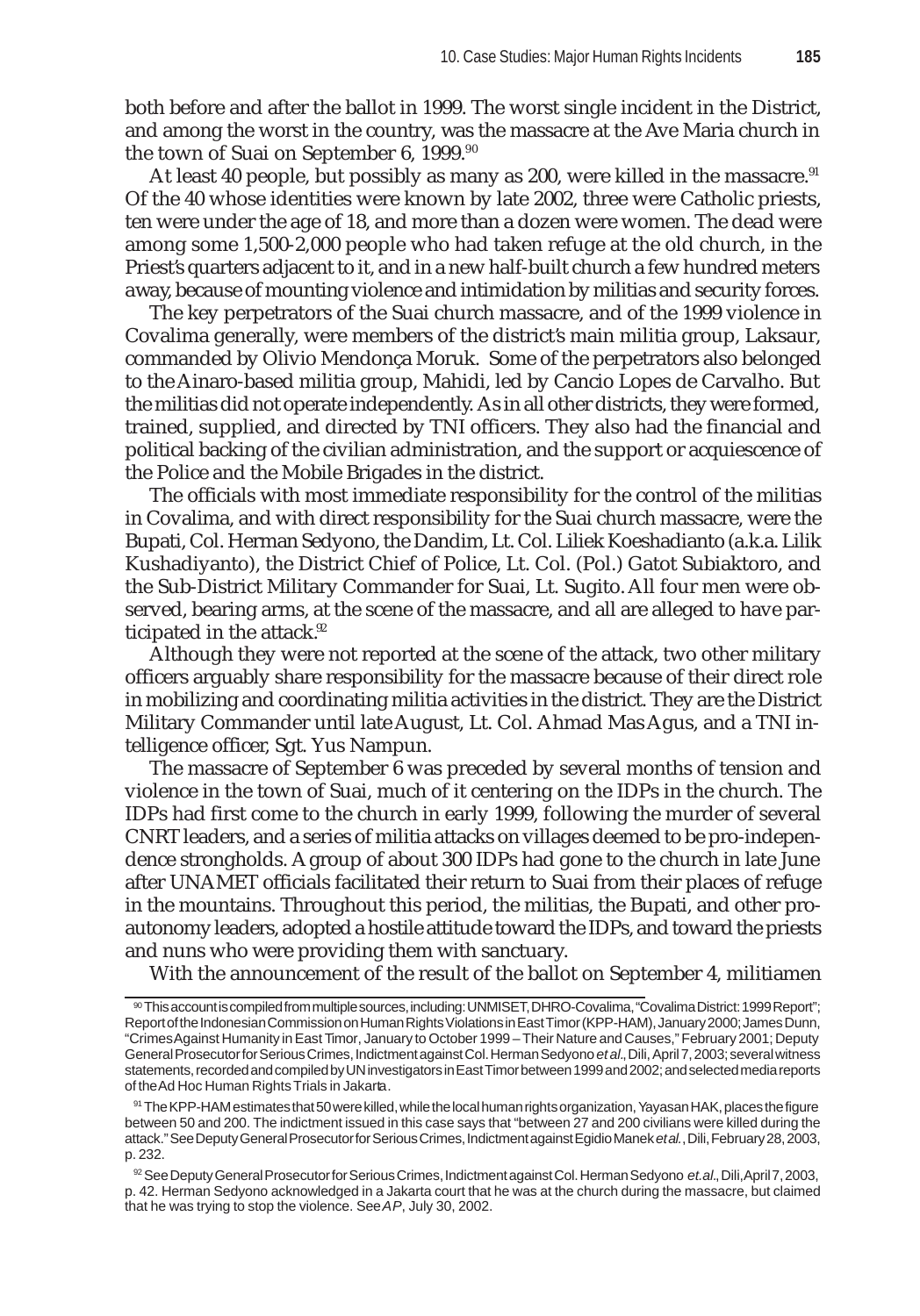both before and after the ballot in 1999. The worst single incident in the District, and among the worst in the country, was the massacre at the Ave Maria church in the town of Suai on September 6, 1999.[90]

At least 40 people, but possibly as many as 200, were killed in the massacre.[91] Of the 40 whose identities were known by late 2002, three were Catholic priests, ten were under the age of 18, and more than a dozen were women. The dead were among some 1,500-2,000 people who had taken refuge at the old church, in the Priest's quarters adjacent to it, and in a new half-built church a few hundred meters away, because of mounting violence and intimidation by militias and security forces.

The key perpetrators of the Suai church massacre, and of the 1999 violence in Covalima generally, were members of the district's main militia group, Laksaur, commanded by Olivio Mendonça Moruk. Some of the perpetrators also belonged to the Ainaro-based militia group, Mahidi, led by Cancio Lopes de Carvalho. But the militias did not operate independently. As in all other districts, they were formed, trained, supplied, and directed by TNI officers. They also had the financial and political backing of the civilian administration, and the support or acquiescence of the Police and the Mobile Brigades in the district.

The officials with most immediate responsibility for the control of the militias in Covalima, and with direct responsibility for the Suai church massacre, were the Bupati, Col. Herman Sedyono, the Dandim, Lt. Col. Liliek Koeshadianto (a.k.a. Lilik Kushadiyanto), the District Chief of Police, Lt. Col. (Pol.) Gatot Subiaktoro, and the Sub-District Military Commander for Suai, Lt. Sugito. All four men were observed, bearing arms, at the scene of the massacre, and all are alleged to have participated in the attack.[92]

Although they were not reported at the scene of the attack, two other military officers arguably share responsibility for the massacre because of their direct role in mobilizing and coordinating militia activities in the district. They are the District Military Commander until late August, Lt. Col. Ahmad Mas Agus, and a TNI intelligence officer, Sgt. Yus Nampun.

The massacre of September 6 was preceded by several months of tension and violence in the town of Suai, much of it centering on the IDPs in the church. The IDPs had first come to the church in early 1999, following the murder of several CNRT leaders, and a series of militia attacks on villages deemed to be pro-independence strongholds. A group of about 300 IDPs had gone to the church in late June after UNAMET officials facilitated their return to Suai from their places of refuge in the mountains. Throughout this period, the militias, the Bupati, and other pro-autonomy leaders, adopted a hostile attitude toward the IDPs, and toward the priests and nuns who were providing them with sanctuary.

With the announcement of the result of the ballot on September 4, militiamen

---

[90] This account is compiled from multiple sources, including: UNMISET, DHRO-Covalima, "Covalima District: 1999 Report"; Report of the Indonesian Commission on Human Rights Violations in East Timor (KPP-HAM), January 2000; James Dunn, "Crimes Against Humanity in East Timor, January to October 1999 – Their Nature and Causes," February 2001; Deputy General Prosecutor for Serious Crimes, Indictment against Col. Herman Sedyono *et al*., Dili, April 7, 2003; several witness statements, recorded and compiled by UN investigators in East Timor between 1999 and 2002; and selected media reports of the Ad Hoc Human Rights Trials in Jakarta.

[91] The KPP-HAM estimates that 50 were killed, while the local human rights organization, Yayasan HAK, places the figure between 50 and 200. The indictment issued in this case says that "between 27 and 200 civilians were killed during the attack." See Deputy General Prosecutor for Serious Crimes, Indictment against Egidio Manek *et al.*, Dili, February 28, 2003, p. 232.

[92] See Deputy General Prosecutor for Serious Crimes, Indictment against Col. Herman Sedyono *et.al*., Dili, April 7, 2003, p. 42. Herman Sedyono acknowledged in a Jakarta court that he was at the church during the massacre, but claimed that he was trying to stop the violence. See *AP*, July 30, 2002.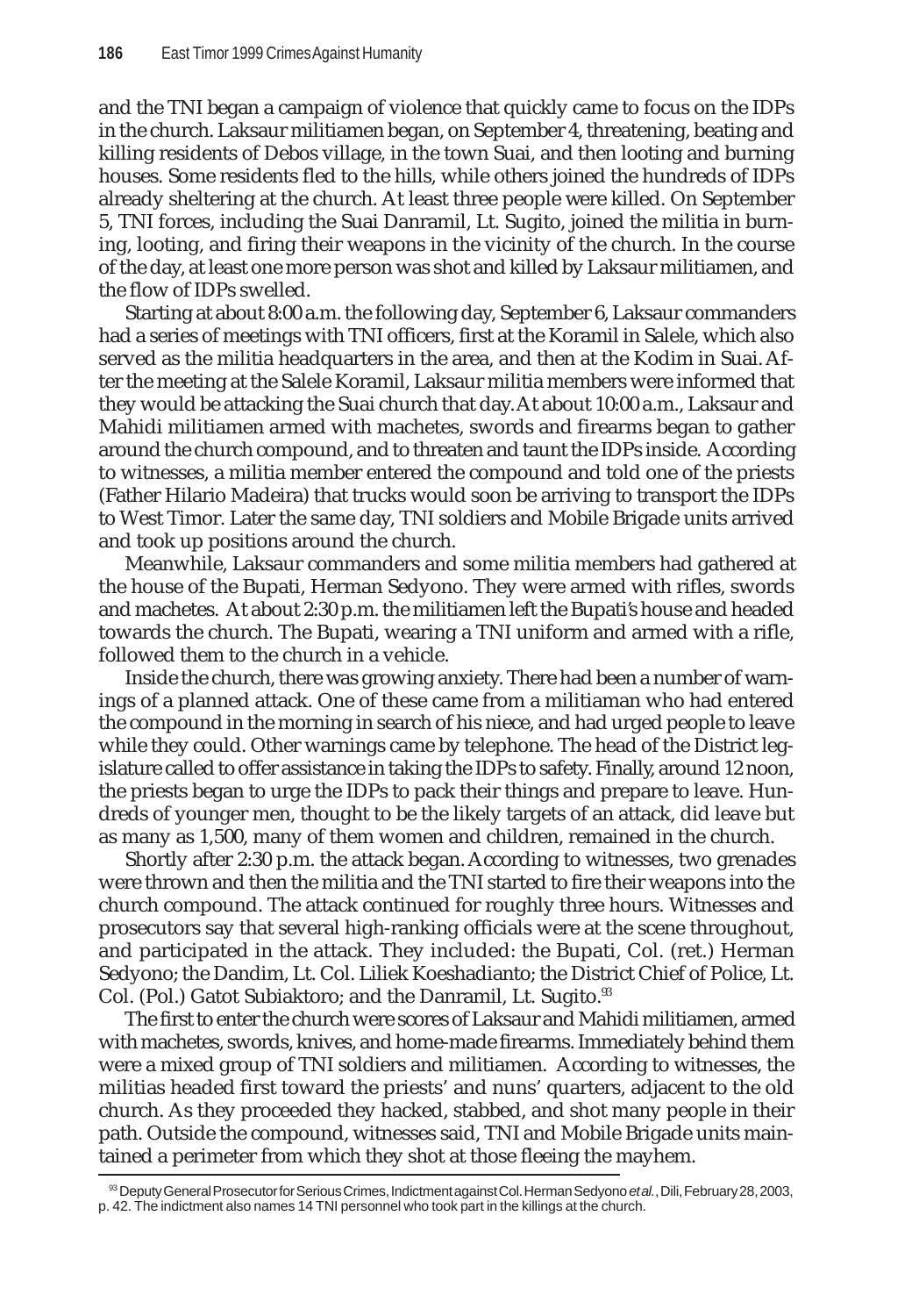and the TNI began a campaign of violence that quickly came to focus on the IDPs in the church. Laksaur militiamen began, on September 4, threatening, beating and killing residents of Debos village, in the town Suai, and then looting and burning houses. Some residents fled to the hills, while others joined the hundreds of IDPs already sheltering at the church. At least three people were killed. On September 5, TNI forces, including the Suai Danramil, Lt. Sugito, joined the militia in burning, looting, and firing their weapons in the vicinity of the church. In the course of the day, at least one more person was shot and killed by Laksaur militiamen, and the flow of IDPs swelled.

Starting at about 8:00 a.m. the following day, September 6, Laksaur commanders had a series of meetings with TNI officers, first at the Koramil in Salele, which also served as the militia headquarters in the area, and then at the Kodim in Suai. After the meeting at the Salele Koramil, Laksaur militia members were informed that they would be attacking the Suai church that day. At about 10:00 a.m., Laksaur and Mahidi militiamen armed with machetes, swords and firearms began to gather around the church compound, and to threaten and taunt the IDPs inside. According to witnesses, a militia member entered the compound and told one of the priests (Father Hilario Madeira) that trucks would soon be arriving to transport the IDPs to West Timor. Later the same day, TNI soldiers and Mobile Brigade units arrived and took up positions around the church.

Meanwhile, Laksaur commanders and some militia members had gathered at the house of the Bupati, Herman Sedyono. They were armed with rifles, swords and machetes. At about 2:30 p.m. the militiamen left the Bupati's house and headed towards the church. The Bupati, wearing a TNI uniform and armed with a rifle, followed them to the church in a vehicle.

Inside the church, there was growing anxiety. There had been a number of warnings of a planned attack. One of these came from a militiaman who had entered the compound in the morning in search of his niece, and had urged people to leave while they could. Other warnings came by telephone. The head of the District legislature called to offer assistance in taking the IDPs to safety. Finally, around 12 noon, the priests began to urge the IDPs to pack their things and prepare to leave. Hundreds of younger men, thought to be the likely targets of an attack, did leave but as many as 1,500, many of them women and children, remained in the church.

Shortly after 2:30 p.m. the attack began. According to witnesses, two grenades were thrown and then the militia and the TNI started to fire their weapons into the church compound. The attack continued for roughly three hours. Witnesses and prosecutors say that several high-ranking officials were at the scene throughout, and participated in the attack. They included: the Bupati, Col. (ret.) Herman Sedyono; the Dandim, Lt. Col. Liliek Koeshadianto; the District Chief of Police, Lt. Col. (Pol.) Gatot Subiaktoro; and the Danramil, Lt. Sugito.[93]

The first to enter the church were scores of Laksaur and Mahidi militiamen, armed with machetes, swords, knives, and home-made firearms. Immediately behind them were a mixed group of TNI soldiers and militiamen. According to witnesses, the militias headed first toward the priests' and nuns' quarters, adjacent to the old church. As they proceeded they hacked, stabbed, and shot many people in their path. Outside the compound, witnesses said, TNI and Mobile Brigade units maintained a perimeter from which they shot at those fleeing the mayhem.

---

[93] Deputy General Prosecutor for Serious Crimes, Indictment against Col. Herman Sedyono *et al.*, Dili, February 28, 2003, p. 42. The indictment also names 14 TNI personnel who took part in the killings at the church.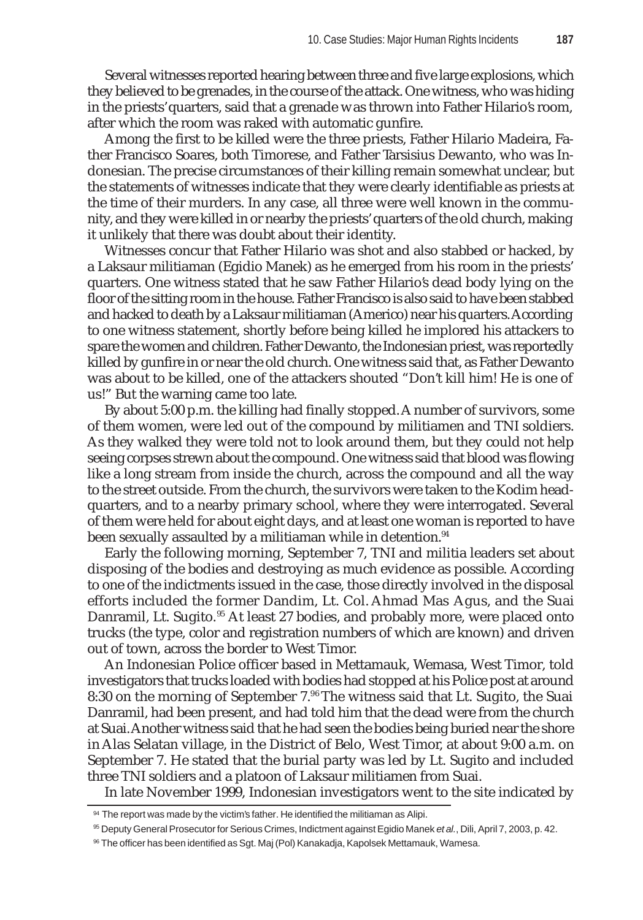Several witnesses reported hearing between three and five large explosions, which they believed to be grenades, in the course of the attack. One witness, who was hiding in the priests' quarters, said that a grenade was thrown into Father Hilario's room, after which the room was raked with automatic gunfire.

Among the first to be killed were the three priests, Father Hilario Madeira, Father Francisco Soares, both Timorese, and Father Tarsisius Dewanto, who was Indonesian. The precise circumstances of their killing remain somewhat unclear, but the statements of witnesses indicate that they were clearly identifiable as priests at the time of their murders. In any case, all three were well known in the community, and they were killed in or nearby the priests' quarters of the old church, making it unlikely that there was doubt about their identity.

Witnesses concur that Father Hilario was shot and also stabbed or hacked, by a Laksaur militiaman (Egidio Manek) as he emerged from his room in the priests' quarters. One witness stated that he saw Father Hilario's dead body lying on the floor of the sitting room in the house. Father Francisco is also said to have been stabbed and hacked to death by a Laksaur militiaman (Americo) near his quarters. According to one witness statement, shortly before being killed he implored his attackers to spare the women and children. Father Dewanto, the Indonesian priest, was reportedly killed by gunfire in or near the old church. One witness said that, as Father Dewanto was about to be killed, one of the attackers shouted "Don't kill him! He is one of us!" But the warning came too late.

By about 5:00 p.m. the killing had finally stopped. A number of survivors, some of them women, were led out of the compound by militiamen and TNI soldiers. As they walked they were told not to look around them, but they could not help seeing corpses strewn about the compound. One witness said that blood was flowing like a long stream from inside the church, across the compound and all the way to the street outside. From the church, the survivors were taken to the Kodim headquarters, and to a nearby primary school, where they were interrogated. Several of them were held for about eight days, and at least one woman is reported to have been sexually assaulted by a militiaman while in detention.[94]

Early the following morning, September 7, TNI and militia leaders set about disposing of the bodies and destroying as much evidence as possible. According to one of the indictments issued in the case, those directly involved in the disposal efforts included the former Dandim, Lt. Col. Ahmad Mas Agus, and the Suai Danramil, Lt. Sugito.[95] At least 27 bodies, and probably more, were placed onto trucks (the type, color and registration numbers of which are known) and driven out of town, across the border to West Timor.

An Indonesian Police officer based in Mettamauk, Wemasa, West Timor, told investigators that trucks loaded with bodies had stopped at his Police post at around 8:30 on the morning of September 7.[96] The witness said that Lt. Sugito, the Suai Danramil, had been present, and had told him that the dead were from the church at Suai. Another witness said that he had seen the bodies being buried near the shore in Alas Selatan village, in the District of Belo, West Timor, at about 9:00 a.m. on September 7. He stated that the burial party was led by Lt. Sugito and included three TNI soldiers and a platoon of Laksaur militiamen from Suai.

In late November 1999, Indonesian investigators went to the site indicated by

---

[94] The report was made by the victim's father. He identified the militiaman as Alipi.

[95] Deputy General Prosecutor for Serious Crimes, Indictment against Egidio Manek *et al.*, Dili, April 7, 2003, p. 42.

[96] The officer has been identified as Sgt. Maj (Pol) Kanakadja, Kapolsek Mettamauk, Wamesa.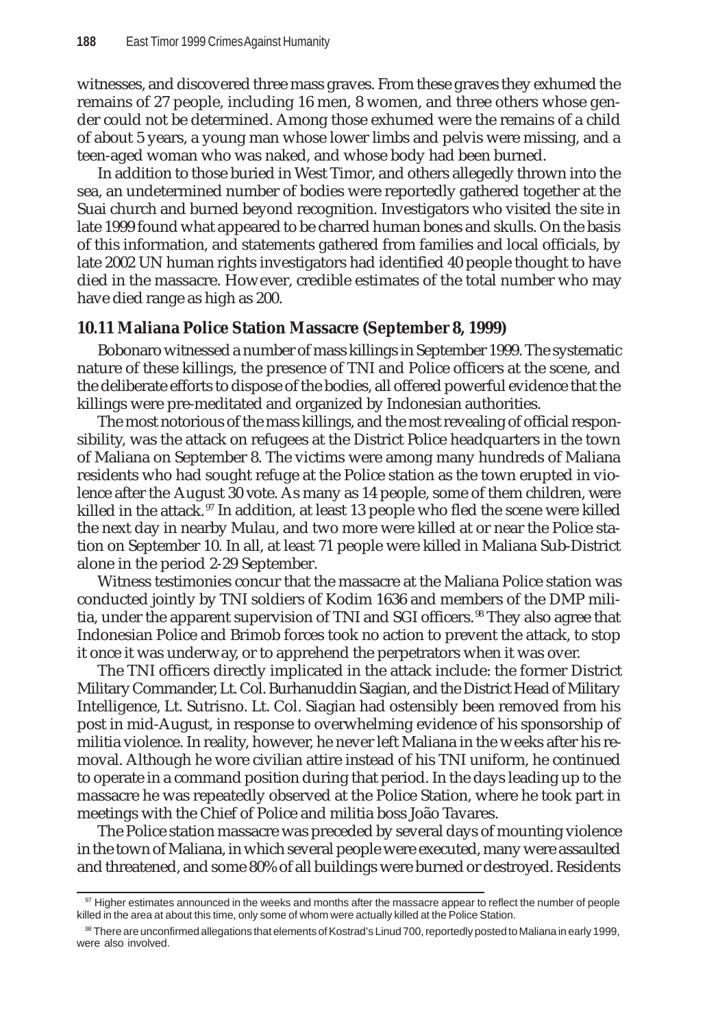witnesses, and discovered three mass graves. From these graves they exhumed the remains of 27 people, including 16 men, 8 women, and three others whose gender could not be determined. Among those exhumed were the remains of a child of about 5 years, a young man whose lower limbs and pelvis were missing, and a teen-aged woman who was naked, and whose body had been burned.

In addition to those buried in West Timor, and others allegedly thrown into the sea, an undetermined number of bodies were reportedly gathered together at the Suai church and burned beyond recognition. Investigators who visited the site in late 1999 found what appeared to be charred human bones and skulls. On the basis of this information, and statements gathered from families and local officials, by late 2002 UN human rights investigators had identified 40 people thought to have died in the massacre. However, credible estimates of the total number who may have died range as high as 200.

## 10.11 Maliana Police Station Massacre (September 8, 1999)

Bobonaro witnessed a number of mass killings in September 1999. The systematic nature of these killings, the presence of TNI and Police officers at the scene, and the deliberate efforts to dispose of the bodies, all offered powerful evidence that the killings were pre-meditated and organized by Indonesian authorities.

The most notorious of the mass killings, and the most revealing of official responsibility, was the attack on refugees at the District Police headquarters in the town of Maliana on September 8. The victims were among many hundreds of Maliana residents who had sought refuge at the Police station as the town erupted in violence after the August 30 vote. As many as 14 people, some of them children, were killed in the attack.[97] In addition, at least 13 people who fled the scene were killed the next day in nearby Mulau, and two more were killed at or near the Police station on September 10. In all, at least 71 people were killed in Maliana Sub-District alone in the period 2-29 September.

Witness testimonies concur that the massacre at the Maliana Police station was conducted jointly by TNI soldiers of Kodim 1636 and members of the DMP militia, under the apparent supervision of TNI and SGI officers.[98] They also agree that Indonesian Police and Brimob forces took no action to prevent the attack, to stop it once it was underway, or to apprehend the perpetrators when it was over.

The TNI officers directly implicated in the attack include: the former District Military Commander, Lt. Col. Burhanuddin Siagian, and the District Head of Military Intelligence, Lt. Sutrisno. Lt. Col. Siagian had ostensibly been removed from his post in mid-August, in response to overwhelming evidence of his sponsorship of militia violence. In reality, however, he never left Maliana in the weeks after his removal. Although he wore civilian attire instead of his TNI uniform, he continued to operate in a command position during that period. In the days leading up to the massacre he was repeatedly observed at the Police Station, where he took part in meetings with the Chief of Police and militia boss João Tavares.

The Police station massacre was preceded by several days of mounting violence in the town of Maliana, in which several people were executed, many were assaulted and threatened, and some 80% of all buildings were burned or destroyed. Residents

---

[97] Higher estimates announced in the weeks and months after the massacre appear to reflect the number of people killed in the area at about this time, only some of whom were actually killed at the Police Station.

[98] There are unconfirmed allegations that elements of Kostrad's Linud 700, reportedly posted to Maliana in early 1999, were also involved.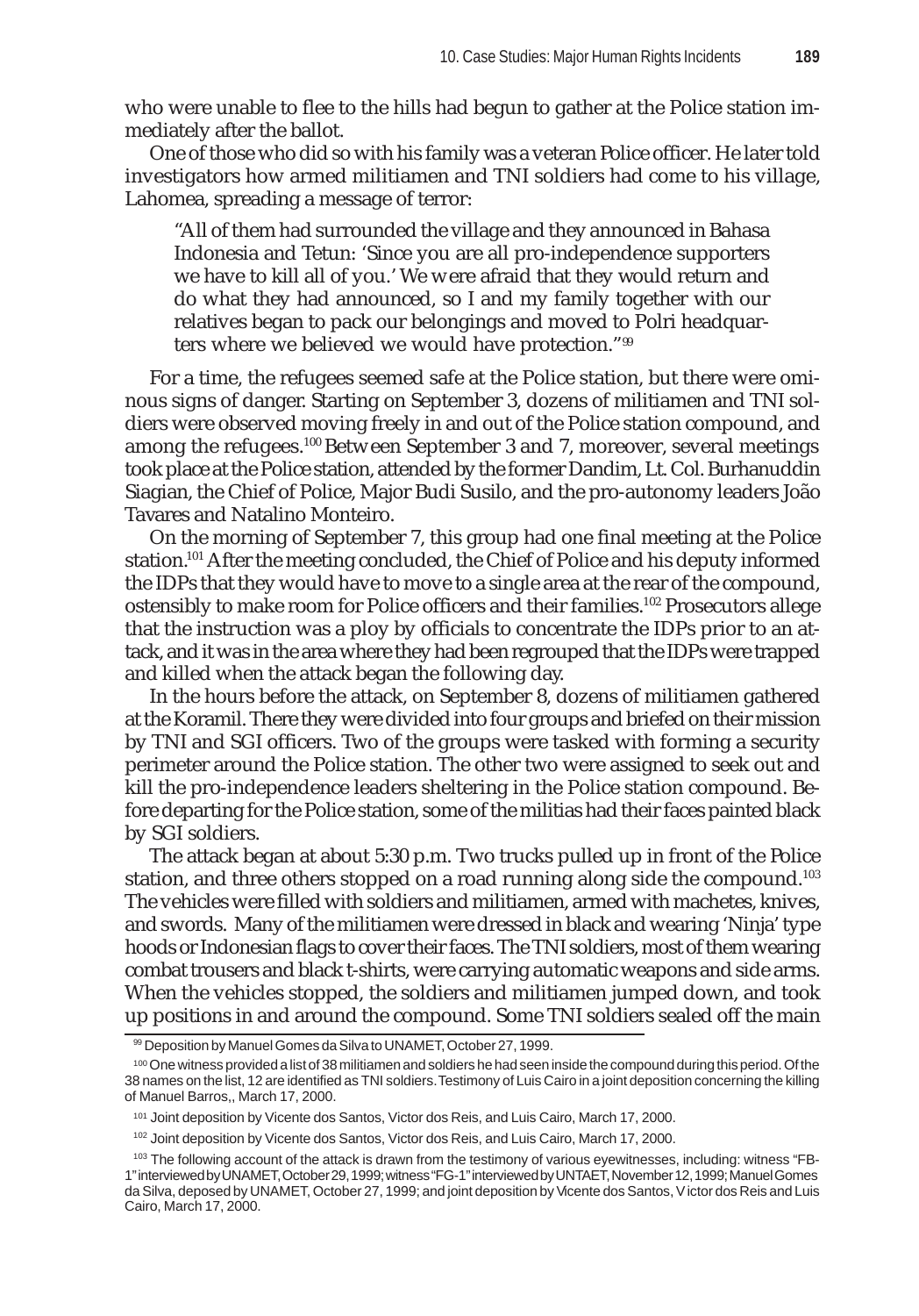who were unable to flee to the hills had begun to gather at the Police station immediately after the ballot.

One of those who did so with his family was a veteran Police officer. He later told investigators how armed militiamen and TNI soldiers had come to his village, Lahomea, spreading a message of terror:

> "All of them had surrounded the village and they announced in Bahasa Indonesia and Tetun: 'Since you are all pro-independence supporters we have to kill all of you.' We were afraid that they would return and do what they had announced, so I and my family together with our relatives began to pack our belongings and moved to Polri headquarters where we believed we would have protection."[99]

For a time, the refugees seemed safe at the Police station, but there were ominous signs of danger. Starting on September 3, dozens of militiamen and TNI soldiers were observed moving freely in and out of the Police station compound, and among the refugees.[100] Between September 3 and 7, moreover, several meetings took place at the Police station, attended by the former Dandim, Lt. Col. Burhanuddin Siagian, the Chief of Police, Major Budi Susilo, and the pro-autonomy leaders João Tavares and Natalino Monteiro.

On the morning of September 7, this group had one final meeting at the Police station.[101] After the meeting concluded, the Chief of Police and his deputy informed the IDPs that they would have to move to a single area at the rear of the compound, ostensibly to make room for Police officers and their families.[102] Prosecutors allege that the instruction was a ploy by officials to concentrate the IDPs prior to an attack, and it was in the area where they had been regrouped that the IDPs were trapped and killed when the attack began the following day.

In the hours before the attack, on September 8, dozens of militiamen gathered at the Koramil. There they were divided into four groups and briefed on their mission by TNI and SGI officers. Two of the groups were tasked with forming a security perimeter around the Police station. The other two were assigned to seek out and kill the pro-independence leaders sheltering in the Police station compound. Before departing for the Police station, some of the militias had their faces painted black by SGI soldiers.

The attack began at about 5:30 p.m. Two trucks pulled up in front of the Police station, and three others stopped on a road running along side the compound.[103] The vehicles were filled with soldiers and militiamen, armed with machetes, knives, and swords. Many of the militiamen were dressed in black and wearing 'Ninja' type hoods or Indonesian flags to cover their faces. The TNI soldiers, most of them wearing combat trousers and black t-shirts, were carrying automatic weapons and side arms. When the vehicles stopped, the soldiers and militiamen jumped down, and took up positions in and around the compound. Some TNI soldiers sealed off the main

---

[99] Deposition by Manuel Gomes da Silva to UNAMET, October 27, 1999.

[100] One witness provided a list of 38 militiamen and soldiers he had seen inside the compound during this period. Of the 38 names on the list, 12 are identified as TNI soldiers. Testimony of Luis Cairo in a joint deposition concerning the killing of Manuel Barros,, March 17, 2000.

[101] Joint deposition by Vicente dos Santos, Victor dos Reis, and Luis Cairo, March 17, 2000.

[102] Joint deposition by Vicente dos Santos, Victor dos Reis, and Luis Cairo, March 17, 2000.

[103] The following account of the attack is drawn from the testimony of various eyewitnesses, including: witness "FB-1" interviewed by UNAMET, October 29, 1999; witness "FG-1" interviewed by UNTAET, November 12, 1999; Manuel Gomes da Silva, deposed by UNAMET, October 27, 1999; and joint deposition by Vicente dos Santos, Victor dos Reis and Luis Cairo, March 17, 2000.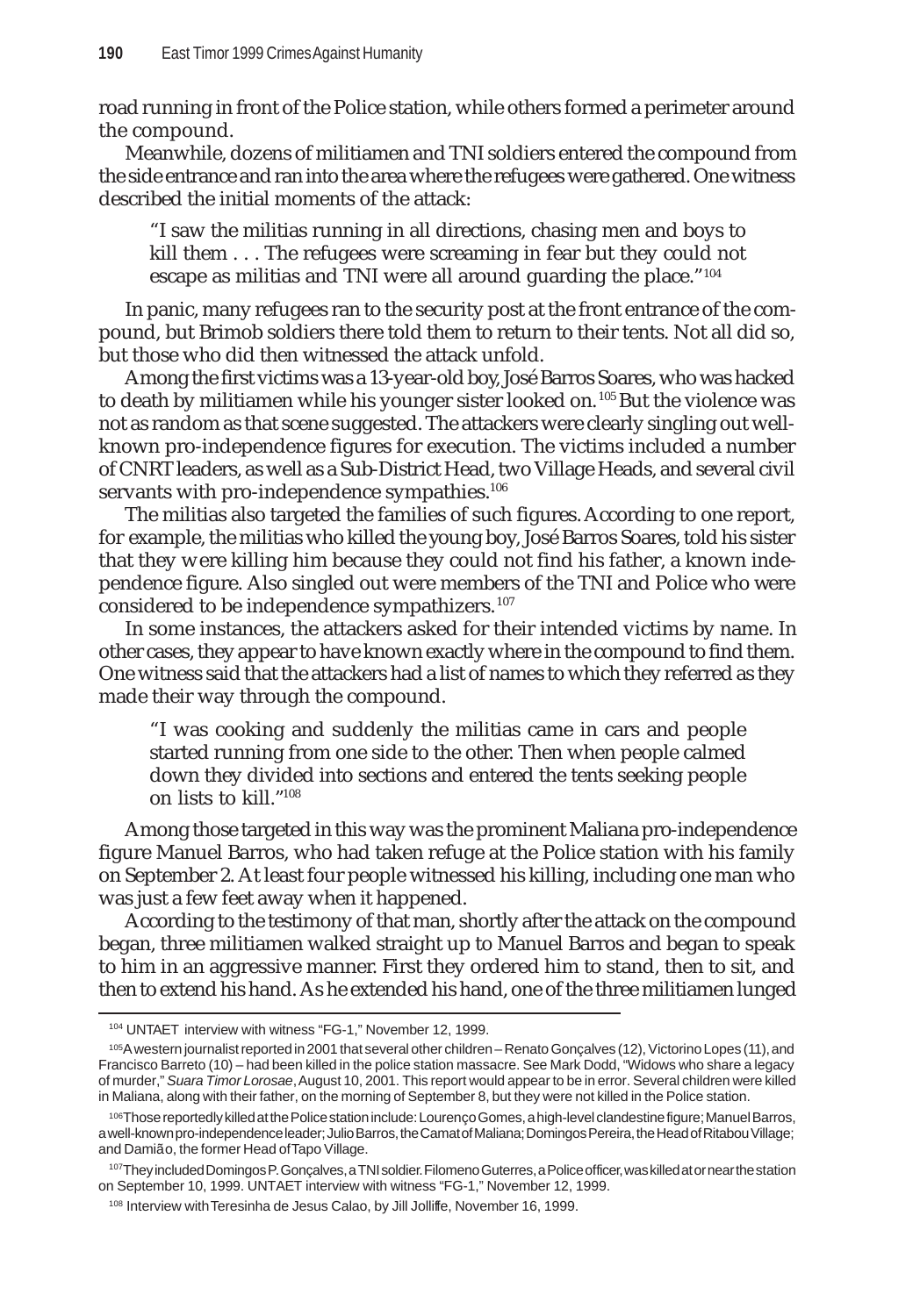road running in front of the Police station, while others formed a perimeter around the compound.

Meanwhile, dozens of militiamen and TNI soldiers entered the compound from the side entrance and ran into the area where the refugees were gathered. One witness described the initial moments of the attack:

> "I saw the militias running in all directions, chasing men and boys to kill them . . . The refugees were screaming in fear but they could not escape as militias and TNI were all around guarding the place."[104]

In panic, many refugees ran to the security post at the front entrance of the compound, but Brimob soldiers there told them to return to their tents. Not all did so, but those who did then witnessed the attack unfold.

Among the first victims was a 13-year-old boy, José Barros Soares, who was hacked to death by militiamen while his younger sister looked on.[105] But the violence was not as random as that scene suggested. The attackers were clearly singling out well-known pro-independence figures for execution. The victims included a number of CNRT leaders, as well as a Sub-District Head, two Village Heads, and several civil servants with pro-independence sympathies.[106]

The militias also targeted the families of such figures. According to one report, for example, the militias who killed the young boy, José Barros Soares, told his sister that they were killing him because they could not find his father, a known independence figure. Also singled out were members of the TNI and Police who were considered to be independence sympathizers.[107]

In some instances, the attackers asked for their intended victims by name. In other cases, they appear to have known exactly where in the compound to find them. One witness said that the attackers had a list of names to which they referred as they made their way through the compound.

> "I was cooking and suddenly the militias came in cars and people started running from one side to the other. Then when people calmed down they divided into sections and entered the tents seeking people on lists to kill."[108]

Among those targeted in this way was the prominent Maliana pro-independence figure Manuel Barros, who had taken refuge at the Police station with his family on September 2. At least four people witnessed his killing, including one man who was just a few feet away when it happened.

According to the testimony of that man, shortly after the attack on the compound began, three militiamen walked straight up to Manuel Barros and began to speak to him in an aggressive manner. First they ordered him to stand, then to sit, and then to extend his hand. As he extended his hand, one of the three militiamen lunged

---

[104] UNTAET interview with witness "FG-1," November 12, 1999.

[105] A western journalist reported in 2001 that several other children – Renato Gonçalves (12), Victorino Lopes (11), and Francisco Barreto (10) – had been killed in the police station massacre. See Mark Dodd, "Widows who share a legacy of murder," *Suara Timor Lorosae*, August 10, 2001. This report would appear to be in error. Several children were killed in Maliana, along with their father, on the morning of September 8, but they were not killed in the Police station.

[106] Those reportedly killed at the Police station include: Lourenço Gomes, a high-level clandestine figure; Manuel Barros, a well-known pro-independence leader; Julio Barros, the Camat of Maliana; Domingos Pereira, the Head of Ritabou Village; and Damião, the former Head of Tapo Village.

[107] They included Domingos P. Gonçalves, a TNI soldier. Filomeno Guterres, a Police officer, was killed at or near the station on September 10, 1999. UNTAET interview with witness "FG-1," November 12, 1999.

[108] Interview with Teresinha de Jesus Calao, by Jill Jolliffe, November 16, 1999.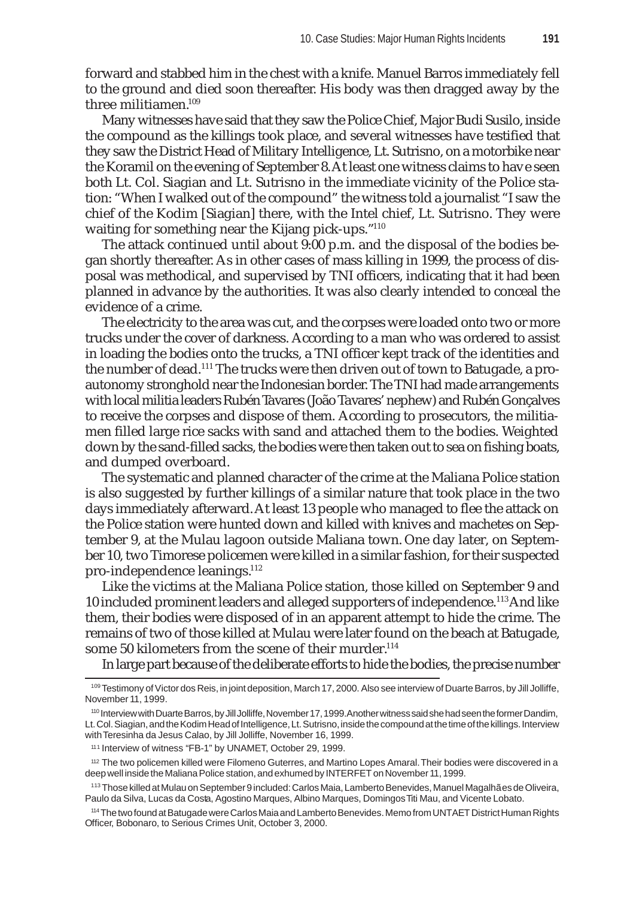forward and stabbed him in the chest with a knife. Manuel Barros immediately fell to the ground and died soon thereafter. His body was then dragged away by the three militiamen.[109]

Many witnesses have said that they saw the Police Chief, Major Budi Susilo, inside the compound as the killings took place, and several witnesses have testified that they saw the District Head of Military Intelligence, Lt. Sutrisno, on a motorbike near the Koramil on the evening of September 8. At least one witness claims to have seen both Lt. Col. Siagian and Lt. Sutrisno in the immediate vicinity of the Police station: "When I walked out of the compound" the witness told a journalist "I saw the chief of the Kodim [Siagian] there, with the Intel chief, Lt. Sutrisno. They were waiting for something near the Kijang pick-ups."[110]

The attack continued until about 9:00 p.m. and the disposal of the bodies began shortly thereafter. As in other cases of mass killing in 1999, the process of disposal was methodical, and supervised by TNI officers, indicating that it had been planned in advance by the authorities. It was also clearly intended to conceal the evidence of a crime.

The electricity to the area was cut, and the corpses were loaded onto two or more trucks under the cover of darkness. According to a man who was ordered to assist in loading the bodies onto the trucks, a TNI officer kept track of the identities and the number of dead.[111] The trucks were then driven out of town to Batugade, a pro-autonomy stronghold near the Indonesian border. The TNI had made arrangements with local militia leaders Rubén Tavares (João Tavares' nephew) and Rubén Gonçalves to receive the corpses and dispose of them. According to prosecutors, the militiamen filled large rice sacks with sand and attached them to the bodies. Weighted down by the sand-filled sacks, the bodies were then taken out to sea on fishing boats, and dumped overboard.

The systematic and planned character of the crime at the Maliana Police station is also suggested by further killings of a similar nature that took place in the two days immediately afterward. At least 13 people who managed to flee the attack on the Police station were hunted down and killed with knives and machetes on September 9, at the Mulau lagoon outside Maliana town. One day later, on September 10, two Timorese policemen were killed in a similar fashion, for their suspected pro-independence leanings.[112]

Like the victims at the Maliana Police station, those killed on September 9 and 10 included prominent leaders and alleged supporters of independence.[113] And like them, their bodies were disposed of in an apparent attempt to hide the crime. The remains of two of those killed at Mulau were later found on the beach at Batugade, some 50 kilometers from the scene of their murder.[114]

In large part because of the deliberate efforts to hide the bodies, the precise number

---

[109] Testimony of Victor dos Reis, in joint deposition, March 17, 2000. Also see interview of Duarte Barros, by Jill Jolliffe, November 11, 1999.

[110] Interview with Duarte Barros, by Jill Jolliffe, November 17, 1999. Another witness said she had seen the former Dandim, Lt. Col. Siagian, and the Kodim Head of Intelligence, Lt. Sutrisno, inside the compound at the time of the killings. Interview with Teresinha da Jesus Calao, by Jill Jolliffe, November 16, 1999.

[111] Interview of witness "FB-1" by UNAMET, October 29, 1999.

[112] The two policemen killed were Filomeno Guterres, and Martino Lopes Amaral. Their bodies were discovered in a deep well inside the Maliana Police station, and exhumed by INTERFET on November 11, 1999.

[113] Those killed at Mulau on September 9 included: Carlos Maia, Lamberto Benevides, Manuel Magalhães de Oliveira, Paulo da Silva, Lucas da Costa, Agostino Marques, Albino Marques, Domingos Titi Mau, and Vicente Lobato.

[114] The two found at Batugade were Carlos Maia and Lamberto Benevides. Memo from UNTAET District Human Rights Officer, Bobonaro, to Serious Crimes Unit, October 3, 2000.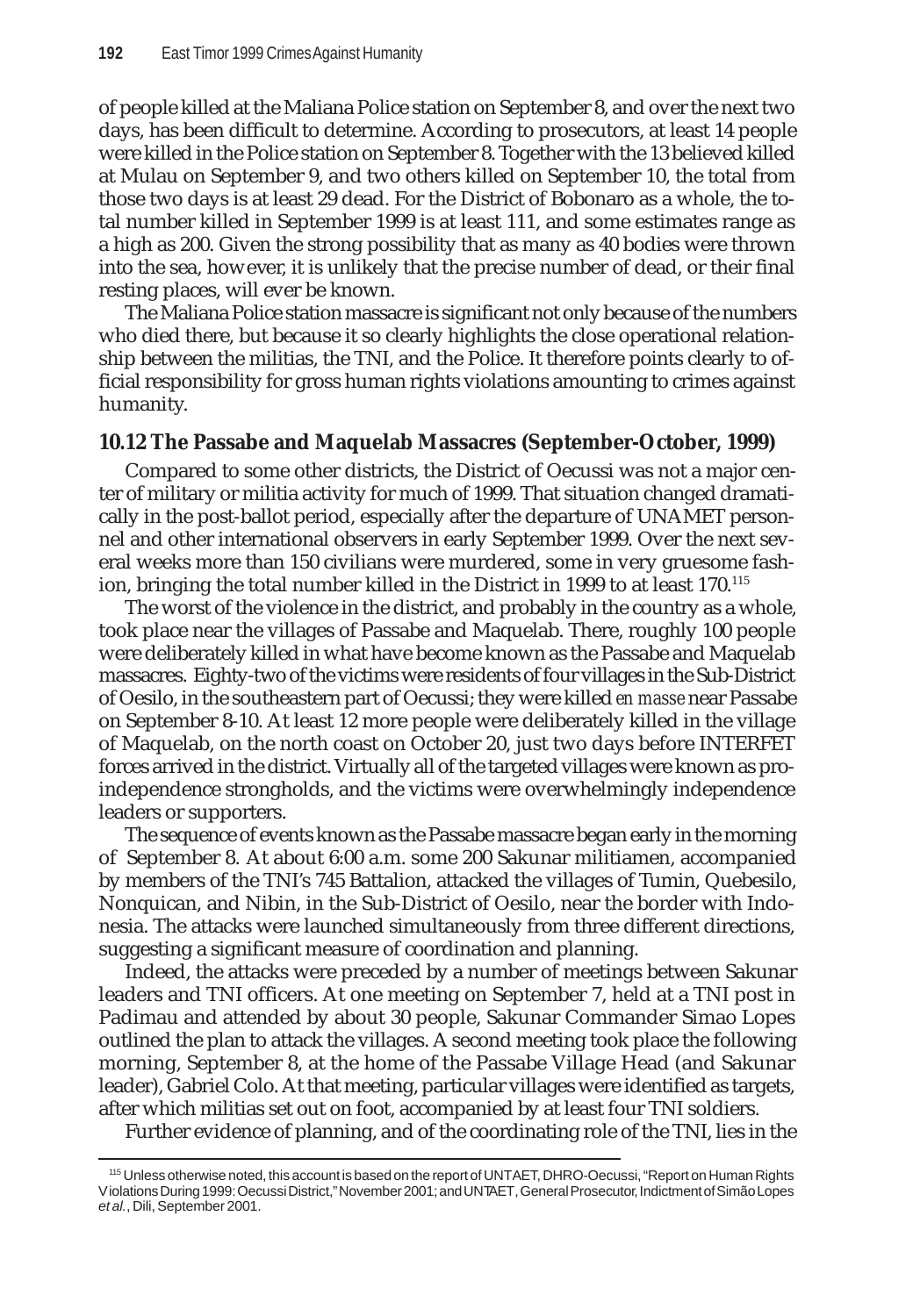of people killed at the Maliana Police station on September 8, and over the next two days, has been difficult to determine. According to prosecutors, at least 14 people were killed in the Police station on September 8. Together with the 13 believed killed at Mulau on September 9, and two others killed on September 10, the total from those two days is at least 29 dead. For the District of Bobonaro as a whole, the total number killed in September 1999 is at least 111, and some estimates range as a high as 200. Given the strong possibility that as many as 40 bodies were thrown into the sea, however, it is unlikely that the precise number of dead, or their final resting places, will ever be known.

The Maliana Police station massacre is significant not only because of the numbers who died there, but because it so clearly highlights the close operational relationship between the militias, the TNI, and the Police. It therefore points clearly to official responsibility for gross human rights violations amounting to crimes against humanity.

## 10.12 The Passabe and Maquelab Massacres (September-October, 1999)

Compared to some other districts, the District of Oecussi was not a major center of military or militia activity for much of 1999. That situation changed dramatically in the post-ballot period, especially after the departure of UNAMET personnel and other international observers in early September 1999. Over the next several weeks more than 150 civilians were murdered, some in very gruesome fashion, bringing the total number killed in the District in 1999 to at least 170.[115]

The worst of the violence in the district, and probably in the country as a whole, took place near the villages of Passabe and Maquelab. There, roughly 100 people were deliberately killed in what have become known as the Passabe and Maquelab massacres. Eighty-two of the victims were residents of four villages in the Sub-District of Oesilo, in the southeastern part of Oecussi; they were killed *en masse* near Passabe on September 8-10. At least 12 more people were deliberately killed in the village of Maquelab, on the north coast on October 20, just two days before INTERFET forces arrived in the district. Virtually all of the targeted villages were known as pro-independence strongholds, and the victims were overwhelmingly independence leaders or supporters.

The sequence of events known as the Passabe massacre began early in the morning of September 8. At about 6:00 a.m. some 200 Sakunar militiamen, accompanied by members of the TNI's 745 Battalion, attacked the villages of Tumin, Quebesilo, Nonquican, and Nibin, in the Sub-District of Oesilo, near the border with Indonesia. The attacks were launched simultaneously from three different directions, suggesting a significant measure of coordination and planning.

Indeed, the attacks were preceded by a number of meetings between Sakunar leaders and TNI officers. At one meeting on September 7, held at a TNI post in Padimau and attended by about 30 people, Sakunar Commander Simao Lopes outlined the plan to attack the villages. A second meeting took place the following morning, September 8, at the home of the Passabe Village Head (and Sakunar leader), Gabriel Colo. At that meeting, particular villages were identified as targets, after which militias set out on foot, accompanied by at least four TNI soldiers.

Further evidence of planning, and of the coordinating role of the TNI, lies in the

[115] Unless otherwise noted, this account is based on the report of UNTAET, DHRO-Oecussi, "Report on Human Rights Violations During 1999: Oecussi District," November 2001; and UNTAET, General Prosecutor, Indictment of Simão Lopes *et al.*, Dili, September 2001.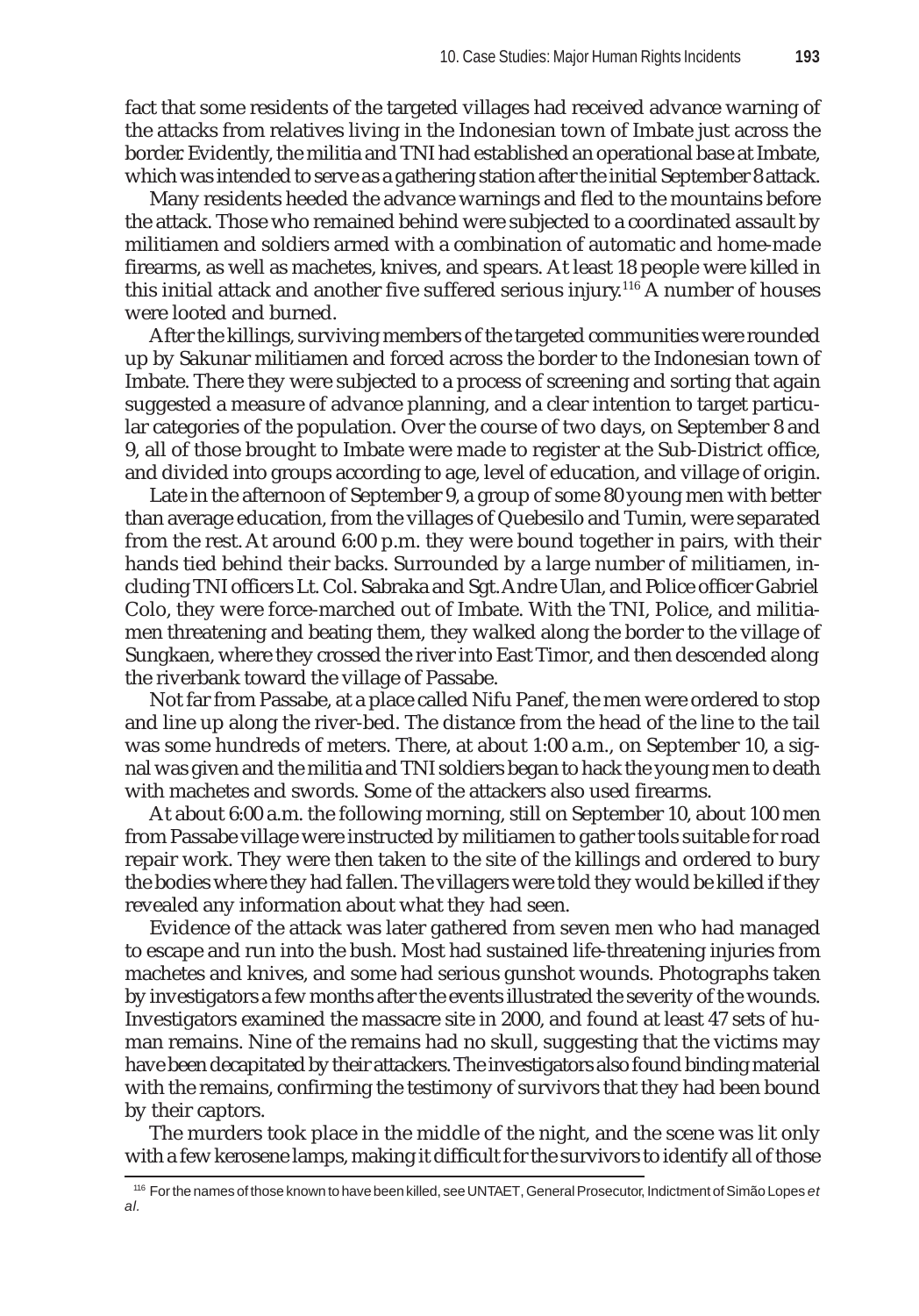fact that some residents of the targeted villages had received advance warning of the attacks from relatives living in the Indonesian town of Imbate just across the border. Evidently, the militia and TNI had established an operational base at Imbate, which was intended to serve as a gathering station after the initial September 8 attack.

Many residents heeded the advance warnings and fled to the mountains before the attack. Those who remained behind were subjected to a coordinated assault by militiamen and soldiers armed with a combination of automatic and home-made firearms, as well as machetes, knives, and spears. At least 18 people were killed in this initial attack and another five suffered serious injury.[116] A number of houses were looted and burned.

After the killings, surviving members of the targeted communities were rounded up by Sakunar militiamen and forced across the border to the Indonesian town of Imbate. There they were subjected to a process of screening and sorting that again suggested a measure of advance planning, and a clear intention to target particular categories of the population. Over the course of two days, on September 8 and 9, all of those brought to Imbate were made to register at the Sub-District office, and divided into groups according to age, level of education, and village of origin.

Late in the afternoon of September 9, a group of some 80 young men with better than average education, from the villages of Quebesilo and Tumin, were separated from the rest. At around 6:00 p.m. they were bound together in pairs, with their hands tied behind their backs. Surrounded by a large number of militiamen, including TNI officers Lt. Col. Sabraka and Sgt. Andre Ulan, and Police officer Gabriel Colo, they were force-marched out of Imbate. With the TNI, Police, and militiamen threatening and beating them, they walked along the border to the village of Sungkaen, where they crossed the river into East Timor, and then descended along the riverbank toward the village of Passabe.

Not far from Passabe, at a place called Nifu Panef, the men were ordered to stop and line up along the river-bed. The distance from the head of the line to the tail was some hundreds of meters. There, at about 1:00 a.m., on September 10, a signal was given and the militia and TNI soldiers began to hack the young men to death with machetes and swords. Some of the attackers also used firearms.

At about 6:00 a.m. the following morning, still on September 10, about 100 men from Passabe village were instructed by militiamen to gather tools suitable for road repair work. They were then taken to the site of the killings and ordered to bury the bodies where they had fallen. The villagers were told they would be killed if they revealed any information about what they had seen.

Evidence of the attack was later gathered from seven men who had managed to escape and run into the bush. Most had sustained life-threatening injuries from machetes and knives, and some had serious gunshot wounds. Photographs taken by investigators a few months after the events illustrated the severity of the wounds. Investigators examined the massacre site in 2000, and found at least 47 sets of human remains. Nine of the remains had no skull, suggesting that the victims may have been decapitated by their attackers. The investigators also found binding material with the remains, confirming the testimony of survivors that they had been bound by their captors.

The murders took place in the middle of the night, and the scene was lit only with a few kerosene lamps, making it difficult for the survivors to identify all of those

[116] For the names of those known to have been killed, see UNTAET, General Prosecutor, Indictment of Simão Lopes *et al.*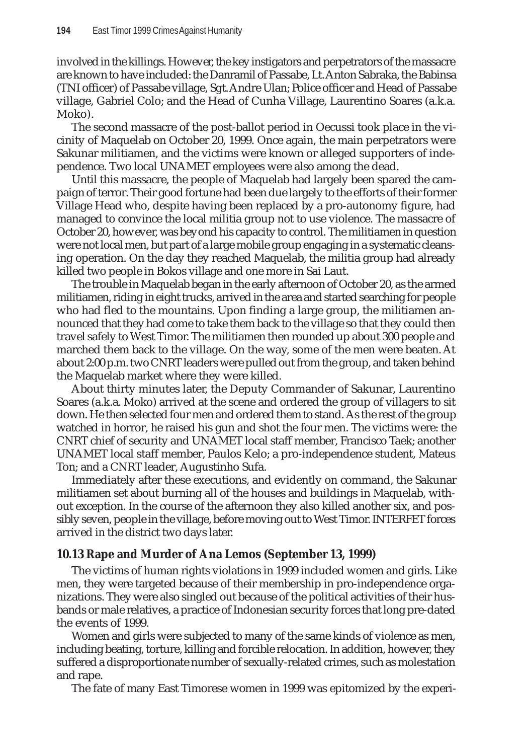involved in the killings. However, the key instigators and perpetrators of the massacre are known to have included: the Danramil of Passabe, Lt. Anton Sabraka, the Babinsa (TNI officer) of Passabe village, Sgt. Andre Ulan; Police officer and Head of Passabe village, Gabriel Colo; and the Head of Cunha Village, Laurentino Soares (a.k.a. Moko).

The second massacre of the post-ballot period in Oecussi took place in the vicinity of Maquelab on October 20, 1999. Once again, the main perpetrators were Sakunar militiamen, and the victims were known or alleged supporters of independence. Two local UNAMET employees were also among the dead.

Until this massacre, the people of Maquelab had largely been spared the campaign of terror. Their good fortune had been due largely to the efforts of their former Village Head who, despite having been replaced by a pro-autonomy figure, had managed to convince the local militia group not to use violence. The massacre of October 20, however, was beyond his capacity to control. The militiamen in question were not local men, but part of a large mobile group engaging in a systematic cleansing operation. On the day they reached Maquelab, the militia group had already killed two people in Bokos village and one more in Sai Laut.

The trouble in Maquelab began in the early afternoon of October 20, as the armed militiamen, riding in eight trucks, arrived in the area and started searching for people who had fled to the mountains. Upon finding a large group, the militiamen announced that they had come to take them back to the village so that they could then travel safely to West Timor. The militiamen then rounded up about 300 people and marched them back to the village. On the way, some of the men were beaten. At about 2:00 p.m. two CNRT leaders were pulled out from the group, and taken behind the Maquelab market where they were killed.

About thirty minutes later, the Deputy Commander of Sakunar, Laurentino Soares (a.k.a. Moko) arrived at the scene and ordered the group of villagers to sit down. He then selected four men and ordered them to stand. As the rest of the group watched in horror, he raised his gun and shot the four men. The victims were: the CNRT chief of security and UNAMET local staff member, Francisco Taek; another UNAMET local staff member, Paulos Kelo; a pro-independence student, Mateus Ton; and a CNRT leader, Augustinho Sufa.

Immediately after these executions, and evidently on command, the Sakunar militiamen set about burning all of the houses and buildings in Maquelab, without exception. In the course of the afternoon they also killed another six, and possibly seven, people in the village, before moving out to West Timor. INTERFET forces arrived in the district two days later.

### 10.13 Rape and Murder of Ana Lemos (September 13, 1999)

The victims of human rights violations in 1999 included women and girls. Like men, they were targeted because of their membership in pro-independence organizations. They were also singled out because of the political activities of their husbands or male relatives, a practice of Indonesian security forces that long pre-dated the events of 1999.

Women and girls were subjected to many of the same kinds of violence as men, including beating, torture, killing and forcible relocation. In addition, however, they suffered a disproportionate number of sexually-related crimes, such as molestation and rape.

The fate of many East Timorese women in 1999 was epitomized by the experi-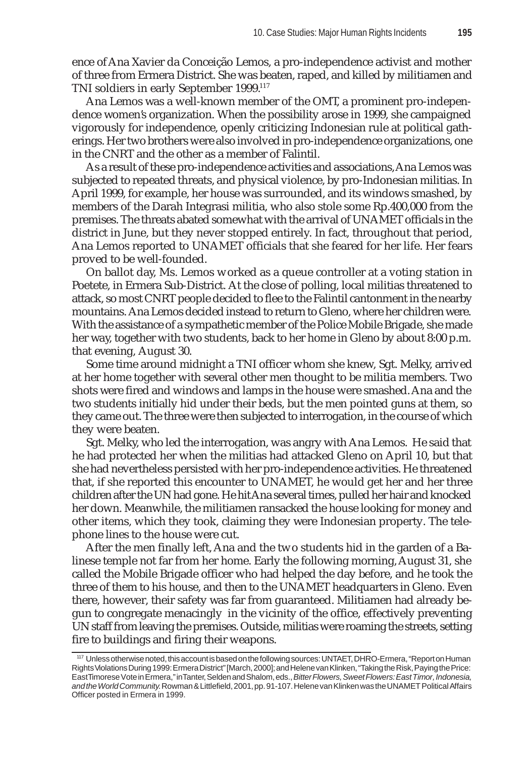ence of Ana Xavier da Conceição Lemos, a pro-independence activist and mother of three from Ermera District. She was beaten, raped, and killed by militiamen and TNI soldiers in early September 1999.[117]

Ana Lemos was a well-known member of the OMT, a prominent pro-independence women's organization. When the possibility arose in 1999, she campaigned vigorously for independence, openly criticizing Indonesian rule at political gatherings. Her two brothers were also involved in pro-independence organizations, one in the CNRT and the other as a member of Falintil.

As a result of these pro-independence activities and associations, Ana Lemos was subjected to repeated threats, and physical violence, by pro-Indonesian militias. In April 1999, for example, her house was surrounded, and its windows smashed, by members of the Darah Integrasi militia, who also stole some Rp.400,000 from the premises. The threats abated somewhat with the arrival of UNAMET officials in the district in June, but they never stopped entirely. In fact, throughout that period, Ana Lemos reported to UNAMET officials that she feared for her life. Her fears proved to be well-founded.

On ballot day, Ms. Lemos worked as a queue controller at a voting station in Poetete, in Ermera Sub-District. At the close of polling, local militias threatened to attack, so most CNRT people decided to flee to the Falintil cantonment in the nearby mountains. Ana Lemos decided instead to return to Gleno, where her children were. With the assistance of a sympathetic member of the Police Mobile Brigade, she made her way, together with two students, back to her home in Gleno by about 8:00 p.m. that evening, August 30.

Some time around midnight a TNI officer whom she knew, Sgt. Melky, arrived at her home together with several other men thought to be militia members. Two shots were fired and windows and lamps in the house were smashed. Ana and the two students initially hid under their beds, but the men pointed guns at them, so they came out. The three were then subjected to interrogation, in the course of which they were beaten.

Sgt. Melky, who led the interrogation, was angry with Ana Lemos. He said that he had protected her when the militias had attacked Gleno on April 10, but that she had nevertheless persisted with her pro-independence activities. He threatened that, if she reported this encounter to UNAMET, he would get her and her three children after the UN had gone. He hit Ana several times, pulled her hair and knocked her down. Meanwhile, the militiamen ransacked the house looking for money and other items, which they took, claiming they were Indonesian property. The telephone lines to the house were cut.

After the men finally left, Ana and the two students hid in the garden of a Balinese temple not far from her home. Early the following morning, August 31, she called the Mobile Brigade officer who had helped the day before, and he took the three of them to his house, and then to the UNAMET headquarters in Gleno. Even there, however, their safety was far from guaranteed. Militiamen had already begun to congregate menacingly in the vicinity of the office, effectively preventing UN staff from leaving the premises. Outside, militias were roaming the streets, setting fire to buildings and firing their weapons.

---

[117] Unless otherwise noted, this account is based on the following sources: UNTAET, DHRO-Ermera, "Report on Human Rights Violations During 1999: Ermera District" [March, 2000]; and Helene van Klinken, "Taking the Risk, Paying the Price: East Timorese Vote in Ermera," in Tanter, Selden and Shalom, eds., *Bitter Flowers, Sweet Flowers: East Timor, Indonesia, and the World Community.* Rowman & Littlefield, 2001, pp. 91-107. Helene van Klinken was the UNAMET Political Affairs Officer posted in Ermera in 1999.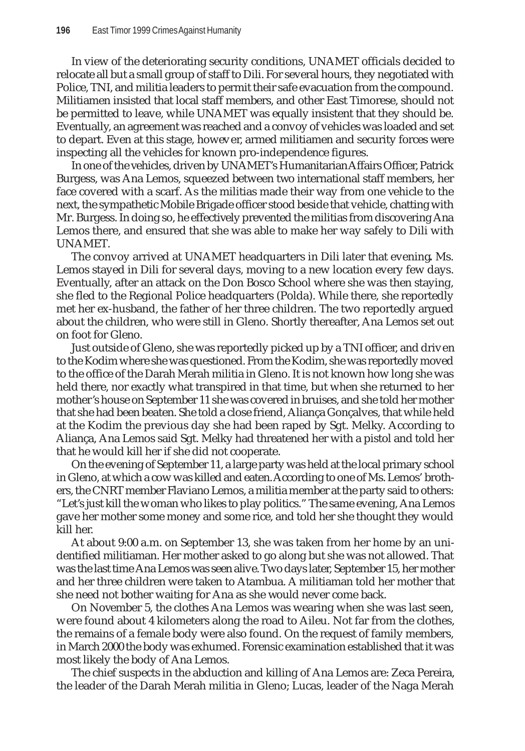In view of the deteriorating security conditions, UNAMET officials decided to relocate all but a small group of staff to Dili. For several hours, they negotiated with Police, TNI, and militia leaders to permit their safe evacuation from the compound. Militiamen insisted that local staff members, and other East Timorese, should not be permitted to leave, while UNAMET was equally insistent that they should be. Eventually, an agreement was reached and a convoy of vehicles was loaded and set to depart. Even at this stage, however, armed militiamen and security forces were inspecting all the vehicles for known pro-independence figures.

In one of the vehicles, driven by UNAMET's Humanitarian Affairs Officer, Patrick Burgess, was Ana Lemos, squeezed between two international staff members, her face covered with a scarf. As the militias made their way from one vehicle to the next, the sympathetic Mobile Brigade officer stood beside that vehicle, chatting with Mr. Burgess. In doing so, he effectively prevented the militias from discovering Ana Lemos there, and ensured that she was able to make her way safely to Dili with UNAMET.

The convoy arrived at UNAMET headquarters in Dili later that evening**.** Ms. Lemos stayed in Dili for several days, moving to a new location every few days. Eventually, after an attack on the Don Bosco School where she was then staying, she fled to the Regional Police headquarters (Polda). While there, she reportedly met her ex-husband, the father of her three children. The two reportedly argued about the children, who were still in Gleno. Shortly thereafter, Ana Lemos set out on foot for Gleno.

Just outside of Gleno, she was reportedly picked up by a TNI officer, and driven to the Kodim where she was questioned. From the Kodim, she was reportedly moved to the office of the Darah Merah militia in Gleno. It is not known how long she was held there, nor exactly what transpired in that time, but when she returned to her mother's house on September 11 she was covered in bruises, and she told her mother that she had been beaten. She told a close friend, Aliança Gonçalves, that while held at the Kodim the previous day she had been raped by Sgt. Melky. According to Aliança, Ana Lemos said Sgt. Melky had threatened her with a pistol and told her that he would kill her if she did not cooperate.

On the evening of September 11, a large party was held at the local primary school in Gleno, at which a cow was killed and eaten. According to one of Ms. Lemos' brothers, the CNRT member Flaviano Lemos, a militia member at the party said to others: "Let's just kill the woman who likes to play politics." The same evening, Ana Lemos gave her mother some money and some rice, and told her she thought they would kill her.

At about 9:00 a.m. on September 13, she was taken from her home by an unidentified militiaman. Her mother asked to go along but she was not allowed. That was the last time Ana Lemos was seen alive. Two days later, September 15, her mother and her three children were taken to Atambua. A militiaman told her mother that she need not bother waiting for Ana as she would never come back.

On November 5, the clothes Ana Lemos was wearing when she was last seen, were found about 4 kilometers along the road to Aileu. Not far from the clothes, the remains of a female body were also found. On the request of family members, in March 2000 the body was exhumed. Forensic examination established that it was most likely the body of Ana Lemos.

The chief suspects in the abduction and killing of Ana Lemos are: Zeca Pereira, the leader of the Darah Merah militia in Gleno; Lucas, leader of the Naga Merah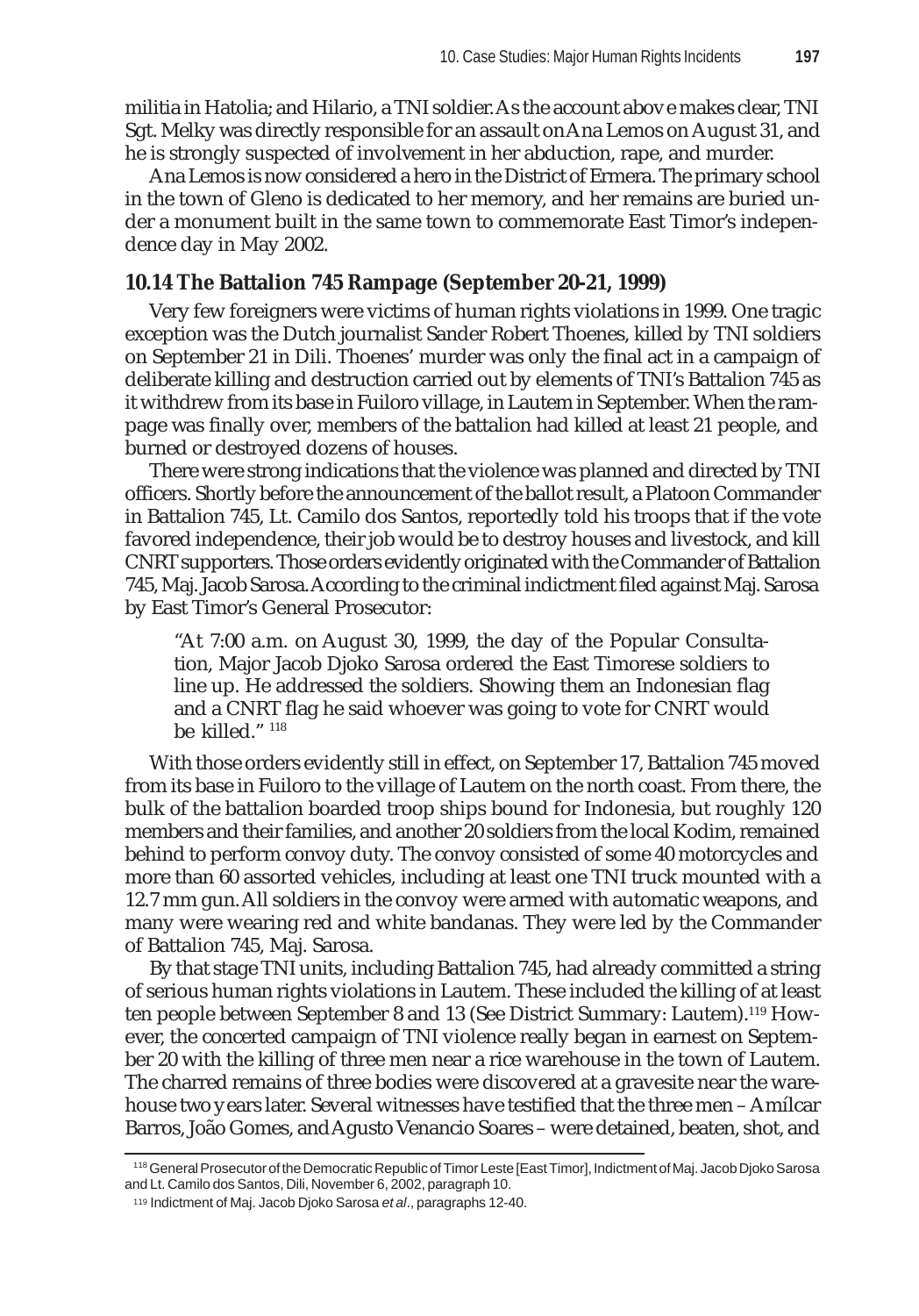militia in Hatolia; and Hilario, a TNI soldier. As the account above makes clear, TNI Sgt. Melky was directly responsible for an assault on Ana Lemos on August 31, and he is strongly suspected of involvement in her abduction, rape, and murder.

Ana Lemos is now considered a hero in the District of Ermera. The primary school in the town of Gleno is dedicated to her memory, and her remains are buried under a monument built in the same town to commemorate East Timor's independence day in May 2002.

### 10.14 The Battalion 745 Rampage (September 20-21, 1999)

Very few foreigners were victims of human rights violations in 1999. One tragic exception was the Dutch journalist Sander Robert Thoenes, killed by TNI soldiers on September 21 in Dili. Thoenes' murder was only the final act in a campaign of deliberate killing and destruction carried out by elements of TNI's Battalion 745 as it withdrew from its base in Fuiloro village, in Lautem in September. When the rampage was finally over, members of the battalion had killed at least 21 people, and burned or destroyed dozens of houses.

There were strong indications that the violence was planned and directed by TNI officers. Shortly before the announcement of the ballot result, a Platoon Commander in Battalion 745, Lt. Camilo dos Santos, reportedly told his troops that if the vote favored independence, their job would be to destroy houses and livestock, and kill CNRT supporters. Those orders evidently originated with the Commander of Battalion 745, Maj. Jacob Sarosa. According to the criminal indictment filed against Maj. Sarosa by East Timor's General Prosecutor:

> "At 7:00 a.m. on August 30, 1999, the day of the Popular Consultation, Major Jacob Djoko Sarosa ordered the East Timorese soldiers to line up. He addressed the soldiers. Showing them an Indonesian flag and a CNRT flag he said whoever was going to vote for CNRT would be killed." [118]

With those orders evidently still in effect, on September 17, Battalion 745 moved from its base in Fuiloro to the village of Lautem on the north coast. From there, the bulk of the battalion boarded troop ships bound for Indonesia, but roughly 120 members and their families, and another 20 soldiers from the local Kodim, remained behind to perform convoy duty. The convoy consisted of some 40 motorcycles and more than 60 assorted vehicles, including at least one TNI truck mounted with a 12.7 mm gun. All soldiers in the convoy were armed with automatic weapons, and many were wearing red and white bandanas. They were led by the Commander of Battalion 745, Maj. Sarosa.

By that stage TNI units, including Battalion 745, had already committed a string of serious human rights violations in Lautem. These included the killing of at least ten people between September 8 and 13 (See District Summary: Lautem).[119] However, the concerted campaign of TNI violence really began in earnest on September 20 with the killing of three men near a rice warehouse in the town of Lautem. The charred remains of three bodies were discovered at a gravesite near the warehouse two years later. Several witnesses have testified that the three men – Amílcar Barros, João Gomes, and Agusto Venancio Soares – were detained, beaten, shot, and

---

[118] General Prosecutor of the Democratic Republic of Timor Leste [East Timor], Indictment of Maj. Jacob Djoko Sarosa and Lt. Camilo dos Santos, Dili, November 6, 2002, paragraph 10.

[119] Indictment of Maj. Jacob Djoko Sarosa *et al*., paragraphs 12-40.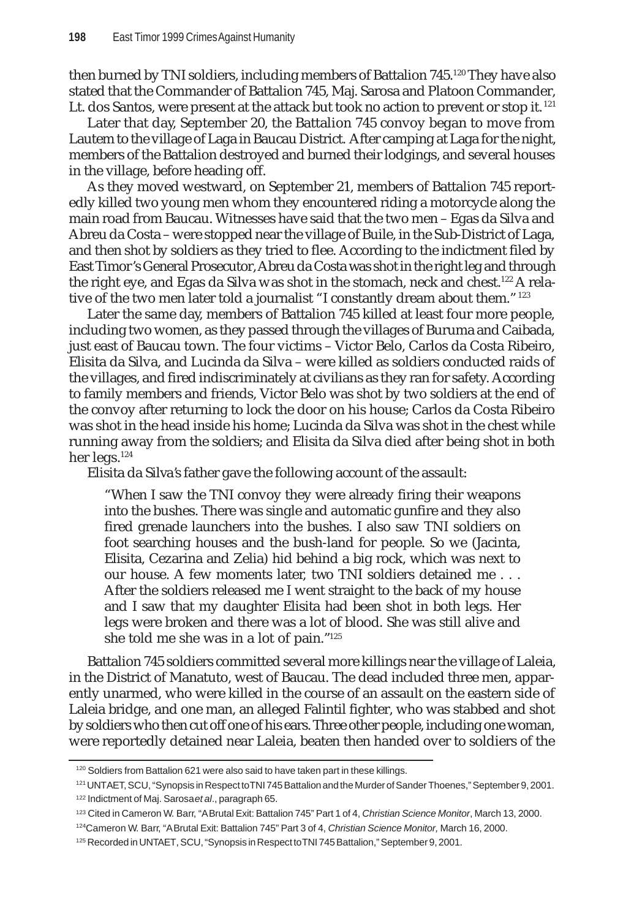then burned by TNI soldiers, including members of Battalion 745.[120] They have also stated that the Commander of Battalion 745, Maj. Sarosa and Platoon Commander, Lt. dos Santos, were present at the attack but took no action to prevent or stop it.[121]

Later that day, September 20, the Battalion 745 convoy began to move from Lautem to the village of Laga in Baucau District. After camping at Laga for the night, members of the Battalion destroyed and burned their lodgings, and several houses in the village, before heading off.

As they moved westward, on September 21, members of Battalion 745 reportedly killed two young men whom they encountered riding a motorcycle along the main road from Baucau. Witnesses have said that the two men – Egas da Silva and Abreu da Costa – were stopped near the village of Buile, in the Sub-District of Laga, and then shot by soldiers as they tried to flee. According to the indictment filed by East Timor's General Prosecutor, Abreu da Costa was shot in the right leg and through the right eye, and Egas da Silva was shot in the stomach, neck and chest.[122] A relative of the two men later told a journalist "I constantly dream about them."[123]

Later the same day, members of Battalion 745 killed at least four more people, including two women, as they passed through the villages of Buruma and Caibada, just east of Baucau town. The four victims – Victor Belo, Carlos da Costa Ribeiro, Elisita da Silva, and Lucinda da Silva – were killed as soldiers conducted raids of the villages, and fired indiscriminately at civilians as they ran for safety. According to family members and friends, Victor Belo was shot by two soldiers at the end of the convoy after returning to lock the door on his house; Carlos da Costa Ribeiro was shot in the head inside his home; Lucinda da Silva was shot in the chest while running away from the soldiers; and Elisita da Silva died after being shot in both her legs.[124]

Elisita da Silva's father gave the following account of the assault:

> "When I saw the TNI convoy they were already firing their weapons into the bushes. There was single and automatic gunfire and they also fired grenade launchers into the bushes. I also saw TNI soldiers on foot searching houses and the bush-land for people. So we (Jacinta, Elisita, Cezarina and Zelia) hid behind a big rock, which was next to our house. A few moments later, two TNI soldiers detained me . . . After the soldiers released me I went straight to the back of my house and I saw that my daughter Elisita had been shot in both legs. Her legs were broken and there was a lot of blood. She was still alive and she told me she was in a lot of pain."[125]

Battalion 745 soldiers committed several more killings near the village of Laleia, in the District of Manatuto, west of Baucau. The dead included three men, apparently unarmed, who were killed in the course of an assault on the eastern side of Laleia bridge, and one man, an alleged Falintil fighter, who was stabbed and shot by soldiers who then cut off one of his ears. Three other people, including one woman, were reportedly detained near Laleia, beaten then handed over to soldiers of the

---

[120] Soldiers from Battalion 621 were also said to have taken part in these killings.

[121] UNTAET, SCU, "Synopsis in Respect to TNI 745 Battalion and the Murder of Sander Thoenes," September 9, 2001.

[122] Indictment of Maj. Sarosa *et al*., paragraph 65.

[123] Cited in Cameron W. Barr, "A Brutal Exit: Battalion 745" Part 1 of 4, *Christian Science Monitor*, March 13, 2000.

[124] Cameron W. Barr, "A Brutal Exit: Battalion 745" Part 3 of 4, *Christian Science Monitor*, March 16, 2000.

[125] Recorded in UNTAET, SCU, "Synopsis in Respect to TNI 745 Battalion," September 9, 2001.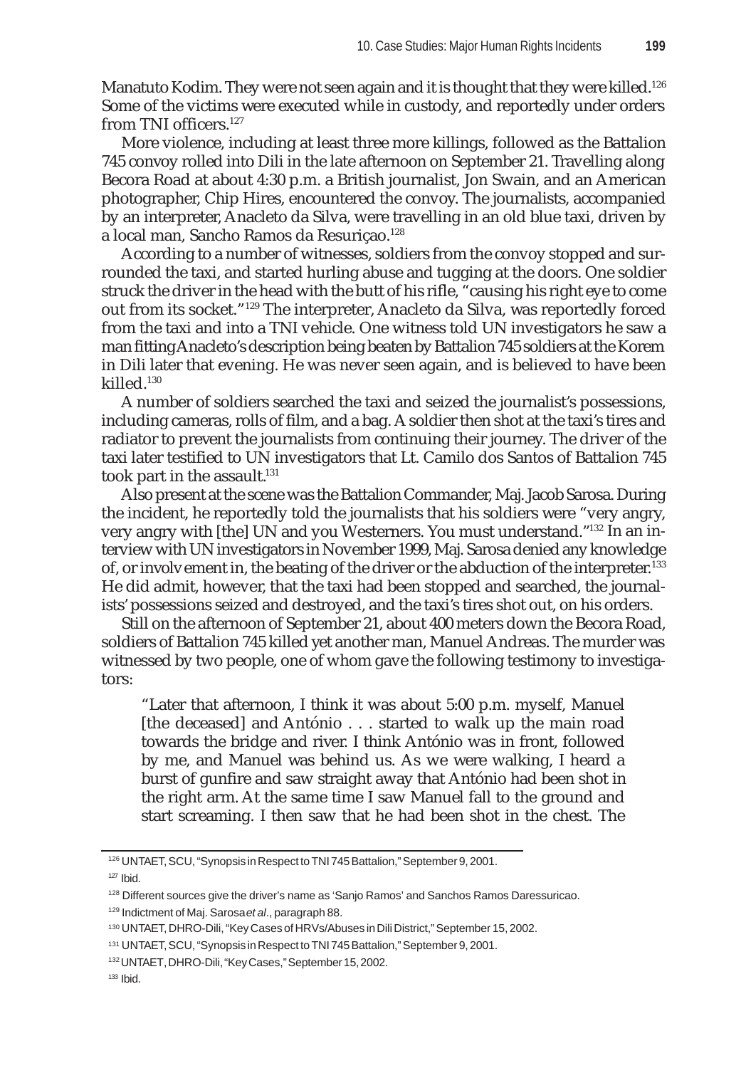Manatuto Kodim. They were not seen again and it is thought that they were killed.[126] Some of the victims were executed while in custody, and reportedly under orders from TNI officers.[127]

More violence, including at least three more killings, followed as the Battalion 745 convoy rolled into Dili in the late afternoon on September 21. Travelling along Becora Road at about 4:30 p.m. a British journalist, Jon Swain, and an American photographer, Chip Hires, encountered the convoy. The journalists, accompanied by an interpreter, Anacleto da Silva, were travelling in an old blue taxi, driven by a local man, Sancho Ramos da Resuriçao.[128]

According to a number of witnesses, soldiers from the convoy stopped and surrounded the taxi, and started hurling abuse and tugging at the doors. One soldier struck the driver in the head with the butt of his rifle, "causing his right eye to come out from its socket."[129] The interpreter, Anacleto da Silva, was reportedly forced from the taxi and into a TNI vehicle. One witness told UN investigators he saw a man fitting Anacleto's description being beaten by Battalion 745 soldiers at the Korem in Dili later that evening. He was never seen again, and is believed to have been killed.[130]

A number of soldiers searched the taxi and seized the journalist's possessions, including cameras, rolls of film, and a bag. A soldier then shot at the taxi's tires and radiator to prevent the journalists from continuing their journey. The driver of the taxi later testified to UN investigators that Lt. Camilo dos Santos of Battalion 745 took part in the assault.[131]

Also present at the scene was the Battalion Commander, Maj. Jacob Sarosa. During the incident, he reportedly told the journalists that his soldiers were "very angry, very angry with [the] UN and you Westerners. You must understand."[132] In an interview with UN investigators in November 1999, Maj. Sarosa denied any knowledge of, or involvement in, the beating of the driver or the abduction of the interpreter.[133] He did admit, however, that the taxi had been stopped and searched, the journalists' possessions seized and destroyed, and the taxi's tires shot out, on his orders.

Still on the afternoon of September 21, about 400 meters down the Becora Road, soldiers of Battalion 745 killed yet another man, Manuel Andreas. The murder was witnessed by two people, one of whom gave the following testimony to investigators:

> "Later that afternoon, I think it was about 5:00 p.m. myself, Manuel [the deceased] and António . . . started to walk up the main road towards the bridge and river. I think António was in front, followed by me, and Manuel was behind us. As we were walking, I heard a burst of gunfire and saw straight away that António had been shot in the right arm. At the same time I saw Manuel fall to the ground and start screaming. I then saw that he had been shot in the chest. The

---

[126] UNTAET, SCU, "Synopsis in Respect to TNI 745 Battalion," September 9, 2001.

[127] Ibid.

[128] Different sources give the driver's name as 'Sanjo Ramos' and Sanchos Ramos Daressuricao.

[129] Indictment of Maj. Sarosa *et al*., paragraph 88.

[130] UNTAET, DHRO-Dili, "Key Cases of HRVs/Abuses in Dili District," September 15, 2002.

[131] UNTAET, SCU, "Synopsis in Respect to TNI 745 Battalion," September 9, 2001.

[132] UNTAET, DHRO-Dili, "Key Cases," September 15, 2002.

[133] Ibid.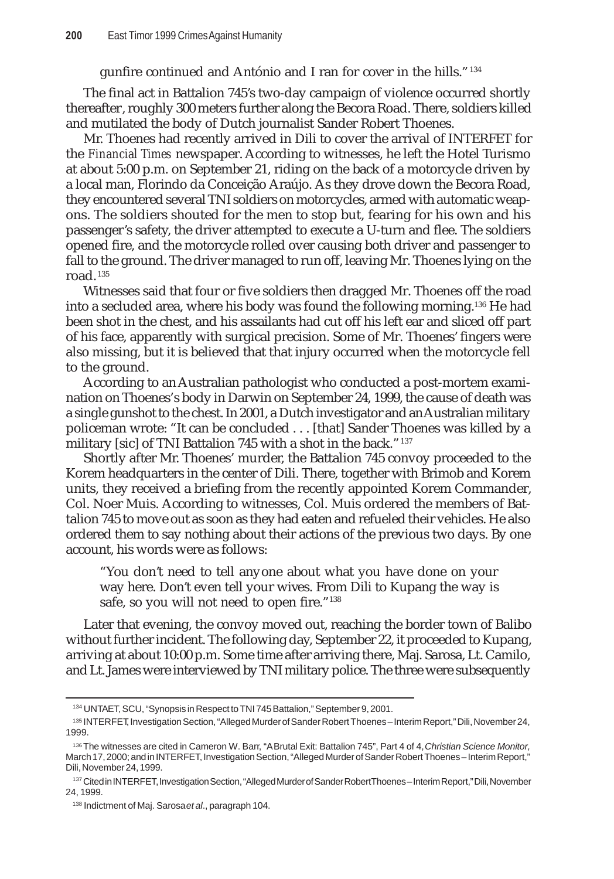gunfire continued and António and I ran for cover in the hills."[134]

The final act in Battalion 745's two-day campaign of violence occurred shortly thereafter, roughly 300 meters further along the Becora Road. There, soldiers killed and mutilated the body of Dutch journalist Sander Robert Thoenes.

Mr. Thoenes had recently arrived in Dili to cover the arrival of INTERFET for the *Financial Times* newspaper. According to witnesses, he left the Hotel Turismo at about 5:00 p.m. on September 21, riding on the back of a motorcycle driven by a local man, Florindo da Conceição Araújo. As they drove down the Becora Road, they encountered several TNI soldiers on motorcycles, armed with automatic weapons. The soldiers shouted for the men to stop but, fearing for his own and his passenger's safety, the driver attempted to execute a U-turn and flee. The soldiers opened fire, and the motorcycle rolled over causing both driver and passenger to fall to the ground. The driver managed to run off, leaving Mr. Thoenes lying on the road.[135]

Witnesses said that four or five soldiers then dragged Mr. Thoenes off the road into a secluded area, where his body was found the following morning.[136] He had been shot in the chest, and his assailants had cut off his left ear and sliced off part of his face, apparently with surgical precision. Some of Mr. Thoenes' fingers were also missing, but it is believed that that injury occurred when the motorcycle fell to the ground.

According to an Australian pathologist who conducted a post-mortem examination on Thoenes's body in Darwin on September 24, 1999, the cause of death was a single gunshot to the chest. In 2001, a Dutch investigator and an Australian military policeman wrote: "It can be concluded . . . [that] Sander Thoenes was killed by a military [sic] of TNI Battalion 745 with a shot in the back."[137]

Shortly after Mr. Thoenes' murder, the Battalion 745 convoy proceeded to the Korem headquarters in the center of Dili. There, together with Brimob and Korem units, they received a briefing from the recently appointed Korem Commander, Col. Noer Muis. According to witnesses, Col. Muis ordered the members of Battalion 745 to move out as soon as they had eaten and refueled their vehicles. He also ordered them to say nothing about their actions of the previous two days. By one account, his words were as follows:

> "You don't need to tell anyone about what you have done on your way here. Don't even tell your wives. From Dili to Kupang the way is safe, so you will not need to open fire."[138]

Later that evening, the convoy moved out, reaching the border town of Balibo without further incident. The following day, September 22, it proceeded to Kupang, arriving at about 10:00 p.m. Some time after arriving there, Maj. Sarosa, Lt. Camilo, and Lt. James were interviewed by TNI military police. The three were subsequently

---

[134] UNTAET, SCU, "Synopsis in Respect to TNI 745 Battalion," September 9, 2001.

[135] INTERFET, Investigation Section, "Alleged Murder of Sander Robert Thoenes – Interim Report," Dili, November 24, 1999.

[136] The witnesses are cited in Cameron W. Barr, "A Brutal Exit: Battalion 745", Part 4 of 4, *Christian Science Monitor*, March 17, 2000; and in INTERFET, Investigation Section, "Alleged Murder of Sander Robert Thoenes – Interim Report," Dili, November 24, 1999.

[137] Cited in INTERFET, Investigation Section, "Alleged Murder of Sander Robert Thoenes – Interim Report," Dili, November 24, 1999.

[138] Indictment of Maj. Sarosa *et al*., paragraph 104.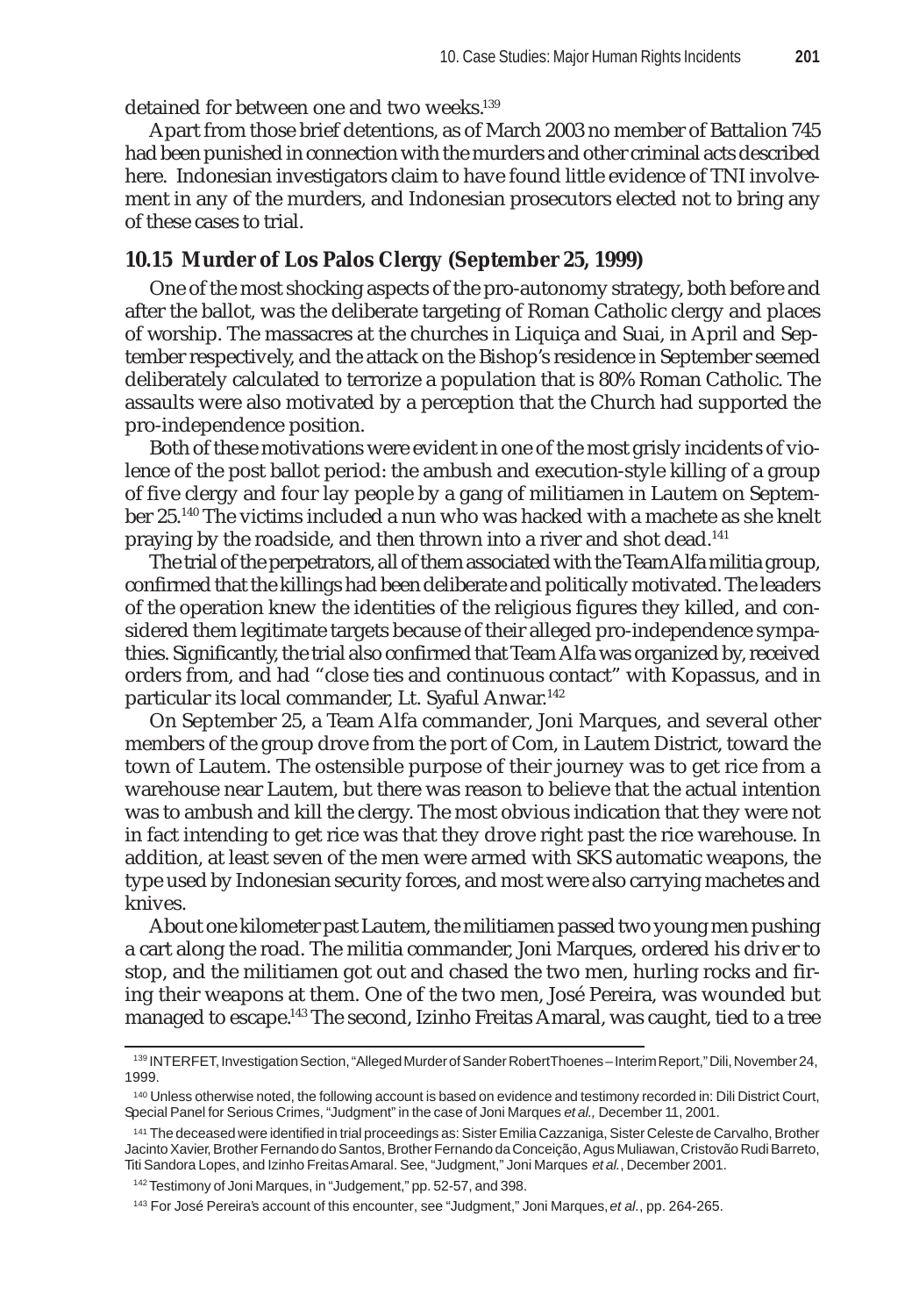detained for between one and two weeks.[139]

Apart from those brief detentions, as of March 2003 no member of Battalion 745 had been punished in connection with the murders and other criminal acts described here. Indonesian investigators claim to have found little evidence of TNI involvement in any of the murders, and Indonesian prosecutors elected not to bring any of these cases to trial.

## 10.15 Murder of Los Palos Clergy (September 25, 1999)

One of the most shocking aspects of the pro-autonomy strategy, both before and after the ballot, was the deliberate targeting of Roman Catholic clergy and places of worship. The massacres at the churches in Liquiça and Suai, in April and September respectively, and the attack on the Bishop's residence in September seemed deliberately calculated to terrorize a population that is 80% Roman Catholic. The assaults were also motivated by a perception that the Church had supported the pro-independence position.

Both of these motivations were evident in one of the most grisly incidents of violence of the post ballot period: the ambush and execution-style killing of a group of five clergy and four lay people by a gang of militiamen in Lautem on September 25.[140] The victims included a nun who was hacked with a machete as she knelt praying by the roadside, and then thrown into a river and shot dead.[141]

The trial of the perpetrators, all of them associated with the Team Alfa militia group, confirmed that the killings had been deliberate and politically motivated. The leaders of the operation knew the identities of the religious figures they killed, and considered them legitimate targets because of their alleged pro-independence sympathies. Significantly, the trial also confirmed that Team Alfa was organized by, received orders from, and had "close ties and continuous contact" with Kopassus, and in particular its local commander, Lt. Syaful Anwar.[142]

On September 25, a Team Alfa commander, Joni Marques, and several other members of the group drove from the port of Com, in Lautem District, toward the town of Lautem. The ostensible purpose of their journey was to get rice from a warehouse near Lautem, but there was reason to believe that the actual intention was to ambush and kill the clergy. The most obvious indication that they were not in fact intending to get rice was that they drove right past the rice warehouse. In addition, at least seven of the men were armed with SKS automatic weapons, the type used by Indonesian security forces, and most were also carrying machetes and knives.

About one kilometer past Lautem, the militiamen passed two young men pushing a cart along the road. The militia commander, Joni Marques, ordered his driver to stop, and the militiamen got out and chased the two men, hurling rocks and firing their weapons at them. One of the two men, José Pereira, was wounded but managed to escape.[143] The second, Izinho Freitas Amaral, was caught, tied to a tree

---

[139] INTERFET, Investigation Section, "Alleged Murder of Sander Robert Thoenes – Interim Report," Dili, November 24, 1999.

[140] Unless otherwise noted, the following account is based on evidence and testimony recorded in: Dili District Court, Special Panel for Serious Crimes, "Judgment" in the case of Joni Marques *et al.,* December 11, 2001.

[141] The deceased were identified in trial proceedings as: Sister Emilia Cazzaniga, Sister Celeste de Carvalho, Brother Jacinto Xavier, Brother Fernando do Santos, Brother Fernando da Conceição, Agus Muliawan, Cristovão Rudi Barreto, Titi Sandora Lopes, and Izinho Freitas Amaral. See, "Judgment," Joni Marques *et al.*, December 2001.

[142] Testimony of Joni Marques, in "Judgement," pp. 52-57, and 398.

[143] For José Pereira's account of this encounter, see "Judgment," Joni Marques, *et al.*, pp. 264-265.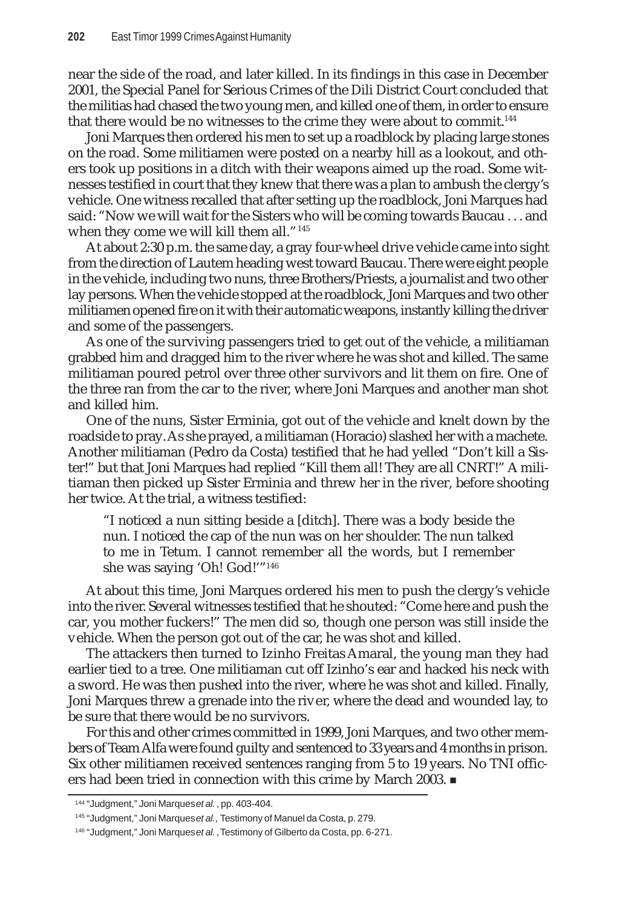near the side of the road, and later killed. In its findings in this case in December 2001, the Special Panel for Serious Crimes of the Dili District Court concluded that the militias had chased the two young men, and killed one of them, in order to ensure that there would be no witnesses to the crime they were about to commit.[144]

Joni Marques then ordered his men to set up a roadblock by placing large stones on the road. Some militiamen were posted on a nearby hill as a lookout, and others took up positions in a ditch with their weapons aimed up the road. Some witnesses testified in court that they knew that there was a plan to ambush the clergy's vehicle. One witness recalled that after setting up the roadblock, Joni Marques had said: "Now we will wait for the Sisters who will be coming towards Baucau . . . and when they come we will kill them all." [145]

At about 2:30 p.m. the same day, a gray four-wheel drive vehicle came into sight from the direction of Lautem heading west toward Baucau. There were eight people in the vehicle, including two nuns, three Brothers/Priests, a journalist and two other lay persons. When the vehicle stopped at the roadblock, Joni Marques and two other militiamen opened fire on it with their automatic weapons, instantly killing the driver and some of the passengers.

As one of the surviving passengers tried to get out of the vehicle, a militiaman grabbed him and dragged him to the river where he was shot and killed. The same militiaman poured petrol over three other survivors and lit them on fire. One of the three ran from the car to the river, where Joni Marques and another man shot and killed him.

One of the nuns, Sister Erminia, got out of the vehicle and knelt down by the roadside to pray. As she prayed, a militiaman (Horacio) slashed her with a machete. Another militiaman (Pedro da Costa) testified that he had yelled "Don't kill a Sister!" but that Joni Marques had replied "Kill them all! They are all CNRT!" A militiaman then picked up Sister Erminia and threw her in the river, before shooting her twice. At the trial, a witness testified:

> "I noticed a nun sitting beside a [ditch]. There was a body beside the nun. I noticed the cap of the nun was on her shoulder. The nun talked to me in Tetum. I cannot remember all the words, but I remember she was saying 'Oh! God!'"[146]

At about this time, Joni Marques ordered his men to push the clergy's vehicle into the river. Several witnesses testified that he shouted: "Come here and push the car, you mother fuckers!" The men did so, though one person was still inside the vehicle. When the person got out of the car, he was shot and killed.

The attackers then turned to Izinho Freitas Amaral, the young man they had earlier tied to a tree. One militiaman cut off Izinho's ear and hacked his neck with a sword. He was then pushed into the river, where he was shot and killed. Finally, Joni Marques threw a grenade into the river, where the dead and wounded lay, to be sure that there would be no survivors.

For this and other crimes committed in 1999, Joni Marques, and two other members of Team Alfa were found guilty and sentenced to 33 years and 4 months in prison. Six other militiamen received sentences ranging from 5 to 19 years. No TNI officers had been tried in connection with this crime by March 2003. ■

---

[144] "Judgment," Joni Marques *et al.*, pp. 403-404.

[145] "Judgment," Joni Marques *et al.*, Testimony of Manuel da Costa, p. 279.

[146] "Judgment," Joni Marques *et al.*, Testimony of Gilberto da Costa, pp. 6-271.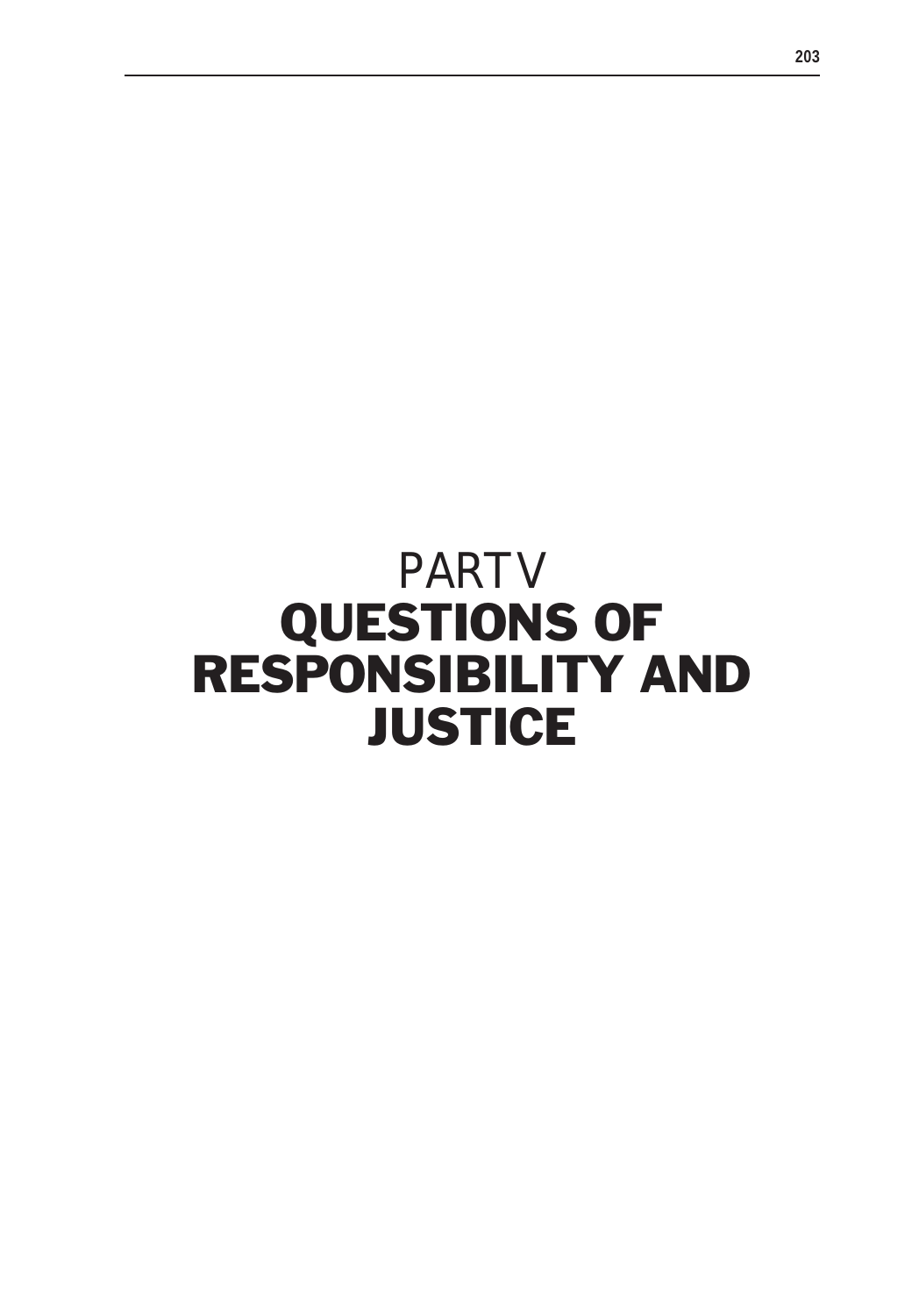# PART V
# QUESTIONS OF RESPONSIBILITY AND JUSTICE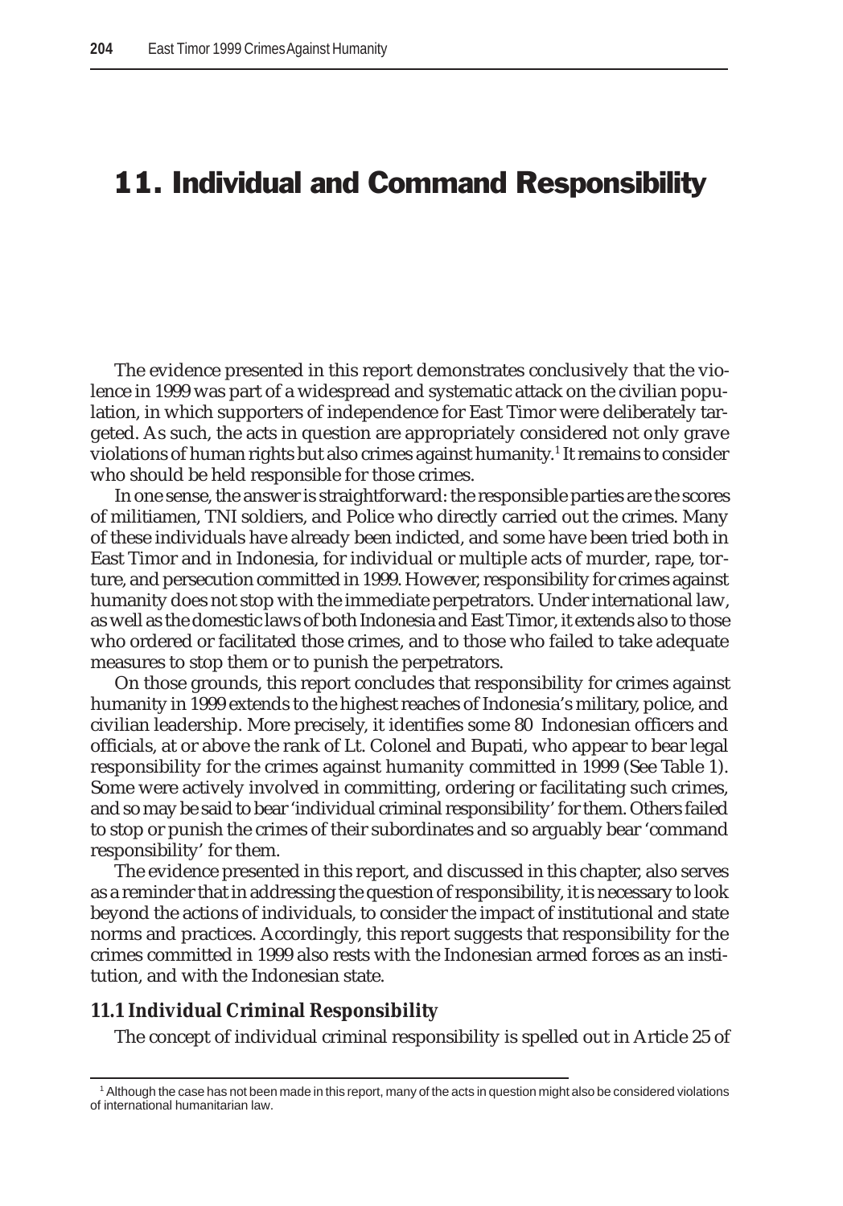# 11. Individual and Command Responsibility

The evidence presented in this report demonstrates conclusively that the violence in 1999 was part of a widespread and systematic attack on the civilian population, in which supporters of independence for East Timor were deliberately targeted. As such, the acts in question are appropriately considered not only grave violations of human rights but also crimes against humanity.[1] It remains to consider who should be held responsible for those crimes.

In one sense, the answer is straightforward: the responsible parties are the scores of militiamen, TNI soldiers, and Police who directly carried out the crimes. Many of these individuals have already been indicted, and some have been tried both in East Timor and in Indonesia, for individual or multiple acts of murder, rape, torture, and persecution committed in 1999. However, responsibility for crimes against humanity does not stop with the immediate perpetrators. Under international law, as well as the domestic laws of both Indonesia and East Timor, it extends also to those who ordered or facilitated those crimes, and to those who failed to take adequate measures to stop them or to punish the perpetrators.

On those grounds, this report concludes that responsibility for crimes against humanity in 1999 extends to the highest reaches of Indonesia's military, police, and civilian leadership. More precisely, it identifies some 80 Indonesian officers and officials, at or above the rank of Lt. Colonel and Bupati, who appear to bear legal responsibility for the crimes against humanity committed in 1999 (See Table 1). Some were actively involved in committing, ordering or facilitating such crimes, and so may be said to bear 'individual criminal responsibility' for them. Others failed to stop or punish the crimes of their subordinates and so arguably bear 'command responsibility' for them.

The evidence presented in this report, and discussed in this chapter, also serves as a reminder that in addressing the question of responsibility, it is necessary to look beyond the actions of individuals, to consider the impact of institutional and state norms and practices. Accordingly, this report suggests that responsibility for the crimes committed in 1999 also rests with the Indonesian armed forces as an institution, and with the Indonesian state.

### 11.1 Individual Criminal Responsibility

The concept of individual criminal responsibility is spelled out in Article 25 of

---

[1] Although the case has not been made in this report, many of the acts in question might also be considered violations of international humanitarian law.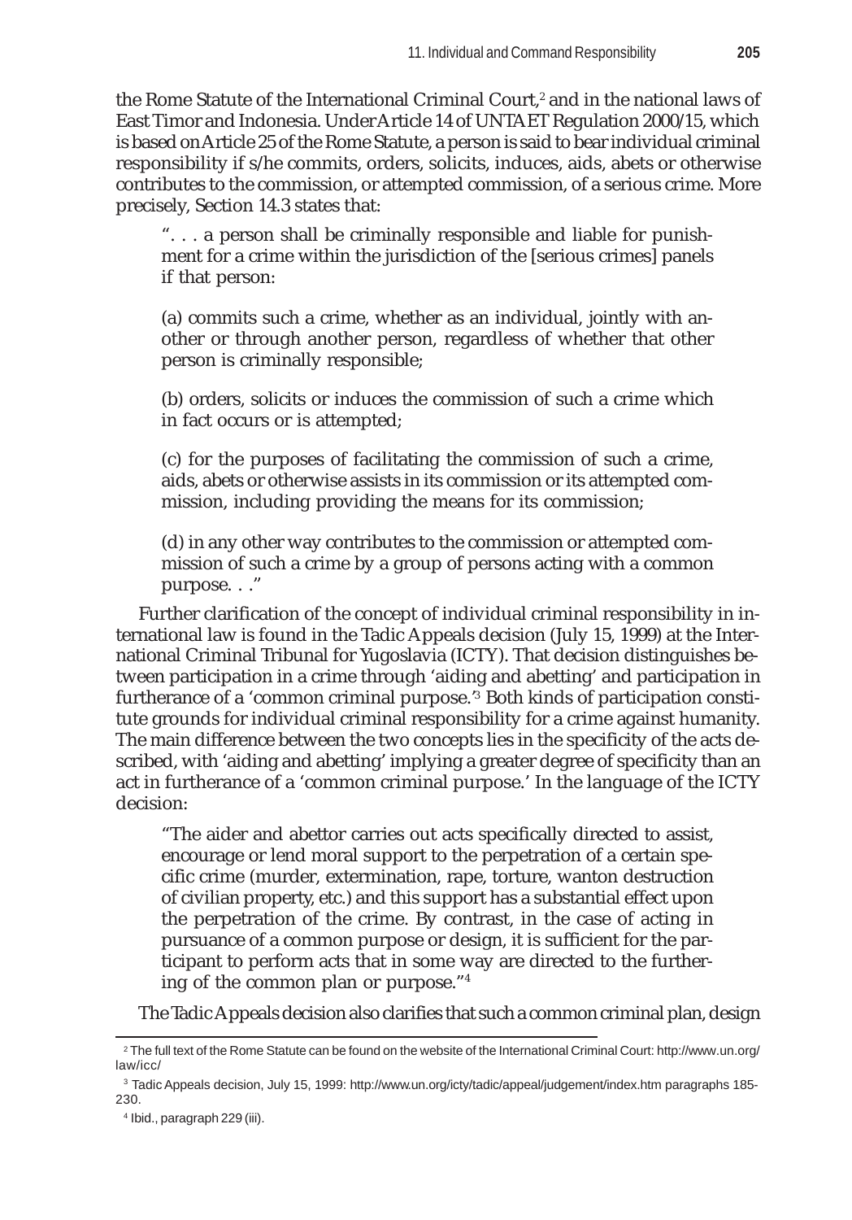the Rome Statute of the International Criminal Court,[2] and in the national laws of East Timor and Indonesia. Under Article 14 of UNTAET Regulation 2000/15, which is based on Article 25 of the Rome Statute, a person is said to bear individual criminal responsibility if s/he commits, orders, solicits, induces, aids, abets or otherwise contributes to the commission, or attempted commission, of a serious crime. More precisely, Section 14.3 states that:

> ". . . a person shall be criminally responsible and liable for punishment for a crime within the jurisdiction of the [serious crimes] panels if that person:
>
> (a) commits such a crime, whether as an individual, jointly with another or through another person, regardless of whether that other person is criminally responsible;
>
> (b) orders, solicits or induces the commission of such a crime which in fact occurs or is attempted;
>
> (c) for the purposes of facilitating the commission of such a crime, aids, abets or otherwise assists in its commission or its attempted commission, including providing the means for its commission;
>
> (d) in any other way contributes to the commission or attempted commission of such a crime by a group of persons acting with a common purpose. . ."

Further clarification of the concept of individual criminal responsibility in international law is found in the Tadic Appeals decision (July 15, 1999) at the International Criminal Tribunal for Yugoslavia (ICTY). That decision distinguishes between participation in a crime through 'aiding and abetting' and participation in furtherance of a 'common criminal purpose.'[3] Both kinds of participation constitute grounds for individual criminal responsibility for a crime against humanity. The main difference between the two concepts lies in the specificity of the acts described, with 'aiding and abetting' implying a greater degree of specificity than an act in furtherance of a 'common criminal purpose.' In the language of the ICTY decision:

> "The aider and abettor carries out acts specifically directed to assist, encourage or lend moral support to the perpetration of a certain specific crime (murder, extermination, rape, torture, wanton destruction of civilian property, etc.) and this support has a substantial effect upon the perpetration of the crime. By contrast, in the case of acting in pursuance of a common purpose or design, it is sufficient for the participant to perform acts that in some way are directed to the furthering of the common plan or purpose."[4]

The Tadic Appeals decision also clarifies that such a common criminal plan, design

---

[2] The full text of the Rome Statute can be found on the website of the International Criminal Court: http://www.un.org/law/icc/

[3] Tadic Appeals decision, July 15, 1999: http://www.un.org/icty/tadic/appeal/judgement/index.htm paragraphs 185-230.

[4] Ibid., paragraph 229 (iii).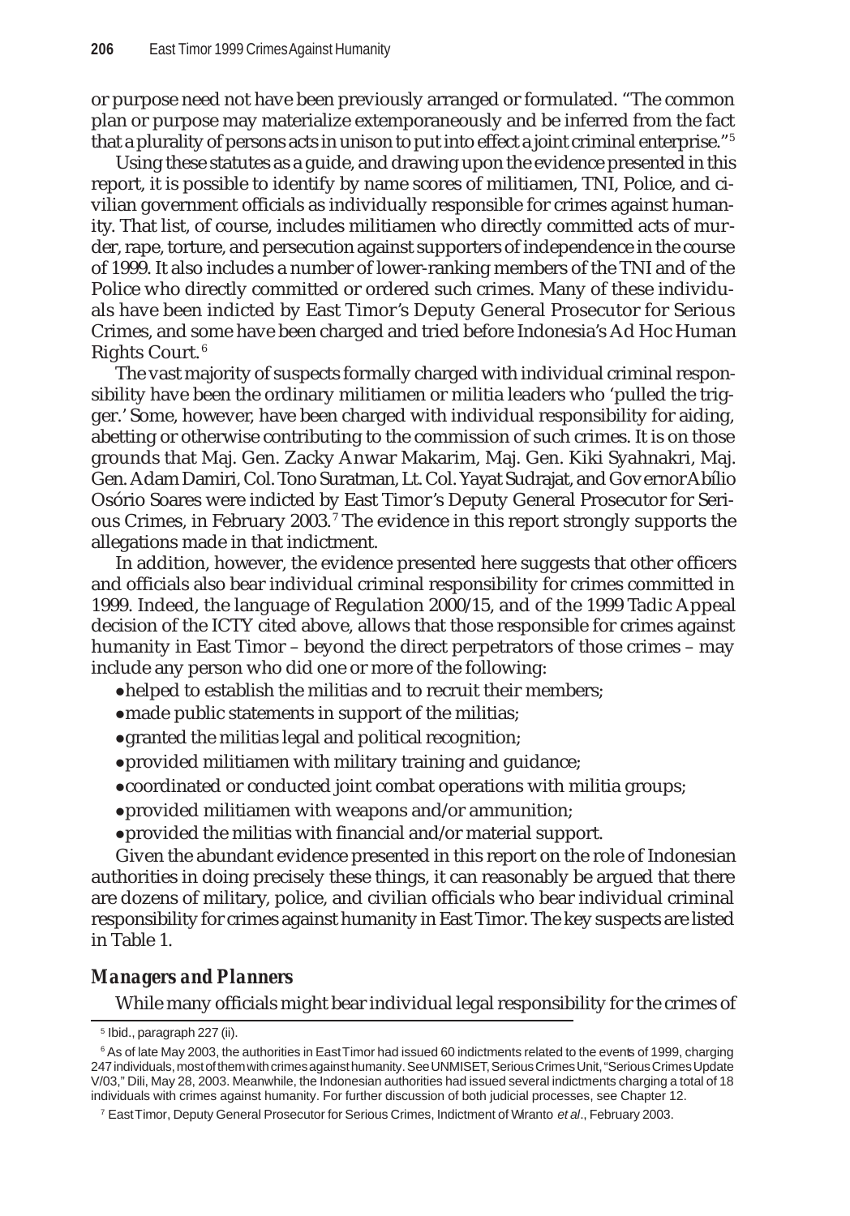or purpose need not have been previously arranged or formulated. "The common plan or purpose may materialize extemporaneously and be inferred from the fact that a plurality of persons acts in unison to put into effect a joint criminal enterprise."[5]

Using these statutes as a guide, and drawing upon the evidence presented in this report, it is possible to identify by name scores of militiamen, TNI, Police, and civilian government officials as individually responsible for crimes against humanity. That list, of course, includes militiamen who directly committed acts of murder, rape, torture, and persecution against supporters of independence in the course of 1999. It also includes a number of lower-ranking members of the TNI and of the Police who directly committed or ordered such crimes. Many of these individuals have been indicted by East Timor's Deputy General Prosecutor for Serious Crimes, and some have been charged and tried before Indonesia's Ad Hoc Human Rights Court.[6]

The vast majority of suspects formally charged with individual criminal responsibility have been the ordinary militiamen or militia leaders who 'pulled the trigger.' Some, however, have been charged with individual responsibility for aiding, abetting or otherwise contributing to the commission of such crimes. It is on those grounds that Maj. Gen. Zacky Anwar Makarim, Maj. Gen. Kiki Syahnakri, Maj. Gen. Adam Damiri, Col. Tono Suratman, Lt. Col. Yayat Sudrajat, and Governor Abílio Osório Soares were indicted by East Timor's Deputy General Prosecutor for Serious Crimes, in February 2003.[7] The evidence in this report strongly supports the allegations made in that indictment.

In addition, however, the evidence presented here suggests that other officers and officials also bear individual criminal responsibility for crimes committed in 1999. Indeed, the language of Regulation 2000/15, and of the 1999 Tadic Appeal decision of the ICTY cited above, allows that those responsible for crimes against humanity in East Timor – beyond the direct perpetrators of those crimes – may include any person who did one or more of the following:

- helped to establish the militias and to recruit their members;
- made public statements in support of the militias;
- granted the militias legal and political recognition;
- provided militiamen with military training and guidance;
- coordinated or conducted joint combat operations with militia groups;
- provided militiamen with weapons and/or ammunition;
- provided the militias with financial and/or material support.

Given the abundant evidence presented in this report on the role of Indonesian authorities in doing precisely these things, it can reasonably be argued that there are dozens of military, police, and civilian officials who bear individual criminal responsibility for crimes against humanity in East Timor. The key suspects are listed in Table 1.

### *Managers and Planners*

While many officials might bear individual legal responsibility for the crimes of

---

[5] Ibid., paragraph 227 (ii).

[6] As of late May 2003, the authorities in East Timor had issued 60 indictments related to the events of 1999, charging 247 individuals, most of them with crimes against humanity. See UNMISET, Serious Crimes Unit, "Serious Crimes Update V/03," Dili, May 28, 2003. Meanwhile, the Indonesian authorities had issued several indictments charging a total of 18 individuals with crimes against humanity. For further discussion of both judicial processes, see Chapter 12.

[7] East Timor, Deputy General Prosecutor for Serious Crimes, Indictment of Wiranto *et al*., February 2003.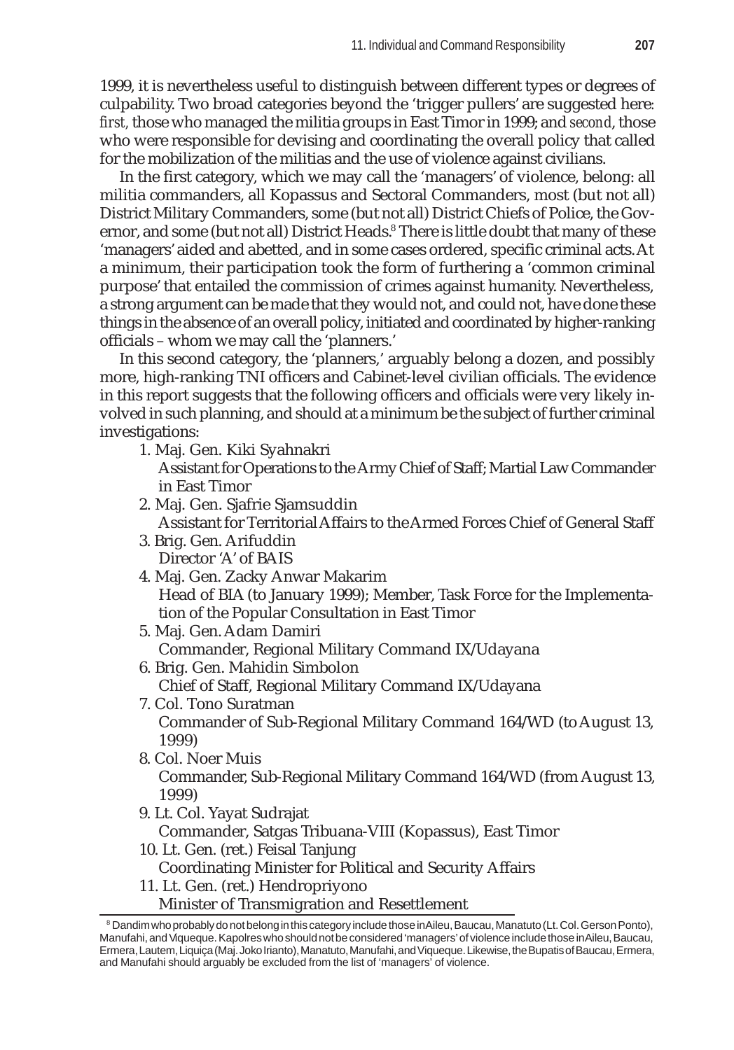1999, it is nevertheless useful to distinguish between different types or degrees of culpability. Two broad categories beyond the 'trigger pullers' are suggested here: *first*, those who managed the militia groups in East Timor in 1999; and *second*, those who were responsible for devising and coordinating the overall policy that called for the mobilization of the militias and the use of violence against civilians.

In the first category, which we may call the 'managers' of violence, belong: all militia commanders, all Kopassus and Sectoral Commanders, most (but not all) District Military Commanders, some (but not all) District Chiefs of Police, the Governor, and some (but not all) District Heads.[8] There is little doubt that many of these 'managers' aided and abetted, and in some cases ordered, specific criminal acts. At a minimum, their participation took the form of furthering a 'common criminal purpose' that entailed the commission of crimes against humanity. Nevertheless, a strong argument can be made that they would not, and could not, have done these things in the absence of an overall policy, initiated and coordinated by higher-ranking officials – whom we may call the 'planners.'

In this second category, the 'planners,' arguably belong a dozen, and possibly more, high-ranking TNI officers and Cabinet-level civilian officials. The evidence in this report suggests that the following officers and officials were very likely involved in such planning, and should at a minimum be the subject of further criminal investigations:

1. Maj. Gen. Kiki Syahnakri
   Assistant for Operations to the Army Chief of Staff; Martial Law Commander in East Timor
2. Maj. Gen. Sjafrie Sjamsuddin
   Assistant for Territorial Affairs to the Armed Forces Chief of General Staff
3. Brig. Gen. Arifuddin
   Director 'A' of BAIS
4. Maj. Gen. Zacky Anwar Makarim
   Head of BIA (to January 1999); Member, Task Force for the Implementation of the Popular Consultation in East Timor
5. Maj. Gen. Adam Damiri
   Commander, Regional Military Command IX/Udayana
6. Brig. Gen. Mahidin Simbolon
   Chief of Staff, Regional Military Command IX/Udayana
7. Col. Tono Suratman
   Commander of Sub-Regional Military Command 164/WD (to August 13, 1999)
8. Col. Noer Muis
   Commander, Sub-Regional Military Command 164/WD (from August 13, 1999)
9. Lt. Col. Yayat Sudrajat
   Commander, Satgas Tribuana-VIII (Kopassus), East Timor
10. Lt. Gen. (ret.) Feisal Tanjung
    Coordinating Minister for Political and Security Affairs
11. Lt. Gen. (ret.) Hendropriyono
    Minister of Transmigration and Resettlement

[8] Dandim who probably do not belong in this category include those in Aileu, Baucau, Manatuto (Lt. Col. Gerson Ponto), Manufahi, and Viqueque. Kapolres who should not be considered 'managers' of violence include those in Aileu, Baucau, Ermera, Lautem, Liquiça (Maj. Joko Irianto), Manatuto, Manufahi, and Viqueque. Likewise, the Bupatis of Baucau, Ermera, and Manufahi should arguably be excluded from the list of 'managers' of violence.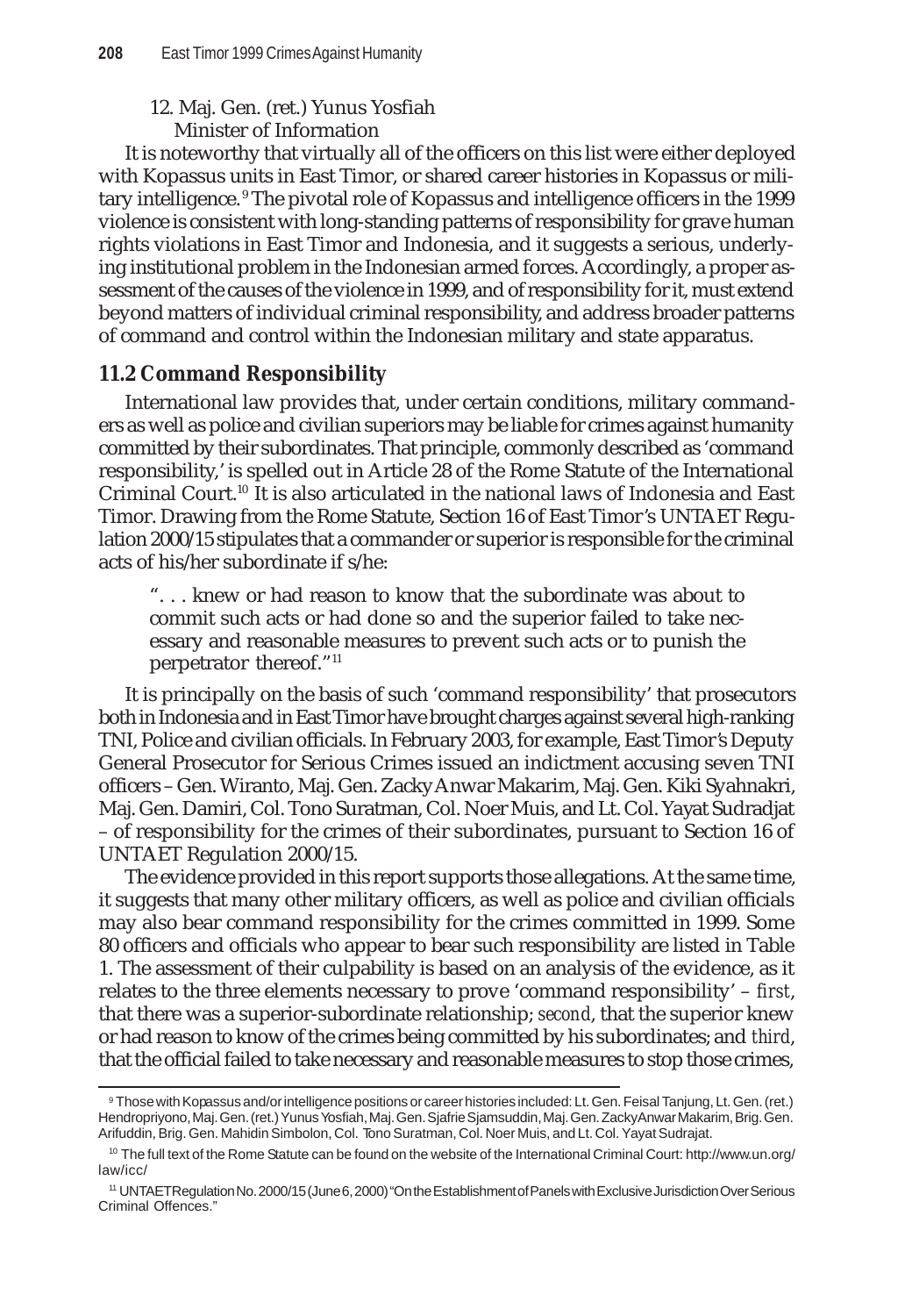12. Maj. Gen. (ret.) Yunus Yosfiah
    Minister of Information

It is noteworthy that virtually all of the officers on this list were either deployed with Kopassus units in East Timor, or shared career histories in Kopassus or military intelligence.[9] The pivotal role of Kopassus and intelligence officers in the 1999 violence is consistent with long-standing patterns of responsibility for grave human rights violations in East Timor and Indonesia, and it suggests a serious, underlying institutional problem in the Indonesian armed forces. Accordingly, a proper assessment of the causes of the violence in 1999, and of responsibility for it, must extend beyond matters of individual criminal responsibility, and address broader patterns of command and control within the Indonesian military and state apparatus.

## 11.2 Command Responsibility

International law provides that, under certain conditions, military commanders as well as police and civilian superiors may be liable for crimes against humanity committed by their subordinates. That principle, commonly described as 'command responsibility,' is spelled out in Article 28 of the Rome Statute of the International Criminal Court.[10] It is also articulated in the national laws of Indonesia and East Timor. Drawing from the Rome Statute, Section 16 of East Timor's UNTAET Regulation 2000/15 stipulates that a commander or superior is responsible for the criminal acts of his/her subordinate if s/he:

> ". . . knew or had reason to know that the subordinate was about to commit such acts or had done so and the superior failed to take necessary and reasonable measures to prevent such acts or to punish the perpetrator thereof."[11]

It is principally on the basis of such 'command responsibility' that prosecutors both in Indonesia and in East Timor have brought charges against several high-ranking TNI, Police and civilian officials. In February 2003, for example, East Timor's Deputy General Prosecutor for Serious Crimes issued an indictment accusing seven TNI officers – Gen. Wiranto, Maj. Gen. Zacky Anwar Makarim, Maj. Gen. Kiki Syahnakri, Maj. Gen. Damiri, Col. Tono Suratman, Col. Noer Muis, and Lt. Col. Yayat Sudradjat – of responsibility for the crimes of their subordinates, pursuant to Section 16 of UNTAET Regulation 2000/15.

The evidence provided in this report supports those allegations. At the same time, it suggests that many other military officers, as well as police and civilian officials may also bear command responsibility for the crimes committed in 1999. Some 80 officers and officials who appear to bear such responsibility are listed in Table 1. The assessment of their culpability is based on an analysis of the evidence, as it relates to the three elements necessary to prove 'command responsibility' – *first*, that there was a superior-subordinate relationship; *second*, that the superior knew or had reason to know of the crimes being committed by his subordinates; and *third*, that the official failed to take necessary and reasonable measures to stop those crimes,

---

[9] Those with Kopassus and/or intelligence positions or career histories included: Lt. Gen. Feisal Tanjung, Lt. Gen. (ret.) Hendropriyono, Maj. Gen. (ret.) Yunus Yosfiah, Maj. Gen. Sjafrie Sjamsuddin, Maj. Gen. Zacky Anwar Makarim, Brig. Gen. Arifuddin, Brig. Gen. Mahidin Simbolon, Col. Tono Suratman, Col. Noer Muis, and Lt. Col. Yayat Sudrajat.

[10] The full text of the Rome Statute can be found on the website of the International Criminal Court: http://www.un.org/law/icc/

[11] UNTAET Regulation No. 2000/15 (June 6, 2000) "On the Establishment of Panels with Exclusive Jurisdiction Over Serious Criminal Offences."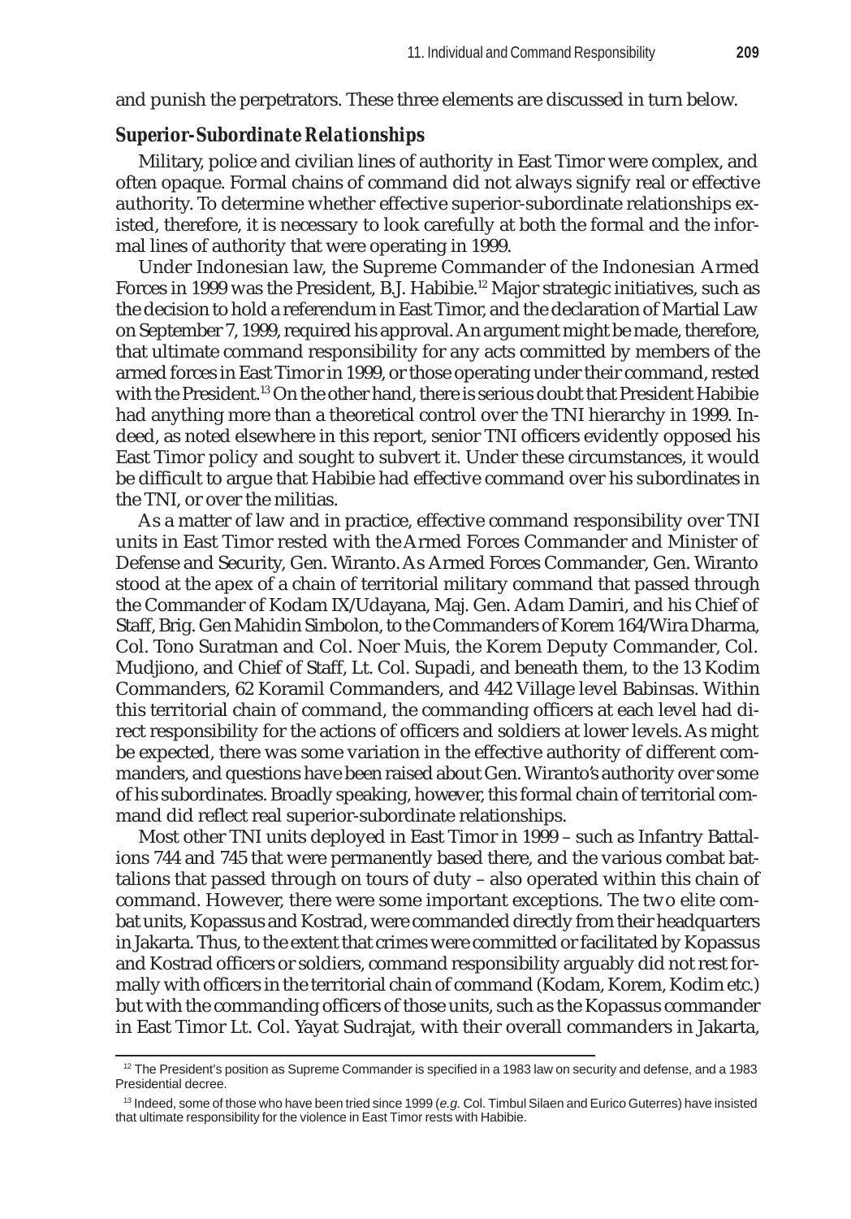and punish the perpetrators. These three elements are discussed in turn below.

### *Superior-Subordinate Relationships*

Military, police and civilian lines of authority in East Timor were complex, and often opaque. Formal chains of command did not always signify real or effective authority. To determine whether effective superior-subordinate relationships existed, therefore, it is necessary to look carefully at both the formal and the informal lines of authority that were operating in 1999.

Under Indonesian law, the Supreme Commander of the Indonesian Armed Forces in 1999 was the President, B.J. Habibie.[12] Major strategic initiatives, such as the decision to hold a referendum in East Timor, and the declaration of Martial Law on September 7, 1999, required his approval. An argument might be made, therefore, that ultimate command responsibility for any acts committed by members of the armed forces in East Timor in 1999, or those operating under their command, rested with the President.[13] On the other hand, there is serious doubt that President Habibie had anything more than a theoretical control over the TNI hierarchy in 1999. Indeed, as noted elsewhere in this report, senior TNI officers evidently opposed his East Timor policy and sought to subvert it. Under these circumstances, it would be difficult to argue that Habibie had effective command over his subordinates in the TNI, or over the militias.

As a matter of law and in practice, effective command responsibility over TNI units in East Timor rested with the Armed Forces Commander and Minister of Defense and Security, Gen. Wiranto. As Armed Forces Commander, Gen. Wiranto stood at the apex of a chain of territorial military command that passed through the Commander of Kodam IX/Udayana, Maj. Gen. Adam Damiri, and his Chief of Staff, Brig. Gen Mahidin Simbolon, to the Commanders of Korem 164/Wira Dharma, Col. Tono Suratman and Col. Noer Muis, the Korem Deputy Commander, Col. Mudjiono, and Chief of Staff, Lt. Col. Supadi, and beneath them, to the 13 Kodim Commanders, 62 Koramil Commanders, and 442 Village level Babinsas. Within this territorial chain of command, the commanding officers at each level had direct responsibility for the actions of officers and soldiers at lower levels. As might be expected, there was some variation in the effective authority of different commanders, and questions have been raised about Gen. Wiranto's authority over some of his subordinates. Broadly speaking, however, this formal chain of territorial command did reflect real superior-subordinate relationships.

Most other TNI units deployed in East Timor in 1999 – such as Infantry Battalions 744 and 745 that were permanently based there, and the various combat battalions that passed through on tours of duty – also operated within this chain of command. However, there were some important exceptions. The two elite combat units, Kopassus and Kostrad, were commanded directly from their headquarters in Jakarta. Thus, to the extent that crimes were committed or facilitated by Kopassus and Kostrad officers or soldiers, command responsibility arguably did not rest formally with officers in the territorial chain of command (Kodam, Korem, Kodim etc.) but with the commanding officers of those units, such as the Kopassus commander in East Timor Lt. Col. Yayat Sudrajat, with their overall commanders in Jakarta,

---

[12] The President's position as Supreme Commander is specified in a 1983 law on security and defense, and a 1983 Presidential decree.

[13] Indeed, some of those who have been tried since 1999 (*e.g.* Col. Timbul Silaen and Eurico Guterres) have insisted that ultimate responsibility for the violence in East Timor rests with Habibie.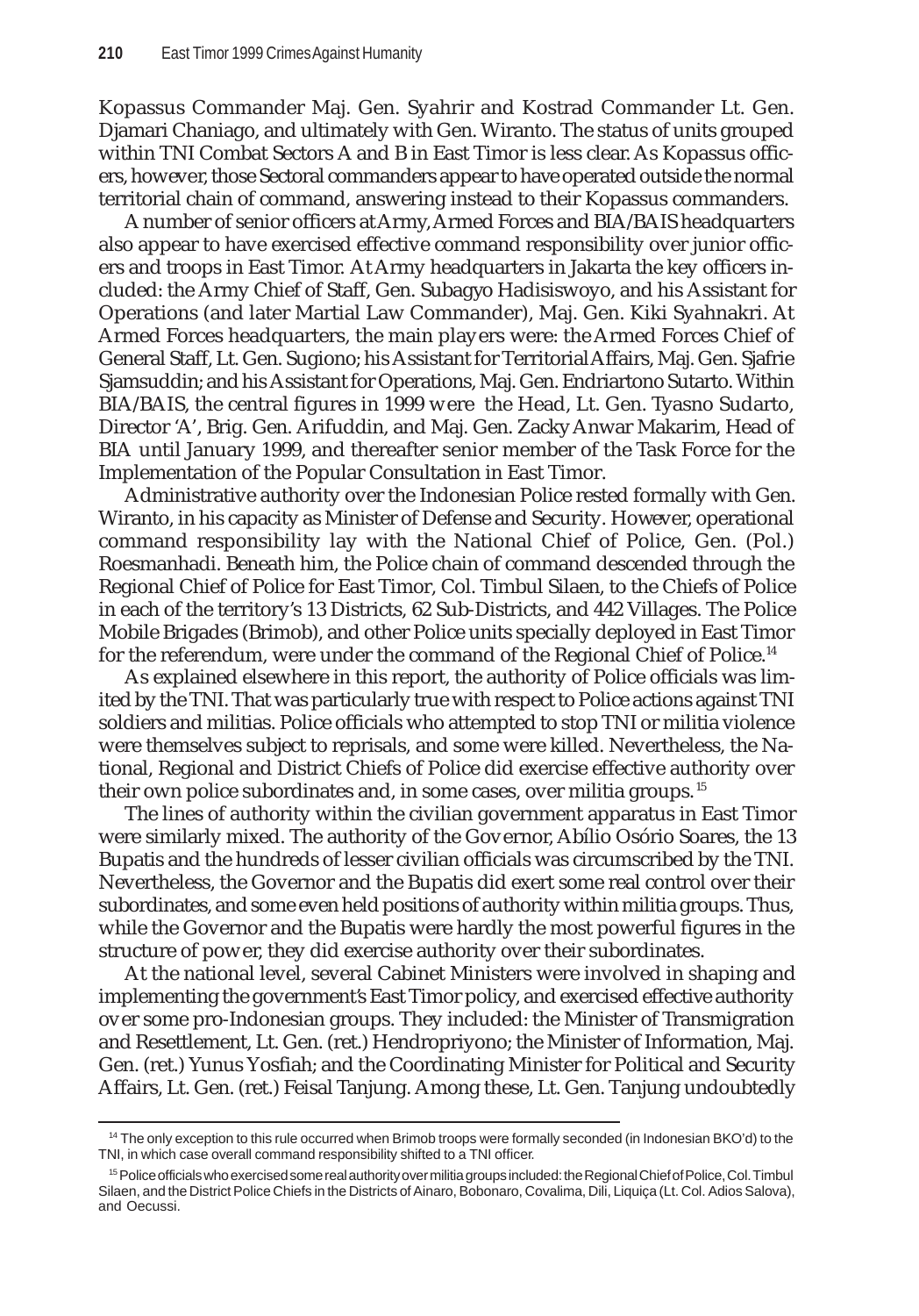Kopassus Commander Maj. Gen. Syahrir and Kostrad Commander Lt. Gen. Djamari Chaniago, and ultimately with Gen. Wiranto. The status of units grouped within TNI Combat Sectors A and B in East Timor is less clear. As Kopassus officers, however, those Sectoral commanders appear to have operated outside the normal territorial chain of command, answering instead to their Kopassus commanders.

A number of senior officers at Army, Armed Forces and BIA/BAIS headquarters also appear to have exercised effective command responsibility over junior officers and troops in East Timor. At Army headquarters in Jakarta the key officers included: the Army Chief of Staff, Gen. Subagyo Hadisiswoyo, and his Assistant for Operations (and later Martial Law Commander), Maj. Gen. Kiki Syahnakri. At Armed Forces headquarters, the main players were: the Armed Forces Chief of General Staff, Lt. Gen. Sugiono; his Assistant for Territorial Affairs, Maj. Gen. Sjafrie Sjamsuddin; and his Assistant for Operations, Maj. Gen. Endriartono Sutarto. Within BIA/BAIS, the central figures in 1999 were the Head, Lt. Gen. Tyasno Sudarto, Director 'A', Brig. Gen. Arifuddin, and Maj. Gen. Zacky Anwar Makarim, Head of BIA until January 1999, and thereafter senior member of the Task Force for the Implementation of the Popular Consultation in East Timor.

Administrative authority over the Indonesian Police rested formally with Gen. Wiranto, in his capacity as Minister of Defense and Security. However, operational command responsibility lay with the National Chief of Police, Gen. (Pol.) Roesmanhadi. Beneath him, the Police chain of command descended through the Regional Chief of Police for East Timor, Col. Timbul Silaen, to the Chiefs of Police in each of the territory's 13 Districts, 62 Sub-Districts, and 442 Villages. The Police Mobile Brigades (Brimob), and other Police units specially deployed in East Timor for the referendum, were under the command of the Regional Chief of Police.[14]

As explained elsewhere in this report, the authority of Police officials was limited by the TNI. That was particularly true with respect to Police actions against TNI soldiers and militias. Police officials who attempted to stop TNI or militia violence were themselves subject to reprisals, and some were killed. Nevertheless, the National, Regional and District Chiefs of Police did exercise effective authority over their own police subordinates and, in some cases, over militia groups.[15]

The lines of authority within the civilian government apparatus in East Timor were similarly mixed. The authority of the Governor, Abílio Osório Soares, the 13 Bupatis and the hundreds of lesser civilian officials was circumscribed by the TNI. Nevertheless, the Governor and the Bupatis did exert some real control over their subordinates, and some even held positions of authority within militia groups. Thus, while the Governor and the Bupatis were hardly the most powerful figures in the structure of power, they did exercise authority over their subordinates.

At the national level, several Cabinet Ministers were involved in shaping and implementing the government's East Timor policy, and exercised effective authority over some pro-Indonesian groups. They included: the Minister of Transmigration and Resettlement, Lt. Gen. (ret.) Hendropriyono; the Minister of Information, Maj. Gen. (ret.) Yunus Yosfiah; and the Coordinating Minister for Political and Security Affairs, Lt. Gen. (ret.) Feisal Tanjung. Among these, Lt. Gen. Tanjung undoubtedly

---

[14] The only exception to this rule occurred when Brimob troops were formally seconded (in Indonesian BKO'd) to the TNI, in which case overall command responsibility shifted to a TNI officer.

[15] Police officials who exercised some real authority over militia groups included: the Regional Chief of Police, Col. Timbul Silaen, and the District Police Chiefs in the Districts of Ainaro, Bobonaro, Covalima, Dili, Liquiça (Lt. Col. Adios Salova), and Oecussi.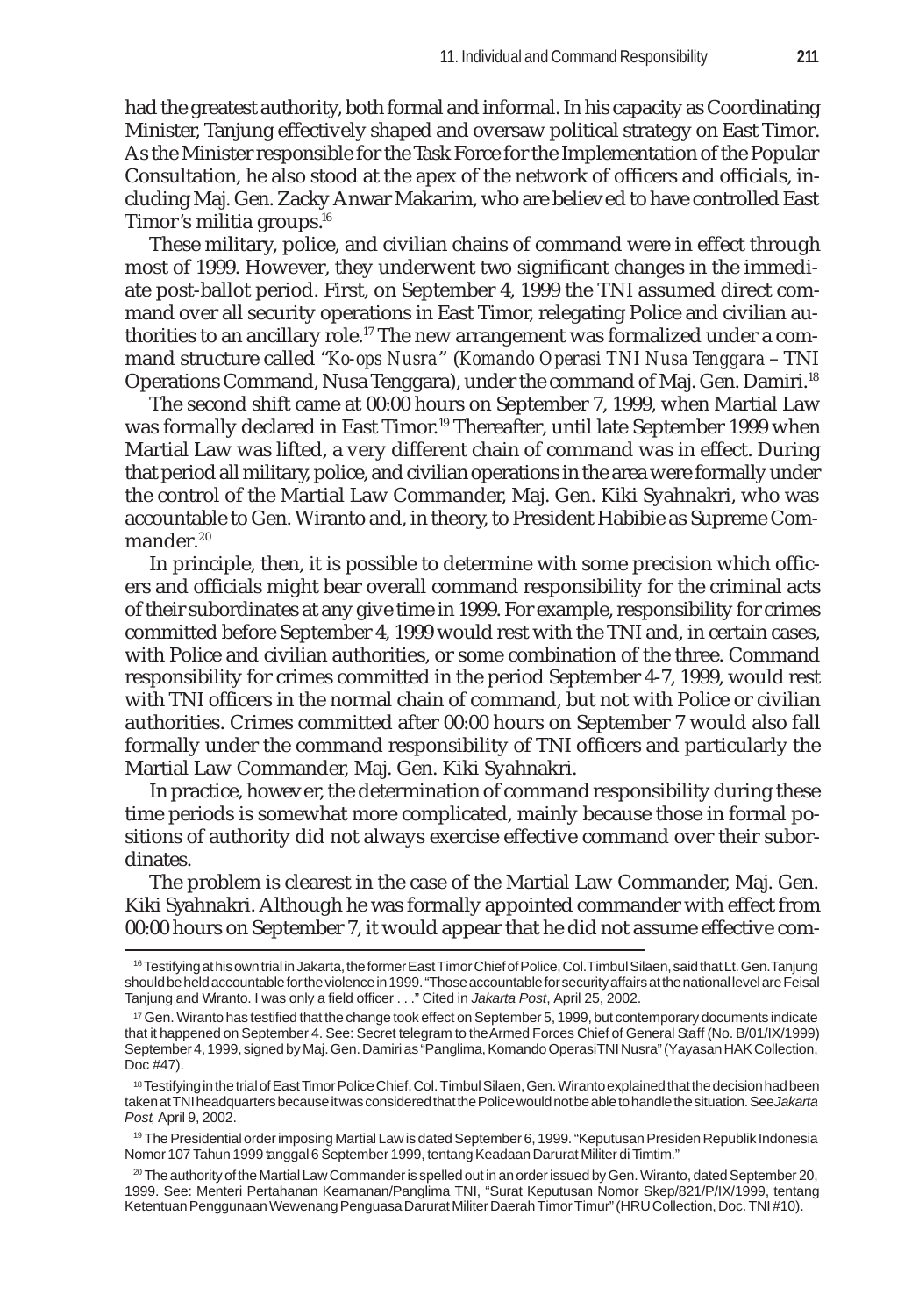had the greatest authority, both formal and informal. In his capacity as Coordinating Minister, Tanjung effectively shaped and oversaw political strategy on East Timor. As the Minister responsible for the Task Force for the Implementation of the Popular Consultation, he also stood at the apex of the network of officers and officials, including Maj. Gen. Zacky Anwar Makarim, who are believed to have controlled East Timor's militia groups.[16]

These military, police, and civilian chains of command were in effect through most of 1999. However, they underwent two significant changes in the immediate post-ballot period. First, on September 4, 1999 the TNI assumed direct command over all security operations in East Timor, relegating Police and civilian authorities to an ancillary role.[17] The new arrangement was formalized under a command structure called "*Ko-ops Nusra*" (*Komando Operasi TNI Nusa Tenggara* – TNI Operations Command, Nusa Tenggara), under the command of Maj. Gen. Damiri.[18]

The second shift came at 00:00 hours on September 7, 1999, when Martial Law was formally declared in East Timor.[19] Thereafter, until late September 1999 when Martial Law was lifted, a very different chain of command was in effect. During that period all military, police, and civilian operations in the area were formally under the control of the Martial Law Commander, Maj. Gen. Kiki Syahnakri, who was accountable to Gen. Wiranto and, in theory, to President Habibie as Supreme Commander.[20]

In principle, then, it is possible to determine with some precision which officers and officials might bear overall command responsibility for the criminal acts of their subordinates at any give time in 1999. For example, responsibility for crimes committed before September 4, 1999 would rest with the TNI and, in certain cases, with Police and civilian authorities, or some combination of the three. Command responsibility for crimes committed in the period September 4-7, 1999, would rest with TNI officers in the normal chain of command, but not with Police or civilian authorities. Crimes committed after 00:00 hours on September 7 would also fall formally under the command responsibility of TNI officers and particularly the Martial Law Commander, Maj. Gen. Kiki Syahnakri.

In practice, however, the determination of command responsibility during these time periods is somewhat more complicated, mainly because those in formal positions of authority did not always exercise effective command over their subordinates.

The problem is clearest in the case of the Martial Law Commander, Maj. Gen. Kiki Syahnakri. Although he was formally appointed commander with effect from 00:00 hours on September 7, it would appear that he did not assume effective com-

---

[16] Testifying at his own trial in Jakarta, the former East Timor Chief of Police, Col. Timbul Silaen, said that Lt. Gen. Tanjung should be held accountable for the violence in 1999. "Those accountable for security affairs at the national level are Feisal Tanjung and Wiranto. I was only a field officer . . ." Cited in *Jakarta Post*, April 25, 2002.

[17] Gen. Wiranto has testified that the change took effect on September 5, 1999, but contemporary documents indicate that it happened on September 4. See: Secret telegram to the Armed Forces Chief of General Staff (No. B/01/IX/1999) September 4, 1999, signed by Maj. Gen. Damiri as "Panglima, Komando Operasi TNI Nusra" (Yayasan HAK Collection, Doc #47).

[18] Testifying in the trial of East Timor Police Chief, Col. Timbul Silaen, Gen. Wiranto explained that the decision had been taken at TNI headquarters because it was considered that the Police would not be able to handle the situation. See *Jakarta Post*, April 9, 2002.

[19] The Presidential order imposing Martial Law is dated September 6, 1999. "Keputusan Presiden Republik Indonesia Nomor 107 Tahun 1999 tanggal 6 September 1999, tentang Keadaan Darurat Militer di Timtim."

[20] The authority of the Martial Law Commander is spelled out in an order issued by Gen. Wiranto, dated September 20, 1999. See: Menteri Pertahanan Keamanan/Panglima TNI, "Surat Keputusan Nomor Skep/821/P/IX/1999, tentang Ketentuan Penggunaan Wewenang Penguasa Darurat Militer Daerah Timor Timur" (HRU Collection, Doc. TNI #10).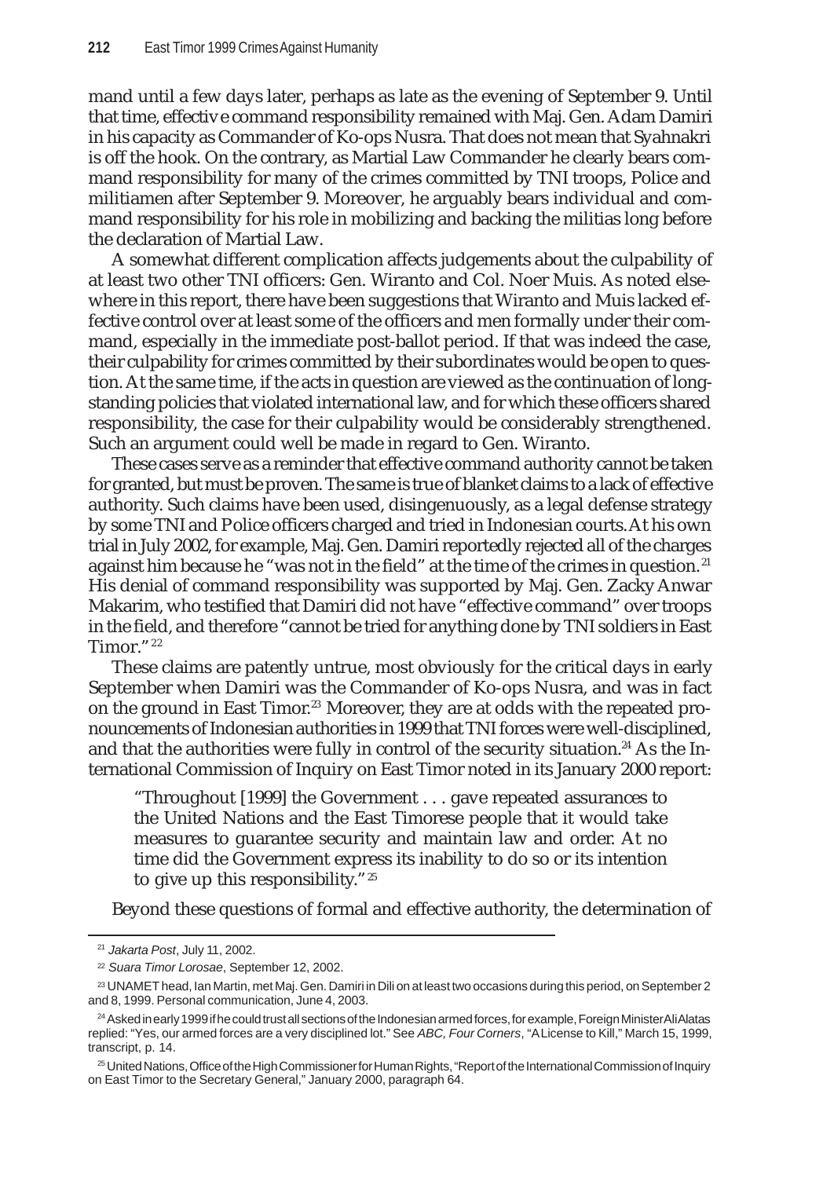mand until a few days later, perhaps as late as the evening of September 9. Until that time, effective command responsibility remained with Maj. Gen. Adam Damiri in his capacity as Commander of Ko-ops Nusra. That does not mean that Syahnakri is off the hook. On the contrary, as Martial Law Commander he clearly bears command responsibility for many of the crimes committed by TNI troops, Police and militiamen after September 9. Moreover, he arguably bears individual and command responsibility for his role in mobilizing and backing the militias long before the declaration of Martial Law.

A somewhat different complication affects judgements about the culpability of at least two other TNI officers: Gen. Wiranto and Col. Noer Muis. As noted elsewhere in this report, there have been suggestions that Wiranto and Muis lacked effective control over at least some of the officers and men formally under their command, especially in the immediate post-ballot period. If that was indeed the case, their culpability for crimes committed by their subordinates would be open to question. At the same time, if the acts in question are viewed as the continuation of longstanding policies that violated international law, and for which these officers shared responsibility, the case for their culpability would be considerably strengthened. Such an argument could well be made in regard to Gen. Wiranto.

These cases serve as a reminder that effective command authority cannot be taken for granted, but must be proven. The same is true of blanket claims to a lack of effective authority. Such claims have been used, disingenuously, as a legal defense strategy by some TNI and Police officers charged and tried in Indonesian courts. At his own trial in July 2002, for example, Maj. Gen. Damiri reportedly rejected all of the charges against him because he "was not in the field" at the time of the crimes in question.[21] His denial of command responsibility was supported by Maj. Gen. Zacky Anwar Makarim, who testified that Damiri did not have "effective command" over troops in the field, and therefore "cannot be tried for anything done by TNI soldiers in East Timor."[22]

These claims are patently untrue, most obviously for the critical days in early September when Damiri was the Commander of Ko-ops Nusra, and was in fact on the ground in East Timor.[23] Moreover, they are at odds with the repeated pronouncements of Indonesian authorities in 1999 that TNI forces were well-disciplined, and that the authorities were fully in control of the security situation.[24] As the International Commission of Inquiry on East Timor noted in its January 2000 report:

> "Throughout [1999] the Government . . . gave repeated assurances to the United Nations and the East Timorese people that it would take measures to guarantee security and maintain law and order. At no time did the Government express its inability to do so or its intention to give up this responsibility."[25]

Beyond these questions of formal and effective authority, the determination of

---

[21] *Jakarta Post*, July 11, 2002.

[22] *Suara Timor Lorosae*, September 12, 2002.

[23] UNAMET head, Ian Martin, met Maj. Gen. Damiri in Dili on at least two occasions during this period, on September 2 and 8, 1999. Personal communication, June 4, 2003.

[24] Asked in early 1999 if he could trust all sections of the Indonesian armed forces, for example, Foreign Minister Ali Alatas replied: "Yes, our armed forces are a very disciplined lot." See *ABC, Four Corners*, "A License to Kill," March 15, 1999, transcript, p. 14.

[25] United Nations, Office of the High Commissioner for Human Rights, "Report of the International Commission of Inquiry on East Timor to the Secretary General," January 2000, paragraph 64.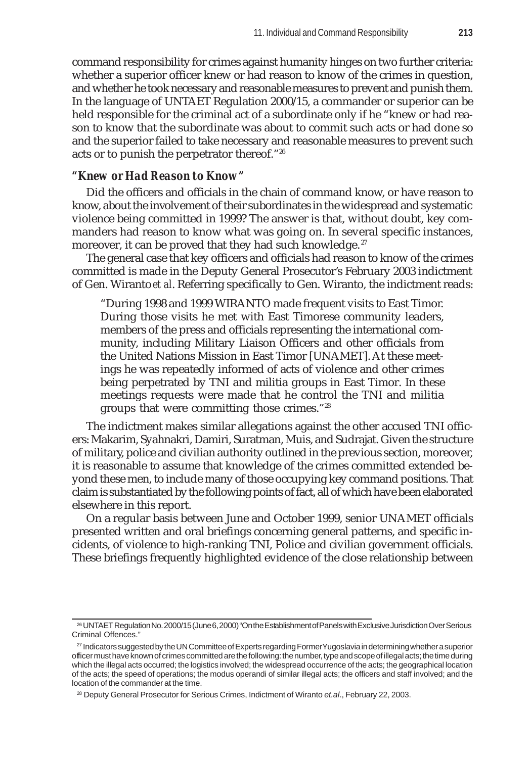command responsibility for crimes against humanity hinges on two further criteria: whether a superior officer knew or had reason to know of the crimes in question, and whether he took necessary and reasonable measures to prevent and punish them. In the language of UNTAET Regulation 2000/15, a commander or superior can be held responsible for the criminal act of a subordinate only if he "knew or had reason to know that the subordinate was about to commit such acts or had done so and the superior failed to take necessary and reasonable measures to prevent such acts or to punish the perpetrator thereof."[26]

### *"Knew or Had Reason to Know"*

Did the officers and officials in the chain of command know, or have reason to know, about the involvement of their subordinates in the widespread and systematic violence being committed in 1999? The answer is that, without doubt, key commanders had reason to know what was going on. In several specific instances, moreover, it can be proved that they had such knowledge.[27]

The general case that key officers and officials had reason to know of the crimes committed is made in the Deputy General Prosecutor's February 2003 indictment of Gen. Wiranto *et al*. Referring specifically to Gen. Wiranto, the indictment reads:

> "During 1998 and 1999 WIRANTO made frequent visits to East Timor. During those visits he met with East Timorese community leaders, members of the press and officials representing the international community, including Military Liaison Officers and other officials from the United Nations Mission in East Timor [UNAMET]. At these meetings he was repeatedly informed of acts of violence and other crimes being perpetrated by TNI and militia groups in East Timor. In these meetings requests were made that he control the TNI and militia groups that were committing those crimes."[28]

The indictment makes similar allegations against the other accused TNI officers: Makarim, Syahnakri, Damiri, Suratman, Muis, and Sudrajat. Given the structure of military, police and civilian authority outlined in the previous section, moreover, it is reasonable to assume that knowledge of the crimes committed extended beyond these men, to include many of those occupying key command positions. That claim is substantiated by the following points of fact, all of which have been elaborated elsewhere in this report.

On a regular basis between June and October 1999, senior UNAMET officials presented written and oral briefings concerning general patterns, and specific incidents, of violence to high-ranking TNI, Police and civilian government officials. These briefings frequently highlighted evidence of the close relationship between

---

[26] UNTAET Regulation No. 2000/15 (June 6, 2000) "On the Establishment of Panels with Exclusive Jurisdiction Over Serious Criminal Offences."

[27] Indicators suggested by the UN Committee of Experts regarding Former Yugoslavia in determining whether a superior officer must have known of crimes committed are the following: the number, type and scope of illegal acts; the time during which the illegal acts occurred; the logistics involved; the widespread occurrence of the acts; the geographical location of the acts; the speed of operations; the modus operandi of similar illegal acts; the officers and staff involved; and the location of the commander at the time.

[28] Deputy General Prosecutor for Serious Crimes, Indictment of Wiranto *et.al*., February 22, 2003.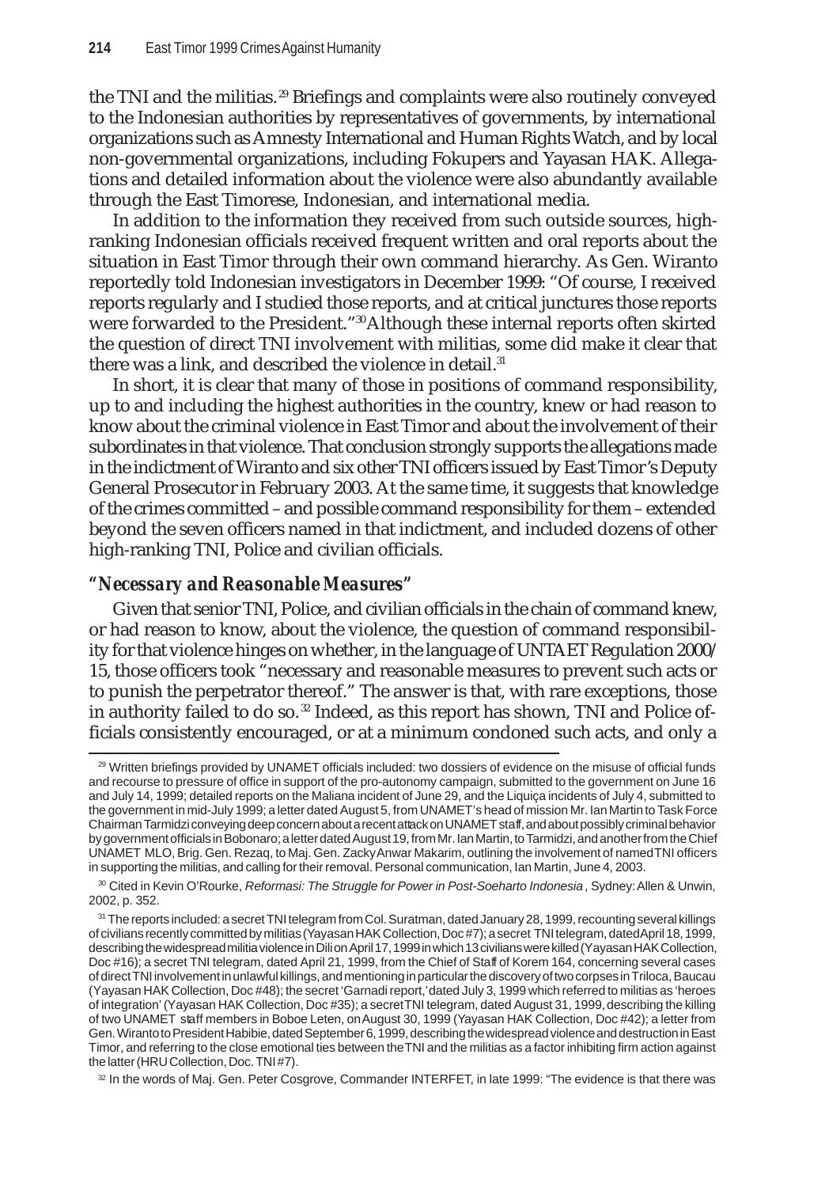the TNI and the militias.[29] Briefings and complaints were also routinely conveyed to the Indonesian authorities by representatives of governments, by international organizations such as Amnesty International and Human Rights Watch, and by local non-governmental organizations, including Fokupers and Yayasan HAK. Allegations and detailed information about the violence were also abundantly available through the East Timorese, Indonesian, and international media.

In addition to the information they received from such outside sources, high-ranking Indonesian officials received frequent written and oral reports about the situation in East Timor through their own command hierarchy. As Gen. Wiranto reportedly told Indonesian investigators in December 1999: "Of course, I received reports regularly and I studied those reports, and at critical junctures those reports were forwarded to the President."[30] Although these internal reports often skirted the question of direct TNI involvement with militias, some did make it clear that there was a link, and described the violence in detail.[31]

In short, it is clear that many of those in positions of command responsibility, up to and including the highest authorities in the country, knew or had reason to know about the criminal violence in East Timor and about the involvement of their subordinates in that violence. That conclusion strongly supports the allegations made in the indictment of Wiranto and six other TNI officers issued by East Timor's Deputy General Prosecutor in February 2003. At the same time, it suggests that knowledge of the crimes committed – and possible command responsibility for them – extended beyond the seven officers named in that indictment, and included dozens of other high-ranking TNI, Police and civilian officials.

### *"Necessary and Reasonable Measures"*

Given that senior TNI, Police, and civilian officials in the chain of command knew, or had reason to know, about the violence, the question of command responsibility for that violence hinges on whether, in the language of UNTAET Regulation 2000/15, those officers took "necessary and reasonable measures to prevent such acts or to punish the perpetrator thereof." The answer is that, with rare exceptions, those in authority failed to do so.[32] Indeed, as this report has shown, TNI and Police officials consistently encouraged, or at a minimum condoned such acts, and only a

---

[29] Written briefings provided by UNAMET officials included: two dossiers of evidence on the misuse of official funds and recourse to pressure of office in support of the pro-autonomy campaign, submitted to the government on June 16 and July 14, 1999; detailed reports on the Maliana incident of June 29, and the Liquiça incidents of July 4, submitted to the government in mid-July 1999; a letter dated August 5, from UNAMET's head of mission Mr. Ian Martin to Task Force Chairman Tarmidzi conveying deep concern about a recent attack on UNAMET staff, and about possibly criminal behavior by government officials in Bobonaro; a letter dated August 19, from Mr. Ian Martin, to Tarmidzi, and another from the Chief UNAMET MLO, Brig. Gen. Rezaq, to Maj. Gen. Zacky Anwar Makarim, outlining the involvement of named TNI officers in supporting the militias, and calling for their removal. Personal communication, Ian Martin, June 4, 2003.

[30] Cited in Kevin O'Rourke, *Reformasi: The Struggle for Power in Post-Soeharto Indonesia*, Sydney: Allen & Unwin, 2002, p. 352.

[31] The reports included: a secret TNI telegram from Col. Suratman, dated January 28, 1999, recounting several killings of civilians recently committed by militias (Yayasan HAK Collection, Doc #7); a secret TNI telegram, dated April 18, 1999, describing the widespread militia violence in Dili on April 17, 1999 in which 13 civilians were killed (Yayasan HAK Collection, Doc #16); a secret TNI telegram, dated April 21, 1999, from the Chief of Staff of Korem 164, concerning several cases of direct TNI involvement in unlawful killings, and mentioning in particular the discovery of two corpses in Triloca, Baucau (Yayasan HAK Collection, Doc #48); the secret 'Garnadi report,' dated July 3, 1999 which referred to militias as 'heroes of integration' (Yayasan HAK Collection, Doc #35); a secret TNI telegram, dated August 31, 1999, describing the killing of two UNAMET staff members in Boboe Leten, on August 30, 1999 (Yayasan HAK Collection, Doc #42); a letter from Gen. Wiranto to President Habibie, dated September 6, 1999, describing the widespread violence and destruction in East Timor, and referring to the close emotional ties between the TNI and the militias as a factor inhibiting firm action against the latter (HRU Collection, Doc. TNI #7).

[32] In the words of Maj. Gen. Peter Cosgrove, Commander INTERFET, in late 1999: "The evidence is that there was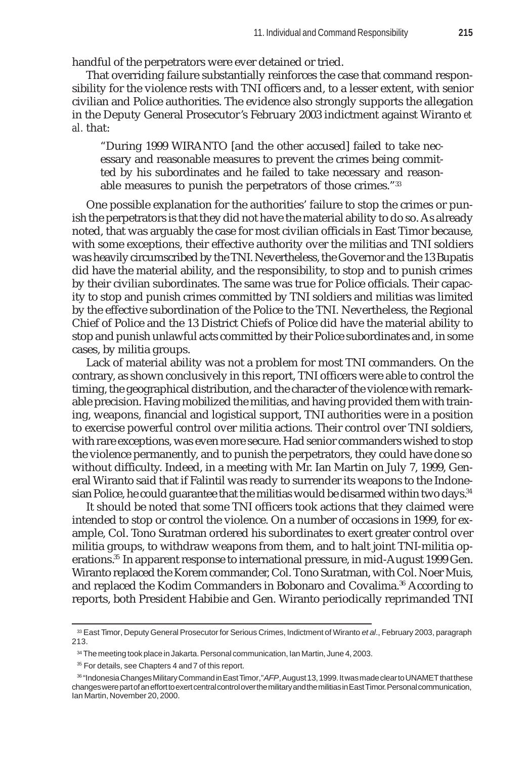handful of the perpetrators were ever detained or tried.

That overriding failure substantially reinforces the case that command responsibility for the violence rests with TNI officers and, to a lesser extent, with senior civilian and Police authorities. The evidence also strongly supports the allegation in the Deputy General Prosecutor's February 2003 indictment against Wiranto *et al.* that:

> "During 1999 WIRANTO [and the other accused] failed to take necessary and reasonable measures to prevent the crimes being committed by his subordinates and he failed to take necessary and reasonable measures to punish the perpetrators of those crimes."[33]

One possible explanation for the authorities' failure to stop the crimes or punish the perpetrators is that they did not have the material ability to do so. As already noted, that was arguably the case for most civilian officials in East Timor because, with some exceptions, their effective authority over the militias and TNI soldiers was heavily circumscribed by the TNI. Nevertheless, the Governor and the 13 Bupatis did have the material ability, and the responsibility, to stop and to punish crimes by their civilian subordinates. The same was true for Police officials. Their capacity to stop and punish crimes committed by TNI soldiers and militias was limited by the effective subordination of the Police to the TNI. Nevertheless, the Regional Chief of Police and the 13 District Chiefs of Police did have the material ability to stop and punish unlawful acts committed by their Police subordinates and, in some cases, by militia groups.

Lack of material ability was not a problem for most TNI commanders. On the contrary, as shown conclusively in this report, TNI officers were able to control the timing, the geographical distribution, and the character of the violence with remarkable precision. Having mobilized the militias, and having provided them with training, weapons, financial and logistical support, TNI authorities were in a position to exercise powerful control over militia actions. Their control over TNI soldiers, with rare exceptions, was even more secure. Had senior commanders wished to stop the violence permanently, and to punish the perpetrators, they could have done so without difficulty. Indeed, in a meeting with Mr. Ian Martin on July 7, 1999, General Wiranto said that if Falintil was ready to surrender its weapons to the Indonesian Police, he could guarantee that the militias would be disarmed within two days.[34]

It should be noted that some TNI officers took actions that they claimed were intended to stop or control the violence. On a number of occasions in 1999, for example, Col. Tono Suratman ordered his subordinates to exert greater control over militia groups, to withdraw weapons from them, and to halt joint TNI-militia operations.[35] In apparent response to international pressure, in mid-August 1999 Gen. Wiranto replaced the Korem commander, Col. Tono Suratman, with Col. Noer Muis, and replaced the Kodim Commanders in Bobonaro and Covalima.[36] According to reports, both President Habibie and Gen. Wiranto periodically reprimanded TNI

---

[33] East Timor, Deputy General Prosecutor for Serious Crimes, Indictment of Wiranto *et al*., February 2003, paragraph 213.

[34] The meeting took place in Jakarta. Personal communication, Ian Martin, June 4, 2003.

[35] For details, see Chapters 4 and 7 of this report.

[36] "Indonesia Changes Military Command in East Timor," *AFP*, August 13, 1999. It was made clear to UNAMET that these changes were part of an effort to exert central control over the military and the militias in East Timor. Personal communication, Ian Martin, November 20, 2000.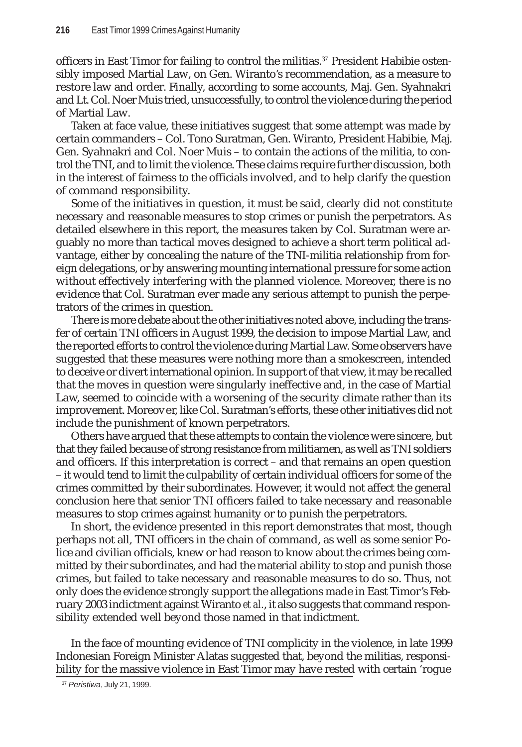officers in East Timor for failing to control the militias.[37] President Habibie ostensibly imposed Martial Law, on Gen. Wiranto's recommendation, as a measure to restore law and order. Finally, according to some accounts, Maj. Gen. Syahnakri and Lt. Col. Noer Muis tried, unsuccessfully, to control the violence during the period of Martial Law.

Taken at face value, these initiatives suggest that some attempt was made by certain commanders – Col. Tono Suratman, Gen. Wiranto, President Habibie, Maj. Gen. Syahnakri and Col. Noer Muis – to contain the actions of the militia, to control the TNI, and to limit the violence. These claims require further discussion, both in the interest of fairness to the officials involved, and to help clarify the question of command responsibility.

Some of the initiatives in question, it must be said, clearly did not constitute necessary and reasonable measures to stop crimes or punish the perpetrators. As detailed elsewhere in this report, the measures taken by Col. Suratman were arguably no more than tactical moves designed to achieve a short term political advantage, either by concealing the nature of the TNI-militia relationship from foreign delegations, or by answering mounting international pressure for some action without effectively interfering with the planned violence. Moreover, there is no evidence that Col. Suratman ever made any serious attempt to punish the perpetrators of the crimes in question.

There is more debate about the other initiatives noted above, including the transfer of certain TNI officers in August 1999, the decision to impose Martial Law, and the reported efforts to control the violence during Martial Law. Some observers have suggested that these measures were nothing more than a smokescreen, intended to deceive or divert international opinion. In support of that view, it may be recalled that the moves in question were singularly ineffective and, in the case of Martial Law, seemed to coincide with a worsening of the security climate rather than its improvement. Moreover, like Col. Suratman's efforts, these other initiatives did not include the punishment of known perpetrators.

Others have argued that these attempts to contain the violence were sincere, but that they failed because of strong resistance from militiamen, as well as TNI soldiers and officers. If this interpretation is correct – and that remains an open question – it would tend to limit the culpability of certain individual officers for some of the crimes committed by their subordinates. However, it would not affect the general conclusion here that senior TNI officers failed to take necessary and reasonable measures to stop crimes against humanity or to punish the perpetrators.

In short, the evidence presented in this report demonstrates that most, though perhaps not all, TNI officers in the chain of command, as well as some senior Police and civilian officials, knew or had reason to know about the crimes being committed by their subordinates, and had the material ability to stop and punish those crimes, but failed to take necessary and reasonable measures to do so. Thus, not only does the evidence strongly support the allegations made in East Timor's February 2003 indictment against Wiranto *et al.*, it also suggests that command responsibility extended well beyond those named in that indictment.

In the face of mounting evidence of TNI complicity in the violence, in late 1999 Indonesian Foreign Minister Alatas suggested that, beyond the militias, responsibility for the massive violence in East Timor may have rested with certain 'rogue

[37] *Peristiwa*, July 21, 1999.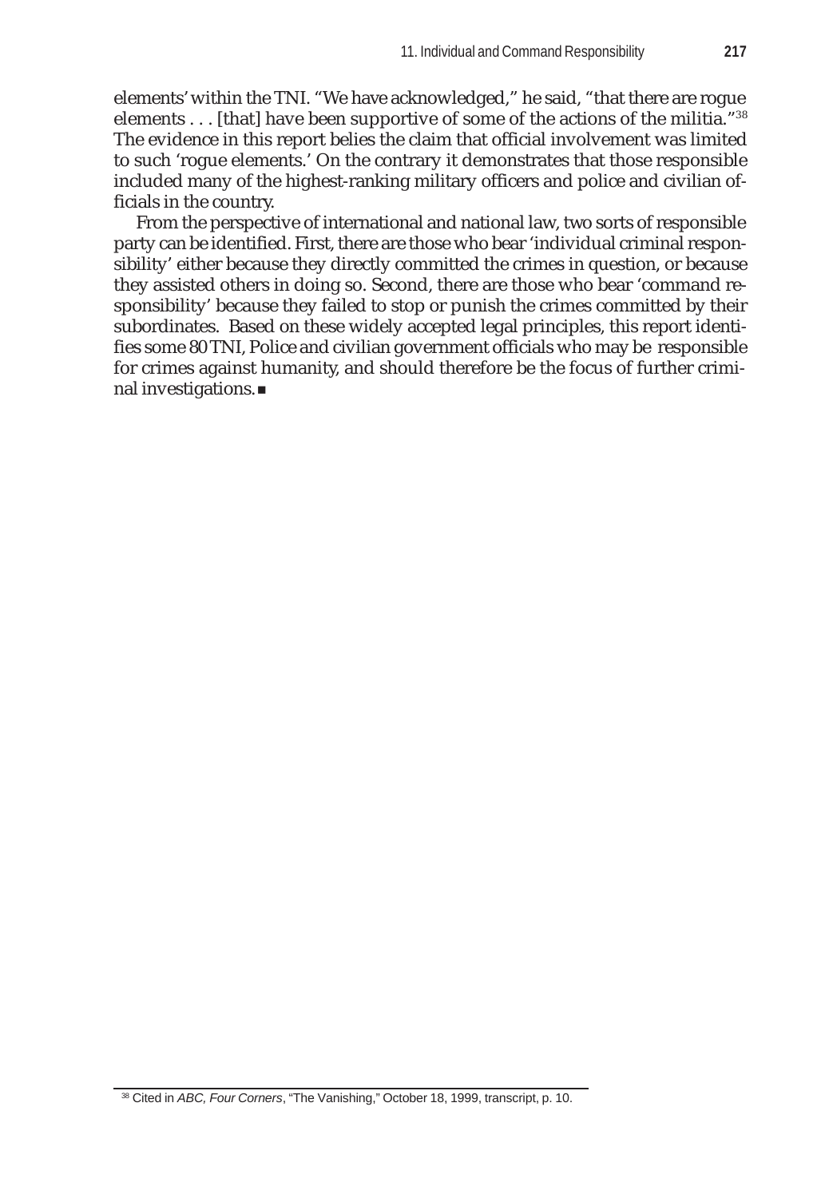elements' within the TNI. "We have acknowledged," he said, "that there are rogue elements . . . [that] have been supportive of some of the actions of the militia."[38] The evidence in this report belies the claim that official involvement was limited to such 'rogue elements.' On the contrary it demonstrates that those responsible included many of the highest-ranking military officers and police and civilian officials in the country.

From the perspective of international and national law, two sorts of responsible party can be identified. First, there are those who bear 'individual criminal responsibility' either because they directly committed the crimes in question, or because they assisted others in doing so. Second, there are those who bear 'command responsibility' because they failed to stop or punish the crimes committed by their subordinates. Based on these widely accepted legal principles, this report identifies some 80 TNI, Police and civilian government officials who may be responsible for crimes against humanity, and should therefore be the focus of further criminal investigations. ■

---

[38] Cited in *ABC, Four Corners*, "The Vanishing," October 18, 1999, transcript, p. 10.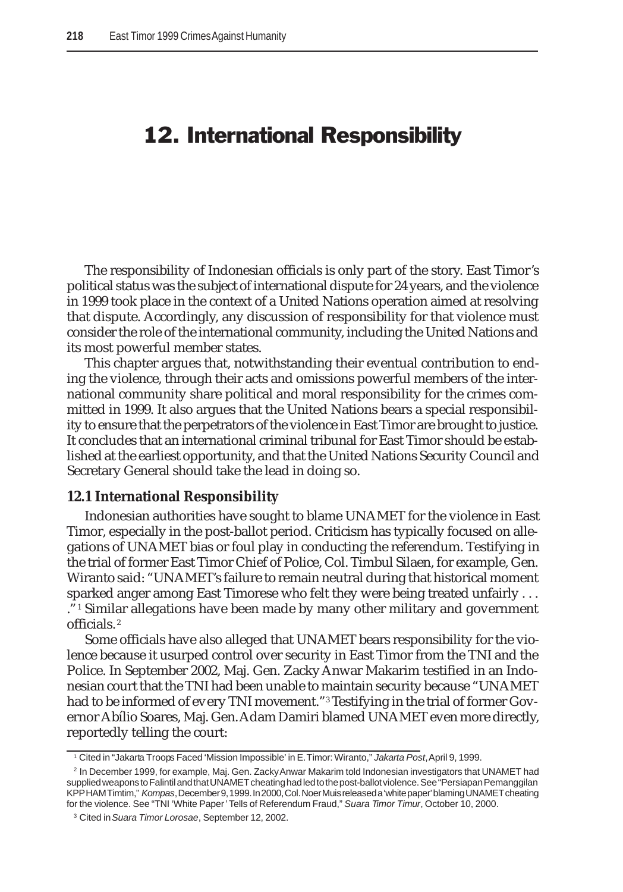# 12. International Responsibility

The responsibility of Indonesian officials is only part of the story. East Timor's political status was the subject of international dispute for 24 years, and the violence in 1999 took place in the context of a United Nations operation aimed at resolving that dispute. Accordingly, any discussion of responsibility for that violence must consider the role of the international community, including the United Nations and its most powerful member states.

This chapter argues that, notwithstanding their eventual contribution to ending the violence, through their acts and omissions powerful members of the international community share political and moral responsibility for the crimes committed in 1999. It also argues that the United Nations bears a special responsibility to ensure that the perpetrators of the violence in East Timor are brought to justice. It concludes that an international criminal tribunal for East Timor should be established at the earliest opportunity, and that the United Nations Security Council and Secretary General should take the lead in doing so.

## 12.1 International Responsibility

Indonesian authorities have sought to blame UNAMET for the violence in East Timor, especially in the post-ballot period. Criticism has typically focused on allegations of UNAMET bias or foul play in conducting the referendum. Testifying in the trial of former East Timor Chief of Police, Col. Timbul Silaen, for example, Gen. Wiranto said: "UNAMET's failure to remain neutral during that historical moment sparked anger among East Timorese who felt they were being treated unfairly . . . ."[1] Similar allegations have been made by many other military and government officials.[2]

Some officials have also alleged that UNAMET bears responsibility for the violence because it usurped control over security in East Timor from the TNI and the Police. In September 2002, Maj. Gen. Zacky Anwar Makarim testified in an Indonesian court that the TNI had been unable to maintain security because "UNAMET had to be informed of every TNI movement."[3] Testifying in the trial of former Governor Abílio Soares, Maj. Gen. Adam Damiri blamed UNAMET even more directly, reportedly telling the court:

---

[1] Cited in "Jakarta Troops Faced 'Mission Impossible' in E. Timor: Wiranto," *Jakarta Post*, April 9, 1999.

[2] In December 1999, for example, Maj. Gen. Zacky Anwar Makarim told Indonesian investigators that UNAMET had supplied weapons to Falintil and that UNAMET cheating had led to the post-ballot violence. See "Persiapan Pemanggilan KPP HAM Timtim," *Kompas*, December 9, 1999. In 2000, Col. Noer Muis released a 'white paper' blaming UNAMET cheating for the violence. See "TNI 'White Paper' Tells of Referendum Fraud," *Suara Timor Timur*, October 10, 2000.

[3] Cited in *Suara Timor Lorosae*, September 12, 2002.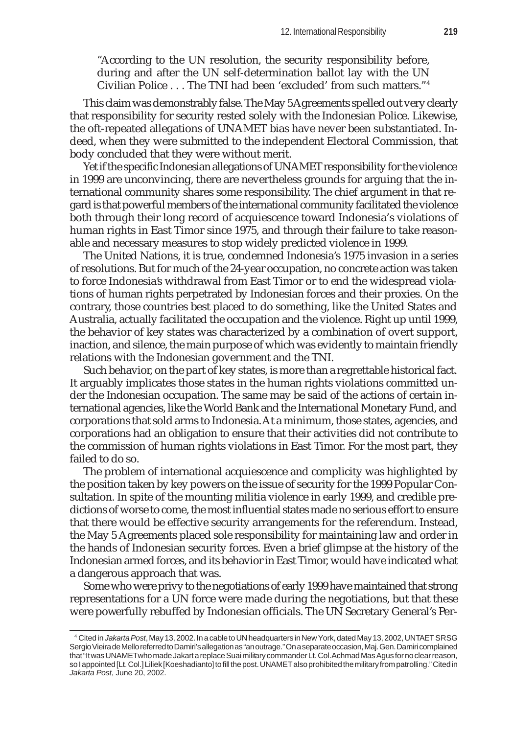> "According to the UN resolution, the security responsibility before, during and after the UN self-determination ballot lay with the UN Civilian Police . . . The TNI had been 'excluded' from such matters."[4]

This claim was demonstrably false. The May 5 Agreements spelled out very clearly that responsibility for security rested solely with the Indonesian Police. Likewise, the oft-repeated allegations of UNAMET bias have never been substantiated. Indeed, when they were submitted to the independent Electoral Commission, that body concluded that they were without merit.

Yet if the specific Indonesian allegations of UNAMET responsibility for the violence in 1999 are unconvincing, there are nevertheless grounds for arguing that the international community shares some responsibility. The chief argument in that regard is that powerful members of the international community facilitated the violence both through their long record of acquiescence toward Indonesia's violations of human rights in East Timor since 1975, and through their failure to take reasonable and necessary measures to stop widely predicted violence in 1999.

The United Nations, it is true, condemned Indonesia's 1975 invasion in a series of resolutions. But for much of the 24-year occupation, no concrete action was taken to force Indonesia's withdrawal from East Timor or to end the widespread violations of human rights perpetrated by Indonesian forces and their proxies. On the contrary, those countries best placed to do something, like the United States and Australia, actually facilitated the occupation and the violence. Right up until 1999, the behavior of key states was characterized by a combination of overt support, inaction, and silence, the main purpose of which was evidently to maintain friendly relations with the Indonesian government and the TNI.

Such behavior, on the part of key states, is more than a regrettable historical fact. It arguably implicates those states in the human rights violations committed under the Indonesian occupation. The same may be said of the actions of certain international agencies, like the World Bank and the International Monetary Fund, and corporations that sold arms to Indonesia. At a minimum, those states, agencies, and corporations had an obligation to ensure that their activities did not contribute to the commission of human rights violations in East Timor. For the most part, they failed to do so.

The problem of international acquiescence and complicity was highlighted by the position taken by key powers on the issue of security for the 1999 Popular Consultation. In spite of the mounting militia violence in early 1999, and credible predictions of worse to come, the most influential states made no serious effort to ensure that there would be effective security arrangements for the referendum. Instead, the May 5 Agreements placed sole responsibility for maintaining law and order in the hands of Indonesian security forces. Even a brief glimpse at the history of the Indonesian armed forces, and its behavior in East Timor, would have indicated what a dangerous approach that was.

Some who were privy to the negotiations of early 1999 have maintained that strong representations for a UN force were made during the negotiations, but that these were powerfully rebuffed by Indonesian officials. The UN Secretary General's Per-

---

[4] Cited in *Jakarta Post*, May 13, 2002. In a cable to UN headquarters in New York, dated May 13, 2002, UNTAET SRSG Sergio Vieira de Mello referred to Damiri's allegation as "an outrage." On a separate occasion, Maj. Gen. Damiri complained that "It was UNAMET who made Jakarta replace Suai military commander Lt. Col. Achmad Mas Agus for no clear reason, so I appointed [Lt. Col.] Liliek [Koeshadianto] to fill the post. UNAMET also prohibited the military from patrolling." Cited in *Jakarta Post*, June 20, 2002.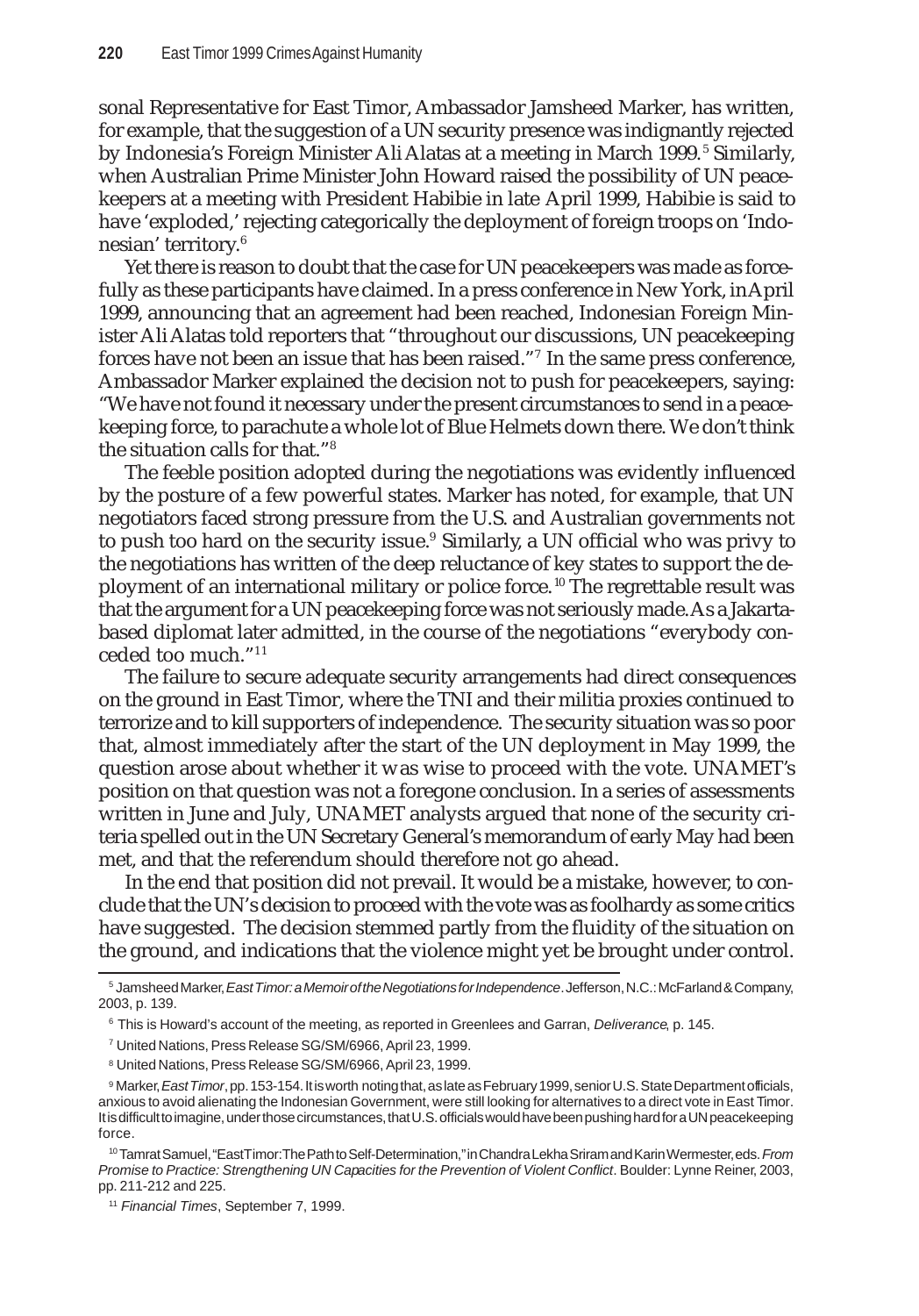sonal Representative for East Timor, Ambassador Jamsheed Marker, has written, for example, that the suggestion of a UN security presence was indignantly rejected by Indonesia's Foreign Minister Ali Alatas at a meeting in March 1999.[5] Similarly, when Australian Prime Minister John Howard raised the possibility of UN peacekeepers at a meeting with President Habibie in late April 1999, Habibie is said to have 'exploded,' rejecting categorically the deployment of foreign troops on 'Indonesian' territory.[6]

Yet there is reason to doubt that the case for UN peacekeepers was made as forcefully as these participants have claimed. In a press conference in New York, in April 1999, announcing that an agreement had been reached, Indonesian Foreign Minister Ali Alatas told reporters that "throughout our discussions, UN peacekeeping forces have not been an issue that has been raised."[7] In the same press conference, Ambassador Marker explained the decision not to push for peacekeepers, saying: "We have not found it necessary under the present circumstances to send in a peacekeeping force, to parachute a whole lot of Blue Helmets down there. We don't think the situation calls for that."[8]

The feeble position adopted during the negotiations was evidently influenced by the posture of a few powerful states. Marker has noted, for example, that UN negotiators faced strong pressure from the U.S. and Australian governments not to push too hard on the security issue.[9] Similarly, a UN official who was privy to the negotiations has written of the deep reluctance of key states to support the deployment of an international military or police force.[10] The regrettable result was that the argument for a UN peacekeeping force was not seriously made. As a Jakarta-based diplomat later admitted, in the course of the negotiations "everybody conceded too much."[11]

The failure to secure adequate security arrangements had direct consequences on the ground in East Timor, where the TNI and their militia proxies continued to terrorize and to kill supporters of independence. The security situation was so poor that, almost immediately after the start of the UN deployment in May 1999, the question arose about whether it was wise to proceed with the vote. UNAMET's position on that question was not a foregone conclusion. In a series of assessments written in June and July, UNAMET analysts argued that none of the security criteria spelled out in the UN Secretary General's memorandum of early May had been met, and that the referendum should therefore not go ahead.

In the end that position did not prevail. It would be a mistake, however, to conclude that the UN's decision to proceed with the vote was as foolhardy as some critics have suggested. The decision stemmed partly from the fluidity of the situation on the ground, and indications that the violence might yet be brought under control.

---

[5] Jamsheed Marker, *East Timor: a Memoir of the Negotiations for Independence*. Jefferson, N.C.: McFarland & Company, 2003, p. 139.

[6] This is Howard's account of the meeting, as reported in Greenlees and Garran, *Deliverance*, p. 145.

[7] United Nations, Press Release SG/SM/6966, April 23, 1999.

[8] United Nations, Press Release SG/SM/6966, April 23, 1999.

[9] Marker, *East Timor*, pp. 153-154. It is worth noting that, as late as February 1999, senior U.S. State Department officials, anxious to avoid alienating the Indonesian Government, were still looking for alternatives to a direct vote in East Timor. It is difficult to imagine, under those circumstances, that U.S. officials would have been pushing hard for a UN peacekeeping force.

[10] Tamrat Samuel, "East Timor: The Path to Self-Determination," in Chandra Lekha Sriram and Karin Wermester, eds. *From Promise to Practice: Strengthening UN Capacities for the Prevention of Violent Conflict*. Boulder: Lynne Reiner, 2003, pp. 211-212 and 225.

[11] *Financial Times*, September 7, 1999.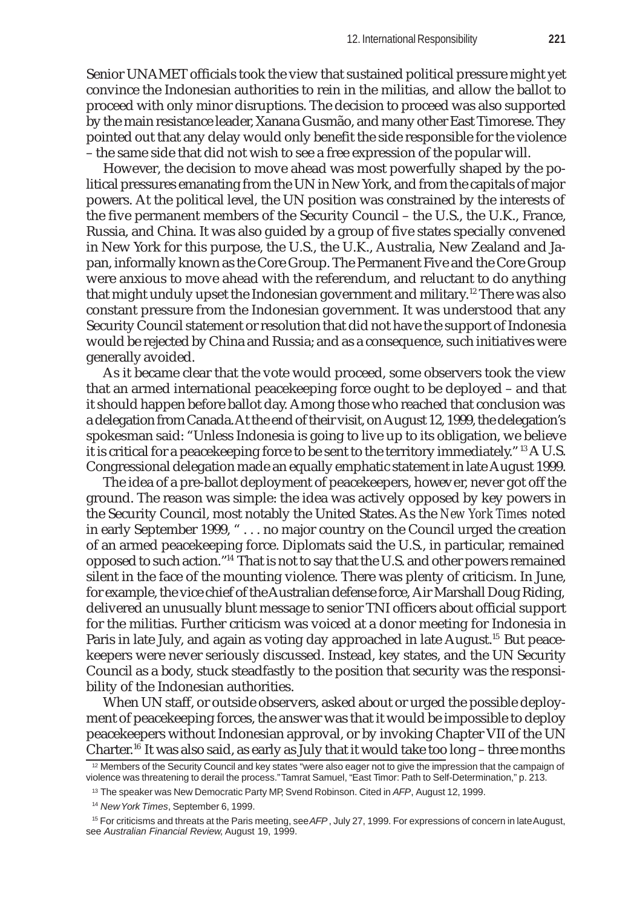Senior UNAMET officials took the view that sustained political pressure might yet convince the Indonesian authorities to rein in the militias, and allow the ballot to proceed with only minor disruptions. The decision to proceed was also supported by the main resistance leader, Xanana Gusmão, and many other East Timorese. They pointed out that any delay would only benefit the side responsible for the violence – the same side that did not wish to see a free expression of the popular will.

However, the decision to move ahead was most powerfully shaped by the political pressures emanating from the UN in New York, and from the capitals of major powers. At the political level, the UN position was constrained by the interests of the five permanent members of the Security Council – the U.S., the U.K., France, Russia, and China. It was also guided by a group of five states specially convened in New York for this purpose, the U.S., the U.K., Australia, New Zealand and Japan, informally known as the Core Group. The Permanent Five and the Core Group were anxious to move ahead with the referendum, and reluctant to do anything that might unduly upset the Indonesian government and military.[12] There was also constant pressure from the Indonesian government. It was understood that any Security Council statement or resolution that did not have the support of Indonesia would be rejected by China and Russia; and as a consequence, such initiatives were generally avoided.

As it became clear that the vote would proceed, some observers took the view that an armed international peacekeeping force ought to be deployed – and that it should happen before ballot day. Among those who reached that conclusion was a delegation from Canada. At the end of their visit, on August 12, 1999, the delegation's spokesman said: "Unless Indonesia is going to live up to its obligation, we believe it is critical for a peacekeeping force to be sent to the territory immediately."[13] A U.S. Congressional delegation made an equally emphatic statement in late August 1999.

The idea of a pre-ballot deployment of peacekeepers, however, never got off the ground. The reason was simple: the idea was actively opposed by key powers in the Security Council, most notably the United States. As the *New York Times* noted in early September 1999, " . . . no major country on the Council urged the creation of an armed peacekeeping force. Diplomats said the U.S., in particular, remained opposed to such action."[14] That is not to say that the U.S. and other powers remained silent in the face of the mounting violence. There was plenty of criticism. In June, for example, the vice chief of the Australian defense force, Air Marshall Doug Riding, delivered an unusually blunt message to senior TNI officers about official support for the militias. Further criticism was voiced at a donor meeting for Indonesia in Paris in late July, and again as voting day approached in late August.[15] But peacekeepers were never seriously discussed. Instead, key states, and the UN Security Council as a body, stuck steadfastly to the position that security was the responsibility of the Indonesian authorities.

When UN staff, or outside observers, asked about or urged the possible deployment of peacekeeping forces, the answer was that it would be impossible to deploy peacekeepers without Indonesian approval, or by invoking Chapter VII of the UN Charter.[16] It was also said, as early as July that it would take too long – three months

---

[12] Members of the Security Council and key states "were also eager not to give the impression that the campaign of violence was threatening to derail the process." Tamrat Samuel, "East Timor: Path to Self-Determination," p. 213.

[13] The speaker was New Democratic Party MP, Svend Robinson. Cited in *AFP*, August 12, 1999.

[14] *New York Times*, September 6, 1999.

[15] For criticisms and threats at the Paris meeting, see *AFP*, July 27, 1999. For expressions of concern in late August, see *Australian Financial Review*, August 19, 1999.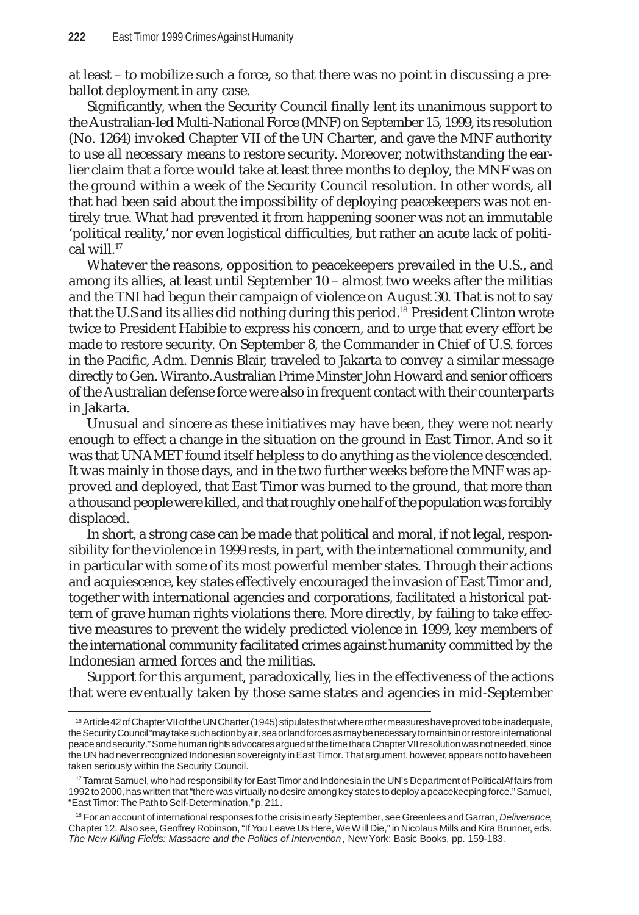at least – to mobilize such a force, so that there was no point in discussing a pre-ballot deployment in any case.

Significantly, when the Security Council finally lent its unanimous support to the Australian-led Multi-National Force (MNF) on September 15, 1999, its resolution (No. 1264) invoked Chapter VII of the UN Charter, and gave the MNF authority to use all necessary means to restore security. Moreover, notwithstanding the earlier claim that a force would take at least three months to deploy, the MNF was on the ground within a week of the Security Council resolution. In other words, all that had been said about the impossibility of deploying peacekeepers was not entirely true. What had prevented it from happening sooner was not an immutable 'political reality,' nor even logistical difficulties, but rather an acute lack of political will.[17]

Whatever the reasons, opposition to peacekeepers prevailed in the U.S., and among its allies, at least until September 10 – almost two weeks after the militias and the TNI had begun their campaign of violence on August 30. That is not to say that the U.S and its allies did nothing during this period.[18] President Clinton wrote twice to President Habibie to express his concern, and to urge that every effort be made to restore security. On September 8, the Commander in Chief of U.S. forces in the Pacific, Adm. Dennis Blair, traveled to Jakarta to convey a similar message directly to Gen. Wiranto. Australian Prime Minster John Howard and senior officers of the Australian defense force were also in frequent contact with their counterparts in Jakarta.

Unusual and sincere as these initiatives may have been, they were not nearly enough to effect a change in the situation on the ground in East Timor. And so it was that UNAMET found itself helpless to do anything as the violence descended. It was mainly in those days, and in the two further weeks before the MNF was approved and deployed, that East Timor was burned to the ground, that more than a thousand people were killed, and that roughly one half of the population was forcibly displaced.

In short, a strong case can be made that political and moral, if not legal, responsibility for the violence in 1999 rests, in part, with the international community, and in particular with some of its most powerful member states. Through their actions and acquiescence, key states effectively encouraged the invasion of East Timor and, together with international agencies and corporations, facilitated a historical pattern of grave human rights violations there. More directly, by failing to take effective measures to prevent the widely predicted violence in 1999, key members of the international community facilitated crimes against humanity committed by the Indonesian armed forces and the militias.

Support for this argument, paradoxically, lies in the effectiveness of the actions that were eventually taken by those same states and agencies in mid-September

---

[16] Article 42 of Chapter VII of the UN Charter (1945) stipulates that where other measures have proved to be inadequate, the Security Council "may take such action by air, sea or land forces as may be necessary to maintain or restore international peace and security." Some human rights advocates argued at the time that a Chapter VII resolution was not needed, since the UN had never recognized Indonesian sovereignty in East Timor. That argument, however, appears not to have been taken seriously within the Security Council.

[17] Tamrat Samuel, who had responsibility for East Timor and Indonesia in the UN's Department of Political Affairs from 1992 to 2000, has written that "there was virtually no desire among key states to deploy a peacekeeping force." Samuel, "East Timor: The Path to Self-Determination," p. 211.

[18] For an account of international responses to the crisis in early September, see Greenlees and Garran, *Deliverance*, Chapter 12. Also see, Geoffrey Robinson, "If You Leave Us Here, We Will Die," in Nicolaus Mills and Kira Brunner, eds. *The New Killing Fields: Massacre and the Politics of Intervention*, New York: Basic Books, pp. 159-183.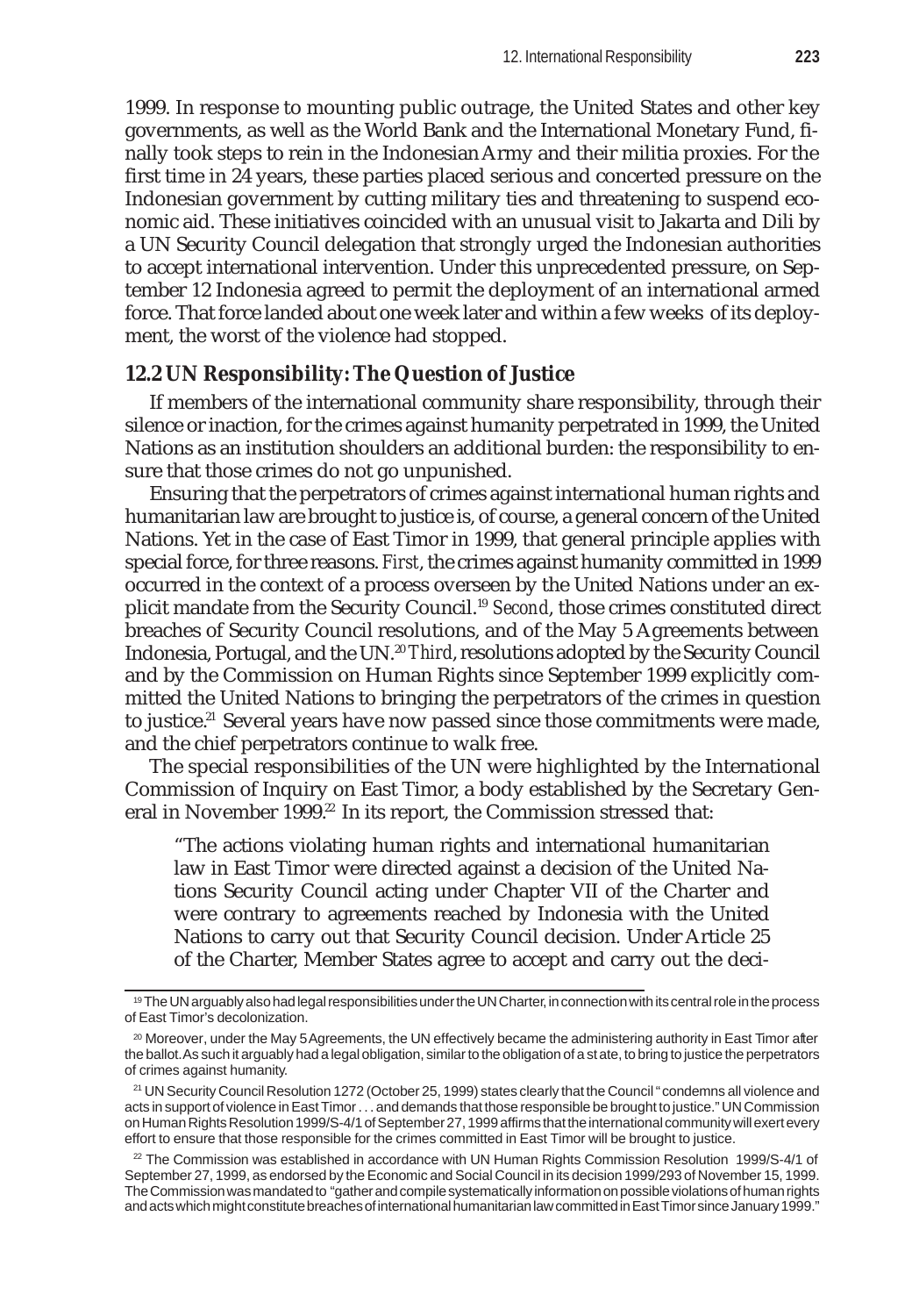1999. In response to mounting public outrage, the United States and other key governments, as well as the World Bank and the International Monetary Fund, finally took steps to rein in the Indonesian Army and their militia proxies. For the first time in 24 years, these parties placed serious and concerted pressure on the Indonesian government by cutting military ties and threatening to suspend economic aid. These initiatives coincided with an unusual visit to Jakarta and Dili by a UN Security Council delegation that strongly urged the Indonesian authorities to accept international intervention. Under this unprecedented pressure, on September 12 Indonesia agreed to permit the deployment of an international armed force. That force landed about one week later and within a few weeks of its deployment, the worst of the violence had stopped.

## 12.2 UN Responsibility: The Question of Justice

If members of the international community share responsibility, through their silence or inaction, for the crimes against humanity perpetrated in 1999, the United Nations as an institution shoulders an additional burden: the responsibility to ensure that those crimes do not go unpunished.

Ensuring that the perpetrators of crimes against international human rights and humanitarian law are brought to justice is, of course, a general concern of the United Nations. Yet in the case of East Timor in 1999, that general principle applies with special force, for three reasons. *First*, the crimes against humanity committed in 1999 occurred in the context of a process overseen by the United Nations under an explicit mandate from the Security Council.[19] *Second*, those crimes constituted direct breaches of Security Council resolutions, and of the May 5 Agreements between Indonesia, Portugal, and the UN.[20] *Third*, resolutions adopted by the Security Council and by the Commission on Human Rights since September 1999 explicitly committed the United Nations to bringing the perpetrators of the crimes in question to justice.[21] Several years have now passed since those commitments were made, and the chief perpetrators continue to walk free.

The special responsibilities of the UN were highlighted by the International Commission of Inquiry on East Timor, a body established by the Secretary General in November 1999.[22] In its report, the Commission stressed that:

> "The actions violating human rights and international humanitarian law in East Timor were directed against a decision of the United Nations Security Council acting under Chapter VII of the Charter and were contrary to agreements reached by Indonesia with the United Nations to carry out that Security Council decision. Under Article 25 of the Charter, Member States agree to accept and carry out the deci-

---

[19] The UN arguably also had legal responsibilities under the UN Charter, in connection with its central role in the process of East Timor's decolonization.

[20] Moreover, under the May 5 Agreements, the UN effectively became the administering authority in East Timor after the ballot. As such it arguably had a legal obligation, similar to the obligation of a state, to bring to justice the perpetrators of crimes against humanity.

[21] UN Security Council Resolution 1272 (October 25, 1999) states clearly that the Council "condemns all violence and acts in support of violence in East Timor . . . and demands that those responsible be brought to justice." UN Commission on Human Rights Resolution 1999/S-4/1 of September 27, 1999 affirms that the international community will exert every effort to ensure that those responsible for the crimes committed in East Timor will be brought to justice.

[22] The Commission was established in accordance with UN Human Rights Commission Resolution 1999/S-4/1 of September 27, 1999, as endorsed by the Economic and Social Council in its decision 1999/293 of November 15, 1999. The Commission was mandated to "gather and compile systematically information on possible violations of human rights and acts which might constitute breaches of international humanitarian law committed in East Timor since January 1999."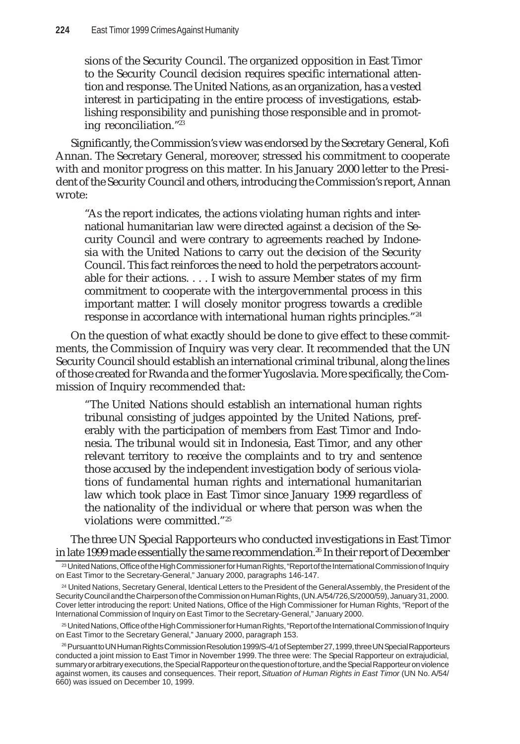> sions of the Security Council. The organized opposition in East Timor to the Security Council decision requires specific international attention and response. The United Nations, as an organization, has a vested interest in participating in the entire process of investigations, establishing responsibility and punishing those responsible and in promoting reconciliation."[23]

Significantly, the Commission's view was endorsed by the Secretary General, Kofi Annan. The Secretary General, moreover, stressed his commitment to cooperate with and monitor progress on this matter. In his January 2000 letter to the President of the Security Council and others, introducing the Commission's report, Annan wrote:

> "As the report indicates, the actions violating human rights and international humanitarian law were directed against a decision of the Security Council and were contrary to agreements reached by Indonesia with the United Nations to carry out the decision of the Security Council. This fact reinforces the need to hold the perpetrators accountable for their actions. . . . I wish to assure Member states of my firm commitment to cooperate with the intergovernmental process in this important matter. I will closely monitor progress towards a credible response in accordance with international human rights principles."[24]

On the question of what exactly should be done to give effect to these commitments, the Commission of Inquiry was very clear. It recommended that the UN Security Council should establish an international criminal tribunal, along the lines of those created for Rwanda and the former Yugoslavia. More specifically, the Commission of Inquiry recommended that:

> "The United Nations should establish an international human rights tribunal consisting of judges appointed by the United Nations, preferably with the participation of members from East Timor and Indonesia. The tribunal would sit in Indonesia, East Timor, and any other relevant territory to receive the complaints and to try and sentence those accused by the independent investigation body of serious violations of fundamental human rights and international humanitarian law which took place in East Timor since January 1999 regardless of the nationality of the individual or where that person was when the violations were committed."[25]

The three UN Special Rapporteurs who conducted investigations in East Timor in late 1999 made essentially the same recommendation.[26] In their report of December

---

[23] United Nations, Office of the High Commissioner for Human Rights, "Report of the International Commission of Inquiry on East Timor to the Secretary-General," January 2000, paragraphs 146-147.

[24] United Nations, Secretary General, Identical Letters to the President of the General Assembly, the President of the Security Council and the Chairperson of the Commission on Human Rights, (UN.A/54/726,S/2000/59), January 31, 2000. Cover letter introducing the report: United Nations, Office of the High Commissioner for Human Rights, "Report of the International Commission of Inquiry on East Timor to the Secretary-General," January 2000.

[25] United Nations, Office of the High Commissioner for Human Rights, "Report of the International Commission of Inquiry on East Timor to the Secretary General," January 2000, paragraph 153.

[26] Pursuant to UN Human Rights Commission Resolution 1999/S-4/1 of September 27, 1999, three UN Special Rapporteurs conducted a joint mission to East Timor in November 1999. The three were: The Special Rapporteur on extrajudicial, summary or arbitrary executions, the Special Rapporteur on the question of torture, and the Special Rapporteur on violence against women, its causes and consequences. Their report, *Situation of Human Rights in East Timor* (UN No. A/54/660) was issued on December 10, 1999.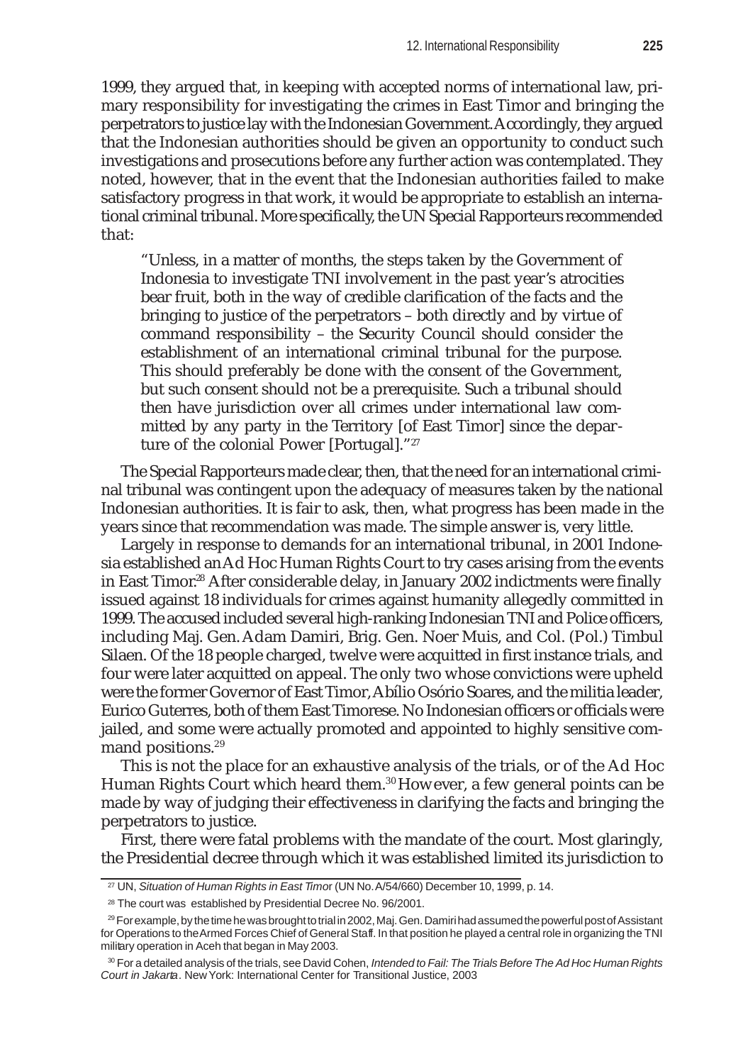1999, they argued that, in keeping with accepted norms of international law, primary responsibility for investigating the crimes in East Timor and bringing the perpetrators to justice lay with the Indonesian Government. Accordingly, they argued that the Indonesian authorities should be given an opportunity to conduct such investigations and prosecutions before any further action was contemplated. They noted, however, that in the event that the Indonesian authorities failed to make satisfactory progress in that work, it would be appropriate to establish an international criminal tribunal. More specifically, the UN Special Rapporteurs recommended that:

> "Unless, in a matter of months, the steps taken by the Government of Indonesia to investigate TNI involvement in the past year's atrocities bear fruit, both in the way of credible clarification of the facts and the bringing to justice of the perpetrators – both directly and by virtue of command responsibility – the Security Council should consider the establishment of an international criminal tribunal for the purpose. This should preferably be done with the consent of the Government, but such consent should not be a prerequisite. Such a tribunal should then have jurisdiction over all crimes under international law committed by any party in the Territory [of East Timor] since the departure of the colonial Power [Portugal]."[27]

The Special Rapporteurs made clear, then, that the need for an international criminal tribunal was contingent upon the adequacy of measures taken by the national Indonesian authorities. It is fair to ask, then, what progress has been made in the years since that recommendation was made. The simple answer is, very little.

Largely in response to demands for an international tribunal, in 2001 Indonesia established an Ad Hoc Human Rights Court to try cases arising from the events in East Timor.[28] After considerable delay, in January 2002 indictments were finally issued against 18 individuals for crimes against humanity allegedly committed in 1999. The accused included several high-ranking Indonesian TNI and Police officers, including Maj. Gen. Adam Damiri, Brig. Gen. Noer Muis, and Col. (Pol.) Timbul Silaen. Of the 18 people charged, twelve were acquitted in first instance trials, and four were later acquitted on appeal. The only two whose convictions were upheld were the former Governor of East Timor, Abílio Osório Soares, and the militia leader, Eurico Guterres, both of them East Timorese. No Indonesian officers or officials were jailed, and some were actually promoted and appointed to highly sensitive command positions.[29]

This is not the place for an exhaustive analysis of the trials, or of the Ad Hoc Human Rights Court which heard them.[30] However, a few general points can be made by way of judging their effectiveness in clarifying the facts and bringing the perpetrators to justice.

First, there were fatal problems with the mandate of the court. Most glaringly, the Presidential decree through which it was established limited its jurisdiction to

---

[27] UN, *Situation of Human Rights in East Timor* (UN No. A/54/660) December 10, 1999, p. 14.

[28] The court was established by Presidential Decree No. 96/2001.

[29] For example, by the time he was brought to trial in 2002, Maj. Gen. Damiri had assumed the powerful post of Assistant for Operations to the Armed Forces Chief of General Staff. In that position he played a central role in organizing the TNI military operation in Aceh that began in May 2003.

[30] For a detailed analysis of the trials, see David Cohen, *Intended to Fail: The Trials Before The Ad Hoc Human Rights Court in Jakarta*. New York: International Center for Transitional Justice, 2003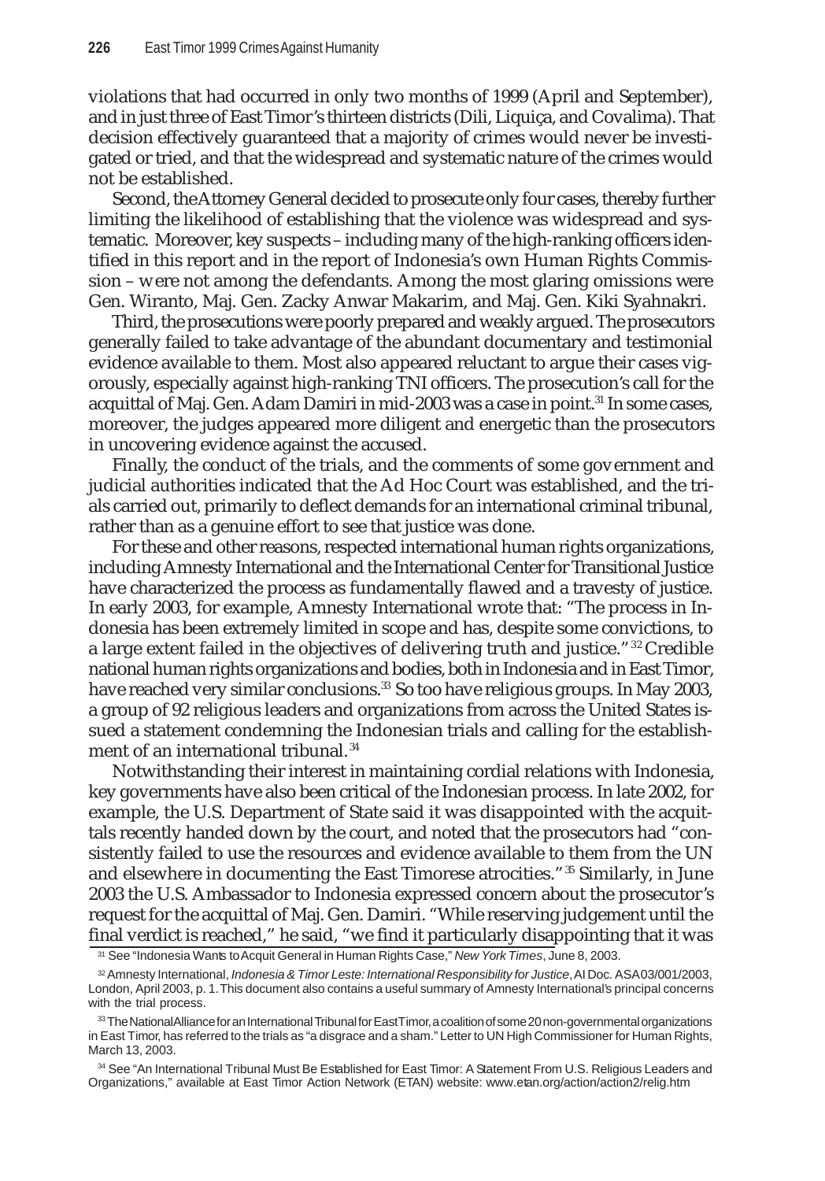violations that had occurred in only two months of 1999 (April and September), and in just three of East Timor's thirteen districts (Dili, Liquiça, and Covalima). That decision effectively guaranteed that a majority of crimes would never be investigated or tried, and that the widespread and systematic nature of the crimes would not be established.

Second, the Attorney General decided to prosecute only four cases, thereby further limiting the likelihood of establishing that the violence was widespread and systematic. Moreover, key suspects – including many of the high-ranking officers identified in this report and in the report of Indonesia's own Human Rights Commission – were not among the defendants. Among the most glaring omissions were Gen. Wiranto, Maj. Gen. Zacky Anwar Makarim, and Maj. Gen. Kiki Syahnakri.

Third, the prosecutions were poorly prepared and weakly argued. The prosecutors generally failed to take advantage of the abundant documentary and testimonial evidence available to them. Most also appeared reluctant to argue their cases vigorously, especially against high-ranking TNI officers. The prosecution's call for the acquittal of Maj. Gen. Adam Damiri in mid-2003 was a case in point.[31] In some cases, moreover, the judges appeared more diligent and energetic than the prosecutors in uncovering evidence against the accused.

Finally, the conduct of the trials, and the comments of some government and judicial authorities indicated that the Ad Hoc Court was established, and the trials carried out, primarily to deflect demands for an international criminal tribunal, rather than as a genuine effort to see that justice was done.

For these and other reasons, respected international human rights organizations, including Amnesty International and the International Center for Transitional Justice have characterized the process as fundamentally flawed and a travesty of justice. In early 2003, for example, Amnesty International wrote that: "The process in Indonesia has been extremely limited in scope and has, despite some convictions, to a large extent failed in the objectives of delivering truth and justice."[32] Credible national human rights organizations and bodies, both in Indonesia and in East Timor, have reached very similar conclusions.[33] So too have religious groups. In May 2003, a group of 92 religious leaders and organizations from across the United States issued a statement condemning the Indonesian trials and calling for the establishment of an international tribunal.[34]

Notwithstanding their interest in maintaining cordial relations with Indonesia, key governments have also been critical of the Indonesian process. In late 2002, for example, the U.S. Department of State said it was disappointed with the acquittals recently handed down by the court, and noted that the prosecutors had "consistently failed to use the resources and evidence available to them from the UN and elsewhere in documenting the East Timorese atrocities."[35] Similarly, in June 2003 the U.S. Ambassador to Indonesia expressed concern about the prosecutor's request for the acquittal of Maj. Gen. Damiri. "While reserving judgement until the final verdict is reached," he said, "we find it particularly disappointing that it was

[31] See "Indonesia Wants to Acquit General in Human Rights Case," *New York Times*, June 8, 2003.

[32] Amnesty International, *Indonesia & Timor Leste: International Responsibility for Justice*, AI Doc. ASA 03/001/2003, London, April 2003, p. 1. This document also contains a useful summary of Amnesty International's principal concerns with the trial process.

[33] The National Alliance for an International Tribunal for East Timor, a coalition of some 20 non-governmental organizations in East Timor, has referred to the trials as "a disgrace and a sham." Letter to UN High Commissioner for Human Rights, March 13, 2003.

[34] See "An International Tribunal Must Be Established for East Timor: A Statement From U.S. Religious Leaders and Organizations," available at East Timor Action Network (ETAN) website: www.etan.org/action/action2/relig.htm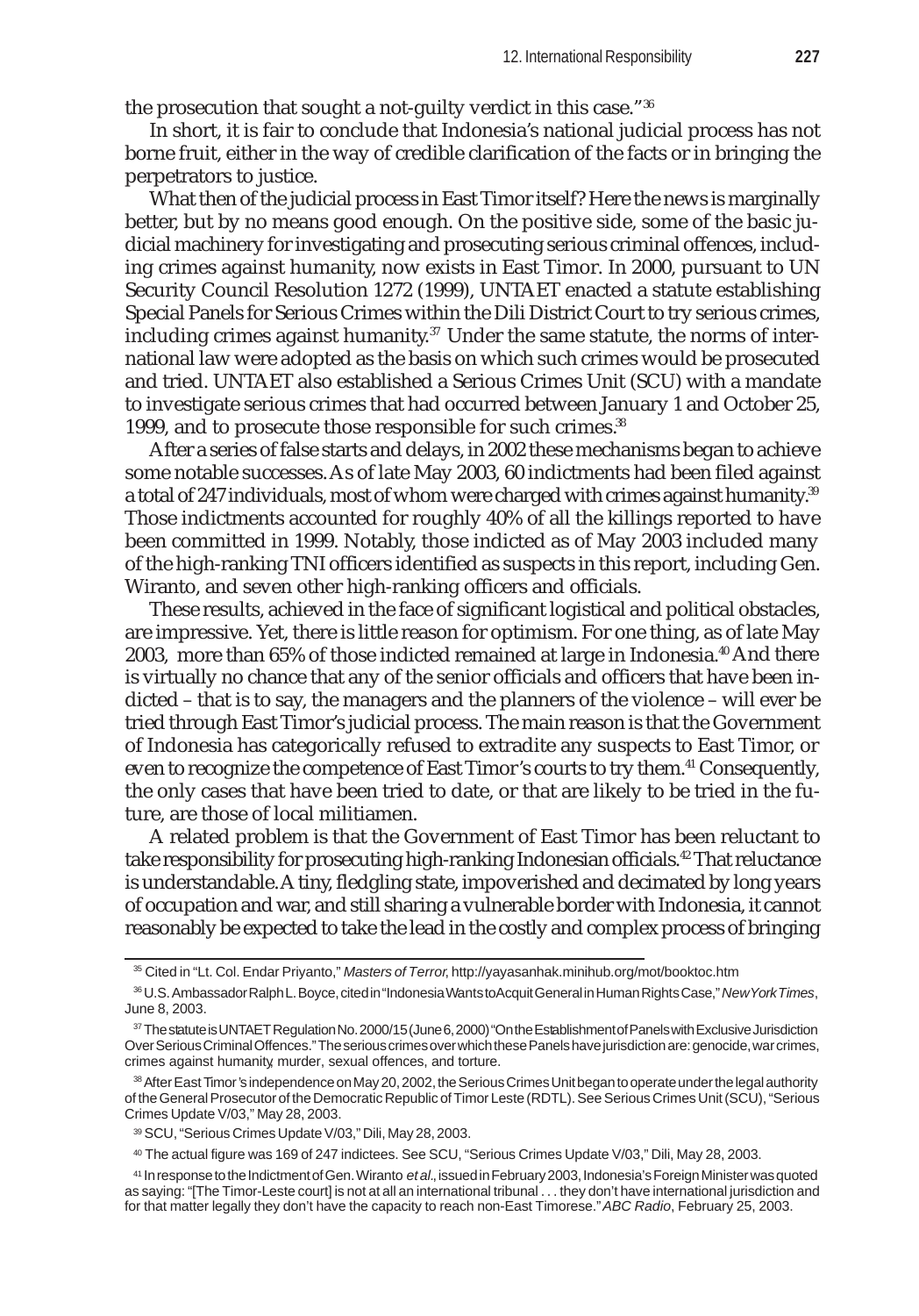the prosecution that sought a not-guilty verdict in this case."[36]

In short, it is fair to conclude that Indonesia's national judicial process has not borne fruit, either in the way of credible clarification of the facts or in bringing the perpetrators to justice.

What then of the judicial process in East Timor itself? Here the news is marginally better, but by no means good enough. On the positive side, some of the basic judicial machinery for investigating and prosecuting serious criminal offences, including crimes against humanity, now exists in East Timor. In 2000, pursuant to UN Security Council Resolution 1272 (1999), UNTAET enacted a statute establishing Special Panels for Serious Crimes within the Dili District Court to try serious crimes, including crimes against humanity.[37] Under the same statute, the norms of international law were adopted as the basis on which such crimes would be prosecuted and tried. UNTAET also established a Serious Crimes Unit (SCU) with a mandate to investigate serious crimes that had occurred between January 1 and October 25, 1999, and to prosecute those responsible for such crimes.[38]

After a series of false starts and delays, in 2002 these mechanisms began to achieve some notable successes. As of late May 2003, 60 indictments had been filed against a total of 247 individuals, most of whom were charged with crimes against humanity.[39] Those indictments accounted for roughly 40% of all the killings reported to have been committed in 1999. Notably, those indicted as of May 2003 included many of the high-ranking TNI officers identified as suspects in this report, including Gen. Wiranto, and seven other high-ranking officers and officials.

These results, achieved in the face of significant logistical and political obstacles, are impressive. Yet, there is little reason for optimism. For one thing, as of late May 2003, more than 65% of those indicted remained at large in Indonesia.[40] And there is virtually no chance that any of the senior officials and officers that have been indicted – that is to say, the managers and the planners of the violence – will ever be tried through East Timor's judicial process. The main reason is that the Government of Indonesia has categorically refused to extradite any suspects to East Timor, or even to recognize the competence of East Timor's courts to try them.[41] Consequently, the only cases that have been tried to date, or that are likely to be tried in the future, are those of local militiamen.

A related problem is that the Government of East Timor has been reluctant to take responsibility for prosecuting high-ranking Indonesian officials.[42] That reluctance is understandable. A tiny, fledgling state, impoverished and decimated by long years of occupation and war, and still sharing a vulnerable border with Indonesia, it cannot reasonably be expected to take the lead in the costly and complex process of bringing

---

[35] Cited in "Lt. Col. Endar Priyanto," *Masters of Terror*, http://yayasanhak.minihub.org/mot/booktoc.htm

[36] U.S. Ambassador Ralph L. Boyce, cited in "Indonesia Wants to Acquit General in Human Rights Case," *New York Times*, June 8, 2003.

[37] The statute is UNTAET Regulation No. 2000/15 (June 6, 2000) "On the Establishment of Panels with Exclusive Jurisdiction Over Serious Criminal Offences." The serious crimes over which these Panels have jurisdiction are: genocide, war crimes, crimes against humanity, murder, sexual offences, and torture.

[38] After East Timor's independence on May 20, 2002, the Serious Crimes Unit began to operate under the legal authority of the General Prosecutor of the Democratic Republic of Timor Leste (RDTL). See Serious Crimes Unit (SCU), "Serious Crimes Update V/03," May 28, 2003.

[39] SCU, "Serious Crimes Update V/03," Dili, May 28, 2003.

[40] The actual figure was 169 of 247 indictees. See SCU, "Serious Crimes Update V/03," Dili, May 28, 2003.

[41] In response to the Indictment of Gen. Wiranto *et al*., issued in February 2003, Indonesia's Foreign Minister was quoted as saying: "[The Timor-Leste court] is not at all an international tribunal . . . they don't have international jurisdiction and for that matter legally they don't have the capacity to reach non-East Timorese." *ABC Radio*, February 25, 2003.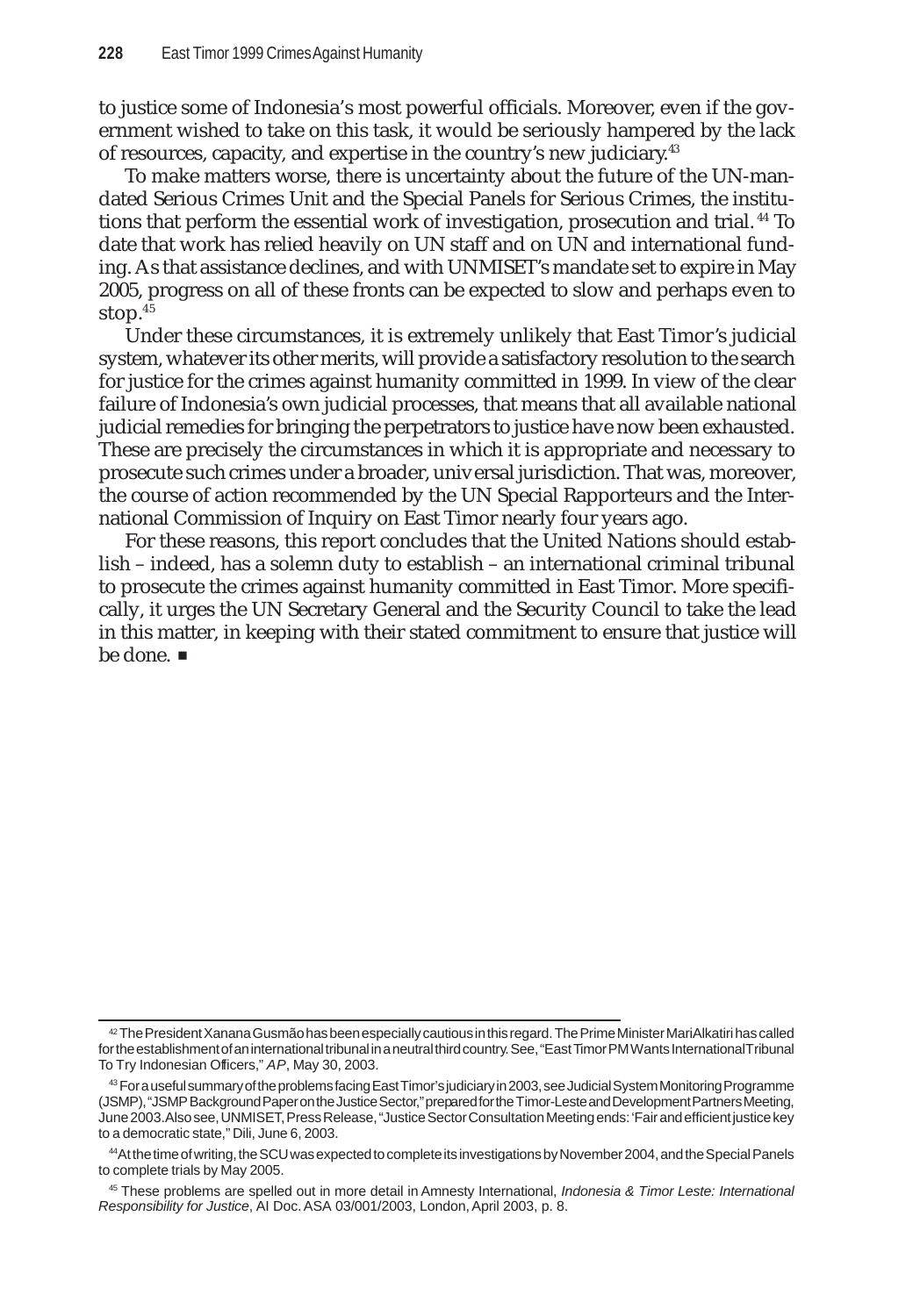to justice some of Indonesia's most powerful officials. Moreover, even if the government wished to take on this task, it would be seriously hampered by the lack of resources, capacity, and expertise in the country's new judiciary.[43]

To make matters worse, there is uncertainty about the future of the UN-mandated Serious Crimes Unit and the Special Panels for Serious Crimes, the institutions that perform the essential work of investigation, prosecution and trial.[44] To date that work has relied heavily on UN staff and on UN and international funding. As that assistance declines, and with UNMISET's mandate set to expire in May 2005, progress on all of these fronts can be expected to slow and perhaps even to stop.[45]

Under these circumstances, it is extremely unlikely that East Timor's judicial system, whatever its other merits, will provide a satisfactory resolution to the search for justice for the crimes against humanity committed in 1999. In view of the clear failure of Indonesia's own judicial processes, that means that all available national judicial remedies for bringing the perpetrators to justice have now been exhausted. These are precisely the circumstances in which it is appropriate and necessary to prosecute such crimes under a broader, universal jurisdiction. That was, moreover, the course of action recommended by the UN Special Rapporteurs and the International Commission of Inquiry on East Timor nearly four years ago.

For these reasons, this report concludes that the United Nations should establish – indeed, has a solemn duty to establish – an international criminal tribunal to prosecute the crimes against humanity committed in East Timor. More specifically, it urges the UN Secretary General and the Security Council to take the lead in this matter, in keeping with their stated commitment to ensure that justice will be done. ■

---

[42] The President Xanana Gusmão has been especially cautious in this regard. The Prime Minister Mari Alkatiri has called for the establishment of an international tribunal in a neutral third country. See, "East Timor PM Wants International Tribunal To Try Indonesian Officers," *AP*, May 30, 2003.

[43] For a useful summary of the problems facing East Timor's judiciary in 2003, see Judicial System Monitoring Programme (JSMP), "JSMP Background Paper on the Justice Sector," prepared for the Timor-Leste and Development Partners Meeting, June 2003. Also see, UNMISET, Press Release, "Justice Sector Consultation Meeting ends: 'Fair and efficient justice key to a democratic state," Dili, June 6, 2003.

[44] At the time of writing, the SCU was expected to complete its investigations by November 2004, and the Special Panels to complete trials by May 2005.

[45] These problems are spelled out in more detail in Amnesty International, *Indonesia & Timor Leste: International Responsibility for Justice*, AI Doc. ASA 03/001/2003, London, April 2003, p. 8.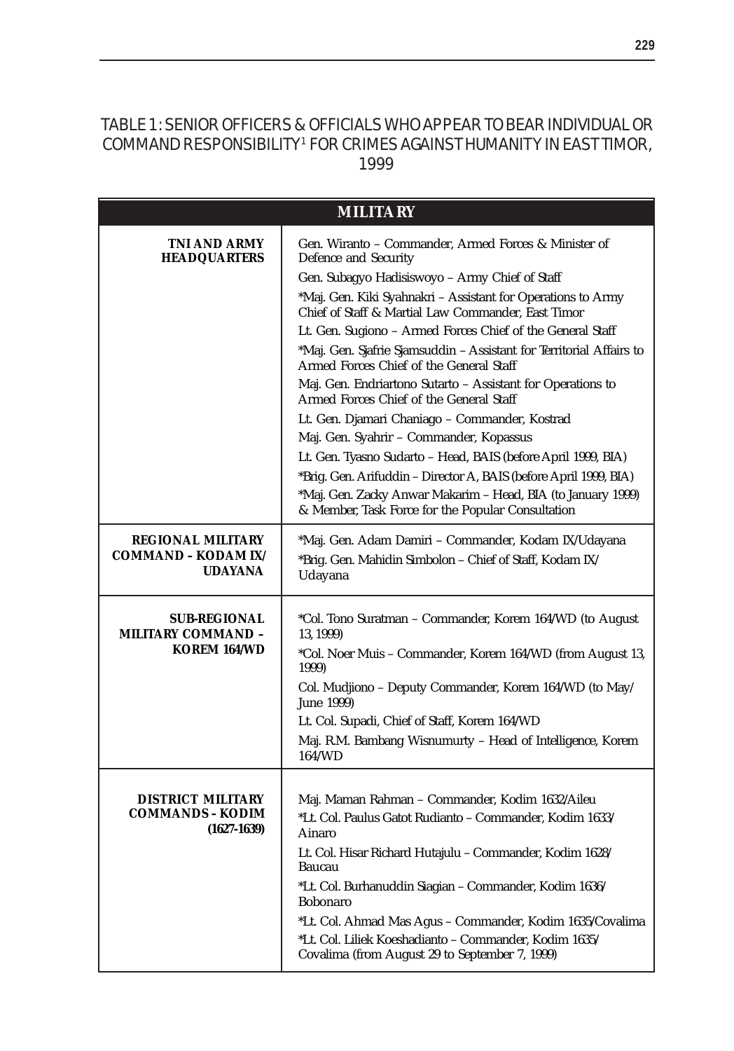## TABLE 1: SENIOR OFFICERS & OFFICIALS WHO APPEAR TO BEAR INDIVIDUAL OR COMMAND RESPONSIBILITY[1] FOR CRIMES AGAINST HUMANITY IN EAST TIMOR, 1999

| **MILITARY** | |
|---|---|
| **TNI AND ARMY HEADQUARTERS** | Gen. Wiranto – Commander, Armed Forces & Minister of Defence and Security<br>Gen. Subagyo Hadisiswoyo – Army Chief of Staff<br>*Maj. Gen. Kiki Syahnakri – Assistant for Operations to Army Chief of Staff & Martial Law Commander, East Timor<br>Lt. Gen. Sugiono – Armed Forces Chief of the General Staff<br>*Maj. Gen. Sjafrie Sjamsuddin – Assistant for Territorial Affairs to Armed Forces Chief of the General Staff<br>Maj. Gen. Endriartono Sutarto – Assistant for Operations to Armed Forces Chief of the General Staff<br>Lt. Gen. Djamari Chaniago – Commander, Kostrad<br>Maj. Gen. Syahrir – Commander, Kopassus<br>Lt. Gen. Tyasno Sudarto – Head, BAIS (before April 1999, BIA)<br>*Brig. Gen. Arifuddin – Director A, BAIS (before April 1999, BIA)<br>*Maj. Gen. Zacky Anwar Makarim – Head, BIA (to January 1999) & Member, Task Force for the Popular Consultation |
| **REGIONAL MILITARY COMMAND – KODAM IX/ UDAYANA** | *Maj. Gen. Adam Damiri – Commander, Kodam IX/Udayana<br>*Brig. Gen. Mahidin Simbolon – Chief of Staff, Kodam IX/ Udayana |
| **SUB-REGIONAL MILITARY COMMAND – KOREM 164/WD** | *Col. Tono Suratman – Commander, Korem 164/WD (to August 13, 1999)<br>*Col. Noer Muis – Commander, Korem 164/WD (from August 13, 1999)<br>Col. Mudjiono – Deputy Commander, Korem 164/WD (to May/ June 1999)<br>Lt. Col. Supadi, Chief of Staff, Korem 164/WD<br>Maj. R.M. Bambang Wisnumurty – Head of Intelligence, Korem 164/WD |
| **DISTRICT MILITARY COMMANDS - KODIM (1627-1639)** | Maj. Maman Rahman – Commander, Kodim 1632/Aileu<br>*Lt. Col. Paulus Gatot Rudianto – Commander, Kodim 1633/ Ainaro<br>Lt. Col. Hisar Richard Hutajulu – Commander, Kodim 1628/ Baucau<br>*Lt. Col. Burhanuddin Siagian – Commander, Kodim 1636/ Bobonaro<br>*Lt. Col. Ahmad Mas Agus – Commander, Kodim 1635/Covalima<br>*Lt. Col. Liliek Koeshadianto – Commander, Kodim 1635/ Covalima (from August 29 to September 7, 1999) |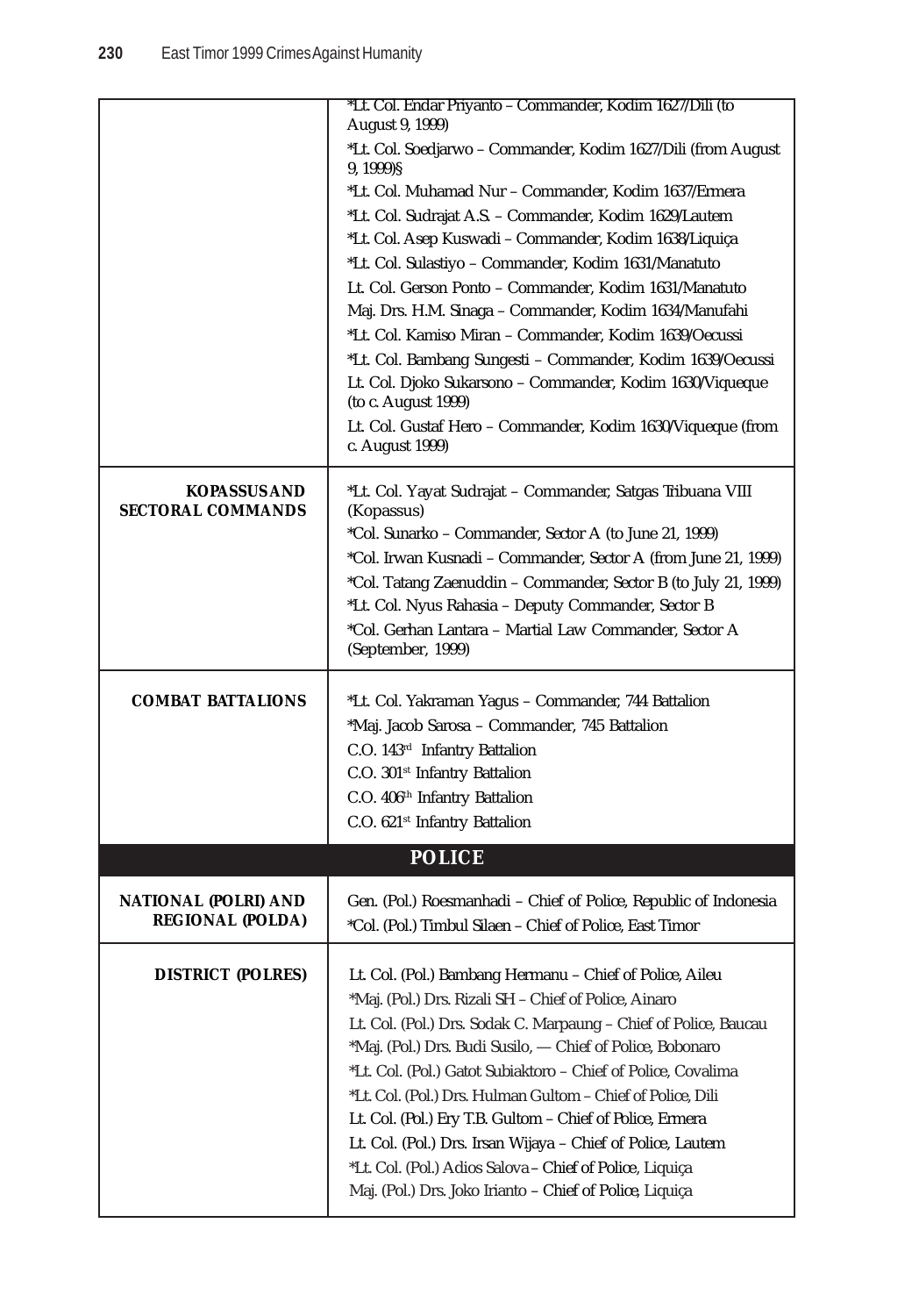| | |
|---|---|
| | *Lt. Col. Endar Priyanto – Commander, Kodim 1627/Dili (to August 9, 1999)<br>*Lt. Col. Soedjarwo – Commander, Kodim 1627/Dili (from August 9, 1999)§<br>*Lt. Col. Muhamad Nur – Commander, Kodim 1637/Ermera<br>*Lt. Col. Sudrajat A.S. – Commander, Kodim 1629/Lautem<br>*Lt. Col. Asep Kuswadi – Commander, Kodim 1638/Liquiça<br>*Lt. Col. Sulastiyo – Commander, Kodim 1631/Manatuto<br>Lt. Col. Gerson Ponto – Commander, Kodim 1631/Manatuto<br>Maj. Drs. H.M. Sinaga – Commander, Kodim 1634/Manufahi<br>*Lt. Col. Kamiso Miran – Commander, Kodim 1639/Oecussi<br>*Lt. Col. Bambang Sungesti – Commander, Kodim 1639/Oecussi<br>Lt. Col. Djoko Sukarsono – Commander, Kodim 1630/Viqueque (to c. August 1999)<br>Lt. Col. Gustaf Hero – Commander, Kodim 1630/Viqueque (from c. August 1999) |
| **KOPASSUS AND SECTORAL COMMANDS** | *Lt. Col. Yayat Sudrajat – Commander, Satgas Tribuana VIII (Kopassus)<br>*Col. Sunarko – Commander, Sector A (to June 21, 1999)<br>*Col. Irwan Kusnadi – Commander, Sector A (from June 21, 1999)<br>*Col. Tatang Zaenuddin – Commander, Sector B (to July 21, 1999)<br>*Lt. Col. Nyus Rahasia – Deputy Commander, Sector B<br>*Col. Gerhan Lantara – Martial Law Commander, Sector A (September, 1999) |
| **COMBAT BATTALIONS** | *Lt. Col. Yakraman Yagus – Commander, 744 Battalion<br>*Maj. Jacob Sarosa – Commander, 745 Battalion<br>C.O. 143rd Infantry Battalion<br>C.O. 301st Infantry Battalion<br>C.O. 406th Infantry Battalion<br>C.O. 621st Infantry Battalion |
| **POLICE** | |
| **NATIONAL (POLRI) AND REGIONAL (POLDA)** | Gen. (Pol.) Roesmanhadi – Chief of Police, Republic of Indonesia<br>*Col. (Pol.) Timbul Silaen – Chief of Police, East Timor |
| **DISTRICT (POLRES)** | Lt. Col. (Pol.) Bambang Hermanu – Chief of Police, Aileu<br>*Maj. (Pol.) Drs. Rizali SH – Chief of Police, Ainaro<br>Lt. Col. (Pol.) Drs. Sodak C. Marpaung – Chief of Police, Baucau<br>*Maj. (Pol.) Drs. Budi Susilo, — Chief of Police, Bobonaro<br>*Lt. Col. (Pol.) Gatot Subiaktoro – Chief of Police, Covalima<br>*Lt. Col. (Pol.) Drs. Hulman Gultom – Chief of Police, Dili<br>Lt. Col. (Pol.) Ery T.B. Gultom – Chief of Police, Ermera<br>Lt. Col. (Pol.) Drs. Irsan Wijaya – Chief of Police, Lautem<br>*Lt. Col. (Pol.) Adios Salova – Chief of Police, Liquiça<br>Maj. (Pol.) Drs. Joko Irianto – Chief of Police, Liquiça |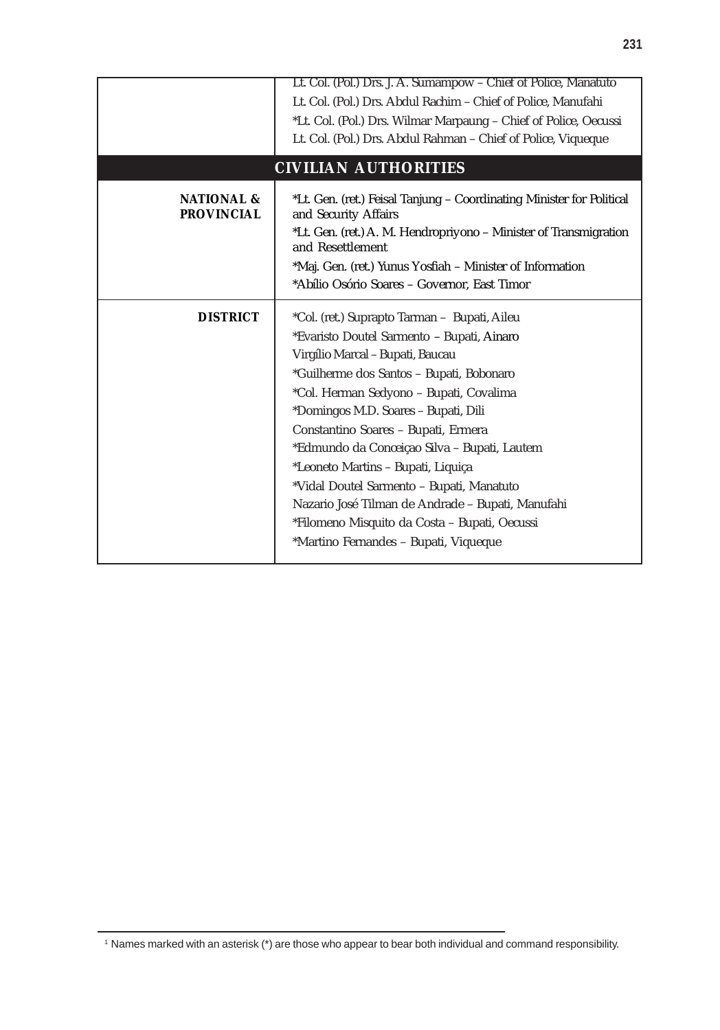| | |
|---|---|
| | Lt. Col. (Pol.) Drs. J. A. Sumampow – Chief of Police, Manatuto<br>Lt. Col. (Pol.) Drs. Abdul Rachim – Chief of Police, Manufahi<br>*Lt. Col. (Pol.) Drs. Wilmar Marpaung – Chief of Police, Oecussi<br>Lt. Col. (Pol.) Drs. Abdul Rahman – Chief of Police, Viqueque |
| **CIVILIAN AUTHORITIES** | |
| **NATIONAL & PROVINCIAL** | *Lt. Gen. (ret.) Feisal Tanjung – Coordinating Minister for Political and Security Affairs<br>*Lt. Gen. (ret.) A. M. Hendropriyono – Minister of Transmigration and Resettlement<br>*Maj. Gen. (ret.) Yunus Yosfiah – Minister of Information<br>*Abílio Osório Soares – Governor, East Timor |
| **DISTRICT** | *Col. (ret.) Suprapto Tarman – Bupati, Aileu<br>*Evaristo Doutel Sarmento – Bupati, Ainaro<br>Virgílio Marcal – Bupati, Baucau<br>*Guilherme dos Santos – Bupati, Bobonaro<br>*Col. Herman Sedyono – Bupati, Covalima<br>*Domingos M.D. Soares – Bupati, Dili<br>Constantino Soares – Bupati, Ermera<br>*Edmundo da Conceiçao Silva – Bupati, Lautem<br>*Leoneto Martins – Bupati, Liquiça<br>*Vidal Doutel Sarmento – Bupati, Manatuto<br>Nazario José Tilman de Andrade – Bupati, Manufahi<br>*Filomeno Misquito da Costa – Bupati, Oecussi<br>*Martino Fernandes – Bupati, Viqueque |

[1] Names marked with an asterisk (*) are those who appear to bear both individual and command responsibility.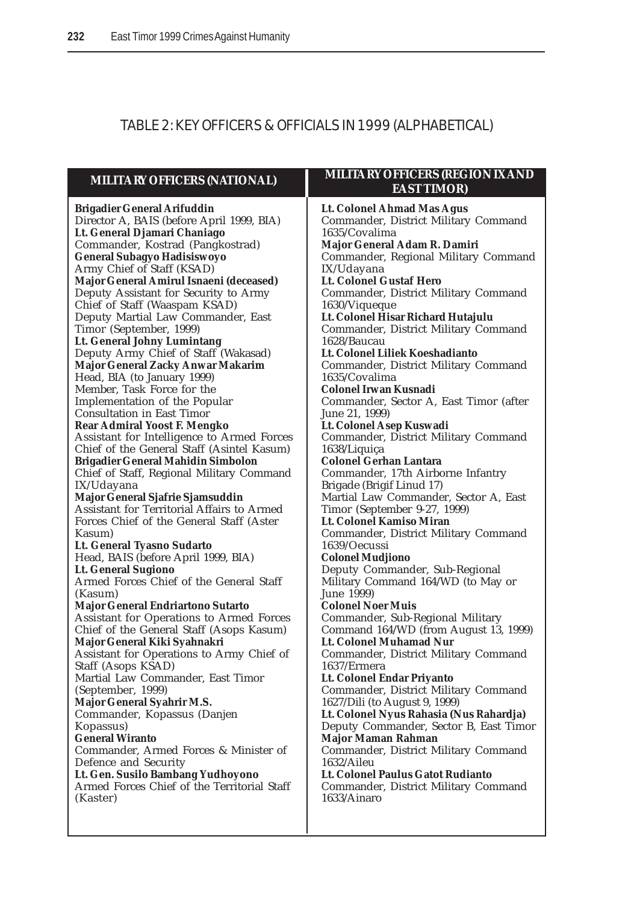## TABLE 2: KEY OFFICERS & OFFICIALS IN 1999 (ALPHABETICAL)

| MILITARY OFFICERS (NATIONAL) | MILITARY OFFICERS (REGION IX AND EAST TIMOR) |
|---|---|
| **Brigadier General Arifuddin**<br>Director A, BAIS (before April 1999, BIA) | **Lt. Colonel Ahmad Mas Agus**<br>Commander, District Military Command 1635/Covalima |
| **Lt. General Djamari Chaniago**<br>Commander, Kostrad (Pangkostrad) | **Major General Adam R. Damiri**<br>Commander, Regional Military Command IX/Udayana |
| **General Subagyo Hadisiswoyo**<br>Army Chief of Staff (KSAD) | **Lt. Colonel Gustaf Hero**<br>Commander, District Military Command 1630/Viqueque |
| **Major General Amirul Isnaeni (deceased)**<br>Deputy Assistant for Security to Army Chief of Staff (Waaspam KSAD)<br>Deputy Martial Law Commander, East Timor (September, 1999) | **Lt. Colonel Hisar Richard Hutajulu**<br>Commander, District Military Command 1628/Baucau |
| **Lt. General Johny Lumintang**<br>Deputy Army Chief of Staff (Wakasad) | **Lt. Colonel Liliek Koeshadianto**<br>Commander, District Military Command 1635/Covalima |
| **Major General Zacky Anwar Makarim**<br>Head, BIA (to January 1999)<br>Member, Task Force for the Implementation of the Popular Consultation in East Timor | **Colonel Irwan Kusnadi**<br>Commander, Sector A, East Timor (after June 21, 1999) |
| **Rear Admiral Yoost F. Mengko**<br>Assistant for Intelligence to Armed Forces Chief of the General Staff (Asintel Kasum) | **Lt. Colonel Asep Kuswadi**<br>Commander, District Military Command 1638/Liquiça |
| **Brigadier General Mahidin Simbolon**<br>Chief of Staff, Regional Military Command IX/Udayana | **Colonel Gerhan Lantara**<br>Commander, 17th Airborne Infantry Brigade (Brigif Linud 17)<br>Martial Law Commander, Sector A, East Timor (September 9-27, 1999) |
| **Major General Sjafrie Sjamsuddin**<br>Assistant for Territorial Affairs to Armed Forces Chief of the General Staff (Aster Kasum) | **Lt. Colonel Kamiso Miran**<br>Commander, District Military Command 1639/Oecussi |
| **Lt. General Tyasno Sudarto**<br>Head, BAIS (before April 1999, BIA) | **Colonel Mudjiono**<br>Deputy Commander, Sub-Regional Military Command 164/WD (to May or June 1999) |
| **Lt. General Sugiono**<br>Armed Forces Chief of the General Staff (Kasum) | **Colonel Noer Muis**<br>Commander, Sub-Regional Military Command 164/WD (from August 13, 1999) |
| **Major General Endriartono Sutarto**<br>Assistant for Operations to Armed Forces Chief of the General Staff (Asops Kasum) | **Lt. Colonel Muhamad Nur**<br>Commander, District Military Command 1637/Ermera |
| **Major General Kiki Syahnakri**<br>Assistant for Operations to Army Chief of Staff (Asops KSAD)<br>Martial Law Commander, East Timor (September, 1999) | **Lt. Colonel Endar Priyanto**<br>Commander, District Military Command 1627/Dili (to August 9, 1999) |
| **Major General Syahrir M.S.**<br>Commander, Kopassus (Danjen Kopassus) | **Lt. Colonel Nyus Rahasia (Nus Rahardja)**<br>Deputy Commander, Sector B, East Timor |
| **General Wiranto**<br>Commander, Armed Forces & Minister of Defence and Security | **Major Maman Rahman**<br>Commander, District Military Command 1632/Aileu |
| **Lt. Gen. Susilo Bambang Yudhoyono**<br>Armed Forces Chief of the Territorial Staff (Kaster) | **Lt. Colonel Paulus Gatot Rudianto**<br>Commander, District Military Command 1633/Ainaro |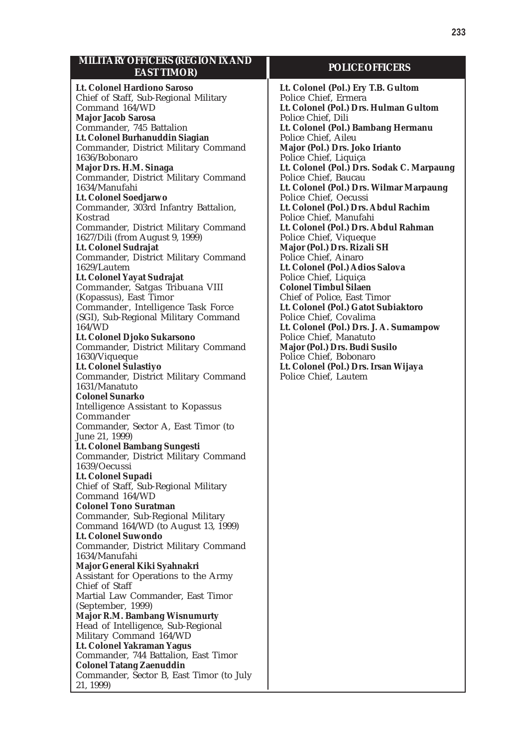## MILITARY OFFICERS (REGION IX AND EAST TIMOR)

**Lt. Colonel Hardiono Saroso**
Chief of Staff, Sub-Regional Military Command 164/WD

**Major Jacob Sarosa**
Commander, 745 Battalion

**Lt. Colonel Burhanuddin Siagian**
Commander, District Military Command 1636/Bobonaro

**Major Drs. H.M. Sinaga**
Commander, District Military Command 1634/Manufahi

**Lt. Colonel Soedjarwo**
Commander, 303rd Infantry Battalion, Kostrad
Commander, District Military Command 1627/Dili (from August 9, 1999)

**Lt. Colonel Sudrajat**
Commander, District Military Command 1629/Lautem

**Lt. Colonel Yayat Sudrajat**
Commander, Satgas Tribuana VIII (Kopassus), East Timor
Commander, Intelligence Task Force (SGI), Sub-Regional Military Command 164/WD

**Lt. Colonel Djoko Sukarsono**
Commander, District Military Command 1630/Viqueque

**Lt. Colonel Sulastiyo**
Commander, District Military Command 1631/Manatuto

**Colonel Sunarko**
Intelligence Assistant to Kopassus Commander
Commander, Sector A, East Timor (to June 21, 1999)

**Lt. Colonel Bambang Sungesti**
Commander, District Military Command 1639/Oecussi

**Lt. Colonel Supadi**
Chief of Staff, Sub-Regional Military Command 164/WD

**Colonel Tono Suratman**
Commander, Sub-Regional Military Command 164/WD (to August 13, 1999)

**Lt. Colonel Suwondo**
Commander, District Military Command 1634/Manufahi

**Major General Kiki Syahnakri**
Assistant for Operations to the Army Chief of Staff
Martial Law Commander, East Timor (September, 1999)

**Major R.M. Bambang Wisnumurty**
Head of Intelligence, Sub-Regional Military Command 164/WD

**Lt. Colonel Yakraman Yagus**
Commander, 744 Battalion, East Timor

**Colonel Tatang Zaenuddin**
Commander, Sector B, East Timor (to July 21, 1999)

## POLICE OFFICERS

**Lt. Colonel (Pol.) Ery T.B. Gultom**
Police Chief, Ermera

**Lt. Colonel (Pol.) Drs. Hulman Gultom**
Police Chief, Dili

**Lt. Colonel (Pol.) Bambang Hermanu**
Police Chief, Aileu

**Major (Pol.) Drs. Joko Irianto**
Police Chief, Liquiça

**Lt. Colonel (Pol.) Drs. Sodak C. Marpaung**
Police Chief, Baucau

**Lt. Colonel (Pol.) Drs. Wilmar Marpaung**
Police Chief, Oecussi

**Lt. Colonel (Pol.) Drs. Abdul Rachim**
Police Chief, Manufahi

**Lt. Colonel (Pol.) Drs. Abdul Rahman**
Police Chief, Viqueque

**Major (Pol.) Drs. Rizali SH**
Police Chief, Ainaro

**Lt. Colonel (Pol.) Adios Salova**
Police Chief, Liquiça

**Colonel Timbul Silaen**
Chief of Police, East Timor

**Lt. Colonel (Pol.) Gatot Subiaktoro**
Police Chief, Covalima

**Lt. Colonel (Pol.) Drs. J. A. Sumampow**
Police Chief, Manatuto

**Major (Pol.) Drs. Budi Susilo**
Police Chief, Bobonaro

**Lt. Colonel (Pol.) Drs. Irsan Wijaya**
Police Chief, Lautem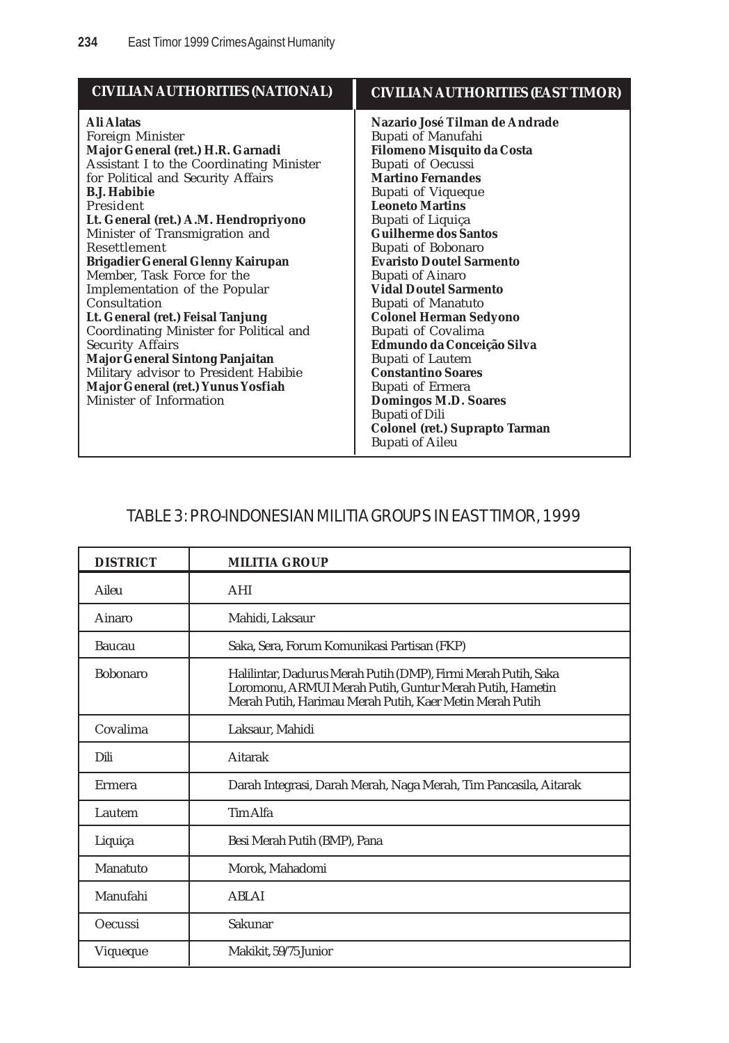| CIVILIAN AUTHORITIES (NATIONAL) | CIVILIAN AUTHORITIES (EAST TIMOR) |
|---|---|
| **Ali Alatas**<br>Foreign Minister | **Nazario José Tilman de Andrade**<br>Bupati of Manufahi |
| **Major General (ret.) H.R. Garnadi**<br>Assistant I to the Coordinating Minister for Political and Security Affairs | **Filomeno Misquito da Costa**<br>Bupati of Oecussi |
| **B.J. Habibie**<br>President | **Martino Fernandes**<br>Bupati of Viqueque |
| **Lt. General (ret.) A.M. Hendropriyono**<br>Minister of Transmigration and Resettlement | **Leoneto Martins**<br>Bupati of Liquiça |
| **Brigadier General Glenny Kairupan**<br>Member, Task Force for the Implementation of the Popular Consultation | **Guilherme dos Santos**<br>Bupati of Bobonaro |
| **Lt. General (ret.) Feisal Tanjung**<br>Coordinating Minister for Political and Security Affairs | **Evaristo Doutel Sarmento**<br>Bupati of Ainaro |
| **Major General Sintong Panjaitan**<br>Military advisor to President Habibie | **Vidal Doutel Sarmento**<br>Bupati of Manatuto |
| **Major General (ret.) Yunus Yosfiah**<br>Minister of Information | **Colonel Herman Sedyono**<br>Bupati of Covalima |
| | **Edmundo da Conceição Silva**<br>Bupati of Lautem |
| | **Constantino Soares**<br>Bupati of Ermera |
| | **Domingos M.D. Soares**<br>Bupati of Dili |
| | **Colonel (ret.) Suprapto Tarman**<br>Bupati of Aileu |

## TABLE 3: PRO-INDONESIAN MILITIA GROUPS IN EAST TIMOR, 1999

| DISTRICT | MILITIA GROUP |
|---|---|
| Aileu | AHI |
| Ainaro | Mahidi, Laksaur |
| Baucau | Saka, Sera, Forum Komunikasi Partisan (FKP) |
| Bobonaro | Halilintar, Dadurus Merah Putih (DMP), Firmi Merah Putih, Saka Loromonu, ARMUI Merah Putih, Guntur Merah Putih, Hametin Merah Putih, Harimau Merah Putih, Kaer Metin Merah Putih |
| Covalima | Laksaur, Mahidi |
| Dili | Aitarak |
| Ermera | Darah Integrasi, Darah Merah, Naga Merah, Tim Pancasila, Aitarak |
| Lautem | Tim Alfa |
| Liquiça | Besi Merah Putih (BMP), Pana |
| Manatuto | Morok, Mahadomi |
| Manufahi | ABLAI |
| Oecussi | Sakunar |
| Viqueque | Makikit, 59/75 Junior |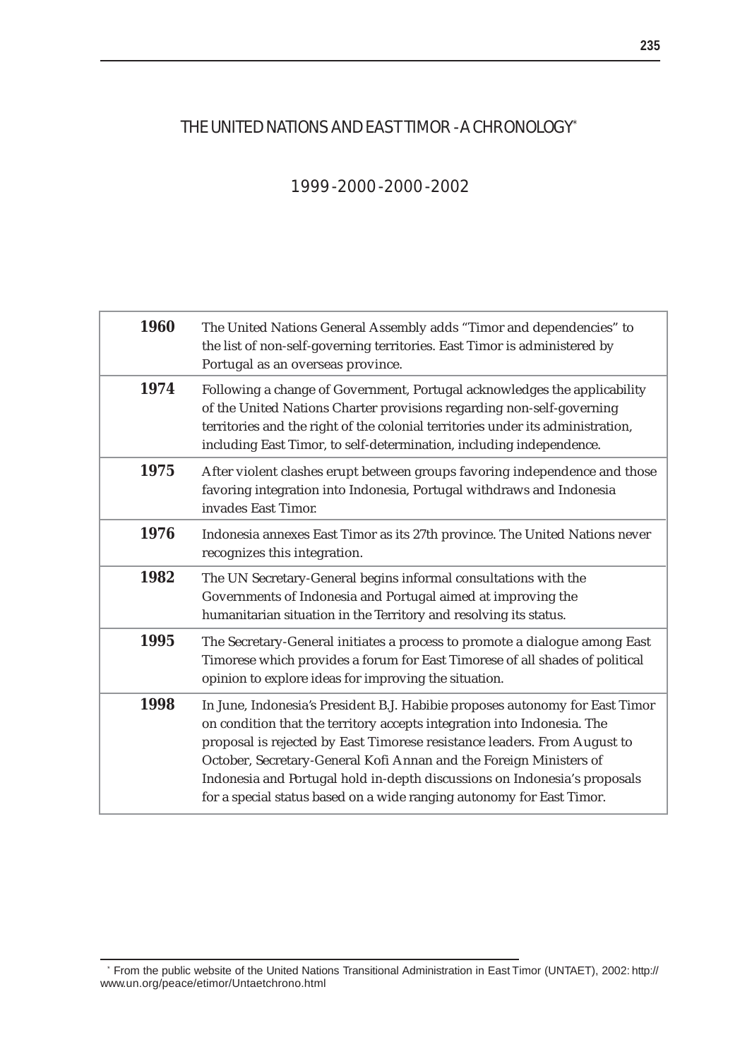# THE UNITED NATIONS AND EAST TIMOR - A CHRONOLOGY*

## 1999-2000-2000-2002

| | |
|---|---|
| **1960** | The United Nations General Assembly adds "Timor and dependencies" to the list of non-self-governing territories. East Timor is administered by Portugal as an overseas province. |
| **1974** | Following a change of Government, Portugal acknowledges the applicability of the United Nations Charter provisions regarding non-self-governing territories and the right of the colonial territories under its administration, including East Timor, to self-determination, including independence. |
| **1975** | After violent clashes erupt between groups favoring independence and those favoring integration into Indonesia, Portugal withdraws and Indonesia invades East Timor. |
| **1976** | Indonesia annexes East Timor as its 27th province. The United Nations never recognizes this integration. |
| **1982** | The UN Secretary-General begins informal consultations with the Governments of Indonesia and Portugal aimed at improving the humanitarian situation in the Territory and resolving its status. |
| **1995** | The Secretary-General initiates a process to promote a dialogue among East Timorese which provides a forum for East Timorese of all shades of political opinion to explore ideas for improving the situation. |
| **1998** | In June, Indonesia's President B.J. Habibie proposes autonomy for East Timor on condition that the territory accepts integration into Indonesia. The proposal is rejected by East Timorese resistance leaders. From August to October, Secretary-General Kofi Annan and the Foreign Ministers of Indonesia and Portugal hold in-depth discussions on Indonesia's proposals for a special status based on a wide ranging autonomy for East Timor. |

* From the public website of the United Nations Transitional Administration in East Timor (UNTAET), 2002: http://www.un.org/peace/etimor/Untaetchrono.html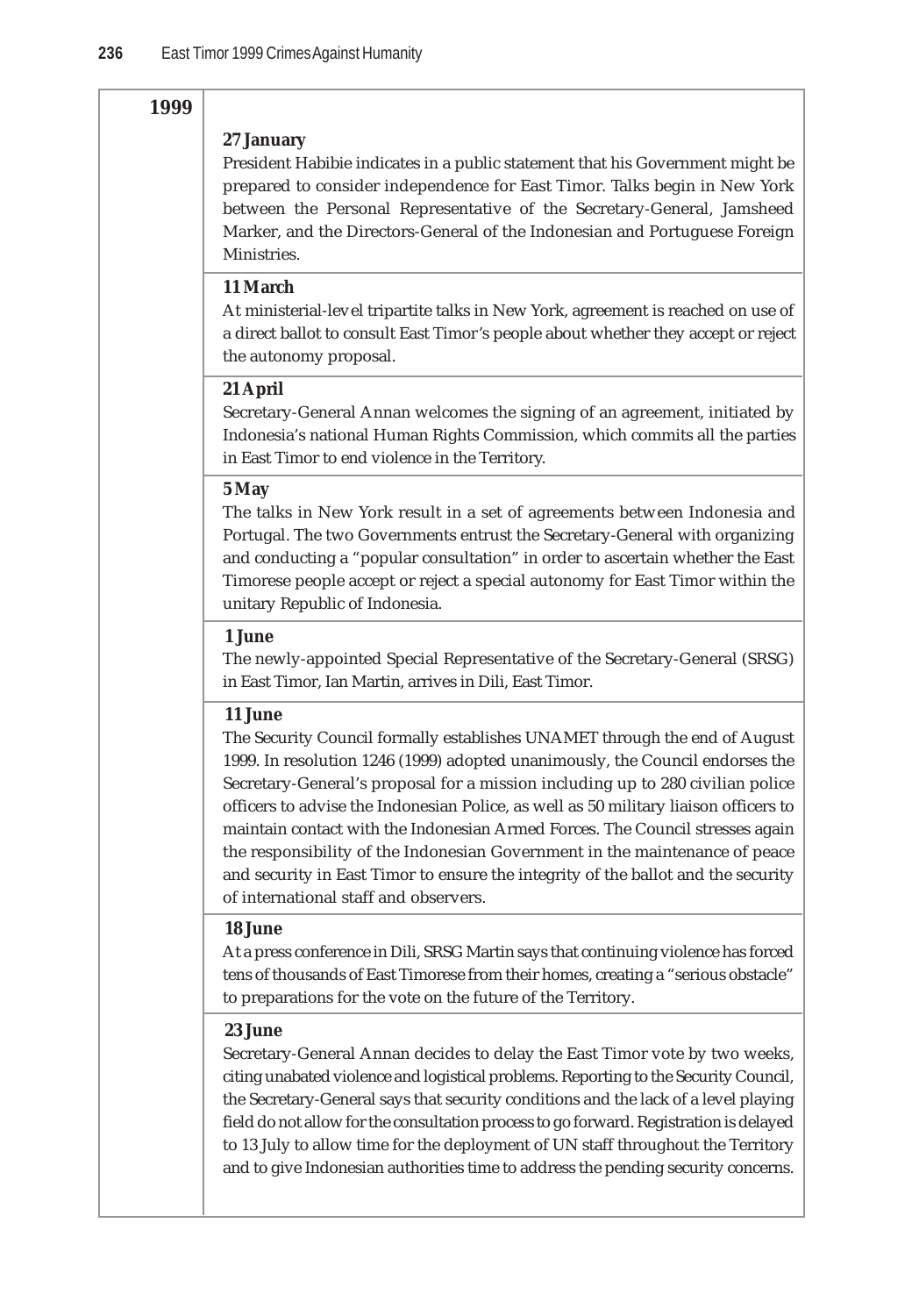**1999**

**27 January**

President Habibie indicates in a public statement that his Government might be prepared to consider independence for East Timor. Talks begin in New York between the Personal Representative of the Secretary-General, Jamsheed Marker, and the Directors-General of the Indonesian and Portuguese Foreign Ministries.

**11 March**

At ministerial-level tripartite talks in New York, agreement is reached on use of a direct ballot to consult East Timor's people about whether they accept or reject the autonomy proposal.

**21 April**

Secretary-General Annan welcomes the signing of an agreement, initiated by Indonesia's national Human Rights Commission, which commits all the parties in East Timor to end violence in the Territory.

**5 May**

The talks in New York result in a set of agreements between Indonesia and Portugal. The two Governments entrust the Secretary-General with organizing and conducting a "popular consultation" in order to ascertain whether the East Timorese people accept or reject a special autonomy for East Timor within the unitary Republic of Indonesia.

**1 June**

The newly-appointed Special Representative of the Secretary-General (SRSG) in East Timor, Ian Martin, arrives in Dili, East Timor.

**11 June**

The Security Council formally establishes UNAMET through the end of August 1999. In resolution 1246 (1999) adopted unanimously, the Council endorses the Secretary-General's proposal for a mission including up to 280 civilian police officers to advise the Indonesian Police, as well as 50 military liaison officers to maintain contact with the Indonesian Armed Forces. The Council stresses again the responsibility of the Indonesian Government in the maintenance of peace and security in East Timor to ensure the integrity of the ballot and the security of international staff and observers.

**18 June**

At a press conference in Dili, SRSG Martin says that continuing violence has forced tens of thousands of East Timorese from their homes, creating a "serious obstacle" to preparations for the vote on the future of the Territory.

**23 June**

Secretary-General Annan decides to delay the East Timor vote by two weeks, citing unabated violence and logistical problems. Reporting to the Security Council, the Secretary-General says that security conditions and the lack of a level playing field do not allow for the consultation process to go forward. Registration is delayed to 13 July to allow time for the deployment of UN staff throughout the Territory and to give Indonesian authorities time to address the pending security concerns.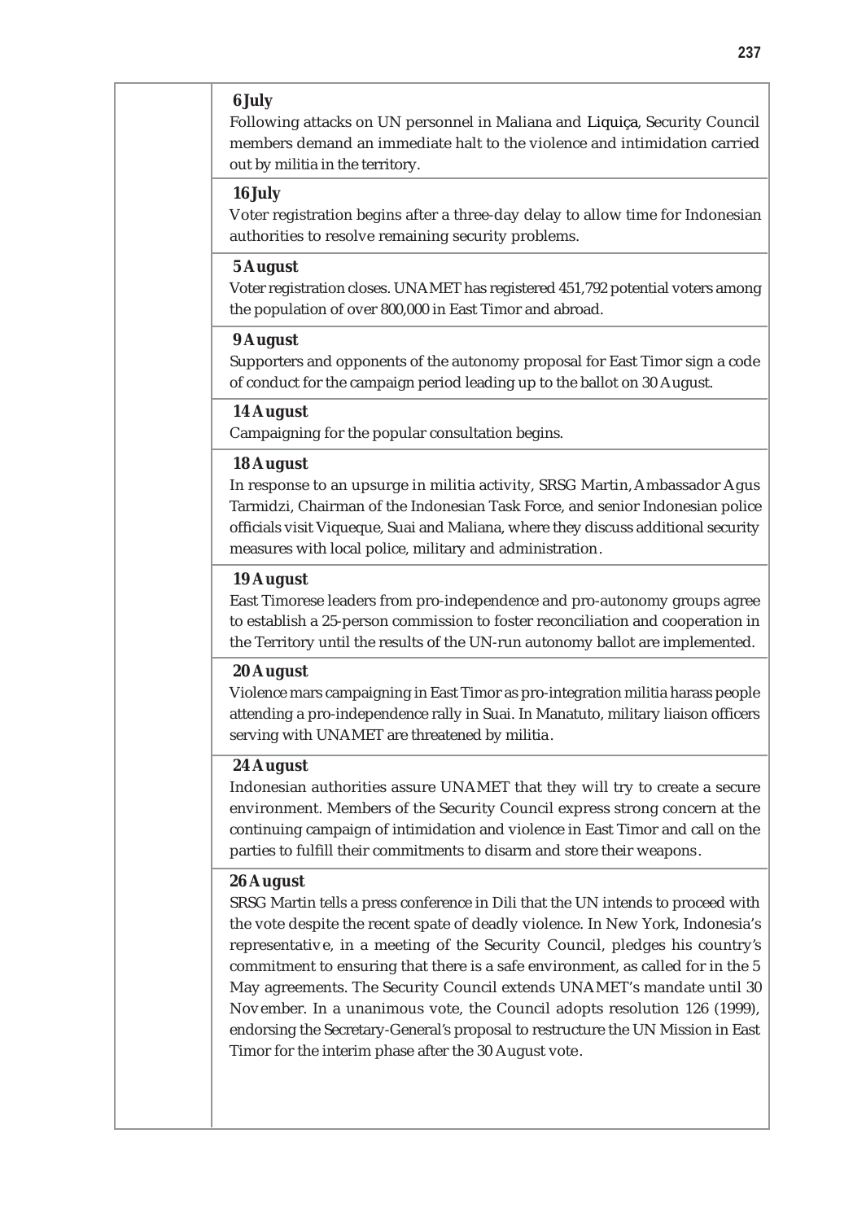**6 July**

Following attacks on UN personnel in Maliana and Liquiça, Security Council members demand an immediate halt to the violence and intimidation carried out by militia in the territory.

**16 July**

Voter registration begins after a three-day delay to allow time for Indonesian authorities to resolve remaining security problems.

**5 August**

Voter registration closes. UNAMET has registered 451,792 potential voters among the population of over 800,000 in East Timor and abroad.

**9 August**

Supporters and opponents of the autonomy proposal for East Timor sign a code of conduct for the campaign period leading up to the ballot on 30 August.

**14 August**

Campaigning for the popular consultation begins.

**18 August**

In response to an upsurge in militia activity, SRSG Martin, Ambassador Agus Tarmidzi, Chairman of the Indonesian Task Force, and senior Indonesian police officials visit Viqueque, Suai and Maliana, where they discuss additional security measures with local police, military and administration.

**19 August**

East Timorese leaders from pro-independence and pro-autonomy groups agree to establish a 25-person commission to foster reconciliation and cooperation in the Territory until the results of the UN-run autonomy ballot are implemented.

**20 August**

Violence mars campaigning in East Timor as pro-integration militia harass people attending a pro-independence rally in Suai. In Manatuto, military liaison officers serving with UNAMET are threatened by militia.

**24 August**

Indonesian authorities assure UNAMET that they will try to create a secure environment. Members of the Security Council express strong concern at the continuing campaign of intimidation and violence in East Timor and call on the parties to fulfill their commitments to disarm and store their weapons.

**26 August**

SRSG Martin tells a press conference in Dili that the UN intends to proceed with the vote despite the recent spate of deadly violence. In New York, Indonesia's representative, in a meeting of the Security Council, pledges his country's commitment to ensuring that there is a safe environment, as called for in the 5 May agreements. The Security Council extends UNAMET's mandate until 30 November. In a unanimous vote, the Council adopts resolution 126 (1999), endorsing the Secretary-General's proposal to restructure the UN Mission in East Timor for the interim phase after the 30 August vote.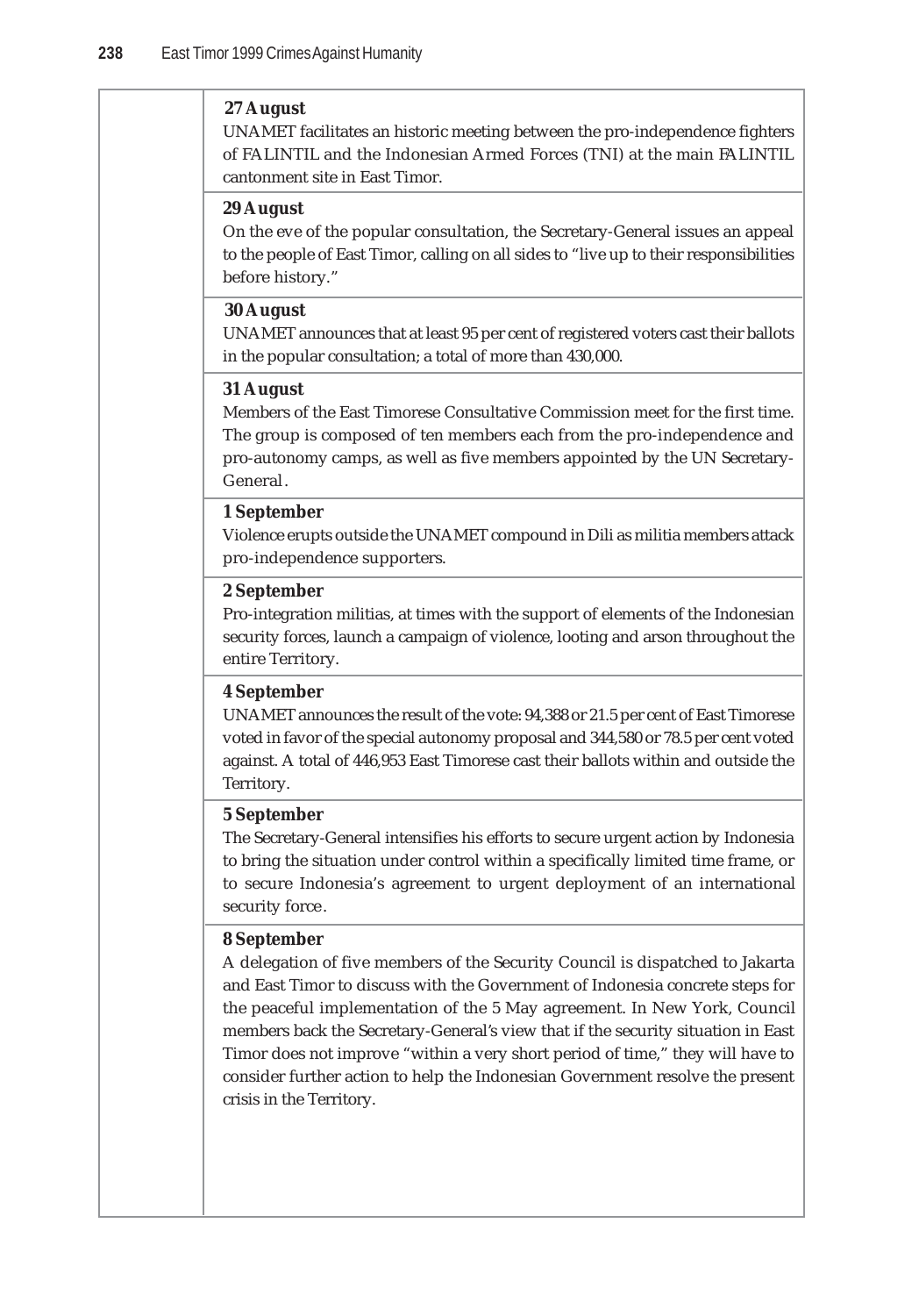**27 August**

UNAMET facilitates an historic meeting between the pro-independence fighters of FALINTIL and the Indonesian Armed Forces (TNI) at the main FALINTIL cantonment site in East Timor.

**29 August**

On the eve of the popular consultation, the Secretary-General issues an appeal to the people of East Timor, calling on all sides to "live up to their responsibilities before history."

**30 August**

UNAMET announces that at least 95 per cent of registered voters cast their ballots in the popular consultation; a total of more than 430,000.

**31 August**

Members of the East Timorese Consultative Commission meet for the first time. The group is composed of ten members each from the pro-independence and pro-autonomy camps, as well as five members appointed by the UN Secretary-General.

**1 September**

Violence erupts outside the UNAMET compound in Dili as militia members attack pro-independence supporters.

**2 September**

Pro-integration militias, at times with the support of elements of the Indonesian security forces, launch a campaign of violence, looting and arson throughout the entire Territory.

**4 September**

UNAMET announces the result of the vote: 94,388 or 21.5 per cent of East Timorese voted in favor of the special autonomy proposal and 344,580 or 78.5 per cent voted against. A total of 446,953 East Timorese cast their ballots within and outside the Territory.

**5 September**

The Secretary-General intensifies his efforts to secure urgent action by Indonesia to bring the situation under control within a specifically limited time frame, or to secure Indonesia's agreement to urgent deployment of an international security force.

**8 September**

A delegation of five members of the Security Council is dispatched to Jakarta and East Timor to discuss with the Government of Indonesia concrete steps for the peaceful implementation of the 5 May agreement. In New York, Council members back the Secretary-General's view that if the security situation in East Timor does not improve "within a very short period of time," they will have to consider further action to help the Indonesian Government resolve the present crisis in the Territory.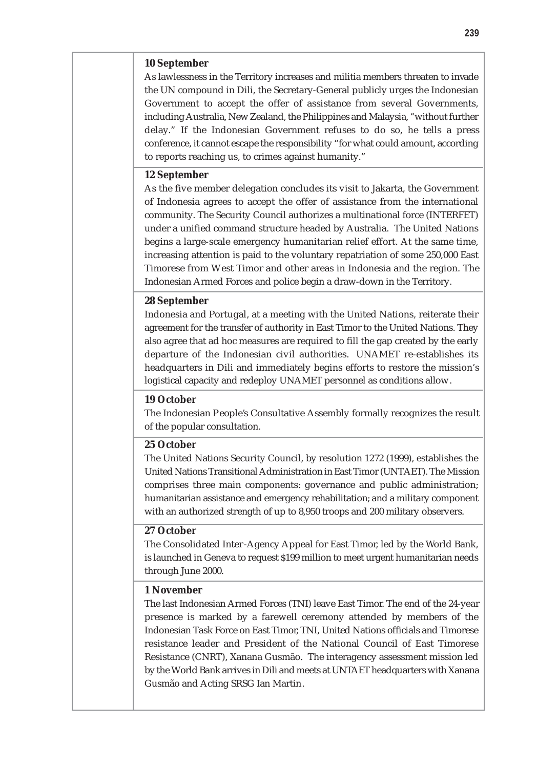**10 September**

As lawlessness in the Territory increases and militia members threaten to invade the UN compound in Dili, the Secretary-General publicly urges the Indonesian Government to accept the offer of assistance from several Governments, including Australia, New Zealand, the Philippines and Malaysia, "without further delay." If the Indonesian Government refuses to do so, he tells a press conference, it cannot escape the responsibility "for what could amount, according to reports reaching us, to crimes against humanity."

**12 September**

As the five member delegation concludes its visit to Jakarta, the Government of Indonesia agrees to accept the offer of assistance from the international community. The Security Council authorizes a multinational force (INTERFET) under a unified command structure headed by Australia. The United Nations begins a large-scale emergency humanitarian relief effort. At the same time, increasing attention is paid to the voluntary repatriation of some 250,000 East Timorese from West Timor and other areas in Indonesia and the region. The Indonesian Armed Forces and police begin a draw-down in the Territory.

**28 September**

Indonesia and Portugal, at a meeting with the United Nations, reiterate their agreement for the transfer of authority in East Timor to the United Nations. They also agree that ad hoc measures are required to fill the gap created by the early departure of the Indonesian civil authorities. UNAMET re-establishes its headquarters in Dili and immediately begins efforts to restore the mission's logistical capacity and redeploy UNAMET personnel as conditions allow.

**19 October**

The Indonesian People's Consultative Assembly formally recognizes the result of the popular consultation.

**25 October**

The United Nations Security Council, by resolution 1272 (1999), establishes the United Nations Transitional Administration in East Timor (UNTAET). The Mission comprises three main components: governance and public administration; humanitarian assistance and emergency rehabilitation; and a military component with an authorized strength of up to 8,950 troops and 200 military observers.

**27 October**

The Consolidated Inter-Agency Appeal for East Timor, led by the World Bank, is launched in Geneva to request $199 million to meet urgent humanitarian needs through June 2000.

**1 November**

The last Indonesian Armed Forces (TNI) leave East Timor. The end of the 24-year presence is marked by a farewell ceremony attended by members of the Indonesian Task Force on East Timor, TNI, United Nations officials and Timorese resistance leader and President of the National Council of East Timorese Resistance (CNRT), Xanana Gusmão. The interagency assessment mission led by the World Bank arrives in Dili and meets at UNTAET headquarters with Xanana Gusmão and Acting SRSG Ian Martin.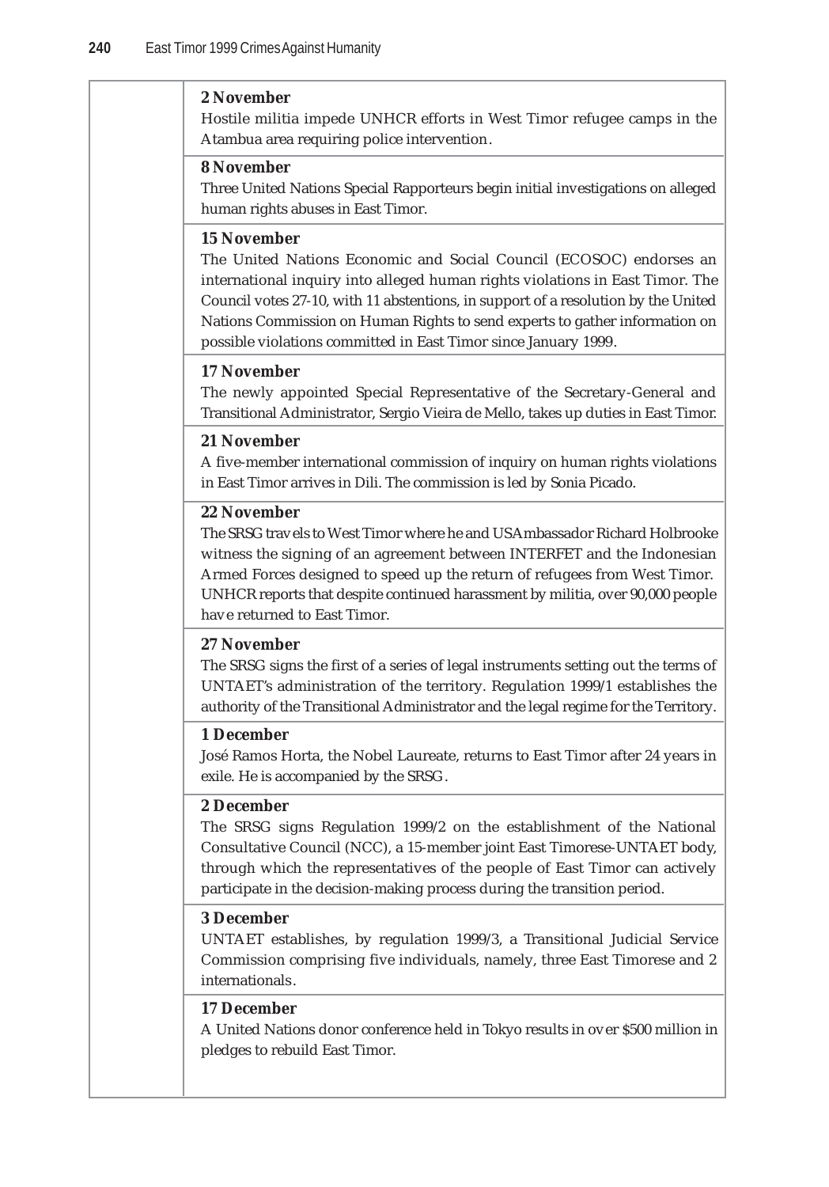**2 November**
Hostile militia impede UNHCR efforts in West Timor refugee camps in the Atambua area requiring police intervention.

**8 November**
Three United Nations Special Rapporteurs begin initial investigations on alleged human rights abuses in East Timor.

**15 November**
The United Nations Economic and Social Council (ECOSOC) endorses an international inquiry into alleged human rights violations in East Timor. The Council votes 27-10, with 11 abstentions, in support of a resolution by the United Nations Commission on Human Rights to send experts to gather information on possible violations committed in East Timor since January 1999.

**17 November**
The newly appointed Special Representative of the Secretary-General and Transitional Administrator, Sergio Vieira de Mello, takes up duties in East Timor.

**21 November**
A five-member international commission of inquiry on human rights violations in East Timor arrives in Dili. The commission is led by Sonia Picado.

**22 November**
The SRSG travels to West Timor where he and US Ambassador Richard Holbrooke witness the signing of an agreement between INTERFET and the Indonesian Armed Forces designed to speed up the return of refugees from West Timor. UNHCR reports that despite continued harassment by militia, over 90,000 people have returned to East Timor.

**27 November**
The SRSG signs the first of a series of legal instruments setting out the terms of UNTAET's administration of the territory. Regulation 1999/1 establishes the authority of the Transitional Administrator and the legal regime for the Territory.

**1 December**
José Ramos Horta, the Nobel Laureate, returns to East Timor after 24 years in exile. He is accompanied by the SRSG.

**2 December**
The SRSG signs Regulation 1999/2 on the establishment of the National Consultative Council (NCC), a 15-member joint East Timorese-UNTAET body, through which the representatives of the people of East Timor can actively participate in the decision-making process during the transition period.

**3 December**
UNTAET establishes, by regulation 1999/3, a Transitional Judicial Service Commission comprising five individuals, namely, three East Timorese and 2 internationals.

**17 December**
A United Nations donor conference held in Tokyo results in over $500 million in pledges to rebuild East Timor.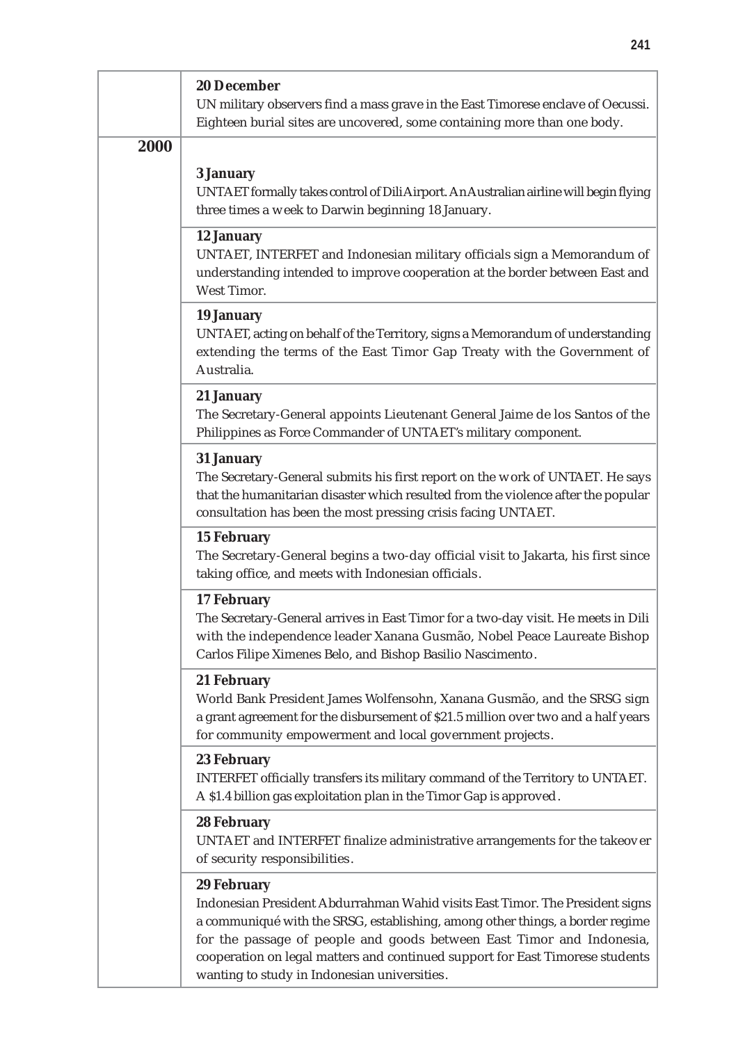| | |
|---|---|
| | **20 December**<br>UN military observers find a mass grave in the East Timorese enclave of Oecussi. Eighteen burial sites are uncovered, some containing more than one body. |
| **2000** | |
| | **3 January**<br>UNTAET formally takes control of Dili Airport. An Australian airline will begin flying three times a week to Darwin beginning 18 January. |
| | **12 January**<br>UNTAET, INTERFET and Indonesian military officials sign a Memorandum of understanding intended to improve cooperation at the border between East and West Timor. |
| | **19 January**<br>UNTAET, acting on behalf of the Territory, signs a Memorandum of understanding extending the terms of the East Timor Gap Treaty with the Government of Australia. |
| | **21 January**<br>The Secretary-General appoints Lieutenant General Jaime de los Santos of the Philippines as Force Commander of UNTAET's military component. |
| | **31 January**<br>The Secretary-General submits his first report on the work of UNTAET. He says that the humanitarian disaster which resulted from the violence after the popular consultation has been the most pressing crisis facing UNTAET. |
| | **15 February**<br>The Secretary-General begins a two-day official visit to Jakarta, his first since taking office, and meets with Indonesian officials. |
| | **17 February**<br>The Secretary-General arrives in East Timor for a two-day visit. He meets in Dili with the independence leader Xanana Gusmão, Nobel Peace Laureate Bishop Carlos Filipe Ximenes Belo, and Bishop Basilio Nascimento. |
| | **21 February**<br>World Bank President James Wolfensohn, Xanana Gusmão, and the SRSG sign a grant agreement for the disbursement of $21.5 million over two and a half years for community empowerment and local government projects. |
| | **23 February**<br>INTERFET officially transfers its military command of the Territory to UNTAET. A $1.4 billion gas exploitation plan in the Timor Gap is approved. |
| | **28 February**<br>UNTAET and INTERFET finalize administrative arrangements for the takeover of security responsibilities. |
| | **29 February**<br>Indonesian President Abdurrahman Wahid visits East Timor. The President signs a communiqué with the SRSG, establishing, among other things, a border regime for the passage of people and goods between East Timor and Indonesia, cooperation on legal matters and continued support for East Timorese students wanting to study in Indonesian universities. |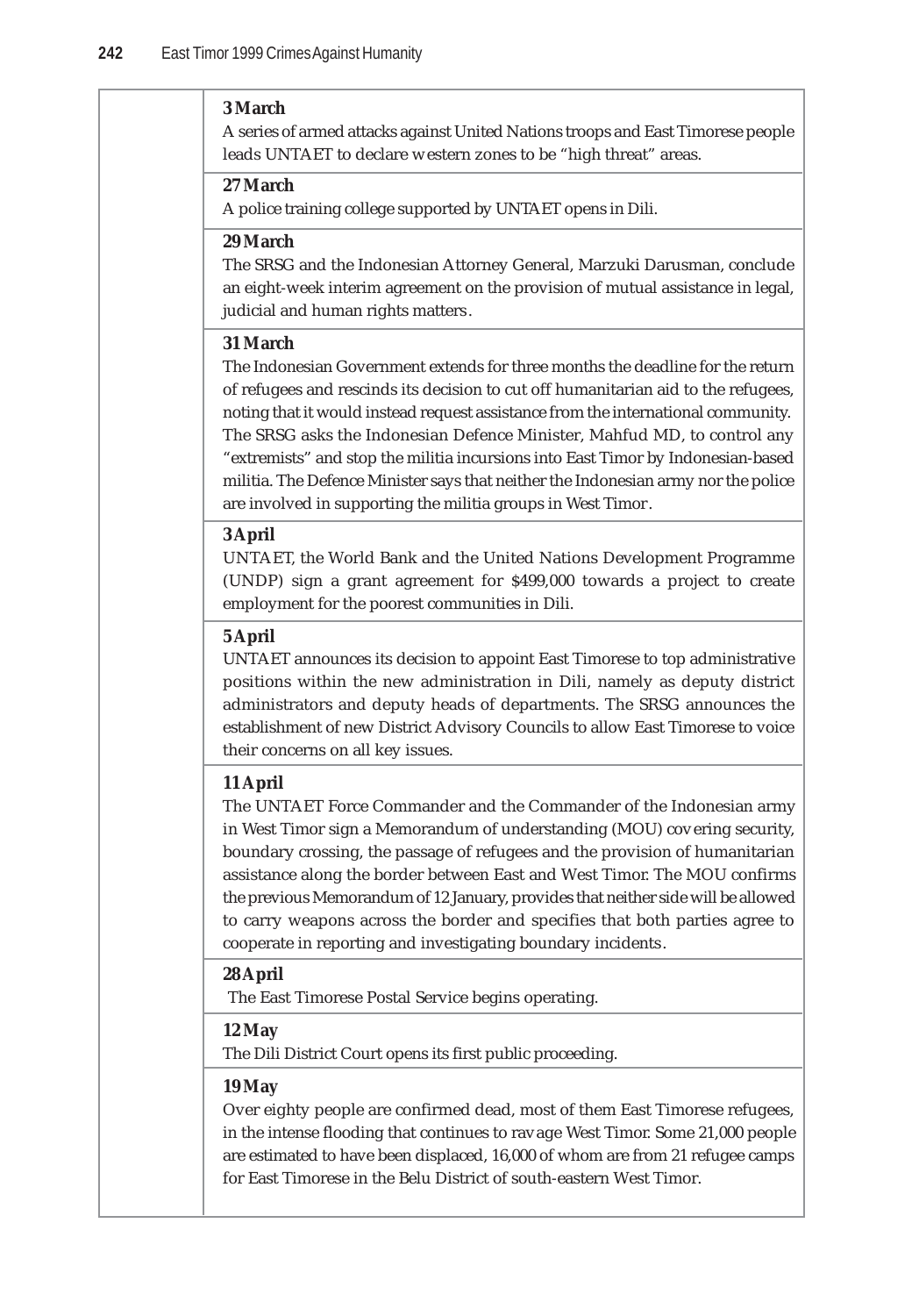**3 March**

A series of armed attacks against United Nations troops and East Timorese people leads UNTAET to declare western zones to be "high threat" areas.

**27 March**

A police training college supported by UNTAET opens in Dili.

**29 March**

The SRSG and the Indonesian Attorney General, Marzuki Darusman, conclude an eight-week interim agreement on the provision of mutual assistance in legal, judicial and human rights matters.

**31 March**

The Indonesian Government extends for three months the deadline for the return of refugees and rescinds its decision to cut off humanitarian aid to the refugees, noting that it would instead request assistance from the international community. The SRSG asks the Indonesian Defence Minister, Mahfud MD, to control any "extremists" and stop the militia incursions into East Timor by Indonesian-based militia. The Defence Minister says that neither the Indonesian army nor the police are involved in supporting the militia groups in West Timor.

**3 April**

UNTAET, the World Bank and the United Nations Development Programme (UNDP) sign a grant agreement for $499,000 towards a project to create employment for the poorest communities in Dili.

**5 April**

UNTAET announces its decision to appoint East Timorese to top administrative positions within the new administration in Dili, namely as deputy district administrators and deputy heads of departments. The SRSG announces the establishment of new District Advisory Councils to allow East Timorese to voice their concerns on all key issues.

**11 April**

The UNTAET Force Commander and the Commander of the Indonesian army in West Timor sign a Memorandum of understanding (MOU) covering security, boundary crossing, the passage of refugees and the provision of humanitarian assistance along the border between East and West Timor. The MOU confirms the previous Memorandum of 12 January, provides that neither side will be allowed to carry weapons across the border and specifies that both parties agree to cooperate in reporting and investigating boundary incidents.

**28 April**

The East Timorese Postal Service begins operating.

**12 May**

The Dili District Court opens its first public proceeding.

**19 May**

Over eighty people are confirmed dead, most of them East Timorese refugees, in the intense flooding that continues to ravage West Timor. Some 21,000 people are estimated to have been displaced, 16,000 of whom are from 21 refugee camps for East Timorese in the Belu District of south-eastern West Timor.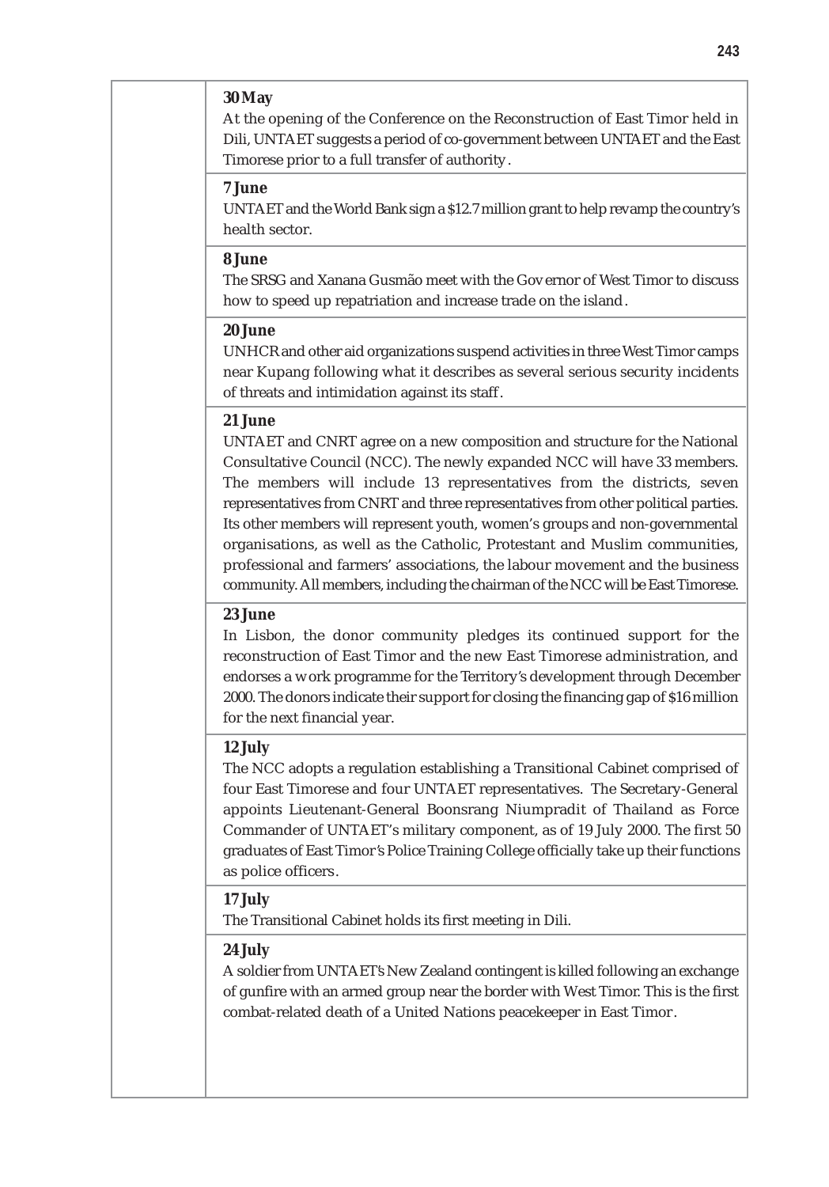**30 May**

At the opening of the Conference on the Reconstruction of East Timor held in Dili, UNTAET suggests a period of co-government between UNTAET and the East Timorese prior to a full transfer of authority.

**7 June**

UNTAET and the World Bank sign a $12.7 million grant to help revamp the country's health sector.

**8 June**

The SRSG and Xanana Gusmão meet with the Governor of West Timor to discuss how to speed up repatriation and increase trade on the island.

**20 June**

UNHCR and other aid organizations suspend activities in three West Timor camps near Kupang following what it describes as several serious security incidents of threats and intimidation against its staff.

**21 June**

UNTAET and CNRT agree on a new composition and structure for the National Consultative Council (NCC). The newly expanded NCC will have 33 members. The members will include 13 representatives from the districts, seven representatives from CNRT and three representatives from other political parties. Its other members will represent youth, women's groups and non-governmental organisations, as well as the Catholic, Protestant and Muslim communities, professional and farmers' associations, the labour movement and the business community. All members, including the chairman of the NCC will be East Timorese.

**23 June**

In Lisbon, the donor community pledges its continued support for the reconstruction of East Timor and the new East Timorese administration, and endorses a work programme for the Territory's development through December 2000. The donors indicate their support for closing the financing gap of $16 million for the next financial year.

**12 July**

The NCC adopts a regulation establishing a Transitional Cabinet comprised of four East Timorese and four UNTAET representatives. The Secretary-General appoints Lieutenant-General Boonsrang Niumpradit of Thailand as Force Commander of UNTAET's military component, as of 19 July 2000. The first 50 graduates of East Timor's Police Training College officially take up their functions as police officers.

**17 July**

The Transitional Cabinet holds its first meeting in Dili.

**24 July**

A soldier from UNTAET's New Zealand contingent is killed following an exchange of gunfire with an armed group near the border with West Timor. This is the first combat-related death of a United Nations peacekeeper in East Timor.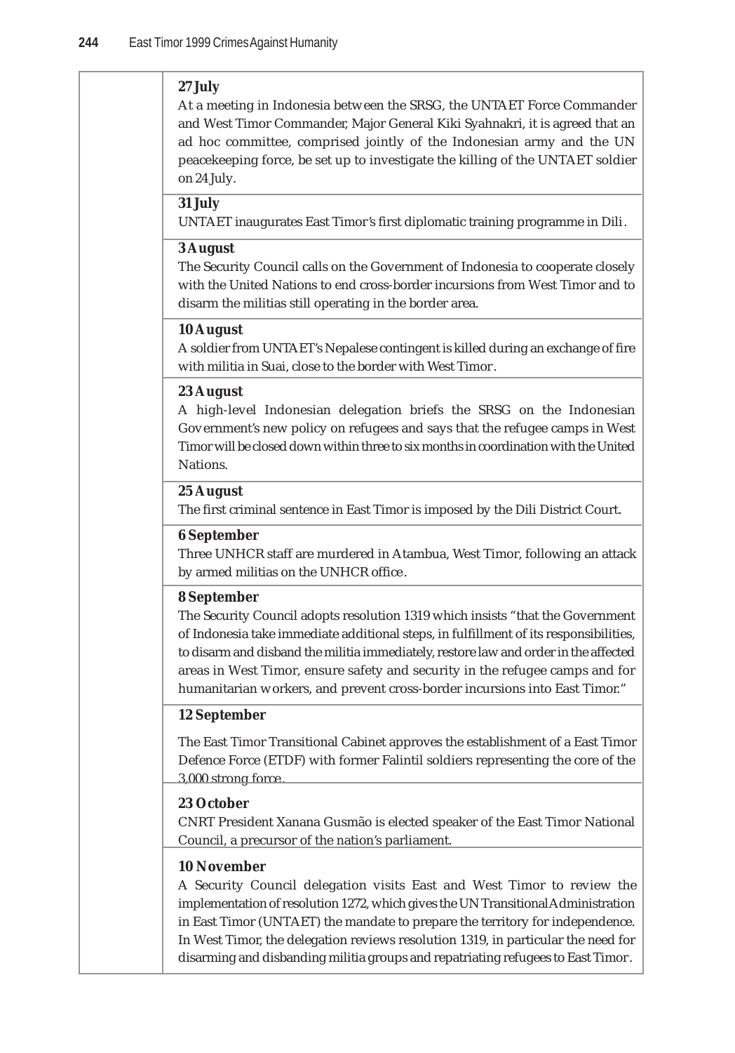**27 July**

At a meeting in Indonesia between the SRSG, the UNTAET Force Commander and West Timor Commander, Major General Kiki Syahnakri, it is agreed that an ad hoc committee, comprised jointly of the Indonesian army and the UN peacekeeping force, be set up to investigate the killing of the UNTAET soldier on 24 July.

**31 July**

UNTAET inaugurates East Timor's first diplomatic training programme in Dili.

**3 August**

The Security Council calls on the Government of Indonesia to cooperate closely with the United Nations to end cross-border incursions from West Timor and to disarm the militias still operating in the border area.

**10 August**

A soldier from UNTAET's Nepalese contingent is killed during an exchange of fire with militia in Suai, close to the border with West Timor.

**23 August**

A high-level Indonesian delegation briefs the SRSG on the Indonesian Government's new policy on refugees and says that the refugee camps in West Timor will be closed down within three to six months in coordination with the United Nations.

**25 August**

The first criminal sentence in East Timor is imposed by the Dili District Court.

**6 September**

Three UNHCR staff are murdered in Atambua, West Timor, following an attack by armed militias on the UNHCR office.

**8 September**

The Security Council adopts resolution 1319 which insists "that the Government of Indonesia take immediate additional steps, in fulfillment of its responsibilities, to disarm and disband the militia immediately, restore law and order in the affected areas in West Timor, ensure safety and security in the refugee camps and for humanitarian workers, and prevent cross-border incursions into East Timor."

**12 September**

The East Timor Transitional Cabinet approves the establishment of a East Timor Defence Force (ETDF) with former Falintil soldiers representing the core of the 3,000 strong force.

**23 October**

CNRT President Xanana Gusmão is elected speaker of the East Timor National Council, a precursor of the nation's parliament.

**10 November**

A Security Council delegation visits East and West Timor to review the implementation of resolution 1272, which gives the UN Transitional Administration in East Timor (UNTAET) the mandate to prepare the territory for independence. In West Timor, the delegation reviews resolution 1319, in particular the need for disarming and disbanding militia groups and repatriating refugees to East Timor.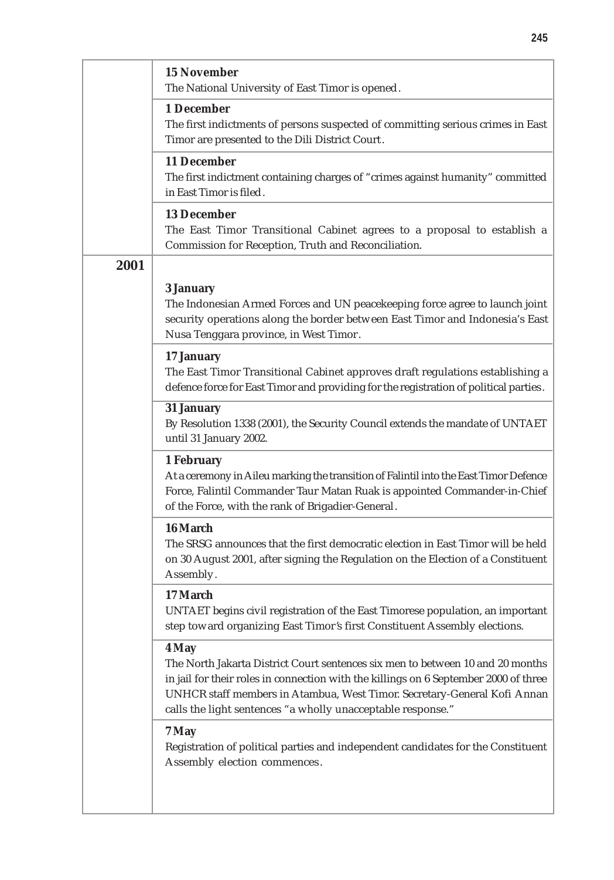| | |
|---|---|
| | **15 November**<br>The National University of East Timor is opened. |
| | **1 December**<br>The first indictments of persons suspected of committing serious crimes in East Timor are presented to the Dili District Court. |
| | **11 December**<br>The first indictment containing charges of "crimes against humanity" committed in East Timor is filed. |
| | **13 December**<br>The East Timor Transitional Cabinet agrees to a proposal to establish a Commission for Reception, Truth and Reconciliation. |
| **2001** | **3 January**<br>The Indonesian Armed Forces and UN peacekeeping force agree to launch joint security operations along the border between East Timor and Indonesia's East Nusa Tenggara province, in West Timor. |
| | **17 January**<br>The East Timor Transitional Cabinet approves draft regulations establishing a defence force for East Timor and providing for the registration of political parties. |
| | **31 January**<br>By Resolution 1338 (2001), the Security Council extends the mandate of UNTAET until 31 January 2002. |
| | **1 February**<br>At a ceremony in Aileu marking the transition of Falintil into the East Timor Defence Force, Falintil Commander Taur Matan Ruak is appointed Commander-in-Chief of the Force, with the rank of Brigadier-General. |
| | **16 March**<br>The SRSG announces that the first democratic election in East Timor will be held on 30 August 2001, after signing the Regulation on the Election of a Constituent Assembly. |
| | **17 March**<br>UNTAET begins civil registration of the East Timorese population, an important step toward organizing East Timor's first Constituent Assembly elections. |
| | **4 May**<br>The North Jakarta District Court sentences six men to between 10 and 20 months in jail for their roles in connection with the killings on 6 September 2000 of three UNHCR staff members in Atambua, West Timor. Secretary-General Kofi Annan calls the light sentences "a wholly unacceptable response." |
| | **7 May**<br>Registration of political parties and independent candidates for the Constituent Assembly election commences. |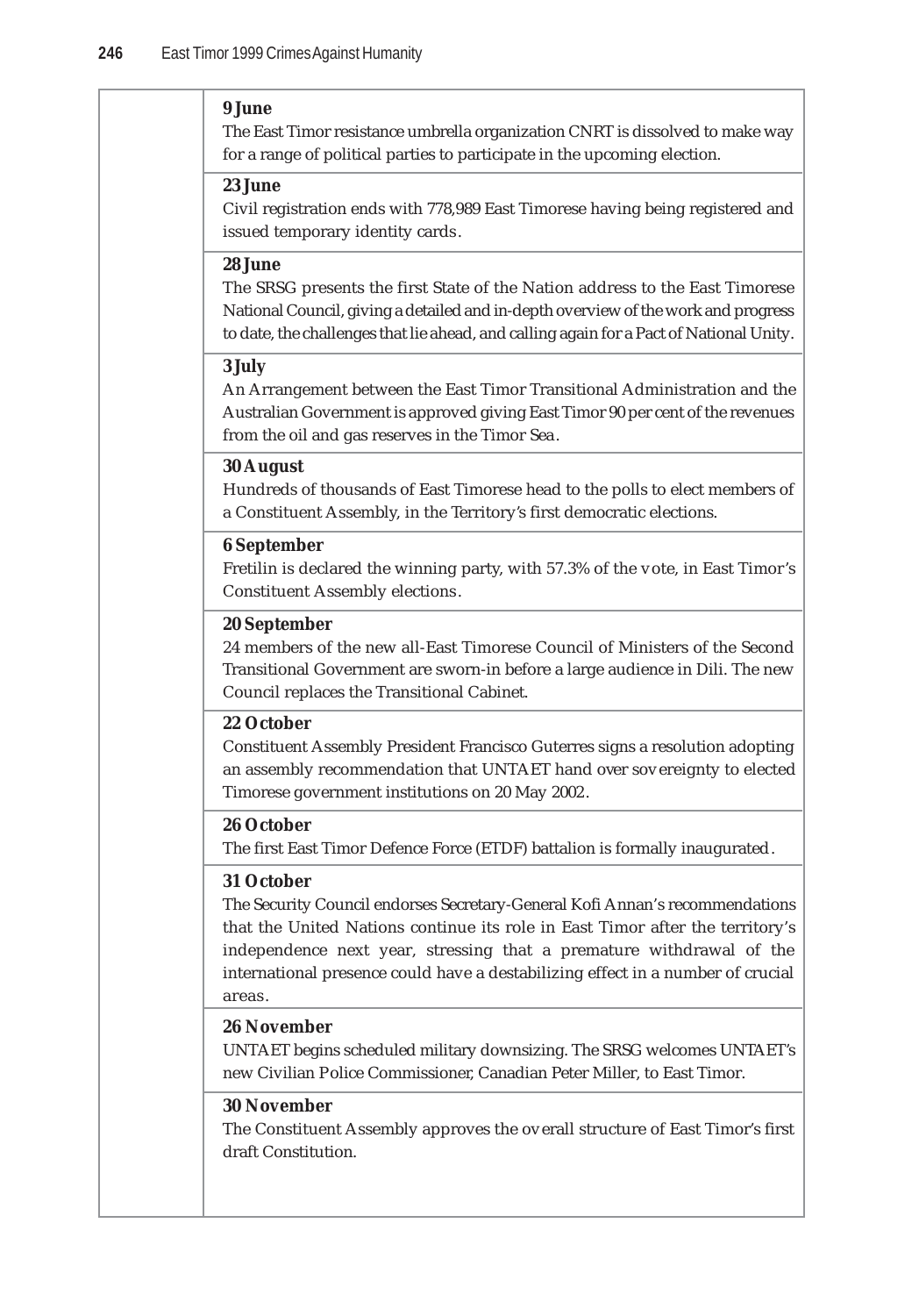**9 June**

The East Timor resistance umbrella organization CNRT is dissolved to make way for a range of political parties to participate in the upcoming election.

**23 June**

Civil registration ends with 778,989 East Timorese having being registered and issued temporary identity cards.

**28 June**

The SRSG presents the first State of the Nation address to the East Timorese National Council, giving a detailed and in-depth overview of the work and progress to date, the challenges that lie ahead, and calling again for a Pact of National Unity.

**3 July**

An Arrangement between the East Timor Transitional Administration and the Australian Government is approved giving East Timor 90 per cent of the revenues from the oil and gas reserves in the Timor Sea.

**30 August**

Hundreds of thousands of East Timorese head to the polls to elect members of a Constituent Assembly, in the Territory's first democratic elections.

**6 September**

Fretilin is declared the winning party, with 57.3% of the vote, in East Timor's Constituent Assembly elections.

**20 September**

24 members of the new all-East Timorese Council of Ministers of the Second Transitional Government are sworn-in before a large audience in Dili. The new Council replaces the Transitional Cabinet.

**22 October**

Constituent Assembly President Francisco Guterres signs a resolution adopting an assembly recommendation that UNTAET hand over sovereignty to elected Timorese government institutions on 20 May 2002.

**26 October**

The first East Timor Defence Force (ETDF) battalion is formally inaugurated.

**31 October**

The Security Council endorses Secretary-General Kofi Annan's recommendations that the United Nations continue its role in East Timor after the territory's independence next year, stressing that a premature withdrawal of the international presence could have a destabilizing effect in a number of crucial areas.

**26 November**

UNTAET begins scheduled military downsizing. The SRSG welcomes UNTAET's new Civilian Police Commissioner, Canadian Peter Miller, to East Timor.

**30 November**

The Constituent Assembly approves the overall structure of East Timor's first draft Constitution.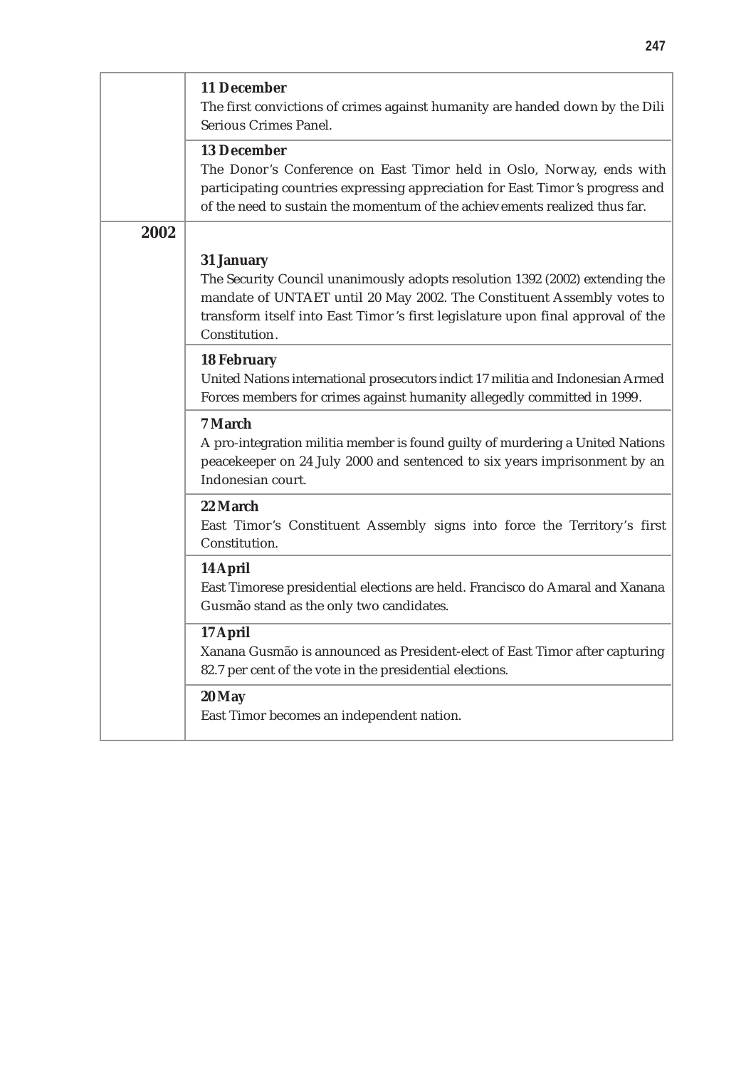| | |
|---|---|
| | **11 December**<br>The first convictions of crimes against humanity are handed down by the Dili Serious Crimes Panel. |
| | **13 December**<br>The Donor's Conference on East Timor held in Oslo, Norway, ends with participating countries expressing appreciation for East Timor's progress and of the need to sustain the momentum of the achievements realized thus far. |
| **2002** | **31 January**<br>The Security Council unanimously adopts resolution 1392 (2002) extending the mandate of UNTAET until 20 May 2002. The Constituent Assembly votes to transform itself into East Timor's first legislature upon final approval of the Constitution. |
| | **18 February**<br>United Nations international prosecutors indict 17 militia and Indonesian Armed Forces members for crimes against humanity allegedly committed in 1999. |
| | **7 March**<br>A pro-integration militia member is found guilty of murdering a United Nations peacekeeper on 24 July 2000 and sentenced to six years imprisonment by an Indonesian court. |
| | **22 March**<br>East Timor's Constituent Assembly signs into force the Territory's first Constitution. |
| | **14 April**<br>East Timorese presidential elections are held. Francisco do Amaral and Xanana Gusmão stand as the only two candidates. |
| | **17 April**<br>Xanana Gusmão is announced as President-elect of East Timor after capturing 82.7 per cent of the vote in the presidential elections. |
| | **20 May**<br>East Timor becomes an independent nation. |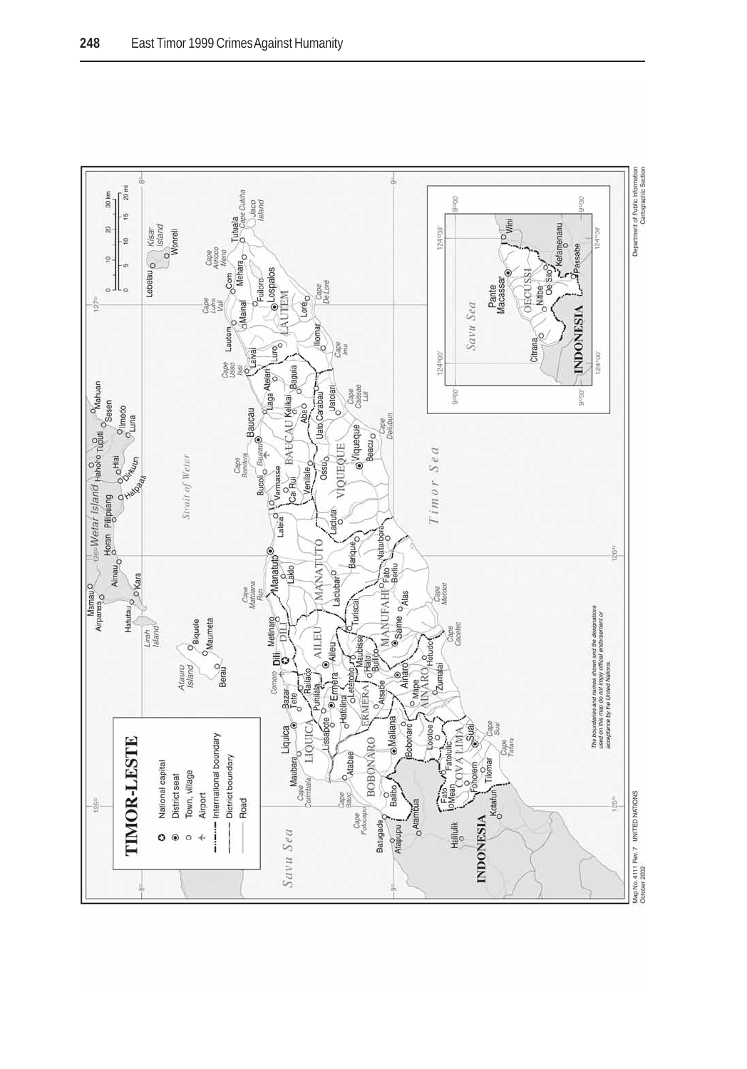# TIMOR-LESTE

- National capital
- District seat
- Town, village
- Airport
- International boundary
- District boundary
- Road

*The boundaries and names shown and the designations used on this map do not imply official endorsement or acceptance by the United Nations.*

Map No. 4111 Rev. 7 UNITED NATIONS
October 2002

Department of Public Information
Cartographic Section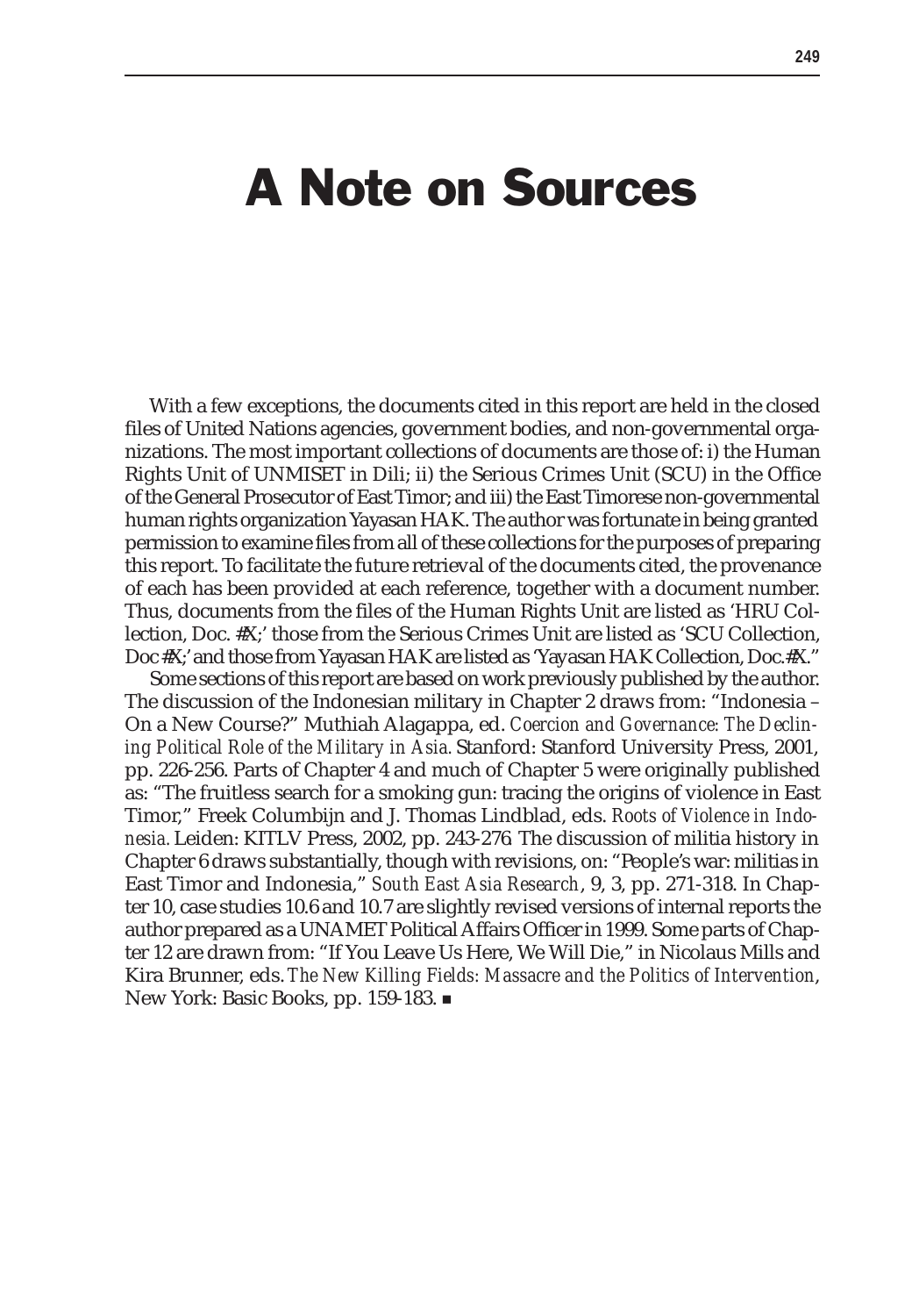# A Note on Sources

With a few exceptions, the documents cited in this report are held in the closed files of United Nations agencies, government bodies, and non-governmental organizations. The most important collections of documents are those of: i) the Human Rights Unit of UNMISET in Dili; ii) the Serious Crimes Unit (SCU) in the Office of the General Prosecutor of East Timor; and iii) the East Timorese non-governmental human rights organization Yayasan HAK. The author was fortunate in being granted permission to examine files from all of these collections for the purposes of preparing this report. To facilitate the future retrieval of the documents cited, the provenance of each has been provided at each reference, together with a document number. Thus, documents from the files of the Human Rights Unit are listed as 'HRU Collection, Doc. #X;' those from the Serious Crimes Unit are listed as 'SCU Collection, Doc #X;' and those from Yayasan HAK are listed as 'Yayasan HAK Collection, Doc.#X."

Some sections of this report are based on work previously published by the author. The discussion of the Indonesian military in Chapter 2 draws from: "Indonesia – On a New Course?" Muthiah Alagappa, ed. *Coercion and Governance: The Declining Political Role of the Military in Asia.* Stanford: Stanford University Press, 2001, pp. 226-256. Parts of Chapter 4 and much of Chapter 5 were originally published as: "The fruitless search for a smoking gun: tracing the origins of violence in East Timor," Freek Columbijn and J. Thomas Lindblad, eds. *Roots of Violence in Indonesia.* Leiden: KITLV Press, 2002, pp. 243-276. The discussion of militia history in Chapter 6 draws substantially, though with revisions, on: "People's war: militias in East Timor and Indonesia," *South East Asia Research*, 9, 3, pp. 271-318. In Chapter 10, case studies 10.6 and 10.7 are slightly revised versions of internal reports the author prepared as a UNAMET Political Affairs Officer in 1999. Some parts of Chapter 12 are drawn from: "If You Leave Us Here, We Will Die," in Nicolaus Mills and Kira Brunner, eds. *The New Killing Fields: Massacre and the Politics of Intervention*, New York: Basic Books, pp. 159-183. ■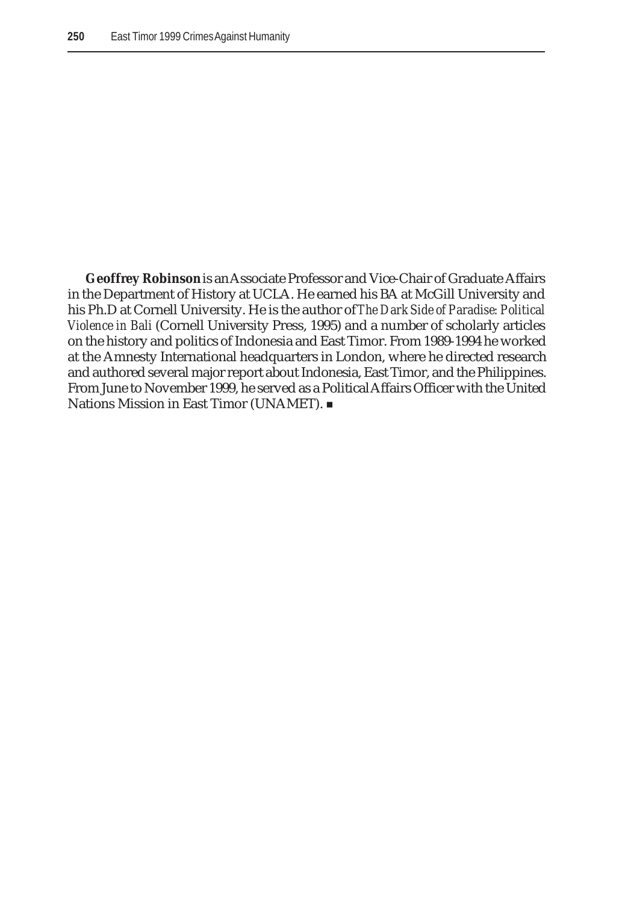**Geoffrey Robinson** is an Associate Professor and Vice-Chair of Graduate Affairs in the Department of History at UCLA. He earned his BA at McGill University and his Ph.D at Cornell University. He is the author of *The Dark Side of Paradise: Political Violence in Bali* (Cornell University Press, 1995) and a number of scholarly articles on the history and politics of Indonesia and East Timor. From 1989-1994 he worked at the Amnesty International headquarters in London, where he directed research and authored several major report about Indonesia, East Timor, and the Philippines. From June to November 1999, he served as a Political Affairs Officer with the United Nations Mission in East Timor (UNAMET). ■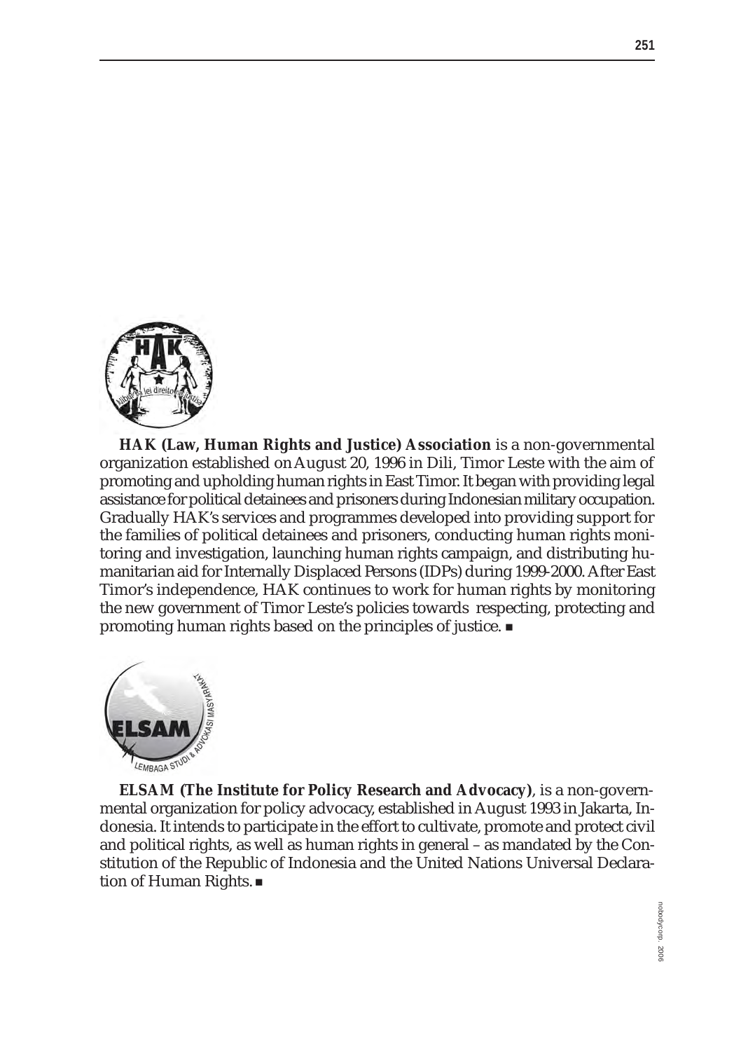**HAK (Law, Human Rights and Justice) Association** is a non-governmental organization established on August 20, 1996 in Dili, Timor Leste with the aim of promoting and upholding human rights in East Timor. It began with providing legal assistance for political detainees and prisoners during Indonesian military occupation. Gradually HAK's services and programmes developed into providing support for the families of political detainees and prisoners, conducting human rights monitoring and investigation, launching human rights campaign, and distributing humanitarian aid for Internally Displaced Persons (IDPs) during 1999-2000. After East Timor's independence, HAK continues to work for human rights by monitoring the new government of Timor Leste's policies towards respecting, protecting and promoting human rights based on the principles of justice. ■

**ELSAM (The Institute for Policy Research and Advocacy)**, is a non-governmental organization for policy advocacy, established in August 1993 in Jakarta, Indonesia. It intends to participate in the effort to cultivate, promote and protect civil and political rights, as well as human rights in general – as mandated by the Constitution of the Republic of Indonesia and the United Nations Universal Declaration of Human Rights. ■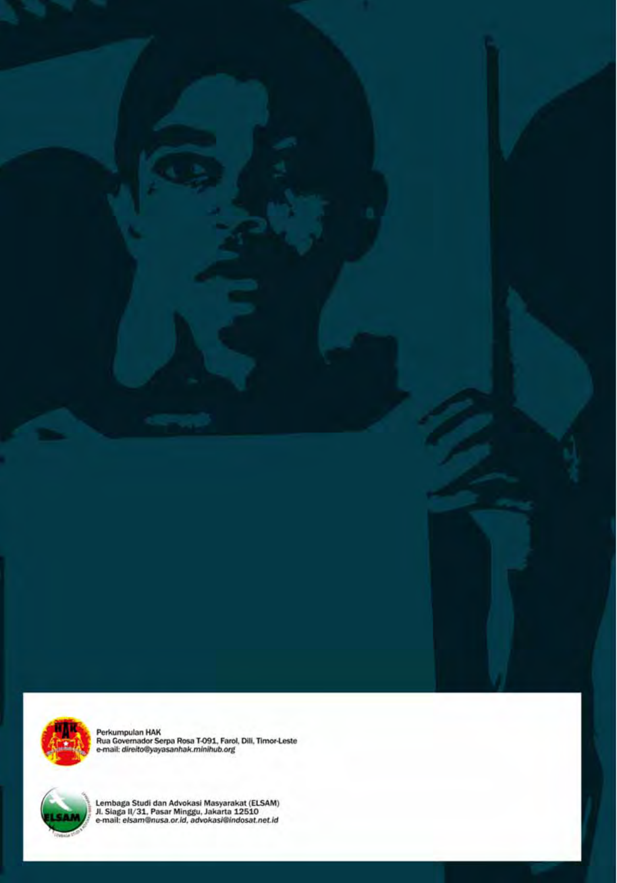Perkumpulan HAK
Rua Governador Serpa Rosa T-091, Farol, Dili, Timor-Leste
e-mail: *direito@yayasanhak.minihub.org*

Lembaga Studi dan Advokasi Masyarakat (ELSAM)
Jl. Siaga II/31, Pasar Minggu, Jakarta 12510
e-mail: *elsam@nusa.or.id, advokasi@indosat.net.id*